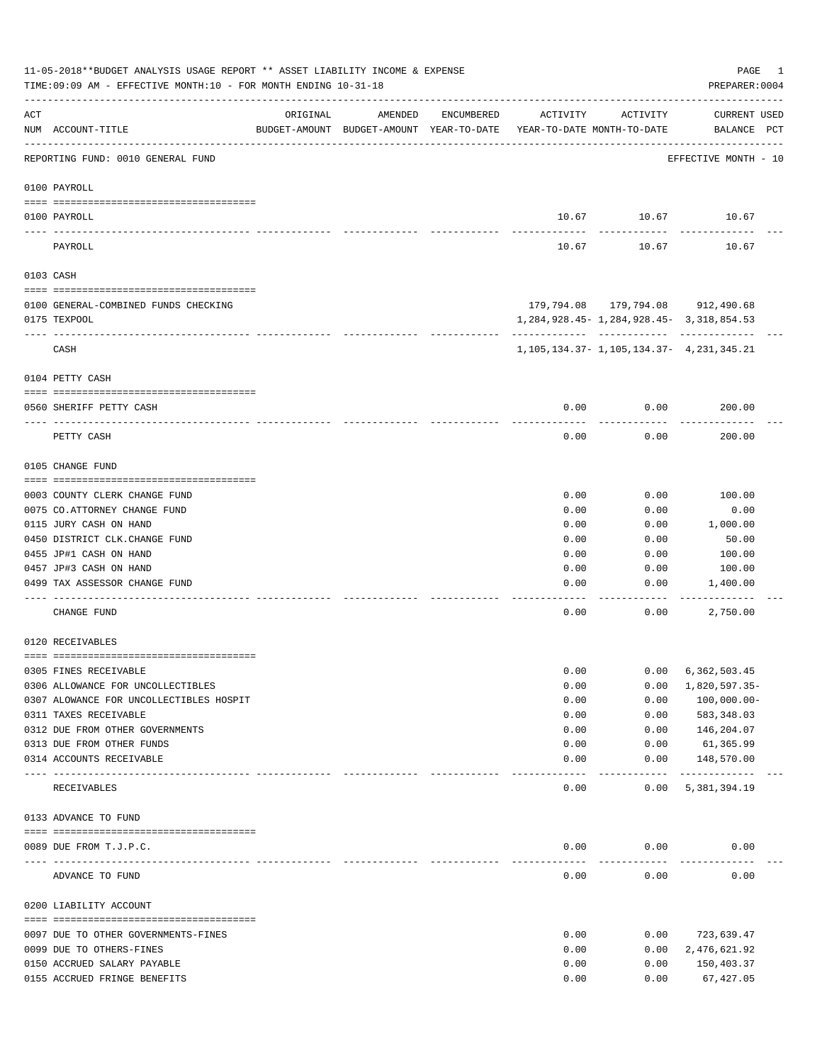11-05-2018**BUDGET ANALYSIS USAGE REPORT ** ASSET LIABILITY INCOME & EXPENSE

TIME:09:09 AM - EFFECTIVE MONTH:10 - FOR MONTH ENDING 10-31-18

PREPARER:0004

| ACT NUM | ACCOUNT-TITLE | ORIGINAL BUDGET-AMOUNT | AMENDED BUDGET-AMOUNT | ENCUMBERED YEAR-TO-DATE | ACTIVITY YEAR-TO-DATE | ACTIVITY MONTH-TO-DATE | CURRENT BALANCE | USED PCT |
|---|---|---|---|---|---|---|---|---|
| | REPORTING FUND: 0010 GENERAL FUND | | | | | | EFFECTIVE MONTH - 10 | |
| | **0100 PAYROLL** | | | | | | | |
| 0100 | PAYROLL | | | | 10.67 | 10.67 | 10.67 | |
| | PAYROLL | | | | 10.67 | 10.67 | 10.67 | |
| | **0103 CASH** | | | | | | | |
| 0100 | GENERAL-COMBINED FUNDS CHECKING | | | | 179,794.08 | 179,794.08 | 912,490.68 | |
| 0175 | TEXPOOL | | | | 1,284,928.45- | 1,284,928.45- | 3,318,854.53 | |
| | CASH | | | | 1,105,134.37- | 1,105,134.37- | 4,231,345.21 | |
| | **0104 PETTY CASH** | | | | | | | |
| 0560 | SHERIFF PETTY CASH | | | | 0.00 | 0.00 | 200.00 | |
| | PETTY CASH | | | | 0.00 | 0.00 | 200.00 | |
| | **0105 CHANGE FUND** | | | | | | | |
| 0003 | COUNTY CLERK CHANGE FUND | | | | 0.00 | 0.00 | 100.00 | |
| 0075 | CO.ATTORNEY CHANGE FUND | | | | 0.00 | 0.00 | 0.00 | |
| 0115 | JURY CASH ON HAND | | | | 0.00 | 0.00 | 1,000.00 | |
| 0450 | DISTRICT CLK.CHANGE FUND | | | | 0.00 | 0.00 | 50.00 | |
| 0455 | JP#1 CASH ON HAND | | | | 0.00 | 0.00 | 100.00 | |
| 0457 | JP#3 CASH ON HAND | | | | 0.00 | 0.00 | 100.00 | |
| 0499 | TAX ASSESSOR CHANGE FUND | | | | 0.00 | 0.00 | 1,400.00 | |
| | CHANGE FUND | | | | 0.00 | 0.00 | 2,750.00 | |
| | **0120 RECEIVABLES** | | | | | | | |
| 0305 | FINES RECEIVABLE | | | | 0.00 | 0.00 | 6,362,503.45 | |
| 0306 | ALLOWANCE FOR UNCOLLECTIBLES | | | | 0.00 | 0.00 | 1,820,597.35- | |
| 0307 | ALOWANCE FOR UNCOLLECTIBLES HOSPIT | | | | 0.00 | 0.00 | 100,000.00- | |
| 0311 | TAXES RECEIVABLE | | | | 0.00 | 0.00 | 583,348.03 | |
| 0312 | DUE FROM OTHER GOVERNMENTS | | | | 0.00 | 0.00 | 146,204.07 | |
| 0313 | DUE FROM OTHER FUNDS | | | | 0.00 | 0.00 | 61,365.99 | |
| 0314 | ACCOUNTS RECEIVABLE | | | | 0.00 | 0.00 | 148,570.00 | |
| | RECEIVABLES | | | | 0.00 | 0.00 | 5,381,394.19 | |
| | **0133 ADVANCE TO FUND** | | | | | | | |
| 0089 | DUE FROM T.J.P.C. | | | | 0.00 | 0.00 | 0.00 | |
| | ADVANCE TO FUND | | | | 0.00 | 0.00 | 0.00 | |
| | **0200 LIABILITY ACCOUNT** | | | | | | | |
| 0097 | DUE TO OTHER GOVERNMENTS-FINES | | | | 0.00 | 0.00 | 723,639.47 | |
| 0099 | DUE TO OTHERS-FINES | | | | 0.00 | 0.00 | 2,476,621.92 | |
| 0150 | ACCRUED SALARY PAYABLE | | | | 0.00 | 0.00 | 150,403.37 | |
| 0155 | ACCRUED FRINGE BENEFITS | | | | 0.00 | 0.00 | 67,427.05 | |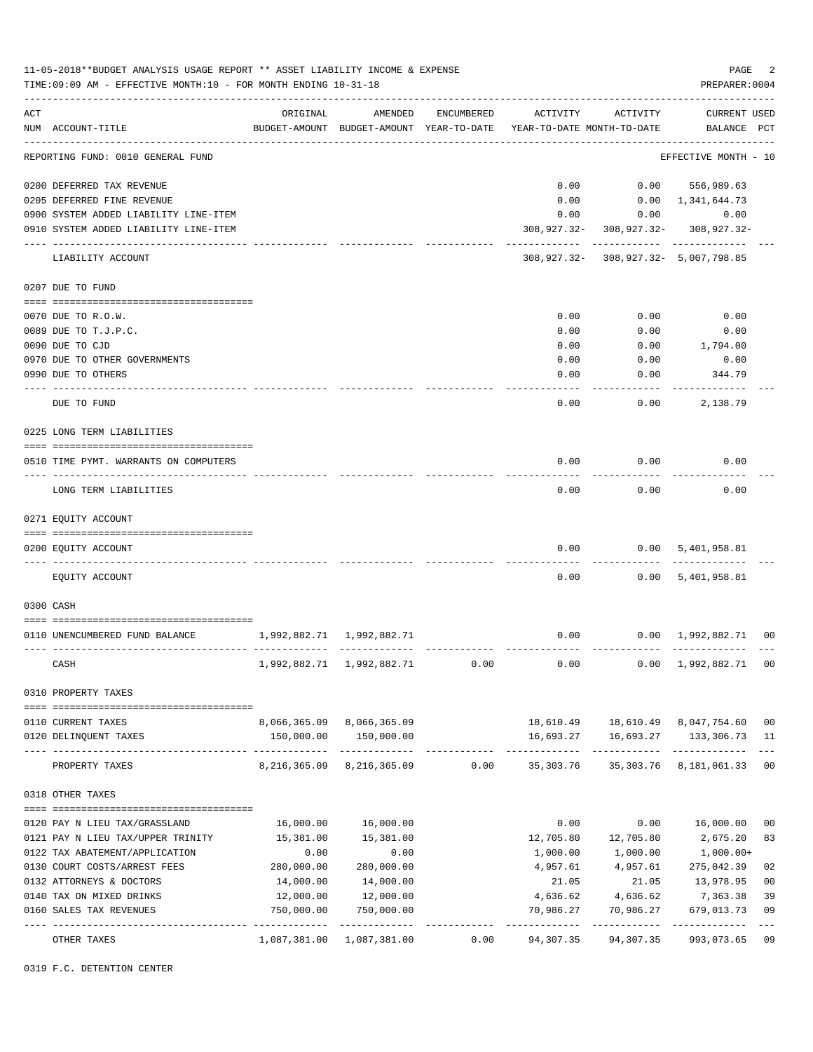11-05-2018**BUDGET ANALYSIS USAGE REPORT ** ASSET LIABILITY INCOME & EXPENSE

TIME:09:09 AM - EFFECTIVE MONTH:10 - FOR MONTH ENDING 10-31-18

PREPARER:0004

| ACT NUM | ACCOUNT-TITLE | ORIGINAL BUDGET-AMOUNT | AMENDED BUDGET-AMOUNT | ENCUMBERED YEAR-TO-DATE | ACTIVITY YEAR-TO-DATE | ACTIVITY MONTH-TO-DATE | CURRENT BALANCE | USED PCT |
|---|---|---|---|---|---|---|---|---|
| | REPORTING FUND: 0010 GENERAL FUND | | | | | | EFFECTIVE MONTH - 10 | |
| 0200 | DEFERRED TAX REVENUE | | | | 0.00 | 0.00 | 556,989.63 | |
| 0205 | DEFERRED FINE REVENUE | | | | 0.00 | 0.00 | 1,341,644.73 | |
| 0900 | SYSTEM ADDED LIABILITY LINE-ITEM | | | | 0.00 | 0.00 | 0.00 | |
| 0910 | SYSTEM ADDED LIABILITY LINE-ITEM | | | | 308,927.32- | 308,927.32- | 308,927.32- | |
| | LIABILITY ACCOUNT | | | | 308,927.32- | 308,927.32- | 5,007,798.85 | |
| | 0207 DUE TO FUND | | | | | | | |
| 0070 | DUE TO R.O.W. | | | | 0.00 | 0.00 | 0.00 | |
| 0089 | DUE TO T.J.P.C. | | | | 0.00 | 0.00 | 0.00 | |
| 0090 | DUE TO CJD | | | | 0.00 | 0.00 | 1,794.00 | |
| 0970 | DUE TO OTHER GOVERNMENTS | | | | 0.00 | 0.00 | 0.00 | |
| 0990 | DUE TO OTHERS | | | | 0.00 | 0.00 | 344.79 | |
| | DUE TO FUND | | | | 0.00 | 0.00 | 2,138.79 | |
| | 0225 LONG TERM LIABILITIES | | | | | | | |
| 0510 | TIME PYMT. WARRANTS ON COMPUTERS | | | | 0.00 | 0.00 | 0.00 | |
| | LONG TERM LIABILITIES | | | | 0.00 | 0.00 | 0.00 | |
| | 0271 EQUITY ACCOUNT | | | | | | | |
| 0200 | EQUITY ACCOUNT | | | | 0.00 | 0.00 | 5,401,958.81 | |
| | EQUITY ACCOUNT | | | | 0.00 | 0.00 | 5,401,958.81 | |
| | 0300 CASH | | | | | | | |
| 0110 | UNENCUMBERED FUND BALANCE | 1,992,882.71 | 1,992,882.71 | | 0.00 | 0.00 | 1,992,882.71 | 00 |
| | CASH | 1,992,882.71 | 1,992,882.71 | 0.00 | 0.00 | 0.00 | 1,992,882.71 | 00 |
| | 0310 PROPERTY TAXES | | | | | | | |
| 0110 | CURRENT TAXES | 8,066,365.09 | 8,066,365.09 | | 18,610.49 | 18,610.49 | 8,047,754.60 | 00 |
| 0120 | DELINQUENT TAXES | 150,000.00 | 150,000.00 | | 16,693.27 | 16,693.27 | 133,306.73 | 11 |
| | PROPERTY TAXES | 8,216,365.09 | 8,216,365.09 | 0.00 | 35,303.76 | 35,303.76 | 8,181,061.33 | 00 |
| | 0318 OTHER TAXES | | | | | | | |
| 0120 | PAY N LIEU TAX/GRASSLAND | 16,000.00 | 16,000.00 | | 0.00 | 0.00 | 16,000.00 | 00 |
| 0121 | PAY N LIEU TAX/UPPER TRINITY | 15,381.00 | 15,381.00 | | 12,705.80 | 12,705.80 | 2,675.20 | 83 |
| 0122 | TAX ABATEMENT/APPLICATION | 0.00 | 0.00 | | 1,000.00 | 1,000.00 | 1,000.00+ | |
| 0130 | COURT COSTS/ARREST FEES | 280,000.00 | 280,000.00 | | 4,957.61 | 4,957.61 | 275,042.39 | 02 |
| 0132 | ATTORNEYS & DOCTORS | 14,000.00 | 14,000.00 | | 21.05 | 21.05 | 13,978.95 | 00 |
| 0140 | TAX ON MIXED DRINKS | 12,000.00 | 12,000.00 | | 4,636.62 | 4,636.62 | 7,363.38 | 39 |
| 0160 | SALES TAX REVENUES | 750,000.00 | 750,000.00 | | 70,986.27 | 70,986.27 | 679,013.73 | 09 |
| | OTHER TAXES | 1,087,381.00 | 1,087,381.00 | 0.00 | 94,307.35 | 94,307.35 | 993,073.65 | 09 |
| | 0319 F.C. DETENTION CENTER | | | | | | | |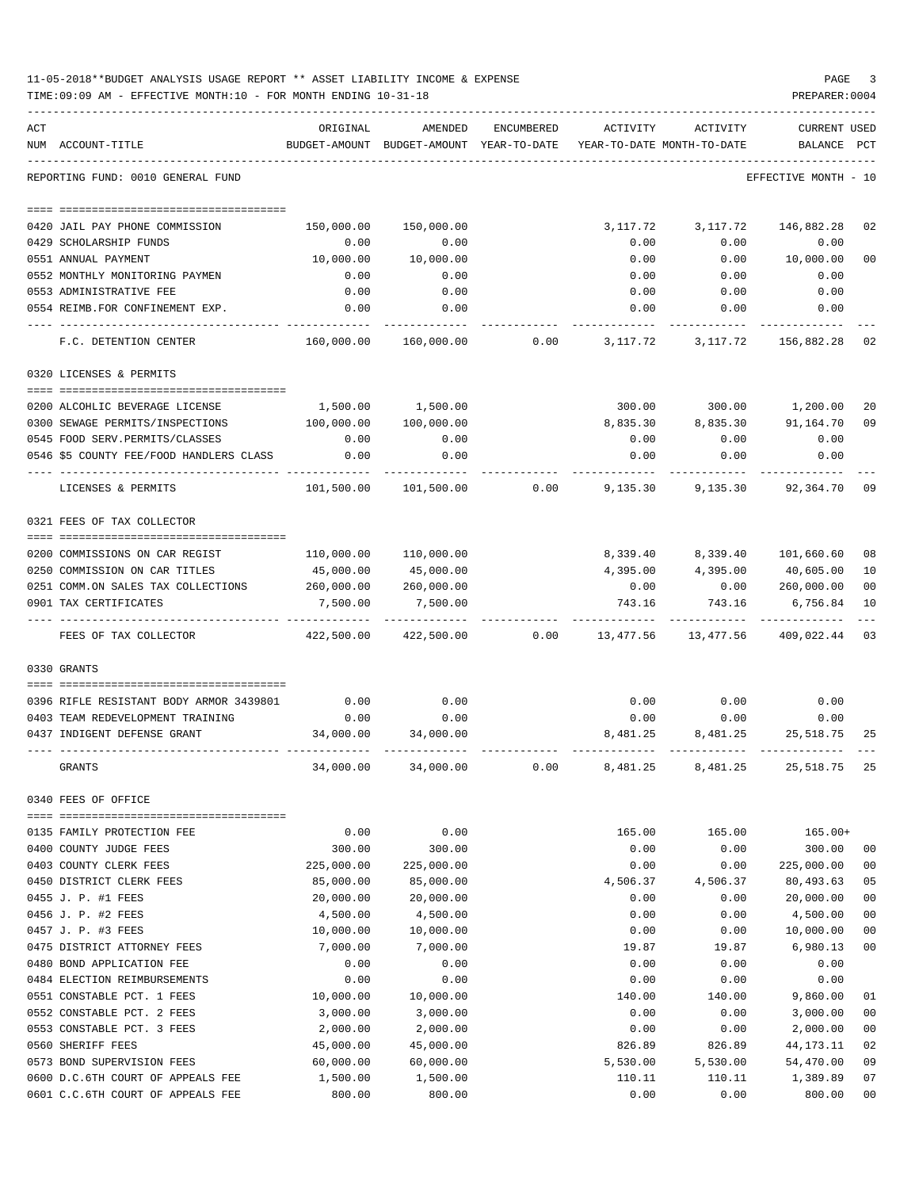11-05-2018**BUDGET ANALYSIS USAGE REPORT ** ASSET LIABILITY INCOME & EXPENSE

TIME:09:09 AM - EFFECTIVE MONTH:10 - FOR MONTH ENDING 10-31-18

PREPARER:0004

REPORTING FUND: 0010 GENERAL FUND — EFFECTIVE MONTH - 10

| ACT NUM | ACCOUNT-TITLE | ORIGINAL BUDGET-AMOUNT | AMENDED BUDGET-AMOUNT | ENCUMBERED YEAR-TO-DATE | ACTIVITY YEAR-TO-DATE | ACTIVITY MONTH-TO-DATE | CURRENT BALANCE | USED PCT |
|---|---|---|---|---|---|---|---|---|
| 0420 | JAIL PAY PHONE COMMISSION | 150,000.00 | 150,000.00 | | 3,117.72 | 3,117.72 | 146,882.28 | 02 |
| 0429 | SCHOLARSHIP FUNDS | 0.00 | 0.00 | | 0.00 | 0.00 | 0.00 | |
| 0551 | ANNUAL PAYMENT | 10,000.00 | 10,000.00 | | 0.00 | 0.00 | 10,000.00 | 00 |
| 0552 | MONTHLY MONITORING PAYMEN | 0.00 | 0.00 | | 0.00 | 0.00 | 0.00 | |
| 0553 | ADMINISTRATIVE FEE | 0.00 | 0.00 | | 0.00 | 0.00 | 0.00 | |
| 0554 | REIMB.FOR CONFINEMENT EXP. | 0.00 | 0.00 | | 0.00 | 0.00 | 0.00 | |
| | F.C. DETENTION CENTER | 160,000.00 | 160,000.00 | 0.00 | 3,117.72 | 3,117.72 | 156,882.28 | 02 |
| | **0320 LICENSES & PERMITS** | | | | | | | |
| 0200 | ALCOHLIC BEVERAGE LICENSE | 1,500.00 | 1,500.00 | | 300.00 | 300.00 | 1,200.00 | 20 |
| 0300 | SEWAGE PERMITS/INSPECTIONS | 100,000.00 | 100,000.00 | | 8,835.30 | 8,835.30 | 91,164.70 | 09 |
| 0545 | FOOD SERV.PERMITS/CLASSES | 0.00 | 0.00 | | 0.00 | 0.00 | 0.00 | |
| 0546 | $5 COUNTY FEE/FOOD HANDLERS CLASS | 0.00 | 0.00 | | 0.00 | 0.00 | 0.00 | |
| | LICENSES & PERMITS | 101,500.00 | 101,500.00 | 0.00 | 9,135.30 | 9,135.30 | 92,364.70 | 09 |
| | **0321 FEES OF TAX COLLECTOR** | | | | | | | |
| 0200 | COMMISSIONS ON CAR REGIST | 110,000.00 | 110,000.00 | | 8,339.40 | 8,339.40 | 101,660.60 | 08 |
| 0250 | COMMISSION ON CAR TITLES | 45,000.00 | 45,000.00 | | 4,395.00 | 4,395.00 | 40,605.00 | 10 |
| 0251 | COMM.ON SALES TAX COLLECTIONS | 260,000.00 | 260,000.00 | | 0.00 | 0.00 | 260,000.00 | 00 |
| 0901 | TAX CERTIFICATES | 7,500.00 | 7,500.00 | | 743.16 | 743.16 | 6,756.84 | 10 |
| | FEES OF TAX COLLECTOR | 422,500.00 | 422,500.00 | 0.00 | 13,477.56 | 13,477.56 | 409,022.44 | 03 |
| | **0330 GRANTS** | | | | | | | |
| 0396 | RIFLE RESISTANT BODY ARMOR 3439801 | 0.00 | 0.00 | | 0.00 | 0.00 | 0.00 | |
| 0403 | TEAM REDEVELOPMENT TRAINING | 0.00 | 0.00 | | 0.00 | 0.00 | 0.00 | |
| 0437 | INDIGENT DEFENSE GRANT | 34,000.00 | 34,000.00 | | 8,481.25 | 8,481.25 | 25,518.75 | 25 |
| | GRANTS | 34,000.00 | 34,000.00 | 0.00 | 8,481.25 | 8,481.25 | 25,518.75 | 25 |
| | **0340 FEES OF OFFICE** | | | | | | | |
| 0135 | FAMILY PROTECTION FEE | 0.00 | 0.00 | | 165.00 | 165.00 | 165.00+ | |
| 0400 | COUNTY JUDGE FEES | 300.00 | 300.00 | | 0.00 | 0.00 | 300.00 | 00 |
| 0403 | COUNTY CLERK FEES | 225,000.00 | 225,000.00 | | 0.00 | 0.00 | 225,000.00 | 00 |
| 0450 | DISTRICT CLERK FEES | 85,000.00 | 85,000.00 | | 4,506.37 | 4,506.37 | 80,493.63 | 05 |
| 0455 | J. P. #1 FEES | 20,000.00 | 20,000.00 | | 0.00 | 0.00 | 20,000.00 | 00 |
| 0456 | J. P. #2 FEES | 4,500.00 | 4,500.00 | | 0.00 | 0.00 | 4,500.00 | 00 |
| 0457 | J. P. #3 FEES | 10,000.00 | 10,000.00 | | 0.00 | 0.00 | 10,000.00 | 00 |
| 0475 | DISTRICT ATTORNEY FEES | 7,000.00 | 7,000.00 | | 19.87 | 19.87 | 6,980.13 | 00 |
| 0480 | BOND APPLICATION FEE | 0.00 | 0.00 | | 0.00 | 0.00 | 0.00 | |
| 0484 | ELECTION REIMBURSEMENTS | 0.00 | 0.00 | | 0.00 | 0.00 | 0.00 | |
| 0551 | CONSTABLE PCT. 1 FEES | 10,000.00 | 10,000.00 | | 140.00 | 140.00 | 9,860.00 | 01 |
| 0552 | CONSTABLE PCT. 2 FEES | 3,000.00 | 3,000.00 | | 0.00 | 0.00 | 3,000.00 | 00 |
| 0553 | CONSTABLE PCT. 3 FEES | 2,000.00 | 2,000.00 | | 0.00 | 0.00 | 2,000.00 | 00 |
| 0560 | SHERIFF FEES | 45,000.00 | 45,000.00 | | 826.89 | 826.89 | 44,173.11 | 02 |
| 0573 | BOND SUPERVISION FEES | 60,000.00 | 60,000.00 | | 5,530.00 | 5,530.00 | 54,470.00 | 09 |
| 0600 | D.C.6TH COURT OF APPEALS FEE | 1,500.00 | 1,500.00 | | 110.11 | 110.11 | 1,389.89 | 07 |
| 0601 | C.C.6TH COURT OF APPEALS FEE | 800.00 | 800.00 | | 0.00 | 0.00 | 800.00 | 00 |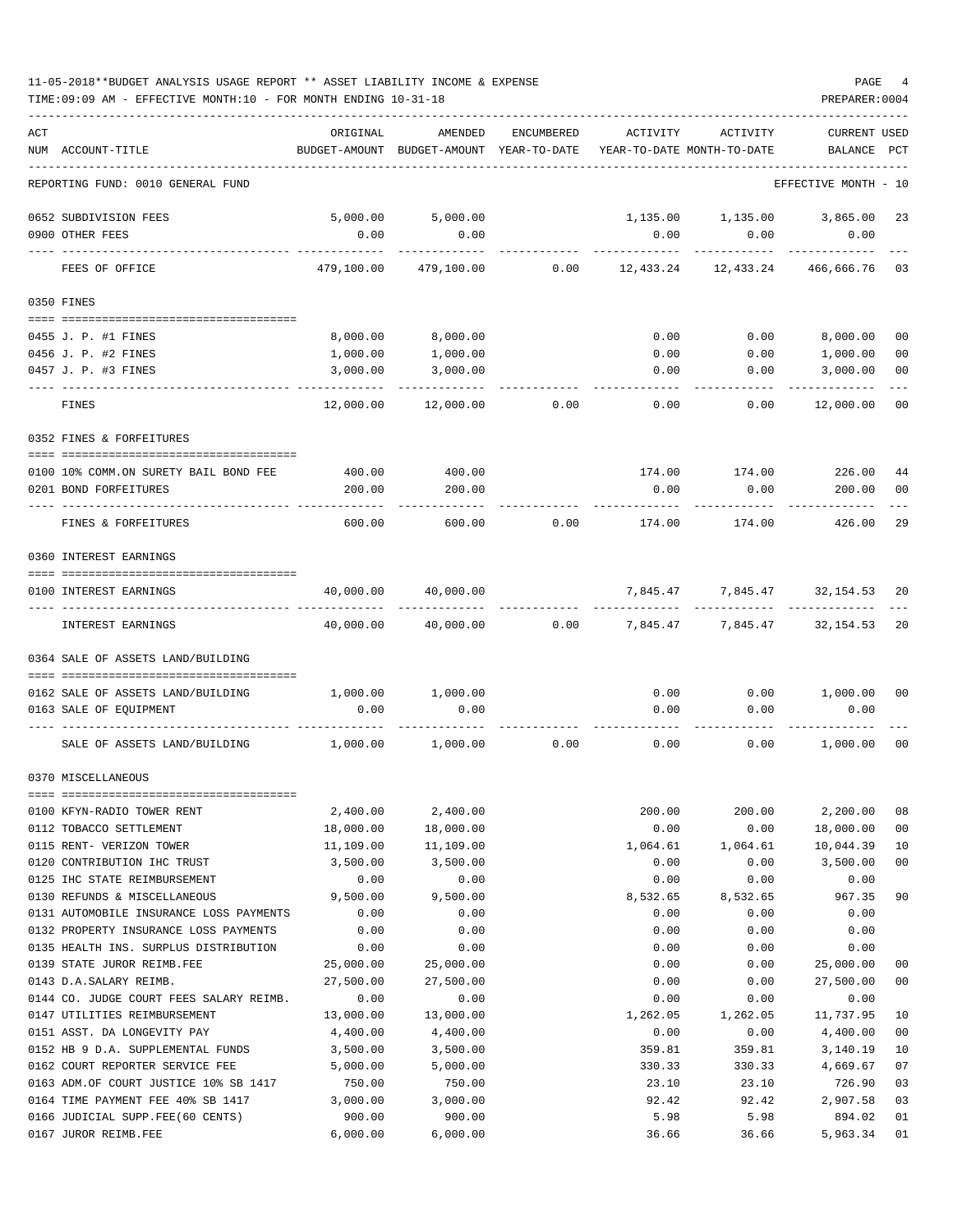11-05-2018**BUDGET ANALYSIS USAGE REPORT ** ASSET LIABILITY INCOME & EXPENSE

TIME:09:09 AM - EFFECTIVE MONTH:10 - FOR MONTH ENDING 10-31-18 PREPARER:0004

REPORTING FUND: 0010 GENERAL FUND — EFFECTIVE MONTH - 10

| ACT NUM | ACCOUNT-TITLE | ORIGINAL BUDGET-AMOUNT | AMENDED BUDGET-AMOUNT | ENCUMBERED YEAR-TO-DATE | ACTIVITY YEAR-TO-DATE | ACTIVITY MONTH-TO-DATE | CURRENT BALANCE | USED PCT |
|---|---|---|---|---|---|---|---|---|
| 0652 | SUBDIVISION FEES | 5,000.00 | 5,000.00 | | 1,135.00 | 1,135.00 | 3,865.00 | 23 |
| 0900 | OTHER FEES | 0.00 | 0.00 | | 0.00 | 0.00 | 0.00 | |
| | FEES OF OFFICE | 479,100.00 | 479,100.00 | 0.00 | 12,433.24 | 12,433.24 | 466,666.76 | 03 |
| | **0350 FINES** | | | | | | | |
| 0455 | J. P. #1 FINES | 8,000.00 | 8,000.00 | | 0.00 | 0.00 | 8,000.00 | 00 |
| 0456 | J. P. #2 FINES | 1,000.00 | 1,000.00 | | 0.00 | 0.00 | 1,000.00 | 00 |
| 0457 | J. P. #3 FINES | 3,000.00 | 3,000.00 | | 0.00 | 0.00 | 3,000.00 | 00 |
| | FINES | 12,000.00 | 12,000.00 | 0.00 | 0.00 | 0.00 | 12,000.00 | 00 |
| | **0352 FINES & FORFEITURES** | | | | | | | |
| 0100 | 10% COMM.ON SURETY BAIL BOND FEE | 400.00 | 400.00 | | 174.00 | 174.00 | 226.00 | 44 |
| 0201 | BOND FORFEITURES | 200.00 | 200.00 | | 0.00 | 0.00 | 200.00 | 00 |
| | FINES & FORFEITURES | 600.00 | 600.00 | 0.00 | 174.00 | 174.00 | 426.00 | 29 |
| | **0360 INTEREST EARNINGS** | | | | | | | |
| 0100 | INTEREST EARNINGS | 40,000.00 | 40,000.00 | | 7,845.47 | 7,845.47 | 32,154.53 | 20 |
| | INTEREST EARNINGS | 40,000.00 | 40,000.00 | 0.00 | 7,845.47 | 7,845.47 | 32,154.53 | 20 |
| | **0364 SALE OF ASSETS LAND/BUILDING** | | | | | | | |
| 0162 | SALE OF ASSETS LAND/BUILDING | 1,000.00 | 1,000.00 | | 0.00 | 0.00 | 1,000.00 | 00 |
| 0163 | SALE OF EQUIPMENT | 0.00 | 0.00 | | 0.00 | 0.00 | 0.00 | |
| | SALE OF ASSETS LAND/BUILDING | 1,000.00 | 1,000.00 | 0.00 | 0.00 | 0.00 | 1,000.00 | 00 |
| | **0370 MISCELLANEOUS** | | | | | | | |
| 0100 | KFYN-RADIO TOWER RENT | 2,400.00 | 2,400.00 | | 200.00 | 200.00 | 2,200.00 | 08 |
| 0112 | TOBACCO SETTLEMENT | 18,000.00 | 18,000.00 | | 0.00 | 0.00 | 18,000.00 | 00 |
| 0115 | RENT- VERIZON TOWER | 11,109.00 | 11,109.00 | | 1,064.61 | 1,064.61 | 10,044.39 | 10 |
| 0120 | CONTRIBUTION IHC TRUST | 3,500.00 | 3,500.00 | | 0.00 | 0.00 | 3,500.00 | 00 |
| 0125 | IHC STATE REIMBURSEMENT | 0.00 | 0.00 | | 0.00 | 0.00 | 0.00 | |
| 0130 | REFUNDS & MISCELLANEOUS | 9,500.00 | 9,500.00 | | 8,532.65 | 8,532.65 | 967.35 | 90 |
| 0131 | AUTOMOBILE INSURANCE LOSS PAYMENTS | 0.00 | 0.00 | | 0.00 | 0.00 | 0.00 | |
| 0132 | PROPERTY INSURANCE LOSS PAYMENTS | 0.00 | 0.00 | | 0.00 | 0.00 | 0.00 | |
| 0135 | HEALTH INS. SURPLUS DISTRIBUTION | 0.00 | 0.00 | | 0.00 | 0.00 | 0.00 | |
| 0139 | STATE JUROR REIMB.FEE | 25,000.00 | 25,000.00 | | 0.00 | 0.00 | 25,000.00 | 00 |
| 0143 | D.A.SALARY REIMB. | 27,500.00 | 27,500.00 | | 0.00 | 0.00 | 27,500.00 | 00 |
| 0144 | CO. JUDGE COURT FEES SALARY REIMB. | 0.00 | 0.00 | | 0.00 | 0.00 | 0.00 | |
| 0147 | UTILITIES REIMBURSEMENT | 13,000.00 | 13,000.00 | | 1,262.05 | 1,262.05 | 11,737.95 | 10 |
| 0151 | ASST. DA LONGEVITY PAY | 4,400.00 | 4,400.00 | | 0.00 | 0.00 | 4,400.00 | 00 |
| 0152 | HB 9 D.A. SUPPLEMENTAL FUNDS | 3,500.00 | 3,500.00 | | 359.81 | 359.81 | 3,140.19 | 10 |
| 0162 | COURT REPORTER SERVICE FEE | 5,000.00 | 5,000.00 | | 330.33 | 330.33 | 4,669.67 | 07 |
| 0163 | ADM.OF COURT JUSTICE 10% SB 1417 | 750.00 | 750.00 | | 23.10 | 23.10 | 726.90 | 03 |
| 0164 | TIME PAYMENT FEE 40% SB 1417 | 3,000.00 | 3,000.00 | | 92.42 | 92.42 | 2,907.58 | 03 |
| 0166 | JUDICIAL SUPP.FEE(60 CENTS) | 900.00 | 900.00 | | 5.98 | 5.98 | 894.02 | 01 |
| 0167 | JUROR REIMB.FEE | 6,000.00 | 6,000.00 | | 36.66 | 36.66 | 5,963.34 | 01 |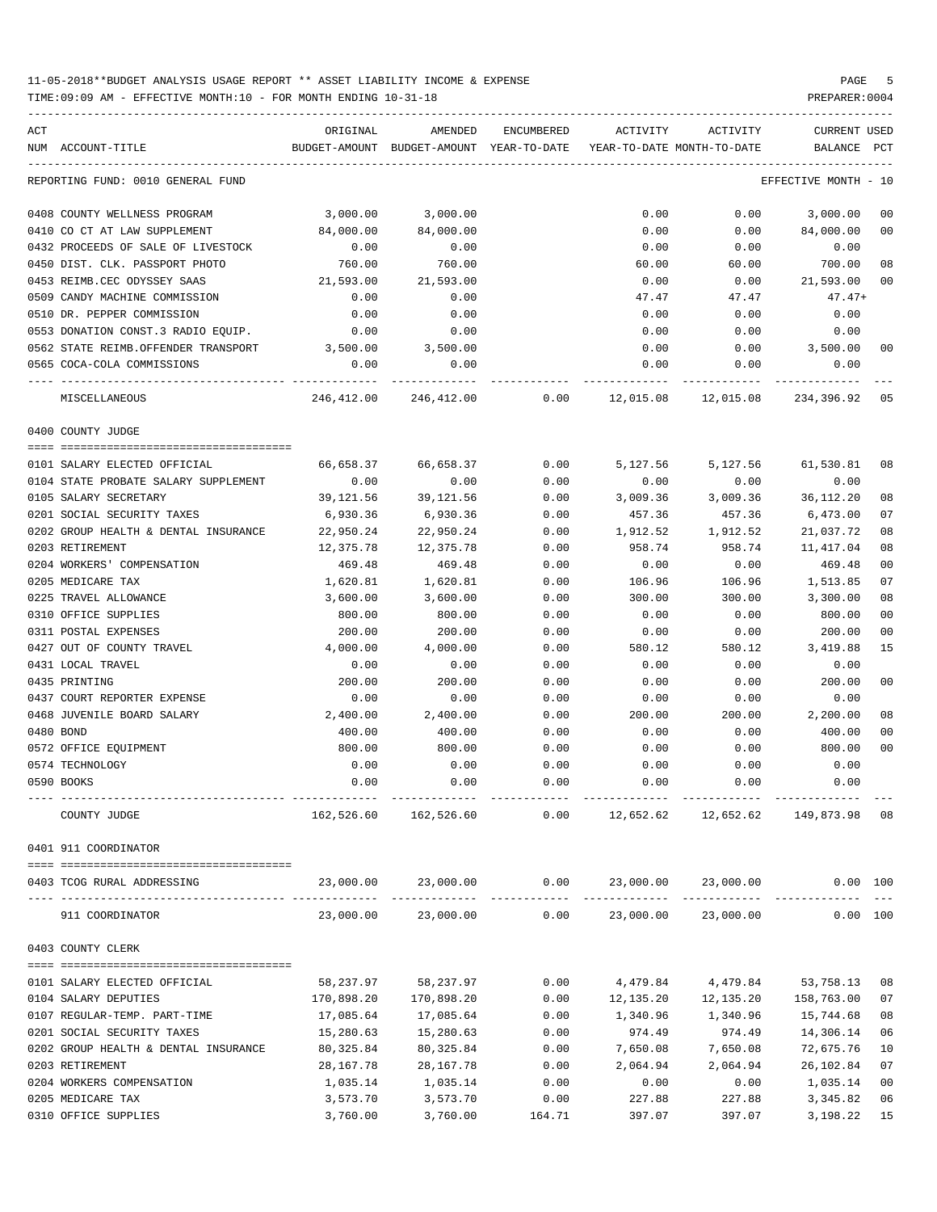11-05-2018**BUDGET ANALYSIS USAGE REPORT ** ASSET LIABILITY INCOME & EXPENSE

TIME:09:09 AM - EFFECTIVE MONTH:10 - FOR MONTH ENDING 10-31-18

PREPARER:0004

REPORTING FUND: 0010 GENERAL FUND — EFFECTIVE MONTH - 10

| ACT NUM | ACCOUNT-TITLE | ORIGINAL BUDGET-AMOUNT | AMENDED BUDGET-AMOUNT | ENCUMBERED YEAR-TO-DATE | ACTIVITY YEAR-TO-DATE | ACTIVITY MONTH-TO-DATE | CURRENT BALANCE | USED PCT |
|---|---|---|---|---|---|---|---|---|
| 0408 | COUNTY WELLNESS PROGRAM | 3,000.00 | 3,000.00 | | 0.00 | 0.00 | 3,000.00 | 00 |
| 0410 | CO CT AT LAW SUPPLEMENT | 84,000.00 | 84,000.00 | | 0.00 | 0.00 | 84,000.00 | 00 |
| 0432 | PROCEEDS OF SALE OF LIVESTOCK | 0.00 | 0.00 | | 0.00 | 0.00 | 0.00 | |
| 0450 | DIST. CLK. PASSPORT PHOTO | 760.00 | 760.00 | | 60.00 | 60.00 | 700.00 | 08 |
| 0453 | REIMB.CEC ODYSSEY SAAS | 21,593.00 | 21,593.00 | | 0.00 | 0.00 | 21,593.00 | 00 |
| 0509 | CANDY MACHINE COMMISSION | 0.00 | 0.00 | | 47.47 | 47.47 | 47.47+ | |
| 0510 | DR. PEPPER COMMISSION | 0.00 | 0.00 | | 0.00 | 0.00 | 0.00 | |
| 0553 | DONATION CONST.3 RADIO EQUIP. | 0.00 | 0.00 | | 0.00 | 0.00 | 0.00 | |
| 0562 | STATE REIMB.OFFENDER TRANSPORT | 3,500.00 | 3,500.00 | | 0.00 | 0.00 | 3,500.00 | 00 |
| 0565 | COCA-COLA COMMISSIONS | 0.00 | 0.00 | | 0.00 | 0.00 | 0.00 | |
| | MISCELLANEOUS | 246,412.00 | 246,412.00 | 0.00 | 12,015.08 | 12,015.08 | 234,396.92 | 05 |

0400 COUNTY JUDGE

| ACT NUM | ACCOUNT-TITLE | ORIGINAL BUDGET-AMOUNT | AMENDED BUDGET-AMOUNT | ENCUMBERED YEAR-TO-DATE | ACTIVITY YEAR-TO-DATE | ACTIVITY MONTH-TO-DATE | CURRENT BALANCE | USED PCT |
|---|---|---|---|---|---|---|---|---|
| 0101 | SALARY ELECTED OFFICIAL | 66,658.37 | 66,658.37 | 0.00 | 5,127.56 | 5,127.56 | 61,530.81 | 08 |
| 0104 | STATE PROBATE SALARY SUPPLEMENT | 0.00 | 0.00 | 0.00 | 0.00 | 0.00 | 0.00 | |
| 0105 | SALARY SECRETARY | 39,121.56 | 39,121.56 | 0.00 | 3,009.36 | 3,009.36 | 36,112.20 | 08 |
| 0201 | SOCIAL SECURITY TAXES | 6,930.36 | 6,930.36 | 0.00 | 457.36 | 457.36 | 6,473.00 | 07 |
| 0202 | GROUP HEALTH & DENTAL INSURANCE | 22,950.24 | 22,950.24 | 0.00 | 1,912.52 | 1,912.52 | 21,037.72 | 08 |
| 0203 | RETIREMENT | 12,375.78 | 12,375.78 | 0.00 | 958.74 | 958.74 | 11,417.04 | 08 |
| 0204 | WORKERS' COMPENSATION | 469.48 | 469.48 | 0.00 | 0.00 | 0.00 | 469.48 | 00 |
| 0205 | MEDICARE TAX | 1,620.81 | 1,620.81 | 0.00 | 106.96 | 106.96 | 1,513.85 | 07 |
| 0225 | TRAVEL ALLOWANCE | 3,600.00 | 3,600.00 | 0.00 | 300.00 | 300.00 | 3,300.00 | 08 |
| 0310 | OFFICE SUPPLIES | 800.00 | 800.00 | 0.00 | 0.00 | 0.00 | 800.00 | 00 |
| 0311 | POSTAL EXPENSES | 200.00 | 200.00 | 0.00 | 0.00 | 0.00 | 200.00 | 00 |
| 0427 | OUT OF COUNTY TRAVEL | 4,000.00 | 4,000.00 | 0.00 | 580.12 | 580.12 | 3,419.88 | 15 |
| 0431 | LOCAL TRAVEL | 0.00 | 0.00 | 0.00 | 0.00 | 0.00 | 0.00 | |
| 0435 | PRINTING | 200.00 | 200.00 | 0.00 | 0.00 | 0.00 | 200.00 | 00 |
| 0437 | COURT REPORTER EXPENSE | 0.00 | 0.00 | 0.00 | 0.00 | 0.00 | 0.00 | |
| 0468 | JUVENILE BOARD SALARY | 2,400.00 | 2,400.00 | 0.00 | 200.00 | 200.00 | 2,200.00 | 08 |
| 0480 | BOND | 400.00 | 400.00 | 0.00 | 0.00 | 0.00 | 400.00 | 00 |
| 0572 | OFFICE EQUIPMENT | 800.00 | 800.00 | 0.00 | 0.00 | 0.00 | 800.00 | 00 |
| 0574 | TECHNOLOGY | 0.00 | 0.00 | 0.00 | 0.00 | 0.00 | 0.00 | |
| 0590 | BOOKS | 0.00 | 0.00 | 0.00 | 0.00 | 0.00 | 0.00 | |
| | COUNTY JUDGE | 162,526.60 | 162,526.60 | 0.00 | 12,652.62 | 12,652.62 | 149,873.98 | 08 |

0401 911 COORDINATOR

| ACT NUM | ACCOUNT-TITLE | ORIGINAL BUDGET-AMOUNT | AMENDED BUDGET-AMOUNT | ENCUMBERED YEAR-TO-DATE | ACTIVITY YEAR-TO-DATE | ACTIVITY MONTH-TO-DATE | CURRENT BALANCE | USED PCT |
|---|---|---|---|---|---|---|---|---|
| 0403 | TCOG RURAL ADDRESSING | 23,000.00 | 23,000.00 | 0.00 | 23,000.00 | 23,000.00 | 0.00 | 100 |
| | 911 COORDINATOR | 23,000.00 | 23,000.00 | 0.00 | 23,000.00 | 23,000.00 | 0.00 | 100 |

0403 COUNTY CLERK

| ACT NUM | ACCOUNT-TITLE | ORIGINAL BUDGET-AMOUNT | AMENDED BUDGET-AMOUNT | ENCUMBERED YEAR-TO-DATE | ACTIVITY YEAR-TO-DATE | ACTIVITY MONTH-TO-DATE | CURRENT BALANCE | USED PCT |
|---|---|---|---|---|---|---|---|---|
| 0101 | SALARY ELECTED OFFICIAL | 58,237.97 | 58,237.97 | 0.00 | 4,479.84 | 4,479.84 | 53,758.13 | 08 |
| 0104 | SALARY DEPUTIES | 170,898.20 | 170,898.20 | 0.00 | 12,135.20 | 12,135.20 | 158,763.00 | 07 |
| 0107 | REGULAR-TEMP. PART-TIME | 17,085.64 | 17,085.64 | 0.00 | 1,340.96 | 1,340.96 | 15,744.68 | 08 |
| 0201 | SOCIAL SECURITY TAXES | 15,280.63 | 15,280.63 | 0.00 | 974.49 | 974.49 | 14,306.14 | 06 |
| 0202 | GROUP HEALTH & DENTAL INSURANCE | 80,325.84 | 80,325.84 | 0.00 | 7,650.08 | 7,650.08 | 72,675.76 | 10 |
| 0203 | RETIREMENT | 28,167.78 | 28,167.78 | 0.00 | 2,064.94 | 2,064.94 | 26,102.84 | 07 |
| 0204 | WORKERS COMPENSATION | 1,035.14 | 1,035.14 | 0.00 | 0.00 | 0.00 | 1,035.14 | 00 |
| 0205 | MEDICARE TAX | 3,573.70 | 3,573.70 | 0.00 | 227.88 | 227.88 | 3,345.82 | 06 |
| 0310 | OFFICE SUPPLIES | 3,760.00 | 3,760.00 | 164.71 | 397.07 | 397.07 | 3,198.22 | 15 |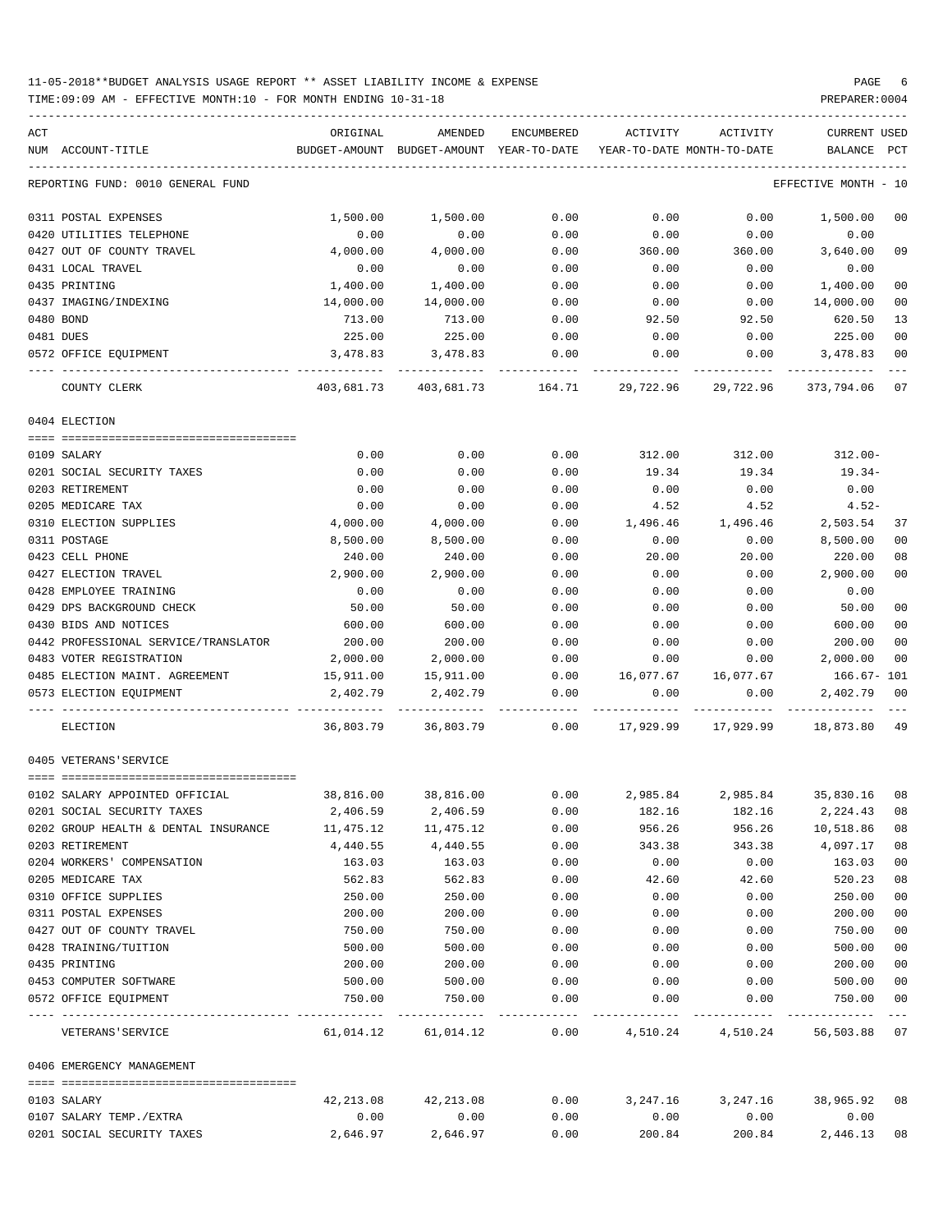11-05-2018**BUDGET ANALYSIS USAGE REPORT ** ASSET LIABILITY INCOME & EXPENSE

TIME:09:09 AM - EFFECTIVE MONTH:10 - FOR MONTH ENDING 10-31-18

REPORTING FUND: 0010 GENERAL FUND — EFFECTIVE MONTH - 10

| ACT NUM | ACCOUNT-TITLE | ORIGINAL BUDGET-AMOUNT | AMENDED BUDGET-AMOUNT | ENCUMBERED YEAR-TO-DATE | ACTIVITY YEAR-TO-DATE | ACTIVITY MONTH-TO-DATE | CURRENT BALANCE | USED PCT |
|---|---|---|---|---|---|---|---|---|
| 0311 | POSTAL EXPENSES | 1,500.00 | 1,500.00 | 0.00 | 0.00 | 0.00 | 1,500.00 | 00 |
| 0420 | UTILITIES TELEPHONE | 0.00 | 0.00 | 0.00 | 0.00 | 0.00 | 0.00 | |
| 0427 | OUT OF COUNTY TRAVEL | 4,000.00 | 4,000.00 | 0.00 | 360.00 | 360.00 | 3,640.00 | 09 |
| 0431 | LOCAL TRAVEL | 0.00 | 0.00 | 0.00 | 0.00 | 0.00 | 0.00 | |
| 0435 | PRINTING | 1,400.00 | 1,400.00 | 0.00 | 0.00 | 0.00 | 1,400.00 | 00 |
| 0437 | IMAGING/INDEXING | 14,000.00 | 14,000.00 | 0.00 | 0.00 | 0.00 | 14,000.00 | 00 |
| 0480 | BOND | 713.00 | 713.00 | 0.00 | 92.50 | 92.50 | 620.50 | 13 |
| 0481 | DUES | 225.00 | 225.00 | 0.00 | 0.00 | 0.00 | 225.00 | 00 |
| 0572 | OFFICE EQUIPMENT | 3,478.83 | 3,478.83 | 0.00 | 0.00 | 0.00 | 3,478.83 | 00 |
| | COUNTY CLERK | 403,681.73 | 403,681.73 | 164.71 | 29,722.96 | 29,722.96 | 373,794.06 | 07 |
| | **0404 ELECTION** | | | | | | | |
| 0109 | SALARY | 0.00 | 0.00 | 0.00 | 312.00 | 312.00 | 312.00- | |
| 0201 | SOCIAL SECURITY TAXES | 0.00 | 0.00 | 0.00 | 19.34 | 19.34 | 19.34- | |
| 0203 | RETIREMENT | 0.00 | 0.00 | 0.00 | 0.00 | 0.00 | 0.00 | |
| 0205 | MEDICARE TAX | 0.00 | 0.00 | 0.00 | 4.52 | 4.52 | 4.52- | |
| 0310 | ELECTION SUPPLIES | 4,000.00 | 4,000.00 | 0.00 | 1,496.46 | 1,496.46 | 2,503.54 | 37 |
| 0311 | POSTAGE | 8,500.00 | 8,500.00 | 0.00 | 0.00 | 0.00 | 8,500.00 | 00 |
| 0423 | CELL PHONE | 240.00 | 240.00 | 0.00 | 20.00 | 20.00 | 220.00 | 08 |
| 0427 | ELECTION TRAVEL | 2,900.00 | 2,900.00 | 0.00 | 0.00 | 0.00 | 2,900.00 | 00 |
| 0428 | EMPLOYEE TRAINING | 0.00 | 0.00 | 0.00 | 0.00 | 0.00 | 0.00 | |
| 0429 | DPS BACKGROUND CHECK | 50.00 | 50.00 | 0.00 | 0.00 | 0.00 | 50.00 | 00 |
| 0430 | BIDS AND NOTICES | 600.00 | 600.00 | 0.00 | 0.00 | 0.00 | 600.00 | 00 |
| 0442 | PROFESSIONAL SERVICE/TRANSLATOR | 200.00 | 200.00 | 0.00 | 0.00 | 0.00 | 200.00 | 00 |
| 0483 | VOTER REGISTRATION | 2,000.00 | 2,000.00 | 0.00 | 0.00 | 0.00 | 2,000.00 | 00 |
| 0485 | ELECTION MAINT. AGREEMENT | 15,911.00 | 15,911.00 | 0.00 | 16,077.67 | 16,077.67 | 166.67- | 101 |
| 0573 | ELECTION EQUIPMENT | 2,402.79 | 2,402.79 | 0.00 | 0.00 | 0.00 | 2,402.79 | 00 |
| | ELECTION | 36,803.79 | 36,803.79 | 0.00 | 17,929.99 | 17,929.99 | 18,873.80 | 49 |
| | **0405 VETERANS'SERVICE** | | | | | | | |
| 0102 | SALARY APPOINTED OFFICIAL | 38,816.00 | 38,816.00 | 0.00 | 2,985.84 | 2,985.84 | 35,830.16 | 08 |
| 0201 | SOCIAL SECURITY TAXES | 2,406.59 | 2,406.59 | 0.00 | 182.16 | 182.16 | 2,224.43 | 08 |
| 0202 | GROUP HEALTH & DENTAL INSURANCE | 11,475.12 | 11,475.12 | 0.00 | 956.26 | 956.26 | 10,518.86 | 08 |
| 0203 | RETIREMENT | 4,440.55 | 4,440.55 | 0.00 | 343.38 | 343.38 | 4,097.17 | 08 |
| 0204 | WORKERS' COMPENSATION | 163.03 | 163.03 | 0.00 | 0.00 | 0.00 | 163.03 | 00 |
| 0205 | MEDICARE TAX | 562.83 | 562.83 | 0.00 | 42.60 | 42.60 | 520.23 | 08 |
| 0310 | OFFICE SUPPLIES | 250.00 | 250.00 | 0.00 | 0.00 | 0.00 | 250.00 | 00 |
| 0311 | POSTAL EXPENSES | 200.00 | 200.00 | 0.00 | 0.00 | 0.00 | 200.00 | 00 |
| 0427 | OUT OF COUNTY TRAVEL | 750.00 | 750.00 | 0.00 | 0.00 | 0.00 | 750.00 | 00 |
| 0428 | TRAINING/TUITION | 500.00 | 500.00 | 0.00 | 0.00 | 0.00 | 500.00 | 00 |
| 0435 | PRINTING | 200.00 | 200.00 | 0.00 | 0.00 | 0.00 | 200.00 | 00 |
| 0453 | COMPUTER SOFTWARE | 500.00 | 500.00 | 0.00 | 0.00 | 0.00 | 500.00 | 00 |
| 0572 | OFFICE EQUIPMENT | 750.00 | 750.00 | 0.00 | 0.00 | 0.00 | 750.00 | 00 |
| | VETERANS'SERVICE | 61,014.12 | 61,014.12 | 0.00 | 4,510.24 | 4,510.24 | 56,503.88 | 07 |
| | **0406 EMERGENCY MANAGEMENT** | | | | | | | |
| 0103 | SALARY | 42,213.08 | 42,213.08 | 0.00 | 3,247.16 | 3,247.16 | 38,965.92 | 08 |
| 0107 | SALARY TEMP./EXTRA | 0.00 | 0.00 | 0.00 | 0.00 | 0.00 | 0.00 | |
| 0201 | SOCIAL SECURITY TAXES | 2,646.97 | 2,646.97 | 0.00 | 200.84 | 200.84 | 2,446.13 | 08 |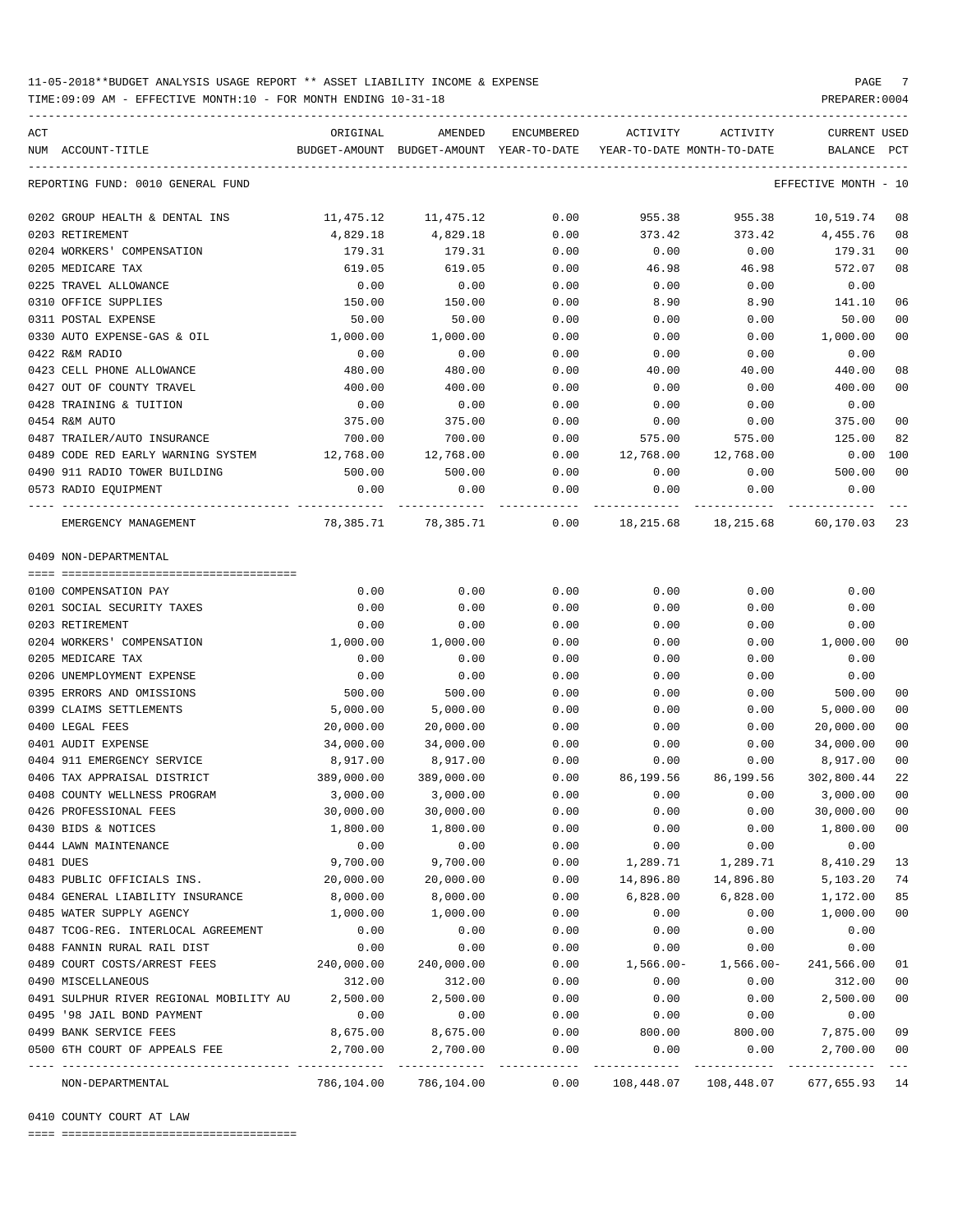11-05-2018**BUDGET ANALYSIS USAGE REPORT ** ASSET LIABILITY INCOME & EXPENSE

TIME:09:09 AM - EFFECTIVE MONTH:10 - FOR MONTH ENDING 10-31-18

PREPARER:0004

REPORTING FUND: 0010 GENERAL FUND — EFFECTIVE MONTH - 10

| ACT NUM | ACCOUNT-TITLE | ORIGINAL BUDGET-AMOUNT | AMENDED BUDGET-AMOUNT | ENCUMBERED YEAR-TO-DATE | ACTIVITY YEAR-TO-DATE | ACTIVITY MONTH-TO-DATE | CURRENT BALANCE | USED PCT |
|---|---|---|---|---|---|---|---|---|
| 0202 | GROUP HEALTH & DENTAL INS | 11,475.12 | 11,475.12 | 0.00 | 955.38 | 955.38 | 10,519.74 | 08 |
| 0203 | RETIREMENT | 4,829.18 | 4,829.18 | 0.00 | 373.42 | 373.42 | 4,455.76 | 08 |
| 0204 | WORKERS' COMPENSATION | 179.31 | 179.31 | 0.00 | 0.00 | 0.00 | 179.31 | 00 |
| 0205 | MEDICARE TAX | 619.05 | 619.05 | 0.00 | 46.98 | 46.98 | 572.07 | 08 |
| 0225 | TRAVEL ALLOWANCE | 0.00 | 0.00 | 0.00 | 0.00 | 0.00 | 0.00 | |
| 0310 | OFFICE SUPPLIES | 150.00 | 150.00 | 0.00 | 8.90 | 8.90 | 141.10 | 06 |
| 0311 | POSTAL EXPENSE | 50.00 | 50.00 | 0.00 | 0.00 | 0.00 | 50.00 | 00 |
| 0330 | AUTO EXPENSE-GAS & OIL | 1,000.00 | 1,000.00 | 0.00 | 0.00 | 0.00 | 1,000.00 | 00 |
| 0422 | R&M RADIO | 0.00 | 0.00 | 0.00 | 0.00 | 0.00 | 0.00 | |
| 0423 | CELL PHONE ALLOWANCE | 480.00 | 480.00 | 0.00 | 40.00 | 40.00 | 440.00 | 08 |
| 0427 | OUT OF COUNTY TRAVEL | 400.00 | 400.00 | 0.00 | 0.00 | 0.00 | 400.00 | 00 |
| 0428 | TRAINING & TUITION | 0.00 | 0.00 | 0.00 | 0.00 | 0.00 | 0.00 | |
| 0454 | R&M AUTO | 375.00 | 375.00 | 0.00 | 0.00 | 0.00 | 375.00 | 00 |
| 0487 | TRAILER/AUTO INSURANCE | 700.00 | 700.00 | 0.00 | 575.00 | 575.00 | 125.00 | 82 |
| 0489 | CODE RED EARLY WARNING SYSTEM | 12,768.00 | 12,768.00 | 0.00 | 12,768.00 | 12,768.00 | 0.00 | 100 |
| 0490 | 911 RADIO TOWER BUILDING | 500.00 | 500.00 | 0.00 | 0.00 | 0.00 | 500.00 | 00 |
| 0573 | RADIO EQUIPMENT | 0.00 | 0.00 | 0.00 | 0.00 | 0.00 | 0.00 | |
| | EMERGENCY MANAGEMENT | 78,385.71 | 78,385.71 | 0.00 | 18,215.68 | 18,215.68 | 60,170.03 | 23 |

0409 NON-DEPARTMENTAL

| ACT NUM | ACCOUNT-TITLE | ORIGINAL BUDGET-AMOUNT | AMENDED BUDGET-AMOUNT | ENCUMBERED YEAR-TO-DATE | ACTIVITY YEAR-TO-DATE | ACTIVITY MONTH-TO-DATE | CURRENT BALANCE | USED PCT |
|---|---|---|---|---|---|---|---|---|
| 0100 | COMPENSATION PAY | 0.00 | 0.00 | 0.00 | 0.00 | 0.00 | 0.00 | |
| 0201 | SOCIAL SECURITY TAXES | 0.00 | 0.00 | 0.00 | 0.00 | 0.00 | 0.00 | |
| 0203 | RETIREMENT | 0.00 | 0.00 | 0.00 | 0.00 | 0.00 | 0.00 | |
| 0204 | WORKERS' COMPENSATION | 1,000.00 | 1,000.00 | 0.00 | 0.00 | 0.00 | 1,000.00 | 00 |
| 0205 | MEDICARE TAX | 0.00 | 0.00 | 0.00 | 0.00 | 0.00 | 0.00 | |
| 0206 | UNEMPLOYMENT EXPENSE | 0.00 | 0.00 | 0.00 | 0.00 | 0.00 | 0.00 | |
| 0395 | ERRORS AND OMISSIONS | 500.00 | 500.00 | 0.00 | 0.00 | 0.00 | 500.00 | 00 |
| 0399 | CLAIMS SETTLEMENTS | 5,000.00 | 5,000.00 | 0.00 | 0.00 | 0.00 | 5,000.00 | 00 |
| 0400 | LEGAL FEES | 20,000.00 | 20,000.00 | 0.00 | 0.00 | 0.00 | 20,000.00 | 00 |
| 0401 | AUDIT EXPENSE | 34,000.00 | 34,000.00 | 0.00 | 0.00 | 0.00 | 34,000.00 | 00 |
| 0404 | 911 EMERGENCY SERVICE | 8,917.00 | 8,917.00 | 0.00 | 0.00 | 0.00 | 8,917.00 | 00 |
| 0406 | TAX APPRAISAL DISTRICT | 389,000.00 | 389,000.00 | 0.00 | 86,199.56 | 86,199.56 | 302,800.44 | 22 |
| 0408 | COUNTY WELLNESS PROGRAM | 3,000.00 | 3,000.00 | 0.00 | 0.00 | 0.00 | 3,000.00 | 00 |
| 0426 | PROFESSIONAL FEES | 30,000.00 | 30,000.00 | 0.00 | 0.00 | 0.00 | 30,000.00 | 00 |
| 0430 | BIDS & NOTICES | 1,800.00 | 1,800.00 | 0.00 | 0.00 | 0.00 | 1,800.00 | 00 |
| 0444 | LAWN MAINTENANCE | 0.00 | 0.00 | 0.00 | 0.00 | 0.00 | 0.00 | |
| 0481 | DUES | 9,700.00 | 9,700.00 | 0.00 | 1,289.71 | 1,289.71 | 8,410.29 | 13 |
| 0483 | PUBLIC OFFICIALS INS. | 20,000.00 | 20,000.00 | 0.00 | 14,896.80 | 14,896.80 | 5,103.20 | 74 |
| 0484 | GENERAL LIABILITY INSURANCE | 8,000.00 | 8,000.00 | 0.00 | 6,828.00 | 6,828.00 | 1,172.00 | 85 |
| 0485 | WATER SUPPLY AGENCY | 1,000.00 | 1,000.00 | 0.00 | 0.00 | 0.00 | 1,000.00 | 00 |
| 0487 | TCOG-REG. INTERLOCAL AGREEMENT | 0.00 | 0.00 | 0.00 | 0.00 | 0.00 | 0.00 | |
| 0488 | FANNIN RURAL RAIL DIST | 0.00 | 0.00 | 0.00 | 0.00 | 0.00 | 0.00 | |
| 0489 | COURT COSTS/ARREST FEES | 240,000.00 | 240,000.00 | 0.00 | 1,566.00- | 1,566.00- | 241,566.00 | 01 |
| 0490 | MISCELLANEOUS | 312.00 | 312.00 | 0.00 | 0.00 | 0.00 | 312.00 | 00 |
| 0491 | SULPHUR RIVER REGIONAL MOBILITY AU | 2,500.00 | 2,500.00 | 0.00 | 0.00 | 0.00 | 2,500.00 | 00 |
| 0495 | '98 JAIL BOND PAYMENT | 0.00 | 0.00 | 0.00 | 0.00 | 0.00 | 0.00 | |
| 0499 | BANK SERVICE FEES | 8,675.00 | 8,675.00 | 0.00 | 800.00 | 800.00 | 7,875.00 | 09 |
| 0500 | 6TH COURT OF APPEALS FEE | 2,700.00 | 2,700.00 | 0.00 | 0.00 | 0.00 | 2,700.00 | 00 |
| | NON-DEPARTMENTAL | 786,104.00 | 786,104.00 | 0.00 | 108,448.07 | 108,448.07 | 677,655.93 | 14 |

0410 COUNTY COURT AT LAW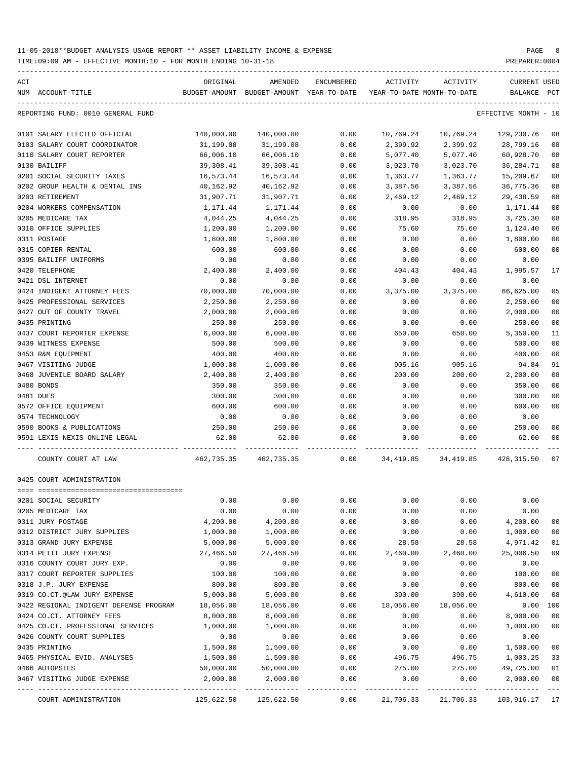11-05-2018**BUDGET ANALYSIS USAGE REPORT ** ASSET LIABILITY INCOME & EXPENSE

TIME:09:09 AM - EFFECTIVE MONTH:10 - FOR MONTH ENDING 10-31-18

PREPARER:0004

REPORTING FUND: 0010 GENERAL FUND — EFFECTIVE MONTH - 10

| ACT NUM | ACCOUNT-TITLE | ORIGINAL BUDGET-AMOUNT | AMENDED BUDGET-AMOUNT | ENCUMBERED YEAR-TO-DATE | ACTIVITY YEAR-TO-DATE | ACTIVITY MONTH-TO-DATE | CURRENT BALANCE | USED PCT |
|---|---|---|---|---|---|---|---|---|
| 0101 | SALARY ELECTED OFFICIAL | 140,000.00 | 140,000.00 | 0.00 | 10,769.24 | 10,769.24 | 129,230.76 | 08 |
| 0103 | SALARY COURT COORDINATOR | 31,199.08 | 31,199.08 | 0.00 | 2,399.92 | 2,399.92 | 28,799.16 | 08 |
| 0110 | SALARY COURT REPORTER | 66,006.10 | 66,006.10 | 0.00 | 5,077.40 | 5,077.40 | 60,928.70 | 08 |
| 0130 | BAILIFF | 39,308.41 | 39,308.41 | 0.00 | 3,023.70 | 3,023.70 | 36,284.71 | 08 |
| 0201 | SOCIAL SECURITY TAXES | 16,573.44 | 16,573.44 | 0.00 | 1,363.77 | 1,363.77 | 15,209.67 | 08 |
| 0202 | GROUP HEALTH & DENTAL INS | 40,162.92 | 40,162.92 | 0.00 | 3,387.56 | 3,387.56 | 36,775.36 | 08 |
| 0203 | RETIREMENT | 31,907.71 | 31,907.71 | 0.00 | 2,469.12 | 2,469.12 | 29,438.59 | 08 |
| 0204 | WORKERS COMPENSATION | 1,171.44 | 1,171.44 | 0.00 | 0.00 | 0.00 | 1,171.44 | 00 |
| 0205 | MEDICARE TAX | 4,044.25 | 4,044.25 | 0.00 | 318.95 | 318.95 | 3,725.30 | 08 |
| 0310 | OFFICE SUPPLIES | 1,200.00 | 1,200.00 | 0.00 | 75.60 | 75.60 | 1,124.40 | 06 |
| 0311 | POSTAGE | 1,800.00 | 1,800.00 | 0.00 | 0.00 | 0.00 | 1,800.00 | 00 |
| 0315 | COPIER RENTAL | 600.00 | 600.00 | 0.00 | 0.00 | 0.00 | 600.00 | 00 |
| 0395 | BAILIFF UNIFORMS | 0.00 | 0.00 | 0.00 | 0.00 | 0.00 | 0.00 | |
| 0420 | TELEPHONE | 2,400.00 | 2,400.00 | 0.00 | 404.43 | 404.43 | 1,995.57 | 17 |
| 0421 | DSL INTERNET | 0.00 | 0.00 | 0.00 | 0.00 | 0.00 | 0.00 | |
| 0424 | INDIGENT ATTORNEY FEES | 70,000.00 | 70,000.00 | 0.00 | 3,375.00 | 3,375.00 | 66,625.00 | 05 |
| 0425 | PROFESSIONAL SERVICES | 2,250.00 | 2,250.00 | 0.00 | 0.00 | 0.00 | 2,250.00 | 00 |
| 0427 | OUT OF COUNTY TRAVEL | 2,000.00 | 2,000.00 | 0.00 | 0.00 | 0.00 | 2,000.00 | 00 |
| 0435 | PRINTING | 250.00 | 250.00 | 0.00 | 0.00 | 0.00 | 250.00 | 00 |
| 0437 | COURT REPORTER EXPENSE | 6,000.00 | 6,000.00 | 0.00 | 650.00 | 650.00 | 5,350.00 | 11 |
| 0439 | WITNESS EXPENSE | 500.00 | 500.00 | 0.00 | 0.00 | 0.00 | 500.00 | 00 |
| 0453 | R&M EQUIPMENT | 400.00 | 400.00 | 0.00 | 0.00 | 0.00 | 400.00 | 00 |
| 0467 | VISITING JUDGE | 1,000.00 | 1,000.00 | 0.00 | 905.16 | 905.16 | 94.84 | 91 |
| 0468 | JUVENILE BOARD SALARY | 2,400.00 | 2,400.00 | 0.00 | 200.00 | 200.00 | 2,200.00 | 08 |
| 0480 | BONDS | 350.00 | 350.00 | 0.00 | 0.00 | 0.00 | 350.00 | 00 |
| 0481 | DUES | 300.00 | 300.00 | 0.00 | 0.00 | 0.00 | 300.00 | 00 |
| 0572 | OFFICE EQUIPMENT | 600.00 | 600.00 | 0.00 | 0.00 | 0.00 | 600.00 | 00 |
| 0574 | TECHNOLOGY | 0.00 | 0.00 | 0.00 | 0.00 | 0.00 | 0.00 | |
| 0590 | BOOKS & PUBLICATIONS | 250.00 | 250.00 | 0.00 | 0.00 | 0.00 | 250.00 | 00 |
| 0591 | LEXIS NEXIS ONLINE LEGAL | 62.00 | 62.00 | 0.00 | 0.00 | 0.00 | 62.00 | 00 |
| | COUNTY COURT AT LAW | 462,735.35 | 462,735.35 | 0.00 | 34,419.85 | 34,419.85 | 428,315.50 | 07 |

0425 COURT ADMINISTRATION

| ACT NUM | ACCOUNT-TITLE | ORIGINAL BUDGET-AMOUNT | AMENDED BUDGET-AMOUNT | ENCUMBERED YEAR-TO-DATE | ACTIVITY YEAR-TO-DATE | ACTIVITY MONTH-TO-DATE | CURRENT BALANCE | USED PCT |
|---|---|---|---|---|---|---|---|---|
| 0201 | SOCIAL SECURITY | 0.00 | 0.00 | 0.00 | 0.00 | 0.00 | 0.00 | |
| 0205 | MEDICARE TAX | 0.00 | 0.00 | 0.00 | 0.00 | 0.00 | 0.00 | |
| 0311 | JURY POSTAGE | 4,200.00 | 4,200.00 | 0.00 | 0.00 | 0.00 | 4,200.00 | 00 |
| 0312 | DISTRICT JURY SUPPLIES | 1,000.00 | 1,000.00 | 0.00 | 0.00 | 0.00 | 1,000.00 | 00 |
| 0313 | GRAND JURY EXPENSE | 5,000.00 | 5,000.00 | 0.00 | 28.58 | 28.58 | 4,971.42 | 01 |
| 0314 | PETIT JURY EXPENSE | 27,466.50 | 27,466.50 | 0.00 | 2,460.00 | 2,460.00 | 25,006.50 | 09 |
| 0316 | COUNTY COURT JURY EXP. | 0.00 | 0.00 | 0.00 | 0.00 | 0.00 | 0.00 | |
| 0317 | COURT REPORTER SUPPLIES | 100.00 | 100.00 | 0.00 | 0.00 | 0.00 | 100.00 | 00 |
| 0318 | J.P. JURY EXPENSE | 800.00 | 800.00 | 0.00 | 0.00 | 0.00 | 800.00 | 00 |
| 0319 | CO.CT.@LAW JURY EXPENSE | 5,000.00 | 5,000.00 | 0.00 | 390.00 | 390.00 | 4,610.00 | 08 |
| 0422 | REGIONAL INDIGENT DEFENSE PROGRAM | 18,056.00 | 18,056.00 | 0.00 | 18,056.00 | 18,056.00 | 0.00 | 100 |
| 0424 | CO.CT. ATTORNEY FEES | 8,000.00 | 8,000.00 | 0.00 | 0.00 | 0.00 | 8,000.00 | 00 |
| 0425 | CO.CT. PROFESSIONAL SERVICES | 1,000.00 | 1,000.00 | 0.00 | 0.00 | 0.00 | 1,000.00 | 00 |
| 0426 | COUNTY COURT SUPPLIES | 0.00 | 0.00 | 0.00 | 0.00 | 0.00 | 0.00 | |
| 0435 | PRINTING | 1,500.00 | 1,500.00 | 0.00 | 0.00 | 0.00 | 1,500.00 | 00 |
| 0465 | PHYSICAL EVID. ANALYSES | 1,500.00 | 1,500.00 | 0.00 | 496.75 | 496.75 | 1,003.25 | 33 |
| 0466 | AUTOPSIES | 50,000.00 | 50,000.00 | 0.00 | 275.00 | 275.00 | 49,725.00 | 01 |
| 0467 | VISITING JUDGE EXPENSE | 2,000.00 | 2,000.00 | 0.00 | 0.00 | 0.00 | 2,000.00 | 00 |
| | COURT ADMINISTRATION | 125,622.50 | 125,622.50 | 0.00 | 21,706.33 | 21,706.33 | 103,916.17 | 17 |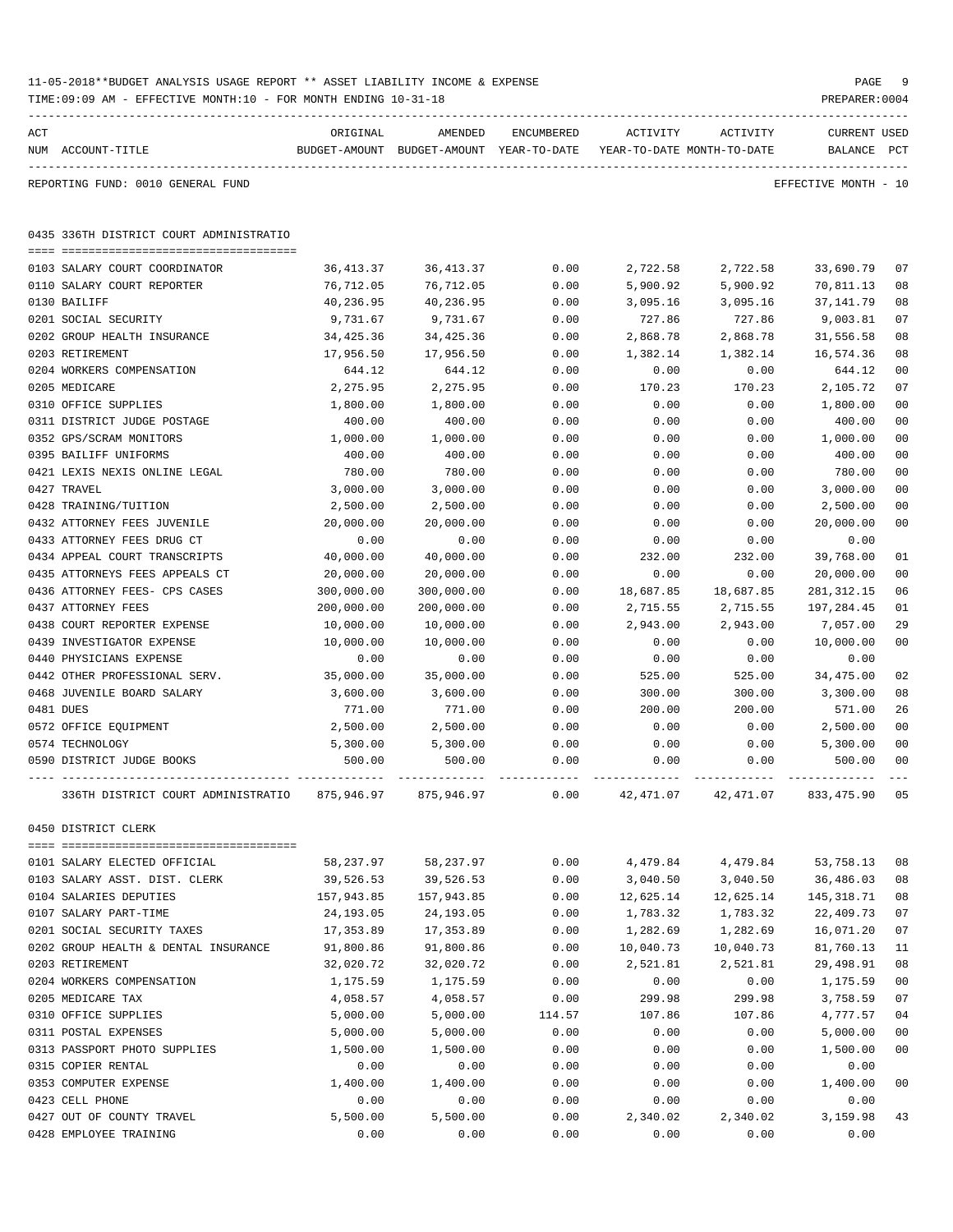11-05-2018**BUDGET ANALYSIS USAGE REPORT ** ASSET LIABILITY INCOME & EXPENSE

TIME:09:09 AM - EFFECTIVE MONTH:10 - FOR MONTH ENDING 10-31-18

PREPARER:0004

REPORTING FUND: 0010 GENERAL FUND

EFFECTIVE MONTH - 10

## 0435 336TH DISTRICT COURT ADMINISTRATIO

| ACT NUM | ACCOUNT-TITLE | ORIGINAL BUDGET-AMOUNT | AMENDED BUDGET-AMOUNT | ENCUMBERED YEAR-TO-DATE | ACTIVITY YEAR-TO-DATE | ACTIVITY MONTH-TO-DATE | CURRENT BALANCE | USED PCT |
|---|---|---|---|---|---|---|---|---|
| 0103 | SALARY COURT COORDINATOR | 36,413.37 | 36,413.37 | 0.00 | 2,722.58 | 2,722.58 | 33,690.79 | 07 |
| 0110 | SALARY COURT REPORTER | 76,712.05 | 76,712.05 | 0.00 | 5,900.92 | 5,900.92 | 70,811.13 | 08 |
| 0130 | BAILIFF | 40,236.95 | 40,236.95 | 0.00 | 3,095.16 | 3,095.16 | 37,141.79 | 08 |
| 0201 | SOCIAL SECURITY | 9,731.67 | 9,731.67 | 0.00 | 727.86 | 727.86 | 9,003.81 | 07 |
| 0202 | GROUP HEALTH INSURANCE | 34,425.36 | 34,425.36 | 0.00 | 2,868.78 | 2,868.78 | 31,556.58 | 08 |
| 0203 | RETIREMENT | 17,956.50 | 17,956.50 | 0.00 | 1,382.14 | 1,382.14 | 16,574.36 | 08 |
| 0204 | WORKERS COMPENSATION | 644.12 | 644.12 | 0.00 | 0.00 | 0.00 | 644.12 | 00 |
| 0205 | MEDICARE | 2,275.95 | 2,275.95 | 0.00 | 170.23 | 170.23 | 2,105.72 | 07 |
| 0310 | OFFICE SUPPLIES | 1,800.00 | 1,800.00 | 0.00 | 0.00 | 0.00 | 1,800.00 | 00 |
| 0311 | DISTRICT JUDGE POSTAGE | 400.00 | 400.00 | 0.00 | 0.00 | 0.00 | 400.00 | 00 |
| 0352 | GPS/SCRAM MONITORS | 1,000.00 | 1,000.00 | 0.00 | 0.00 | 0.00 | 1,000.00 | 00 |
| 0395 | BAILIFF UNIFORMS | 400.00 | 400.00 | 0.00 | 0.00 | 0.00 | 400.00 | 00 |
| 0421 | LEXIS NEXIS ONLINE LEGAL | 780.00 | 780.00 | 0.00 | 0.00 | 0.00 | 780.00 | 00 |
| 0427 | TRAVEL | 3,000.00 | 3,000.00 | 0.00 | 0.00 | 0.00 | 3,000.00 | 00 |
| 0428 | TRAINING/TUITION | 2,500.00 | 2,500.00 | 0.00 | 0.00 | 0.00 | 2,500.00 | 00 |
| 0432 | ATTORNEY FEES JUVENILE | 20,000.00 | 20,000.00 | 0.00 | 0.00 | 0.00 | 20,000.00 | 00 |
| 0433 | ATTORNEY FEES DRUG CT | 0.00 | 0.00 | 0.00 | 0.00 | 0.00 | 0.00 | |
| 0434 | APPEAL COURT TRANSCRIPTS | 40,000.00 | 40,000.00 | 0.00 | 232.00 | 232.00 | 39,768.00 | 01 |
| 0435 | ATTORNEYS FEES APPEALS CT | 20,000.00 | 20,000.00 | 0.00 | 0.00 | 0.00 | 20,000.00 | 00 |
| 0436 | ATTORNEY FEES- CPS CASES | 300,000.00 | 300,000.00 | 0.00 | 18,687.85 | 18,687.85 | 281,312.15 | 06 |
| 0437 | ATTORNEY FEES | 200,000.00 | 200,000.00 | 0.00 | 2,715.55 | 2,715.55 | 197,284.45 | 01 |
| 0438 | COURT REPORTER EXPENSE | 10,000.00 | 10,000.00 | 0.00 | 2,943.00 | 2,943.00 | 7,057.00 | 29 |
| 0439 | INVESTIGATOR EXPENSE | 10,000.00 | 10,000.00 | 0.00 | 0.00 | 0.00 | 10,000.00 | 00 |
| 0440 | PHYSICIANS EXPENSE | 0.00 | 0.00 | 0.00 | 0.00 | 0.00 | 0.00 | |
| 0442 | OTHER PROFESSIONAL SERV. | 35,000.00 | 35,000.00 | 0.00 | 525.00 | 525.00 | 34,475.00 | 02 |
| 0468 | JUVENILE BOARD SALARY | 3,600.00 | 3,600.00 | 0.00 | 300.00 | 300.00 | 3,300.00 | 08 |
| 0481 | DUES | 771.00 | 771.00 | 0.00 | 200.00 | 200.00 | 571.00 | 26 |
| 0572 | OFFICE EQUIPMENT | 2,500.00 | 2,500.00 | 0.00 | 0.00 | 0.00 | 2,500.00 | 00 |
| 0574 | TECHNOLOGY | 5,300.00 | 5,300.00 | 0.00 | 0.00 | 0.00 | 5,300.00 | 00 |
| 0590 | DISTRICT JUDGE BOOKS | 500.00 | 500.00 | 0.00 | 0.00 | 0.00 | 500.00 | 00 |
| | 336TH DISTRICT COURT ADMINISTRATIO | 875,946.97 | 875,946.97 | 0.00 | 42,471.07 | 42,471.07 | 833,475.90 | 05 |

## 0450 DISTRICT CLERK

| ACT NUM | ACCOUNT-TITLE | ORIGINAL BUDGET-AMOUNT | AMENDED BUDGET-AMOUNT | ENCUMBERED YEAR-TO-DATE | ACTIVITY YEAR-TO-DATE | ACTIVITY MONTH-TO-DATE | CURRENT BALANCE | USED PCT |
|---|---|---|---|---|---|---|---|---|
| 0101 | SALARY ELECTED OFFICIAL | 58,237.97 | 58,237.97 | 0.00 | 4,479.84 | 4,479.84 | 53,758.13 | 08 |
| 0103 | SALARY ASST. DIST. CLERK | 39,526.53 | 39,526.53 | 0.00 | 3,040.50 | 3,040.50 | 36,486.03 | 08 |
| 0104 | SALARIES DEPUTIES | 157,943.85 | 157,943.85 | 0.00 | 12,625.14 | 12,625.14 | 145,318.71 | 08 |
| 0107 | SALARY PART-TIME | 24,193.05 | 24,193.05 | 0.00 | 1,783.32 | 1,783.32 | 22,409.73 | 07 |
| 0201 | SOCIAL SECURITY TAXES | 17,353.89 | 17,353.89 | 0.00 | 1,282.69 | 1,282.69 | 16,071.20 | 07 |
| 0202 | GROUP HEALTH & DENTAL INSURANCE | 91,800.86 | 91,800.86 | 0.00 | 10,040.73 | 10,040.73 | 81,760.13 | 11 |
| 0203 | RETIREMENT | 32,020.72 | 32,020.72 | 0.00 | 2,521.81 | 2,521.81 | 29,498.91 | 08 |
| 0204 | WORKERS COMPENSATION | 1,175.59 | 1,175.59 | 0.00 | 0.00 | 0.00 | 1,175.59 | 00 |
| 0205 | MEDICARE TAX | 4,058.57 | 4,058.57 | 0.00 | 299.98 | 299.98 | 3,758.59 | 07 |
| 0310 | OFFICE SUPPLIES | 5,000.00 | 5,000.00 | 114.57 | 107.86 | 107.86 | 4,777.57 | 04 |
| 0311 | POSTAL EXPENSES | 5,000.00 | 5,000.00 | 0.00 | 0.00 | 0.00 | 5,000.00 | 00 |
| 0313 | PASSPORT PHOTO SUPPLIES | 1,500.00 | 1,500.00 | 0.00 | 0.00 | 0.00 | 1,500.00 | 00 |
| 0315 | COPIER RENTAL | 0.00 | 0.00 | 0.00 | 0.00 | 0.00 | 0.00 | |
| 0353 | COMPUTER EXPENSE | 1,400.00 | 1,400.00 | 0.00 | 0.00 | 0.00 | 1,400.00 | 00 |
| 0423 | CELL PHONE | 0.00 | 0.00 | 0.00 | 0.00 | 0.00 | 0.00 | |
| 0427 | OUT OF COUNTY TRAVEL | 5,500.00 | 5,500.00 | 0.00 | 2,340.02 | 2,340.02 | 3,159.98 | 43 |
| 0428 | EMPLOYEE TRAINING | 0.00 | 0.00 | 0.00 | 0.00 | 0.00 | 0.00 | |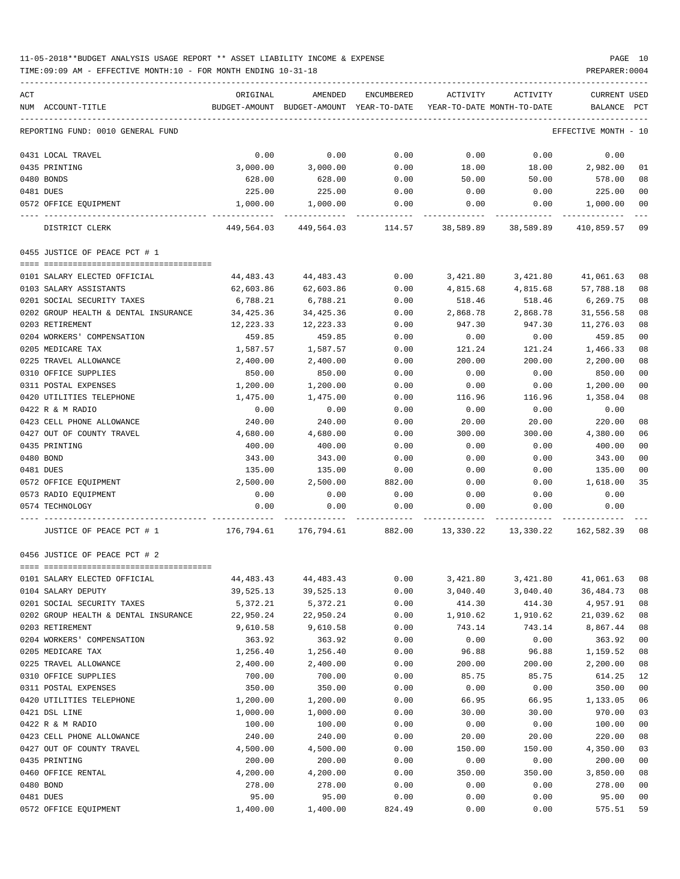11-05-2018**BUDGET ANALYSIS USAGE REPORT ** ASSET LIABILITY INCOME & EXPENSE

TIME:09:09 AM - EFFECTIVE MONTH:10 - FOR MONTH ENDING 10-31-18

PREPARER:0004

REPORTING FUND: 0010 GENERAL FUND — EFFECTIVE MONTH - 10

| ACT NUM | ACCOUNT-TITLE | ORIGINAL BUDGET-AMOUNT | AMENDED BUDGET-AMOUNT | ENCUMBERED YEAR-TO-DATE | ACTIVITY YEAR-TO-DATE | ACTIVITY MONTH-TO-DATE | CURRENT BALANCE | USED PCT |
|---|---|---|---|---|---|---|---|---|
| 0431 | LOCAL TRAVEL | 0.00 | 0.00 | 0.00 | 0.00 | 0.00 | 0.00 | |
| 0435 | PRINTING | 3,000.00 | 3,000.00 | 0.00 | 18.00 | 18.00 | 2,982.00 | 01 |
| 0480 | BONDS | 628.00 | 628.00 | 0.00 | 50.00 | 50.00 | 578.00 | 08 |
| 0481 | DUES | 225.00 | 225.00 | 0.00 | 0.00 | 0.00 | 225.00 | 00 |
| 0572 | OFFICE EQUIPMENT | 1,000.00 | 1,000.00 | 0.00 | 0.00 | 0.00 | 1,000.00 | 00 |
| | DISTRICT CLERK | 449,564.03 | 449,564.03 | 114.57 | 38,589.89 | 38,589.89 | 410,859.57 | 09 |
| | **0455 JUSTICE OF PEACE PCT # 1** | | | | | | | |
| 0101 | SALARY ELECTED OFFICIAL | 44,483.43 | 44,483.43 | 0.00 | 3,421.80 | 3,421.80 | 41,061.63 | 08 |
| 0103 | SALARY ASSISTANTS | 62,603.86 | 62,603.86 | 0.00 | 4,815.68 | 4,815.68 | 57,788.18 | 08 |
| 0201 | SOCIAL SECURITY TAXES | 6,788.21 | 6,788.21 | 0.00 | 518.46 | 518.46 | 6,269.75 | 08 |
| 0202 | GROUP HEALTH & DENTAL INSURANCE | 34,425.36 | 34,425.36 | 0.00 | 2,868.78 | 2,868.78 | 31,556.58 | 08 |
| 0203 | RETIREMENT | 12,223.33 | 12,223.33 | 0.00 | 947.30 | 947.30 | 11,276.03 | 08 |
| 0204 | WORKERS' COMPENSATION | 459.85 | 459.85 | 0.00 | 0.00 | 0.00 | 459.85 | 00 |
| 0205 | MEDICARE TAX | 1,587.57 | 1,587.57 | 0.00 | 121.24 | 121.24 | 1,466.33 | 08 |
| 0225 | TRAVEL ALLOWANCE | 2,400.00 | 2,400.00 | 0.00 | 200.00 | 200.00 | 2,200.00 | 08 |
| 0310 | OFFICE SUPPLIES | 850.00 | 850.00 | 0.00 | 0.00 | 0.00 | 850.00 | 00 |
| 0311 | POSTAL EXPENSES | 1,200.00 | 1,200.00 | 0.00 | 0.00 | 0.00 | 1,200.00 | 00 |
| 0420 | UTILITIES TELEPHONE | 1,475.00 | 1,475.00 | 0.00 | 116.96 | 116.96 | 1,358.04 | 08 |
| 0422 | R & M RADIO | 0.00 | 0.00 | 0.00 | 0.00 | 0.00 | 0.00 | |
| 0423 | CELL PHONE ALLOWANCE | 240.00 | 240.00 | 0.00 | 20.00 | 20.00 | 220.00 | 08 |
| 0427 | OUT OF COUNTY TRAVEL | 4,680.00 | 4,680.00 | 0.00 | 300.00 | 300.00 | 4,380.00 | 06 |
| 0435 | PRINTING | 400.00 | 400.00 | 0.00 | 0.00 | 0.00 | 400.00 | 00 |
| 0480 | BOND | 343.00 | 343.00 | 0.00 | 0.00 | 0.00 | 343.00 | 00 |
| 0481 | DUES | 135.00 | 135.00 | 0.00 | 0.00 | 0.00 | 135.00 | 00 |
| 0572 | OFFICE EQUIPMENT | 2,500.00 | 2,500.00 | 882.00 | 0.00 | 0.00 | 1,618.00 | 35 |
| 0573 | RADIO EQUIPMENT | 0.00 | 0.00 | 0.00 | 0.00 | 0.00 | 0.00 | |
| 0574 | TECHNOLOGY | 0.00 | 0.00 | 0.00 | 0.00 | 0.00 | 0.00 | |
| | JUSTICE OF PEACE PCT # 1 | 176,794.61 | 176,794.61 | 882.00 | 13,330.22 | 13,330.22 | 162,582.39 | 08 |
| | **0456 JUSTICE OF PEACE PCT # 2** | | | | | | | |
| 0101 | SALARY ELECTED OFFICIAL | 44,483.43 | 44,483.43 | 0.00 | 3,421.80 | 3,421.80 | 41,061.63 | 08 |
| 0104 | SALARY DEPUTY | 39,525.13 | 39,525.13 | 0.00 | 3,040.40 | 3,040.40 | 36,484.73 | 08 |
| 0201 | SOCIAL SECURITY TAXES | 5,372.21 | 5,372.21 | 0.00 | 414.30 | 414.30 | 4,957.91 | 08 |
| 0202 | GROUP HEALTH & DENTAL INSURANCE | 22,950.24 | 22,950.24 | 0.00 | 1,910.62 | 1,910.62 | 21,039.62 | 08 |
| 0203 | RETIREMENT | 9,610.58 | 9,610.58 | 0.00 | 743.14 | 743.14 | 8,867.44 | 08 |
| 0204 | WORKERS' COMPENSATION | 363.92 | 363.92 | 0.00 | 0.00 | 0.00 | 363.92 | 00 |
| 0205 | MEDICARE TAX | 1,256.40 | 1,256.40 | 0.00 | 96.88 | 96.88 | 1,159.52 | 08 |
| 0225 | TRAVEL ALLOWANCE | 2,400.00 | 2,400.00 | 0.00 | 200.00 | 200.00 | 2,200.00 | 08 |
| 0310 | OFFICE SUPPLIES | 700.00 | 700.00 | 0.00 | 85.75 | 85.75 | 614.25 | 12 |
| 0311 | POSTAL EXPENSES | 350.00 | 350.00 | 0.00 | 0.00 | 0.00 | 350.00 | 00 |
| 0420 | UTILITIES TELEPHONE | 1,200.00 | 1,200.00 | 0.00 | 66.95 | 66.95 | 1,133.05 | 06 |
| 0421 | DSL LINE | 1,000.00 | 1,000.00 | 0.00 | 30.00 | 30.00 | 970.00 | 03 |
| 0422 | R & M RADIO | 100.00 | 100.00 | 0.00 | 0.00 | 0.00 | 100.00 | 00 |
| 0423 | CELL PHONE ALLOWANCE | 240.00 | 240.00 | 0.00 | 20.00 | 20.00 | 220.00 | 08 |
| 0427 | OUT OF COUNTY TRAVEL | 4,500.00 | 4,500.00 | 0.00 | 150.00 | 150.00 | 4,350.00 | 03 |
| 0435 | PRINTING | 200.00 | 200.00 | 0.00 | 0.00 | 0.00 | 200.00 | 00 |
| 0460 | OFFICE RENTAL | 4,200.00 | 4,200.00 | 0.00 | 350.00 | 350.00 | 3,850.00 | 08 |
| 0480 | BOND | 278.00 | 278.00 | 0.00 | 0.00 | 0.00 | 278.00 | 00 |
| 0481 | DUES | 95.00 | 95.00 | 0.00 | 0.00 | 0.00 | 95.00 | 00 |
| 0572 | OFFICE EQUIPMENT | 1,400.00 | 1,400.00 | 824.49 | 0.00 | 0.00 | 575.51 | 59 |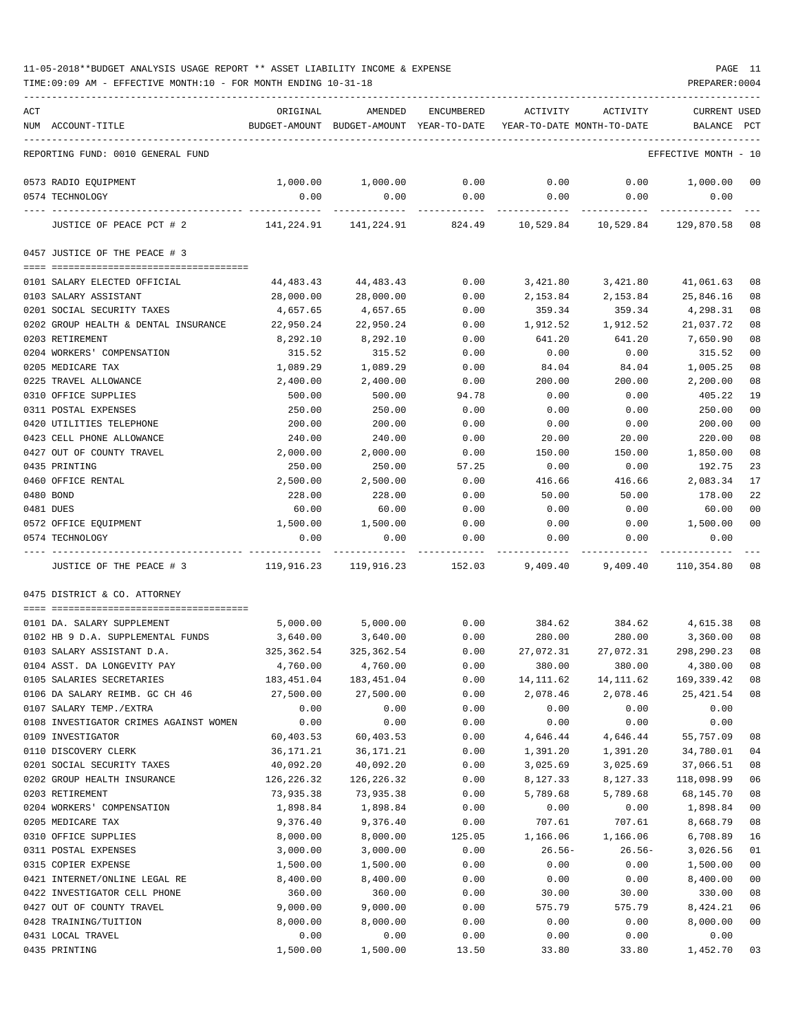11-05-2018**BUDGET ANALYSIS USAGE REPORT ** ASSET LIABILITY INCOME & EXPENSE

TIME:09:09 AM - EFFECTIVE MONTH:10 - FOR MONTH ENDING 10-31-18 PREPARER:0004

| ACT NUM | ACCOUNT-TITLE | ORIGINAL BUDGET-AMOUNT | AMENDED BUDGET-AMOUNT | ENCUMBERED YEAR-TO-DATE | ACTIVITY YEAR-TO-DATE | ACTIVITY MONTH-TO-DATE | CURRENT BALANCE | USED PCT |
|---|---|---|---|---|---|---|---|---|
| | REPORTING FUND: 0010 GENERAL FUND | | | | | | EFFECTIVE MONTH - 10 | |
| 0573 | RADIO EQUIPMENT | 1,000.00 | 1,000.00 | 0.00 | 0.00 | 0.00 | 1,000.00 | 00 |
| 0574 | TECHNOLOGY | 0.00 | 0.00 | 0.00 | 0.00 | 0.00 | 0.00 | |
| | JUSTICE OF PEACE PCT # 2 | 141,224.91 | 141,224.91 | 824.49 | 10,529.84 | 10,529.84 | 129,870.58 | 08 |
| | **0457 JUSTICE OF THE PEACE # 3** | | | | | | | |
| 0101 | SALARY ELECTED OFFICIAL | 44,483.43 | 44,483.43 | 0.00 | 3,421.80 | 3,421.80 | 41,061.63 | 08 |
| 0103 | SALARY ASSISTANT | 28,000.00 | 28,000.00 | 0.00 | 2,153.84 | 2,153.84 | 25,846.16 | 08 |
| 0201 | SOCIAL SECURITY TAXES | 4,657.65 | 4,657.65 | 0.00 | 359.34 | 359.34 | 4,298.31 | 08 |
| 0202 | GROUP HEALTH & DENTAL INSURANCE | 22,950.24 | 22,950.24 | 0.00 | 1,912.52 | 1,912.52 | 21,037.72 | 08 |
| 0203 | RETIREMENT | 8,292.10 | 8,292.10 | 0.00 | 641.20 | 641.20 | 7,650.90 | 08 |
| 0204 | WORKERS' COMPENSATION | 315.52 | 315.52 | 0.00 | 0.00 | 0.00 | 315.52 | 00 |
| 0205 | MEDICARE TAX | 1,089.29 | 1,089.29 | 0.00 | 84.04 | 84.04 | 1,005.25 | 08 |
| 0225 | TRAVEL ALLOWANCE | 2,400.00 | 2,400.00 | 0.00 | 200.00 | 200.00 | 2,200.00 | 08 |
| 0310 | OFFICE SUPPLIES | 500.00 | 500.00 | 94.78 | 0.00 | 0.00 | 405.22 | 19 |
| 0311 | POSTAL EXPENSES | 250.00 | 250.00 | 0.00 | 0.00 | 0.00 | 250.00 | 00 |
| 0420 | UTILITIES TELEPHONE | 200.00 | 200.00 | 0.00 | 0.00 | 0.00 | 200.00 | 00 |
| 0423 | CELL PHONE ALLOWANCE | 240.00 | 240.00 | 0.00 | 20.00 | 20.00 | 220.00 | 08 |
| 0427 | OUT OF COUNTY TRAVEL | 2,000.00 | 2,000.00 | 0.00 | 150.00 | 150.00 | 1,850.00 | 08 |
| 0435 | PRINTING | 250.00 | 250.00 | 57.25 | 0.00 | 0.00 | 192.75 | 23 |
| 0460 | OFFICE RENTAL | 2,500.00 | 2,500.00 | 0.00 | 416.66 | 416.66 | 2,083.34 | 17 |
| 0480 | BOND | 228.00 | 228.00 | 0.00 | 50.00 | 50.00 | 178.00 | 22 |
| 0481 | DUES | 60.00 | 60.00 | 0.00 | 0.00 | 0.00 | 60.00 | 00 |
| 0572 | OFFICE EQUIPMENT | 1,500.00 | 1,500.00 | 0.00 | 0.00 | 0.00 | 1,500.00 | 00 |
| 0574 | TECHNOLOGY | 0.00 | 0.00 | 0.00 | 0.00 | 0.00 | 0.00 | |
| | JUSTICE OF THE PEACE # 3 | 119,916.23 | 119,916.23 | 152.03 | 9,409.40 | 9,409.40 | 110,354.80 | 08 |
| | **0475 DISTRICT & CO. ATTORNEY** | | | | | | | |
| 0101 | DA. SALARY SUPPLEMENT | 5,000.00 | 5,000.00 | 0.00 | 384.62 | 384.62 | 4,615.38 | 08 |
| 0102 | HB 9 D.A. SUPPLEMENTAL FUNDS | 3,640.00 | 3,640.00 | 0.00 | 280.00 | 280.00 | 3,360.00 | 08 |
| 0103 | SALARY ASSISTANT D.A. | 325,362.54 | 325,362.54 | 0.00 | 27,072.31 | 27,072.31 | 298,290.23 | 08 |
| 0104 | ASST. DA LONGEVITY PAY | 4,760.00 | 4,760.00 | 0.00 | 380.00 | 380.00 | 4,380.00 | 08 |
| 0105 | SALARIES SECRETARIES | 183,451.04 | 183,451.04 | 0.00 | 14,111.62 | 14,111.62 | 169,339.42 | 08 |
| 0106 | DA SALARY REIMB. GC CH 46 | 27,500.00 | 27,500.00 | 0.00 | 2,078.46 | 2,078.46 | 25,421.54 | 08 |
| 0107 | SALARY TEMP./EXTRA | 0.00 | 0.00 | 0.00 | 0.00 | 0.00 | 0.00 | |
| 0108 | INVESTIGATOR CRIMES AGAINST WOMEN | 0.00 | 0.00 | 0.00 | 0.00 | 0.00 | 0.00 | |
| 0109 | INVESTIGATOR | 60,403.53 | 60,403.53 | 0.00 | 4,646.44 | 4,646.44 | 55,757.09 | 08 |
| 0110 | DISCOVERY CLERK | 36,171.21 | 36,171.21 | 0.00 | 1,391.20 | 1,391.20 | 34,780.01 | 04 |
| 0201 | SOCIAL SECURITY TAXES | 40,092.20 | 40,092.20 | 0.00 | 3,025.69 | 3,025.69 | 37,066.51 | 08 |
| 0202 | GROUP HEALTH INSURANCE | 126,226.32 | 126,226.32 | 0.00 | 8,127.33 | 8,127.33 | 118,098.99 | 06 |
| 0203 | RETIREMENT | 73,935.38 | 73,935.38 | 0.00 | 5,789.68 | 5,789.68 | 68,145.70 | 08 |
| 0204 | WORKERS' COMPENSATION | 1,898.84 | 1,898.84 | 0.00 | 0.00 | 0.00 | 1,898.84 | 00 |
| 0205 | MEDICARE TAX | 9,376.40 | 9,376.40 | 0.00 | 707.61 | 707.61 | 8,668.79 | 08 |
| 0310 | OFFICE SUPPLIES | 8,000.00 | 8,000.00 | 125.05 | 1,166.06 | 1,166.06 | 6,708.89 | 16 |
| 0311 | POSTAL EXPENSES | 3,000.00 | 3,000.00 | 0.00 | 26.56- | 26.56- | 3,026.56 | 01 |
| 0315 | COPIER EXPENSE | 1,500.00 | 1,500.00 | 0.00 | 0.00 | 0.00 | 1,500.00 | 00 |
| 0421 | INTERNET/ONLINE LEGAL RE | 8,400.00 | 8,400.00 | 0.00 | 0.00 | 0.00 | 8,400.00 | 00 |
| 0422 | INVESTIGATOR CELL PHONE | 360.00 | 360.00 | 0.00 | 30.00 | 30.00 | 330.00 | 08 |
| 0427 | OUT OF COUNTY TRAVEL | 9,000.00 | 9,000.00 | 0.00 | 575.79 | 575.79 | 8,424.21 | 06 |
| 0428 | TRAINING/TUITION | 8,000.00 | 8,000.00 | 0.00 | 0.00 | 0.00 | 8,000.00 | 00 |
| 0431 | LOCAL TRAVEL | 0.00 | 0.00 | 0.00 | 0.00 | 0.00 | 0.00 | |
| 0435 | PRINTING | 1,500.00 | 1,500.00 | 13.50 | 33.80 | 33.80 | 1,452.70 | 03 |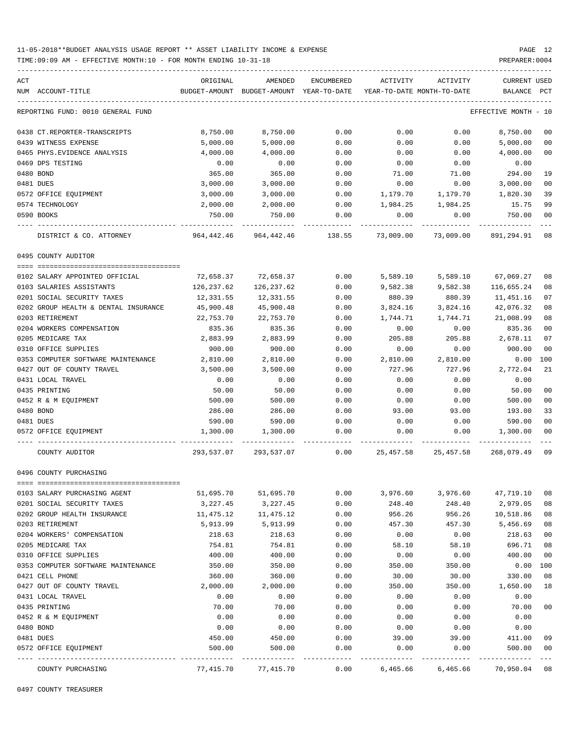11-05-2018**BUDGET ANALYSIS USAGE REPORT ** ASSET LIABILITY INCOME & EXPENSE

TIME:09:09 AM - EFFECTIVE MONTH:10 - FOR MONTH ENDING 10-31-18

PREPARER:0004

| ACT NUM | ACCOUNT-TITLE | ORIGINAL BUDGET-AMOUNT | AMENDED BUDGET-AMOUNT | ENCUMBERED YEAR-TO-DATE | ACTIVITY YEAR-TO-DATE | ACTIVITY MONTH-TO-DATE | CURRENT BALANCE | USED PCT |
|---|---|---|---|---|---|---|---|---|
| | REPORTING FUND: 0010 GENERAL FUND | | | | | | EFFECTIVE MONTH - 10 | |
| 0438 | CT.REPORTER-TRANSCRIPTS | 8,750.00 | 8,750.00 | 0.00 | 0.00 | 0.00 | 8,750.00 | 00 |
| 0439 | WITNESS EXPENSE | 5,000.00 | 5,000.00 | 0.00 | 0.00 | 0.00 | 5,000.00 | 00 |
| 0465 | PHYS.EVIDENCE ANALYSIS | 4,000.00 | 4,000.00 | 0.00 | 0.00 | 0.00 | 4,000.00 | 00 |
| 0469 | DPS TESTING | 0.00 | 0.00 | 0.00 | 0.00 | 0.00 | 0.00 | |
| 0480 | BOND | 365.00 | 365.00 | 0.00 | 71.00 | 71.00 | 294.00 | 19 |
| 0481 | DUES | 3,000.00 | 3,000.00 | 0.00 | 0.00 | 0.00 | 3,000.00 | 00 |
| 0572 | OFFICE EQUIPMENT | 3,000.00 | 3,000.00 | 0.00 | 1,179.70 | 1,179.70 | 1,820.30 | 39 |
| 0574 | TECHNOLOGY | 2,000.00 | 2,000.00 | 0.00 | 1,984.25 | 1,984.25 | 15.75 | 99 |
| 0590 | BOOKS | 750.00 | 750.00 | 0.00 | 0.00 | 0.00 | 750.00 | 00 |
| | DISTRICT & CO. ATTORNEY | 964,442.46 | 964,442.46 | 138.55 | 73,009.00 | 73,009.00 | 891,294.91 | 08 |
| | 0495 COUNTY AUDITOR | | | | | | | |
| 0102 | SALARY APPOINTED OFFICIAL | 72,658.37 | 72,658.37 | 0.00 | 5,589.10 | 5,589.10 | 67,069.27 | 08 |
| 0103 | SALARIES ASSISTANTS | 126,237.62 | 126,237.62 | 0.00 | 9,582.38 | 9,582.38 | 116,655.24 | 08 |
| 0201 | SOCIAL SECURITY TAXES | 12,331.55 | 12,331.55 | 0.00 | 880.39 | 880.39 | 11,451.16 | 07 |
| 0202 | GROUP HEALTH & DENTAL INSURANCE | 45,900.48 | 45,900.48 | 0.00 | 3,824.16 | 3,824.16 | 42,076.32 | 08 |
| 0203 | RETIREMENT | 22,753.70 | 22,753.70 | 0.00 | 1,744.71 | 1,744.71 | 21,008.99 | 08 |
| 0204 | WORKERS COMPENSATION | 835.36 | 835.36 | 0.00 | 0.00 | 0.00 | 835.36 | 00 |
| 0205 | MEDICARE TAX | 2,883.99 | 2,883.99 | 0.00 | 205.88 | 205.88 | 2,678.11 | 07 |
| 0310 | OFFICE SUPPLIES | 900.00 | 900.00 | 0.00 | 0.00 | 0.00 | 900.00 | 00 |
| 0353 | COMPUTER SOFTWARE MAINTENANCE | 2,810.00 | 2,810.00 | 0.00 | 2,810.00 | 2,810.00 | 0.00 | 100 |
| 0427 | OUT OF COUNTY TRAVEL | 3,500.00 | 3,500.00 | 0.00 | 727.96 | 727.96 | 2,772.04 | 21 |
| 0431 | LOCAL TRAVEL | 0.00 | 0.00 | 0.00 | 0.00 | 0.00 | 0.00 | |
| 0435 | PRINTING | 50.00 | 50.00 | 0.00 | 0.00 | 0.00 | 50.00 | 00 |
| 0452 | R & M EQUIPMENT | 500.00 | 500.00 | 0.00 | 0.00 | 0.00 | 500.00 | 00 |
| 0480 | BOND | 286.00 | 286.00 | 0.00 | 93.00 | 93.00 | 193.00 | 33 |
| 0481 | DUES | 590.00 | 590.00 | 0.00 | 0.00 | 0.00 | 590.00 | 00 |
| 0572 | OFFICE EQUIPMENT | 1,300.00 | 1,300.00 | 0.00 | 0.00 | 0.00 | 1,300.00 | 00 |
| | COUNTY AUDITOR | 293,537.07 | 293,537.07 | 0.00 | 25,457.58 | 25,457.58 | 268,079.49 | 09 |
| | 0496 COUNTY PURCHASING | | | | | | | |
| 0103 | SALARY PURCHASING AGENT | 51,695.70 | 51,695.70 | 0.00 | 3,976.60 | 3,976.60 | 47,719.10 | 08 |
| 0201 | SOCIAL SECURITY TAXES | 3,227.45 | 3,227.45 | 0.00 | 248.40 | 248.40 | 2,979.05 | 08 |
| 0202 | GROUP HEALTH INSURANCE | 11,475.12 | 11,475.12 | 0.00 | 956.26 | 956.26 | 10,518.86 | 08 |
| 0203 | RETIREMENT | 5,913.99 | 5,913.99 | 0.00 | 457.30 | 457.30 | 5,456.69 | 08 |
| 0204 | WORKERS' COMPENSATION | 218.63 | 218.63 | 0.00 | 0.00 | 0.00 | 218.63 | 00 |
| 0205 | MEDICARE TAX | 754.81 | 754.81 | 0.00 | 58.10 | 58.10 | 696.71 | 08 |
| 0310 | OFFICE SUPPLIES | 400.00 | 400.00 | 0.00 | 0.00 | 0.00 | 400.00 | 00 |
| 0353 | COMPUTER SOFTWARE MAINTENANCE | 350.00 | 350.00 | 0.00 | 350.00 | 350.00 | 0.00 | 100 |
| 0421 | CELL PHONE | 360.00 | 360.00 | 0.00 | 30.00 | 30.00 | 330.00 | 08 |
| 0427 | OUT OF COUNTY TRAVEL | 2,000.00 | 2,000.00 | 0.00 | 350.00 | 350.00 | 1,650.00 | 18 |
| 0431 | LOCAL TRAVEL | 0.00 | 0.00 | 0.00 | 0.00 | 0.00 | 0.00 | |
| 0435 | PRINTING | 70.00 | 70.00 | 0.00 | 0.00 | 0.00 | 70.00 | 00 |
| 0452 | R & M EQUIPMENT | 0.00 | 0.00 | 0.00 | 0.00 | 0.00 | 0.00 | |
| 0480 | BOND | 0.00 | 0.00 | 0.00 | 0.00 | 0.00 | 0.00 | |
| 0481 | DUES | 450.00 | 450.00 | 0.00 | 39.00 | 39.00 | 411.00 | 09 |
| 0572 | OFFICE EQUIPMENT | 500.00 | 500.00 | 0.00 | 0.00 | 0.00 | 500.00 | 00 |
| | COUNTY PURCHASING | 77,415.70 | 77,415.70 | 0.00 | 6,465.66 | 6,465.66 | 70,950.04 | 08 |

0497 COUNTY TREASURER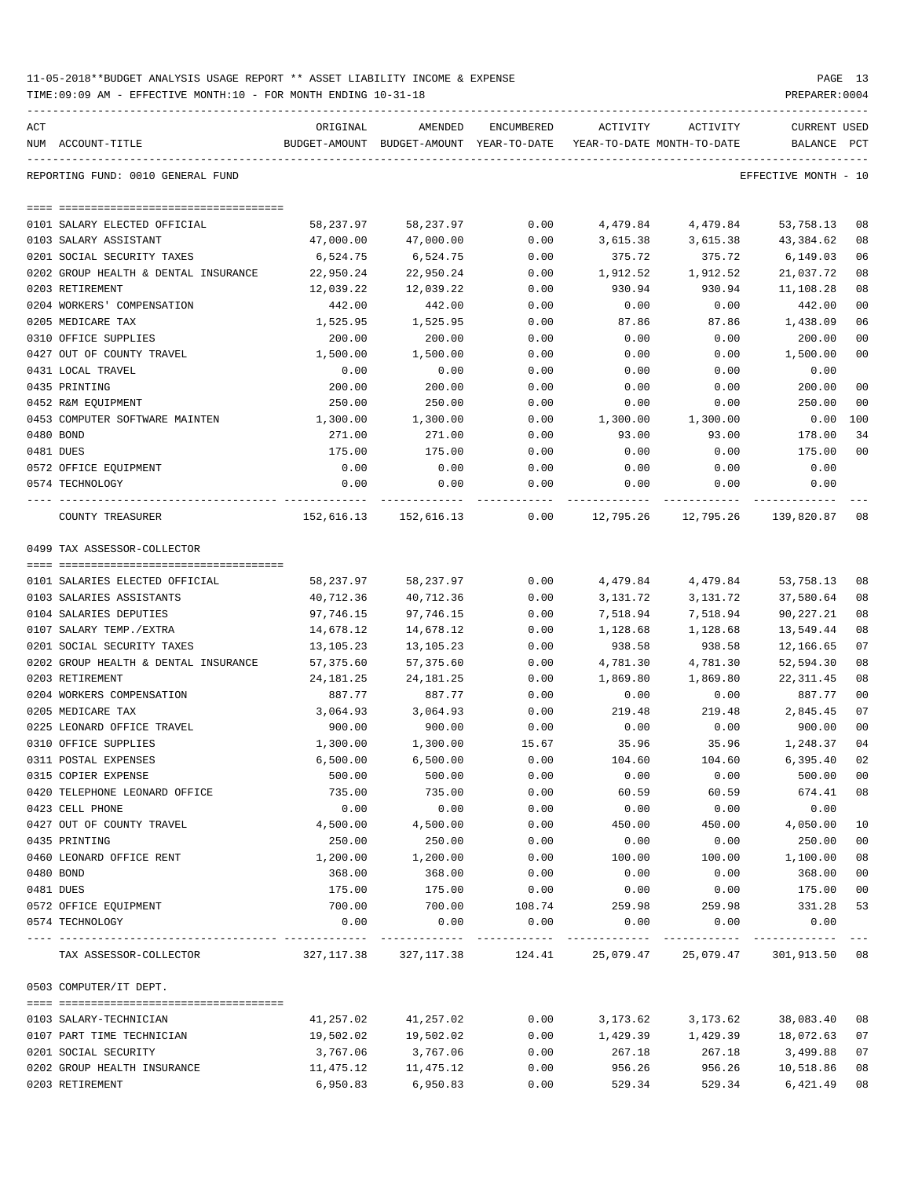11-05-2018**BUDGET ANALYSIS USAGE REPORT ** ASSET LIABILITY INCOME & EXPENSE

TIME:09:09 AM - EFFECTIVE MONTH:10 - FOR MONTH ENDING 10-31-18 PREPARER:0004

REPORTING FUND: 0010 GENERAL FUND — EFFECTIVE MONTH - 10

| ACT NUM | ACCOUNT-TITLE | ORIGINAL BUDGET-AMOUNT | AMENDED BUDGET-AMOUNT | ENCUMBERED YEAR-TO-DATE | ACTIVITY YEAR-TO-DATE | ACTIVITY MONTH-TO-DATE | CURRENT BALANCE | USED PCT |
|---|---|---|---|---|---|---|---|---|
| 0101 | SALARY ELECTED OFFICIAL | 58,237.97 | 58,237.97 | 0.00 | 4,479.84 | 4,479.84 | 53,758.13 | 08 |
| 0103 | SALARY ASSISTANT | 47,000.00 | 47,000.00 | 0.00 | 3,615.38 | 3,615.38 | 43,384.62 | 08 |
| 0201 | SOCIAL SECURITY TAXES | 6,524.75 | 6,524.75 | 0.00 | 375.72 | 375.72 | 6,149.03 | 06 |
| 0202 | GROUP HEALTH & DENTAL INSURANCE | 22,950.24 | 22,950.24 | 0.00 | 1,912.52 | 1,912.52 | 21,037.72 | 08 |
| 0203 | RETIREMENT | 12,039.22 | 12,039.22 | 0.00 | 930.94 | 930.94 | 11,108.28 | 08 |
| 0204 | WORKERS' COMPENSATION | 442.00 | 442.00 | 0.00 | 0.00 | 0.00 | 442.00 | 00 |
| 0205 | MEDICARE TAX | 1,525.95 | 1,525.95 | 0.00 | 87.86 | 87.86 | 1,438.09 | 06 |
| 0310 | OFFICE SUPPLIES | 200.00 | 200.00 | 0.00 | 0.00 | 0.00 | 200.00 | 00 |
| 0427 | OUT OF COUNTY TRAVEL | 1,500.00 | 1,500.00 | 0.00 | 0.00 | 0.00 | 1,500.00 | 00 |
| 0431 | LOCAL TRAVEL | 0.00 | 0.00 | 0.00 | 0.00 | 0.00 | 0.00 | |
| 0435 | PRINTING | 200.00 | 200.00 | 0.00 | 0.00 | 0.00 | 200.00 | 00 |
| 0452 | R&M EQUIPMENT | 250.00 | 250.00 | 0.00 | 0.00 | 0.00 | 250.00 | 00 |
| 0453 | COMPUTER SOFTWARE MAINTEN | 1,300.00 | 1,300.00 | 0.00 | 1,300.00 | 1,300.00 | 0.00 | 100 |
| 0480 | BOND | 271.00 | 271.00 | 0.00 | 93.00 | 93.00 | 178.00 | 34 |
| 0481 | DUES | 175.00 | 175.00 | 0.00 | 0.00 | 0.00 | 175.00 | 00 |
| 0572 | OFFICE EQUIPMENT | 0.00 | 0.00 | 0.00 | 0.00 | 0.00 | 0.00 | |
| 0574 | TECHNOLOGY | 0.00 | 0.00 | 0.00 | 0.00 | 0.00 | 0.00 | |
| | COUNTY TREASURER | 152,616.13 | 152,616.13 | 0.00 | 12,795.26 | 12,795.26 | 139,820.87 | 08 |

0499 TAX ASSESSOR-COLLECTOR

| ACT NUM | ACCOUNT-TITLE | ORIGINAL BUDGET-AMOUNT | AMENDED BUDGET-AMOUNT | ENCUMBERED YEAR-TO-DATE | ACTIVITY YEAR-TO-DATE | ACTIVITY MONTH-TO-DATE | CURRENT BALANCE | USED PCT |
|---|---|---|---|---|---|---|---|---|
| 0101 | SALARIES ELECTED OFFICIAL | 58,237.97 | 58,237.97 | 0.00 | 4,479.84 | 4,479.84 | 53,758.13 | 08 |
| 0103 | SALARIES ASSISTANTS | 40,712.36 | 40,712.36 | 0.00 | 3,131.72 | 3,131.72 | 37,580.64 | 08 |
| 0104 | SALARIES DEPUTIES | 97,746.15 | 97,746.15 | 0.00 | 7,518.94 | 7,518.94 | 90,227.21 | 08 |
| 0107 | SALARY TEMP./EXTRA | 14,678.12 | 14,678.12 | 0.00 | 1,128.68 | 1,128.68 | 13,549.44 | 08 |
| 0201 | SOCIAL SECURITY TAXES | 13,105.23 | 13,105.23 | 0.00 | 938.58 | 938.58 | 12,166.65 | 07 |
| 0202 | GROUP HEALTH & DENTAL INSURANCE | 57,375.60 | 57,375.60 | 0.00 | 4,781.30 | 4,781.30 | 52,594.30 | 08 |
| 0203 | RETIREMENT | 24,181.25 | 24,181.25 | 0.00 | 1,869.80 | 1,869.80 | 22,311.45 | 08 |
| 0204 | WORKERS COMPENSATION | 887.77 | 887.77 | 0.00 | 0.00 | 0.00 | 887.77 | 00 |
| 0205 | MEDICARE TAX | 3,064.93 | 3,064.93 | 0.00 | 219.48 | 219.48 | 2,845.45 | 07 |
| 0225 | LEONARD OFFICE TRAVEL | 900.00 | 900.00 | 0.00 | 0.00 | 0.00 | 900.00 | 00 |
| 0310 | OFFICE SUPPLIES | 1,300.00 | 1,300.00 | 15.67 | 35.96 | 35.96 | 1,248.37 | 04 |
| 0311 | POSTAL EXPENSES | 6,500.00 | 6,500.00 | 0.00 | 104.60 | 104.60 | 6,395.40 | 02 |
| 0315 | COPIER EXPENSE | 500.00 | 500.00 | 0.00 | 0.00 | 0.00 | 500.00 | 00 |
| 0420 | TELEPHONE LEONARD OFFICE | 735.00 | 735.00 | 0.00 | 60.59 | 60.59 | 674.41 | 08 |
| 0423 | CELL PHONE | 0.00 | 0.00 | 0.00 | 0.00 | 0.00 | 0.00 | |
| 0427 | OUT OF COUNTY TRAVEL | 4,500.00 | 4,500.00 | 0.00 | 450.00 | 450.00 | 4,050.00 | 10 |
| 0435 | PRINTING | 250.00 | 250.00 | 0.00 | 0.00 | 0.00 | 250.00 | 00 |
| 0460 | LEONARD OFFICE RENT | 1,200.00 | 1,200.00 | 0.00 | 100.00 | 100.00 | 1,100.00 | 08 |
| 0480 | BOND | 368.00 | 368.00 | 0.00 | 0.00 | 0.00 | 368.00 | 00 |
| 0481 | DUES | 175.00 | 175.00 | 0.00 | 0.00 | 0.00 | 175.00 | 00 |
| 0572 | OFFICE EQUIPMENT | 700.00 | 700.00 | 108.74 | 259.98 | 259.98 | 331.28 | 53 |
| 0574 | TECHNOLOGY | 0.00 | 0.00 | 0.00 | 0.00 | 0.00 | 0.00 | |
| | TAX ASSESSOR-COLLECTOR | 327,117.38 | 327,117.38 | 124.41 | 25,079.47 | 25,079.47 | 301,913.50 | 08 |

0503 COMPUTER/IT DEPT.

| ACT NUM | ACCOUNT-TITLE | ORIGINAL BUDGET-AMOUNT | AMENDED BUDGET-AMOUNT | ENCUMBERED YEAR-TO-DATE | ACTIVITY YEAR-TO-DATE | ACTIVITY MONTH-TO-DATE | CURRENT BALANCE | USED PCT |
|---|---|---|---|---|---|---|---|---|
| 0103 | SALARY-TECHNICIAN | 41,257.02 | 41,257.02 | 0.00 | 3,173.62 | 3,173.62 | 38,083.40 | 08 |
| 0107 | PART TIME TECHNICIAN | 19,502.02 | 19,502.02 | 0.00 | 1,429.39 | 1,429.39 | 18,072.63 | 07 |
| 0201 | SOCIAL SECURITY | 3,767.06 | 3,767.06 | 0.00 | 267.18 | 267.18 | 3,499.88 | 07 |
| 0202 | GROUP HEALTH INSURANCE | 11,475.12 | 11,475.12 | 0.00 | 956.26 | 956.26 | 10,518.86 | 08 |
| 0203 | RETIREMENT | 6,950.83 | 6,950.83 | 0.00 | 529.34 | 529.34 | 6,421.49 | 08 |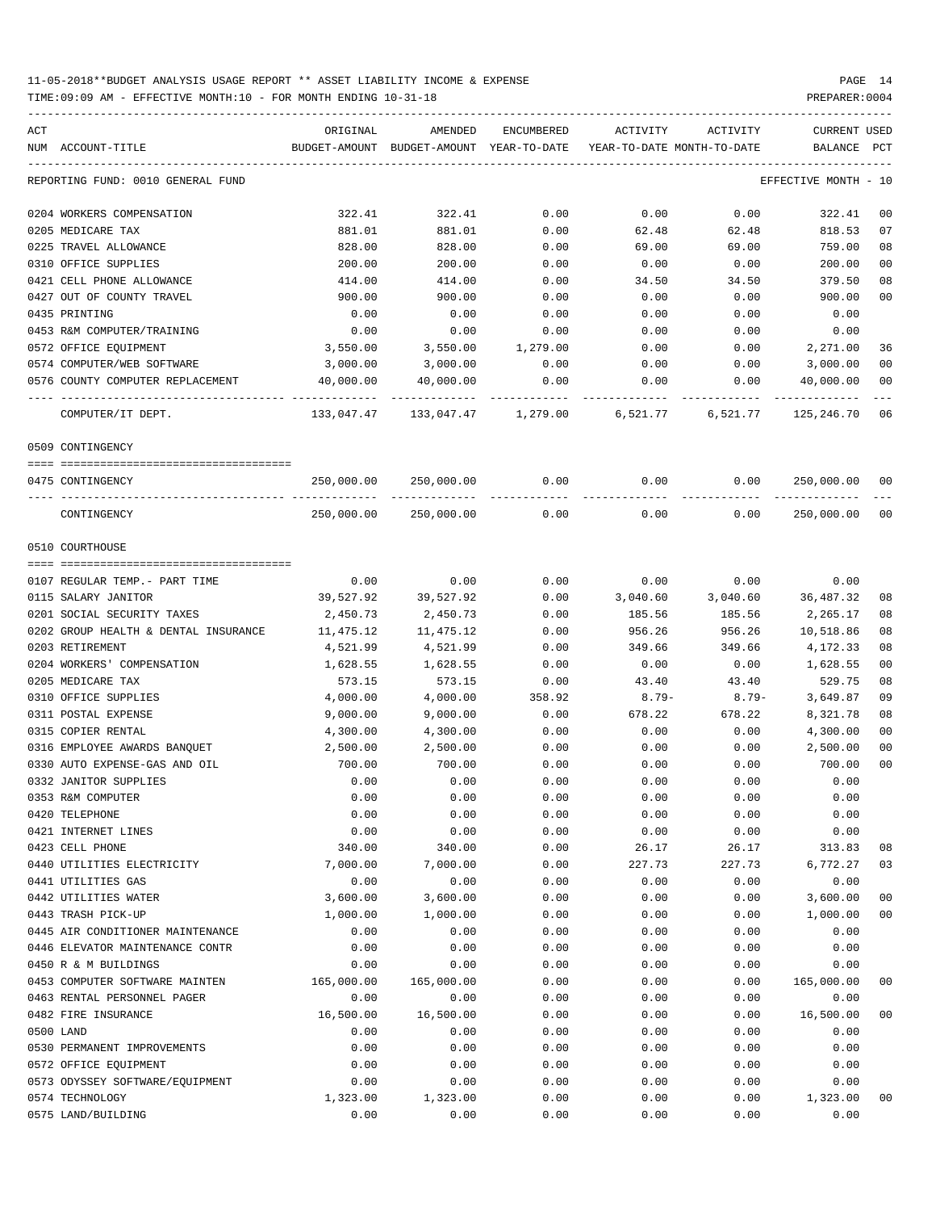11-05-2018**BUDGET ANALYSIS USAGE REPORT ** ASSET LIABILITY INCOME & EXPENSE

TIME:09:09 AM - EFFECTIVE MONTH:10 - FOR MONTH ENDING 10-31-18

PREPARER:0004

| ACT NUM | ACCOUNT-TITLE | ORIGINAL BUDGET-AMOUNT | AMENDED BUDGET-AMOUNT | ENCUMBERED YEAR-TO-DATE | ACTIVITY YEAR-TO-DATE | ACTIVITY MONTH-TO-DATE | CURRENT BALANCE | USED PCT |
|---|---|---|---|---|---|---|---|---|
| | REPORTING FUND: 0010 GENERAL FUND | | | | | | EFFECTIVE MONTH - 10 | |
| 0204 | WORKERS COMPENSATION | 322.41 | 322.41 | 0.00 | 0.00 | 0.00 | 322.41 | 00 |
| 0205 | MEDICARE TAX | 881.01 | 881.01 | 0.00 | 62.48 | 62.48 | 818.53 | 07 |
| 0225 | TRAVEL ALLOWANCE | 828.00 | 828.00 | 0.00 | 69.00 | 69.00 | 759.00 | 08 |
| 0310 | OFFICE SUPPLIES | 200.00 | 200.00 | 0.00 | 0.00 | 0.00 | 200.00 | 00 |
| 0421 | CELL PHONE ALLOWANCE | 414.00 | 414.00 | 0.00 | 34.50 | 34.50 | 379.50 | 08 |
| 0427 | OUT OF COUNTY TRAVEL | 900.00 | 900.00 | 0.00 | 0.00 | 0.00 | 900.00 | 00 |
| 0435 | PRINTING | 0.00 | 0.00 | 0.00 | 0.00 | 0.00 | 0.00 | |
| 0453 | R&M COMPUTER/TRAINING | 0.00 | 0.00 | 0.00 | 0.00 | 0.00 | 0.00 | |
| 0572 | OFFICE EQUIPMENT | 3,550.00 | 3,550.00 | 1,279.00 | 0.00 | 0.00 | 2,271.00 | 36 |
| 0574 | COMPUTER/WEB SOFTWARE | 3,000.00 | 3,000.00 | 0.00 | 0.00 | 0.00 | 3,000.00 | 00 |
| 0576 | COUNTY COMPUTER REPLACEMENT | 40,000.00 | 40,000.00 | 0.00 | 0.00 | 0.00 | 40,000.00 | 00 |
| | COMPUTER/IT DEPT. | 133,047.47 | 133,047.47 | 1,279.00 | 6,521.77 | 6,521.77 | 125,246.70 | 06 |
| | 0509 CONTINGENCY | | | | | | | |
| 0475 | CONTINGENCY | 250,000.00 | 250,000.00 | 0.00 | 0.00 | 0.00 | 250,000.00 | 00 |
| | CONTINGENCY | 250,000.00 | 250,000.00 | 0.00 | 0.00 | 0.00 | 250,000.00 | 00 |
| | 0510 COURTHOUSE | | | | | | | |
| 0107 | REGULAR TEMP.- PART TIME | 0.00 | 0.00 | 0.00 | 0.00 | 0.00 | 0.00 | |
| 0115 | SALARY JANITOR | 39,527.92 | 39,527.92 | 0.00 | 3,040.60 | 3,040.60 | 36,487.32 | 08 |
| 0201 | SOCIAL SECURITY TAXES | 2,450.73 | 2,450.73 | 0.00 | 185.56 | 185.56 | 2,265.17 | 08 |
| 0202 | GROUP HEALTH & DENTAL INSURANCE | 11,475.12 | 11,475.12 | 0.00 | 956.26 | 956.26 | 10,518.86 | 08 |
| 0203 | RETIREMENT | 4,521.99 | 4,521.99 | 0.00 | 349.66 | 349.66 | 4,172.33 | 08 |
| 0204 | WORKERS' COMPENSATION | 1,628.55 | 1,628.55 | 0.00 | 0.00 | 0.00 | 1,628.55 | 00 |
| 0205 | MEDICARE TAX | 573.15 | 573.15 | 0.00 | 43.40 | 43.40 | 529.75 | 08 |
| 0310 | OFFICE SUPPLIES | 4,000.00 | 4,000.00 | 358.92 | 8.79- | 8.79- | 3,649.87 | 09 |
| 0311 | POSTAL EXPENSE | 9,000.00 | 9,000.00 | 0.00 | 678.22 | 678.22 | 8,321.78 | 08 |
| 0315 | COPIER RENTAL | 4,300.00 | 4,300.00 | 0.00 | 0.00 | 0.00 | 4,300.00 | 00 |
| 0316 | EMPLOYEE AWARDS BANQUET | 2,500.00 | 2,500.00 | 0.00 | 0.00 | 0.00 | 2,500.00 | 00 |
| 0330 | AUTO EXPENSE-GAS AND OIL | 700.00 | 700.00 | 0.00 | 0.00 | 0.00 | 700.00 | 00 |
| 0332 | JANITOR SUPPLIES | 0.00 | 0.00 | 0.00 | 0.00 | 0.00 | 0.00 | |
| 0353 | R&M COMPUTER | 0.00 | 0.00 | 0.00 | 0.00 | 0.00 | 0.00 | |
| 0420 | TELEPHONE | 0.00 | 0.00 | 0.00 | 0.00 | 0.00 | 0.00 | |
| 0421 | INTERNET LINES | 0.00 | 0.00 | 0.00 | 0.00 | 0.00 | 0.00 | |
| 0423 | CELL PHONE | 340.00 | 340.00 | 0.00 | 26.17 | 26.17 | 313.83 | 08 |
| 0440 | UTILITIES ELECTRICITY | 7,000.00 | 7,000.00 | 0.00 | 227.73 | 227.73 | 6,772.27 | 03 |
| 0441 | UTILITIES GAS | 0.00 | 0.00 | 0.00 | 0.00 | 0.00 | 0.00 | |
| 0442 | UTILITIES WATER | 3,600.00 | 3,600.00 | 0.00 | 0.00 | 0.00 | 3,600.00 | 00 |
| 0443 | TRASH PICK-UP | 1,000.00 | 1,000.00 | 0.00 | 0.00 | 0.00 | 1,000.00 | 00 |
| 0445 | AIR CONDITIONER MAINTENANCE | 0.00 | 0.00 | 0.00 | 0.00 | 0.00 | 0.00 | |
| 0446 | ELEVATOR MAINTENANCE CONTR | 0.00 | 0.00 | 0.00 | 0.00 | 0.00 | 0.00 | |
| 0450 | R & M BUILDINGS | 0.00 | 0.00 | 0.00 | 0.00 | 0.00 | 0.00 | |
| 0453 | COMPUTER SOFTWARE MAINTEN | 165,000.00 | 165,000.00 | 0.00 | 0.00 | 0.00 | 165,000.00 | 00 |
| 0463 | RENTAL PERSONNEL PAGER | 0.00 | 0.00 | 0.00 | 0.00 | 0.00 | 0.00 | |
| 0482 | FIRE INSURANCE | 16,500.00 | 16,500.00 | 0.00 | 0.00 | 0.00 | 16,500.00 | 00 |
| 0500 | LAND | 0.00 | 0.00 | 0.00 | 0.00 | 0.00 | 0.00 | |
| 0530 | PERMANENT IMPROVEMENTS | 0.00 | 0.00 | 0.00 | 0.00 | 0.00 | 0.00 | |
| 0572 | OFFICE EQUIPMENT | 0.00 | 0.00 | 0.00 | 0.00 | 0.00 | 0.00 | |
| 0573 | ODYSSEY SOFTWARE/EQUIPMENT | 0.00 | 0.00 | 0.00 | 0.00 | 0.00 | 0.00 | |
| 0574 | TECHNOLOGY | 1,323.00 | 1,323.00 | 0.00 | 0.00 | 0.00 | 1,323.00 | 00 |
| 0575 | LAND/BUILDING | 0.00 | 0.00 | 0.00 | 0.00 | 0.00 | 0.00 | |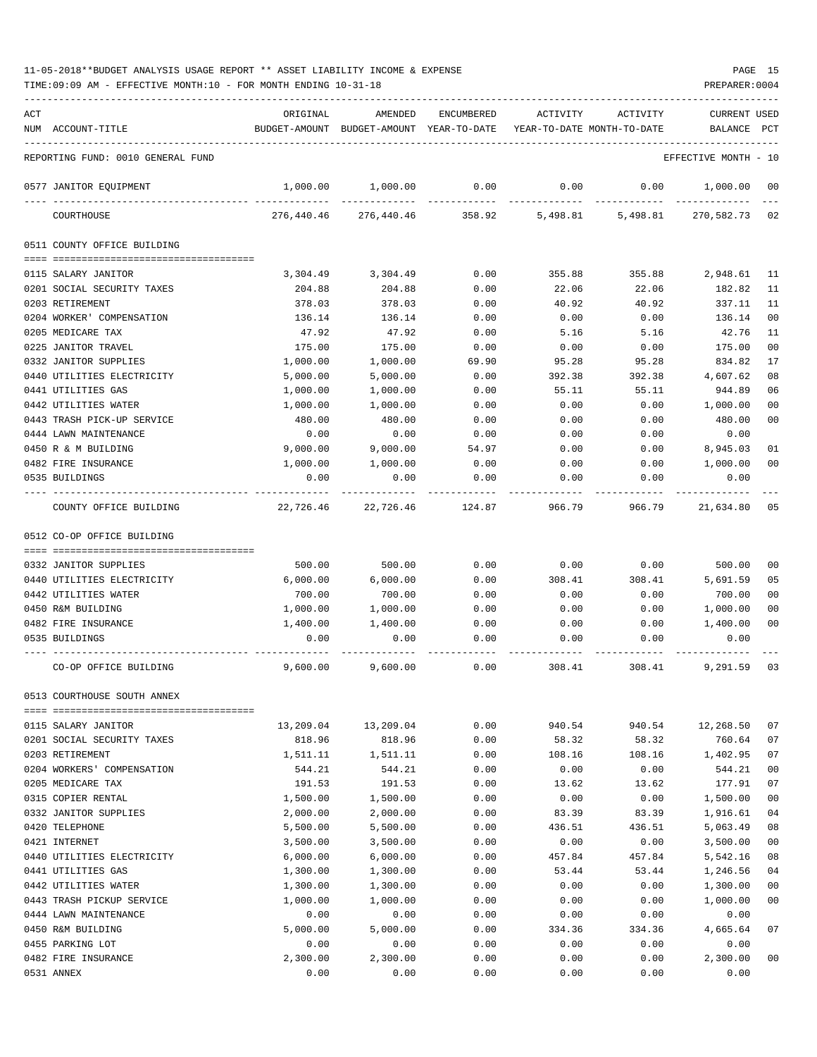11-05-2018**BUDGET ANALYSIS USAGE REPORT ** ASSET LIABILITY INCOME & EXPENSE

TIME:09:09 AM - EFFECTIVE MONTH:10 - FOR MONTH ENDING 10-31-18

PREPARER:0004

| ACT NUM | ACCOUNT-TITLE | ORIGINAL BUDGET-AMOUNT | AMENDED BUDGET-AMOUNT | ENCUMBERED YEAR-TO-DATE | ACTIVITY YEAR-TO-DATE | ACTIVITY MONTH-TO-DATE | CURRENT BALANCE | USED PCT |
|---|---|---|---|---|---|---|---|---|
| | REPORTING FUND: 0010 GENERAL FUND | | | | | | EFFECTIVE MONTH - 10 | |
| 0577 | JANITOR EQUIPMENT | 1,000.00 | 1,000.00 | 0.00 | 0.00 | 0.00 | 1,000.00 | 00 |
| | COURTHOUSE | 276,440.46 | 276,440.46 | 358.92 | 5,498.81 | 5,498.81 | 270,582.73 | 02 |
| | **0511 COUNTY OFFICE BUILDING** | | | | | | | |
| 0115 | SALARY JANITOR | 3,304.49 | 3,304.49 | 0.00 | 355.88 | 355.88 | 2,948.61 | 11 |
| 0201 | SOCIAL SECURITY TAXES | 204.88 | 204.88 | 0.00 | 22.06 | 22.06 | 182.82 | 11 |
| 0203 | RETIREMENT | 378.03 | 378.03 | 0.00 | 40.92 | 40.92 | 337.11 | 11 |
| 0204 | WORKER' COMPENSATION | 136.14 | 136.14 | 0.00 | 0.00 | 0.00 | 136.14 | 00 |
| 0205 | MEDICARE TAX | 47.92 | 47.92 | 0.00 | 5.16 | 5.16 | 42.76 | 11 |
| 0225 | JANITOR TRAVEL | 175.00 | 175.00 | 0.00 | 0.00 | 0.00 | 175.00 | 00 |
| 0332 | JANITOR SUPPLIES | 1,000.00 | 1,000.00 | 69.90 | 95.28 | 95.28 | 834.82 | 17 |
| 0440 | UTILITIES ELECTRICITY | 5,000.00 | 5,000.00 | 0.00 | 392.38 | 392.38 | 4,607.62 | 08 |
| 0441 | UTILITIES GAS | 1,000.00 | 1,000.00 | 0.00 | 55.11 | 55.11 | 944.89 | 06 |
| 0442 | UTILITIES WATER | 1,000.00 | 1,000.00 | 0.00 | 0.00 | 0.00 | 1,000.00 | 00 |
| 0443 | TRASH PICK-UP SERVICE | 480.00 | 480.00 | 0.00 | 0.00 | 0.00 | 480.00 | 00 |
| 0444 | LAWN MAINTENANCE | 0.00 | 0.00 | 0.00 | 0.00 | 0.00 | 0.00 | |
| 0450 | R & M BUILDING | 9,000.00 | 9,000.00 | 54.97 | 0.00 | 0.00 | 8,945.03 | 01 |
| 0482 | FIRE INSURANCE | 1,000.00 | 1,000.00 | 0.00 | 0.00 | 0.00 | 1,000.00 | 00 |
| 0535 | BUILDINGS | 0.00 | 0.00 | 0.00 | 0.00 | 0.00 | 0.00 | |
| | COUNTY OFFICE BUILDING | 22,726.46 | 22,726.46 | 124.87 | 966.79 | 966.79 | 21,634.80 | 05 |
| | **0512 CO-OP OFFICE BUILDING** | | | | | | | |
| 0332 | JANITOR SUPPLIES | 500.00 | 500.00 | 0.00 | 0.00 | 0.00 | 500.00 | 00 |
| 0440 | UTILITIES ELECTRICITY | 6,000.00 | 6,000.00 | 0.00 | 308.41 | 308.41 | 5,691.59 | 05 |
| 0442 | UTILITIES WATER | 700.00 | 700.00 | 0.00 | 0.00 | 0.00 | 700.00 | 00 |
| 0450 | R&M BUILDING | 1,000.00 | 1,000.00 | 0.00 | 0.00 | 0.00 | 1,000.00 | 00 |
| 0482 | FIRE INSURANCE | 1,400.00 | 1,400.00 | 0.00 | 0.00 | 0.00 | 1,400.00 | 00 |
| 0535 | BUILDINGS | 0.00 | 0.00 | 0.00 | 0.00 | 0.00 | 0.00 | |
| | CO-OP OFFICE BUILDING | 9,600.00 | 9,600.00 | 0.00 | 308.41 | 308.41 | 9,291.59 | 03 |
| | **0513 COURTHOUSE SOUTH ANNEX** | | | | | | | |
| 0115 | SALARY JANITOR | 13,209.04 | 13,209.04 | 0.00 | 940.54 | 940.54 | 12,268.50 | 07 |
| 0201 | SOCIAL SECURITY TAXES | 818.96 | 818.96 | 0.00 | 58.32 | 58.32 | 760.64 | 07 |
| 0203 | RETIREMENT | 1,511.11 | 1,511.11 | 0.00 | 108.16 | 108.16 | 1,402.95 | 07 |
| 0204 | WORKERS' COMPENSATION | 544.21 | 544.21 | 0.00 | 0.00 | 0.00 | 544.21 | 00 |
| 0205 | MEDICARE TAX | 191.53 | 191.53 | 0.00 | 13.62 | 13.62 | 177.91 | 07 |
| 0315 | COPIER RENTAL | 1,500.00 | 1,500.00 | 0.00 | 0.00 | 0.00 | 1,500.00 | 00 |
| 0332 | JANITOR SUPPLIES | 2,000.00 | 2,000.00 | 0.00 | 83.39 | 83.39 | 1,916.61 | 04 |
| 0420 | TELEPHONE | 5,500.00 | 5,500.00 | 0.00 | 436.51 | 436.51 | 5,063.49 | 08 |
| 0421 | INTERNET | 3,500.00 | 3,500.00 | 0.00 | 0.00 | 0.00 | 3,500.00 | 00 |
| 0440 | UTILITIES ELECTRICITY | 6,000.00 | 6,000.00 | 0.00 | 457.84 | 457.84 | 5,542.16 | 08 |
| 0441 | UTILITIES GAS | 1,300.00 | 1,300.00 | 0.00 | 53.44 | 53.44 | 1,246.56 | 04 |
| 0442 | UTILITIES WATER | 1,300.00 | 1,300.00 | 0.00 | 0.00 | 0.00 | 1,300.00 | 00 |
| 0443 | TRASH PICKUP SERVICE | 1,000.00 | 1,000.00 | 0.00 | 0.00 | 0.00 | 1,000.00 | 00 |
| 0444 | LAWN MAINTENANCE | 0.00 | 0.00 | 0.00 | 0.00 | 0.00 | 0.00 | |
| 0450 | R&M BUILDING | 5,000.00 | 5,000.00 | 0.00 | 334.36 | 334.36 | 4,665.64 | 07 |
| 0455 | PARKING LOT | 0.00 | 0.00 | 0.00 | 0.00 | 0.00 | 0.00 | |
| 0482 | FIRE INSURANCE | 2,300.00 | 2,300.00 | 0.00 | 0.00 | 0.00 | 2,300.00 | 00 |
| 0531 | ANNEX | 0.00 | 0.00 | 0.00 | 0.00 | 0.00 | 0.00 | |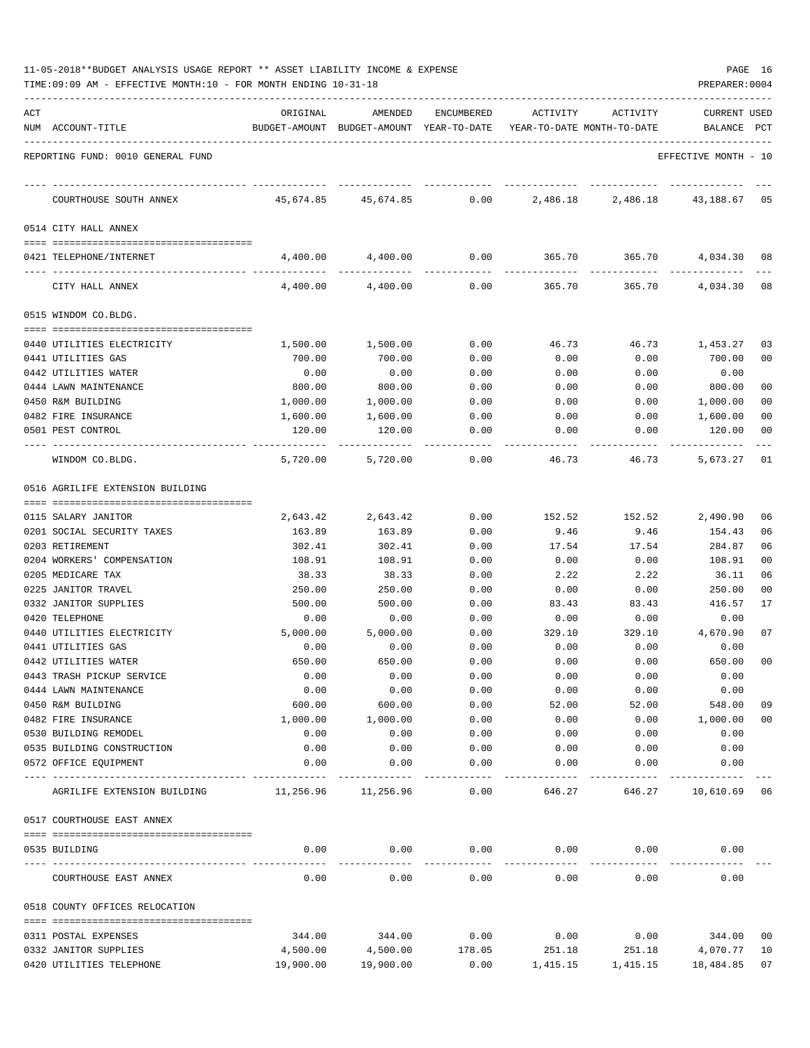11-05-2018**BUDGET ANALYSIS USAGE REPORT ** ASSET LIABILITY INCOME & EXPENSE

TIME:09:09 AM - EFFECTIVE MONTH:10 - FOR MONTH ENDING 10-31-18

PREPARER:0004

REPORTING FUND: 0010 GENERAL FUND — EFFECTIVE MONTH - 10

| ACT NUM | ACCOUNT-TITLE | ORIGINAL BUDGET-AMOUNT | AMENDED BUDGET-AMOUNT | ENCUMBERED YEAR-TO-DATE | ACTIVITY YEAR-TO-DATE | ACTIVITY MONTH-TO-DATE | CURRENT BALANCE | USED PCT |
|---|---|---|---|---|---|---|---|---|
| | COURTHOUSE SOUTH ANNEX | 45,674.85 | 45,674.85 | 0.00 | 2,486.18 | 2,486.18 | 43,188.67 | 05 |
| | **0514 CITY HALL ANNEX** | | | | | | | |
| 0421 | TELEPHONE/INTERNET | 4,400.00 | 4,400.00 | 0.00 | 365.70 | 365.70 | 4,034.30 | 08 |
| | CITY HALL ANNEX | 4,400.00 | 4,400.00 | 0.00 | 365.70 | 365.70 | 4,034.30 | 08 |
| | **0515 WINDOM CO.BLDG.** | | | | | | | |
| 0440 | UTILITIES ELECTRICITY | 1,500.00 | 1,500.00 | 0.00 | 46.73 | 46.73 | 1,453.27 | 03 |
| 0441 | UTILITIES GAS | 700.00 | 700.00 | 0.00 | 0.00 | 0.00 | 700.00 | 00 |
| 0442 | UTILITIES WATER | 0.00 | 0.00 | 0.00 | 0.00 | 0.00 | 0.00 | |
| 0444 | LAWN MAINTENANCE | 800.00 | 800.00 | 0.00 | 0.00 | 0.00 | 800.00 | 00 |
| 0450 | R&M BUILDING | 1,000.00 | 1,000.00 | 0.00 | 0.00 | 0.00 | 1,000.00 | 00 |
| 0482 | FIRE INSURANCE | 1,600.00 | 1,600.00 | 0.00 | 0.00 | 0.00 | 1,600.00 | 00 |
| 0501 | PEST CONTROL | 120.00 | 120.00 | 0.00 | 0.00 | 0.00 | 120.00 | 00 |
| | WINDOM CO.BLDG. | 5,720.00 | 5,720.00 | 0.00 | 46.73 | 46.73 | 5,673.27 | 01 |
| | **0516 AGRILIFE EXTENSION BUILDING** | | | | | | | |
| 0115 | SALARY JANITOR | 2,643.42 | 2,643.42 | 0.00 | 152.52 | 152.52 | 2,490.90 | 06 |
| 0201 | SOCIAL SECURITY TAXES | 163.89 | 163.89 | 0.00 | 9.46 | 9.46 | 154.43 | 06 |
| 0203 | RETIREMENT | 302.41 | 302.41 | 0.00 | 17.54 | 17.54 | 284.87 | 06 |
| 0204 | WORKERS' COMPENSATION | 108.91 | 108.91 | 0.00 | 0.00 | 0.00 | 108.91 | 00 |
| 0205 | MEDICARE TAX | 38.33 | 38.33 | 0.00 | 2.22 | 2.22 | 36.11 | 06 |
| 0225 | JANITOR TRAVEL | 250.00 | 250.00 | 0.00 | 0.00 | 0.00 | 250.00 | 00 |
| 0332 | JANITOR SUPPLIES | 500.00 | 500.00 | 0.00 | 83.43 | 83.43 | 416.57 | 17 |
| 0420 | TELEPHONE | 0.00 | 0.00 | 0.00 | 0.00 | 0.00 | 0.00 | |
| 0440 | UTILITIES ELECTRICITY | 5,000.00 | 5,000.00 | 0.00 | 329.10 | 329.10 | 4,670.90 | 07 |
| 0441 | UTILITIES GAS | 0.00 | 0.00 | 0.00 | 0.00 | 0.00 | 0.00 | |
| 0442 | UTILITIES WATER | 650.00 | 650.00 | 0.00 | 0.00 | 0.00 | 650.00 | 00 |
| 0443 | TRASH PICKUP SERVICE | 0.00 | 0.00 | 0.00 | 0.00 | 0.00 | 0.00 | |
| 0444 | LAWN MAINTENANCE | 0.00 | 0.00 | 0.00 | 0.00 | 0.00 | 0.00 | |
| 0450 | R&M BUILDING | 600.00 | 600.00 | 0.00 | 52.00 | 52.00 | 548.00 | 09 |
| 0482 | FIRE INSURANCE | 1,000.00 | 1,000.00 | 0.00 | 0.00 | 0.00 | 1,000.00 | 00 |
| 0530 | BUILDING REMODEL | 0.00 | 0.00 | 0.00 | 0.00 | 0.00 | 0.00 | |
| 0535 | BUILDING CONSTRUCTION | 0.00 | 0.00 | 0.00 | 0.00 | 0.00 | 0.00 | |
| 0572 | OFFICE EQUIPMENT | 0.00 | 0.00 | 0.00 | 0.00 | 0.00 | 0.00 | |
| | AGRILIFE EXTENSION BUILDING | 11,256.96 | 11,256.96 | 0.00 | 646.27 | 646.27 | 10,610.69 | 06 |
| | **0517 COURTHOUSE EAST ANNEX** | | | | | | | |
| 0535 | BUILDING | 0.00 | 0.00 | 0.00 | 0.00 | 0.00 | 0.00 | |
| | COURTHOUSE EAST ANNEX | 0.00 | 0.00 | 0.00 | 0.00 | 0.00 | 0.00 | |
| | **0518 COUNTY OFFICES RELOCATION** | | | | | | | |
| 0311 | POSTAL EXPENSES | 344.00 | 344.00 | 0.00 | 0.00 | 0.00 | 344.00 | 00 |
| 0332 | JANITOR SUPPLIES | 4,500.00 | 4,500.00 | 178.05 | 251.18 | 251.18 | 4,070.77 | 10 |
| 0420 | UTILITIES TELEPHONE | 19,900.00 | 19,900.00 | 0.00 | 1,415.15 | 1,415.15 | 18,484.85 | 07 |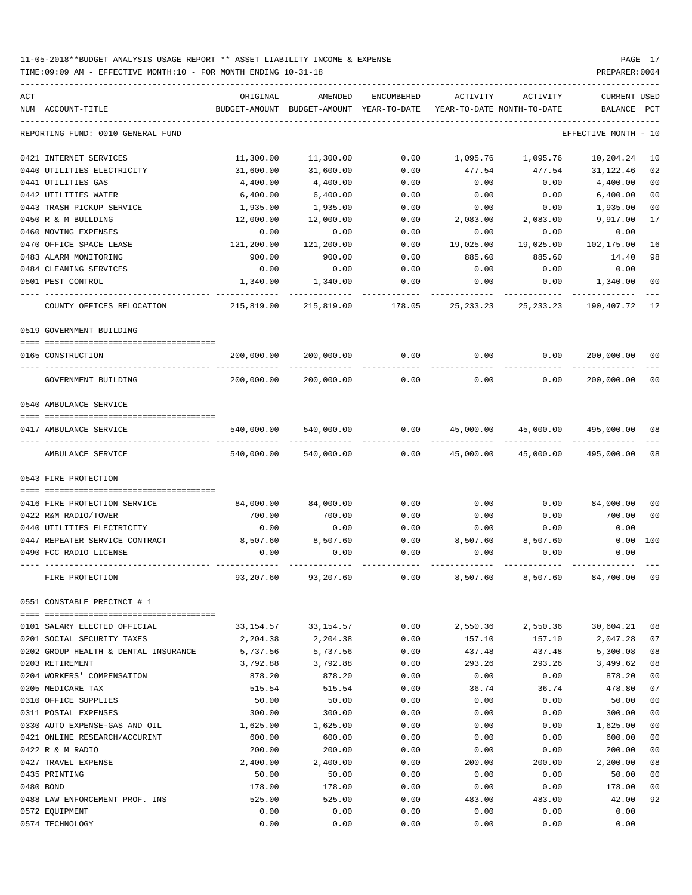11-05-2018**BUDGET ANALYSIS USAGE REPORT ** ASSET LIABILITY INCOME & EXPENSE

TIME:09:09 AM - EFFECTIVE MONTH:10 - FOR MONTH ENDING 10-31-18

PREPARER:0004

| ACT NUM | ACCOUNT-TITLE | ORIGINAL BUDGET-AMOUNT | AMENDED BUDGET-AMOUNT | ENCUMBERED YEAR-TO-DATE | ACTIVITY YEAR-TO-DATE | ACTIVITY MONTH-TO-DATE | CURRENT BALANCE | USED PCT |
|---|---|---|---|---|---|---|---|---|
| | REPORTING FUND: 0010 GENERAL FUND | | | | | | EFFECTIVE MONTH - 10 | |
| 0421 | INTERNET SERVICES | 11,300.00 | 11,300.00 | 0.00 | 1,095.76 | 1,095.76 | 10,204.24 | 10 |
| 0440 | UTILITIES ELECTRICITY | 31,600.00 | 31,600.00 | 0.00 | 477.54 | 477.54 | 31,122.46 | 02 |
| 0441 | UTILITIES GAS | 4,400.00 | 4,400.00 | 0.00 | 0.00 | 0.00 | 4,400.00 | 00 |
| 0442 | UTILITIES WATER | 6,400.00 | 6,400.00 | 0.00 | 0.00 | 0.00 | 6,400.00 | 00 |
| 0443 | TRASH PICKUP SERVICE | 1,935.00 | 1,935.00 | 0.00 | 0.00 | 0.00 | 1,935.00 | 00 |
| 0450 | R & M BUILDING | 12,000.00 | 12,000.00 | 0.00 | 2,083.00 | 2,083.00 | 9,917.00 | 17 |
| 0460 | MOVING EXPENSES | 0.00 | 0.00 | 0.00 | 0.00 | 0.00 | 0.00 | |
| 0470 | OFFICE SPACE LEASE | 121,200.00 | 121,200.00 | 0.00 | 19,025.00 | 19,025.00 | 102,175.00 | 16 |
| 0483 | ALARM MONITORING | 900.00 | 900.00 | 0.00 | 885.60 | 885.60 | 14.40 | 98 |
| 0484 | CLEANING SERVICES | 0.00 | 0.00 | 0.00 | 0.00 | 0.00 | 0.00 | |
| 0501 | PEST CONTROL | 1,340.00 | 1,340.00 | 0.00 | 0.00 | 0.00 | 1,340.00 | 00 |
| | COUNTY OFFICES RELOCATION | 215,819.00 | 215,819.00 | 178.05 | 25,233.23 | 25,233.23 | 190,407.72 | 12 |
| | 0519 GOVERNMENT BUILDING | | | | | | | |
| 0165 | CONSTRUCTION | 200,000.00 | 200,000.00 | 0.00 | 0.00 | 0.00 | 200,000.00 | 00 |
| | GOVERNMENT BUILDING | 200,000.00 | 200,000.00 | 0.00 | 0.00 | 0.00 | 200,000.00 | 00 |
| | 0540 AMBULANCE SERVICE | | | | | | | |
| 0417 | AMBULANCE SERVICE | 540,000.00 | 540,000.00 | 0.00 | 45,000.00 | 45,000.00 | 495,000.00 | 08 |
| | AMBULANCE SERVICE | 540,000.00 | 540,000.00 | 0.00 | 45,000.00 | 45,000.00 | 495,000.00 | 08 |
| | 0543 FIRE PROTECTION | | | | | | | |
| 0416 | FIRE PROTECTION SERVICE | 84,000.00 | 84,000.00 | 0.00 | 0.00 | 0.00 | 84,000.00 | 00 |
| 0422 | R&M RADIO/TOWER | 700.00 | 700.00 | 0.00 | 0.00 | 0.00 | 700.00 | 00 |
| 0440 | UTILITIES ELECTRICITY | 0.00 | 0.00 | 0.00 | 0.00 | 0.00 | 0.00 | |
| 0447 | REPEATER SERVICE CONTRACT | 8,507.60 | 8,507.60 | 0.00 | 8,507.60 | 8,507.60 | 0.00 | 100 |
| 0490 | FCC RADIO LICENSE | 0.00 | 0.00 | 0.00 | 0.00 | 0.00 | 0.00 | |
| | FIRE PROTECTION | 93,207.60 | 93,207.60 | 0.00 | 8,507.60 | 8,507.60 | 84,700.00 | 09 |
| | 0551 CONSTABLE PRECINCT # 1 | | | | | | | |
| 0101 | SALARY ELECTED OFFICIAL | 33,154.57 | 33,154.57 | 0.00 | 2,550.36 | 2,550.36 | 30,604.21 | 08 |
| 0201 | SOCIAL SECURITY TAXES | 2,204.38 | 2,204.38 | 0.00 | 157.10 | 157.10 | 2,047.28 | 07 |
| 0202 | GROUP HEALTH & DENTAL INSURANCE | 5,737.56 | 5,737.56 | 0.00 | 437.48 | 437.48 | 5,300.08 | 08 |
| 0203 | RETIREMENT | 3,792.88 | 3,792.88 | 0.00 | 293.26 | 293.26 | 3,499.62 | 08 |
| 0204 | WORKERS' COMPENSATION | 878.20 | 878.20 | 0.00 | 0.00 | 0.00 | 878.20 | 00 |
| 0205 | MEDICARE TAX | 515.54 | 515.54 | 0.00 | 36.74 | 36.74 | 478.80 | 07 |
| 0310 | OFFICE SUPPLIES | 50.00 | 50.00 | 0.00 | 0.00 | 0.00 | 50.00 | 00 |
| 0311 | POSTAL EXPENSES | 300.00 | 300.00 | 0.00 | 0.00 | 0.00 | 300.00 | 00 |
| 0330 | AUTO EXPENSE-GAS AND OIL | 1,625.00 | 1,625.00 | 0.00 | 0.00 | 0.00 | 1,625.00 | 00 |
| 0421 | ONLINE RESEARCH/ACCURINT | 600.00 | 600.00 | 0.00 | 0.00 | 0.00 | 600.00 | 00 |
| 0422 | R & M RADIO | 200.00 | 200.00 | 0.00 | 0.00 | 0.00 | 200.00 | 00 |
| 0427 | TRAVEL EXPENSE | 2,400.00 | 2,400.00 | 0.00 | 200.00 | 200.00 | 2,200.00 | 08 |
| 0435 | PRINTING | 50.00 | 50.00 | 0.00 | 0.00 | 0.00 | 50.00 | 00 |
| 0480 | BOND | 178.00 | 178.00 | 0.00 | 0.00 | 0.00 | 178.00 | 00 |
| 0488 | LAW ENFORCEMENT PROF. INS | 525.00 | 525.00 | 0.00 | 483.00 | 483.00 | 42.00 | 92 |
| 0572 | EQUIPMENT | 0.00 | 0.00 | 0.00 | 0.00 | 0.00 | 0.00 | |
| 0574 | TECHNOLOGY | 0.00 | 0.00 | 0.00 | 0.00 | 0.00 | 0.00 | |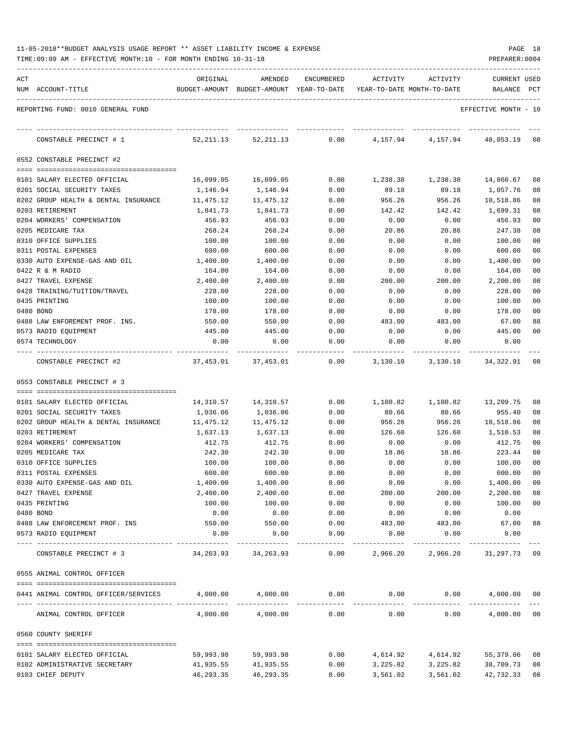11-05-2018**BUDGET ANALYSIS USAGE REPORT ** ASSET LIABILITY INCOME & EXPENSE

TIME:09:09 AM - EFFECTIVE MONTH:10 - FOR MONTH ENDING 10-31-18

REPORTING FUND: 0010 GENERAL FUND — EFFECTIVE MONTH - 10

| ACT NUM | ACCOUNT-TITLE | ORIGINAL BUDGET-AMOUNT | AMENDED BUDGET-AMOUNT | ENCUMBERED YEAR-TO-DATE | ACTIVITY YEAR-TO-DATE | ACTIVITY MONTH-TO-DATE | CURRENT BALANCE | USED PCT |
|---|---|---|---|---|---|---|---|---|
| | CONSTABLE PRECINCT # 1 | 52,211.13 | 52,211.13 | 0.00 | 4,157.94 | 4,157.94 | 48,053.19 | 08 |
| | **0552 CONSTABLE PRECINCT #2** | | | | | | | |
| 0101 | SALARY ELECTED OFFICIAL | 16,099.05 | 16,099.05 | 0.00 | 1,238.38 | 1,238.38 | 14,860.67 | 08 |
| 0201 | SOCIAL SECURITY TAXES | 1,146.94 | 1,146.94 | 0.00 | 89.18 | 89.18 | 1,057.76 | 08 |
| 0202 | GROUP HEALTH & DENTAL INSURANCE | 11,475.12 | 11,475.12 | 0.00 | 956.26 | 956.26 | 10,518.86 | 08 |
| 0203 | RETIREMENT | 1,841.73 | 1,841.73 | 0.00 | 142.42 | 142.42 | 1,699.31 | 08 |
| 0204 | WORKERS' COMPENSATION | 456.93 | 456.93 | 0.00 | 0.00 | 0.00 | 456.93 | 00 |
| 0205 | MEDICARE TAX | 268.24 | 268.24 | 0.00 | 20.86 | 20.86 | 247.38 | 08 |
| 0310 | OFFICE SUPPLIES | 100.00 | 100.00 | 0.00 | 0.00 | 0.00 | 100.00 | 00 |
| 0311 | POSTAL EXPENSES | 600.00 | 600.00 | 0.00 | 0.00 | 0.00 | 600.00 | 00 |
| 0330 | AUTO EXPENSE-GAS AND OIL | 1,400.00 | 1,400.00 | 0.00 | 0.00 | 0.00 | 1,400.00 | 00 |
| 0422 | R & M RADIO | 164.00 | 164.00 | 0.00 | 0.00 | 0.00 | 164.00 | 00 |
| 0427 | TRAVEL EXPENSE | 2,400.00 | 2,400.00 | 0.00 | 200.00 | 200.00 | 2,200.00 | 08 |
| 0428 | TRAINING/TUITION/TRAVEL | 228.00 | 228.00 | 0.00 | 0.00 | 0.00 | 228.00 | 00 |
| 0435 | PRINTING | 100.00 | 100.00 | 0.00 | 0.00 | 0.00 | 100.00 | 00 |
| 0480 | BOND | 178.00 | 178.00 | 0.00 | 0.00 | 0.00 | 178.00 | 00 |
| 0488 | LAW ENFOREMENT PROF. INS. | 550.00 | 550.00 | 0.00 | 483.00 | 483.00 | 67.00 | 88 |
| 0573 | RADIO EQUIPMENT | 445.00 | 445.00 | 0.00 | 0.00 | 0.00 | 445.00 | 00 |
| 0574 | TECHNOLOGY | 0.00 | 0.00 | 0.00 | 0.00 | 0.00 | 0.00 | |
| | CONSTABLE PRECINCT #2 | 37,453.01 | 37,453.01 | 0.00 | 3,130.10 | 3,130.10 | 34,322.91 | 08 |
| | **0553 CONSTABLE PRECINCT # 3** | | | | | | | |
| 0101 | SALARY ELECTED OFFICIAL | 14,310.57 | 14,310.57 | 0.00 | 1,100.82 | 1,100.82 | 13,209.75 | 08 |
| 0201 | SOCIAL SECURITY TAXES | 1,036.06 | 1,036.06 | 0.00 | 80.66 | 80.66 | 955.40 | 08 |
| 0202 | GROUP HEALTH & DENTAL INSURANCE | 11,475.12 | 11,475.12 | 0.00 | 956.26 | 956.26 | 10,518.86 | 08 |
| 0203 | RETIREMENT | 1,637.13 | 1,637.13 | 0.00 | 126.60 | 126.60 | 1,510.53 | 08 |
| 0204 | WORKERS' COMPENSATION | 412.75 | 412.75 | 0.00 | 0.00 | 0.00 | 412.75 | 00 |
| 0205 | MEDICARE TAX | 242.30 | 242.30 | 0.00 | 18.86 | 18.86 | 223.44 | 08 |
| 0310 | OFFICE SUPPLIES | 100.00 | 100.00 | 0.00 | 0.00 | 0.00 | 100.00 | 00 |
| 0311 | POSTAL EXPENSES | 600.00 | 600.00 | 0.00 | 0.00 | 0.00 | 600.00 | 00 |
| 0330 | AUTO EXPENSE-GAS AND OIL | 1,400.00 | 1,400.00 | 0.00 | 0.00 | 0.00 | 1,400.00 | 00 |
| 0427 | TRAVEL EXPENSE | 2,400.00 | 2,400.00 | 0.00 | 200.00 | 200.00 | 2,200.00 | 08 |
| 0435 | PRINTING | 100.00 | 100.00 | 0.00 | 0.00 | 0.00 | 100.00 | 00 |
| 0480 | BOND | 0.00 | 0.00 | 0.00 | 0.00 | 0.00 | 0.00 | |
| 0488 | LAW ENFORCEMENT PROF. INS | 550.00 | 550.00 | 0.00 | 483.00 | 483.00 | 67.00 | 88 |
| 0573 | RADIO EQUIPMENT | 0.00 | 0.00 | 0.00 | 0.00 | 0.00 | 0.00 | |
| | CONSTABLE PRECINCT # 3 | 34,263.93 | 34,263.93 | 0.00 | 2,966.20 | 2,966.20 | 31,297.73 | 09 |
| | **0555 ANIMAL CONTROL OFFICER** | | | | | | | |
| 0441 | ANIMAL CONTROL OFFICER/SERVICES | 4,000.00 | 4,000.00 | 0.00 | 0.00 | 0.00 | 4,000.00 | 00 |
| | ANIMAL CONTROL OFFICER | 4,000.00 | 4,000.00 | 0.00 | 0.00 | 0.00 | 4,000.00 | 00 |
| | **0560 COUNTY SHERIFF** | | | | | | | |
| 0101 | SALARY ELECTED OFFICIAL | 59,993.98 | 59,993.98 | 0.00 | 4,614.92 | 4,614.92 | 55,379.06 | 08 |
| 0102 | ADMINISTRATIVE SECRETARY | 41,935.55 | 41,935.55 | 0.00 | 3,225.82 | 3,225.82 | 38,709.73 | 08 |
| 0103 | CHIEF DEPUTY | 46,293.35 | 46,293.35 | 0.00 | 3,561.02 | 3,561.02 | 42,732.33 | 08 |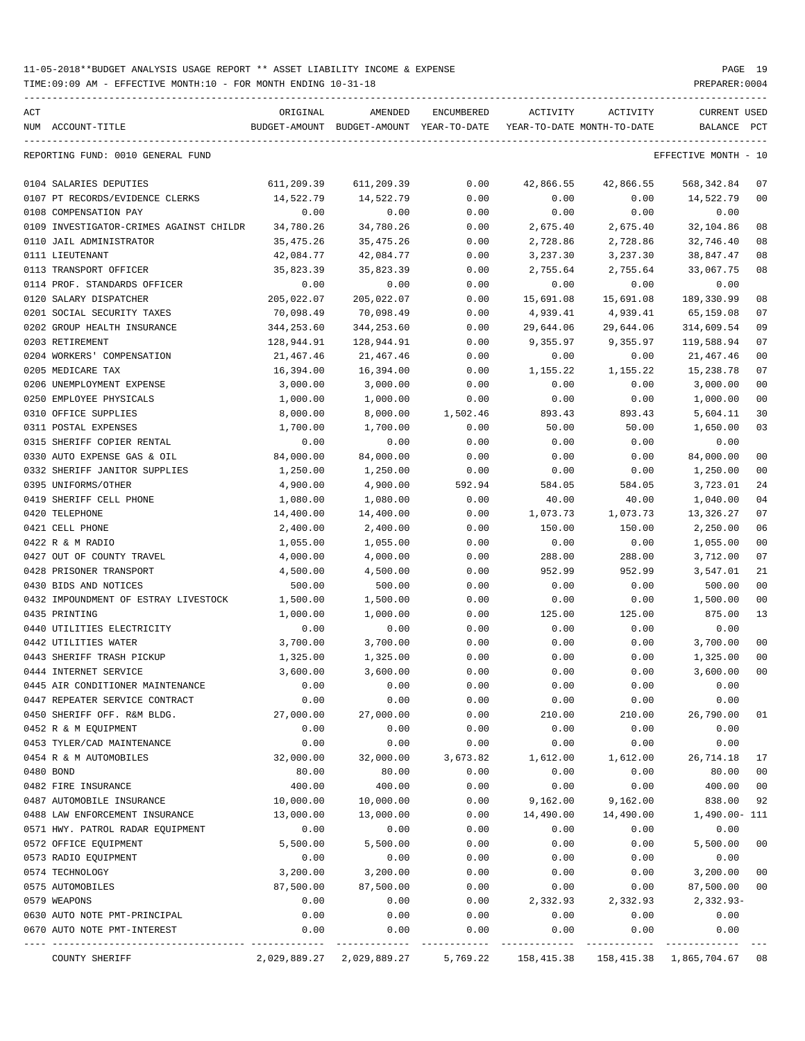11-05-2018**BUDGET ANALYSIS USAGE REPORT ** ASSET LIABILITY INCOME & EXPENSE

TIME:09:09 AM - EFFECTIVE MONTH:10 - FOR MONTH ENDING 10-31-18

PREPARER:0004

REPORTING FUND: 0010 GENERAL FUND — EFFECTIVE MONTH - 10

| ACT NUM | ACCOUNT-TITLE | ORIGINAL BUDGET-AMOUNT | AMENDED BUDGET-AMOUNT | ENCUMBERED YEAR-TO-DATE | ACTIVITY YEAR-TO-DATE | ACTIVITY MONTH-TO-DATE | CURRENT BALANCE | USED PCT |
|---|---|---|---|---|---|---|---|---|
| 0104 | SALARIES DEPUTIES | 611,209.39 | 611,209.39 | 0.00 | 42,866.55 | 42,866.55 | 568,342.84 | 07 |
| 0107 | PT RECORDS/EVIDENCE CLERKS | 14,522.79 | 14,522.79 | 0.00 | 0.00 | 0.00 | 14,522.79 | 00 |
| 0108 | COMPENSATION PAY | 0.00 | 0.00 | 0.00 | 0.00 | 0.00 | 0.00 | |
| 0109 | INVESTIGATOR-CRIMES AGAINST CHILDR | 34,780.26 | 34,780.26 | 0.00 | 2,675.40 | 2,675.40 | 32,104.86 | 08 |
| 0110 | JAIL ADMINISTRATOR | 35,475.26 | 35,475.26 | 0.00 | 2,728.86 | 2,728.86 | 32,746.40 | 08 |
| 0111 | LIEUTENANT | 42,084.77 | 42,084.77 | 0.00 | 3,237.30 | 3,237.30 | 38,847.47 | 08 |
| 0113 | TRANSPORT OFFICER | 35,823.39 | 35,823.39 | 0.00 | 2,755.64 | 2,755.64 | 33,067.75 | 08 |
| 0114 | PROF. STANDARDS OFFICER | 0.00 | 0.00 | 0.00 | 0.00 | 0.00 | 0.00 | |
| 0120 | SALARY DISPATCHER | 205,022.07 | 205,022.07 | 0.00 | 15,691.08 | 15,691.08 | 189,330.99 | 08 |
| 0201 | SOCIAL SECURITY TAXES | 70,098.49 | 70,098.49 | 0.00 | 4,939.41 | 4,939.41 | 65,159.08 | 07 |
| 0202 | GROUP HEALTH INSURANCE | 344,253.60 | 344,253.60 | 0.00 | 29,644.06 | 29,644.06 | 314,609.54 | 09 |
| 0203 | RETIREMENT | 128,944.91 | 128,944.91 | 0.00 | 9,355.97 | 9,355.97 | 119,588.94 | 07 |
| 0204 | WORKERS' COMPENSATION | 21,467.46 | 21,467.46 | 0.00 | 0.00 | 0.00 | 21,467.46 | 00 |
| 0205 | MEDICARE TAX | 16,394.00 | 16,394.00 | 0.00 | 1,155.22 | 1,155.22 | 15,238.78 | 07 |
| 0206 | UNEMPLOYMENT EXPENSE | 3,000.00 | 3,000.00 | 0.00 | 0.00 | 0.00 | 3,000.00 | 00 |
| 0250 | EMPLOYEE PHYSICALS | 1,000.00 | 1,000.00 | 0.00 | 0.00 | 0.00 | 1,000.00 | 00 |
| 0310 | OFFICE SUPPLIES | 8,000.00 | 8,000.00 | 1,502.46 | 893.43 | 893.43 | 5,604.11 | 30 |
| 0311 | POSTAL EXPENSES | 1,700.00 | 1,700.00 | 0.00 | 50.00 | 50.00 | 1,650.00 | 03 |
| 0315 | SHERIFF COPIER RENTAL | 0.00 | 0.00 | 0.00 | 0.00 | 0.00 | 0.00 | |
| 0330 | AUTO EXPENSE GAS & OIL | 84,000.00 | 84,000.00 | 0.00 | 0.00 | 0.00 | 84,000.00 | 00 |
| 0332 | SHERIFF JANITOR SUPPLIES | 1,250.00 | 1,250.00 | 0.00 | 0.00 | 0.00 | 1,250.00 | 00 |
| 0395 | UNIFORMS/OTHER | 4,900.00 | 4,900.00 | 592.94 | 584.05 | 584.05 | 3,723.01 | 24 |
| 0419 | SHERIFF CELL PHONE | 1,080.00 | 1,080.00 | 0.00 | 40.00 | 40.00 | 1,040.00 | 04 |
| 0420 | TELEPHONE | 14,400.00 | 14,400.00 | 0.00 | 1,073.73 | 1,073.73 | 13,326.27 | 07 |
| 0421 | CELL PHONE | 2,400.00 | 2,400.00 | 0.00 | 150.00 | 150.00 | 2,250.00 | 06 |
| 0422 | R & M RADIO | 1,055.00 | 1,055.00 | 0.00 | 0.00 | 0.00 | 1,055.00 | 00 |
| 0427 | OUT OF COUNTY TRAVEL | 4,000.00 | 4,000.00 | 0.00 | 288.00 | 288.00 | 3,712.00 | 07 |
| 0428 | PRISONER TRANSPORT | 4,500.00 | 4,500.00 | 0.00 | 952.99 | 952.99 | 3,547.01 | 21 |
| 0430 | BIDS AND NOTICES | 500.00 | 500.00 | 0.00 | 0.00 | 0.00 | 500.00 | 00 |
| 0432 | IMPOUNDMENT OF ESTRAY LIVESTOCK | 1,500.00 | 1,500.00 | 0.00 | 0.00 | 0.00 | 1,500.00 | 00 |
| 0435 | PRINTING | 1,000.00 | 1,000.00 | 0.00 | 125.00 | 125.00 | 875.00 | 13 |
| 0440 | UTILITIES ELECTRICITY | 0.00 | 0.00 | 0.00 | 0.00 | 0.00 | 0.00 | |
| 0442 | UTILITIES WATER | 3,700.00 | 3,700.00 | 0.00 | 0.00 | 0.00 | 3,700.00 | 00 |
| 0443 | SHERIFF TRASH PICKUP | 1,325.00 | 1,325.00 | 0.00 | 0.00 | 0.00 | 1,325.00 | 00 |
| 0444 | INTERNET SERVICE | 3,600.00 | 3,600.00 | 0.00 | 0.00 | 0.00 | 3,600.00 | 00 |
| 0445 | AIR CONDITIONER MAINTENANCE | 0.00 | 0.00 | 0.00 | 0.00 | 0.00 | 0.00 | |
| 0447 | REPEATER SERVICE CONTRACT | 0.00 | 0.00 | 0.00 | 0.00 | 0.00 | 0.00 | |
| 0450 | SHERIFF OFF. R&M BLDG. | 27,000.00 | 27,000.00 | 0.00 | 210.00 | 210.00 | 26,790.00 | 01 |
| 0452 | R & M EQUIPMENT | 0.00 | 0.00 | 0.00 | 0.00 | 0.00 | 0.00 | |
| 0453 | TYLER/CAD MAINTENANCE | 0.00 | 0.00 | 0.00 | 0.00 | 0.00 | 0.00 | |
| 0454 | R & M AUTOMOBILES | 32,000.00 | 32,000.00 | 3,673.82 | 1,612.00 | 1,612.00 | 26,714.18 | 17 |
| 0480 | BOND | 80.00 | 80.00 | 0.00 | 0.00 | 0.00 | 80.00 | 00 |
| 0482 | FIRE INSURANCE | 400.00 | 400.00 | 0.00 | 0.00 | 0.00 | 400.00 | 00 |
| 0487 | AUTOMOBILE INSURANCE | 10,000.00 | 10,000.00 | 0.00 | 9,162.00 | 9,162.00 | 838.00 | 92 |
| 0488 | LAW ENFORCEMENT INSURANCE | 13,000.00 | 13,000.00 | 0.00 | 14,490.00 | 14,490.00 | 1,490.00- | 111 |
| 0571 | HWY. PATROL RADAR EQUIPMENT | 0.00 | 0.00 | 0.00 | 0.00 | 0.00 | 0.00 | |
| 0572 | OFFICE EQUIPMENT | 5,500.00 | 5,500.00 | 0.00 | 0.00 | 0.00 | 5,500.00 | 00 |
| 0573 | RADIO EQUIPMENT | 0.00 | 0.00 | 0.00 | 0.00 | 0.00 | 0.00 | |
| 0574 | TECHNOLOGY | 3,200.00 | 3,200.00 | 0.00 | 0.00 | 0.00 | 3,200.00 | 00 |
| 0575 | AUTOMOBILES | 87,500.00 | 87,500.00 | 0.00 | 0.00 | 0.00 | 87,500.00 | 00 |
| 0579 | WEAPONS | 0.00 | 0.00 | 0.00 | 2,332.93 | 2,332.93 | 2,332.93- | |
| 0630 | AUTO NOTE PMT-PRINCIPAL | 0.00 | 0.00 | 0.00 | 0.00 | 0.00 | 0.00 | |
| 0670 | AUTO NOTE PMT-INTEREST | 0.00 | 0.00 | 0.00 | 0.00 | 0.00 | 0.00 | |
| | COUNTY SHERIFF | 2,029,889.27 | 2,029,889.27 | 5,769.22 | 158,415.38 | 158,415.38 | 1,865,704.67 | 08 |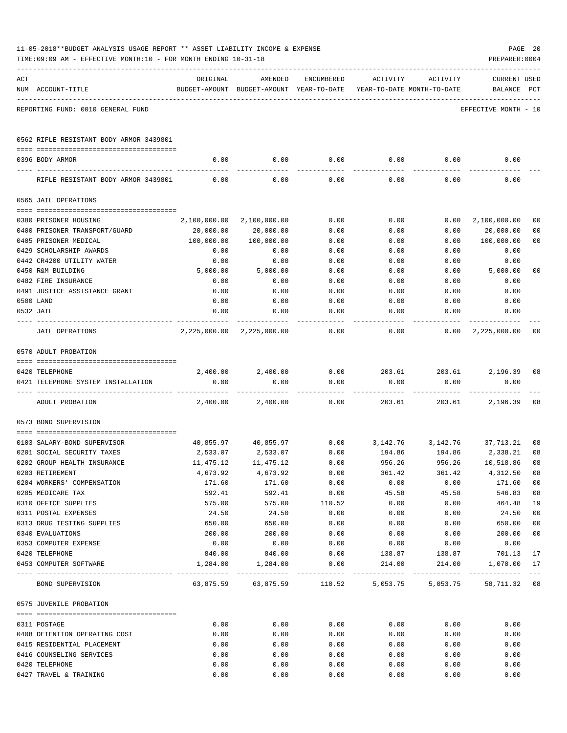11-05-2018**BUDGET ANALYSIS USAGE REPORT ** ASSET LIABILITY INCOME & EXPENSE

TIME:09:09 AM - EFFECTIVE MONTH:10 - FOR MONTH ENDING 10-31-18

PREPARER:0004

REPORTING FUND: 0010 GENERAL FUND — EFFECTIVE MONTH - 10

| ACT NUM | ACCOUNT-TITLE | ORIGINAL BUDGET-AMOUNT | AMENDED BUDGET-AMOUNT | ENCUMBERED YEAR-TO-DATE | ACTIVITY YEAR-TO-DATE | ACTIVITY MONTH-TO-DATE | CURRENT BALANCE | USED PCT |
|---|---|---|---|---|---|---|---|---|
| | **0562 RIFLE RESISTANT BODY ARMOR 3439801** | | | | | | | |
| 0396 | BODY ARMOR | 0.00 | 0.00 | 0.00 | 0.00 | 0.00 | 0.00 | |
| | RIFLE RESISTANT BODY ARMOR 3439801 | 0.00 | 0.00 | 0.00 | 0.00 | 0.00 | 0.00 | |
| | **0565 JAIL OPERATIONS** | | | | | | | |
| 0380 | PRISONER HOUSING | 2,100,000.00 | 2,100,000.00 | 0.00 | 0.00 | 0.00 | 2,100,000.00 | 00 |
| 0400 | PRISONER TRANSPORT/GUARD | 20,000.00 | 20,000.00 | 0.00 | 0.00 | 0.00 | 20,000.00 | 00 |
| 0405 | PRISONER MEDICAL | 100,000.00 | 100,000.00 | 0.00 | 0.00 | 0.00 | 100,000.00 | 00 |
| 0429 | SCHOLARSHIP AWARDS | 0.00 | 0.00 | 0.00 | 0.00 | 0.00 | 0.00 | |
| 0442 | CR4200 UTILITY WATER | 0.00 | 0.00 | 0.00 | 0.00 | 0.00 | 0.00 | |
| 0450 | R&M BUILDING | 5,000.00 | 5,000.00 | 0.00 | 0.00 | 0.00 | 5,000.00 | 00 |
| 0482 | FIRE INSURANCE | 0.00 | 0.00 | 0.00 | 0.00 | 0.00 | 0.00 | |
| 0491 | JUSTICE ASSISTANCE GRANT | 0.00 | 0.00 | 0.00 | 0.00 | 0.00 | 0.00 | |
| 0500 | LAND | 0.00 | 0.00 | 0.00 | 0.00 | 0.00 | 0.00 | |
| 0532 | JAIL | 0.00 | 0.00 | 0.00 | 0.00 | 0.00 | 0.00 | |
| | JAIL OPERATIONS | 2,225,000.00 | 2,225,000.00 | 0.00 | 0.00 | 0.00 | 2,225,000.00 | 00 |
| | **0570 ADULT PROBATION** | | | | | | | |
| 0420 | TELEPHONE | 2,400.00 | 2,400.00 | 0.00 | 203.61 | 203.61 | 2,196.39 | 08 |
| 0421 | TELEPHONE SYSTEM INSTALLATION | 0.00 | 0.00 | 0.00 | 0.00 | 0.00 | 0.00 | |
| | ADULT PROBATION | 2,400.00 | 2,400.00 | 0.00 | 203.61 | 203.61 | 2,196.39 | 08 |
| | **0573 BOND SUPERVISION** | | | | | | | |
| 0103 | SALARY-BOND SUPERVISOR | 40,855.97 | 40,855.97 | 0.00 | 3,142.76 | 3,142.76 | 37,713.21 | 08 |
| 0201 | SOCIAL SECURITY TAXES | 2,533.07 | 2,533.07 | 0.00 | 194.86 | 194.86 | 2,338.21 | 08 |
| 0202 | GROUP HEALTH INSURANCE | 11,475.12 | 11,475.12 | 0.00 | 956.26 | 956.26 | 10,518.86 | 08 |
| 0203 | RETIREMENT | 4,673.92 | 4,673.92 | 0.00 | 361.42 | 361.42 | 4,312.50 | 08 |
| 0204 | WORKERS' COMPENSATION | 171.60 | 171.60 | 0.00 | 0.00 | 0.00 | 171.60 | 00 |
| 0205 | MEDICARE TAX | 592.41 | 592.41 | 0.00 | 45.58 | 45.58 | 546.83 | 08 |
| 0310 | OFFICE SUPPLIES | 575.00 | 575.00 | 110.52 | 0.00 | 0.00 | 464.48 | 19 |
| 0311 | POSTAL EXPENSES | 24.50 | 24.50 | 0.00 | 0.00 | 0.00 | 24.50 | 00 |
| 0313 | DRUG TESTING SUPPLIES | 650.00 | 650.00 | 0.00 | 0.00 | 0.00 | 650.00 | 00 |
| 0340 | EVALUATIONS | 200.00 | 200.00 | 0.00 | 0.00 | 0.00 | 200.00 | 00 |
| 0353 | COMPUTER EXPENSE | 0.00 | 0.00 | 0.00 | 0.00 | 0.00 | 0.00 | |
| 0420 | TELEPHONE | 840.00 | 840.00 | 0.00 | 138.87 | 138.87 | 701.13 | 17 |
| 0453 | COMPUTER SOFTWARE | 1,284.00 | 1,284.00 | 0.00 | 214.00 | 214.00 | 1,070.00 | 17 |
| | BOND SUPERVISION | 63,875.59 | 63,875.59 | 110.52 | 5,053.75 | 5,053.75 | 58,711.32 | 08 |
| | **0575 JUVENILE PROBATION** | | | | | | | |
| 0311 | POSTAGE | 0.00 | 0.00 | 0.00 | 0.00 | 0.00 | 0.00 | |
| 0408 | DETENTION OPERATING COST | 0.00 | 0.00 | 0.00 | 0.00 | 0.00 | 0.00 | |
| 0415 | RESIDENTIAL PLACEMENT | 0.00 | 0.00 | 0.00 | 0.00 | 0.00 | 0.00 | |
| 0416 | COUNSELING SERVICES | 0.00 | 0.00 | 0.00 | 0.00 | 0.00 | 0.00 | |
| 0420 | TELEPHONE | 0.00 | 0.00 | 0.00 | 0.00 | 0.00 | 0.00 | |
| 0427 | TRAVEL & TRAINING | 0.00 | 0.00 | 0.00 | 0.00 | 0.00 | 0.00 | |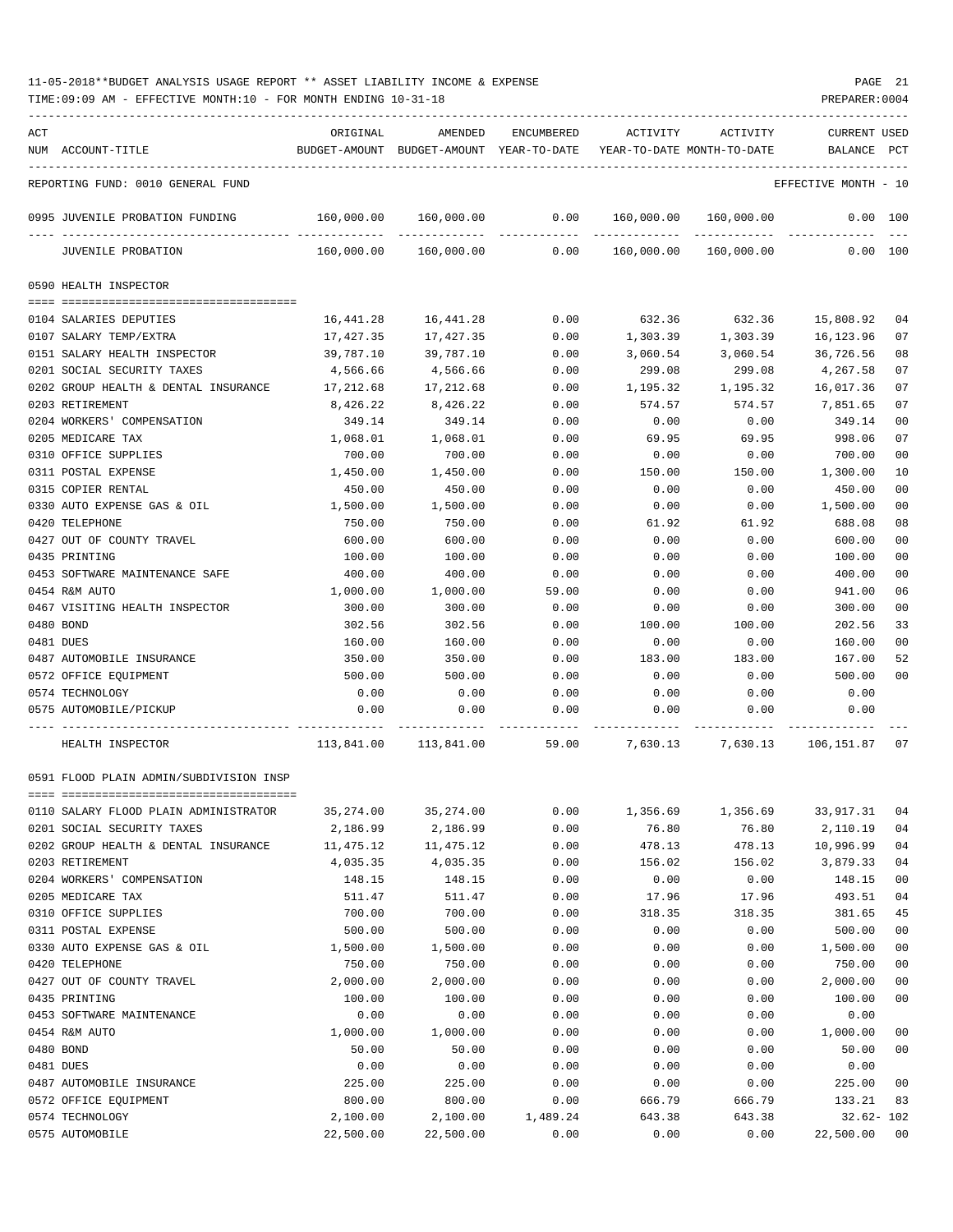11-05-2018**BUDGET ANALYSIS USAGE REPORT ** ASSET LIABILITY INCOME & EXPENSE

TIME:09:09 AM - EFFECTIVE MONTH:10 - FOR MONTH ENDING 10-31-18

PREPARER:0004

| ACT NUM | ACCOUNT-TITLE | ORIGINAL BUDGET-AMOUNT | AMENDED BUDGET-AMOUNT | ENCUMBERED YEAR-TO-DATE | ACTIVITY YEAR-TO-DATE | ACTIVITY MONTH-TO-DATE | CURRENT BALANCE | USED PCT |
|---|---|---|---|---|---|---|---|---|
| | REPORTING FUND: 0010 GENERAL FUND | | | | | | EFFECTIVE MONTH - 10 | |
| 0995 | JUVENILE PROBATION FUNDING | 160,000.00 | 160,000.00 | 0.00 | 160,000.00 | 160,000.00 | 0.00 | 100 |
| | JUVENILE PROBATION | 160,000.00 | 160,000.00 | 0.00 | 160,000.00 | 160,000.00 | 0.00 | 100 |
| | 0590 HEALTH INSPECTOR | | | | | | | |
| 0104 | SALARIES DEPUTIES | 16,441.28 | 16,441.28 | 0.00 | 632.36 | 632.36 | 15,808.92 | 04 |
| 0107 | SALARY TEMP/EXTRA | 17,427.35 | 17,427.35 | 0.00 | 1,303.39 | 1,303.39 | 16,123.96 | 07 |
| 0151 | SALARY HEALTH INSPECTOR | 39,787.10 | 39,787.10 | 0.00 | 3,060.54 | 3,060.54 | 36,726.56 | 08 |
| 0201 | SOCIAL SECURITY TAXES | 4,566.66 | 4,566.66 | 0.00 | 299.08 | 299.08 | 4,267.58 | 07 |
| 0202 | GROUP HEALTH & DENTAL INSURANCE | 17,212.68 | 17,212.68 | 0.00 | 1,195.32 | 1,195.32 | 16,017.36 | 07 |
| 0203 | RETIREMENT | 8,426.22 | 8,426.22 | 0.00 | 574.57 | 574.57 | 7,851.65 | 07 |
| 0204 | WORKERS' COMPENSATION | 349.14 | 349.14 | 0.00 | 0.00 | 0.00 | 349.14 | 00 |
| 0205 | MEDICARE TAX | 1,068.01 | 1,068.01 | 0.00 | 69.95 | 69.95 | 998.06 | 07 |
| 0310 | OFFICE SUPPLIES | 700.00 | 700.00 | 0.00 | 0.00 | 0.00 | 700.00 | 00 |
| 0311 | POSTAL EXPENSE | 1,450.00 | 1,450.00 | 0.00 | 150.00 | 150.00 | 1,300.00 | 10 |
| 0315 | COPIER RENTAL | 450.00 | 450.00 | 0.00 | 0.00 | 0.00 | 450.00 | 00 |
| 0330 | AUTO EXPENSE GAS & OIL | 1,500.00 | 1,500.00 | 0.00 | 0.00 | 0.00 | 1,500.00 | 00 |
| 0420 | TELEPHONE | 750.00 | 750.00 | 0.00 | 61.92 | 61.92 | 688.08 | 08 |
| 0427 | OUT OF COUNTY TRAVEL | 600.00 | 600.00 | 0.00 | 0.00 | 0.00 | 600.00 | 00 |
| 0435 | PRINTING | 100.00 | 100.00 | 0.00 | 0.00 | 0.00 | 100.00 | 00 |
| 0453 | SOFTWARE MAINTENANCE SAFE | 400.00 | 400.00 | 0.00 | 0.00 | 0.00 | 400.00 | 00 |
| 0454 | R&M AUTO | 1,000.00 | 1,000.00 | 59.00 | 0.00 | 0.00 | 941.00 | 06 |
| 0467 | VISITING HEALTH INSPECTOR | 300.00 | 300.00 | 0.00 | 0.00 | 0.00 | 300.00 | 00 |
| 0480 | BOND | 302.56 | 302.56 | 0.00 | 100.00 | 100.00 | 202.56 | 33 |
| 0481 | DUES | 160.00 | 160.00 | 0.00 | 0.00 | 0.00 | 160.00 | 00 |
| 0487 | AUTOMOBILE INSURANCE | 350.00 | 350.00 | 0.00 | 183.00 | 183.00 | 167.00 | 52 |
| 0572 | OFFICE EQUIPMENT | 500.00 | 500.00 | 0.00 | 0.00 | 0.00 | 500.00 | 00 |
| 0574 | TECHNOLOGY | 0.00 | 0.00 | 0.00 | 0.00 | 0.00 | 0.00 | |
| 0575 | AUTOMOBILE/PICKUP | 0.00 | 0.00 | 0.00 | 0.00 | 0.00 | 0.00 | |
| | HEALTH INSPECTOR | 113,841.00 | 113,841.00 | 59.00 | 7,630.13 | 7,630.13 | 106,151.87 | 07 |
| | 0591 FLOOD PLAIN ADMIN/SUBDIVISION INSP | | | | | | | |
| 0110 | SALARY FLOOD PLAIN ADMINISTRATOR | 35,274.00 | 35,274.00 | 0.00 | 1,356.69 | 1,356.69 | 33,917.31 | 04 |
| 0201 | SOCIAL SECURITY TAXES | 2,186.99 | 2,186.99 | 0.00 | 76.80 | 76.80 | 2,110.19 | 04 |
| 0202 | GROUP HEALTH & DENTAL INSURANCE | 11,475.12 | 11,475.12 | 0.00 | 478.13 | 478.13 | 10,996.99 | 04 |
| 0203 | RETIREMENT | 4,035.35 | 4,035.35 | 0.00 | 156.02 | 156.02 | 3,879.33 | 04 |
| 0204 | WORKERS' COMPENSATION | 148.15 | 148.15 | 0.00 | 0.00 | 0.00 | 148.15 | 00 |
| 0205 | MEDICARE TAX | 511.47 | 511.47 | 0.00 | 17.96 | 17.96 | 493.51 | 04 |
| 0310 | OFFICE SUPPLIES | 700.00 | 700.00 | 0.00 | 318.35 | 318.35 | 381.65 | 45 |
| 0311 | POSTAL EXPENSE | 500.00 | 500.00 | 0.00 | 0.00 | 0.00 | 500.00 | 00 |
| 0330 | AUTO EXPENSE GAS & OIL | 1,500.00 | 1,500.00 | 0.00 | 0.00 | 0.00 | 1,500.00 | 00 |
| 0420 | TELEPHONE | 750.00 | 750.00 | 0.00 | 0.00 | 0.00 | 750.00 | 00 |
| 0427 | OUT OF COUNTY TRAVEL | 2,000.00 | 2,000.00 | 0.00 | 0.00 | 0.00 | 2,000.00 | 00 |
| 0435 | PRINTING | 100.00 | 100.00 | 0.00 | 0.00 | 0.00 | 100.00 | 00 |
| 0453 | SOFTWARE MAINTENANCE | 0.00 | 0.00 | 0.00 | 0.00 | 0.00 | 0.00 | |
| 0454 | R&M AUTO | 1,000.00 | 1,000.00 | 0.00 | 0.00 | 0.00 | 1,000.00 | 00 |
| 0480 | BOND | 50.00 | 50.00 | 0.00 | 0.00 | 0.00 | 50.00 | 00 |
| 0481 | DUES | 0.00 | 0.00 | 0.00 | 0.00 | 0.00 | 0.00 | |
| 0487 | AUTOMOBILE INSURANCE | 225.00 | 225.00 | 0.00 | 0.00 | 0.00 | 225.00 | 00 |
| 0572 | OFFICE EQUIPMENT | 800.00 | 800.00 | 0.00 | 666.79 | 666.79 | 133.21 | 83 |
| 0574 | TECHNOLOGY | 2,100.00 | 2,100.00 | 1,489.24 | 643.38 | 643.38 | 32.62- | 102 |
| 0575 | AUTOMOBILE | 22,500.00 | 22,500.00 | 0.00 | 0.00 | 0.00 | 22,500.00 | 00 |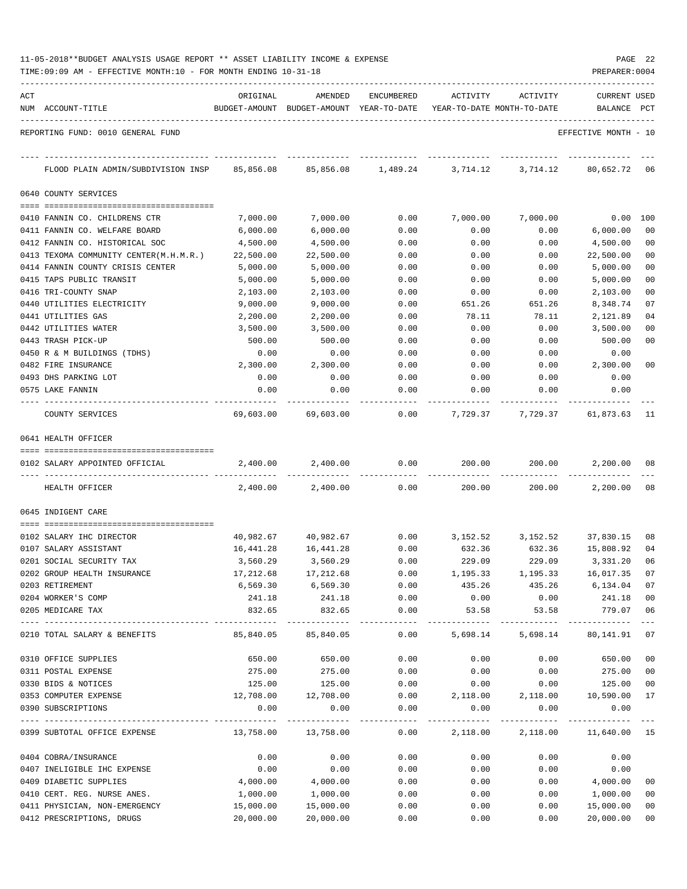11-05-2018**BUDGET ANALYSIS USAGE REPORT ** ASSET LIABILITY INCOME & EXPENSE

TIME:09:09 AM - EFFECTIVE MONTH:10 - FOR MONTH ENDING 10-31-18 PREPARER:0004

REPORTING FUND: 0010 GENERAL FUND EFFECTIVE MONTH - 10

| ACT NUM | ACCOUNT-TITLE | ORIGINAL BUDGET-AMOUNT | AMENDED BUDGET-AMOUNT | ENCUMBERED YEAR-TO-DATE | ACTIVITY YEAR-TO-DATE | ACTIVITY MONTH-TO-DATE | CURRENT BALANCE | USED PCT |
|---|---|---|---|---|---|---|---|---|
| | FLOOD PLAIN ADMIN/SUBDIVISION INSP | 85,856.08 | 85,856.08 | 1,489.24 | 3,714.12 | 3,714.12 | 80,652.72 | 06 |
| | **0640 COUNTY SERVICES** | | | | | | | |
| 0410 | FANNIN CO. CHILDRENS CTR | 7,000.00 | 7,000.00 | 0.00 | 7,000.00 | 7,000.00 | 0.00 | 100 |
| 0411 | FANNIN CO. WELFARE BOARD | 6,000.00 | 6,000.00 | 0.00 | 0.00 | 0.00 | 6,000.00 | 00 |
| 0412 | FANNIN CO. HISTORICAL SOC | 4,500.00 | 4,500.00 | 0.00 | 0.00 | 0.00 | 4,500.00 | 00 |
| 0413 | TEXOMA COMMUNITY CENTER(M.H.M.R.) | 22,500.00 | 22,500.00 | 0.00 | 0.00 | 0.00 | 22,500.00 | 00 |
| 0414 | FANNIN COUNTY CRISIS CENTER | 5,000.00 | 5,000.00 | 0.00 | 0.00 | 0.00 | 5,000.00 | 00 |
| 0415 | TAPS PUBLIC TRANSIT | 5,000.00 | 5,000.00 | 0.00 | 0.00 | 0.00 | 5,000.00 | 00 |
| 0416 | TRI-COUNTY SNAP | 2,103.00 | 2,103.00 | 0.00 | 0.00 | 0.00 | 2,103.00 | 00 |
| 0440 | UTILITIES ELECTRICITY | 9,000.00 | 9,000.00 | 0.00 | 651.26 | 651.26 | 8,348.74 | 07 |
| 0441 | UTILITIES GAS | 2,200.00 | 2,200.00 | 0.00 | 78.11 | 78.11 | 2,121.89 | 04 |
| 0442 | UTILITIES WATER | 3,500.00 | 3,500.00 | 0.00 | 0.00 | 0.00 | 3,500.00 | 00 |
| 0443 | TRASH PICK-UP | 500.00 | 500.00 | 0.00 | 0.00 | 0.00 | 500.00 | 00 |
| 0450 | R & M BUILDINGS (TDHS) | 0.00 | 0.00 | 0.00 | 0.00 | 0.00 | 0.00 | |
| 0482 | FIRE INSURANCE | 2,300.00 | 2,300.00 | 0.00 | 0.00 | 0.00 | 2,300.00 | 00 |
| 0493 | DHS PARKING LOT | 0.00 | 0.00 | 0.00 | 0.00 | 0.00 | 0.00 | |
| 0575 | LAKE FANNIN | 0.00 | 0.00 | 0.00 | 0.00 | 0.00 | 0.00 | |
| | COUNTY SERVICES | 69,603.00 | 69,603.00 | 0.00 | 7,729.37 | 7,729.37 | 61,873.63 | 11 |
| | **0641 HEALTH OFFICER** | | | | | | | |
| 0102 | SALARY APPOINTED OFFICIAL | 2,400.00 | 2,400.00 | 0.00 | 200.00 | 200.00 | 2,200.00 | 08 |
| | HEALTH OFFICER | 2,400.00 | 2,400.00 | 0.00 | 200.00 | 200.00 | 2,200.00 | 08 |
| | **0645 INDIGENT CARE** | | | | | | | |
| 0102 | SALARY IHC DIRECTOR | 40,982.67 | 40,982.67 | 0.00 | 3,152.52 | 3,152.52 | 37,830.15 | 08 |
| 0107 | SALARY ASSISTANT | 16,441.28 | 16,441.28 | 0.00 | 632.36 | 632.36 | 15,808.92 | 04 |
| 0201 | SOCIAL SECURITY TAX | 3,560.29 | 3,560.29 | 0.00 | 229.09 | 229.09 | 3,331.20 | 06 |
| 0202 | GROUP HEALTH INSURANCE | 17,212.68 | 17,212.68 | 0.00 | 1,195.33 | 1,195.33 | 16,017.35 | 07 |
| 0203 | RETIREMENT | 6,569.30 | 6,569.30 | 0.00 | 435.26 | 435.26 | 6,134.04 | 07 |
| 0204 | WORKER'S COMP | 241.18 | 241.18 | 0.00 | 0.00 | 0.00 | 241.18 | 00 |
| 0205 | MEDICARE TAX | 832.65 | 832.65 | 0.00 | 53.58 | 53.58 | 779.07 | 06 |
| 0210 | TOTAL SALARY & BENEFITS | 85,840.05 | 85,840.05 | 0.00 | 5,698.14 | 5,698.14 | 80,141.91 | 07 |
| 0310 | OFFICE SUPPLIES | 650.00 | 650.00 | 0.00 | 0.00 | 0.00 | 650.00 | 00 |
| 0311 | POSTAL EXPENSE | 275.00 | 275.00 | 0.00 | 0.00 | 0.00 | 275.00 | 00 |
| 0330 | BIDS & NOTICES | 125.00 | 125.00 | 0.00 | 0.00 | 0.00 | 125.00 | 00 |
| 0353 | COMPUTER EXPENSE | 12,708.00 | 12,708.00 | 0.00 | 2,118.00 | 2,118.00 | 10,590.00 | 17 |
| 0390 | SUBSCRIPTIONS | 0.00 | 0.00 | 0.00 | 0.00 | 0.00 | 0.00 | |
| 0399 | SUBTOTAL OFFICE EXPENSE | 13,758.00 | 13,758.00 | 0.00 | 2,118.00 | 2,118.00 | 11,640.00 | 15 |
| 0404 | COBRA/INSURANCE | 0.00 | 0.00 | 0.00 | 0.00 | 0.00 | 0.00 | |
| 0407 | INELIGIBLE IHC EXPENSE | 0.00 | 0.00 | 0.00 | 0.00 | 0.00 | 0.00 | |
| 0409 | DIABETIC SUPPLIES | 4,000.00 | 4,000.00 | 0.00 | 0.00 | 0.00 | 4,000.00 | 00 |
| 0410 | CERT. REG. NURSE ANES. | 1,000.00 | 1,000.00 | 0.00 | 0.00 | 0.00 | 1,000.00 | 00 |
| 0411 | PHYSICIAN, NON-EMERGENCY | 15,000.00 | 15,000.00 | 0.00 | 0.00 | 0.00 | 15,000.00 | 00 |
| 0412 | PRESCRIPTIONS, DRUGS | 20,000.00 | 20,000.00 | 0.00 | 0.00 | 0.00 | 20,000.00 | 00 |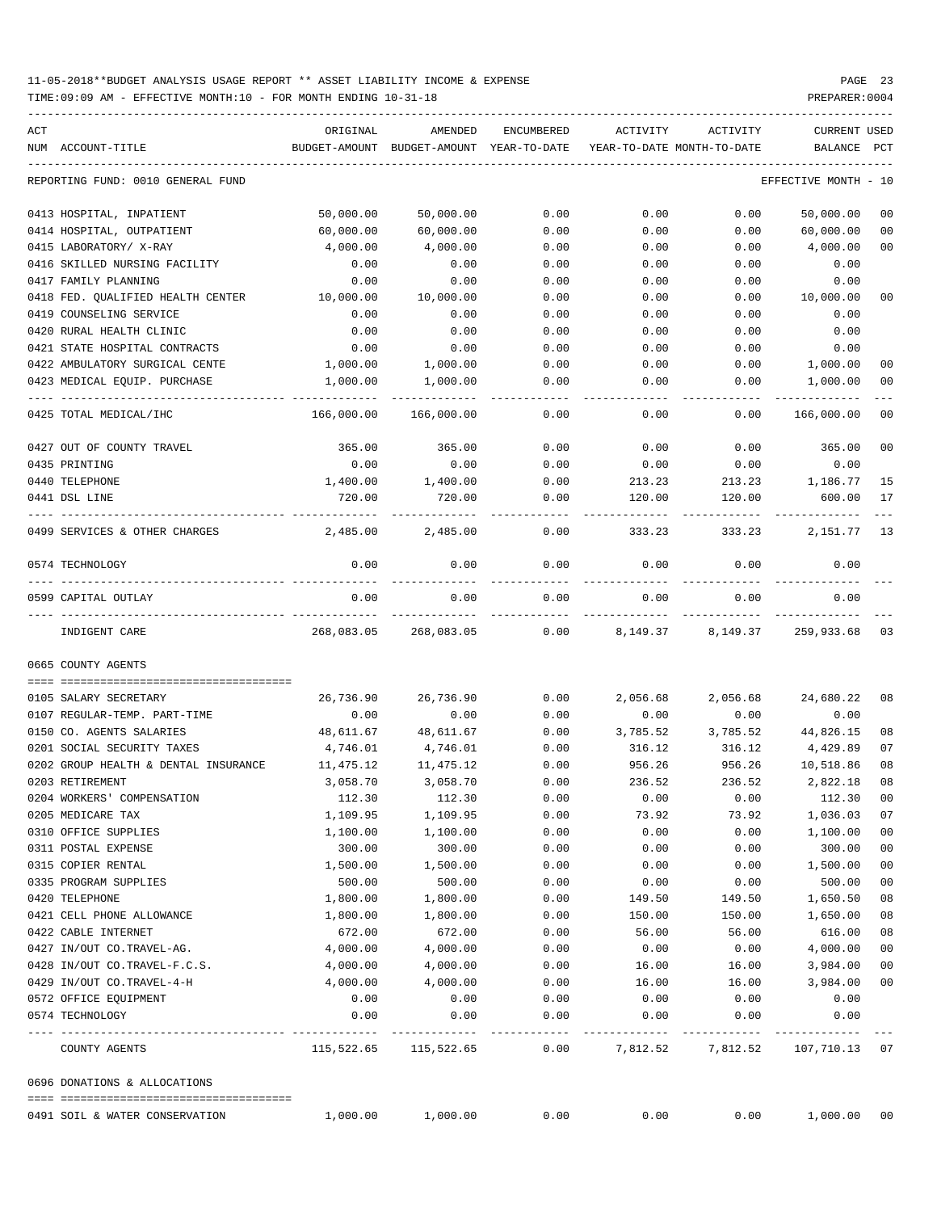11-05-2018**BUDGET ANALYSIS USAGE REPORT ** ASSET LIABILITY INCOME & EXPENSE

TIME:09:09 AM - EFFECTIVE MONTH:10 - FOR MONTH ENDING 10-31-18

PREPARER:0004

| ACT NUM | ACCOUNT-TITLE | ORIGINAL BUDGET-AMOUNT | AMENDED BUDGET-AMOUNT | ENCUMBERED YEAR-TO-DATE | ACTIVITY YEAR-TO-DATE | ACTIVITY MONTH-TO-DATE | CURRENT BALANCE | USED PCT |
|---|---|---|---|---|---|---|---|---|
| | REPORTING FUND: 0010 GENERAL FUND | | | | | | EFFECTIVE MONTH - 10 | |
| 0413 | HOSPITAL, INPATIENT | 50,000.00 | 50,000.00 | 0.00 | 0.00 | 0.00 | 50,000.00 | 00 |
| 0414 | HOSPITAL, OUTPATIENT | 60,000.00 | 60,000.00 | 0.00 | 0.00 | 0.00 | 60,000.00 | 00 |
| 0415 | LABORATORY/ X-RAY | 4,000.00 | 4,000.00 | 0.00 | 0.00 | 0.00 | 4,000.00 | 00 |
| 0416 | SKILLED NURSING FACILITY | 0.00 | 0.00 | 0.00 | 0.00 | 0.00 | 0.00 | |
| 0417 | FAMILY PLANNING | 0.00 | 0.00 | 0.00 | 0.00 | 0.00 | 0.00 | |
| 0418 | FED. QUALIFIED HEALTH CENTER | 10,000.00 | 10,000.00 | 0.00 | 0.00 | 0.00 | 10,000.00 | 00 |
| 0419 | COUNSELING SERVICE | 0.00 | 0.00 | 0.00 | 0.00 | 0.00 | 0.00 | |
| 0420 | RURAL HEALTH CLINIC | 0.00 | 0.00 | 0.00 | 0.00 | 0.00 | 0.00 | |
| 0421 | STATE HOSPITAL CONTRACTS | 0.00 | 0.00 | 0.00 | 0.00 | 0.00 | 0.00 | |
| 0422 | AMBULATORY SURGICAL CENTE | 1,000.00 | 1,000.00 | 0.00 | 0.00 | 0.00 | 1,000.00 | 00 |
| 0423 | MEDICAL EQUIP. PURCHASE | 1,000.00 | 1,000.00 | 0.00 | 0.00 | 0.00 | 1,000.00 | 00 |
| 0425 | TOTAL MEDICAL/IHC | 166,000.00 | 166,000.00 | 0.00 | 0.00 | 0.00 | 166,000.00 | 00 |
| 0427 | OUT OF COUNTY TRAVEL | 365.00 | 365.00 | 0.00 | 0.00 | 0.00 | 365.00 | 00 |
| 0435 | PRINTING | 0.00 | 0.00 | 0.00 | 0.00 | 0.00 | 0.00 | |
| 0440 | TELEPHONE | 1,400.00 | 1,400.00 | 0.00 | 213.23 | 213.23 | 1,186.77 | 15 |
| 0441 | DSL LINE | 720.00 | 720.00 | 0.00 | 120.00 | 120.00 | 600.00 | 17 |
| 0499 | SERVICES & OTHER CHARGES | 2,485.00 | 2,485.00 | 0.00 | 333.23 | 333.23 | 2,151.77 | 13 |
| 0574 | TECHNOLOGY | 0.00 | 0.00 | 0.00 | 0.00 | 0.00 | 0.00 | |
| 0599 | CAPITAL OUTLAY | 0.00 | 0.00 | 0.00 | 0.00 | 0.00 | 0.00 | |
| | INDIGENT CARE | 268,083.05 | 268,083.05 | 0.00 | 8,149.37 | 8,149.37 | 259,933.68 | 03 |
| 0665 | COUNTY AGENTS | | | | | | | |
| 0105 | SALARY SECRETARY | 26,736.90 | 26,736.90 | 0.00 | 2,056.68 | 2,056.68 | 24,680.22 | 08 |
| 0107 | REGULAR-TEMP. PART-TIME | 0.00 | 0.00 | 0.00 | 0.00 | 0.00 | 0.00 | |
| 0150 | CO. AGENTS SALARIES | 48,611.67 | 48,611.67 | 0.00 | 3,785.52 | 3,785.52 | 44,826.15 | 08 |
| 0201 | SOCIAL SECURITY TAXES | 4,746.01 | 4,746.01 | 0.00 | 316.12 | 316.12 | 4,429.89 | 07 |
| 0202 | GROUP HEALTH & DENTAL INSURANCE | 11,475.12 | 11,475.12 | 0.00 | 956.26 | 956.26 | 10,518.86 | 08 |
| 0203 | RETIREMENT | 3,058.70 | 3,058.70 | 0.00 | 236.52 | 236.52 | 2,822.18 | 08 |
| 0204 | WORKERS' COMPENSATION | 112.30 | 112.30 | 0.00 | 0.00 | 0.00 | 112.30 | 00 |
| 0205 | MEDICARE TAX | 1,109.95 | 1,109.95 | 0.00 | 73.92 | 73.92 | 1,036.03 | 07 |
| 0310 | OFFICE SUPPLIES | 1,100.00 | 1,100.00 | 0.00 | 0.00 | 0.00 | 1,100.00 | 00 |
| 0311 | POSTAL EXPENSE | 300.00 | 300.00 | 0.00 | 0.00 | 0.00 | 300.00 | 00 |
| 0315 | COPIER RENTAL | 1,500.00 | 1,500.00 | 0.00 | 0.00 | 0.00 | 1,500.00 | 00 |
| 0335 | PROGRAM SUPPLIES | 500.00 | 500.00 | 0.00 | 0.00 | 0.00 | 500.00 | 00 |
| 0420 | TELEPHONE | 1,800.00 | 1,800.00 | 0.00 | 149.50 | 149.50 | 1,650.50 | 08 |
| 0421 | CELL PHONE ALLOWANCE | 1,800.00 | 1,800.00 | 0.00 | 150.00 | 150.00 | 1,650.00 | 08 |
| 0422 | CABLE INTERNET | 672.00 | 672.00 | 0.00 | 56.00 | 56.00 | 616.00 | 08 |
| 0427 | IN/OUT CO.TRAVEL-AG. | 4,000.00 | 4,000.00 | 0.00 | 0.00 | 0.00 | 4,000.00 | 00 |
| 0428 | IN/OUT CO.TRAVEL-F.C.S. | 4,000.00 | 4,000.00 | 0.00 | 16.00 | 16.00 | 3,984.00 | 00 |
| 0429 | IN/OUT CO.TRAVEL-4-H | 4,000.00 | 4,000.00 | 0.00 | 16.00 | 16.00 | 3,984.00 | 00 |
| 0572 | OFFICE EQUIPMENT | 0.00 | 0.00 | 0.00 | 0.00 | 0.00 | 0.00 | |
| 0574 | TECHNOLOGY | 0.00 | 0.00 | 0.00 | 0.00 | 0.00 | 0.00 | |
| | COUNTY AGENTS | 115,522.65 | 115,522.65 | 0.00 | 7,812.52 | 7,812.52 | 107,710.13 | 07 |
| 0696 | DONATIONS & ALLOCATIONS | | | | | | | |
| 0491 | SOIL & WATER CONSERVATION | 1,000.00 | 1,000.00 | 0.00 | 0.00 | 0.00 | 1,000.00 | 00 |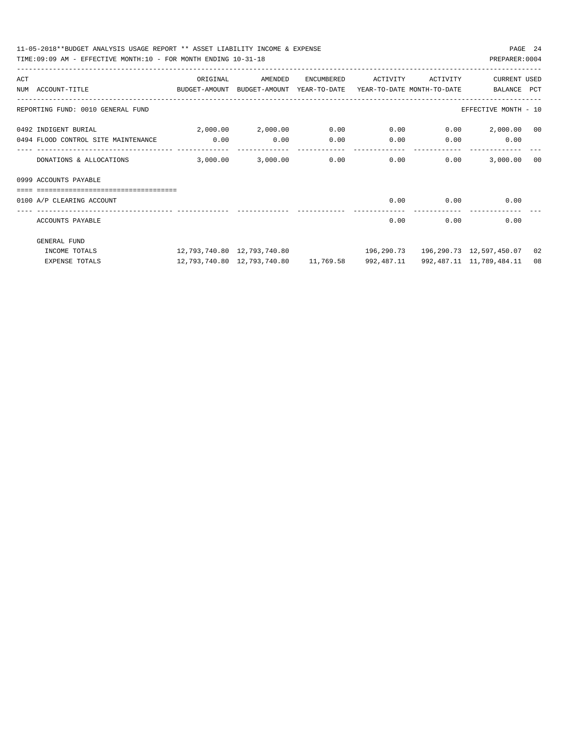11-05-2018**BUDGET ANALYSIS USAGE REPORT ** ASSET LIABILITY INCOME & EXPENSE

TIME:09:09 AM - EFFECTIVE MONTH:10 - FOR MONTH ENDING 10-31-18

PREPARER:0004

| ACT NUM | ACCOUNT-TITLE | ORIGINAL BUDGET-AMOUNT | AMENDED BUDGET-AMOUNT | ENCUMBERED YEAR-TO-DATE | ACTIVITY YEAR-TO-DATE | ACTIVITY MONTH-TO-DATE | CURRENT BALANCE | USED PCT |
|---|---|---|---|---|---|---|---|---|
| | REPORTING FUND: 0010 GENERAL FUND | | | | | | EFFECTIVE MONTH - 10 | |
| 0492 | INDIGENT BURIAL | 2,000.00 | 2,000.00 | 0.00 | 0.00 | 0.00 | 2,000.00 | 00 |
| 0494 | FLOOD CONTROL SITE MAINTENANCE | 0.00 | 0.00 | 0.00 | 0.00 | 0.00 | 0.00 | |
| | DONATIONS & ALLOCATIONS | 3,000.00 | 3,000.00 | 0.00 | 0.00 | 0.00 | 3,000.00 | 00 |
| 0999 | ACCOUNTS PAYABLE | | | | | | | |
| 0100 | A/P CLEARING ACCOUNT | | | | 0.00 | 0.00 | 0.00 | |
| | ACCOUNTS PAYABLE | | | | 0.00 | 0.00 | 0.00 | |
| | GENERAL FUND | | | | | | | |
| | INCOME TOTALS | 12,793,740.80 | 12,793,740.80 | | 196,290.73 | 196,290.73 | 12,597,450.07 | 02 |
| | EXPENSE TOTALS | 12,793,740.80 | 12,793,740.80 | 11,769.58 | 992,487.11 | 992,487.11 | 11,789,484.11 | 08 |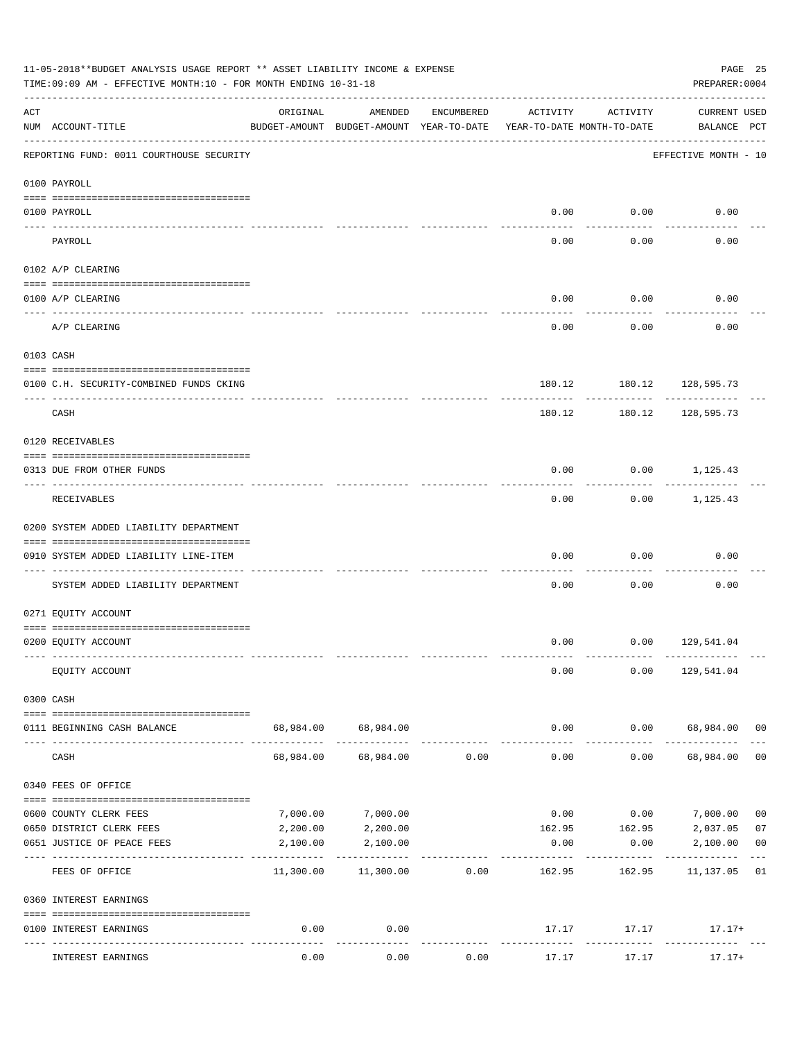11-05-2018**BUDGET ANALYSIS USAGE REPORT ** ASSET LIABILITY INCOME & EXPENSE

TIME:09:09 AM - EFFECTIVE MONTH:10 - FOR MONTH ENDING 10-31-18

PREPARER:0004

| ACT NUM | ACCOUNT-TITLE | ORIGINAL BUDGET-AMOUNT | AMENDED BUDGET-AMOUNT | ENCUMBERED YEAR-TO-DATE | ACTIVITY YEAR-TO-DATE | ACTIVITY MONTH-TO-DATE | CURRENT BALANCE | USED PCT |
|---|---|---|---|---|---|---|---|---|
| | REPORTING FUND: 0011 COURTHOUSE SECURITY | | | | | | EFFECTIVE MONTH - 10 | |
| | 0100 PAYROLL | | | | | | | |
| 0100 | PAYROLL | | | | 0.00 | 0.00 | 0.00 | |
| | PAYROLL | | | | 0.00 | 0.00 | 0.00 | |
| | 0102 A/P CLEARING | | | | | | | |
| 0100 | A/P CLEARING | | | | 0.00 | 0.00 | 0.00 | |
| | A/P CLEARING | | | | 0.00 | 0.00 | 0.00 | |
| | 0103 CASH | | | | | | | |
| 0100 | C.H. SECURITY-COMBINED FUNDS CKING | | | | 180.12 | 180.12 | 128,595.73 | |
| | CASH | | | | 180.12 | 180.12 | 128,595.73 | |
| | 0120 RECEIVABLES | | | | | | | |
| 0313 | DUE FROM OTHER FUNDS | | | | 0.00 | 0.00 | 1,125.43 | |
| | RECEIVABLES | | | | 0.00 | 0.00 | 1,125.43 | |
| | 0200 SYSTEM ADDED LIABILITY DEPARTMENT | | | | | | | |
| 0910 | SYSTEM ADDED LIABILITY LINE-ITEM | | | | 0.00 | 0.00 | 0.00 | |
| | SYSTEM ADDED LIABILITY DEPARTMENT | | | | 0.00 | 0.00 | 0.00 | |
| | 0271 EQUITY ACCOUNT | | | | | | | |
| 0200 | EQUITY ACCOUNT | | | | 0.00 | 0.00 | 129,541.04 | |
| | EQUITY ACCOUNT | | | | 0.00 | 0.00 | 129,541.04 | |
| | 0300 CASH | | | | | | | |
| 0111 | BEGINNING CASH BALANCE | 68,984.00 | 68,984.00 | | 0.00 | 0.00 | 68,984.00 | 00 |
| | CASH | 68,984.00 | 68,984.00 | 0.00 | 0.00 | 0.00 | 68,984.00 | 00 |
| | 0340 FEES OF OFFICE | | | | | | | |
| 0600 | COUNTY CLERK FEES | 7,000.00 | 7,000.00 | | 0.00 | 0.00 | 7,000.00 | 00 |
| 0650 | DISTRICT CLERK FEES | 2,200.00 | 2,200.00 | | 162.95 | 162.95 | 2,037.05 | 07 |
| 0651 | JUSTICE OF PEACE FEES | 2,100.00 | 2,100.00 | | 0.00 | 0.00 | 2,100.00 | 00 |
| | FEES OF OFFICE | 11,300.00 | 11,300.00 | 0.00 | 162.95 | 162.95 | 11,137.05 | 01 |
| | 0360 INTEREST EARNINGS | | | | | | | |
| 0100 | INTEREST EARNINGS | 0.00 | 0.00 | | 17.17 | 17.17 | 17.17+ | |
| | INTEREST EARNINGS | 0.00 | 0.00 | 0.00 | 17.17 | 17.17 | 17.17+ | |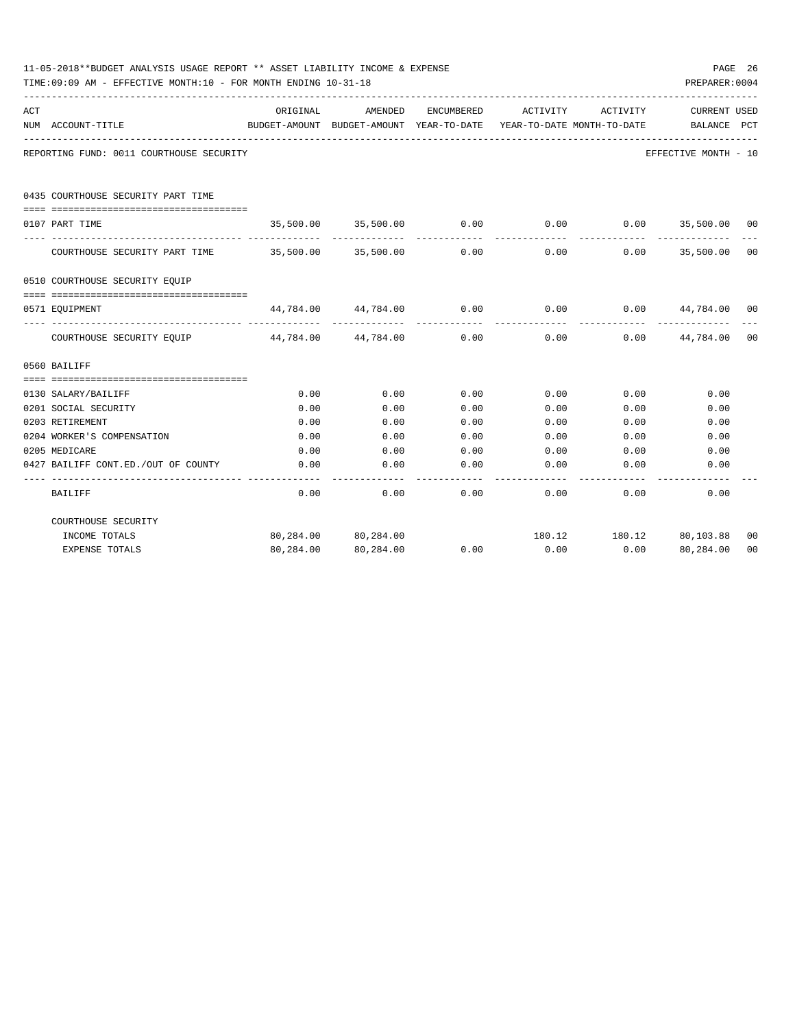11-05-2018**BUDGET ANALYSIS USAGE REPORT ** ASSET LIABILITY INCOME & EXPENSE

TIME:09:09 AM - EFFECTIVE MONTH:10 - FOR MONTH ENDING 10-31-18

PREPARER:0004

| ACT NUM | ACCOUNT-TITLE | ORIGINAL BUDGET-AMOUNT | AMENDED BUDGET-AMOUNT | ENCUMBERED YEAR-TO-DATE | ACTIVITY YEAR-TO-DATE | ACTIVITY MONTH-TO-DATE | CURRENT BALANCE | USED PCT |
|---|---|---|---|---|---|---|---|---|
| | REPORTING FUND: 0011 COURTHOUSE SECURITY | | | | | | EFFECTIVE MONTH - 10 | |
| | 0435 COURTHOUSE SECURITY PART TIME | | | | | | | |
| 0107 | PART TIME | 35,500.00 | 35,500.00 | 0.00 | 0.00 | 0.00 | 35,500.00 | 00 |
| | COURTHOUSE SECURITY PART TIME | 35,500.00 | 35,500.00 | 0.00 | 0.00 | 0.00 | 35,500.00 | 00 |
| | 0510 COURTHOUSE SECURITY EQUIP | | | | | | | |
| 0571 | EQUIPMENT | 44,784.00 | 44,784.00 | 0.00 | 0.00 | 0.00 | 44,784.00 | 00 |
| | COURTHOUSE SECURITY EQUIP | 44,784.00 | 44,784.00 | 0.00 | 0.00 | 0.00 | 44,784.00 | 00 |
| | 0560 BAILIFF | | | | | | | |
| 0130 | SALARY/BAILIFF | 0.00 | 0.00 | 0.00 | 0.00 | 0.00 | 0.00 | |
| 0201 | SOCIAL SECURITY | 0.00 | 0.00 | 0.00 | 0.00 | 0.00 | 0.00 | |
| 0203 | RETIREMENT | 0.00 | 0.00 | 0.00 | 0.00 | 0.00 | 0.00 | |
| 0204 | WORKER'S COMPENSATION | 0.00 | 0.00 | 0.00 | 0.00 | 0.00 | 0.00 | |
| 0205 | MEDICARE | 0.00 | 0.00 | 0.00 | 0.00 | 0.00 | 0.00 | |
| 0427 | BAILIFF CONT.ED./OUT OF COUNTY | 0.00 | 0.00 | 0.00 | 0.00 | 0.00 | 0.00 | |
| | BAILIFF | 0.00 | 0.00 | 0.00 | 0.00 | 0.00 | 0.00 | |
| | COURTHOUSE SECURITY | | | | | | | |
| | INCOME TOTALS | 80,284.00 | 80,284.00 | | 180.12 | 180.12 | 80,103.88 | 00 |
| | EXPENSE TOTALS | 80,284.00 | 80,284.00 | 0.00 | 0.00 | 0.00 | 80,284.00 | 00 |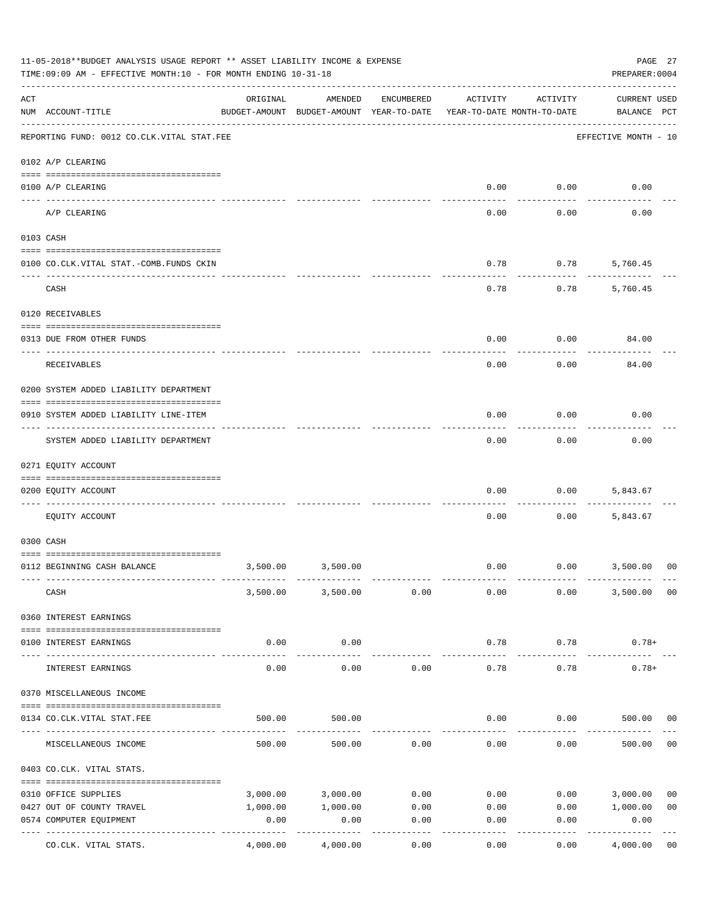11-05-2018**BUDGET ANALYSIS USAGE REPORT ** ASSET LIABILITY INCOME & EXPENSE

TIME:09:09 AM - EFFECTIVE MONTH:10 - FOR MONTH ENDING 10-31-18

PREPARER:0004

| ACT NUM | ACCOUNT-TITLE | ORIGINAL BUDGET-AMOUNT | AMENDED BUDGET-AMOUNT | ENCUMBERED YEAR-TO-DATE | ACTIVITY YEAR-TO-DATE | ACTIVITY MONTH-TO-DATE | CURRENT BALANCE | USED PCT |
|---|---|---|---|---|---|---|---|---|
| | REPORTING FUND: 0012 CO.CLK.VITAL STAT.FEE | | | | | | EFFECTIVE MONTH - 10 | |
| | 0102 A/P CLEARING | | | | | | | |
| 0100 | A/P CLEARING | | | | 0.00 | 0.00 | 0.00 | |
| | A/P CLEARING | | | | 0.00 | 0.00 | 0.00 | |
| | 0103 CASH | | | | | | | |
| 0100 | CO.CLK.VITAL STAT.-COMB.FUNDS CKIN | | | | 0.78 | 0.78 | 5,760.45 | |
| | CASH | | | | 0.78 | 0.78 | 5,760.45 | |
| | 0120 RECEIVABLES | | | | | | | |
| 0313 | DUE FROM OTHER FUNDS | | | | 0.00 | 0.00 | 84.00 | |
| | RECEIVABLES | | | | 0.00 | 0.00 | 84.00 | |
| | 0200 SYSTEM ADDED LIABILITY DEPARTMENT | | | | | | | |
| 0910 | SYSTEM ADDED LIABILITY LINE-ITEM | | | | 0.00 | 0.00 | 0.00 | |
| | SYSTEM ADDED LIABILITY DEPARTMENT | | | | 0.00 | 0.00 | 0.00 | |
| | 0271 EQUITY ACCOUNT | | | | | | | |
| 0200 | EQUITY ACCOUNT | | | | 0.00 | 0.00 | 5,843.67 | |
| | EQUITY ACCOUNT | | | | 0.00 | 0.00 | 5,843.67 | |
| | 0300 CASH | | | | | | | |
| 0112 | BEGINNING CASH BALANCE | 3,500.00 | 3,500.00 | | 0.00 | 0.00 | 3,500.00 | 00 |
| | CASH | 3,500.00 | 3,500.00 | 0.00 | 0.00 | 0.00 | 3,500.00 | 00 |
| | 0360 INTEREST EARNINGS | | | | | | | |
| 0100 | INTEREST EARNINGS | 0.00 | 0.00 | | 0.78 | 0.78 | 0.78+ | |
| | INTEREST EARNINGS | 0.00 | 0.00 | 0.00 | 0.78 | 0.78 | 0.78+ | |
| | 0370 MISCELLANEOUS INCOME | | | | | | | |
| 0134 | CO.CLK.VITAL STAT.FEE | 500.00 | 500.00 | | 0.00 | 0.00 | 500.00 | 00 |
| | MISCELLANEOUS INCOME | 500.00 | 500.00 | 0.00 | 0.00 | 0.00 | 500.00 | 00 |
| | 0403 CO.CLK. VITAL STATS. | | | | | | | |
| 0310 | OFFICE SUPPLIES | 3,000.00 | 3,000.00 | 0.00 | 0.00 | 0.00 | 3,000.00 | 00 |
| 0427 | OUT OF COUNTY TRAVEL | 1,000.00 | 1,000.00 | 0.00 | 0.00 | 0.00 | 1,000.00 | 00 |
| 0574 | COMPUTER EQUIPMENT | 0.00 | 0.00 | 0.00 | 0.00 | 0.00 | 0.00 | |
| | CO.CLK. VITAL STATS. | 4,000.00 | 4,000.00 | 0.00 | 0.00 | 0.00 | 4,000.00 | 00 |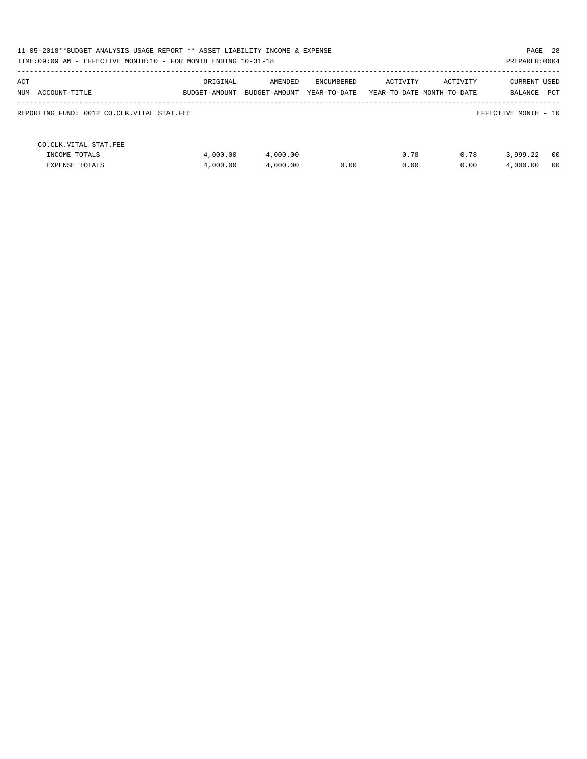11-05-2018**BUDGET ANALYSIS USAGE REPORT ** ASSET LIABILITY INCOME & EXPENSE

TIME:09:09 AM - EFFECTIVE MONTH:10 - FOR MONTH ENDING 10-31-18

PREPARER:0004

| ACT NUM | ACCOUNT-TITLE | ORIGINAL BUDGET-AMOUNT | AMENDED BUDGET-AMOUNT | ENCUMBERED YEAR-TO-DATE | ACTIVITY YEAR-TO-DATE | ACTIVITY MONTH-TO-DATE | CURRENT BALANCE | USED PCT |
|---|---|---|---|---|---|---|---|---|

REPORTING FUND: 0012 CO.CLK.VITAL STAT.FEE

EFFECTIVE MONTH - 10

| ACT NUM | ACCOUNT-TITLE | ORIGINAL BUDGET-AMOUNT | AMENDED BUDGET-AMOUNT | ENCUMBERED YEAR-TO-DATE | ACTIVITY YEAR-TO-DATE | ACTIVITY MONTH-TO-DATE | CURRENT BALANCE | USED PCT |
|---|---|---|---|---|---|---|---|---|
| | CO.CLK.VITAL STAT.FEE | | | | | | | |
| | INCOME TOTALS | 4,000.00 | 4,000.00 | | 0.78 | 0.78 | 3,999.22 | 00 |
| | EXPENSE TOTALS | 4,000.00 | 4,000.00 | 0.00 | 0.00 | 0.00 | 4,000.00 | 00 |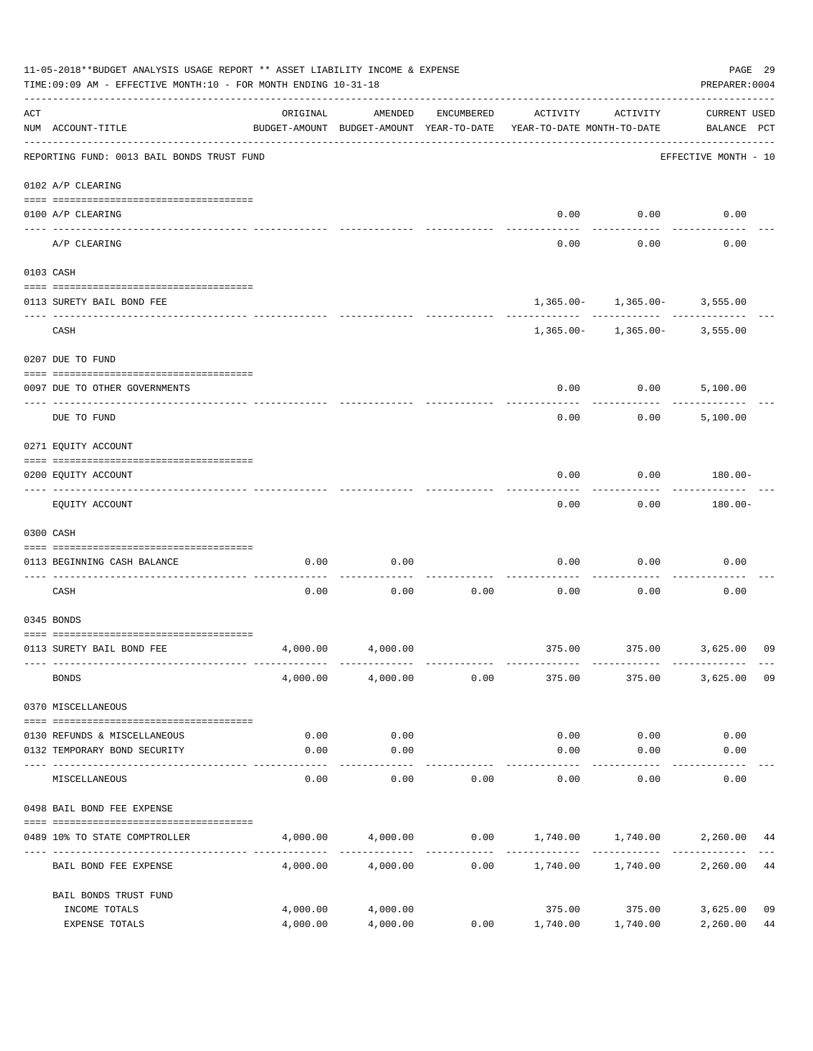11-05-2018**BUDGET ANALYSIS USAGE REPORT ** ASSET LIABILITY INCOME & EXPENSE

TIME:09:09 AM - EFFECTIVE MONTH:10 - FOR MONTH ENDING 10-31-18

PREPARER:0004

| ACT NUM | ACCOUNT-TITLE | ORIGINAL BUDGET-AMOUNT | AMENDED BUDGET-AMOUNT | ENCUMBERED YEAR-TO-DATE | ACTIVITY YEAR-TO-DATE | ACTIVITY MONTH-TO-DATE | CURRENT BALANCE | USED PCT |
|---|---|---|---|---|---|---|---|---|
| | REPORTING FUND: 0013 BAIL BONDS TRUST FUND | | | | | | EFFECTIVE MONTH - 10 | |
| | 0102 A/P CLEARING | | | | | | | |
| 0100 | A/P CLEARING | | | | 0.00 | 0.00 | 0.00 | |
| | A/P CLEARING | | | | 0.00 | 0.00 | 0.00 | |
| | 0103 CASH | | | | | | | |
| 0113 | SURETY BAIL BOND FEE | | | | 1,365.00- | 1,365.00- | 3,555.00 | |
| | CASH | | | | 1,365.00- | 1,365.00- | 3,555.00 | |
| | 0207 DUE TO FUND | | | | | | | |
| 0097 | DUE TO OTHER GOVERNMENTS | | | | 0.00 | 0.00 | 5,100.00 | |
| | DUE TO FUND | | | | 0.00 | 0.00 | 5,100.00 | |
| | 0271 EQUITY ACCOUNT | | | | | | | |
| 0200 | EQUITY ACCOUNT | | | | 0.00 | 0.00 | 180.00- | |
| | EQUITY ACCOUNT | | | | 0.00 | 0.00 | 180.00- | |
| | 0300 CASH | | | | | | | |
| 0113 | BEGINNING CASH BALANCE | 0.00 | 0.00 | | 0.00 | 0.00 | 0.00 | |
| | CASH | 0.00 | 0.00 | 0.00 | 0.00 | 0.00 | 0.00 | |
| | 0345 BONDS | | | | | | | |
| 0113 | SURETY BAIL BOND FEE | 4,000.00 | 4,000.00 | | 375.00 | 375.00 | 3,625.00 | 09 |
| | BONDS | 4,000.00 | 4,000.00 | 0.00 | 375.00 | 375.00 | 3,625.00 | 09 |
| | 0370 MISCELLANEOUS | | | | | | | |
| 0130 | REFUNDS & MISCELLANEOUS | 0.00 | 0.00 | | 0.00 | 0.00 | 0.00 | |
| 0132 | TEMPORARY BOND SECURITY | 0.00 | 0.00 | | 0.00 | 0.00 | 0.00 | |
| | MISCELLANEOUS | 0.00 | 0.00 | 0.00 | 0.00 | 0.00 | 0.00 | |
| | 0498 BAIL BOND FEE EXPENSE | | | | | | | |
| 0489 | 10% TO STATE COMPTROLLER | 4,000.00 | 4,000.00 | 0.00 | 1,740.00 | 1,740.00 | 2,260.00 | 44 |
| | BAIL BOND FEE EXPENSE | 4,000.00 | 4,000.00 | 0.00 | 1,740.00 | 1,740.00 | 2,260.00 | 44 |
| | BAIL BONDS TRUST FUND | | | | | | | |
| | INCOME TOTALS | 4,000.00 | 4,000.00 | | 375.00 | 375.00 | 3,625.00 | 09 |
| | EXPENSE TOTALS | 4,000.00 | 4,000.00 | 0.00 | 1,740.00 | 1,740.00 | 2,260.00 | 44 |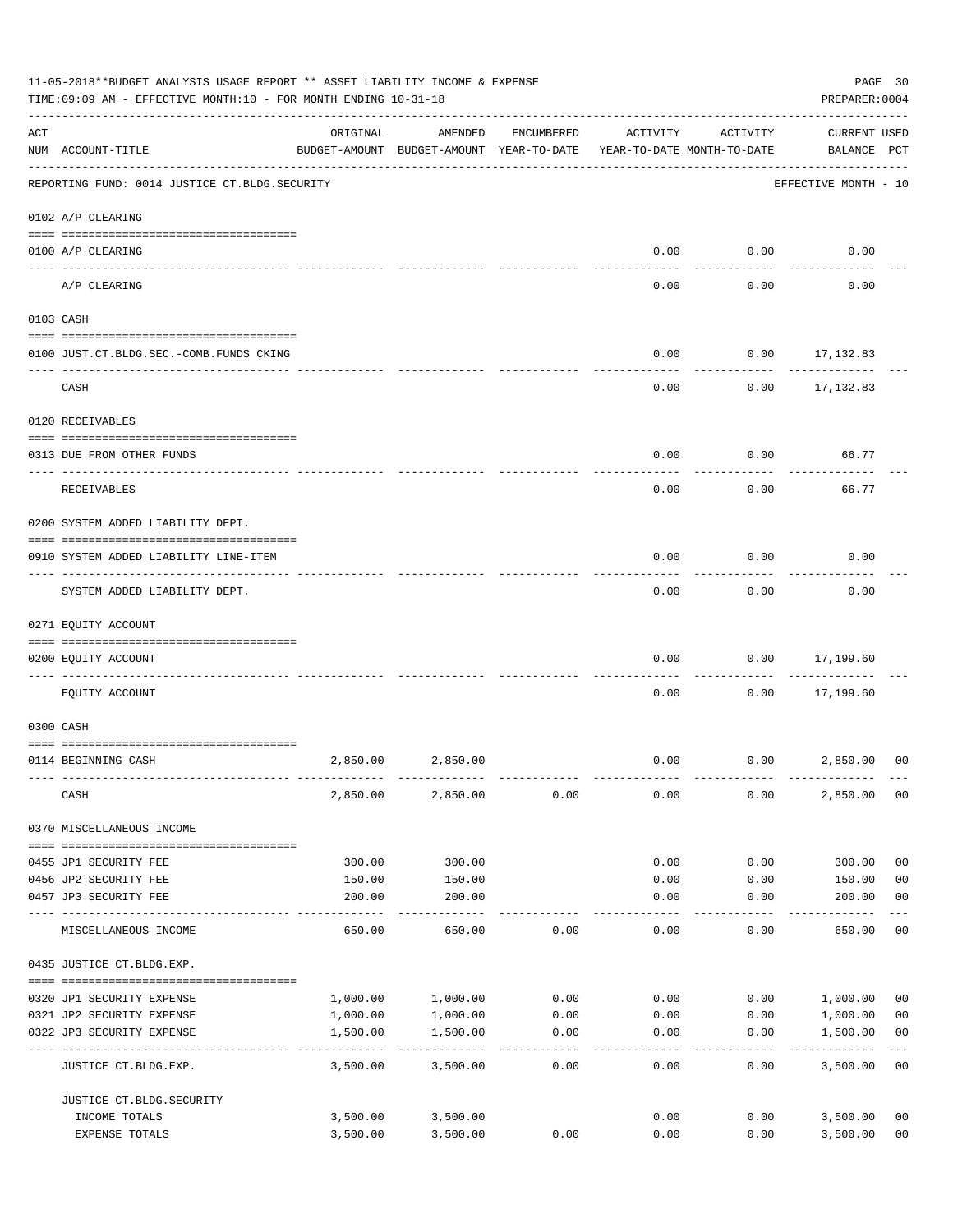11-05-2018**BUDGET ANALYSIS USAGE REPORT ** ASSET LIABILITY INCOME & EXPENSE

TIME:09:09 AM - EFFECTIVE MONTH:10 - FOR MONTH ENDING 10-31-18

PREPARER:0004

| ACT NUM | ACCOUNT-TITLE | ORIGINAL BUDGET-AMOUNT | AMENDED BUDGET-AMOUNT | ENCUMBERED YEAR-TO-DATE | ACTIVITY YEAR-TO-DATE | ACTIVITY MONTH-TO-DATE | CURRENT BALANCE | USED PCT |
|---|---|---|---|---|---|---|---|---|
| | REPORTING FUND: 0014 JUSTICE CT.BLDG.SECURITY | | | | | | EFFECTIVE MONTH - 10 | |
| | 0102 A/P CLEARING | | | | | | | |
| 0100 | A/P CLEARING | | | | 0.00 | 0.00 | 0.00 | |
| | A/P CLEARING | | | | 0.00 | 0.00 | 0.00 | |
| | 0103 CASH | | | | | | | |
| 0100 | JUST.CT.BLDG.SEC.-COMB.FUNDS CKING | | | | 0.00 | 0.00 | 17,132.83 | |
| | CASH | | | | 0.00 | 0.00 | 17,132.83 | |
| | 0120 RECEIVABLES | | | | | | | |
| 0313 | DUE FROM OTHER FUNDS | | | | 0.00 | 0.00 | 66.77 | |
| | RECEIVABLES | | | | 0.00 | 0.00 | 66.77 | |
| | 0200 SYSTEM ADDED LIABILITY DEPT. | | | | | | | |
| 0910 | SYSTEM ADDED LIABILITY LINE-ITEM | | | | 0.00 | 0.00 | 0.00 | |
| | SYSTEM ADDED LIABILITY DEPT. | | | | 0.00 | 0.00 | 0.00 | |
| | 0271 EQUITY ACCOUNT | | | | | | | |
| 0200 | EQUITY ACCOUNT | | | | 0.00 | 0.00 | 17,199.60 | |
| | EQUITY ACCOUNT | | | | 0.00 | 0.00 | 17,199.60 | |
| | 0300 CASH | | | | | | | |
| 0114 | BEGINNING CASH | 2,850.00 | 2,850.00 | | 0.00 | 0.00 | 2,850.00 | 00 |
| | CASH | 2,850.00 | 2,850.00 | 0.00 | 0.00 | 0.00 | 2,850.00 | 00 |
| | 0370 MISCELLANEOUS INCOME | | | | | | | |
| 0455 | JP1 SECURITY FEE | 300.00 | 300.00 | | 0.00 | 0.00 | 300.00 | 00 |
| 0456 | JP2 SECURITY FEE | 150.00 | 150.00 | | 0.00 | 0.00 | 150.00 | 00 |
| 0457 | JP3 SECURITY FEE | 200.00 | 200.00 | | 0.00 | 0.00 | 200.00 | 00 |
| | MISCELLANEOUS INCOME | 650.00 | 650.00 | 0.00 | 0.00 | 0.00 | 650.00 | 00 |
| | 0435 JUSTICE CT.BLDG.EXP. | | | | | | | |
| 0320 | JP1 SECURITY EXPENSE | 1,000.00 | 1,000.00 | 0.00 | 0.00 | 0.00 | 1,000.00 | 00 |
| 0321 | JP2 SECURITY EXPENSE | 1,000.00 | 1,000.00 | 0.00 | 0.00 | 0.00 | 1,000.00 | 00 |
| 0322 | JP3 SECURITY EXPENSE | 1,500.00 | 1,500.00 | 0.00 | 0.00 | 0.00 | 1,500.00 | 00 |
| | JUSTICE CT.BLDG.EXP. | 3,500.00 | 3,500.00 | 0.00 | 0.00 | 0.00 | 3,500.00 | 00 |
| | JUSTICE CT.BLDG.SECURITY | | | | | | | |
| | INCOME TOTALS | 3,500.00 | 3,500.00 | | 0.00 | 0.00 | 3,500.00 | 00 |
| | EXPENSE TOTALS | 3,500.00 | 3,500.00 | 0.00 | 0.00 | 0.00 | 3,500.00 | 00 |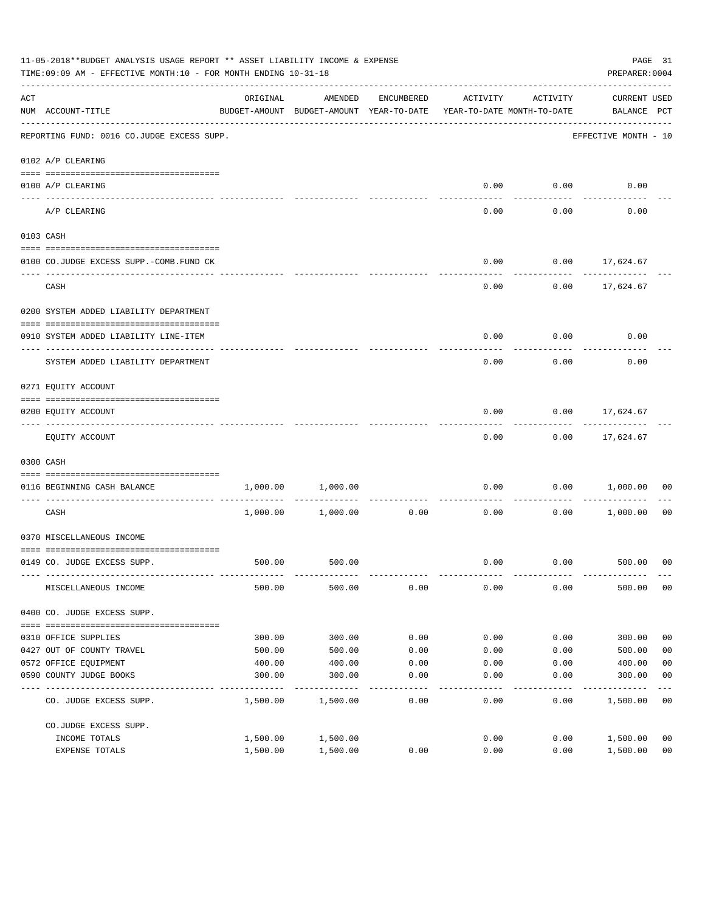11-05-2018**BUDGET ANALYSIS USAGE REPORT ** ASSET LIABILITY INCOME & EXPENSE

TIME:09:09 AM - EFFECTIVE MONTH:10 - FOR MONTH ENDING 10-31-18

PREPARER:0004

| ACT NUM | ACCOUNT-TITLE | ORIGINAL BUDGET-AMOUNT | AMENDED BUDGET-AMOUNT | ENCUMBERED YEAR-TO-DATE | ACTIVITY YEAR-TO-DATE | ACTIVITY MONTH-TO-DATE | CURRENT BALANCE | USED PCT |
|---|---|---|---|---|---|---|---|---|
| | REPORTING FUND: 0016 CO.JUDGE EXCESS SUPP. | | | | | | EFFECTIVE MONTH - 10 | |
| | 0102 A/P CLEARING | | | | | | | |
| 0100 | A/P CLEARING | | | | 0.00 | 0.00 | 0.00 | |
| | A/P CLEARING | | | | 0.00 | 0.00 | 0.00 | |
| | 0103 CASH | | | | | | | |
| 0100 | CO.JUDGE EXCESS SUPP.-COMB.FUND CK | | | | 0.00 | 0.00 | 17,624.67 | |
| | CASH | | | | 0.00 | 0.00 | 17,624.67 | |
| | 0200 SYSTEM ADDED LIABILITY DEPARTMENT | | | | | | | |
| 0910 | SYSTEM ADDED LIABILITY LINE-ITEM | | | | 0.00 | 0.00 | 0.00 | |
| | SYSTEM ADDED LIABILITY DEPARTMENT | | | | 0.00 | 0.00 | 0.00 | |
| | 0271 EQUITY ACCOUNT | | | | | | | |
| 0200 | EQUITY ACCOUNT | | | | 0.00 | 0.00 | 17,624.67 | |
| | EQUITY ACCOUNT | | | | 0.00 | 0.00 | 17,624.67 | |
| | 0300 CASH | | | | | | | |
| 0116 | BEGINNING CASH BALANCE | 1,000.00 | 1,000.00 | | 0.00 | 0.00 | 1,000.00 | 00 |
| | CASH | 1,000.00 | 1,000.00 | 0.00 | 0.00 | 0.00 | 1,000.00 | 00 |
| | 0370 MISCELLANEOUS INCOME | | | | | | | |
| 0149 | CO. JUDGE EXCESS SUPP. | 500.00 | 500.00 | | 0.00 | 0.00 | 500.00 | 00 |
| | MISCELLANEOUS INCOME | 500.00 | 500.00 | 0.00 | 0.00 | 0.00 | 500.00 | 00 |
| | 0400 CO. JUDGE EXCESS SUPP. | | | | | | | |
| 0310 | OFFICE SUPPLIES | 300.00 | 300.00 | 0.00 | 0.00 | 0.00 | 300.00 | 00 |
| 0427 | OUT OF COUNTY TRAVEL | 500.00 | 500.00 | 0.00 | 0.00 | 0.00 | 500.00 | 00 |
| 0572 | OFFICE EQUIPMENT | 400.00 | 400.00 | 0.00 | 0.00 | 0.00 | 400.00 | 00 |
| 0590 | COUNTY JUDGE BOOKS | 300.00 | 300.00 | 0.00 | 0.00 | 0.00 | 300.00 | 00 |
| | CO. JUDGE EXCESS SUPP. | 1,500.00 | 1,500.00 | 0.00 | 0.00 | 0.00 | 1,500.00 | 00 |
| | CO.JUDGE EXCESS SUPP. | | | | | | | |
| | INCOME TOTALS | 1,500.00 | 1,500.00 | | 0.00 | 0.00 | 1,500.00 | 00 |
| | EXPENSE TOTALS | 1,500.00 | 1,500.00 | 0.00 | 0.00 | 0.00 | 1,500.00 | 00 |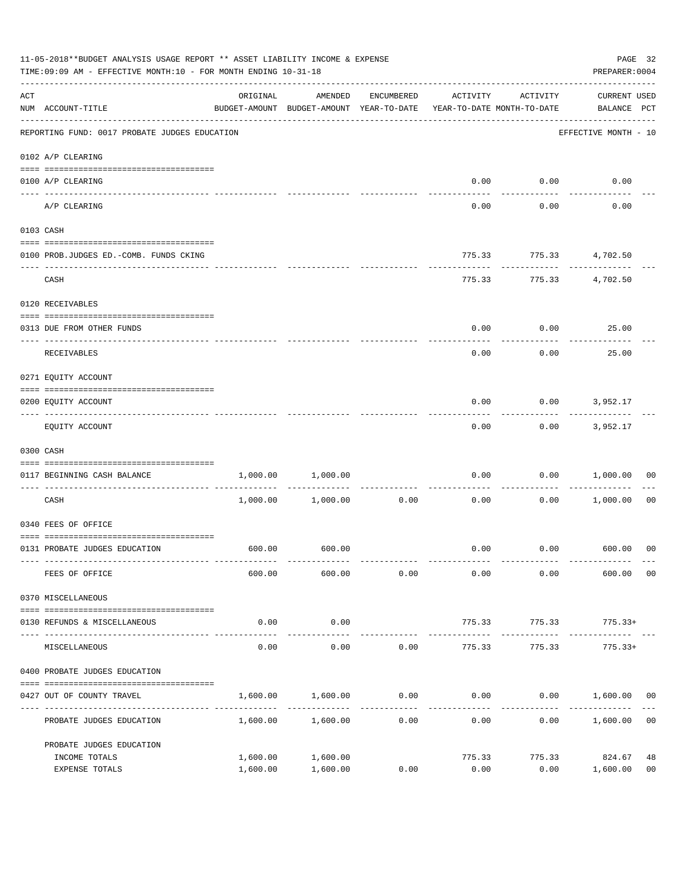11-05-2018**BUDGET ANALYSIS USAGE REPORT ** ASSET LIABILITY INCOME & EXPENSE

TIME:09:09 AM - EFFECTIVE MONTH:10 - FOR MONTH ENDING 10-31-18

PREPARER:0004

| ACT NUM | ACCOUNT-TITLE | ORIGINAL BUDGET-AMOUNT | AMENDED BUDGET-AMOUNT | ENCUMBERED YEAR-TO-DATE | ACTIVITY YEAR-TO-DATE | ACTIVITY MONTH-TO-DATE | CURRENT USED BALANCE | PCT |
|---|---|---|---|---|---|---|---|---|
| | REPORTING FUND: 0017 PROBATE JUDGES EDUCATION | | | | | | EFFECTIVE MONTH - 10 | |
| | 0102 A/P CLEARING | | | | | | | |
| 0100 | A/P CLEARING | | | | 0.00 | 0.00 | 0.00 | |
| | A/P CLEARING | | | | 0.00 | 0.00 | 0.00 | |
| | 0103 CASH | | | | | | | |
| 0100 | PROB.JUDGES ED.-COMB. FUNDS CKING | | | | 775.33 | 775.33 | 4,702.50 | |
| | CASH | | | | 775.33 | 775.33 | 4,702.50 | |
| | 0120 RECEIVABLES | | | | | | | |
| 0313 | DUE FROM OTHER FUNDS | | | | 0.00 | 0.00 | 25.00 | |
| | RECEIVABLES | | | | 0.00 | 0.00 | 25.00 | |
| | 0271 EQUITY ACCOUNT | | | | | | | |
| 0200 | EQUITY ACCOUNT | | | | 0.00 | 0.00 | 3,952.17 | |
| | EQUITY ACCOUNT | | | | 0.00 | 0.00 | 3,952.17 | |
| | 0300 CASH | | | | | | | |
| 0117 | BEGINNING CASH BALANCE | 1,000.00 | 1,000.00 | | 0.00 | 0.00 | 1,000.00 | 00 |
| | CASH | 1,000.00 | 1,000.00 | 0.00 | 0.00 | 0.00 | 1,000.00 | 00 |
| | 0340 FEES OF OFFICE | | | | | | | |
| 0131 | PROBATE JUDGES EDUCATION | 600.00 | 600.00 | | 0.00 | 0.00 | 600.00 | 00 |
| | FEES OF OFFICE | 600.00 | 600.00 | 0.00 | 0.00 | 0.00 | 600.00 | 00 |
| | 0370 MISCELLANEOUS | | | | | | | |
| 0130 | REFUNDS & MISCELLANEOUS | 0.00 | 0.00 | | 775.33 | 775.33 | 775.33+ | |
| | MISCELLANEOUS | 0.00 | 0.00 | 0.00 | 775.33 | 775.33 | 775.33+ | |
| | 0400 PROBATE JUDGES EDUCATION | | | | | | | |
| 0427 | OUT OF COUNTY TRAVEL | 1,600.00 | 1,600.00 | 0.00 | 0.00 | 0.00 | 1,600.00 | 00 |
| | PROBATE JUDGES EDUCATION | 1,600.00 | 1,600.00 | 0.00 | 0.00 | 0.00 | 1,600.00 | 00 |
| | PROBATE JUDGES EDUCATION | | | | | | | |
| | INCOME TOTALS | 1,600.00 | 1,600.00 | | 775.33 | 775.33 | 824.67 | 48 |
| | EXPENSE TOTALS | 1,600.00 | 1,600.00 | 0.00 | 0.00 | 0.00 | 1,600.00 | 00 |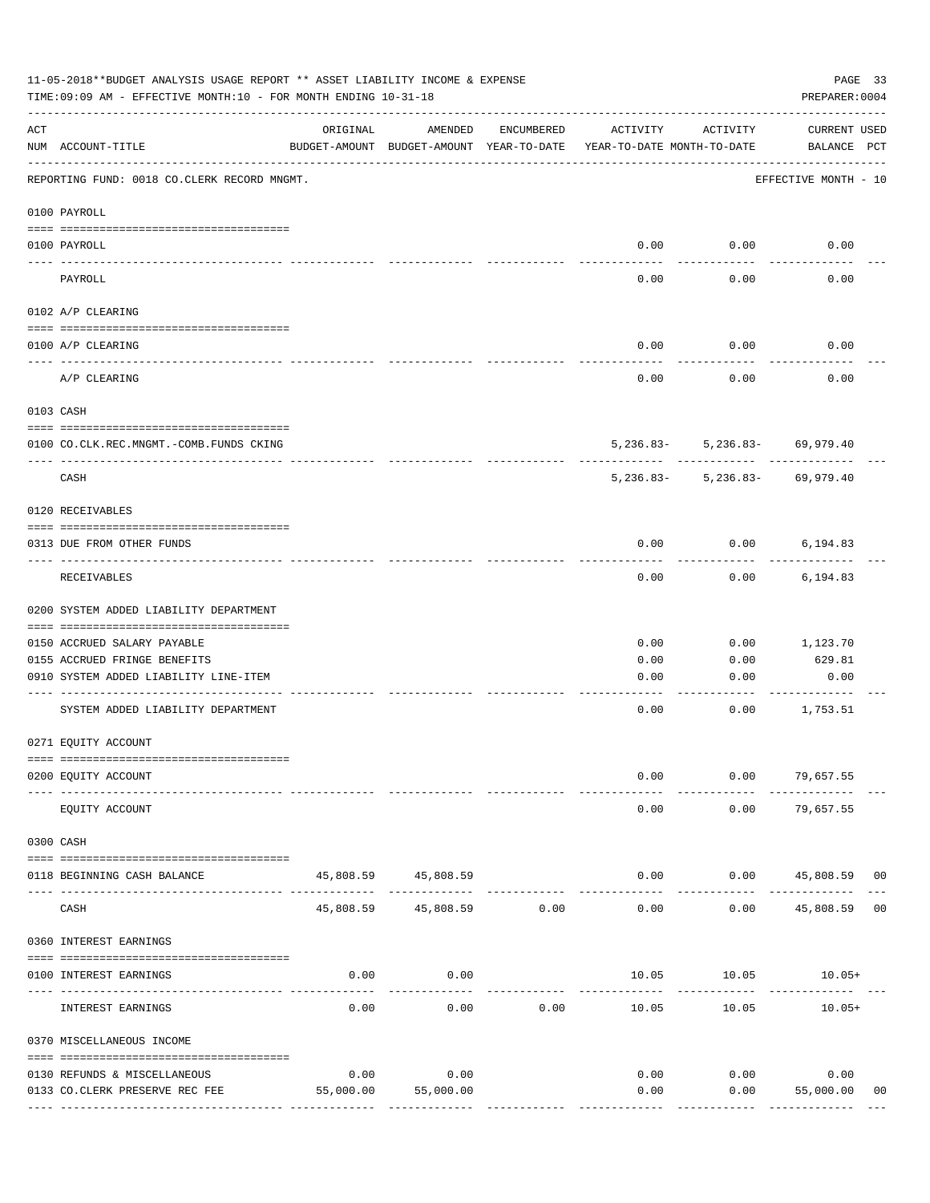11-05-2018**BUDGET ANALYSIS USAGE REPORT ** ASSET LIABILITY INCOME & EXPENSE

TIME:09:09 AM - EFFECTIVE MONTH:10 - FOR MONTH ENDING 10-31-18

PREPARER:0004

| ACT NUM | ACCOUNT-TITLE | ORIGINAL BUDGET-AMOUNT | AMENDED BUDGET-AMOUNT | ENCUMBERED YEAR-TO-DATE | ACTIVITY YEAR-TO-DATE | ACTIVITY MONTH-TO-DATE | CURRENT BALANCE | USED PCT |
|---|---|---|---|---|---|---|---|---|
| | REPORTING FUND: 0018 CO.CLERK RECORD MNGMT. | | | | | | EFFECTIVE MONTH - 10 | |
| | 0100 PAYROLL | | | | | | | |
| 0100 | PAYROLL | | | | 0.00 | 0.00 | 0.00 | |
| | PAYROLL | | | | 0.00 | 0.00 | 0.00 | |
| | 0102 A/P CLEARING | | | | | | | |
| 0100 | A/P CLEARING | | | | 0.00 | 0.00 | 0.00 | |
| | A/P CLEARING | | | | 0.00 | 0.00 | 0.00 | |
| | 0103 CASH | | | | | | | |
| 0100 | CO.CLK.REC.MNGMT.-COMB.FUNDS CKING | | | | 5,236.83- | 5,236.83- | 69,979.40 | |
| | CASH | | | | 5,236.83- | 5,236.83- | 69,979.40 | |
| | 0120 RECEIVABLES | | | | | | | |
| 0313 | DUE FROM OTHER FUNDS | | | | 0.00 | 0.00 | 6,194.83 | |
| | RECEIVABLES | | | | 0.00 | 0.00 | 6,194.83 | |
| | 0200 SYSTEM ADDED LIABILITY DEPARTMENT | | | | | | | |
| 0150 | ACCRUED SALARY PAYABLE | | | | 0.00 | 0.00 | 1,123.70 | |
| 0155 | ACCRUED FRINGE BENEFITS | | | | 0.00 | 0.00 | 629.81 | |
| 0910 | SYSTEM ADDED LIABILITY LINE-ITEM | | | | 0.00 | 0.00 | 0.00 | |
| | SYSTEM ADDED LIABILITY DEPARTMENT | | | | 0.00 | 0.00 | 1,753.51 | |
| | 0271 EQUITY ACCOUNT | | | | | | | |
| 0200 | EQUITY ACCOUNT | | | | 0.00 | 0.00 | 79,657.55 | |
| | EQUITY ACCOUNT | | | | 0.00 | 0.00 | 79,657.55 | |
| | 0300 CASH | | | | | | | |
| 0118 | BEGINNING CASH BALANCE | 45,808.59 | 45,808.59 | | 0.00 | 0.00 | 45,808.59 | 00 |
| | CASH | 45,808.59 | 45,808.59 | 0.00 | 0.00 | 0.00 | 45,808.59 | 00 |
| | 0360 INTEREST EARNINGS | | | | | | | |
| 0100 | INTEREST EARNINGS | 0.00 | 0.00 | | 10.05 | 10.05 | 10.05+ | |
| | INTEREST EARNINGS | 0.00 | 0.00 | 0.00 | 10.05 | 10.05 | 10.05+ | |
| | 0370 MISCELLANEOUS INCOME | | | | | | | |
| 0130 | REFUNDS & MISCELLANEOUS | 0.00 | 0.00 | | 0.00 | 0.00 | 0.00 | |
| 0133 | CO.CLERK PRESERVE REC FEE | 55,000.00 | 55,000.00 | | 0.00 | 0.00 | 55,000.00 | 00 |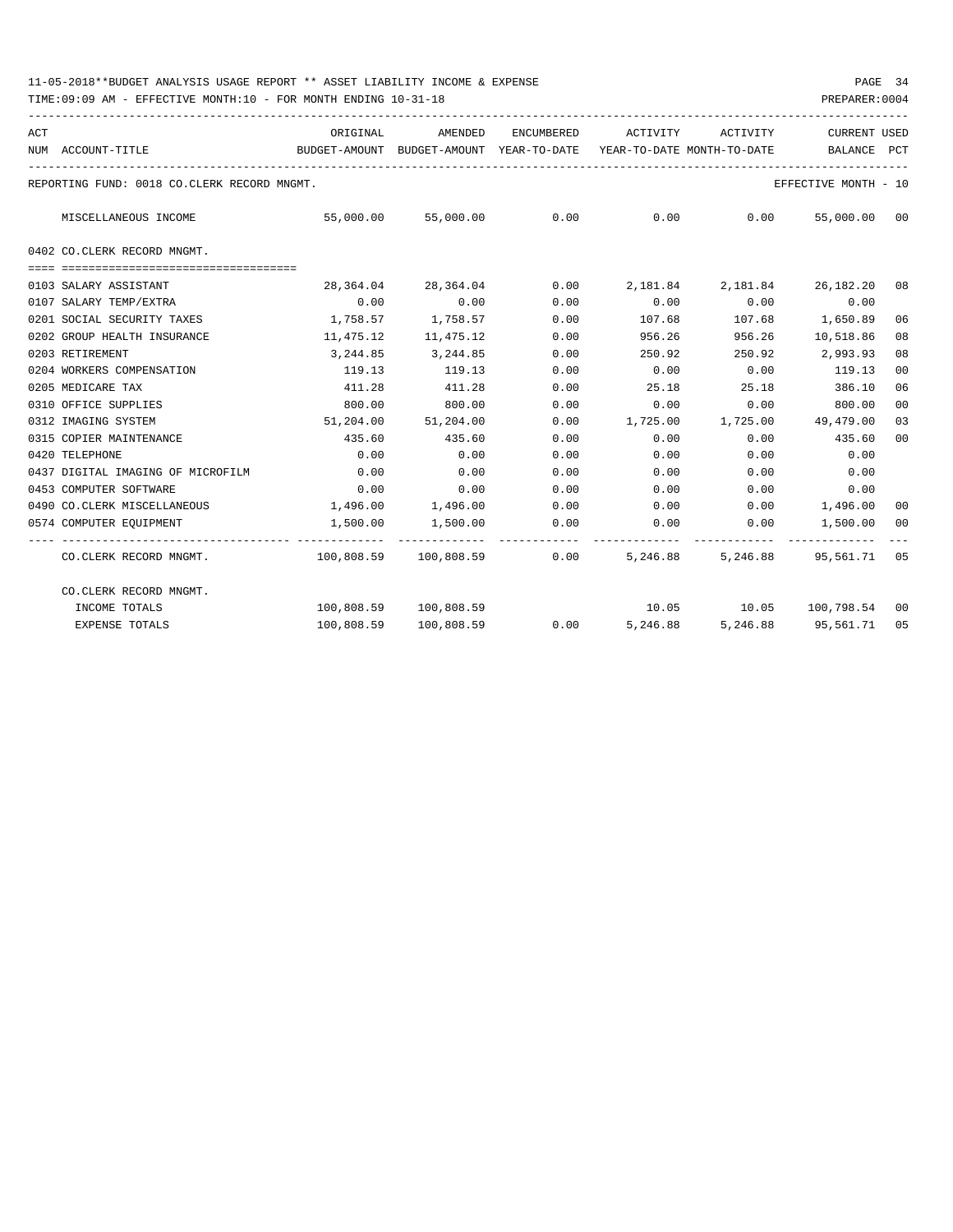11-05-2018**BUDGET ANALYSIS USAGE REPORT ** ASSET LIABILITY INCOME & EXPENSE

TIME:09:09 AM - EFFECTIVE MONTH:10 - FOR MONTH ENDING 10-31-18

PREPARER:0004

| ACT NUM | ACCOUNT-TITLE | ORIGINAL BUDGET-AMOUNT | AMENDED BUDGET-AMOUNT | ENCUMBERED YEAR-TO-DATE | ACTIVITY YEAR-TO-DATE | ACTIVITY MONTH-TO-DATE | CURRENT BALANCE | USED PCT |
|---|---|---|---|---|---|---|---|---|
| | REPORTING FUND: 0018 CO.CLERK RECORD MNGMT. | | | | | | EFFECTIVE MONTH - 10 | |
| | MISCELLANEOUS INCOME | 55,000.00 | 55,000.00 | 0.00 | 0.00 | 0.00 | 55,000.00 | 00 |
| | 0402 CO.CLERK RECORD MNGMT. | | | | | | | |
| 0103 | SALARY ASSISTANT | 28,364.04 | 28,364.04 | 0.00 | 2,181.84 | 2,181.84 | 26,182.20 | 08 |
| 0107 | SALARY TEMP/EXTRA | 0.00 | 0.00 | 0.00 | 0.00 | 0.00 | 0.00 | |
| 0201 | SOCIAL SECURITY TAXES | 1,758.57 | 1,758.57 | 0.00 | 107.68 | 107.68 | 1,650.89 | 06 |
| 0202 | GROUP HEALTH INSURANCE | 11,475.12 | 11,475.12 | 0.00 | 956.26 | 956.26 | 10,518.86 | 08 |
| 0203 | RETIREMENT | 3,244.85 | 3,244.85 | 0.00 | 250.92 | 250.92 | 2,993.93 | 08 |
| 0204 | WORKERS COMPENSATION | 119.13 | 119.13 | 0.00 | 0.00 | 0.00 | 119.13 | 00 |
| 0205 | MEDICARE TAX | 411.28 | 411.28 | 0.00 | 25.18 | 25.18 | 386.10 | 06 |
| 0310 | OFFICE SUPPLIES | 800.00 | 800.00 | 0.00 | 0.00 | 0.00 | 800.00 | 00 |
| 0312 | IMAGING SYSTEM | 51,204.00 | 51,204.00 | 0.00 | 1,725.00 | 1,725.00 | 49,479.00 | 03 |
| 0315 | COPIER MAINTENANCE | 435.60 | 435.60 | 0.00 | 0.00 | 0.00 | 435.60 | 00 |
| 0420 | TELEPHONE | 0.00 | 0.00 | 0.00 | 0.00 | 0.00 | 0.00 | |
| 0437 | DIGITAL IMAGING OF MICROFILM | 0.00 | 0.00 | 0.00 | 0.00 | 0.00 | 0.00 | |
| 0453 | COMPUTER SOFTWARE | 0.00 | 0.00 | 0.00 | 0.00 | 0.00 | 0.00 | |
| 0490 | CO.CLERK MISCELLANEOUS | 1,496.00 | 1,496.00 | 0.00 | 0.00 | 0.00 | 1,496.00 | 00 |
| 0574 | COMPUTER EQUIPMENT | 1,500.00 | 1,500.00 | 0.00 | 0.00 | 0.00 | 1,500.00 | 00 |
| | CO.CLERK RECORD MNGMT. | 100,808.59 | 100,808.59 | 0.00 | 5,246.88 | 5,246.88 | 95,561.71 | 05 |
| | CO.CLERK RECORD MNGMT. | | | | | | | |
| | INCOME TOTALS | 100,808.59 | 100,808.59 | | 10.05 | 10.05 | 100,798.54 | 00 |
| | EXPENSE TOTALS | 100,808.59 | 100,808.59 | 0.00 | 5,246.88 | 5,246.88 | 95,561.71 | 05 |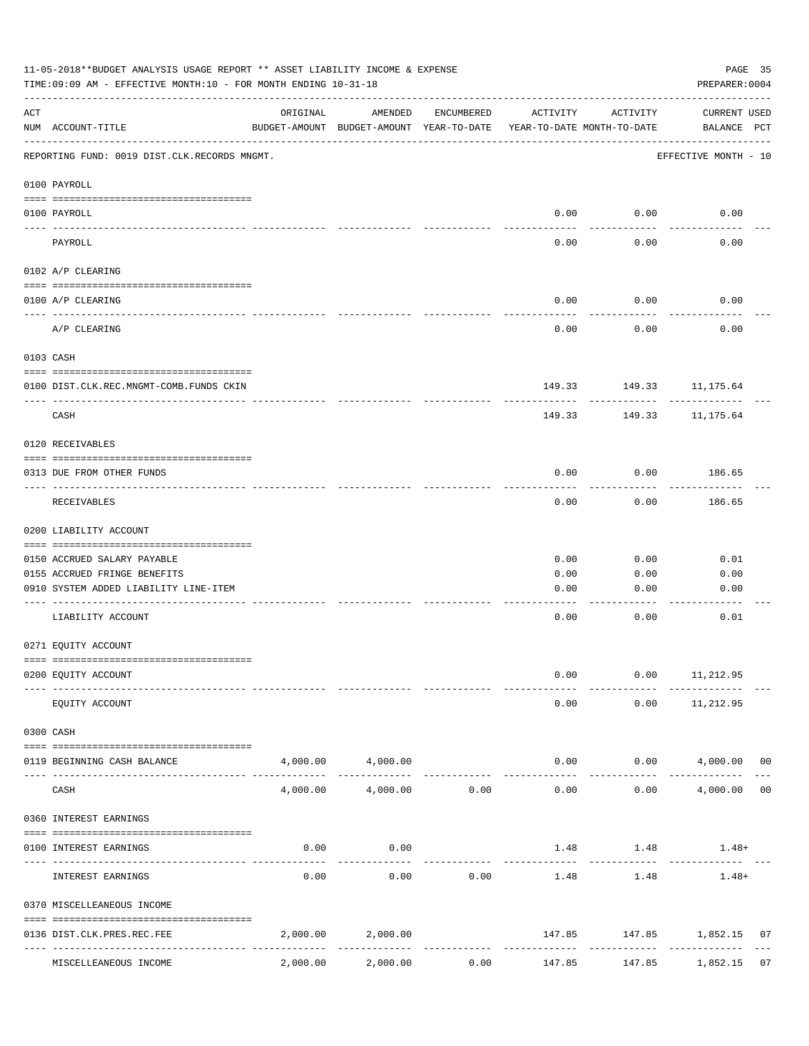11-05-2018**BUDGET ANALYSIS USAGE REPORT ** ASSET LIABILITY INCOME & EXPENSE

TIME:09:09 AM - EFFECTIVE MONTH:10 - FOR MONTH ENDING 10-31-18

PREPARER:0004

| ACT NUM | ACCOUNT-TITLE | ORIGINAL BUDGET-AMOUNT | AMENDED BUDGET-AMOUNT | ENCUMBERED YEAR-TO-DATE | ACTIVITY YEAR-TO-DATE | ACTIVITY MONTH-TO-DATE | CURRENT BALANCE | USED PCT |
|---|---|---|---|---|---|---|---|---|
| | REPORTING FUND: 0019 DIST.CLK.RECORDS MNGMT. | | | | | | EFFECTIVE MONTH - 10 | |
| | **0100 PAYROLL** | | | | | | | |
| 0100 | PAYROLL | | | | 0.00 | 0.00 | 0.00 | |
| | PAYROLL | | | | 0.00 | 0.00 | 0.00 | |
| | **0102 A/P CLEARING** | | | | | | | |
| 0100 | A/P CLEARING | | | | 0.00 | 0.00 | 0.00 | |
| | A/P CLEARING | | | | 0.00 | 0.00 | 0.00 | |
| | **0103 CASH** | | | | | | | |
| 0100 | DIST.CLK.REC.MNGMT-COMB.FUNDS CKIN | | | | 149.33 | 149.33 | 11,175.64 | |
| | CASH | | | | 149.33 | 149.33 | 11,175.64 | |
| | **0120 RECEIVABLES** | | | | | | | |
| 0313 | DUE FROM OTHER FUNDS | | | | 0.00 | 0.00 | 186.65 | |
| | RECEIVABLES | | | | 0.00 | 0.00 | 186.65 | |
| | **0200 LIABILITY ACCOUNT** | | | | | | | |
| 0150 | ACCRUED SALARY PAYABLE | | | | 0.00 | 0.00 | 0.01 | |
| 0155 | ACCRUED FRINGE BENEFITS | | | | 0.00 | 0.00 | 0.00 | |
| 0910 | SYSTEM ADDED LIABILITY LINE-ITEM | | | | 0.00 | 0.00 | 0.00 | |
| | LIABILITY ACCOUNT | | | | 0.00 | 0.00 | 0.01 | |
| | **0271 EQUITY ACCOUNT** | | | | | | | |
| 0200 | EQUITY ACCOUNT | | | | 0.00 | 0.00 | 11,212.95 | |
| | EQUITY ACCOUNT | | | | 0.00 | 0.00 | 11,212.95 | |
| | **0300 CASH** | | | | | | | |
| 0119 | BEGINNING CASH BALANCE | 4,000.00 | 4,000.00 | | 0.00 | 0.00 | 4,000.00 | 00 |
| | CASH | 4,000.00 | 4,000.00 | 0.00 | 0.00 | 0.00 | 4,000.00 | 00 |
| | **0360 INTEREST EARNINGS** | | | | | | | |
| 0100 | INTEREST EARNINGS | 0.00 | 0.00 | | 1.48 | 1.48 | 1.48+ | |
| | INTEREST EARNINGS | 0.00 | 0.00 | 0.00 | 1.48 | 1.48 | 1.48+ | |
| | **0370 MISCELLEANEOUS INCOME** | | | | | | | |
| 0136 | DIST.CLK.PRES.REC.FEE | 2,000.00 | 2,000.00 | | 147.85 | 147.85 | 1,852.15 | 07 |
| | MISCELLEANEOUS INCOME | 2,000.00 | 2,000.00 | 0.00 | 147.85 | 147.85 | 1,852.15 | 07 |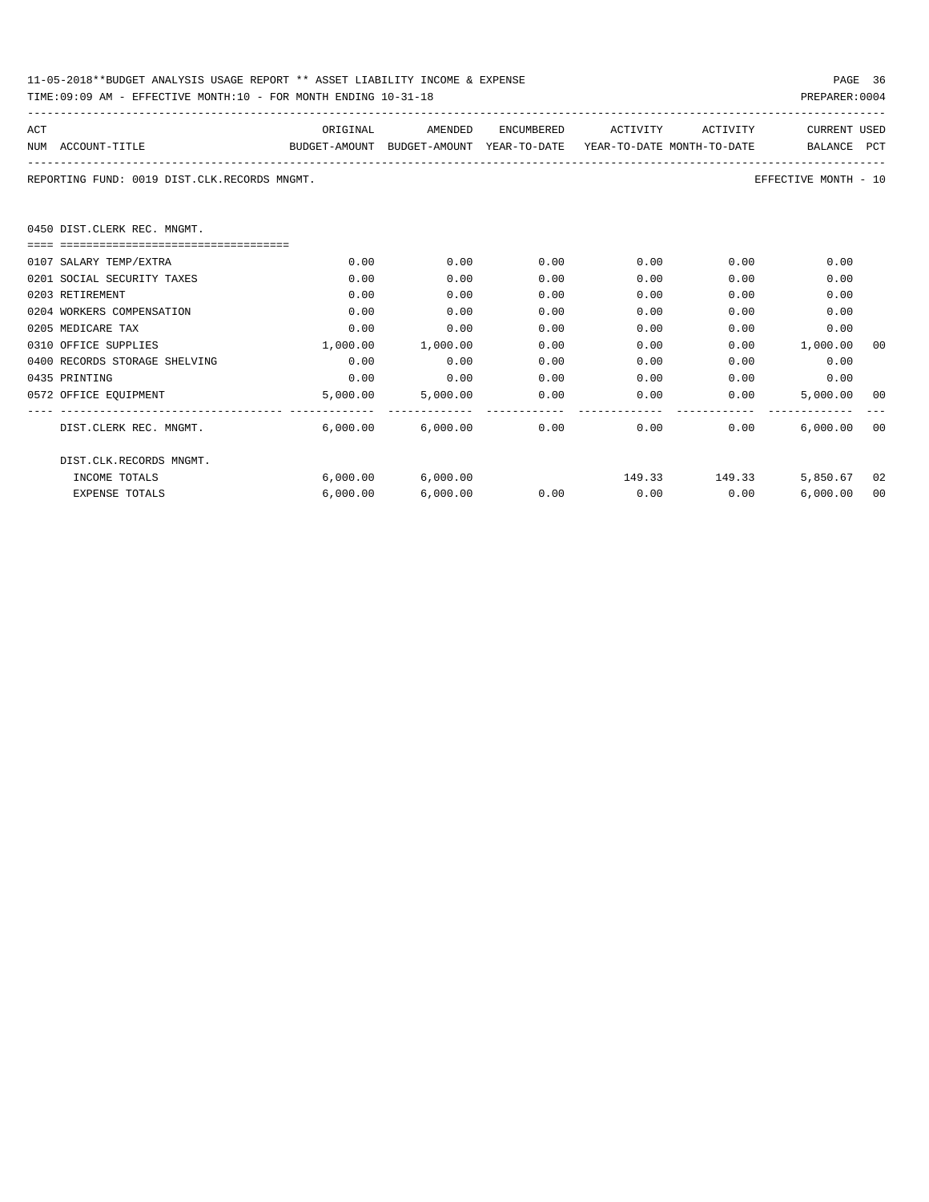11-05-2018**BUDGET ANALYSIS USAGE REPORT ** ASSET LIABILITY INCOME & EXPENSE

TIME:09:09 AM - EFFECTIVE MONTH:10 - FOR MONTH ENDING 10-31-18

PREPARER:0004

REPORTING FUND: 0019 DIST.CLK.RECORDS MNGMT.

EFFECTIVE MONTH - 10

## 0450 DIST.CLERK REC. MNGMT.

| ACT NUM | ACCOUNT-TITLE | ORIGINAL BUDGET-AMOUNT | AMENDED BUDGET-AMOUNT | ENCUMBERED YEAR-TO-DATE | ACTIVITY YEAR-TO-DATE | ACTIVITY MONTH-TO-DATE | CURRENT BALANCE | USED PCT |
|---|---|---|---|---|---|---|---|---|
| 0107 | SALARY TEMP/EXTRA | 0.00 | 0.00 | 0.00 | 0.00 | 0.00 | 0.00 | |
| 0201 | SOCIAL SECURITY TAXES | 0.00 | 0.00 | 0.00 | 0.00 | 0.00 | 0.00 | |
| 0203 | RETIREMENT | 0.00 | 0.00 | 0.00 | 0.00 | 0.00 | 0.00 | |
| 0204 | WORKERS COMPENSATION | 0.00 | 0.00 | 0.00 | 0.00 | 0.00 | 0.00 | |
| 0205 | MEDICARE TAX | 0.00 | 0.00 | 0.00 | 0.00 | 0.00 | 0.00 | |
| 0310 | OFFICE SUPPLIES | 1,000.00 | 1,000.00 | 0.00 | 0.00 | 0.00 | 1,000.00 | 00 |
| 0400 | RECORDS STORAGE SHELVING | 0.00 | 0.00 | 0.00 | 0.00 | 0.00 | 0.00 | |
| 0435 | PRINTING | 0.00 | 0.00 | 0.00 | 0.00 | 0.00 | 0.00 | |
| 0572 | OFFICE EQUIPMENT | 5,000.00 | 5,000.00 | 0.00 | 0.00 | 0.00 | 5,000.00 | 00 |
| | DIST.CLERK REC. MNGMT. | 6,000.00 | 6,000.00 | 0.00 | 0.00 | 0.00 | 6,000.00 | 00 |
| | DIST.CLK.RECORDS MNGMT. | | | | | | | |
| | INCOME TOTALS | 6,000.00 | 6,000.00 | | 149.33 | 149.33 | 5,850.67 | 02 |
| | EXPENSE TOTALS | 6,000.00 | 6,000.00 | 0.00 | 0.00 | 0.00 | 6,000.00 | 00 |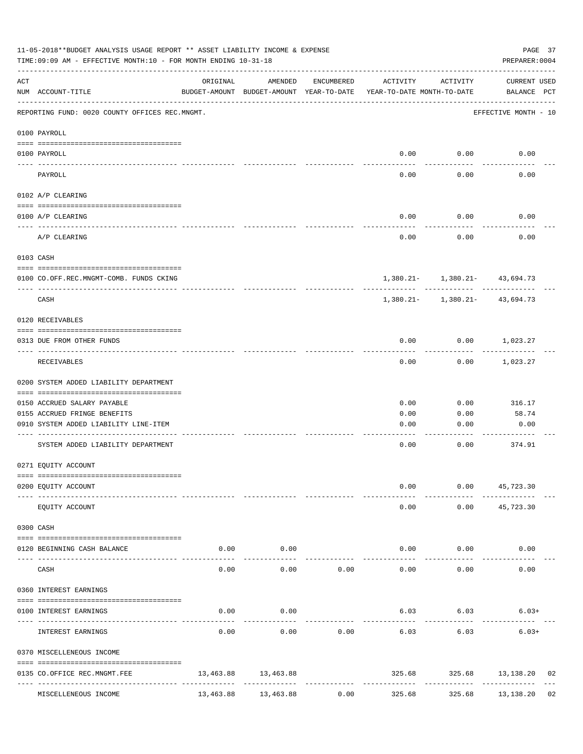11-05-2018**BUDGET ANALYSIS USAGE REPORT ** ASSET LIABILITY INCOME & EXPENSE

TIME:09:09 AM - EFFECTIVE MONTH:10 - FOR MONTH ENDING 10-31-18

PREPARER:0004

| ACT NUM | ACCOUNT-TITLE | ORIGINAL BUDGET-AMOUNT | AMENDED BUDGET-AMOUNT | ENCUMBERED YEAR-TO-DATE | ACTIVITY YEAR-TO-DATE | ACTIVITY MONTH-TO-DATE | CURRENT BALANCE | USED PCT |
|---|---|---|---|---|---|---|---|---|

REPORTING FUND: 0020 COUNTY OFFICES REC.MNGMT. — EFFECTIVE MONTH - 10

| ACT NUM | ACCOUNT-TITLE | ORIGINAL BUDGET-AMOUNT | AMENDED BUDGET-AMOUNT | ENCUMBERED YEAR-TO-DATE | ACTIVITY YEAR-TO-DATE | ACTIVITY MONTH-TO-DATE | CURRENT BALANCE | USED PCT |
|---|---|---|---|---|---|---|---|---|
| | **0100 PAYROLL** | | | | | | | |
| 0100 | PAYROLL | | | | 0.00 | 0.00 | 0.00 | |
| | PAYROLL | | | | 0.00 | 0.00 | 0.00 | |
| | **0102 A/P CLEARING** | | | | | | | |
| 0100 | A/P CLEARING | | | | 0.00 | 0.00 | 0.00 | |
| | A/P CLEARING | | | | 0.00 | 0.00 | 0.00 | |
| | **0103 CASH** | | | | | | | |
| 0100 | CO.OFF.REC.MNGMT-COMB. FUNDS CKING | | | | 1,380.21- | 1,380.21- | 43,694.73 | |
| | CASH | | | | 1,380.21- | 1,380.21- | 43,694.73 | |
| | **0120 RECEIVABLES** | | | | | | | |
| 0313 | DUE FROM OTHER FUNDS | | | | 0.00 | 0.00 | 1,023.27 | |
| | RECEIVABLES | | | | 0.00 | 0.00 | 1,023.27 | |
| | **0200 SYSTEM ADDED LIABILITY DEPARTMENT** | | | | | | | |
| 0150 | ACCRUED SALARY PAYABLE | | | | 0.00 | 0.00 | 316.17 | |
| 0155 | ACCRUED FRINGE BENEFITS | | | | 0.00 | 0.00 | 58.74 | |
| 0910 | SYSTEM ADDED LIABILITY LINE-ITEM | | | | 0.00 | 0.00 | 0.00 | |
| | SYSTEM ADDED LIABILITY DEPARTMENT | | | | 0.00 | 0.00 | 374.91 | |
| | **0271 EQUITY ACCOUNT** | | | | | | | |
| 0200 | EQUITY ACCOUNT | | | | 0.00 | 0.00 | 45,723.30 | |
| | EQUITY ACCOUNT | | | | 0.00 | 0.00 | 45,723.30 | |
| | **0300 CASH** | | | | | | | |
| 0120 | BEGINNING CASH BALANCE | 0.00 | 0.00 | | 0.00 | 0.00 | 0.00 | |
| | CASH | 0.00 | 0.00 | 0.00 | 0.00 | 0.00 | 0.00 | |
| | **0360 INTEREST EARNINGS** | | | | | | | |
| 0100 | INTEREST EARNINGS | 0.00 | 0.00 | | 6.03 | 6.03 | 6.03+ | |
| | INTEREST EARNINGS | 0.00 | 0.00 | 0.00 | 6.03 | 6.03 | 6.03+ | |
| | **0370 MISCELLENEOUS INCOME** | | | | | | | |
| 0135 | CO.OFFICE REC.MNGMT.FEE | 13,463.88 | 13,463.88 | | 325.68 | 325.68 | 13,138.20 | 02 |
| | MISCELLENEOUS INCOME | 13,463.88 | 13,463.88 | 0.00 | 325.68 | 325.68 | 13,138.20 | 02 |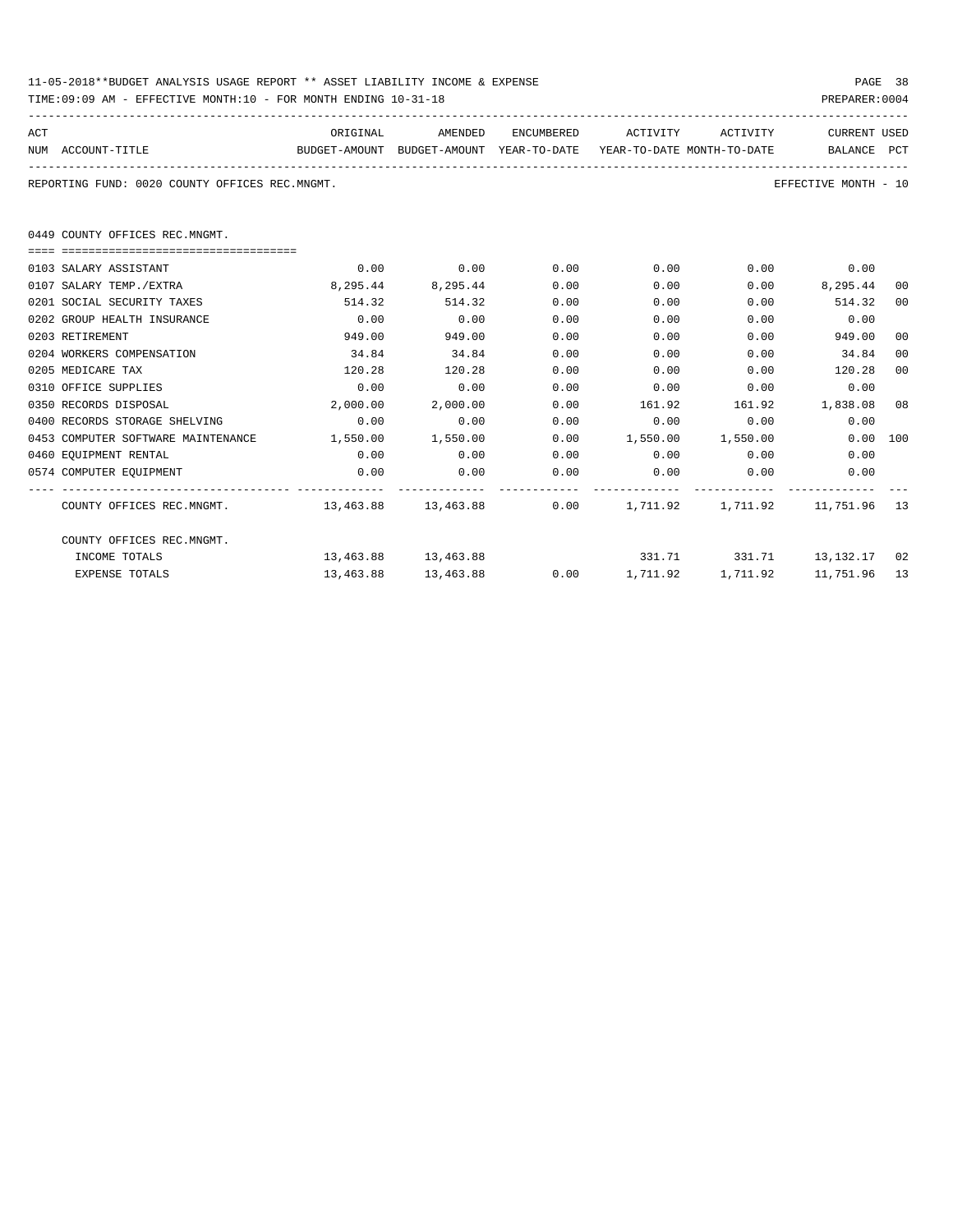11-05-2018**BUDGET ANALYSIS USAGE REPORT ** ASSET LIABILITY INCOME & EXPENSE

TIME:09:09 AM - EFFECTIVE MONTH:10 - FOR MONTH ENDING 10-31-18

PREPARER:0004

REPORTING FUND: 0020 COUNTY OFFICES REC.MNGMT.

EFFECTIVE MONTH - 10

0449 COUNTY OFFICES REC.MNGMT.

| ACT NUM | ACCOUNT-TITLE | ORIGINAL BUDGET-AMOUNT | AMENDED BUDGET-AMOUNT | ENCUMBERED YEAR-TO-DATE | ACTIVITY YEAR-TO-DATE | ACTIVITY MONTH-TO-DATE | CURRENT BALANCE | USED PCT |
|---|---|---|---|---|---|---|---|---|
| 0103 | SALARY ASSISTANT | 0.00 | 0.00 | 0.00 | 0.00 | 0.00 | 0.00 | |
| 0107 | SALARY TEMP./EXTRA | 8,295.44 | 8,295.44 | 0.00 | 0.00 | 0.00 | 8,295.44 | 00 |
| 0201 | SOCIAL SECURITY TAXES | 514.32 | 514.32 | 0.00 | 0.00 | 0.00 | 514.32 | 00 |
| 0202 | GROUP HEALTH INSURANCE | 0.00 | 0.00 | 0.00 | 0.00 | 0.00 | 0.00 | |
| 0203 | RETIREMENT | 949.00 | 949.00 | 0.00 | 0.00 | 0.00 | 949.00 | 00 |
| 0204 | WORKERS COMPENSATION | 34.84 | 34.84 | 0.00 | 0.00 | 0.00 | 34.84 | 00 |
| 0205 | MEDICARE TAX | 120.28 | 120.28 | 0.00 | 0.00 | 0.00 | 120.28 | 00 |
| 0310 | OFFICE SUPPLIES | 0.00 | 0.00 | 0.00 | 0.00 | 0.00 | 0.00 | |
| 0350 | RECORDS DISPOSAL | 2,000.00 | 2,000.00 | 0.00 | 161.92 | 161.92 | 1,838.08 | 08 |
| 0400 | RECORDS STORAGE SHELVING | 0.00 | 0.00 | 0.00 | 0.00 | 0.00 | 0.00 | |
| 0453 | COMPUTER SOFTWARE MAINTENANCE | 1,550.00 | 1,550.00 | 0.00 | 1,550.00 | 1,550.00 | 0.00 | 100 |
| 0460 | EQUIPMENT RENTAL | 0.00 | 0.00 | 0.00 | 0.00 | 0.00 | 0.00 | |
| 0574 | COMPUTER EQUIPMENT | 0.00 | 0.00 | 0.00 | 0.00 | 0.00 | 0.00 | |
| | COUNTY OFFICES REC.MNGMT. | 13,463.88 | 13,463.88 | 0.00 | 1,711.92 | 1,711.92 | 11,751.96 | 13 |
| | COUNTY OFFICES REC.MNGMT. | | | | | | | |
| | INCOME TOTALS | 13,463.88 | 13,463.88 | | 331.71 | 331.71 | 13,132.17 | 02 |
| | EXPENSE TOTALS | 13,463.88 | 13,463.88 | 0.00 | 1,711.92 | 1,711.92 | 11,751.96 | 13 |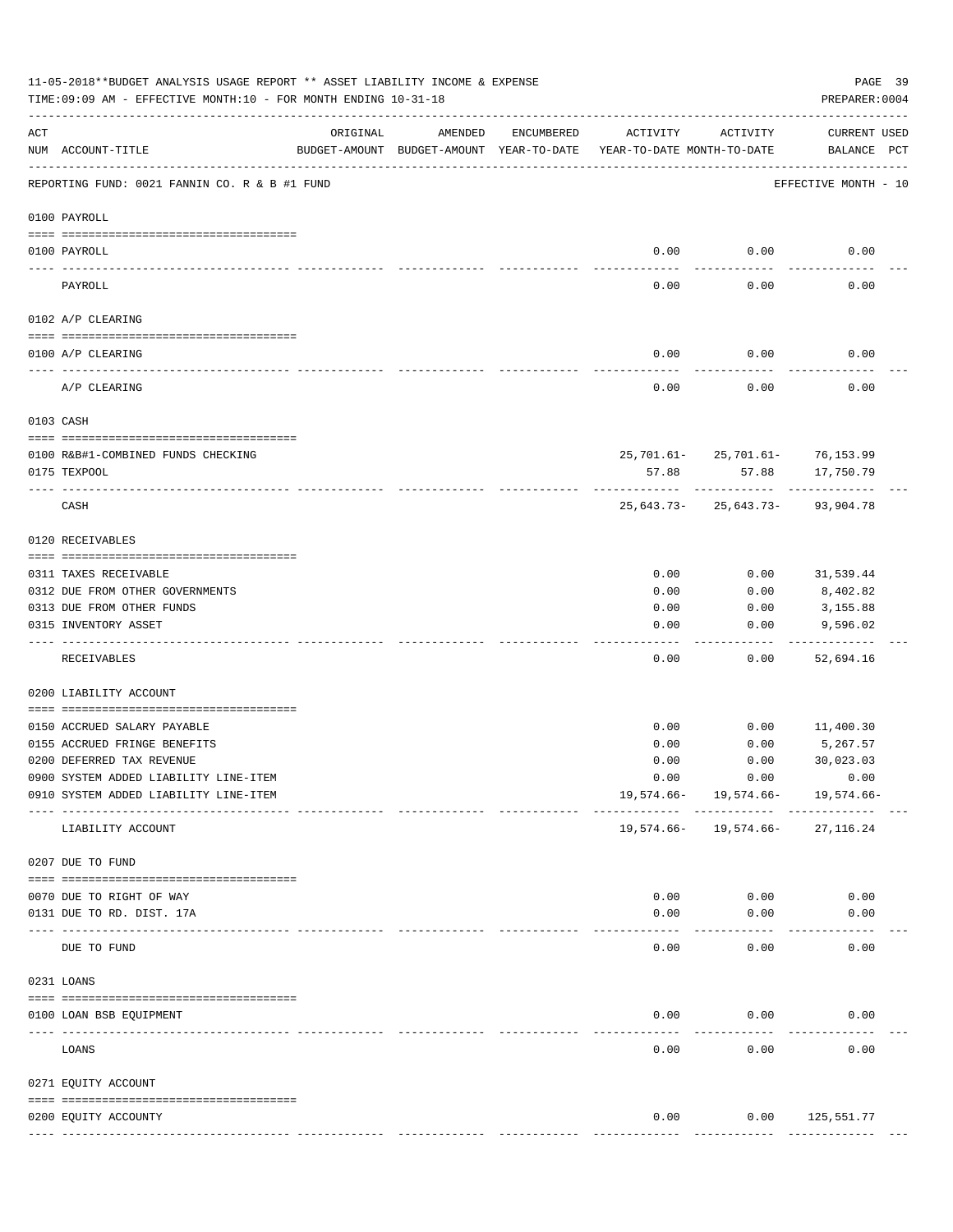11-05-2018**BUDGET ANALYSIS USAGE REPORT ** ASSET LIABILITY INCOME & EXPENSE

TIME:09:09 AM - EFFECTIVE MONTH:10 - FOR MONTH ENDING 10-31-18

PREPARER:0004

| ACT NUM | ACCOUNT-TITLE | ORIGINAL BUDGET-AMOUNT | AMENDED BUDGET-AMOUNT | ENCUMBERED YEAR-TO-DATE | ACTIVITY YEAR-TO-DATE | ACTIVITY MONTH-TO-DATE | CURRENT BALANCE | USED PCT |
|---|---|---|---|---|---|---|---|---|
| | REPORTING FUND: 0021 FANNIN CO. R & B #1 FUND | | | | | | EFFECTIVE MONTH - 10 | |
| | 0100 PAYROLL | | | | | | | |
| 0100 | PAYROLL | | | | 0.00 | 0.00 | 0.00 | |
| | PAYROLL | | | | 0.00 | 0.00 | 0.00 | |
| | 0102 A/P CLEARING | | | | | | | |
| 0100 | A/P CLEARING | | | | 0.00 | 0.00 | 0.00 | |
| | A/P CLEARING | | | | 0.00 | 0.00 | 0.00 | |
| | 0103 CASH | | | | | | | |
| 0100 | R&B#1-COMBINED FUNDS CHECKING | | | | 25,701.61- | 25,701.61- | 76,153.99 | |
| 0175 | TEXPOOL | | | | 57.88 | 57.88 | 17,750.79 | |
| | CASH | | | | 25,643.73- | 25,643.73- | 93,904.78 | |
| | 0120 RECEIVABLES | | | | | | | |
| 0311 | TAXES RECEIVABLE | | | | 0.00 | 0.00 | 31,539.44 | |
| 0312 | DUE FROM OTHER GOVERNMENTS | | | | 0.00 | 0.00 | 8,402.82 | |
| 0313 | DUE FROM OTHER FUNDS | | | | 0.00 | 0.00 | 3,155.88 | |
| 0315 | INVENTORY ASSET | | | | 0.00 | 0.00 | 9,596.02 | |
| | RECEIVABLES | | | | 0.00 | 0.00 | 52,694.16 | |
| | 0200 LIABILITY ACCOUNT | | | | | | | |
| 0150 | ACCRUED SALARY PAYABLE | | | | 0.00 | 0.00 | 11,400.30 | |
| 0155 | ACCRUED FRINGE BENEFITS | | | | 0.00 | 0.00 | 5,267.57 | |
| 0200 | DEFERRED TAX REVENUE | | | | 0.00 | 0.00 | 30,023.03 | |
| 0900 | SYSTEM ADDED LIABILITY LINE-ITEM | | | | 0.00 | 0.00 | 0.00 | |
| 0910 | SYSTEM ADDED LIABILITY LINE-ITEM | | | | 19,574.66- | 19,574.66- | 19,574.66- | |
| | LIABILITY ACCOUNT | | | | 19,574.66- | 19,574.66- | 27,116.24 | |
| | 0207 DUE TO FUND | | | | | | | |
| 0070 | DUE TO RIGHT OF WAY | | | | 0.00 | 0.00 | 0.00 | |
| 0131 | DUE TO RD. DIST. 17A | | | | 0.00 | 0.00 | 0.00 | |
| | DUE TO FUND | | | | 0.00 | 0.00 | 0.00 | |
| | 0231 LOANS | | | | | | | |
| 0100 | LOAN BSB EQUIPMENT | | | | 0.00 | 0.00 | 0.00 | |
| | LOANS | | | | 0.00 | 0.00 | 0.00 | |
| | 0271 EQUITY ACCOUNT | | | | | | | |
| 0200 | EQUITY ACCOUNTY | | | | 0.00 | 0.00 | 125,551.77 | |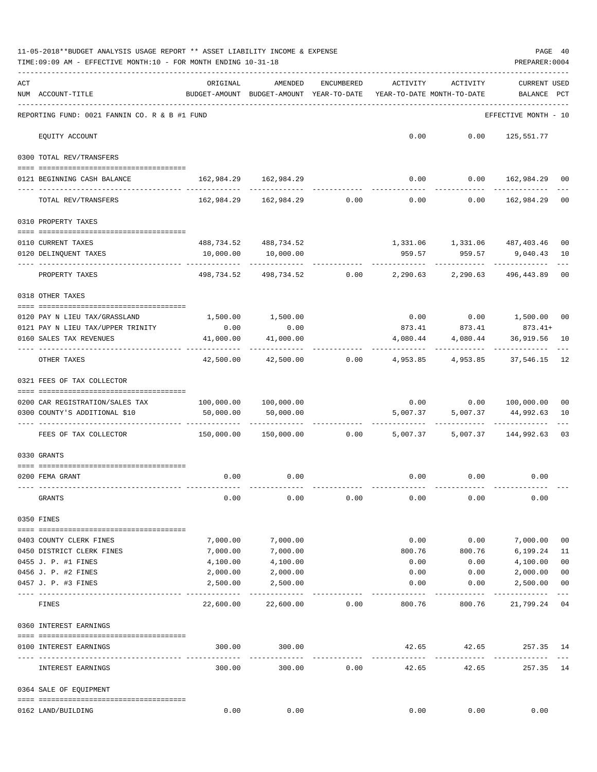11-05-2018**BUDGET ANALYSIS USAGE REPORT ** ASSET LIABILITY INCOME & EXPENSE

TIME:09:09 AM - EFFECTIVE MONTH:10 - FOR MONTH ENDING 10-31-18

PREPARER:0004

| ACT NUM | ACCOUNT-TITLE | ORIGINAL BUDGET-AMOUNT | AMENDED BUDGET-AMOUNT | ENCUMBERED YEAR-TO-DATE | ACTIVITY YEAR-TO-DATE | ACTIVITY MONTH-TO-DATE | CURRENT USED BALANCE | PCT |
|---|---|---|---|---|---|---|---|---|
| | REPORTING FUND: 0021 FANNIN CO. R & B #1 FUND | | | | | | EFFECTIVE MONTH - 10 | |
| | EQUITY ACCOUNT | | | | 0.00 | 0.00 | 125,551.77 | |
| | 0300 TOTAL REV/TRANSFERS | | | | | | | |
| 0121 | BEGINNING CASH BALANCE | 162,984.29 | 162,984.29 | | 0.00 | 0.00 | 162,984.29 | 00 |
| | TOTAL REV/TRANSFERS | 162,984.29 | 162,984.29 | 0.00 | 0.00 | 0.00 | 162,984.29 | 00 |
| | 0310 PROPERTY TAXES | | | | | | | |
| 0110 | CURRENT TAXES | 488,734.52 | 488,734.52 | | 1,331.06 | 1,331.06 | 487,403.46 | 00 |
| 0120 | DELINQUENT TAXES | 10,000.00 | 10,000.00 | | 959.57 | 959.57 | 9,040.43 | 10 |
| | PROPERTY TAXES | 498,734.52 | 498,734.52 | 0.00 | 2,290.63 | 2,290.63 | 496,443.89 | 00 |
| | 0318 OTHER TAXES | | | | | | | |
| 0120 | PAY N LIEU TAX/GRASSLAND | 1,500.00 | 1,500.00 | | 0.00 | 0.00 | 1,500.00 | 00 |
| 0121 | PAY N LIEU TAX/UPPER TRINITY | 0.00 | 0.00 | | 873.41 | 873.41 | 873.41+ | |
| 0160 | SALES TAX REVENUES | 41,000.00 | 41,000.00 | | 4,080.44 | 4,080.44 | 36,919.56 | 10 |
| | OTHER TAXES | 42,500.00 | 42,500.00 | 0.00 | 4,953.85 | 4,953.85 | 37,546.15 | 12 |
| | 0321 FEES OF TAX COLLECTOR | | | | | | | |
| 0200 | CAR REGISTRATION/SALES TAX | 100,000.00 | 100,000.00 | | 0.00 | 0.00 | 100,000.00 | 00 |
| 0300 | COUNTY'S ADDITIONAL $10 | 50,000.00 | 50,000.00 | | 5,007.37 | 5,007.37 | 44,992.63 | 10 |
| | FEES OF TAX COLLECTOR | 150,000.00 | 150,000.00 | 0.00 | 5,007.37 | 5,007.37 | 144,992.63 | 03 |
| | 0330 GRANTS | | | | | | | |
| 0200 | FEMA GRANT | 0.00 | 0.00 | | 0.00 | 0.00 | 0.00 | |
| | GRANTS | 0.00 | 0.00 | 0.00 | 0.00 | 0.00 | 0.00 | |
| | 0350 FINES | | | | | | | |
| 0403 | COUNTY CLERK FINES | 7,000.00 | 7,000.00 | | 0.00 | 0.00 | 7,000.00 | 00 |
| 0450 | DISTRICT CLERK FINES | 7,000.00 | 7,000.00 | | 800.76 | 800.76 | 6,199.24 | 11 |
| 0455 | J. P. #1 FINES | 4,100.00 | 4,100.00 | | 0.00 | 0.00 | 4,100.00 | 00 |
| 0456 | J. P. #2 FINES | 2,000.00 | 2,000.00 | | 0.00 | 0.00 | 2,000.00 | 00 |
| 0457 | J. P. #3 FINES | 2,500.00 | 2,500.00 | | 0.00 | 0.00 | 2,500.00 | 00 |
| | FINES | 22,600.00 | 22,600.00 | 0.00 | 800.76 | 800.76 | 21,799.24 | 04 |
| | 0360 INTEREST EARNINGS | | | | | | | |
| 0100 | INTEREST EARNINGS | 300.00 | 300.00 | | 42.65 | 42.65 | 257.35 | 14 |
| | INTEREST EARNINGS | 300.00 | 300.00 | 0.00 | 42.65 | 42.65 | 257.35 | 14 |
| | 0364 SALE OF EQUIPMENT | | | | | | | |
| 0162 | LAND/BUILDING | 0.00 | 0.00 | | 0.00 | 0.00 | 0.00 | |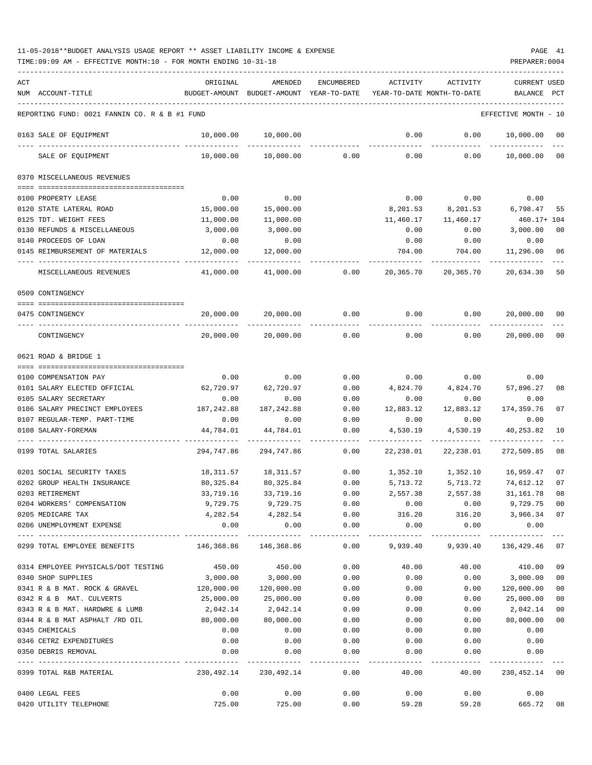11-05-2018**BUDGET ANALYSIS USAGE REPORT ** ASSET LIABILITY INCOME & EXPENSE

TIME:09:09 AM - EFFECTIVE MONTH:10 - FOR MONTH ENDING 10-31-18

PREPARER:0004

| ACT NUM | ACCOUNT-TITLE | ORIGINAL BUDGET-AMOUNT | AMENDED BUDGET-AMOUNT | ENCUMBERED YEAR-TO-DATE | ACTIVITY YEAR-TO-DATE | ACTIVITY MONTH-TO-DATE | CURRENT BALANCE | USED PCT |
|---|---|---|---|---|---|---|---|---|
| REPORTING FUND: 0021 FANNIN CO. R & B #1 FUND | | | | | | | EFFECTIVE MONTH - 10 | |
| 0163 | SALE OF EQUIPMENT | 10,000.00 | 10,000.00 | | 0.00 | 0.00 | 10,000.00 | 00 |
| | SALE OF EQUIPMENT | 10,000.00 | 10,000.00 | 0.00 | 0.00 | 0.00 | 10,000.00 | 00 |
| 0370 | MISCELLANEOUS REVENUES | | | | | | | |
| 0100 | PROPERTY LEASE | 0.00 | 0.00 | | 0.00 | 0.00 | 0.00 | |
| 0120 | STATE LATERAL ROAD | 15,000.00 | 15,000.00 | | 8,201.53 | 8,201.53 | 6,798.47 | 55 |
| 0125 | TDT. WEIGHT FEES | 11,000.00 | 11,000.00 | | 11,460.17 | 11,460.17 | 460.17+ | 104 |
| 0130 | REFUNDS & MISCELLANEOUS | 3,000.00 | 3,000.00 | | 0.00 | 0.00 | 3,000.00 | 00 |
| 0140 | PROCEEDS OF LOAN | 0.00 | 0.00 | | 0.00 | 0.00 | 0.00 | |
| 0145 | REIMBURSEMENT OF MATERIALS | 12,000.00 | 12,000.00 | | 704.00 | 704.00 | 11,296.00 | 06 |
| | MISCELLANEOUS REVENUES | 41,000.00 | 41,000.00 | 0.00 | 20,365.70 | 20,365.70 | 20,634.30 | 50 |
| 0509 | CONTINGENCY | | | | | | | |
| 0475 | CONTINGENCY | 20,000.00 | 20,000.00 | 0.00 | 0.00 | 0.00 | 20,000.00 | 00 |
| | CONTINGENCY | 20,000.00 | 20,000.00 | 0.00 | 0.00 | 0.00 | 20,000.00 | 00 |
| 0621 | ROAD & BRIDGE 1 | | | | | | | |
| 0100 | COMPENSATION PAY | 0.00 | 0.00 | 0.00 | 0.00 | 0.00 | 0.00 | |
| 0101 | SALARY ELECTED OFFICIAL | 62,720.97 | 62,720.97 | 0.00 | 4,824.70 | 4,824.70 | 57,896.27 | 08 |
| 0105 | SALARY SECRETARY | 0.00 | 0.00 | 0.00 | 0.00 | 0.00 | 0.00 | |
| 0106 | SALARY PRECINCT EMPLOYEES | 187,242.88 | 187,242.88 | 0.00 | 12,883.12 | 12,883.12 | 174,359.76 | 07 |
| 0107 | REGULAR-TEMP. PART-TIME | 0.00 | 0.00 | 0.00 | 0.00 | 0.00 | 0.00 | |
| 0108 | SALARY-FOREMAN | 44,784.01 | 44,784.01 | 0.00 | 4,530.19 | 4,530.19 | 40,253.82 | 10 |
| 0199 | TOTAL SALARIES | 294,747.86 | 294,747.86 | 0.00 | 22,238.01 | 22,238.01 | 272,509.85 | 08 |
| 0201 | SOCIAL SECURITY TAXES | 18,311.57 | 18,311.57 | 0.00 | 1,352.10 | 1,352.10 | 16,959.47 | 07 |
| 0202 | GROUP HEALTH INSURANCE | 80,325.84 | 80,325.84 | 0.00 | 5,713.72 | 5,713.72 | 74,612.12 | 07 |
| 0203 | RETIREMENT | 33,719.16 | 33,719.16 | 0.00 | 2,557.38 | 2,557.38 | 31,161.78 | 08 |
| 0204 | WORKERS' COMPENSATION | 9,729.75 | 9,729.75 | 0.00 | 0.00 | 0.00 | 9,729.75 | 00 |
| 0205 | MEDICARE TAX | 4,282.54 | 4,282.54 | 0.00 | 316.20 | 316.20 | 3,966.34 | 07 |
| 0206 | UNEMPLOYMENT EXPENSE | 0.00 | 0.00 | 0.00 | 0.00 | 0.00 | 0.00 | |
| 0299 | TOTAL EMPLOYEE BENEFITS | 146,368.86 | 146,368.86 | 0.00 | 9,939.40 | 9,939.40 | 136,429.46 | 07 |
| 0314 | EMPLOYEE PHYSICALS/DOT TESTING | 450.00 | 450.00 | 0.00 | 40.00 | 40.00 | 410.00 | 09 |
| 0340 | SHOP SUPPLIES | 3,000.00 | 3,000.00 | 0.00 | 0.00 | 0.00 | 3,000.00 | 00 |
| 0341 | R & B MAT. ROCK & GRAVEL | 120,000.00 | 120,000.00 | 0.00 | 0.00 | 0.00 | 120,000.00 | 00 |
| 0342 | R & B MAT. CULVERTS | 25,000.00 | 25,000.00 | 0.00 | 0.00 | 0.00 | 25,000.00 | 00 |
| 0343 | R & B MAT. HARDWRE & LUMB | 2,042.14 | 2,042.14 | 0.00 | 0.00 | 0.00 | 2,042.14 | 00 |
| 0344 | R & B MAT ASPHALT /RD OIL | 80,000.00 | 80,000.00 | 0.00 | 0.00 | 0.00 | 80,000.00 | 00 |
| 0345 | CHEMICALS | 0.00 | 0.00 | 0.00 | 0.00 | 0.00 | 0.00 | |
| 0346 | CETRZ EXPENDITURES | 0.00 | 0.00 | 0.00 | 0.00 | 0.00 | 0.00 | |
| 0350 | DEBRIS REMOVAL | 0.00 | 0.00 | 0.00 | 0.00 | 0.00 | 0.00 | |
| 0399 | TOTAL R&B MATERIAL | 230,492.14 | 230,492.14 | 0.00 | 40.00 | 40.00 | 230,452.14 | 00 |
| 0400 | LEGAL FEES | 0.00 | 0.00 | 0.00 | 0.00 | 0.00 | 0.00 | |
| 0420 | UTILITY TELEPHONE | 725.00 | 725.00 | 0.00 | 59.28 | 59.28 | 665.72 | 08 |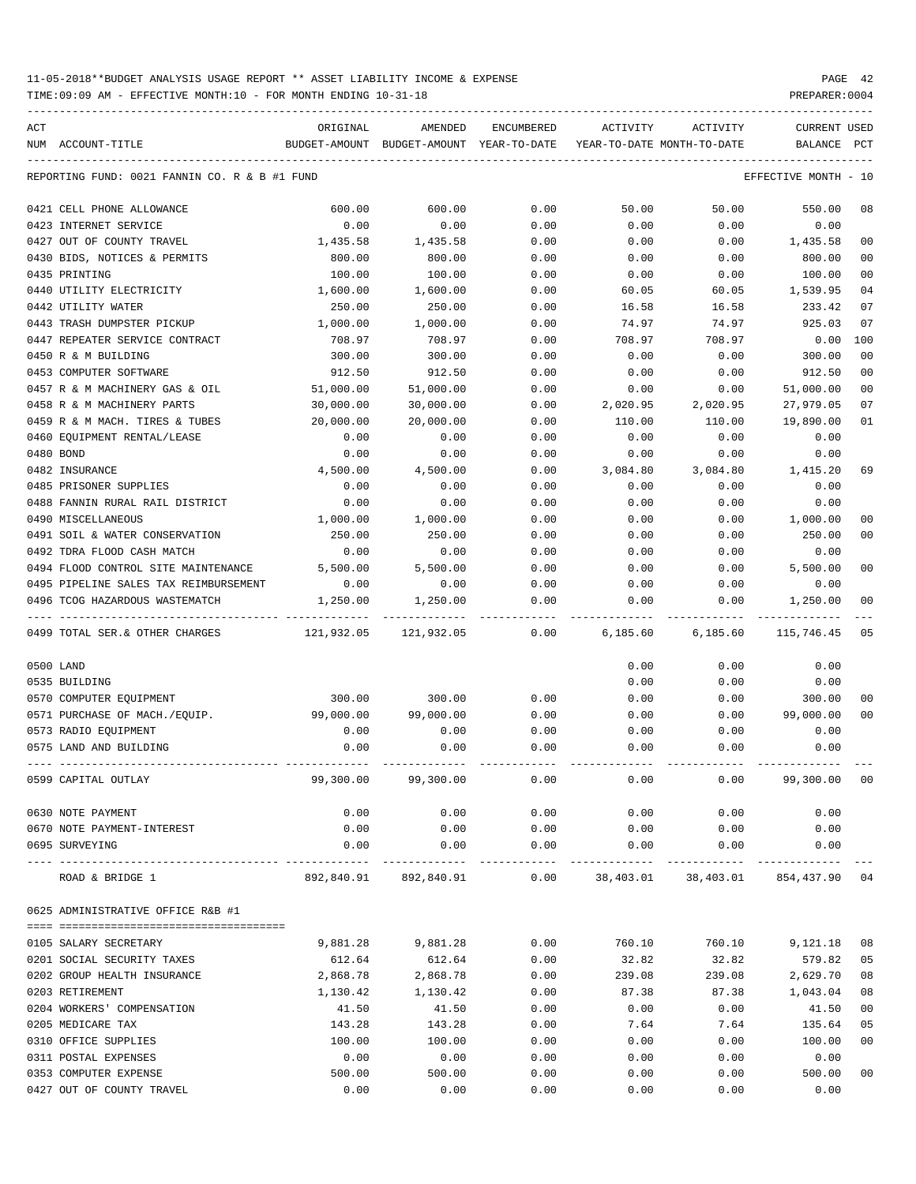11-05-2018**BUDGET ANALYSIS USAGE REPORT ** ASSET LIABILITY INCOME & EXPENSE

TIME:09:09 AM - EFFECTIVE MONTH:10 - FOR MONTH ENDING 10-31-18

PREPARER:0004

| ACT NUM | ACCOUNT-TITLE | ORIGINAL BUDGET-AMOUNT | AMENDED BUDGET-AMOUNT | ENCUMBERED YEAR-TO-DATE | ACTIVITY YEAR-TO-DATE | ACTIVITY MONTH-TO-DATE | CURRENT BALANCE | USED PCT |
|---|---|---|---|---|---|---|---|---|
| | REPORTING FUND: 0021 FANNIN CO. R & B #1 FUND | | | | | | EFFECTIVE MONTH - 10 | |
| 0421 | CELL PHONE ALLOWANCE | 600.00 | 600.00 | 0.00 | 50.00 | 50.00 | 550.00 | 08 |
| 0423 | INTERNET SERVICE | 0.00 | 0.00 | 0.00 | 0.00 | 0.00 | 0.00 | |
| 0427 | OUT OF COUNTY TRAVEL | 1,435.58 | 1,435.58 | 0.00 | 0.00 | 0.00 | 1,435.58 | 00 |
| 0430 | BIDS, NOTICES & PERMITS | 800.00 | 800.00 | 0.00 | 0.00 | 0.00 | 800.00 | 00 |
| 0435 | PRINTING | 100.00 | 100.00 | 0.00 | 0.00 | 0.00 | 100.00 | 00 |
| 0440 | UTILITY ELECTRICITY | 1,600.00 | 1,600.00 | 0.00 | 60.05 | 60.05 | 1,539.95 | 04 |
| 0442 | UTILITY WATER | 250.00 | 250.00 | 0.00 | 16.58 | 16.58 | 233.42 | 07 |
| 0443 | TRASH DUMPSTER PICKUP | 1,000.00 | 1,000.00 | 0.00 | 74.97 | 74.97 | 925.03 | 07 |
| 0447 | REPEATER SERVICE CONTRACT | 708.97 | 708.97 | 0.00 | 708.97 | 708.97 | 0.00 | 100 |
| 0450 | R & M BUILDING | 300.00 | 300.00 | 0.00 | 0.00 | 0.00 | 300.00 | 00 |
| 0453 | COMPUTER SOFTWARE | 912.50 | 912.50 | 0.00 | 0.00 | 0.00 | 912.50 | 00 |
| 0457 | R & M MACHINERY GAS & OIL | 51,000.00 | 51,000.00 | 0.00 | 0.00 | 0.00 | 51,000.00 | 00 |
| 0458 | R & M MACHINERY PARTS | 30,000.00 | 30,000.00 | 0.00 | 2,020.95 | 2,020.95 | 27,979.05 | 07 |
| 0459 | R & M MACH. TIRES & TUBES | 20,000.00 | 20,000.00 | 0.00 | 110.00 | 110.00 | 19,890.00 | 01 |
| 0460 | EQUIPMENT RENTAL/LEASE | 0.00 | 0.00 | 0.00 | 0.00 | 0.00 | 0.00 | |
| 0480 | BOND | 0.00 | 0.00 | 0.00 | 0.00 | 0.00 | 0.00 | |
| 0482 | INSURANCE | 4,500.00 | 4,500.00 | 0.00 | 3,084.80 | 3,084.80 | 1,415.20 | 69 |
| 0485 | PRISONER SUPPLIES | 0.00 | 0.00 | 0.00 | 0.00 | 0.00 | 0.00 | |
| 0488 | FANNIN RURAL RAIL DISTRICT | 0.00 | 0.00 | 0.00 | 0.00 | 0.00 | 0.00 | |
| 0490 | MISCELLANEOUS | 1,000.00 | 1,000.00 | 0.00 | 0.00 | 0.00 | 1,000.00 | 00 |
| 0491 | SOIL & WATER CONSERVATION | 250.00 | 250.00 | 0.00 | 0.00 | 0.00 | 250.00 | 00 |
| 0492 | TDRA FLOOD CASH MATCH | 0.00 | 0.00 | 0.00 | 0.00 | 0.00 | 0.00 | |
| 0494 | FLOOD CONTROL SITE MAINTENANCE | 5,500.00 | 5,500.00 | 0.00 | 0.00 | 0.00 | 5,500.00 | 00 |
| 0495 | PIPELINE SALES TAX REIMBURSEMENT | 0.00 | 0.00 | 0.00 | 0.00 | 0.00 | 0.00 | |
| 0496 | TCOG HAZARDOUS WASTEMATCH | 1,250.00 | 1,250.00 | 0.00 | 0.00 | 0.00 | 1,250.00 | 00 |
| 0499 | TOTAL SER.& OTHER CHARGES | 121,932.05 | 121,932.05 | 0.00 | 6,185.60 | 6,185.60 | 115,746.45 | 05 |
| 0500 | LAND | | | | 0.00 | 0.00 | 0.00 | |
| 0535 | BUILDING | | | | 0.00 | 0.00 | 0.00 | |
| 0570 | COMPUTER EQUIPMENT | 300.00 | 300.00 | 0.00 | 0.00 | 0.00 | 300.00 | 00 |
| 0571 | PURCHASE OF MACH./EQUIP. | 99,000.00 | 99,000.00 | 0.00 | 0.00 | 0.00 | 99,000.00 | 00 |
| 0573 | RADIO EQUIPMENT | 0.00 | 0.00 | 0.00 | 0.00 | 0.00 | 0.00 | |
| 0575 | LAND AND BUILDING | 0.00 | 0.00 | 0.00 | 0.00 | 0.00 | 0.00 | |
| 0599 | CAPITAL OUTLAY | 99,300.00 | 99,300.00 | 0.00 | 0.00 | 0.00 | 99,300.00 | 00 |
| 0630 | NOTE PAYMENT | 0.00 | 0.00 | 0.00 | 0.00 | 0.00 | 0.00 | |
| 0670 | NOTE PAYMENT-INTEREST | 0.00 | 0.00 | 0.00 | 0.00 | 0.00 | 0.00 | |
| 0695 | SURVEYING | 0.00 | 0.00 | 0.00 | 0.00 | 0.00 | 0.00 | |
| | ROAD & BRIDGE 1 | 892,840.91 | 892,840.91 | 0.00 | 38,403.01 | 38,403.01 | 854,437.90 | 04 |
| 0625 | ADMINISTRATIVE OFFICE R&B #1 | | | | | | | |
| 0105 | SALARY SECRETARY | 9,881.28 | 9,881.28 | 0.00 | 760.10 | 760.10 | 9,121.18 | 08 |
| 0201 | SOCIAL SECURITY TAXES | 612.64 | 612.64 | 0.00 | 32.82 | 32.82 | 579.82 | 05 |
| 0202 | GROUP HEALTH INSURANCE | 2,868.78 | 2,868.78 | 0.00 | 239.08 | 239.08 | 2,629.70 | 08 |
| 0203 | RETIREMENT | 1,130.42 | 1,130.42 | 0.00 | 87.38 | 87.38 | 1,043.04 | 08 |
| 0204 | WORKERS' COMPENSATION | 41.50 | 41.50 | 0.00 | 0.00 | 0.00 | 41.50 | 00 |
| 0205 | MEDICARE TAX | 143.28 | 143.28 | 0.00 | 7.64 | 7.64 | 135.64 | 05 |
| 0310 | OFFICE SUPPLIES | 100.00 | 100.00 | 0.00 | 0.00 | 0.00 | 100.00 | 00 |
| 0311 | POSTAL EXPENSES | 0.00 | 0.00 | 0.00 | 0.00 | 0.00 | 0.00 | |
| 0353 | COMPUTER EXPENSE | 500.00 | 500.00 | 0.00 | 0.00 | 0.00 | 500.00 | 00 |
| 0427 | OUT OF COUNTY TRAVEL | 0.00 | 0.00 | 0.00 | 0.00 | 0.00 | 0.00 | |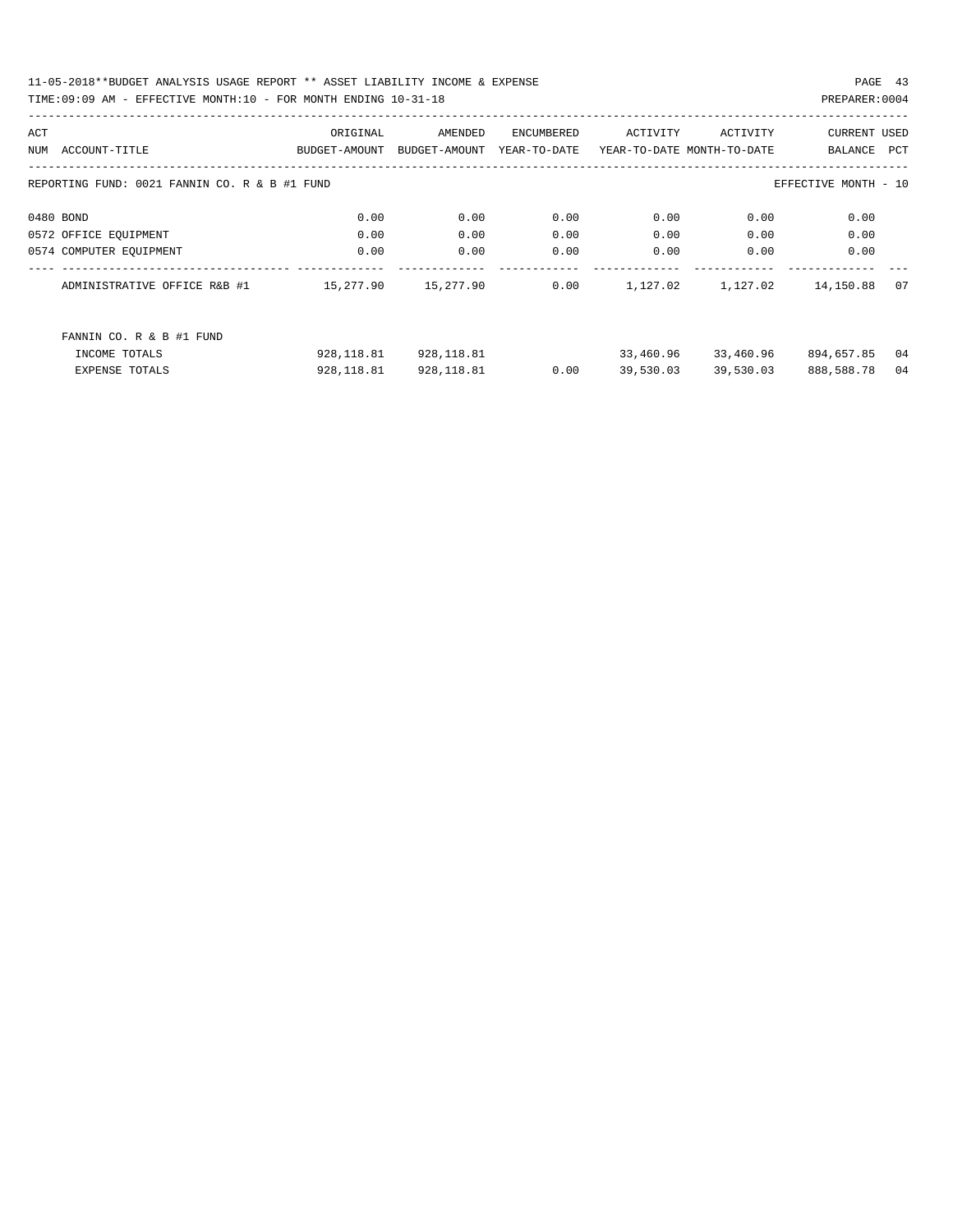11-05-2018**BUDGET ANALYSIS USAGE REPORT ** ASSET LIABILITY INCOME & EXPENSE

TIME:09:09 AM - EFFECTIVE MONTH:10 - FOR MONTH ENDING 10-31-18

PREPARER:0004

| ACT NUM | ACCOUNT-TITLE | ORIGINAL BUDGET-AMOUNT | AMENDED BUDGET-AMOUNT | ENCUMBERED YEAR-TO-DATE | ACTIVITY YEAR-TO-DATE | ACTIVITY MONTH-TO-DATE | CURRENT BALANCE | USED PCT |
|---|---|---|---|---|---|---|---|---|
| REPORTING FUND: 0021 FANNIN CO. R & B #1 FUND | | | | | | | EFFECTIVE MONTH - 10 | |
| 0480 | BOND | 0.00 | 0.00 | 0.00 | 0.00 | 0.00 | 0.00 | |
| 0572 | OFFICE EQUIPMENT | 0.00 | 0.00 | 0.00 | 0.00 | 0.00 | 0.00 | |
| 0574 | COMPUTER EQUIPMENT | 0.00 | 0.00 | 0.00 | 0.00 | 0.00 | 0.00 | |
| | ADMINISTRATIVE OFFICE R&B #1 | 15,277.90 | 15,277.90 | 0.00 | 1,127.02 | 1,127.02 | 14,150.88 | 07 |
| | FANNIN CO. R & B #1 FUND | | | | | | | |
| | INCOME TOTALS | 928,118.81 | 928,118.81 | | 33,460.96 | 33,460.96 | 894,657.85 | 04 |
| | EXPENSE TOTALS | 928,118.81 | 928,118.81 | 0.00 | 39,530.03 | 39,530.03 | 888,588.78 | 04 |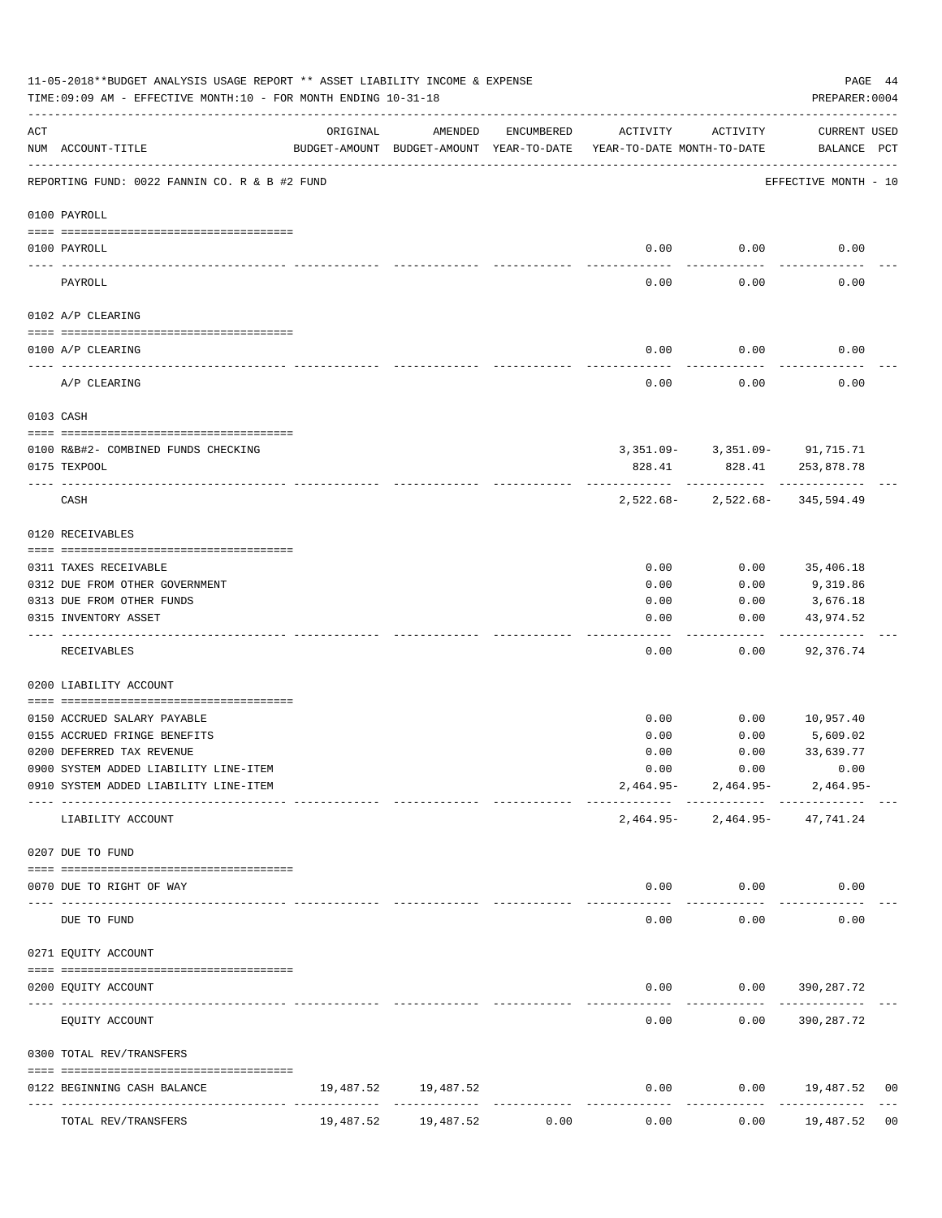11-05-2018**BUDGET ANALYSIS USAGE REPORT ** ASSET LIABILITY INCOME & EXPENSE

TIME:09:09 AM - EFFECTIVE MONTH:10 - FOR MONTH ENDING 10-31-18

PREPARER:0004

REPORTING FUND: 0022 FANNIN CO. R & B #2 FUND — EFFECTIVE MONTH - 10

| ACT NUM | ACCOUNT-TITLE | ORIGINAL BUDGET-AMOUNT | AMENDED BUDGET-AMOUNT | ENCUMBERED YEAR-TO-DATE | ACTIVITY YEAR-TO-DATE | ACTIVITY MONTH-TO-DATE | CURRENT BALANCE | USED PCT |
|---|---|---|---|---|---|---|---|---|
| **0100 PAYROLL** | | | | | | | | |
| 0100 | PAYROLL | | | | 0.00 | 0.00 | 0.00 | |
| | PAYROLL | | | | 0.00 | 0.00 | 0.00 | |
| **0102 A/P CLEARING** | | | | | | | | |
| 0100 | A/P CLEARING | | | | 0.00 | 0.00 | 0.00 | |
| | A/P CLEARING | | | | 0.00 | 0.00 | 0.00 | |
| **0103 CASH** | | | | | | | | |
| 0100 | R&B#2- COMBINED FUNDS CHECKING | | | | 3,351.09- | 3,351.09- | 91,715.71 | |
| 0175 | TEXPOOL | | | | 828.41 | 828.41 | 253,878.78 | |
| | CASH | | | | 2,522.68- | 2,522.68- | 345,594.49 | |
| **0120 RECEIVABLES** | | | | | | | | |
| 0311 | TAXES RECEIVABLE | | | | 0.00 | 0.00 | 35,406.18 | |
| 0312 | DUE FROM OTHER GOVERNMENT | | | | 0.00 | 0.00 | 9,319.86 | |
| 0313 | DUE FROM OTHER FUNDS | | | | 0.00 | 0.00 | 3,676.18 | |
| 0315 | INVENTORY ASSET | | | | 0.00 | 0.00 | 43,974.52 | |
| | RECEIVABLES | | | | 0.00 | 0.00 | 92,376.74 | |
| **0200 LIABILITY ACCOUNT** | | | | | | | | |
| 0150 | ACCRUED SALARY PAYABLE | | | | 0.00 | 0.00 | 10,957.40 | |
| 0155 | ACCRUED FRINGE BENEFITS | | | | 0.00 | 0.00 | 5,609.02 | |
| 0200 | DEFERRED TAX REVENUE | | | | 0.00 | 0.00 | 33,639.77 | |
| 0900 | SYSTEM ADDED LIABILITY LINE-ITEM | | | | 0.00 | 0.00 | 0.00 | |
| 0910 | SYSTEM ADDED LIABILITY LINE-ITEM | | | | 2,464.95- | 2,464.95- | 2,464.95- | |
| | LIABILITY ACCOUNT | | | | 2,464.95- | 2,464.95- | 47,741.24 | |
| **0207 DUE TO FUND** | | | | | | | | |
| 0070 | DUE TO RIGHT OF WAY | | | | 0.00 | 0.00 | 0.00 | |
| | DUE TO FUND | | | | 0.00 | 0.00 | 0.00 | |
| **0271 EQUITY ACCOUNT** | | | | | | | | |
| 0200 | EQUITY ACCOUNT | | | | 0.00 | 0.00 | 390,287.72 | |
| | EQUITY ACCOUNT | | | | 0.00 | 0.00 | 390,287.72 | |
| **0300 TOTAL REV/TRANSFERS** | | | | | | | | |
| 0122 | BEGINNING CASH BALANCE | 19,487.52 | 19,487.52 | | 0.00 | 0.00 | 19,487.52 | 00 |
| | TOTAL REV/TRANSFERS | 19,487.52 | 19,487.52 | 0.00 | 0.00 | 0.00 | 19,487.52 | 00 |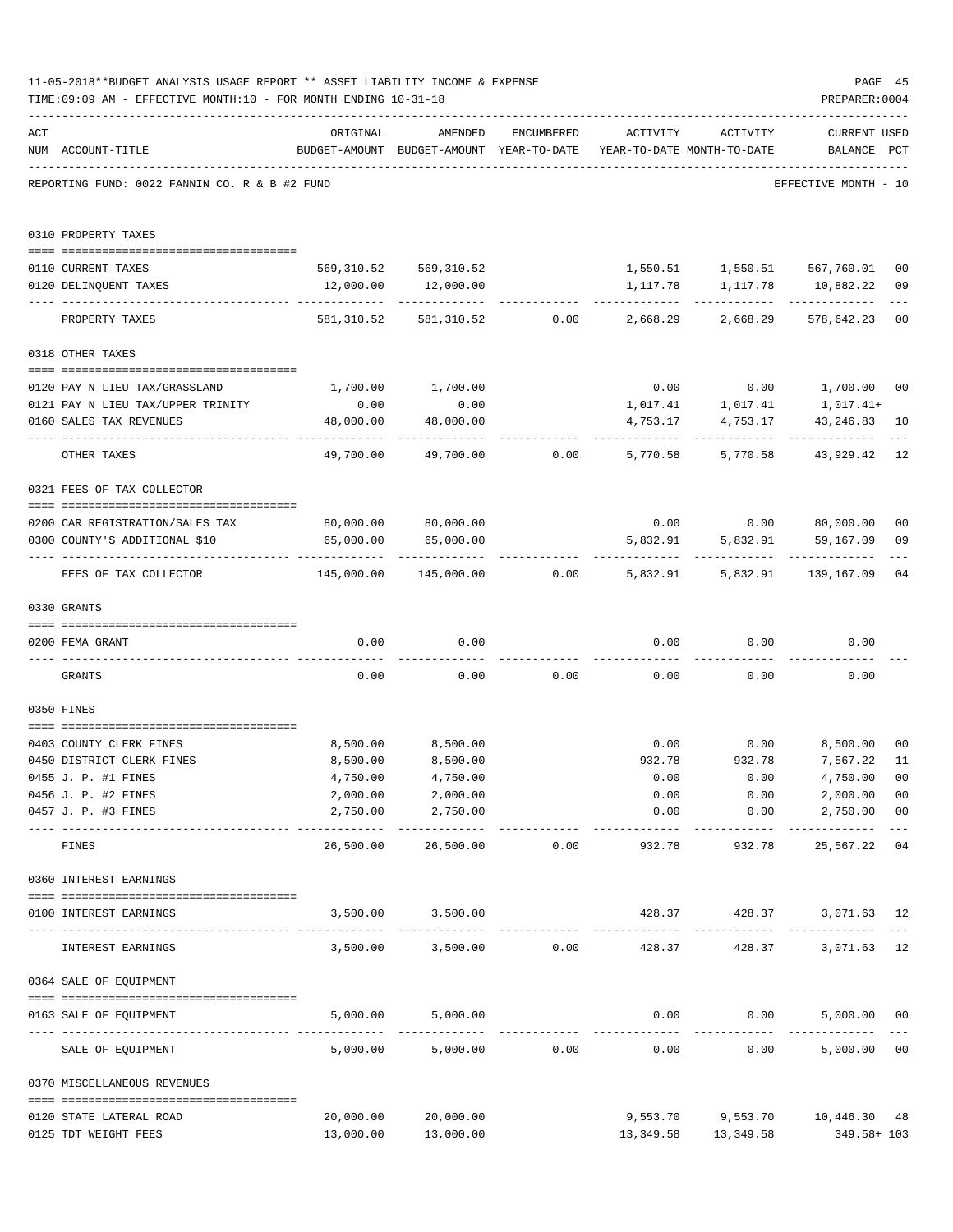11-05-2018**BUDGET ANALYSIS USAGE REPORT ** ASSET LIABILITY INCOME & EXPENSE

TIME:09:09 AM - EFFECTIVE MONTH:10 - FOR MONTH ENDING 10-31-18

PREPARER:0004

REPORTING FUND: 0022 FANNIN CO. R & B #2 FUND — EFFECTIVE MONTH - 10

| ACT NUM | ACCOUNT-TITLE | ORIGINAL BUDGET-AMOUNT | AMENDED BUDGET-AMOUNT | ENCUMBERED YEAR-TO-DATE | ACTIVITY YEAR-TO-DATE | ACTIVITY MONTH-TO-DATE | CURRENT BALANCE | USED PCT |
|---|---|---|---|---|---|---|---|---|
| | **0310 PROPERTY TAXES** | | | | | | | |
| 0110 | CURRENT TAXES | 569,310.52 | 569,310.52 | | 1,550.51 | 1,550.51 | 567,760.01 | 00 |
| 0120 | DELINQUENT TAXES | 12,000.00 | 12,000.00 | | 1,117.78 | 1,117.78 | 10,882.22 | 09 |
| | PROPERTY TAXES | 581,310.52 | 581,310.52 | 0.00 | 2,668.29 | 2,668.29 | 578,642.23 | 00 |
| | **0318 OTHER TAXES** | | | | | | | |
| 0120 | PAY N LIEU TAX/GRASSLAND | 1,700.00 | 1,700.00 | | 0.00 | 0.00 | 1,700.00 | 00 |
| 0121 | PAY N LIEU TAX/UPPER TRINITY | 0.00 | 0.00 | | 1,017.41 | 1,017.41 | 1,017.41+ | |
| 0160 | SALES TAX REVENUES | 48,000.00 | 48,000.00 | | 4,753.17 | 4,753.17 | 43,246.83 | 10 |
| | OTHER TAXES | 49,700.00 | 49,700.00 | 0.00 | 5,770.58 | 5,770.58 | 43,929.42 | 12 |
| | **0321 FEES OF TAX COLLECTOR** | | | | | | | |
| 0200 | CAR REGISTRATION/SALES TAX | 80,000.00 | 80,000.00 | | 0.00 | 0.00 | 80,000.00 | 00 |
| 0300 | COUNTY'S ADDITIONAL $10 | 65,000.00 | 65,000.00 | | 5,832.91 | 5,832.91 | 59,167.09 | 09 |
| | FEES OF TAX COLLECTOR | 145,000.00 | 145,000.00 | 0.00 | 5,832.91 | 5,832.91 | 139,167.09 | 04 |
| | **0330 GRANTS** | | | | | | | |
| 0200 | FEMA GRANT | 0.00 | 0.00 | | 0.00 | 0.00 | 0.00 | |
| | GRANTS | 0.00 | 0.00 | 0.00 | 0.00 | 0.00 | 0.00 | |
| | **0350 FINES** | | | | | | | |
| 0403 | COUNTY CLERK FINES | 8,500.00 | 8,500.00 | | 0.00 | 0.00 | 8,500.00 | 00 |
| 0450 | DISTRICT CLERK FINES | 8,500.00 | 8,500.00 | | 932.78 | 932.78 | 7,567.22 | 11 |
| 0455 | J. P. #1 FINES | 4,750.00 | 4,750.00 | | 0.00 | 0.00 | 4,750.00 | 00 |
| 0456 | J. P. #2 FINES | 2,000.00 | 2,000.00 | | 0.00 | 0.00 | 2,000.00 | 00 |
| 0457 | J. P. #3 FINES | 2,750.00 | 2,750.00 | | 0.00 | 0.00 | 2,750.00 | 00 |
| | FINES | 26,500.00 | 26,500.00 | 0.00 | 932.78 | 932.78 | 25,567.22 | 04 |
| | **0360 INTEREST EARNINGS** | | | | | | | |
| 0100 | INTEREST EARNINGS | 3,500.00 | 3,500.00 | | 428.37 | 428.37 | 3,071.63 | 12 |
| | INTEREST EARNINGS | 3,500.00 | 3,500.00 | 0.00 | 428.37 | 428.37 | 3,071.63 | 12 |
| | **0364 SALE OF EQUIPMENT** | | | | | | | |
| 0163 | SALE OF EQUIPMENT | 5,000.00 | 5,000.00 | | 0.00 | 0.00 | 5,000.00 | 00 |
| | SALE OF EQUIPMENT | 5,000.00 | 5,000.00 | 0.00 | 0.00 | 0.00 | 5,000.00 | 00 |
| | **0370 MISCELLANEOUS REVENUES** | | | | | | | |
| 0120 | STATE LATERAL ROAD | 20,000.00 | 20,000.00 | | 9,553.70 | 9,553.70 | 10,446.30 | 48 |
| 0125 | TDT WEIGHT FEES | 13,000.00 | 13,000.00 | | 13,349.58 | 13,349.58 | 349.58+ | 103 |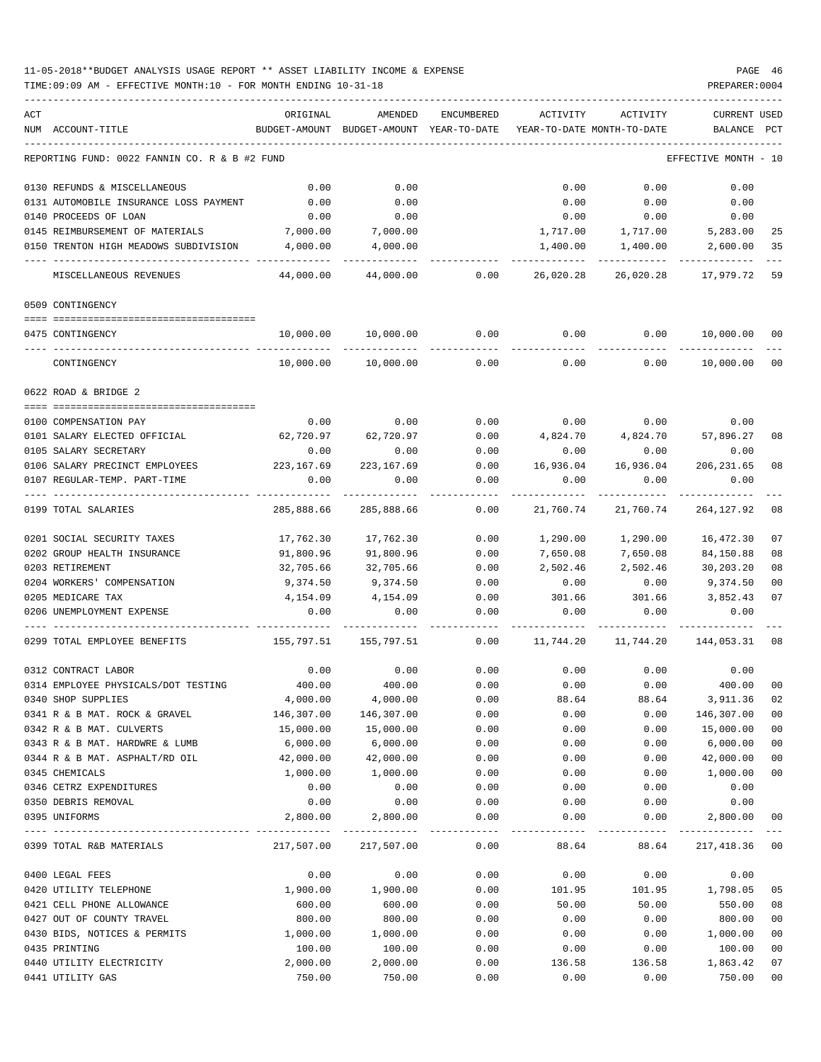11-05-2018**BUDGET ANALYSIS USAGE REPORT ** ASSET LIABILITY INCOME & EXPENSE

TIME:09:09 AM - EFFECTIVE MONTH:10 - FOR MONTH ENDING 10-31-18

PREPARER:0004

| ACT NUM ACCOUNT-TITLE | ORIGINAL BUDGET-AMOUNT | AMENDED BUDGET-AMOUNT | ENCUMBERED YEAR-TO-DATE | ACTIVITY YEAR-TO-DATE | ACTIVITY MONTH-TO-DATE | CURRENT BALANCE | USED PCT |
|---|---|---|---|---|---|---|---|
| REPORTING FUND: 0022 FANNIN CO. R & B #2 FUND | | | | | | EFFECTIVE MONTH - 10 | |
| 0130 REFUNDS & MISCELLANEOUS | 0.00 | 0.00 | | 0.00 | 0.00 | 0.00 | |
| 0131 AUTOMOBILE INSURANCE LOSS PAYMENT | 0.00 | 0.00 | | 0.00 | 0.00 | 0.00 | |
| 0140 PROCEEDS OF LOAN | 0.00 | 0.00 | | 0.00 | 0.00 | 0.00 | |
| 0145 REIMBURSEMENT OF MATERIALS | 7,000.00 | 7,000.00 | | 1,717.00 | 1,717.00 | 5,283.00 | 25 |
| 0150 TRENTON HIGH MEADOWS SUBDIVISION | 4,000.00 | 4,000.00 | | 1,400.00 | 1,400.00 | 2,600.00 | 35 |
| MISCELLANEOUS REVENUES | 44,000.00 | 44,000.00 | 0.00 | 26,020.28 | 26,020.28 | 17,979.72 | 59 |
| 0509 CONTINGENCY | | | | | | | |
| 0475 CONTINGENCY | 10,000.00 | 10,000.00 | 0.00 | 0.00 | 0.00 | 10,000.00 | 00 |
| CONTINGENCY | 10,000.00 | 10,000.00 | 0.00 | 0.00 | 0.00 | 10,000.00 | 00 |
| 0622 ROAD & BRIDGE 2 | | | | | | | |
| 0100 COMPENSATION PAY | 0.00 | 0.00 | 0.00 | 0.00 | 0.00 | 0.00 | |
| 0101 SALARY ELECTED OFFICIAL | 62,720.97 | 62,720.97 | 0.00 | 4,824.70 | 4,824.70 | 57,896.27 | 08 |
| 0105 SALARY SECRETARY | 0.00 | 0.00 | 0.00 | 0.00 | 0.00 | 0.00 | |
| 0106 SALARY PRECINCT EMPLOYEES | 223,167.69 | 223,167.69 | 0.00 | 16,936.04 | 16,936.04 | 206,231.65 | 08 |
| 0107 REGULAR-TEMP. PART-TIME | 0.00 | 0.00 | 0.00 | 0.00 | 0.00 | 0.00 | |
| 0199 TOTAL SALARIES | 285,888.66 | 285,888.66 | 0.00 | 21,760.74 | 21,760.74 | 264,127.92 | 08 |
| 0201 SOCIAL SECURITY TAXES | 17,762.30 | 17,762.30 | 0.00 | 1,290.00 | 1,290.00 | 16,472.30 | 07 |
| 0202 GROUP HEALTH INSURANCE | 91,800.96 | 91,800.96 | 0.00 | 7,650.08 | 7,650.08 | 84,150.88 | 08 |
| 0203 RETIREMENT | 32,705.66 | 32,705.66 | 0.00 | 2,502.46 | 2,502.46 | 30,203.20 | 08 |
| 0204 WORKERS' COMPENSATION | 9,374.50 | 9,374.50 | 0.00 | 0.00 | 0.00 | 9,374.50 | 00 |
| 0205 MEDICARE TAX | 4,154.09 | 4,154.09 | 0.00 | 301.66 | 301.66 | 3,852.43 | 07 |
| 0206 UNEMPLOYMENT EXPENSE | 0.00 | 0.00 | 0.00 | 0.00 | 0.00 | 0.00 | |
| 0299 TOTAL EMPLOYEE BENEFITS | 155,797.51 | 155,797.51 | 0.00 | 11,744.20 | 11,744.20 | 144,053.31 | 08 |
| 0312 CONTRACT LABOR | 0.00 | 0.00 | 0.00 | 0.00 | 0.00 | 0.00 | |
| 0314 EMPLOYEE PHYSICALS/DOT TESTING | 400.00 | 400.00 | 0.00 | 0.00 | 0.00 | 400.00 | 00 |
| 0340 SHOP SUPPLIES | 4,000.00 | 4,000.00 | 0.00 | 88.64 | 88.64 | 3,911.36 | 02 |
| 0341 R & B MAT. ROCK & GRAVEL | 146,307.00 | 146,307.00 | 0.00 | 0.00 | 0.00 | 146,307.00 | 00 |
| 0342 R & B MAT. CULVERTS | 15,000.00 | 15,000.00 | 0.00 | 0.00 | 0.00 | 15,000.00 | 00 |
| 0343 R & B MAT. HARDWRE & LUMB | 6,000.00 | 6,000.00 | 0.00 | 0.00 | 0.00 | 6,000.00 | 00 |
| 0344 R & B MAT. ASPHALT/RD OIL | 42,000.00 | 42,000.00 | 0.00 | 0.00 | 0.00 | 42,000.00 | 00 |
| 0345 CHEMICALS | 1,000.00 | 1,000.00 | 0.00 | 0.00 | 0.00 | 1,000.00 | 00 |
| 0346 CETRZ EXPENDITURES | 0.00 | 0.00 | 0.00 | 0.00 | 0.00 | 0.00 | |
| 0350 DEBRIS REMOVAL | 0.00 | 0.00 | 0.00 | 0.00 | 0.00 | 0.00 | |
| 0395 UNIFORMS | 2,800.00 | 2,800.00 | 0.00 | 0.00 | 0.00 | 2,800.00 | 00 |
| 0399 TOTAL R&B MATERIALS | 217,507.00 | 217,507.00 | 0.00 | 88.64 | 88.64 | 217,418.36 | 00 |
| 0400 LEGAL FEES | 0.00 | 0.00 | 0.00 | 0.00 | 0.00 | 0.00 | |
| 0420 UTILITY TELEPHONE | 1,900.00 | 1,900.00 | 0.00 | 101.95 | 101.95 | 1,798.05 | 05 |
| 0421 CELL PHONE ALLOWANCE | 600.00 | 600.00 | 0.00 | 50.00 | 50.00 | 550.00 | 08 |
| 0427 OUT OF COUNTY TRAVEL | 800.00 | 800.00 | 0.00 | 0.00 | 0.00 | 800.00 | 00 |
| 0430 BIDS, NOTICES & PERMITS | 1,000.00 | 1,000.00 | 0.00 | 0.00 | 0.00 | 1,000.00 | 00 |
| 0435 PRINTING | 100.00 | 100.00 | 0.00 | 0.00 | 0.00 | 100.00 | 00 |
| 0440 UTILITY ELECTRICITY | 2,000.00 | 2,000.00 | 0.00 | 136.58 | 136.58 | 1,863.42 | 07 |
| 0441 UTILITY GAS | 750.00 | 750.00 | 0.00 | 0.00 | 0.00 | 750.00 | 00 |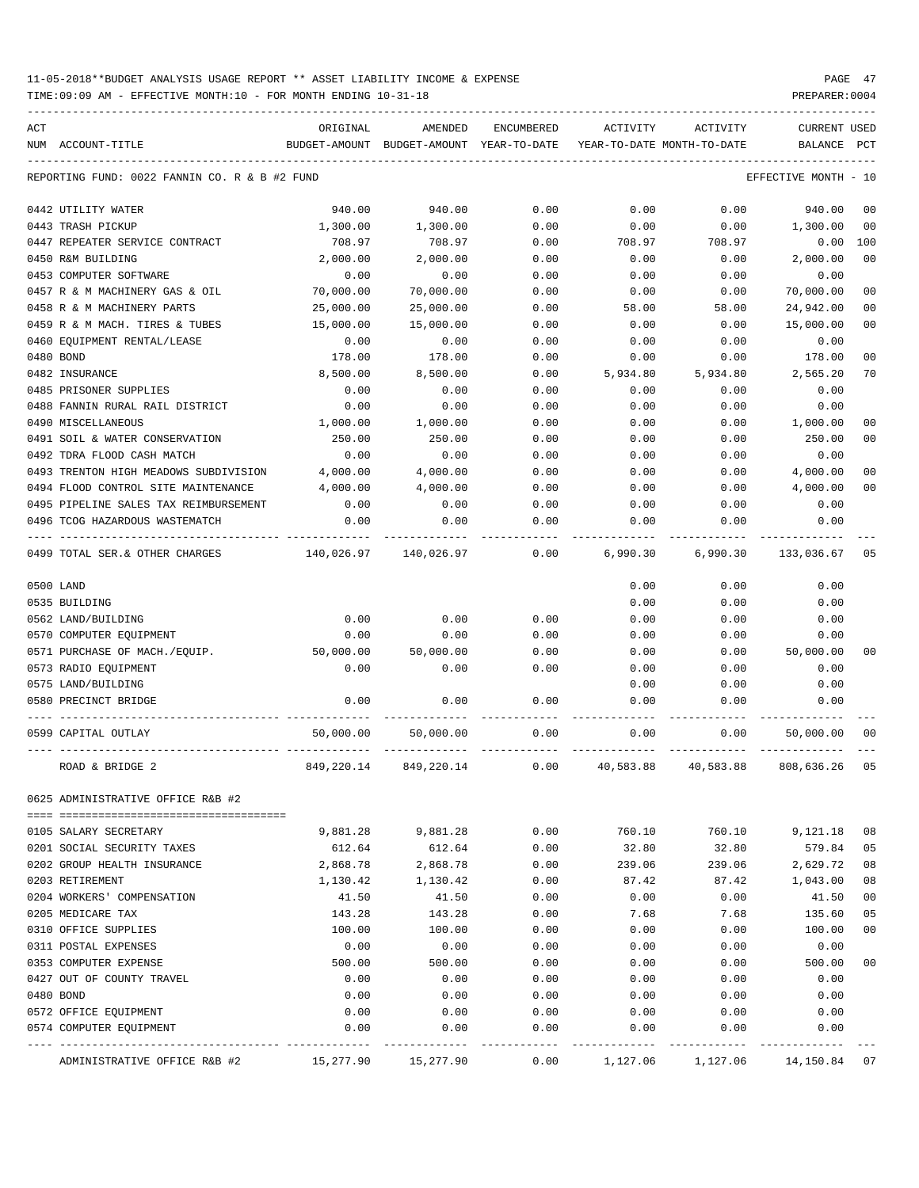11-05-2018**BUDGET ANALYSIS USAGE REPORT ** ASSET LIABILITY INCOME & EXPENSE

TIME:09:09 AM - EFFECTIVE MONTH:10 - FOR MONTH ENDING 10-31-18

PREPARER:0004

| ACT NUM | ACCOUNT-TITLE | ORIGINAL BUDGET-AMOUNT | AMENDED BUDGET-AMOUNT | ENCUMBERED YEAR-TO-DATE | ACTIVITY YEAR-TO-DATE | ACTIVITY MONTH-TO-DATE | CURRENT BALANCE | USED PCT |
|---|---|---|---|---|---|---|---|---|
| REPORTING FUND: 0022 FANNIN CO. R & B #2 FUND | | | | | | | EFFECTIVE MONTH - 10 | |
| 0442 | UTILITY WATER | 940.00 | 940.00 | 0.00 | 0.00 | 0.00 | 940.00 | 00 |
| 0443 | TRASH PICKUP | 1,300.00 | 1,300.00 | 0.00 | 0.00 | 0.00 | 1,300.00 | 00 |
| 0447 | REPEATER SERVICE CONTRACT | 708.97 | 708.97 | 0.00 | 708.97 | 708.97 | 0.00 | 100 |
| 0450 | R&M BUILDING | 2,000.00 | 2,000.00 | 0.00 | 0.00 | 0.00 | 2,000.00 | 00 |
| 0453 | COMPUTER SOFTWARE | 0.00 | 0.00 | 0.00 | 0.00 | 0.00 | 0.00 | |
| 0457 | R & M MACHINERY GAS & OIL | 70,000.00 | 70,000.00 | 0.00 | 0.00 | 0.00 | 70,000.00 | 00 |
| 0458 | R & M MACHINERY PARTS | 25,000.00 | 25,000.00 | 0.00 | 58.00 | 58.00 | 24,942.00 | 00 |
| 0459 | R & M MACH. TIRES & TUBES | 15,000.00 | 15,000.00 | 0.00 | 0.00 | 0.00 | 15,000.00 | 00 |
| 0460 | EQUIPMENT RENTAL/LEASE | 0.00 | 0.00 | 0.00 | 0.00 | 0.00 | 0.00 | |
| 0480 | BOND | 178.00 | 178.00 | 0.00 | 0.00 | 0.00 | 178.00 | 00 |
| 0482 | INSURANCE | 8,500.00 | 8,500.00 | 0.00 | 5,934.80 | 5,934.80 | 2,565.20 | 70 |
| 0485 | PRISONER SUPPLIES | 0.00 | 0.00 | 0.00 | 0.00 | 0.00 | 0.00 | |
| 0488 | FANNIN RURAL RAIL DISTRICT | 0.00 | 0.00 | 0.00 | 0.00 | 0.00 | 0.00 | |
| 0490 | MISCELLANEOUS | 1,000.00 | 1,000.00 | 0.00 | 0.00 | 0.00 | 1,000.00 | 00 |
| 0491 | SOIL & WATER CONSERVATION | 250.00 | 250.00 | 0.00 | 0.00 | 0.00 | 250.00 | 00 |
| 0492 | TDRA FLOOD CASH MATCH | 0.00 | 0.00 | 0.00 | 0.00 | 0.00 | 0.00 | |
| 0493 | TRENTON HIGH MEADOWS SUBDIVISION | 4,000.00 | 4,000.00 | 0.00 | 0.00 | 0.00 | 4,000.00 | 00 |
| 0494 | FLOOD CONTROL SITE MAINTENANCE | 4,000.00 | 4,000.00 | 0.00 | 0.00 | 0.00 | 4,000.00 | 00 |
| 0495 | PIPELINE SALES TAX REIMBURSEMENT | 0.00 | 0.00 | 0.00 | 0.00 | 0.00 | 0.00 | |
| 0496 | TCOG HAZARDOUS WASTEMATCH | 0.00 | 0.00 | 0.00 | 0.00 | 0.00 | 0.00 | |
| 0499 | TOTAL SER.& OTHER CHARGES | 140,026.97 | 140,026.97 | 0.00 | 6,990.30 | 6,990.30 | 133,036.67 | 05 |
| 0500 | LAND | | | | 0.00 | 0.00 | 0.00 | |
| 0535 | BUILDING | | | | 0.00 | 0.00 | 0.00 | |
| 0562 | LAND/BUILDING | 0.00 | 0.00 | 0.00 | 0.00 | 0.00 | 0.00 | |
| 0570 | COMPUTER EQUIPMENT | 0.00 | 0.00 | 0.00 | 0.00 | 0.00 | 0.00 | |
| 0571 | PURCHASE OF MACH./EQUIP. | 50,000.00 | 50,000.00 | 0.00 | 0.00 | 0.00 | 50,000.00 | 00 |
| 0573 | RADIO EQUIPMENT | 0.00 | 0.00 | 0.00 | 0.00 | 0.00 | 0.00 | |
| 0575 | LAND/BUILDING | | | | 0.00 | 0.00 | 0.00 | |
| 0580 | PRECINCT BRIDGE | 0.00 | 0.00 | 0.00 | 0.00 | 0.00 | 0.00 | |
| 0599 | CAPITAL OUTLAY | 50,000.00 | 50,000.00 | 0.00 | 0.00 | 0.00 | 50,000.00 | 00 |
| | ROAD & BRIDGE 2 | 849,220.14 | 849,220.14 | 0.00 | 40,583.88 | 40,583.88 | 808,636.26 | 05 |
| 0625 | ADMINISTRATIVE OFFICE R&B #2 | | | | | | | |
| 0105 | SALARY SECRETARY | 9,881.28 | 9,881.28 | 0.00 | 760.10 | 760.10 | 9,121.18 | 08 |
| 0201 | SOCIAL SECURITY TAXES | 612.64 | 612.64 | 0.00 | 32.80 | 32.80 | 579.84 | 05 |
| 0202 | GROUP HEALTH INSURANCE | 2,868.78 | 2,868.78 | 0.00 | 239.06 | 239.06 | 2,629.72 | 08 |
| 0203 | RETIREMENT | 1,130.42 | 1,130.42 | 0.00 | 87.42 | 87.42 | 1,043.00 | 08 |
| 0204 | WORKERS' COMPENSATION | 41.50 | 41.50 | 0.00 | 0.00 | 0.00 | 41.50 | 00 |
| 0205 | MEDICARE TAX | 143.28 | 143.28 | 0.00 | 7.68 | 7.68 | 135.60 | 05 |
| 0310 | OFFICE SUPPLIES | 100.00 | 100.00 | 0.00 | 0.00 | 0.00 | 100.00 | 00 |
| 0311 | POSTAL EXPENSES | 0.00 | 0.00 | 0.00 | 0.00 | 0.00 | 0.00 | |
| 0353 | COMPUTER EXPENSE | 500.00 | 500.00 | 0.00 | 0.00 | 0.00 | 500.00 | 00 |
| 0427 | OUT OF COUNTY TRAVEL | 0.00 | 0.00 | 0.00 | 0.00 | 0.00 | 0.00 | |
| 0480 | BOND | 0.00 | 0.00 | 0.00 | 0.00 | 0.00 | 0.00 | |
| 0572 | OFFICE EQUIPMENT | 0.00 | 0.00 | 0.00 | 0.00 | 0.00 | 0.00 | |
| 0574 | COMPUTER EQUIPMENT | 0.00 | 0.00 | 0.00 | 0.00 | 0.00 | 0.00 | |
| | ADMINISTRATIVE OFFICE R&B #2 | 15,277.90 | 15,277.90 | 0.00 | 1,127.06 | 1,127.06 | 14,150.84 | 07 |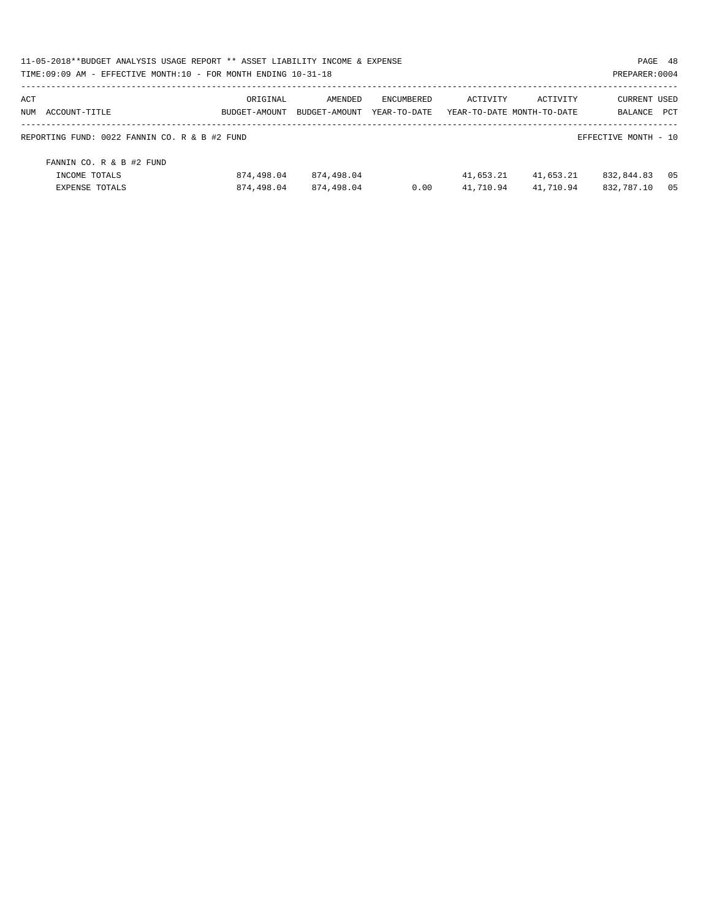11-05-2018**BUDGET ANALYSIS USAGE REPORT ** ASSET LIABILITY INCOME & EXPENSE

TIME:09:09 AM - EFFECTIVE MONTH:10 - FOR MONTH ENDING 10-31-18

PREPARER:0004

| ACT NUM | ACCOUNT-TITLE | ORIGINAL BUDGET-AMOUNT | AMENDED BUDGET-AMOUNT | ENCUMBERED YEAR-TO-DATE | ACTIVITY YEAR-TO-DATE | ACTIVITY MONTH-TO-DATE | CURRENT BALANCE | USED PCT |
|---|---|---|---|---|---|---|---|---|
| | REPORTING FUND: 0022 FANNIN CO. R & B #2 FUND | | | | | | EFFECTIVE MONTH - 10 | |
| | FANNIN CO. R & B #2 FUND | | | | | | | |
| | INCOME TOTALS | 874,498.04 | 874,498.04 | | 41,653.21 | 41,653.21 | 832,844.83 | 05 |
| | EXPENSE TOTALS | 874,498.04 | 874,498.04 | 0.00 | 41,710.94 | 41,710.94 | 832,787.10 | 05 |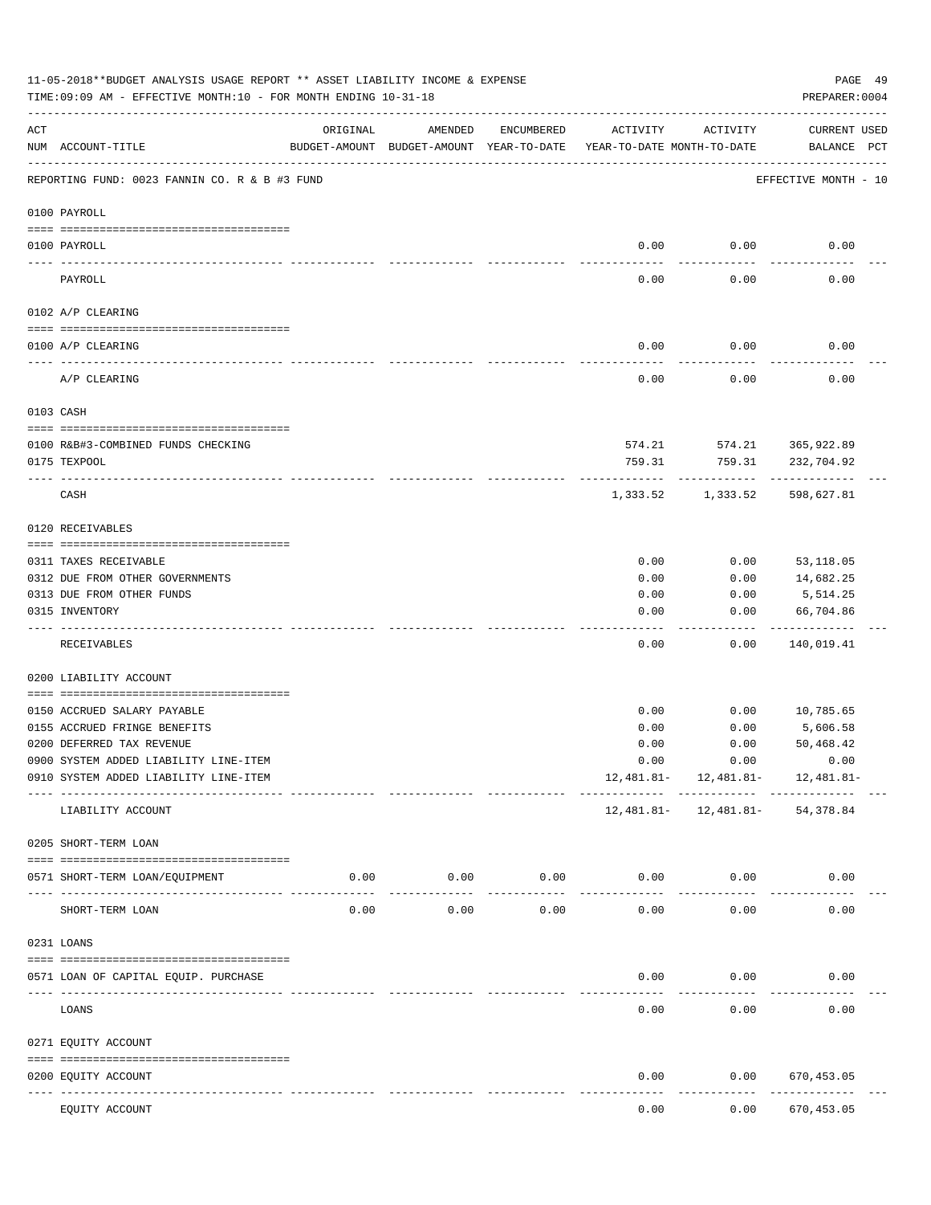11-05-2018**BUDGET ANALYSIS USAGE REPORT ** ASSET LIABILITY INCOME & EXPENSE

TIME:09:09 AM - EFFECTIVE MONTH:10 - FOR MONTH ENDING 10-31-18

PREPARER:0004

| ACT NUM | ACCOUNT-TITLE | ORIGINAL BUDGET-AMOUNT | AMENDED BUDGET-AMOUNT | ENCUMBERED YEAR-TO-DATE | ACTIVITY YEAR-TO-DATE | ACTIVITY MONTH-TO-DATE | CURRENT BALANCE | USED PCT |
|---|---|---|---|---|---|---|---|---|
| | REPORTING FUND: 0023 FANNIN CO. R & B #3 FUND | | | | | | EFFECTIVE MONTH - 10 | |
| | **0100 PAYROLL** | | | | | | | |
| 0100 | PAYROLL | | | | 0.00 | 0.00 | 0.00 | |
| | PAYROLL | | | | 0.00 | 0.00 | 0.00 | |
| | **0102 A/P CLEARING** | | | | | | | |
| 0100 | A/P CLEARING | | | | 0.00 | 0.00 | 0.00 | |
| | A/P CLEARING | | | | 0.00 | 0.00 | 0.00 | |
| | **0103 CASH** | | | | | | | |
| 0100 | R&B#3-COMBINED FUNDS CHECKING | | | | 574.21 | 574.21 | 365,922.89 | |
| 0175 | TEXPOOL | | | | 759.31 | 759.31 | 232,704.92 | |
| | CASH | | | | 1,333.52 | 1,333.52 | 598,627.81 | |
| | **0120 RECEIVABLES** | | | | | | | |
| 0311 | TAXES RECEIVABLE | | | | 0.00 | 0.00 | 53,118.05 | |
| 0312 | DUE FROM OTHER GOVERNMENTS | | | | 0.00 | 0.00 | 14,682.25 | |
| 0313 | DUE FROM OTHER FUNDS | | | | 0.00 | 0.00 | 5,514.25 | |
| 0315 | INVENTORY | | | | 0.00 | 0.00 | 66,704.86 | |
| | RECEIVABLES | | | | 0.00 | 0.00 | 140,019.41 | |
| | **0200 LIABILITY ACCOUNT** | | | | | | | |
| 0150 | ACCRUED SALARY PAYABLE | | | | 0.00 | 0.00 | 10,785.65 | |
| 0155 | ACCRUED FRINGE BENEFITS | | | | 0.00 | 0.00 | 5,606.58 | |
| 0200 | DEFERRED TAX REVENUE | | | | 0.00 | 0.00 | 50,468.42 | |
| 0900 | SYSTEM ADDED LIABILITY LINE-ITEM | | | | 0.00 | 0.00 | 0.00 | |
| 0910 | SYSTEM ADDED LIABILITY LINE-ITEM | | | | 12,481.81- | 12,481.81- | 12,481.81- | |
| | LIABILITY ACCOUNT | | | | 12,481.81- | 12,481.81- | 54,378.84 | |
| | **0205 SHORT-TERM LOAN** | | | | | | | |
| 0571 | SHORT-TERM LOAN/EQUIPMENT | 0.00 | 0.00 | 0.00 | 0.00 | 0.00 | 0.00 | |
| | SHORT-TERM LOAN | 0.00 | 0.00 | 0.00 | 0.00 | 0.00 | 0.00 | |
| | **0231 LOANS** | | | | | | | |
| 0571 | LOAN OF CAPITAL EQUIP. PURCHASE | | | | 0.00 | 0.00 | 0.00 | |
| | LOANS | | | | 0.00 | 0.00 | 0.00 | |
| | **0271 EQUITY ACCOUNT** | | | | | | | |
| 0200 | EQUITY ACCOUNT | | | | 0.00 | 0.00 | 670,453.05 | |
| | EQUITY ACCOUNT | | | | 0.00 | 0.00 | 670,453.05 | |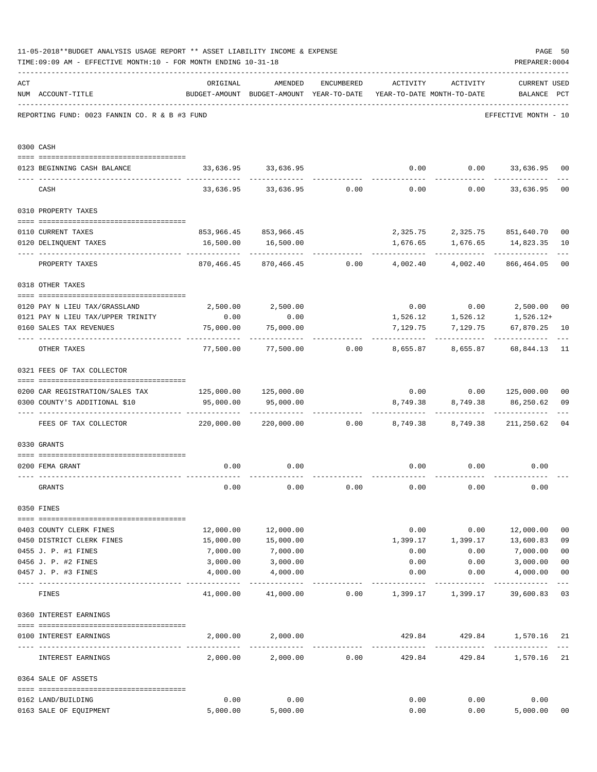11-05-2018**BUDGET ANALYSIS USAGE REPORT ** ASSET LIABILITY INCOME & EXPENSE

TIME:09:09 AM - EFFECTIVE MONTH:10 - FOR MONTH ENDING 10-31-18

PREPARER:0004

REPORTING FUND: 0023 FANNIN CO. R & B #3 FUND — EFFECTIVE MONTH - 10

| ACT NUM | ACCOUNT-TITLE | ORIGINAL BUDGET-AMOUNT | AMENDED BUDGET-AMOUNT | ENCUMBERED YEAR-TO-DATE | ACTIVITY YEAR-TO-DATE | ACTIVITY MONTH-TO-DATE | CURRENT BALANCE | USED PCT |
|---|---|---|---|---|---|---|---|---|
| **0300** | **CASH** | | | | | | | |
| 0123 | BEGINNING CASH BALANCE | 33,636.95 | 33,636.95 | | 0.00 | 0.00 | 33,636.95 | 00 |
| | CASH | 33,636.95 | 33,636.95 | 0.00 | 0.00 | 0.00 | 33,636.95 | 00 |
| **0310** | **PROPERTY TAXES** | | | | | | | |
| 0110 | CURRENT TAXES | 853,966.45 | 853,966.45 | | 2,325.75 | 2,325.75 | 851,640.70 | 00 |
| 0120 | DELINQUENT TAXES | 16,500.00 | 16,500.00 | | 1,676.65 | 1,676.65 | 14,823.35 | 10 |
| | PROPERTY TAXES | 870,466.45 | 870,466.45 | 0.00 | 4,002.40 | 4,002.40 | 866,464.05 | 00 |
| **0318** | **OTHER TAXES** | | | | | | | |
| 0120 | PAY N LIEU TAX/GRASSLAND | 2,500.00 | 2,500.00 | | 0.00 | 0.00 | 2,500.00 | 00 |
| 0121 | PAY N LIEU TAX/UPPER TRINITY | 0.00 | 0.00 | | 1,526.12 | 1,526.12 | 1,526.12+ | |
| 0160 | SALES TAX REVENUES | 75,000.00 | 75,000.00 | | 7,129.75 | 7,129.75 | 67,870.25 | 10 |
| | OTHER TAXES | 77,500.00 | 77,500.00 | 0.00 | 8,655.87 | 8,655.87 | 68,844.13 | 11 |
| **0321** | **FEES OF TAX COLLECTOR** | | | | | | | |
| 0200 | CAR REGISTRATION/SALES TAX | 125,000.00 | 125,000.00 | | 0.00 | 0.00 | 125,000.00 | 00 |
| 0300 | COUNTY'S ADDITIONAL $10 | 95,000.00 | 95,000.00 | | 8,749.38 | 8,749.38 | 86,250.62 | 09 |
| | FEES OF TAX COLLECTOR | 220,000.00 | 220,000.00 | 0.00 | 8,749.38 | 8,749.38 | 211,250.62 | 04 |
| **0330** | **GRANTS** | | | | | | | |
| 0200 | FEMA GRANT | 0.00 | 0.00 | | 0.00 | 0.00 | 0.00 | |
| | GRANTS | 0.00 | 0.00 | 0.00 | 0.00 | 0.00 | 0.00 | |
| **0350** | **FINES** | | | | | | | |
| 0403 | COUNTY CLERK FINES | 12,000.00 | 12,000.00 | | 0.00 | 0.00 | 12,000.00 | 00 |
| 0450 | DISTRICT CLERK FINES | 15,000.00 | 15,000.00 | | 1,399.17 | 1,399.17 | 13,600.83 | 09 |
| 0455 | J. P. #1 FINES | 7,000.00 | 7,000.00 | | 0.00 | 0.00 | 7,000.00 | 00 |
| 0456 | J. P. #2 FINES | 3,000.00 | 3,000.00 | | 0.00 | 0.00 | 3,000.00 | 00 |
| 0457 | J. P. #3 FINES | 4,000.00 | 4,000.00 | | 0.00 | 0.00 | 4,000.00 | 00 |
| | FINES | 41,000.00 | 41,000.00 | 0.00 | 1,399.17 | 1,399.17 | 39,600.83 | 03 |
| **0360** | **INTEREST EARNINGS** | | | | | | | |
| 0100 | INTEREST EARNINGS | 2,000.00 | 2,000.00 | | 429.84 | 429.84 | 1,570.16 | 21 |
| | INTEREST EARNINGS | 2,000.00 | 2,000.00 | 0.00 | 429.84 | 429.84 | 1,570.16 | 21 |
| **0364** | **SALE OF ASSETS** | | | | | | | |
| 0162 | LAND/BUILDING | 0.00 | 0.00 | | 0.00 | 0.00 | 0.00 | |
| 0163 | SALE OF EQUIPMENT | 5,000.00 | 5,000.00 | | 0.00 | 0.00 | 5,000.00 | 00 |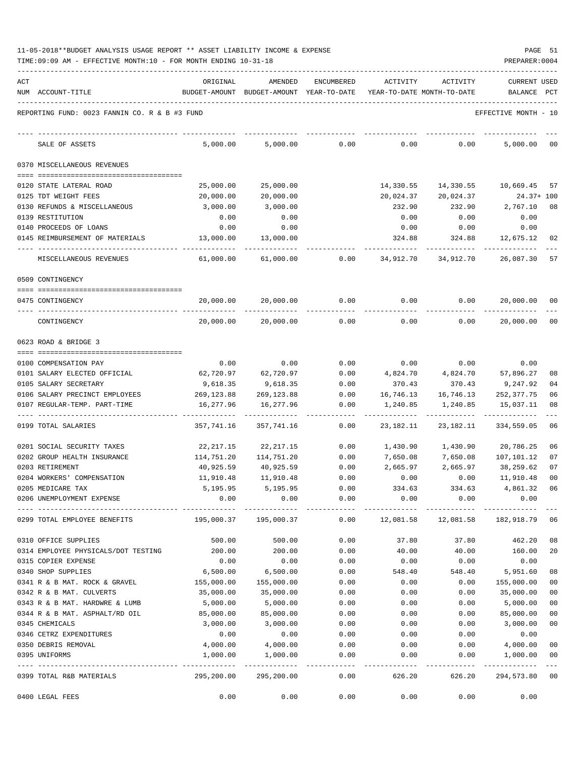11-05-2018**BUDGET ANALYSIS USAGE REPORT ** ASSET LIABILITY INCOME & EXPENSE

TIME:09:09 AM - EFFECTIVE MONTH:10 - FOR MONTH ENDING 10-31-18

PREPARER:0004

| ACT NUM | ACCOUNT-TITLE | ORIGINAL BUDGET-AMOUNT | AMENDED BUDGET-AMOUNT | ENCUMBERED YEAR-TO-DATE | ACTIVITY YEAR-TO-DATE | ACTIVITY MONTH-TO-DATE | CURRENT USED BALANCE | PCT |
|---|---|---|---|---|---|---|---|---|
| | REPORTING FUND: 0023 FANNIN CO. R & B #3 FUND | | | | | | EFFECTIVE MONTH - 10 | |
| | SALE OF ASSETS | 5,000.00 | 5,000.00 | 0.00 | 0.00 | 0.00 | 5,000.00 | 00 |
| | 0370 MISCELLANEOUS REVENUES | | | | | | | |
| 0120 | STATE LATERAL ROAD | 25,000.00 | 25,000.00 | | 14,330.55 | 14,330.55 | 10,669.45 | 57 |
| 0125 | TDT WEIGHT FEES | 20,000.00 | 20,000.00 | | 20,024.37 | 20,024.37 | 24.37+ | 100 |
| 0130 | REFUNDS & MISCELLANEOUS | 3,000.00 | 3,000.00 | | 232.90 | 232.90 | 2,767.10 | 08 |
| 0139 | RESTITUTION | 0.00 | 0.00 | | 0.00 | 0.00 | 0.00 | |
| 0140 | PROCEEDS OF LOANS | 0.00 | 0.00 | | 0.00 | 0.00 | 0.00 | |
| 0145 | REIMBURSEMENT OF MATERIALS | 13,000.00 | 13,000.00 | | 324.88 | 324.88 | 12,675.12 | 02 |
| | MISCELLANEOUS REVENUES | 61,000.00 | 61,000.00 | 0.00 | 34,912.70 | 34,912.70 | 26,087.30 | 57 |
| | 0509 CONTINGENCY | | | | | | | |
| 0475 | CONTINGENCY | 20,000.00 | 20,000.00 | 0.00 | 0.00 | 0.00 | 20,000.00 | 00 |
| | CONTINGENCY | 20,000.00 | 20,000.00 | 0.00 | 0.00 | 0.00 | 20,000.00 | 00 |
| | 0623 ROAD & BRIDGE 3 | | | | | | | |
| 0100 | COMPENSATION PAY | 0.00 | 0.00 | 0.00 | 0.00 | 0.00 | 0.00 | |
| 0101 | SALARY ELECTED OFFICIAL | 62,720.97 | 62,720.97 | 0.00 | 4,824.70 | 4,824.70 | 57,896.27 | 08 |
| 0105 | SALARY SECRETARY | 9,618.35 | 9,618.35 | 0.00 | 370.43 | 370.43 | 9,247.92 | 04 |
| 0106 | SALARY PRECINCT EMPLOYEES | 269,123.88 | 269,123.88 | 0.00 | 16,746.13 | 16,746.13 | 252,377.75 | 06 |
| 0107 | REGULAR-TEMP. PART-TIME | 16,277.96 | 16,277.96 | 0.00 | 1,240.85 | 1,240.85 | 15,037.11 | 08 |
| 0199 | TOTAL SALARIES | 357,741.16 | 357,741.16 | 0.00 | 23,182.11 | 23,182.11 | 334,559.05 | 06 |
| 0201 | SOCIAL SECURITY TAXES | 22,217.15 | 22,217.15 | 0.00 | 1,430.90 | 1,430.90 | 20,786.25 | 06 |
| 0202 | GROUP HEALTH INSURANCE | 114,751.20 | 114,751.20 | 0.00 | 7,650.08 | 7,650.08 | 107,101.12 | 07 |
| 0203 | RETIREMENT | 40,925.59 | 40,925.59 | 0.00 | 2,665.97 | 2,665.97 | 38,259.62 | 07 |
| 0204 | WORKERS' COMPENSATION | 11,910.48 | 11,910.48 | 0.00 | 0.00 | 0.00 | 11,910.48 | 00 |
| 0205 | MEDICARE TAX | 5,195.95 | 5,195.95 | 0.00 | 334.63 | 334.63 | 4,861.32 | 06 |
| 0206 | UNEMPLOYMENT EXPENSE | 0.00 | 0.00 | 0.00 | 0.00 | 0.00 | 0.00 | |
| 0299 | TOTAL EMPLOYEE BENEFITS | 195,000.37 | 195,000.37 | 0.00 | 12,081.58 | 12,081.58 | 182,918.79 | 06 |
| 0310 | OFFICE SUPPLIES | 500.00 | 500.00 | 0.00 | 37.80 | 37.80 | 462.20 | 08 |
| 0314 | EMPLOYEE PHYSICALS/DOT TESTING | 200.00 | 200.00 | 0.00 | 40.00 | 40.00 | 160.00 | 20 |
| 0315 | COPIER EXPENSE | 0.00 | 0.00 | 0.00 | 0.00 | 0.00 | 0.00 | |
| 0340 | SHOP SUPPLIES | 6,500.00 | 6,500.00 | 0.00 | 548.40 | 548.40 | 5,951.60 | 08 |
| 0341 | R & B MAT. ROCK & GRAVEL | 155,000.00 | 155,000.00 | 0.00 | 0.00 | 0.00 | 155,000.00 | 00 |
| 0342 | R & B MAT. CULVERTS | 35,000.00 | 35,000.00 | 0.00 | 0.00 | 0.00 | 35,000.00 | 00 |
| 0343 | R & B MAT. HARDWRE & LUMB | 5,000.00 | 5,000.00 | 0.00 | 0.00 | 0.00 | 5,000.00 | 00 |
| 0344 | R & B MAT. ASPHALT/RD OIL | 85,000.00 | 85,000.00 | 0.00 | 0.00 | 0.00 | 85,000.00 | 00 |
| 0345 | CHEMICALS | 3,000.00 | 3,000.00 | 0.00 | 0.00 | 0.00 | 3,000.00 | 00 |
| 0346 | CETRZ EXPENDITURES | 0.00 | 0.00 | 0.00 | 0.00 | 0.00 | 0.00 | |
| 0350 | DEBRIS REMOVAL | 4,000.00 | 4,000.00 | 0.00 | 0.00 | 0.00 | 4,000.00 | 00 |
| 0395 | UNIFORMS | 1,000.00 | 1,000.00 | 0.00 | 0.00 | 0.00 | 1,000.00 | 00 |
| 0399 | TOTAL R&B MATERIALS | 295,200.00 | 295,200.00 | 0.00 | 626.20 | 626.20 | 294,573.80 | 00 |
| 0400 | LEGAL FEES | 0.00 | 0.00 | 0.00 | 0.00 | 0.00 | 0.00 | |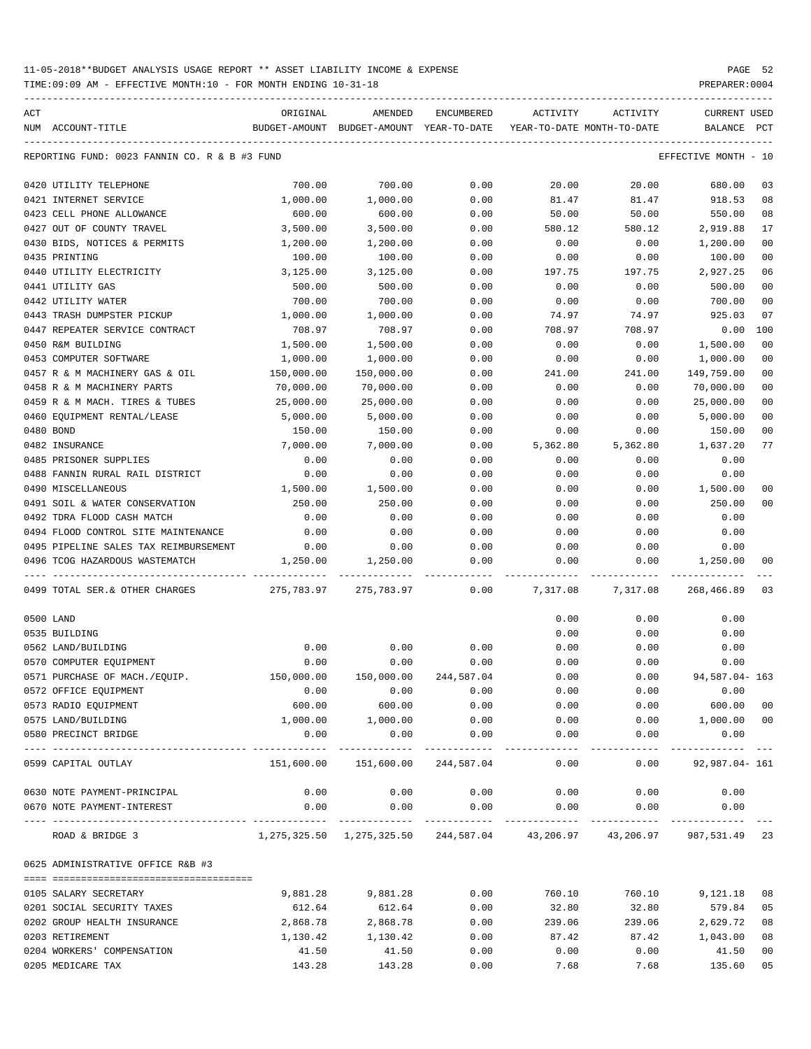11-05-2018**BUDGET ANALYSIS USAGE REPORT ** ASSET LIABILITY INCOME & EXPENSE

TIME:09:09 AM - EFFECTIVE MONTH:10 - FOR MONTH ENDING 10-31-18

PREPARER:0004

| ACT NUM ACCOUNT-TITLE | ORIGINAL BUDGET-AMOUNT | AMENDED BUDGET-AMOUNT | ENCUMBERED YEAR-TO-DATE | ACTIVITY YEAR-TO-DATE | ACTIVITY MONTH-TO-DATE | CURRENT BALANCE | USED PCT |
|---|---|---|---|---|---|---|---|
| REPORTING FUND: 0023 FANNIN CO. R & B #3 FUND | | | | | | EFFECTIVE MONTH - 10 | |
| 0420 UTILITY TELEPHONE | 700.00 | 700.00 | 0.00 | 20.00 | 20.00 | 680.00 | 03 |
| 0421 INTERNET SERVICE | 1,000.00 | 1,000.00 | 0.00 | 81.47 | 81.47 | 918.53 | 08 |
| 0423 CELL PHONE ALLOWANCE | 600.00 | 600.00 | 0.00 | 50.00 | 50.00 | 550.00 | 08 |
| 0427 OUT OF COUNTY TRAVEL | 3,500.00 | 3,500.00 | 0.00 | 580.12 | 580.12 | 2,919.88 | 17 |
| 0430 BIDS, NOTICES & PERMITS | 1,200.00 | 1,200.00 | 0.00 | 0.00 | 0.00 | 1,200.00 | 00 |
| 0435 PRINTING | 100.00 | 100.00 | 0.00 | 0.00 | 0.00 | 100.00 | 00 |
| 0440 UTILITY ELECTRICITY | 3,125.00 | 3,125.00 | 0.00 | 197.75 | 197.75 | 2,927.25 | 06 |
| 0441 UTILITY GAS | 500.00 | 500.00 | 0.00 | 0.00 | 0.00 | 500.00 | 00 |
| 0442 UTILITY WATER | 700.00 | 700.00 | 0.00 | 0.00 | 0.00 | 700.00 | 00 |
| 0443 TRASH DUMPSTER PICKUP | 1,000.00 | 1,000.00 | 0.00 | 74.97 | 74.97 | 925.03 | 07 |
| 0447 REPEATER SERVICE CONTRACT | 708.97 | 708.97 | 0.00 | 708.97 | 708.97 | 0.00 | 100 |
| 0450 R&M BUILDING | 1,500.00 | 1,500.00 | 0.00 | 0.00 | 0.00 | 1,500.00 | 00 |
| 0453 COMPUTER SOFTWARE | 1,000.00 | 1,000.00 | 0.00 | 0.00 | 0.00 | 1,000.00 | 00 |
| 0457 R & M MACHINERY GAS & OIL | 150,000.00 | 150,000.00 | 0.00 | 241.00 | 241.00 | 149,759.00 | 00 |
| 0458 R & M MACHINERY PARTS | 70,000.00 | 70,000.00 | 0.00 | 0.00 | 0.00 | 70,000.00 | 00 |
| 0459 R & M MACH. TIRES & TUBES | 25,000.00 | 25,000.00 | 0.00 | 0.00 | 0.00 | 25,000.00 | 00 |
| 0460 EQUIPMENT RENTAL/LEASE | 5,000.00 | 5,000.00 | 0.00 | 0.00 | 0.00 | 5,000.00 | 00 |
| 0480 BOND | 150.00 | 150.00 | 0.00 | 0.00 | 0.00 | 150.00 | 00 |
| 0482 INSURANCE | 7,000.00 | 7,000.00 | 0.00 | 5,362.80 | 5,362.80 | 1,637.20 | 77 |
| 0485 PRISONER SUPPLIES | 0.00 | 0.00 | 0.00 | 0.00 | 0.00 | 0.00 | |
| 0488 FANNIN RURAL RAIL DISTRICT | 0.00 | 0.00 | 0.00 | 0.00 | 0.00 | 0.00 | |
| 0490 MISCELLANEOUS | 1,500.00 | 1,500.00 | 0.00 | 0.00 | 0.00 | 1,500.00 | 00 |
| 0491 SOIL & WATER CONSERVATION | 250.00 | 250.00 | 0.00 | 0.00 | 0.00 | 250.00 | 00 |
| 0492 TDRA FLOOD CASH MATCH | 0.00 | 0.00 | 0.00 | 0.00 | 0.00 | 0.00 | |
| 0494 FLOOD CONTROL SITE MAINTENANCE | 0.00 | 0.00 | 0.00 | 0.00 | 0.00 | 0.00 | |
| 0495 PIPELINE SALES TAX REIMBURSEMENT | 0.00 | 0.00 | 0.00 | 0.00 | 0.00 | 0.00 | |
| 0496 TCOG HAZARDOUS WASTEMATCH | 1,250.00 | 1,250.00 | 0.00 | 0.00 | 0.00 | 1,250.00 | 00 |
| 0499 TOTAL SER.& OTHER CHARGES | 275,783.97 | 275,783.97 | 0.00 | 7,317.08 | 7,317.08 | 268,466.89 | 03 |
| 0500 LAND | | | | 0.00 | 0.00 | 0.00 | |
| 0535 BUILDING | | | | 0.00 | 0.00 | 0.00 | |
| 0562 LAND/BUILDING | 0.00 | 0.00 | 0.00 | 0.00 | 0.00 | 0.00 | |
| 0570 COMPUTER EQUIPMENT | 0.00 | 0.00 | 0.00 | 0.00 | 0.00 | 0.00 | |
| 0571 PURCHASE OF MACH./EQUIP. | 150,000.00 | 150,000.00 | 244,587.04 | 0.00 | 0.00 | 94,587.04- | 163 |
| 0572 OFFICE EQUIPMENT | 0.00 | 0.00 | 0.00 | 0.00 | 0.00 | 0.00 | |
| 0573 RADIO EQUIPMENT | 600.00 | 600.00 | 0.00 | 0.00 | 0.00 | 600.00 | 00 |
| 0575 LAND/BUILDING | 1,000.00 | 1,000.00 | 0.00 | 0.00 | 0.00 | 1,000.00 | 00 |
| 0580 PRECINCT BRIDGE | 0.00 | 0.00 | 0.00 | 0.00 | 0.00 | 0.00 | |
| 0599 CAPITAL OUTLAY | 151,600.00 | 151,600.00 | 244,587.04 | 0.00 | 0.00 | 92,987.04- | 161 |
| 0630 NOTE PAYMENT-PRINCIPAL | 0.00 | 0.00 | 0.00 | 0.00 | 0.00 | 0.00 | |
| 0670 NOTE PAYMENT-INTEREST | 0.00 | 0.00 | 0.00 | 0.00 | 0.00 | 0.00 | |
| ROAD & BRIDGE 3 | 1,275,325.50 | 1,275,325.50 | 244,587.04 | 43,206.97 | 43,206.97 | 987,531.49 | 23 |
| 0625 ADMINISTRATIVE OFFICE R&B #3 | | | | | | | |
| 0105 SALARY SECRETARY | 9,881.28 | 9,881.28 | 0.00 | 760.10 | 760.10 | 9,121.18 | 08 |
| 0201 SOCIAL SECURITY TAXES | 612.64 | 612.64 | 0.00 | 32.80 | 32.80 | 579.84 | 05 |
| 0202 GROUP HEALTH INSURANCE | 2,868.78 | 2,868.78 | 0.00 | 239.06 | 239.06 | 2,629.72 | 08 |
| 0203 RETIREMENT | 1,130.42 | 1,130.42 | 0.00 | 87.42 | 87.42 | 1,043.00 | 08 |
| 0204 WORKERS' COMPENSATION | 41.50 | 41.50 | 0.00 | 0.00 | 0.00 | 41.50 | 00 |
| 0205 MEDICARE TAX | 143.28 | 143.28 | 0.00 | 7.68 | 7.68 | 135.60 | 05 |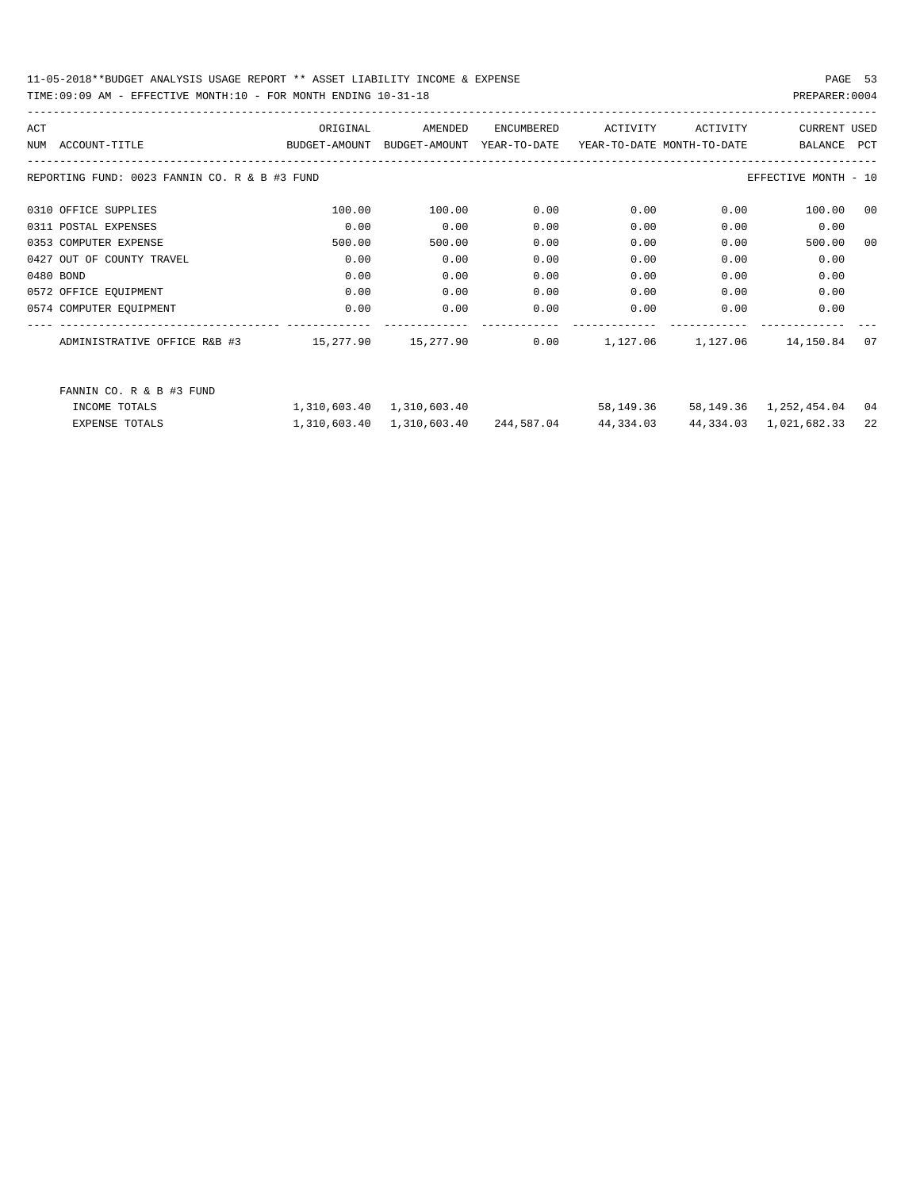11-05-2018**BUDGET ANALYSIS USAGE REPORT ** ASSET LIABILITY INCOME & EXPENSE

TIME:09:09 AM - EFFECTIVE MONTH:10 - FOR MONTH ENDING 10-31-18

PREPARER:0004

REPORTING FUND: 0023 FANNIN CO. R & B #3 FUND — EFFECTIVE MONTH - 10

| ACT NUM | ACCOUNT-TITLE | ORIGINAL BUDGET-AMOUNT | AMENDED BUDGET-AMOUNT | ENCUMBERED YEAR-TO-DATE | ACTIVITY YEAR-TO-DATE | ACTIVITY MONTH-TO-DATE | CURRENT BALANCE | USED PCT |
|---|---|---|---|---|---|---|---|---|
| 0310 | OFFICE SUPPLIES | 100.00 | 100.00 | 0.00 | 0.00 | 0.00 | 100.00 | 00 |
| 0311 | POSTAL EXPENSES | 0.00 | 0.00 | 0.00 | 0.00 | 0.00 | 0.00 | |
| 0353 | COMPUTER EXPENSE | 500.00 | 500.00 | 0.00 | 0.00 | 0.00 | 500.00 | 00 |
| 0427 | OUT OF COUNTY TRAVEL | 0.00 | 0.00 | 0.00 | 0.00 | 0.00 | 0.00 | |
| 0480 | BOND | 0.00 | 0.00 | 0.00 | 0.00 | 0.00 | 0.00 | |
| 0572 | OFFICE EQUIPMENT | 0.00 | 0.00 | 0.00 | 0.00 | 0.00 | 0.00 | |
| 0574 | COMPUTER EQUIPMENT | 0.00 | 0.00 | 0.00 | 0.00 | 0.00 | 0.00 | |
| | ADMINISTRATIVE OFFICE R&B #3 | 15,277.90 | 15,277.90 | 0.00 | 1,127.06 | 1,127.06 | 14,150.84 | 07 |
| | FANNIN CO. R & B #3 FUND | | | | | | | |
| | INCOME TOTALS | 1,310,603.40 | 1,310,603.40 | | 58,149.36 | 58,149.36 | 1,252,454.04 | 04 |
| | EXPENSE TOTALS | 1,310,603.40 | 1,310,603.40 | 244,587.04 | 44,334.03 | 44,334.03 | 1,021,682.33 | 22 |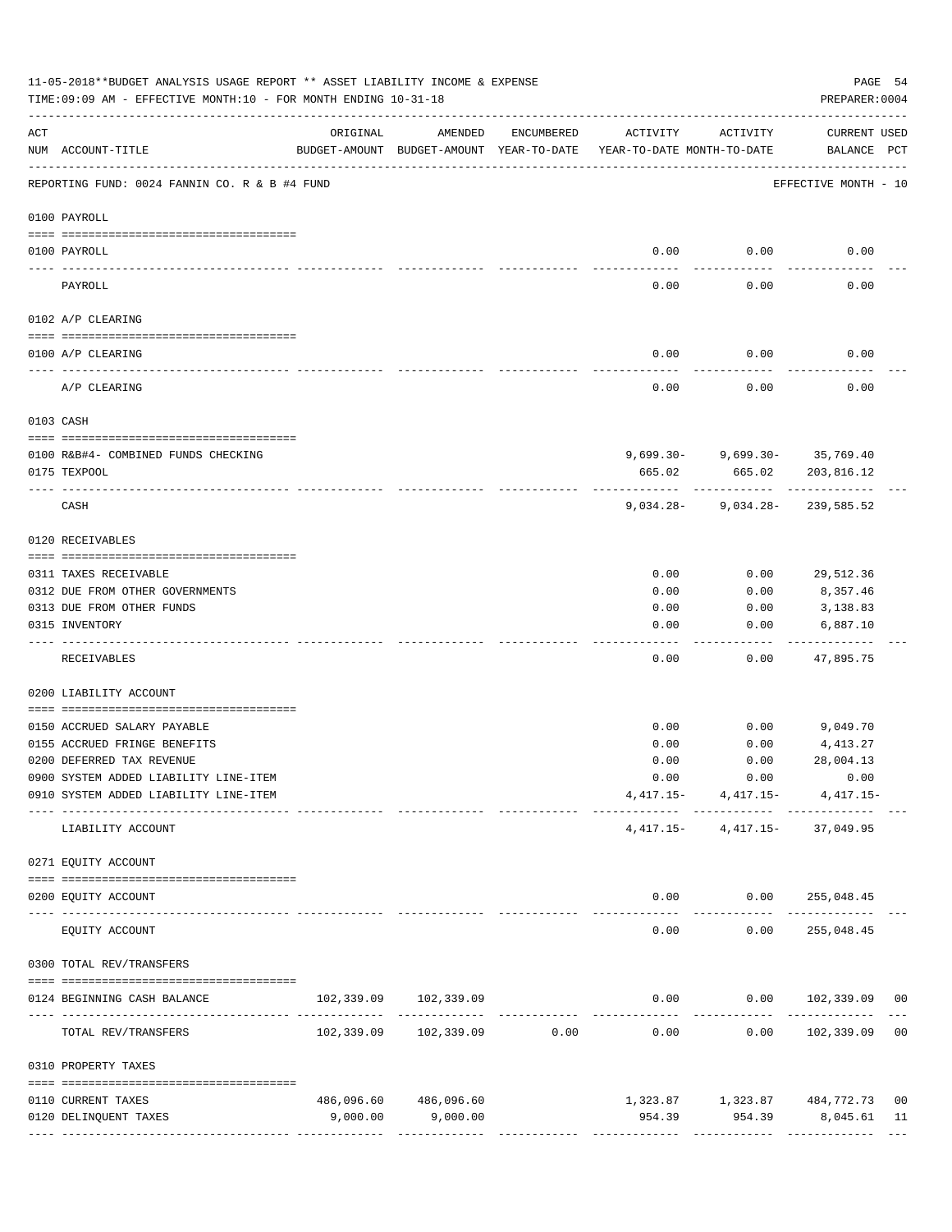11-05-2018**BUDGET ANALYSIS USAGE REPORT ** ASSET LIABILITY INCOME & EXPENSE

TIME:09:09 AM - EFFECTIVE MONTH:10 - FOR MONTH ENDING 10-31-18

PREPARER:0004

| ACT NUM | ACCOUNT-TITLE | ORIGINAL BUDGET-AMOUNT | AMENDED BUDGET-AMOUNT | ENCUMBERED YEAR-TO-DATE | ACTIVITY YEAR-TO-DATE | ACTIVITY MONTH-TO-DATE | CURRENT BALANCE | USED PCT |
|---|---|---|---|---|---|---|---|---|
| | REPORTING FUND: 0024 FANNIN CO. R & B #4 FUND | | | | | | EFFECTIVE MONTH - 10 | |
| | **0100 PAYROLL** | | | | | | | |
| 0100 | PAYROLL | | | | 0.00 | 0.00 | 0.00 | |
| | PAYROLL | | | | 0.00 | 0.00 | 0.00 | |
| | **0102 A/P CLEARING** | | | | | | | |
| 0100 | A/P CLEARING | | | | 0.00 | 0.00 | 0.00 | |
| | A/P CLEARING | | | | 0.00 | 0.00 | 0.00 | |
| | **0103 CASH** | | | | | | | |
| 0100 | R&B#4- COMBINED FUNDS CHECKING | | | | 9,699.30- | 9,699.30- | 35,769.40 | |
| 0175 | TEXPOOL | | | | 665.02 | 665.02 | 203,816.12 | |
| | CASH | | | | 9,034.28- | 9,034.28- | 239,585.52 | |
| | **0120 RECEIVABLES** | | | | | | | |
| 0311 | TAXES RECEIVABLE | | | | 0.00 | 0.00 | 29,512.36 | |
| 0312 | DUE FROM OTHER GOVERNMENTS | | | | 0.00 | 0.00 | 8,357.46 | |
| 0313 | DUE FROM OTHER FUNDS | | | | 0.00 | 0.00 | 3,138.83 | |
| 0315 | INVENTORY | | | | 0.00 | 0.00 | 6,887.10 | |
| | RECEIVABLES | | | | 0.00 | 0.00 | 47,895.75 | |
| | **0200 LIABILITY ACCOUNT** | | | | | | | |
| 0150 | ACCRUED SALARY PAYABLE | | | | 0.00 | 0.00 | 9,049.70 | |
| 0155 | ACCRUED FRINGE BENEFITS | | | | 0.00 | 0.00 | 4,413.27 | |
| 0200 | DEFERRED TAX REVENUE | | | | 0.00 | 0.00 | 28,004.13 | |
| 0900 | SYSTEM ADDED LIABILITY LINE-ITEM | | | | 0.00 | 0.00 | 0.00 | |
| 0910 | SYSTEM ADDED LIABILITY LINE-ITEM | | | | 4,417.15- | 4,417.15- | 4,417.15- | |
| | LIABILITY ACCOUNT | | | | 4,417.15- | 4,417.15- | 37,049.95 | |
| | **0271 EQUITY ACCOUNT** | | | | | | | |
| 0200 | EQUITY ACCOUNT | | | | 0.00 | 0.00 | 255,048.45 | |
| | EQUITY ACCOUNT | | | | 0.00 | 0.00 | 255,048.45 | |
| | **0300 TOTAL REV/TRANSFERS** | | | | | | | |
| 0124 | BEGINNING CASH BALANCE | 102,339.09 | 102,339.09 | | 0.00 | 0.00 | 102,339.09 | 00 |
| | TOTAL REV/TRANSFERS | 102,339.09 | 102,339.09 | 0.00 | 0.00 | 0.00 | 102,339.09 | 00 |
| | **0310 PROPERTY TAXES** | | | | | | | |
| 0110 | CURRENT TAXES | 486,096.60 | 486,096.60 | | 1,323.87 | 1,323.87 | 484,772.73 | 00 |
| 0120 | DELINQUENT TAXES | 9,000.00 | 9,000.00 | | 954.39 | 954.39 | 8,045.61 | 11 |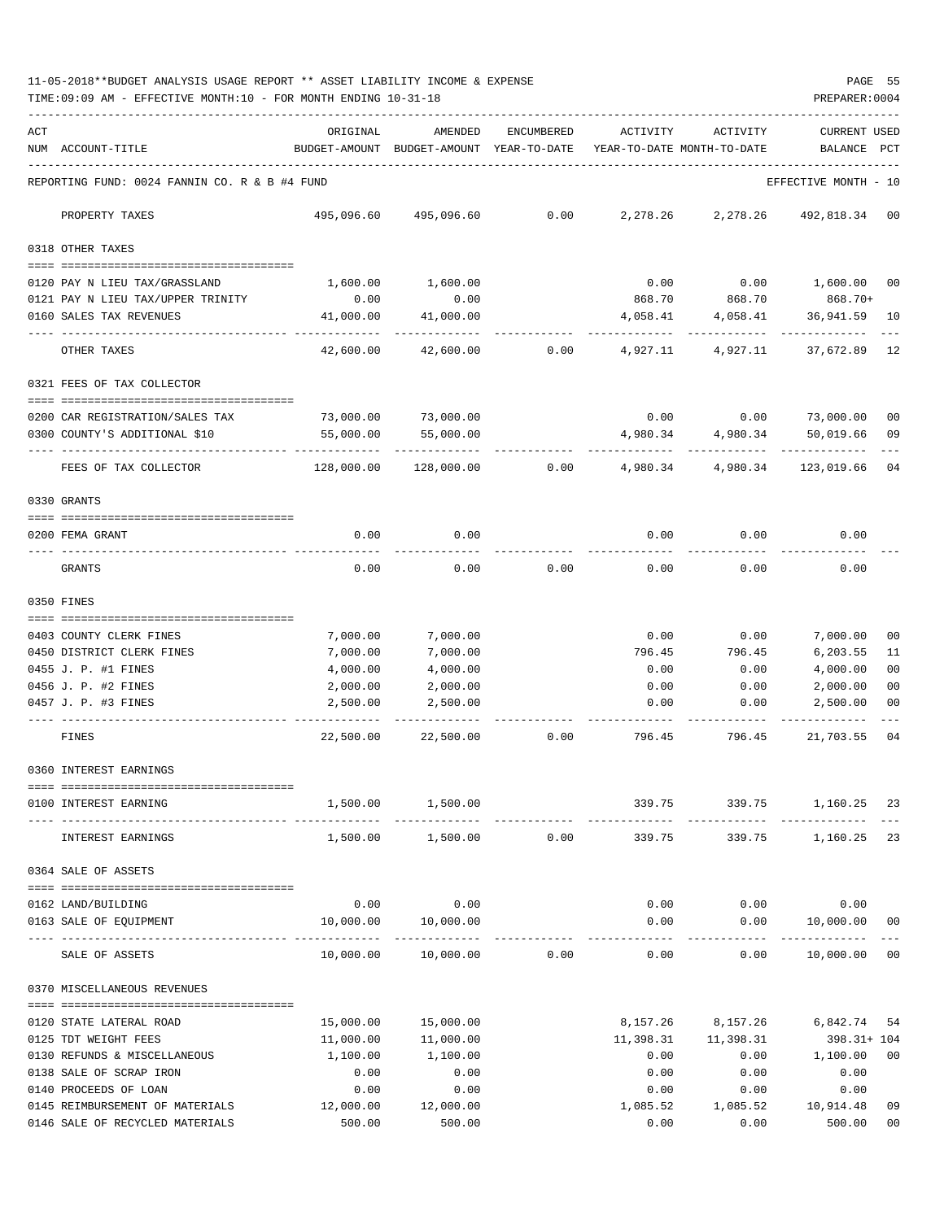11-05-2018**BUDGET ANALYSIS USAGE REPORT ** ASSET LIABILITY INCOME & EXPENSE

TIME:09:09 AM - EFFECTIVE MONTH:10 - FOR MONTH ENDING 10-31-18

PREPARER:0004

| ACT NUM | ACCOUNT-TITLE | ORIGINAL BUDGET-AMOUNT | AMENDED BUDGET-AMOUNT | ENCUMBERED YEAR-TO-DATE | ACTIVITY YEAR-TO-DATE | ACTIVITY MONTH-TO-DATE | CURRENT BALANCE | USED PCT |
|---|---|---|---|---|---|---|---|---|
| REPORTING FUND: 0024 FANNIN CO. R & B #4 FUND | | | | | | | EFFECTIVE MONTH - 10 | |
| | PROPERTY TAXES | 495,096.60 | 495,096.60 | 0.00 | 2,278.26 | 2,278.26 | 492,818.34 | 00 |
| 0318 OTHER TAXES | | | | | | | | |
| 0120 | PAY N LIEU TAX/GRASSLAND | 1,600.00 | 1,600.00 | | 0.00 | 0.00 | 1,600.00 | 00 |
| 0121 | PAY N LIEU TAX/UPPER TRINITY | 0.00 | 0.00 | | 868.70 | 868.70 | 868.70+ | |
| 0160 | SALES TAX REVENUES | 41,000.00 | 41,000.00 | | 4,058.41 | 4,058.41 | 36,941.59 | 10 |
| | OTHER TAXES | 42,600.00 | 42,600.00 | 0.00 | 4,927.11 | 4,927.11 | 37,672.89 | 12 |
| 0321 FEES OF TAX COLLECTOR | | | | | | | | |
| 0200 | CAR REGISTRATION/SALES TAX | 73,000.00 | 73,000.00 | | 0.00 | 0.00 | 73,000.00 | 00 |
| 0300 | COUNTY'S ADDITIONAL $10 | 55,000.00 | 55,000.00 | | 4,980.34 | 4,980.34 | 50,019.66 | 09 |
| | FEES OF TAX COLLECTOR | 128,000.00 | 128,000.00 | 0.00 | 4,980.34 | 4,980.34 | 123,019.66 | 04 |
| 0330 GRANTS | | | | | | | | |
| 0200 | FEMA GRANT | 0.00 | 0.00 | | 0.00 | 0.00 | 0.00 | |
| | GRANTS | 0.00 | 0.00 | 0.00 | 0.00 | 0.00 | 0.00 | |
| 0350 FINES | | | | | | | | |
| 0403 | COUNTY CLERK FINES | 7,000.00 | 7,000.00 | | 0.00 | 0.00 | 7,000.00 | 00 |
| 0450 | DISTRICT CLERK FINES | 7,000.00 | 7,000.00 | | 796.45 | 796.45 | 6,203.55 | 11 |
| 0455 | J. P. #1 FINES | 4,000.00 | 4,000.00 | | 0.00 | 0.00 | 4,000.00 | 00 |
| 0456 | J. P. #2 FINES | 2,000.00 | 2,000.00 | | 0.00 | 0.00 | 2,000.00 | 00 |
| 0457 | J. P. #3 FINES | 2,500.00 | 2,500.00 | | 0.00 | 0.00 | 2,500.00 | 00 |
| | FINES | 22,500.00 | 22,500.00 | 0.00 | 796.45 | 796.45 | 21,703.55 | 04 |
| 0360 INTEREST EARNINGS | | | | | | | | |
| 0100 | INTEREST EARNING | 1,500.00 | 1,500.00 | | 339.75 | 339.75 | 1,160.25 | 23 |
| | INTEREST EARNINGS | 1,500.00 | 1,500.00 | 0.00 | 339.75 | 339.75 | 1,160.25 | 23 |
| 0364 SALE OF ASSETS | | | | | | | | |
| 0162 | LAND/BUILDING | 0.00 | 0.00 | | 0.00 | 0.00 | 0.00 | |
| 0163 | SALE OF EQUIPMENT | 10,000.00 | 10,000.00 | | 0.00 | 0.00 | 10,000.00 | 00 |
| | SALE OF ASSETS | 10,000.00 | 10,000.00 | 0.00 | 0.00 | 0.00 | 10,000.00 | 00 |
| 0370 MISCELLANEOUS REVENUES | | | | | | | | |
| 0120 | STATE LATERAL ROAD | 15,000.00 | 15,000.00 | | 8,157.26 | 8,157.26 | 6,842.74 | 54 |
| 0125 | TDT WEIGHT FEES | 11,000.00 | 11,000.00 | | 11,398.31 | 11,398.31 | 398.31+ | 104 |
| 0130 | REFUNDS & MISCELLANEOUS | 1,100.00 | 1,100.00 | | 0.00 | 0.00 | 1,100.00 | 00 |
| 0138 | SALE OF SCRAP IRON | 0.00 | 0.00 | | 0.00 | 0.00 | 0.00 | |
| 0140 | PROCEEDS OF LOAN | 0.00 | 0.00 | | 0.00 | 0.00 | 0.00 | |
| 0145 | REIMBURSEMENT OF MATERIALS | 12,000.00 | 12,000.00 | | 1,085.52 | 1,085.52 | 10,914.48 | 09 |
| 0146 | SALE OF RECYCLED MATERIALS | 500.00 | 500.00 | | 0.00 | 0.00 | 500.00 | 00 |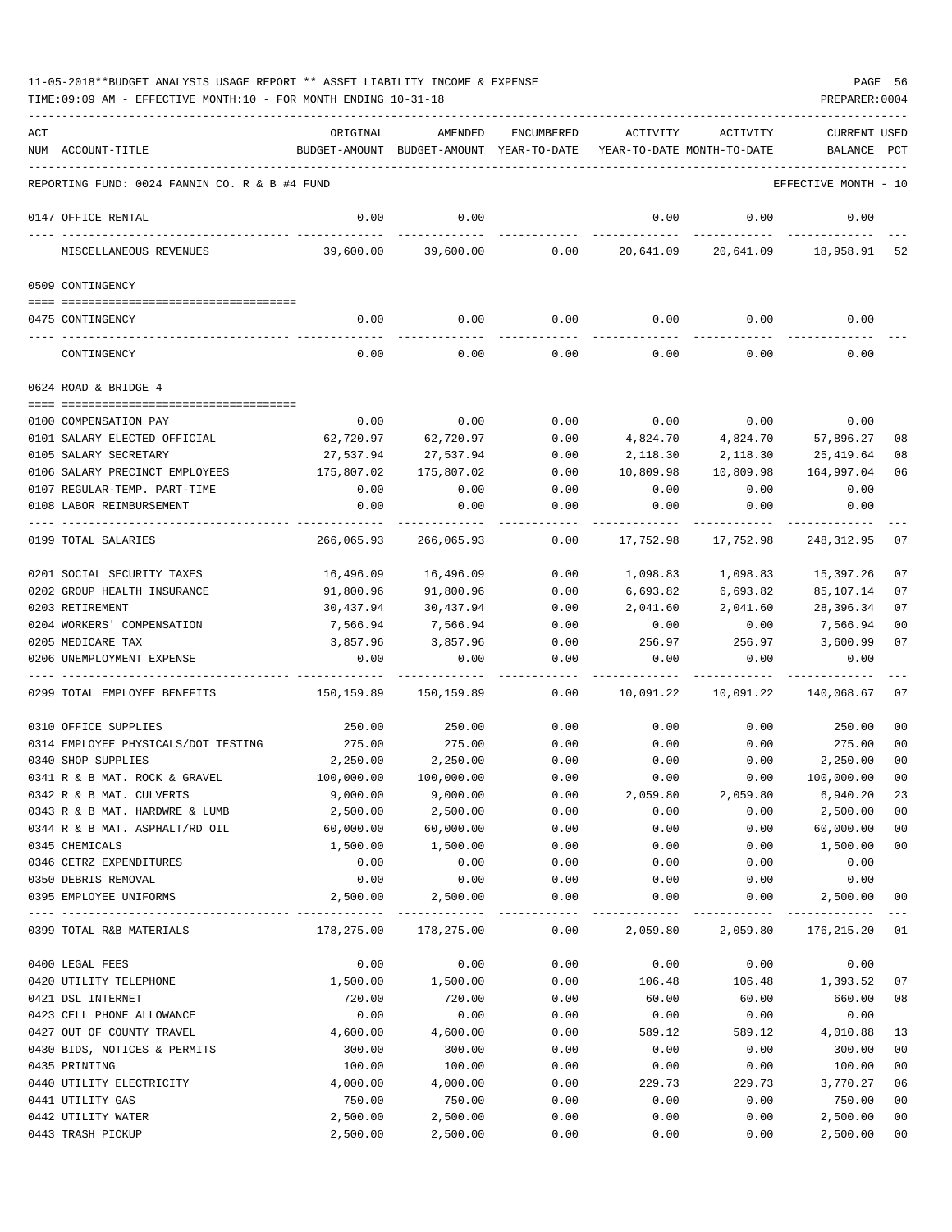11-05-2018**BUDGET ANALYSIS USAGE REPORT ** ASSET LIABILITY INCOME & EXPENSE

TIME:09:09 AM - EFFECTIVE MONTH:10 - FOR MONTH ENDING 10-31-18

PREPARER:0004

| ACT NUM | ACCOUNT-TITLE | ORIGINAL BUDGET-AMOUNT | AMENDED BUDGET-AMOUNT | ENCUMBERED YEAR-TO-DATE | ACTIVITY YEAR-TO-DATE | ACTIVITY MONTH-TO-DATE | CURRENT BALANCE | USED PCT |
|---|---|---|---|---|---|---|---|---|
| REPORTING FUND: 0024 FANNIN CO. R & B #4 FUND | | | | | | | EFFECTIVE MONTH - 10 | |
| 0147 | OFFICE RENTAL | 0.00 | 0.00 | | 0.00 | 0.00 | 0.00 | |
| | MISCELLANEOUS REVENUES | 39,600.00 | 39,600.00 | 0.00 | 20,641.09 | 20,641.09 | 18,958.91 | 52 |
| 0509 | CONTINGENCY | | | | | | | |
| 0475 | CONTINGENCY | 0.00 | 0.00 | 0.00 | 0.00 | 0.00 | 0.00 | |
| | CONTINGENCY | 0.00 | 0.00 | 0.00 | 0.00 | 0.00 | 0.00 | |
| 0624 | ROAD & BRIDGE 4 | | | | | | | |
| 0100 | COMPENSATION PAY | 0.00 | 0.00 | 0.00 | 0.00 | 0.00 | 0.00 | |
| 0101 | SALARY ELECTED OFFICIAL | 62,720.97 | 62,720.97 | 0.00 | 4,824.70 | 4,824.70 | 57,896.27 | 08 |
| 0105 | SALARY SECRETARY | 27,537.94 | 27,537.94 | 0.00 | 2,118.30 | 2,118.30 | 25,419.64 | 08 |
| 0106 | SALARY PRECINCT EMPLOYEES | 175,807.02 | 175,807.02 | 0.00 | 10,809.98 | 10,809.98 | 164,997.04 | 06 |
| 0107 | REGULAR-TEMP. PART-TIME | 0.00 | 0.00 | 0.00 | 0.00 | 0.00 | 0.00 | |
| 0108 | LABOR REIMBURSEMENT | 0.00 | 0.00 | 0.00 | 0.00 | 0.00 | 0.00 | |
| 0199 | TOTAL SALARIES | 266,065.93 | 266,065.93 | 0.00 | 17,752.98 | 17,752.98 | 248,312.95 | 07 |
| 0201 | SOCIAL SECURITY TAXES | 16,496.09 | 16,496.09 | 0.00 | 1,098.83 | 1,098.83 | 15,397.26 | 07 |
| 0202 | GROUP HEALTH INSURANCE | 91,800.96 | 91,800.96 | 0.00 | 6,693.82 | 6,693.82 | 85,107.14 | 07 |
| 0203 | RETIREMENT | 30,437.94 | 30,437.94 | 0.00 | 2,041.60 | 2,041.60 | 28,396.34 | 07 |
| 0204 | WORKERS' COMPENSATION | 7,566.94 | 7,566.94 | 0.00 | 0.00 | 0.00 | 7,566.94 | 00 |
| 0205 | MEDICARE TAX | 3,857.96 | 3,857.96 | 0.00 | 256.97 | 256.97 | 3,600.99 | 07 |
| 0206 | UNEMPLOYMENT EXPENSE | 0.00 | 0.00 | 0.00 | 0.00 | 0.00 | 0.00 | |
| 0299 | TOTAL EMPLOYEE BENEFITS | 150,159.89 | 150,159.89 | 0.00 | 10,091.22 | 10,091.22 | 140,068.67 | 07 |
| 0310 | OFFICE SUPPLIES | 250.00 | 250.00 | 0.00 | 0.00 | 0.00 | 250.00 | 00 |
| 0314 | EMPLOYEE PHYSICALS/DOT TESTING | 275.00 | 275.00 | 0.00 | 0.00 | 0.00 | 275.00 | 00 |
| 0340 | SHOP SUPPLIES | 2,250.00 | 2,250.00 | 0.00 | 0.00 | 0.00 | 2,250.00 | 00 |
| 0341 | R & B MAT. ROCK & GRAVEL | 100,000.00 | 100,000.00 | 0.00 | 0.00 | 0.00 | 100,000.00 | 00 |
| 0342 | R & B MAT. CULVERTS | 9,000.00 | 9,000.00 | 0.00 | 2,059.80 | 2,059.80 | 6,940.20 | 23 |
| 0343 | R & B MAT. HARDWRE & LUMB | 2,500.00 | 2,500.00 | 0.00 | 0.00 | 0.00 | 2,500.00 | 00 |
| 0344 | R & B MAT. ASPHALT/RD OIL | 60,000.00 | 60,000.00 | 0.00 | 0.00 | 0.00 | 60,000.00 | 00 |
| 0345 | CHEMICALS | 1,500.00 | 1,500.00 | 0.00 | 0.00 | 0.00 | 1,500.00 | 00 |
| 0346 | CETRZ EXPENDITURES | 0.00 | 0.00 | 0.00 | 0.00 | 0.00 | 0.00 | |
| 0350 | DEBRIS REMOVAL | 0.00 | 0.00 | 0.00 | 0.00 | 0.00 | 0.00 | |
| 0395 | EMPLOYEE UNIFORMS | 2,500.00 | 2,500.00 | 0.00 | 0.00 | 0.00 | 2,500.00 | 00 |
| 0399 | TOTAL R&B MATERIALS | 178,275.00 | 178,275.00 | 0.00 | 2,059.80 | 2,059.80 | 176,215.20 | 01 |
| 0400 | LEGAL FEES | 0.00 | 0.00 | 0.00 | 0.00 | 0.00 | 0.00 | |
| 0420 | UTILITY TELEPHONE | 1,500.00 | 1,500.00 | 0.00 | 106.48 | 106.48 | 1,393.52 | 07 |
| 0421 | DSL INTERNET | 720.00 | 720.00 | 0.00 | 60.00 | 60.00 | 660.00 | 08 |
| 0423 | CELL PHONE ALLOWANCE | 0.00 | 0.00 | 0.00 | 0.00 | 0.00 | 0.00 | |
| 0427 | OUT OF COUNTY TRAVEL | 4,600.00 | 4,600.00 | 0.00 | 589.12 | 589.12 | 4,010.88 | 13 |
| 0430 | BIDS, NOTICES & PERMITS | 300.00 | 300.00 | 0.00 | 0.00 | 0.00 | 300.00 | 00 |
| 0435 | PRINTING | 100.00 | 100.00 | 0.00 | 0.00 | 0.00 | 100.00 | 00 |
| 0440 | UTILITY ELECTRICITY | 4,000.00 | 4,000.00 | 0.00 | 229.73 | 229.73 | 3,770.27 | 06 |
| 0441 | UTILITY GAS | 750.00 | 750.00 | 0.00 | 0.00 | 0.00 | 750.00 | 00 |
| 0442 | UTILITY WATER | 2,500.00 | 2,500.00 | 0.00 | 0.00 | 0.00 | 2,500.00 | 00 |
| 0443 | TRASH PICKUP | 2,500.00 | 2,500.00 | 0.00 | 0.00 | 0.00 | 2,500.00 | 00 |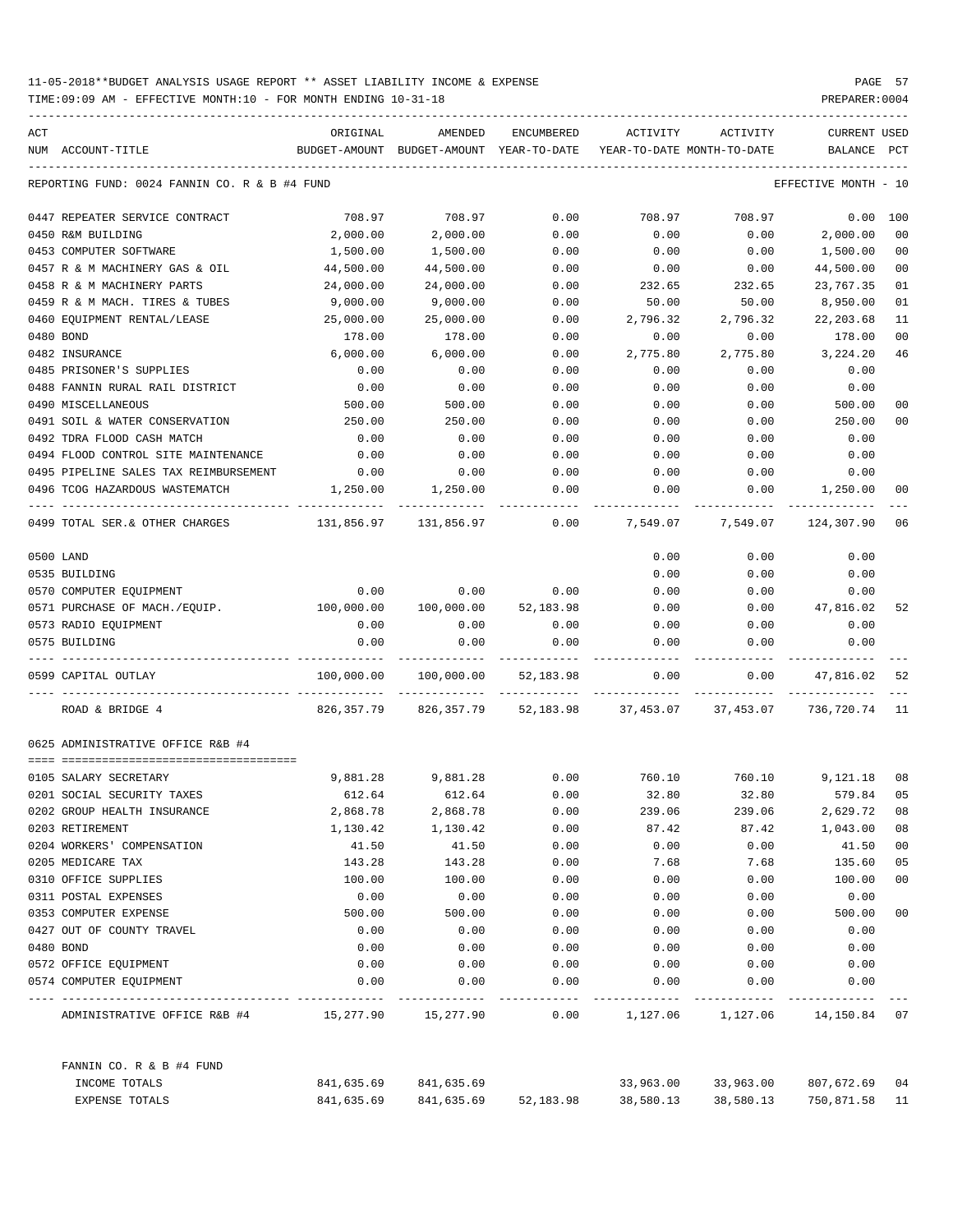11-05-2018**BUDGET ANALYSIS USAGE REPORT ** ASSET LIABILITY INCOME & EXPENSE

TIME:09:09 AM - EFFECTIVE MONTH:10 - FOR MONTH ENDING 10-31-18

PREPARER:0004

| ACT NUM | ACCOUNT-TITLE | ORIGINAL BUDGET-AMOUNT | AMENDED BUDGET-AMOUNT | ENCUMBERED YEAR-TO-DATE | ACTIVITY YEAR-TO-DATE | ACTIVITY MONTH-TO-DATE | CURRENT BALANCE | USED PCT |
|---|---|---|---|---|---|---|---|---|
| | REPORTING FUND: 0024 FANNIN CO. R & B #4 FUND | | | | | | EFFECTIVE MONTH - 10 | |
| 0447 | REPEATER SERVICE CONTRACT | 708.97 | 708.97 | 0.00 | 708.97 | 708.97 | 0.00 | 100 |
| 0450 | R&M BUILDING | 2,000.00 | 2,000.00 | 0.00 | 0.00 | 0.00 | 2,000.00 | 00 |
| 0453 | COMPUTER SOFTWARE | 1,500.00 | 1,500.00 | 0.00 | 0.00 | 0.00 | 1,500.00 | 00 |
| 0457 | R & M MACHINERY GAS & OIL | 44,500.00 | 44,500.00 | 0.00 | 0.00 | 0.00 | 44,500.00 | 00 |
| 0458 | R & M MACHINERY PARTS | 24,000.00 | 24,000.00 | 0.00 | 232.65 | 232.65 | 23,767.35 | 01 |
| 0459 | R & M MACH. TIRES & TUBES | 9,000.00 | 9,000.00 | 0.00 | 50.00 | 50.00 | 8,950.00 | 01 |
| 0460 | EQUIPMENT RENTAL/LEASE | 25,000.00 | 25,000.00 | 0.00 | 2,796.32 | 2,796.32 | 22,203.68 | 11 |
| 0480 | BOND | 178.00 | 178.00 | 0.00 | 0.00 | 0.00 | 178.00 | 00 |
| 0482 | INSURANCE | 6,000.00 | 6,000.00 | 0.00 | 2,775.80 | 2,775.80 | 3,224.20 | 46 |
| 0485 | PRISONER'S SUPPLIES | 0.00 | 0.00 | 0.00 | 0.00 | 0.00 | 0.00 | |
| 0488 | FANNIN RURAL RAIL DISTRICT | 0.00 | 0.00 | 0.00 | 0.00 | 0.00 | 0.00 | |
| 0490 | MISCELLANEOUS | 500.00 | 500.00 | 0.00 | 0.00 | 0.00 | 500.00 | 00 |
| 0491 | SOIL & WATER CONSERVATION | 250.00 | 250.00 | 0.00 | 0.00 | 0.00 | 250.00 | 00 |
| 0492 | TDRA FLOOD CASH MATCH | 0.00 | 0.00 | 0.00 | 0.00 | 0.00 | 0.00 | |
| 0494 | FLOOD CONTROL SITE MAINTENANCE | 0.00 | 0.00 | 0.00 | 0.00 | 0.00 | 0.00 | |
| 0495 | PIPELINE SALES TAX REIMBURSEMENT | 0.00 | 0.00 | 0.00 | 0.00 | 0.00 | 0.00 | |
| 0496 | TCOG HAZARDOUS WASTEMATCH | 1,250.00 | 1,250.00 | 0.00 | 0.00 | 0.00 | 1,250.00 | 00 |
| 0499 | TOTAL SER.& OTHER CHARGES | 131,856.97 | 131,856.97 | 0.00 | 7,549.07 | 7,549.07 | 124,307.90 | 06 |
| 0500 | LAND | | | | 0.00 | 0.00 | 0.00 | |
| 0535 | BUILDING | | | | 0.00 | 0.00 | 0.00 | |
| 0570 | COMPUTER EQUIPMENT | 0.00 | 0.00 | 0.00 | 0.00 | 0.00 | 0.00 | |
| 0571 | PURCHASE OF MACH./EQUIP. | 100,000.00 | 100,000.00 | 52,183.98 | 0.00 | 0.00 | 47,816.02 | 52 |
| 0573 | RADIO EQUIPMENT | 0.00 | 0.00 | 0.00 | 0.00 | 0.00 | 0.00 | |
| 0575 | BUILDING | 0.00 | 0.00 | 0.00 | 0.00 | 0.00 | 0.00 | |
| 0599 | CAPITAL OUTLAY | 100,000.00 | 100,000.00 | 52,183.98 | 0.00 | 0.00 | 47,816.02 | 52 |
| | ROAD & BRIDGE 4 | 826,357.79 | 826,357.79 | 52,183.98 | 37,453.07 | 37,453.07 | 736,720.74 | 11 |
| | 0625 ADMINISTRATIVE OFFICE R&B #4 | | | | | | | |
| 0105 | SALARY SECRETARY | 9,881.28 | 9,881.28 | 0.00 | 760.10 | 760.10 | 9,121.18 | 08 |
| 0201 | SOCIAL SECURITY TAXES | 612.64 | 612.64 | 0.00 | 32.80 | 32.80 | 579.84 | 05 |
| 0202 | GROUP HEALTH INSURANCE | 2,868.78 | 2,868.78 | 0.00 | 239.06 | 239.06 | 2,629.72 | 08 |
| 0203 | RETIREMENT | 1,130.42 | 1,130.42 | 0.00 | 87.42 | 87.42 | 1,043.00 | 08 |
| 0204 | WORKERS' COMPENSATION | 41.50 | 41.50 | 0.00 | 0.00 | 0.00 | 41.50 | 00 |
| 0205 | MEDICARE TAX | 143.28 | 143.28 | 0.00 | 7.68 | 7.68 | 135.60 | 05 |
| 0310 | OFFICE SUPPLIES | 100.00 | 100.00 | 0.00 | 0.00 | 0.00 | 100.00 | 00 |
| 0311 | POSTAL EXPENSES | 0.00 | 0.00 | 0.00 | 0.00 | 0.00 | 0.00 | |
| 0353 | COMPUTER EXPENSE | 500.00 | 500.00 | 0.00 | 0.00 | 0.00 | 500.00 | 00 |
| 0427 | OUT OF COUNTY TRAVEL | 0.00 | 0.00 | 0.00 | 0.00 | 0.00 | 0.00 | |
| 0480 | BOND | 0.00 | 0.00 | 0.00 | 0.00 | 0.00 | 0.00 | |
| 0572 | OFFICE EQUIPMENT | 0.00 | 0.00 | 0.00 | 0.00 | 0.00 | 0.00 | |
| 0574 | COMPUTER EQUIPMENT | 0.00 | 0.00 | 0.00 | 0.00 | 0.00 | 0.00 | |
| | ADMINISTRATIVE OFFICE R&B #4 | 15,277.90 | 15,277.90 | 0.00 | 1,127.06 | 1,127.06 | 14,150.84 | 07 |
| | FANNIN CO. R & B #4 FUND | | | | | | | |
| | INCOME TOTALS | 841,635.69 | 841,635.69 | | 33,963.00 | 33,963.00 | 807,672.69 | 04 |
| | EXPENSE TOTALS | 841,635.69 | 841,635.69 | 52,183.98 | 38,580.13 | 38,580.13 | 750,871.58 | 11 |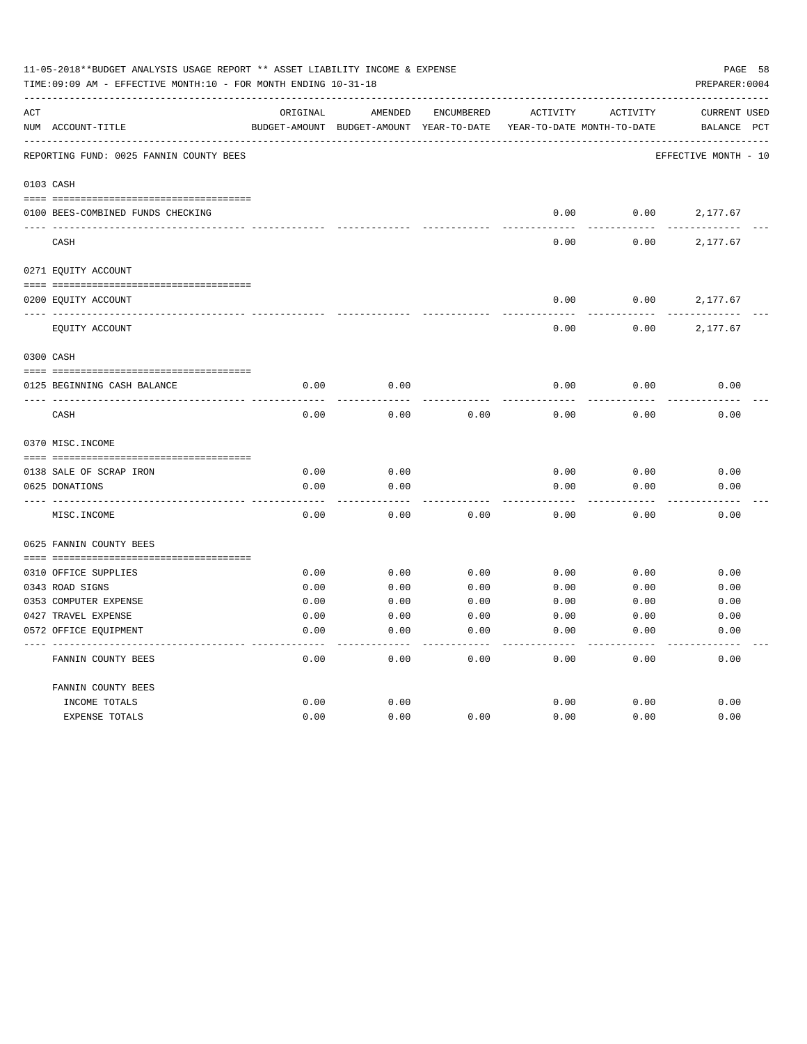11-05-2018**BUDGET ANALYSIS USAGE REPORT ** ASSET LIABILITY INCOME & EXPENSE

TIME:09:09 AM - EFFECTIVE MONTH:10 - FOR MONTH ENDING 10-31-18

PREPARER:0004

| ACT NUM | ACCOUNT-TITLE | ORIGINAL BUDGET-AMOUNT | AMENDED BUDGET-AMOUNT | ENCUMBERED YEAR-TO-DATE | ACTIVITY YEAR-TO-DATE | ACTIVITY MONTH-TO-DATE | CURRENT BALANCE | USED PCT |
|---|---|---|---|---|---|---|---|---|
| | REPORTING FUND: 0025 FANNIN COUNTY BEES | | | | | | EFFECTIVE MONTH - 10 | |
| 0103 | CASH | | | | | | | |
| 0100 | BEES-COMBINED FUNDS CHECKING | | | | 0.00 | 0.00 | 2,177.67 | |
| | CASH | | | | 0.00 | 0.00 | 2,177.67 | |
| 0271 | EQUITY ACCOUNT | | | | | | | |
| 0200 | EQUITY ACCOUNT | | | | 0.00 | 0.00 | 2,177.67 | |
| | EQUITY ACCOUNT | | | | 0.00 | 0.00 | 2,177.67 | |
| 0300 | CASH | | | | | | | |
| 0125 | BEGINNING CASH BALANCE | 0.00 | 0.00 | | 0.00 | 0.00 | 0.00 | |
| | CASH | 0.00 | 0.00 | 0.00 | 0.00 | 0.00 | 0.00 | |
| 0370 | MISC.INCOME | | | | | | | |
| 0138 | SALE OF SCRAP IRON | 0.00 | 0.00 | | 0.00 | 0.00 | 0.00 | |
| 0625 | DONATIONS | 0.00 | 0.00 | | 0.00 | 0.00 | 0.00 | |
| | MISC.INCOME | 0.00 | 0.00 | 0.00 | 0.00 | 0.00 | 0.00 | |
| 0625 | FANNIN COUNTY BEES | | | | | | | |
| 0310 | OFFICE SUPPLIES | 0.00 | 0.00 | 0.00 | 0.00 | 0.00 | 0.00 | |
| 0343 | ROAD SIGNS | 0.00 | 0.00 | 0.00 | 0.00 | 0.00 | 0.00 | |
| 0353 | COMPUTER EXPENSE | 0.00 | 0.00 | 0.00 | 0.00 | 0.00 | 0.00 | |
| 0427 | TRAVEL EXPENSE | 0.00 | 0.00 | 0.00 | 0.00 | 0.00 | 0.00 | |
| 0572 | OFFICE EQUIPMENT | 0.00 | 0.00 | 0.00 | 0.00 | 0.00 | 0.00 | |
| | FANNIN COUNTY BEES | 0.00 | 0.00 | 0.00 | 0.00 | 0.00 | 0.00 | |
| | FANNIN COUNTY BEES | | | | | | | |
| | INCOME TOTALS | 0.00 | 0.00 | | 0.00 | 0.00 | 0.00 | |
| | EXPENSE TOTALS | 0.00 | 0.00 | 0.00 | 0.00 | 0.00 | 0.00 | |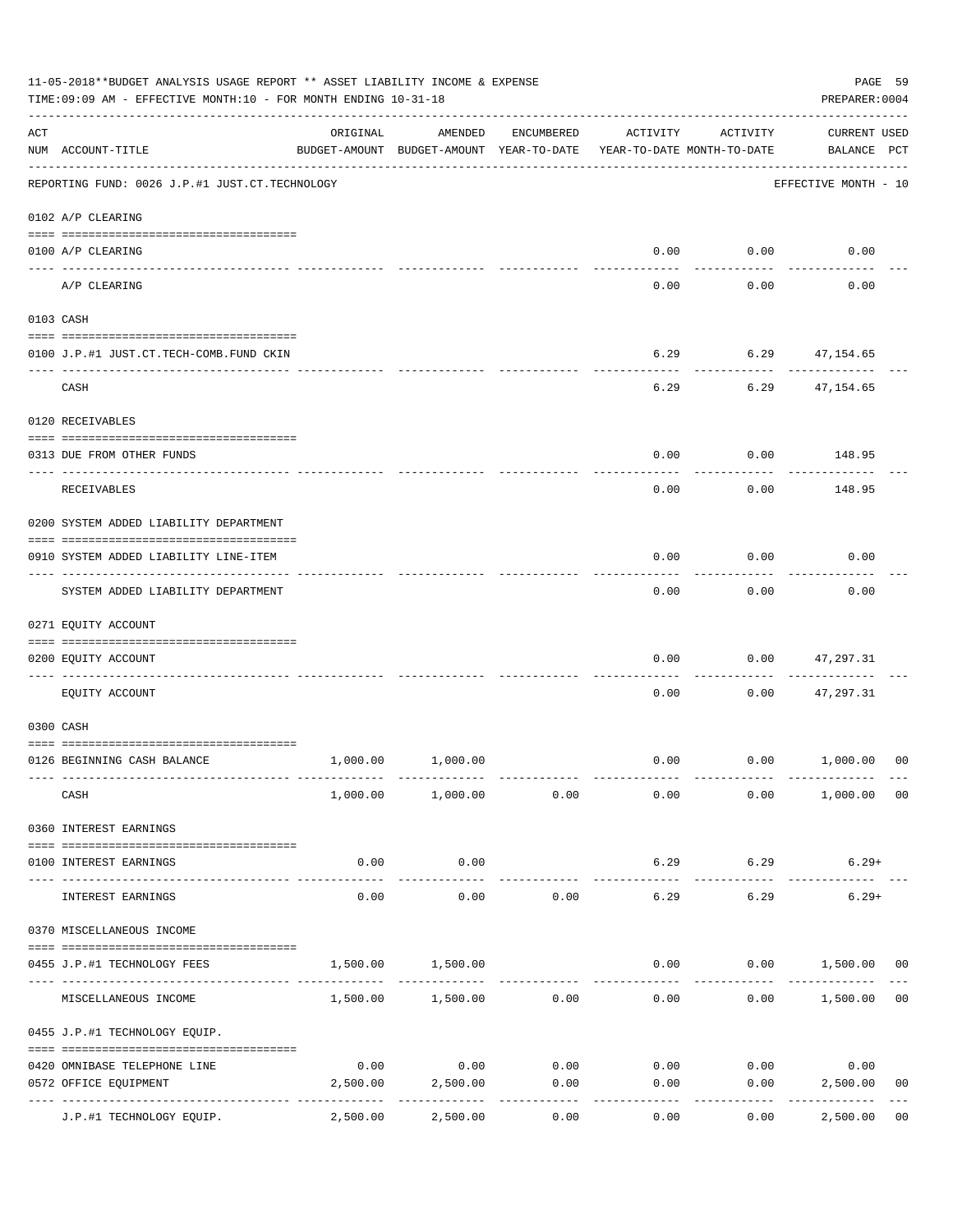11-05-2018**BUDGET ANALYSIS USAGE REPORT ** ASSET LIABILITY INCOME & EXPENSE

TIME:09:09 AM - EFFECTIVE MONTH:10 - FOR MONTH ENDING 10-31-18

PREPARER:0004

| ACT NUM | ACCOUNT-TITLE | ORIGINAL BUDGET-AMOUNT | AMENDED BUDGET-AMOUNT | ENCUMBERED YEAR-TO-DATE | ACTIVITY YEAR-TO-DATE | ACTIVITY MONTH-TO-DATE | CURRENT BALANCE | USED PCT |
|---|---|---|---|---|---|---|---|---|

REPORTING FUND: 0026 J.P.#1 JUST.CT.TECHNOLOGY — EFFECTIVE MONTH - 10

| ACT NUM | ACCOUNT-TITLE | ORIGINAL BUDGET-AMOUNT | AMENDED BUDGET-AMOUNT | ENCUMBERED YEAR-TO-DATE | ACTIVITY YEAR-TO-DATE | ACTIVITY MONTH-TO-DATE | CURRENT BALANCE | USED PCT |
|---|---|---|---|---|---|---|---|---|
| **0102** | **A/P CLEARING** | | | | | | | |
| 0100 | A/P CLEARING | | | | 0.00 | 0.00 | 0.00 | |
| | A/P CLEARING | | | | 0.00 | 0.00 | 0.00 | |
| **0103** | **CASH** | | | | | | | |
| 0100 | J.P.#1 JUST.CT.TECH-COMB.FUND CKIN | | | | 6.29 | 6.29 | 47,154.65 | |
| | CASH | | | | 6.29 | 6.29 | 47,154.65 | |
| **0120** | **RECEIVABLES** | | | | | | | |
| 0313 | DUE FROM OTHER FUNDS | | | | 0.00 | 0.00 | 148.95 | |
| | RECEIVABLES | | | | 0.00 | 0.00 | 148.95 | |
| **0200** | **SYSTEM ADDED LIABILITY DEPARTMENT** | | | | | | | |
| 0910 | SYSTEM ADDED LIABILITY LINE-ITEM | | | | 0.00 | 0.00 | 0.00 | |
| | SYSTEM ADDED LIABILITY DEPARTMENT | | | | 0.00 | 0.00 | 0.00 | |
| **0271** | **EQUITY ACCOUNT** | | | | | | | |
| 0200 | EQUITY ACCOUNT | | | | 0.00 | 0.00 | 47,297.31 | |
| | EQUITY ACCOUNT | | | | 0.00 | 0.00 | 47,297.31 | |
| **0300** | **CASH** | | | | | | | |
| 0126 | BEGINNING CASH BALANCE | 1,000.00 | 1,000.00 | | 0.00 | 0.00 | 1,000.00 | 00 |
| | CASH | 1,000.00 | 1,000.00 | 0.00 | 0.00 | 0.00 | 1,000.00 | 00 |
| **0360** | **INTEREST EARNINGS** | | | | | | | |
| 0100 | INTEREST EARNINGS | 0.00 | 0.00 | | 6.29 | 6.29 | 6.29+ | |
| | INTEREST EARNINGS | 0.00 | 0.00 | 0.00 | 6.29 | 6.29 | 6.29+ | |
| **0370** | **MISCELLANEOUS INCOME** | | | | | | | |
| 0455 | J.P.#1 TECHNOLOGY FEES | 1,500.00 | 1,500.00 | | 0.00 | 0.00 | 1,500.00 | 00 |
| | MISCELLANEOUS INCOME | 1,500.00 | 1,500.00 | 0.00 | 0.00 | 0.00 | 1,500.00 | 00 |
| **0455** | **J.P.#1 TECHNOLOGY EQUIP.** | | | | | | | |
| 0420 | OMNIBASE TELEPHONE LINE | 0.00 | 0.00 | 0.00 | 0.00 | 0.00 | 0.00 | |
| 0572 | OFFICE EQUIPMENT | 2,500.00 | 2,500.00 | 0.00 | 0.00 | 0.00 | 2,500.00 | 00 |
| | J.P.#1 TECHNOLOGY EQUIP. | 2,500.00 | 2,500.00 | 0.00 | 0.00 | 0.00 | 2,500.00 | 00 |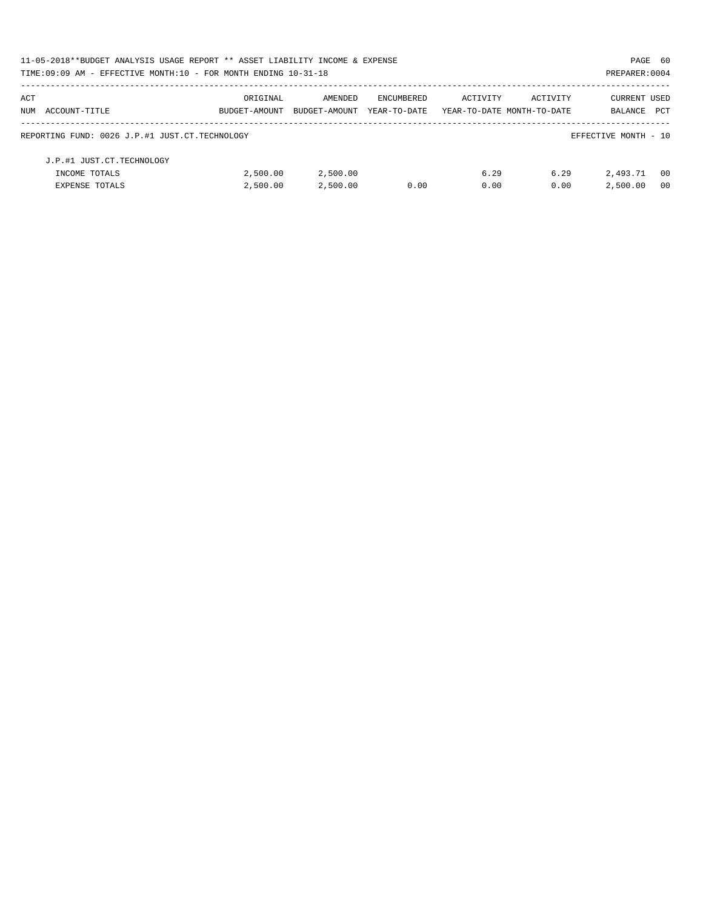11-05-2018**BUDGET ANALYSIS USAGE REPORT ** ASSET LIABILITY INCOME & EXPENSE

TIME:09:09 AM - EFFECTIVE MONTH:10 - FOR MONTH ENDING 10-31-18

PREPARER:0004

| ACT NUM | ACCOUNT-TITLE | ORIGINAL BUDGET-AMOUNT | AMENDED BUDGET-AMOUNT | ENCUMBERED YEAR-TO-DATE | ACTIVITY YEAR-TO-DATE | ACTIVITY MONTH-TO-DATE | CURRENT BALANCE | USED PCT |
|---|---|---|---|---|---|---|---|---|
| | REPORTING FUND: 0026 J.P.#1 JUST.CT.TECHNOLOGY | | | | | | EFFECTIVE MONTH - 10 | |
| | J.P.#1 JUST.CT.TECHNOLOGY | | | | | | | |
| | INCOME TOTALS | 2,500.00 | 2,500.00 | | 6.29 | 6.29 | 2,493.71 | 00 |
| | EXPENSE TOTALS | 2,500.00 | 2,500.00 | 0.00 | 0.00 | 0.00 | 2,500.00 | 00 |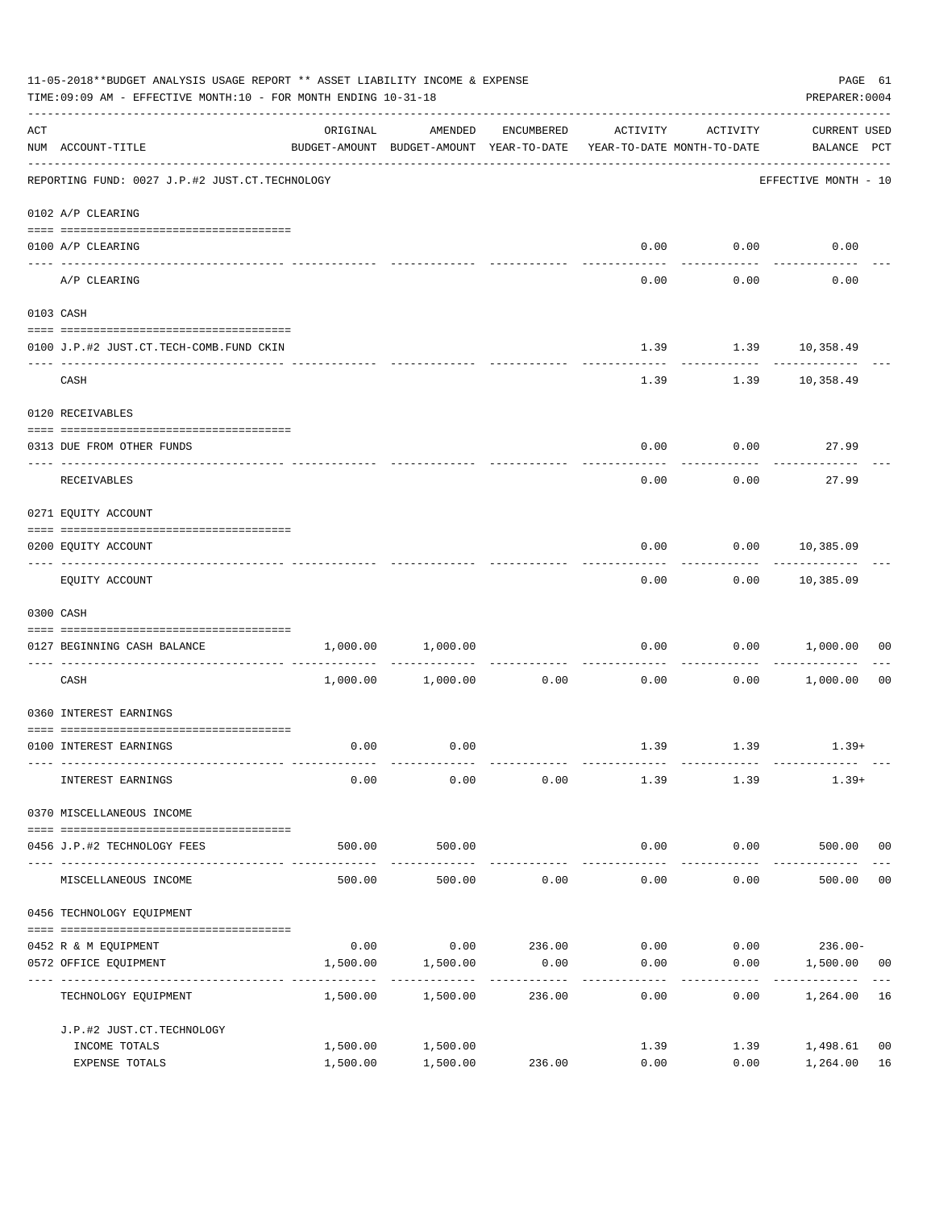11-05-2018**BUDGET ANALYSIS USAGE REPORT ** ASSET LIABILITY INCOME & EXPENSE

TIME:09:09 AM - EFFECTIVE MONTH:10 - FOR MONTH ENDING 10-31-18

PREPARER:0004

REPORTING FUND: 0027 J.P.#2 JUST.CT.TECHNOLOGY — EFFECTIVE MONTH - 10

| ACT NUM | ACCOUNT-TITLE | ORIGINAL BUDGET-AMOUNT | AMENDED BUDGET-AMOUNT | ENCUMBERED YEAR-TO-DATE | ACTIVITY YEAR-TO-DATE | ACTIVITY MONTH-TO-DATE | CURRENT BALANCE | USED PCT |
|---|---|---|---|---|---|---|---|---|
| 0102 | A/P CLEARING | | | | | | | |
| 0100 | A/P CLEARING | | | | 0.00 | 0.00 | 0.00 | |
| | A/P CLEARING | | | | 0.00 | 0.00 | 0.00 | |
| 0103 | CASH | | | | | | | |
| 0100 | J.P.#2 JUST.CT.TECH-COMB.FUND CKIN | | | | 1.39 | 1.39 | 10,358.49 | |
| | CASH | | | | 1.39 | 1.39 | 10,358.49 | |
| 0120 | RECEIVABLES | | | | | | | |
| 0313 | DUE FROM OTHER FUNDS | | | | 0.00 | 0.00 | 27.99 | |
| | RECEIVABLES | | | | 0.00 | 0.00 | 27.99 | |
| 0271 | EQUITY ACCOUNT | | | | | | | |
| 0200 | EQUITY ACCOUNT | | | | 0.00 | 0.00 | 10,385.09 | |
| | EQUITY ACCOUNT | | | | 0.00 | 0.00 | 10,385.09 | |
| 0300 | CASH | | | | | | | |
| 0127 | BEGINNING CASH BALANCE | 1,000.00 | 1,000.00 | | 0.00 | 0.00 | 1,000.00 | 00 |
| | CASH | 1,000.00 | 1,000.00 | 0.00 | 0.00 | 0.00 | 1,000.00 | 00 |
| 0360 | INTEREST EARNINGS | | | | | | | |
| 0100 | INTEREST EARNINGS | 0.00 | 0.00 | | 1.39 | 1.39 | 1.39+ | |
| | INTEREST EARNINGS | 0.00 | 0.00 | 0.00 | 1.39 | 1.39 | 1.39+ | |
| 0370 | MISCELLANEOUS INCOME | | | | | | | |
| 0456 | J.P.#2 TECHNOLOGY FEES | 500.00 | 500.00 | | 0.00 | 0.00 | 500.00 | 00 |
| | MISCELLANEOUS INCOME | 500.00 | 500.00 | 0.00 | 0.00 | 0.00 | 500.00 | 00 |
| 0456 | TECHNOLOGY EQUIPMENT | | | | | | | |
| 0452 | R & M EQUIPMENT | 0.00 | 0.00 | 236.00 | 0.00 | 0.00 | 236.00- | |
| 0572 | OFFICE EQUIPMENT | 1,500.00 | 1,500.00 | 0.00 | 0.00 | 0.00 | 1,500.00 | 00 |
| | TECHNOLOGY EQUIPMENT | 1,500.00 | 1,500.00 | 236.00 | 0.00 | 0.00 | 1,264.00 | 16 |
| | J.P.#2 JUST.CT.TECHNOLOGY | | | | | | | |
| | INCOME TOTALS | 1,500.00 | 1,500.00 | | 1.39 | 1.39 | 1,498.61 | 00 |
| | EXPENSE TOTALS | 1,500.00 | 1,500.00 | 236.00 | 0.00 | 0.00 | 1,264.00 | 16 |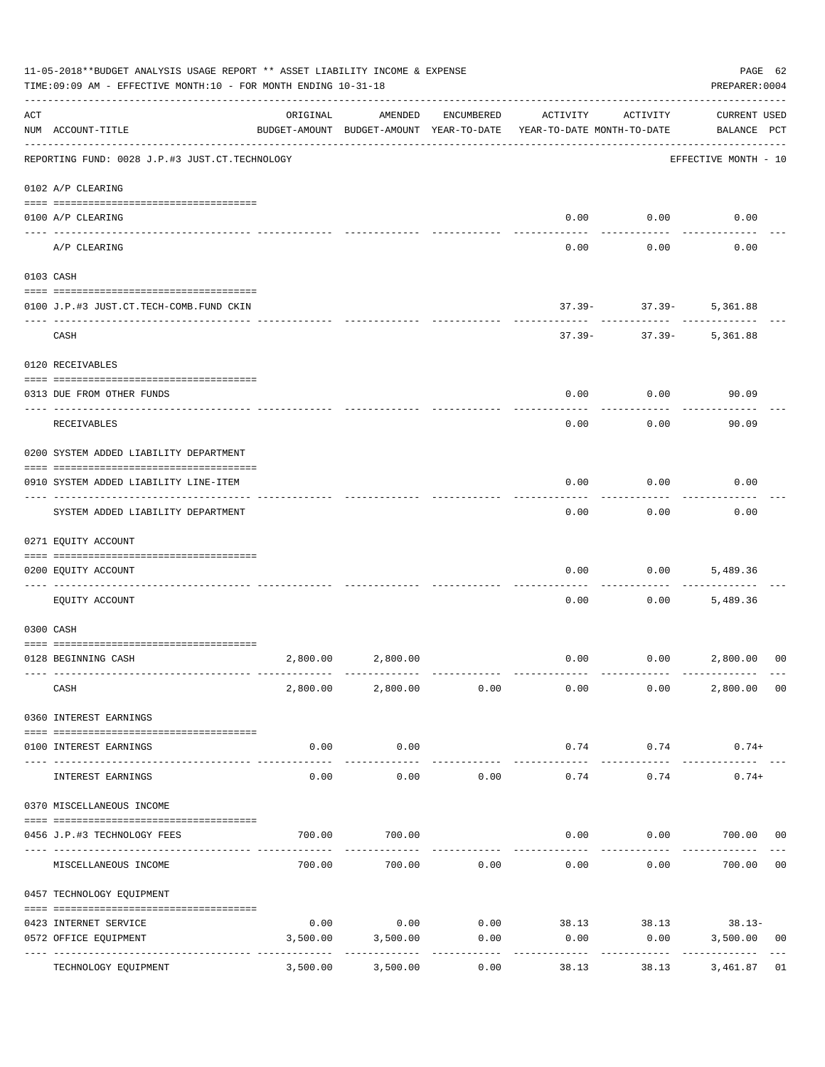11-05-2018**BUDGET ANALYSIS USAGE REPORT ** ASSET LIABILITY INCOME & EXPENSE

TIME:09:09 AM - EFFECTIVE MONTH:10 - FOR MONTH ENDING 10-31-18

PREPARER:0004

| ACT NUM | ACCOUNT-TITLE | ORIGINAL BUDGET-AMOUNT | AMENDED BUDGET-AMOUNT | ENCUMBERED YEAR-TO-DATE | ACTIVITY YEAR-TO-DATE | ACTIVITY MONTH-TO-DATE | CURRENT BALANCE | USED PCT |
|---|---|---|---|---|---|---|---|---|
| | REPORTING FUND: 0028 J.P.#3 JUST.CT.TECHNOLOGY | | | | | | EFFECTIVE MONTH - 10 | |
| | 0102 A/P CLEARING | | | | | | | |
| 0100 | A/P CLEARING | | | | 0.00 | 0.00 | 0.00 | |
| | A/P CLEARING | | | | 0.00 | 0.00 | 0.00 | |
| | 0103 CASH | | | | | | | |
| 0100 | J.P.#3 JUST.CT.TECH-COMB.FUND CKIN | | | | 37.39- | 37.39- | 5,361.88 | |
| | CASH | | | | 37.39- | 37.39- | 5,361.88 | |
| | 0120 RECEIVABLES | | | | | | | |
| 0313 | DUE FROM OTHER FUNDS | | | | 0.00 | 0.00 | 90.09 | |
| | RECEIVABLES | | | | 0.00 | 0.00 | 90.09 | |
| | 0200 SYSTEM ADDED LIABILITY DEPARTMENT | | | | | | | |
| 0910 | SYSTEM ADDED LIABILITY LINE-ITEM | | | | 0.00 | 0.00 | 0.00 | |
| | SYSTEM ADDED LIABILITY DEPARTMENT | | | | 0.00 | 0.00 | 0.00 | |
| | 0271 EQUITY ACCOUNT | | | | | | | |
| 0200 | EQUITY ACCOUNT | | | | 0.00 | 0.00 | 5,489.36 | |
| | EQUITY ACCOUNT | | | | 0.00 | 0.00 | 5,489.36 | |
| | 0300 CASH | | | | | | | |
| 0128 | BEGINNING CASH | 2,800.00 | 2,800.00 | | 0.00 | 0.00 | 2,800.00 | 00 |
| | CASH | 2,800.00 | 2,800.00 | 0.00 | 0.00 | 0.00 | 2,800.00 | 00 |
| | 0360 INTEREST EARNINGS | | | | | | | |
| 0100 | INTEREST EARNINGS | 0.00 | 0.00 | | 0.74 | 0.74 | 0.74+ | |
| | INTEREST EARNINGS | 0.00 | 0.00 | 0.00 | 0.74 | 0.74 | 0.74+ | |
| | 0370 MISCELLANEOUS INCOME | | | | | | | |
| 0456 | J.P.#3 TECHNOLOGY FEES | 700.00 | 700.00 | | 0.00 | 0.00 | 700.00 | 00 |
| | MISCELLANEOUS INCOME | 700.00 | 700.00 | 0.00 | 0.00 | 0.00 | 700.00 | 00 |
| | 0457 TECHNOLOGY EQUIPMENT | | | | | | | |
| 0423 | INTERNET SERVICE | 0.00 | 0.00 | 0.00 | 38.13 | 38.13 | 38.13- | |
| 0572 | OFFICE EQUIPMENT | 3,500.00 | 3,500.00 | 0.00 | 0.00 | 0.00 | 3,500.00 | 00 |
| | TECHNOLOGY EQUIPMENT | 3,500.00 | 3,500.00 | 0.00 | 38.13 | 38.13 | 3,461.87 | 01 |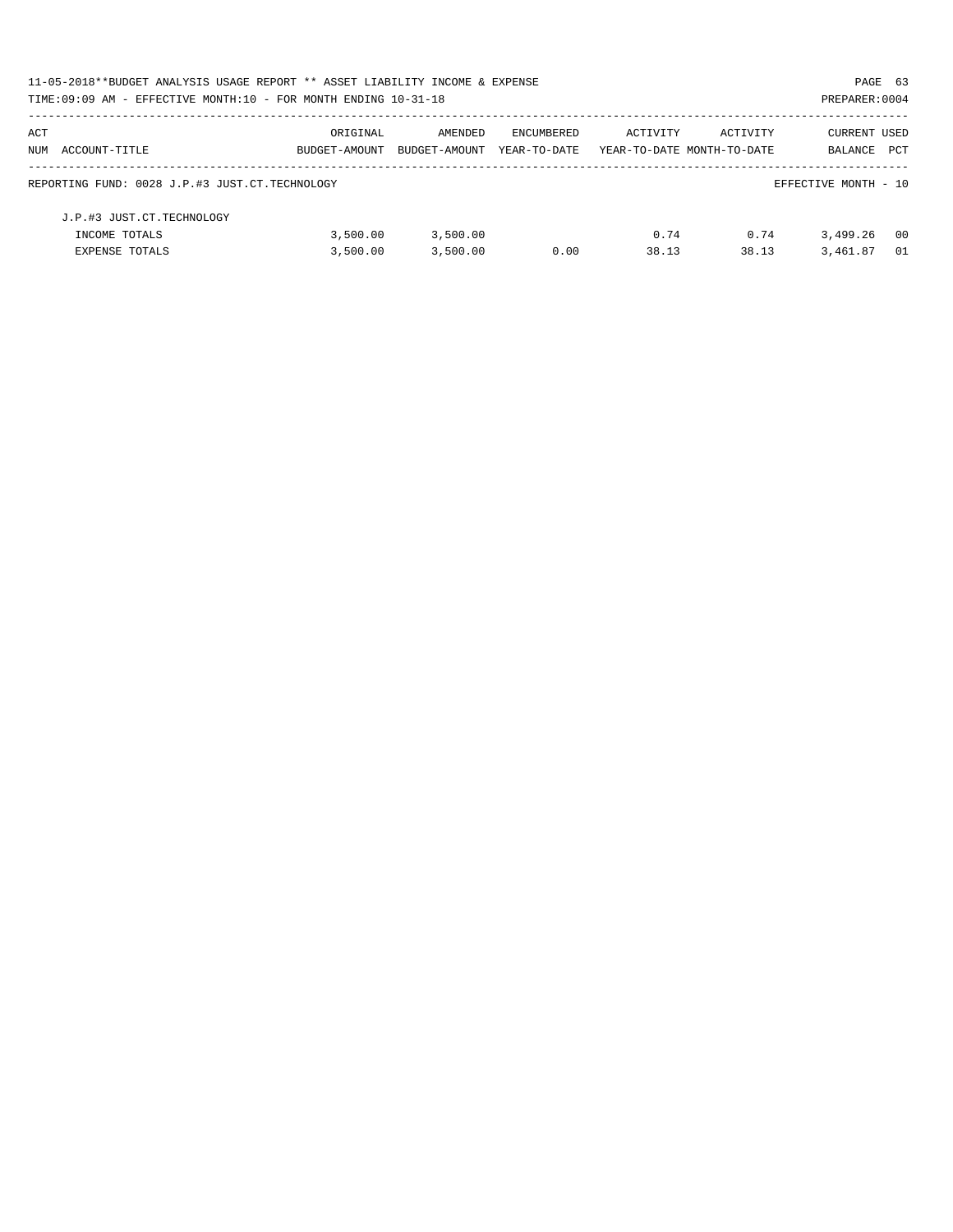11-05-2018**BUDGET ANALYSIS USAGE REPORT ** ASSET LIABILITY INCOME & EXPENSE

TIME:09:09 AM - EFFECTIVE MONTH:10 - FOR MONTH ENDING 10-31-18

PREPARER:0004

| ACT NUM | ACCOUNT-TITLE | ORIGINAL BUDGET-AMOUNT | AMENDED BUDGET-AMOUNT | ENCUMBERED YEAR-TO-DATE | ACTIVITY YEAR-TO-DATE | ACTIVITY MONTH-TO-DATE | CURRENT BALANCE | USED PCT |
|---|---|---|---|---|---|---|---|---|
| REPORTING FUND: 0028 J.P.#3 JUST.CT.TECHNOLOGY | | | | | | | EFFECTIVE MONTH - 10 | |
| | J.P.#3 JUST.CT.TECHNOLOGY | | | | | | | |
| | INCOME TOTALS | 3,500.00 | 3,500.00 | | 0.74 | 0.74 | 3,499.26 | 00 |
| | EXPENSE TOTALS | 3,500.00 | 3,500.00 | 0.00 | 38.13 | 38.13 | 3,461.87 | 01 |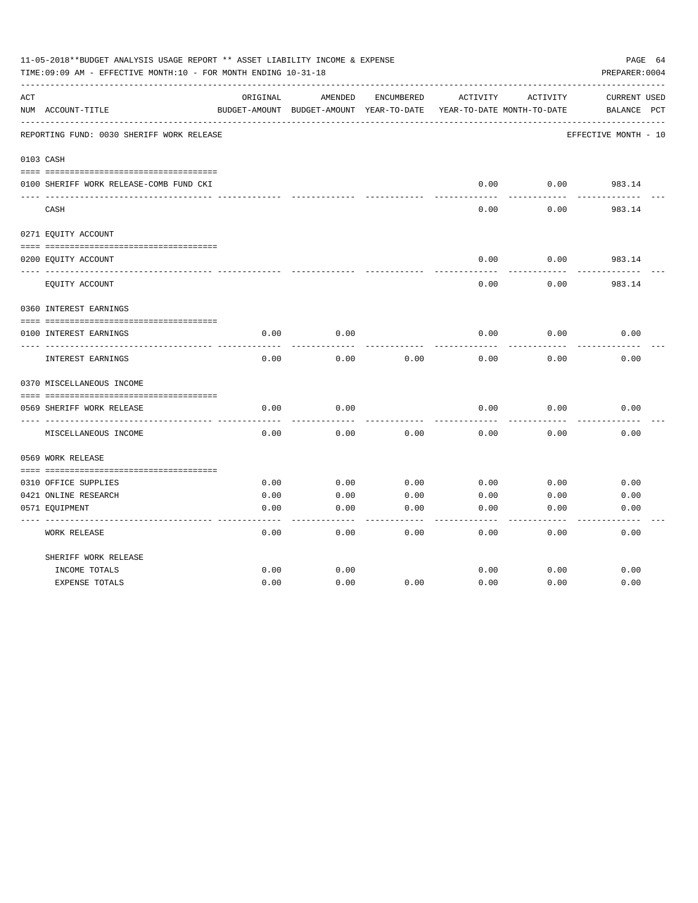11-05-2018**BUDGET ANALYSIS USAGE REPORT ** ASSET LIABILITY INCOME & EXPENSE

TIME:09:09 AM - EFFECTIVE MONTH:10 - FOR MONTH ENDING 10-31-18

PREPARER:0004

| ACT NUM | ACCOUNT-TITLE | ORIGINAL BUDGET-AMOUNT | AMENDED BUDGET-AMOUNT | ENCUMBERED YEAR-TO-DATE | ACTIVITY YEAR-TO-DATE | ACTIVITY MONTH-TO-DATE | CURRENT BALANCE | USED PCT |
|---|---|---|---|---|---|---|---|---|
| | REPORTING FUND: 0030 SHERIFF WORK RELEASE | | | | | | EFFECTIVE MONTH - 10 | |
| 0103 | CASH | | | | | | | |
| 0100 | SHERIFF WORK RELEASE-COMB FUND CKI | | | | 0.00 | 0.00 | 983.14 | |
| | CASH | | | | 0.00 | 0.00 | 983.14 | |
| 0271 | EQUITY ACCOUNT | | | | | | | |
| 0200 | EQUITY ACCOUNT | | | | 0.00 | 0.00 | 983.14 | |
| | EQUITY ACCOUNT | | | | 0.00 | 0.00 | 983.14 | |
| 0360 | INTEREST EARNINGS | | | | | | | |
| 0100 | INTEREST EARNINGS | 0.00 | 0.00 | | 0.00 | 0.00 | 0.00 | |
| | INTEREST EARNINGS | 0.00 | 0.00 | 0.00 | 0.00 | 0.00 | 0.00 | |
| 0370 | MISCELLANEOUS INCOME | | | | | | | |
| 0569 | SHERIFF WORK RELEASE | 0.00 | 0.00 | | 0.00 | 0.00 | 0.00 | |
| | MISCELLANEOUS INCOME | 0.00 | 0.00 | 0.00 | 0.00 | 0.00 | 0.00 | |
| 0569 | WORK RELEASE | | | | | | | |
| 0310 | OFFICE SUPPLIES | 0.00 | 0.00 | 0.00 | 0.00 | 0.00 | 0.00 | |
| 0421 | ONLINE RESEARCH | 0.00 | 0.00 | 0.00 | 0.00 | 0.00 | 0.00 | |
| 0571 | EQUIPMENT | 0.00 | 0.00 | 0.00 | 0.00 | 0.00 | 0.00 | |
| | WORK RELEASE | 0.00 | 0.00 | 0.00 | 0.00 | 0.00 | 0.00 | |
| | SHERIFF WORK RELEASE | | | | | | | |
| | INCOME TOTALS | 0.00 | 0.00 | | 0.00 | 0.00 | 0.00 | |
| | EXPENSE TOTALS | 0.00 | 0.00 | 0.00 | 0.00 | 0.00 | 0.00 | |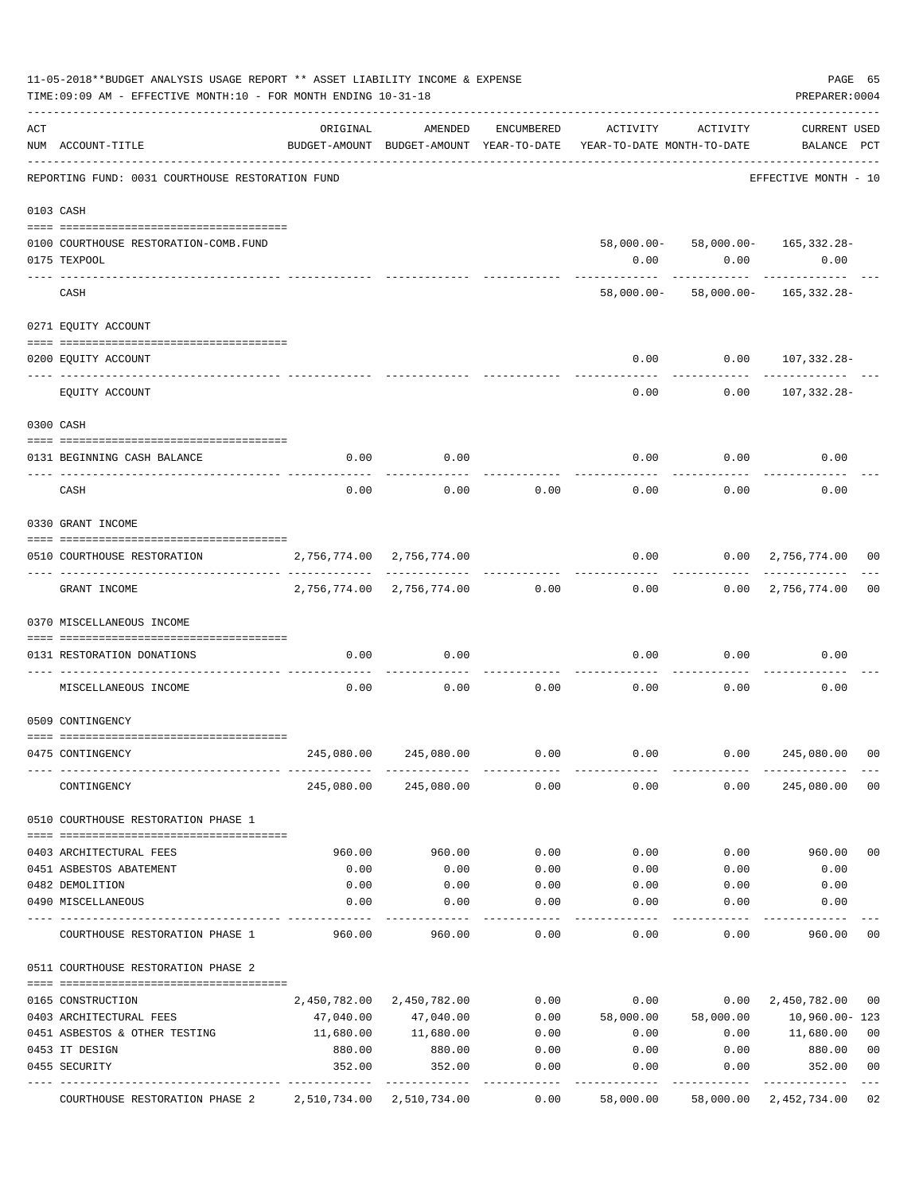11-05-2018**BUDGET ANALYSIS USAGE REPORT ** ASSET LIABILITY INCOME & EXPENSE

TIME:09:09 AM - EFFECTIVE MONTH:10 - FOR MONTH ENDING 10-31-18

PREPARER:0004

| ACT NUM | ACCOUNT-TITLE | ORIGINAL BUDGET-AMOUNT | AMENDED BUDGET-AMOUNT | ENCUMBERED YEAR-TO-DATE | ACTIVITY YEAR-TO-DATE | ACTIVITY MONTH-TO-DATE | CURRENT BALANCE | USED PCT |
|---|---|---|---|---|---|---|---|---|
| | **REPORTING FUND: 0031 COURTHOUSE RESTORATION FUND** | | | | | | EFFECTIVE MONTH - 10 | |
| | **0103 CASH** | | | | | | | |
| 0100 | COURTHOUSE RESTORATION-COMB.FUND | | | | 58,000.00- | 58,000.00- | 165,332.28- | |
| 0175 | TEXPOOL | | | | 0.00 | 0.00 | 0.00 | |
| | CASH | | | | 58,000.00- | 58,000.00- | 165,332.28- | |
| | **0271 EQUITY ACCOUNT** | | | | | | | |
| 0200 | EQUITY ACCOUNT | | | | 0.00 | 0.00 | 107,332.28- | |
| | EQUITY ACCOUNT | | | | 0.00 | 0.00 | 107,332.28- | |
| | **0300 CASH** | | | | | | | |
| 0131 | BEGINNING CASH BALANCE | 0.00 | 0.00 | | 0.00 | 0.00 | 0.00 | |
| | CASH | 0.00 | 0.00 | 0.00 | 0.00 | 0.00 | 0.00 | |
| | **0330 GRANT INCOME** | | | | | | | |
| 0510 | COURTHOUSE RESTORATION | 2,756,774.00 | 2,756,774.00 | | 0.00 | 0.00 | 2,756,774.00 | 00 |
| | GRANT INCOME | 2,756,774.00 | 2,756,774.00 | 0.00 | 0.00 | 0.00 | 2,756,774.00 | 00 |
| | **0370 MISCELLANEOUS INCOME** | | | | | | | |
| 0131 | RESTORATION DONATIONS | 0.00 | 0.00 | | 0.00 | 0.00 | 0.00 | |
| | MISCELLANEOUS INCOME | 0.00 | 0.00 | 0.00 | 0.00 | 0.00 | 0.00 | |
| | **0509 CONTINGENCY** | | | | | | | |
| 0475 | CONTINGENCY | 245,080.00 | 245,080.00 | 0.00 | 0.00 | 0.00 | 245,080.00 | 00 |
| | CONTINGENCY | 245,080.00 | 245,080.00 | 0.00 | 0.00 | 0.00 | 245,080.00 | 00 |
| | **0510 COURTHOUSE RESTORATION PHASE 1** | | | | | | | |
| 0403 | ARCHITECTURAL FEES | 960.00 | 960.00 | 0.00 | 0.00 | 0.00 | 960.00 | 00 |
| 0451 | ASBESTOS ABATEMENT | 0.00 | 0.00 | 0.00 | 0.00 | 0.00 | 0.00 | |
| 0482 | DEMOLITION | 0.00 | 0.00 | 0.00 | 0.00 | 0.00 | 0.00 | |
| 0490 | MISCELLANEOUS | 0.00 | 0.00 | 0.00 | 0.00 | 0.00 | 0.00 | |
| | COURTHOUSE RESTORATION PHASE 1 | 960.00 | 960.00 | 0.00 | 0.00 | 0.00 | 960.00 | 00 |
| | **0511 COURTHOUSE RESTORATION PHASE 2** | | | | | | | |
| 0165 | CONSTRUCTION | 2,450,782.00 | 2,450,782.00 | 0.00 | 0.00 | 0.00 | 2,450,782.00 | 00 |
| 0403 | ARCHITECTURAL FEES | 47,040.00 | 47,040.00 | 0.00 | 58,000.00 | 58,000.00 | 10,960.00- | 123 |
| 0451 | ASBESTOS & OTHER TESTING | 11,680.00 | 11,680.00 | 0.00 | 0.00 | 0.00 | 11,680.00 | 00 |
| 0453 | IT DESIGN | 880.00 | 880.00 | 0.00 | 0.00 | 0.00 | 880.00 | 00 |
| 0455 | SECURITY | 352.00 | 352.00 | 0.00 | 0.00 | 0.00 | 352.00 | 00 |
| | COURTHOUSE RESTORATION PHASE 2 | 2,510,734.00 | 2,510,734.00 | 0.00 | 58,000.00 | 58,000.00 | 2,452,734.00 | 02 |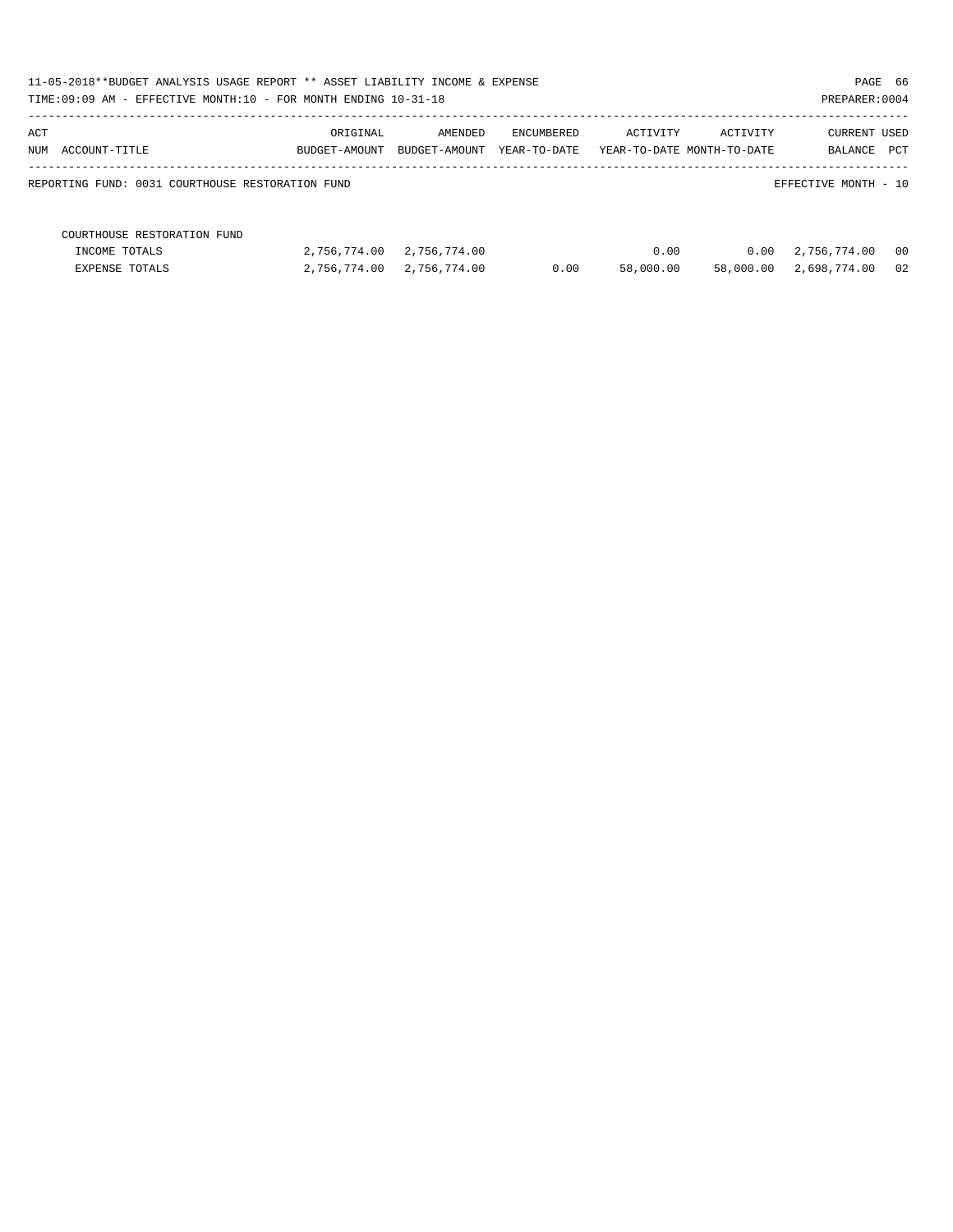11-05-2018**BUDGET ANALYSIS USAGE REPORT ** ASSET LIABILITY INCOME & EXPENSE

TIME:09:09 AM - EFFECTIVE MONTH:10 - FOR MONTH ENDING 10-31-18

PREPARER:0004

| ACT NUM | ACCOUNT-TITLE | ORIGINAL BUDGET-AMOUNT | AMENDED BUDGET-AMOUNT | ENCUMBERED YEAR-TO-DATE | ACTIVITY YEAR-TO-DATE | ACTIVITY MONTH-TO-DATE | CURRENT BALANCE | USED PCT |
|---|---|---|---|---|---|---|---|---|

REPORTING FUND: 0031 COURTHOUSE RESTORATION FUND — EFFECTIVE MONTH - 10

| | ORIGINAL BUDGET-AMOUNT | AMENDED BUDGET-AMOUNT | ENCUMBERED YEAR-TO-DATE | ACTIVITY YEAR-TO-DATE | ACTIVITY MONTH-TO-DATE | CURRENT BALANCE | USED PCT |
|---|---|---|---|---|---|---|---|
| COURTHOUSE RESTORATION FUND | | | | | | | |
| INCOME TOTALS | 2,756,774.00 | 2,756,774.00 | | 0.00 | 0.00 | 2,756,774.00 | 00 |
| EXPENSE TOTALS | 2,756,774.00 | 2,756,774.00 | 0.00 | 58,000.00 | 58,000.00 | 2,698,774.00 | 02 |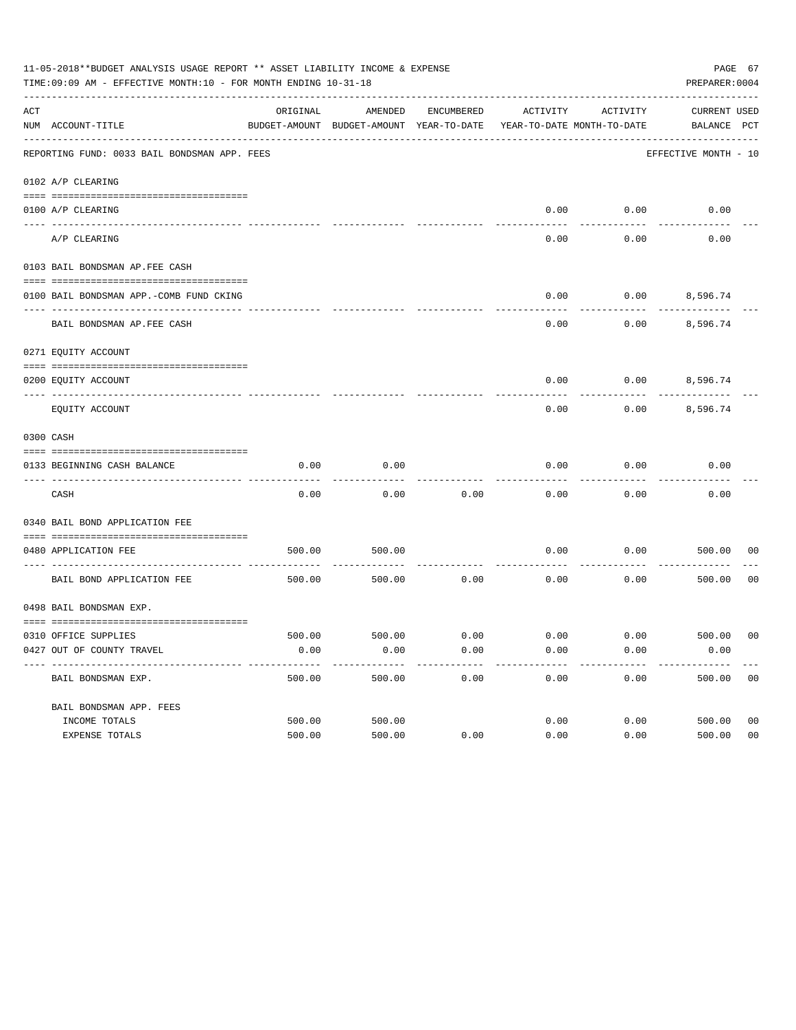11-05-2018**BUDGET ANALYSIS USAGE REPORT ** ASSET LIABILITY INCOME & EXPENSE

TIME:09:09 AM - EFFECTIVE MONTH:10 - FOR MONTH ENDING 10-31-18

PREPARER:0004

REPORTING FUND: 0033 BAIL BONDSMAN APP. FEES — EFFECTIVE MONTH - 10

| ACT NUM | ACCOUNT-TITLE | ORIGINAL BUDGET-AMOUNT | AMENDED BUDGET-AMOUNT | ENCUMBERED YEAR-TO-DATE | ACTIVITY YEAR-TO-DATE | ACTIVITY MONTH-TO-DATE | CURRENT BALANCE | USED PCT |
|---|---|---|---|---|---|---|---|---|
| | **0102 A/P CLEARING** | | | | | | | |
| 0100 | A/P CLEARING | | | | 0.00 | 0.00 | 0.00 | |
| | A/P CLEARING | | | | 0.00 | 0.00 | 0.00 | |
| | **0103 BAIL BONDSMAN AP.FEE CASH** | | | | | | | |
| 0100 | BAIL BONDSMAN APP.-COMB FUND CKING | | | | 0.00 | 0.00 | 8,596.74 | |
| | BAIL BONDSMAN AP.FEE CASH | | | | 0.00 | 0.00 | 8,596.74 | |
| | **0271 EQUITY ACCOUNT** | | | | | | | |
| 0200 | EQUITY ACCOUNT | | | | 0.00 | 0.00 | 8,596.74 | |
| | EQUITY ACCOUNT | | | | 0.00 | 0.00 | 8,596.74 | |
| | **0300 CASH** | | | | | | | |
| 0133 | BEGINNING CASH BALANCE | 0.00 | 0.00 | | 0.00 | 0.00 | 0.00 | |
| | CASH | 0.00 | 0.00 | 0.00 | 0.00 | 0.00 | 0.00 | |
| | **0340 BAIL BOND APPLICATION FEE** | | | | | | | |
| 0480 | APPLICATION FEE | 500.00 | 500.00 | | 0.00 | 0.00 | 500.00 | 00 |
| | BAIL BOND APPLICATION FEE | 500.00 | 500.00 | 0.00 | 0.00 | 0.00 | 500.00 | 00 |
| | **0498 BAIL BONDSMAN EXP.** | | | | | | | |
| 0310 | OFFICE SUPPLIES | 500.00 | 500.00 | 0.00 | 0.00 | 0.00 | 500.00 | 00 |
| 0427 | OUT OF COUNTY TRAVEL | 0.00 | 0.00 | 0.00 | 0.00 | 0.00 | 0.00 | |
| | BAIL BONDSMAN EXP. | 500.00 | 500.00 | 0.00 | 0.00 | 0.00 | 500.00 | 00 |
| | **BAIL BONDSMAN APP. FEES** | | | | | | | |
| | INCOME TOTALS | 500.00 | 500.00 | | 0.00 | 0.00 | 500.00 | 00 |
| | EXPENSE TOTALS | 500.00 | 500.00 | 0.00 | 0.00 | 0.00 | 500.00 | 00 |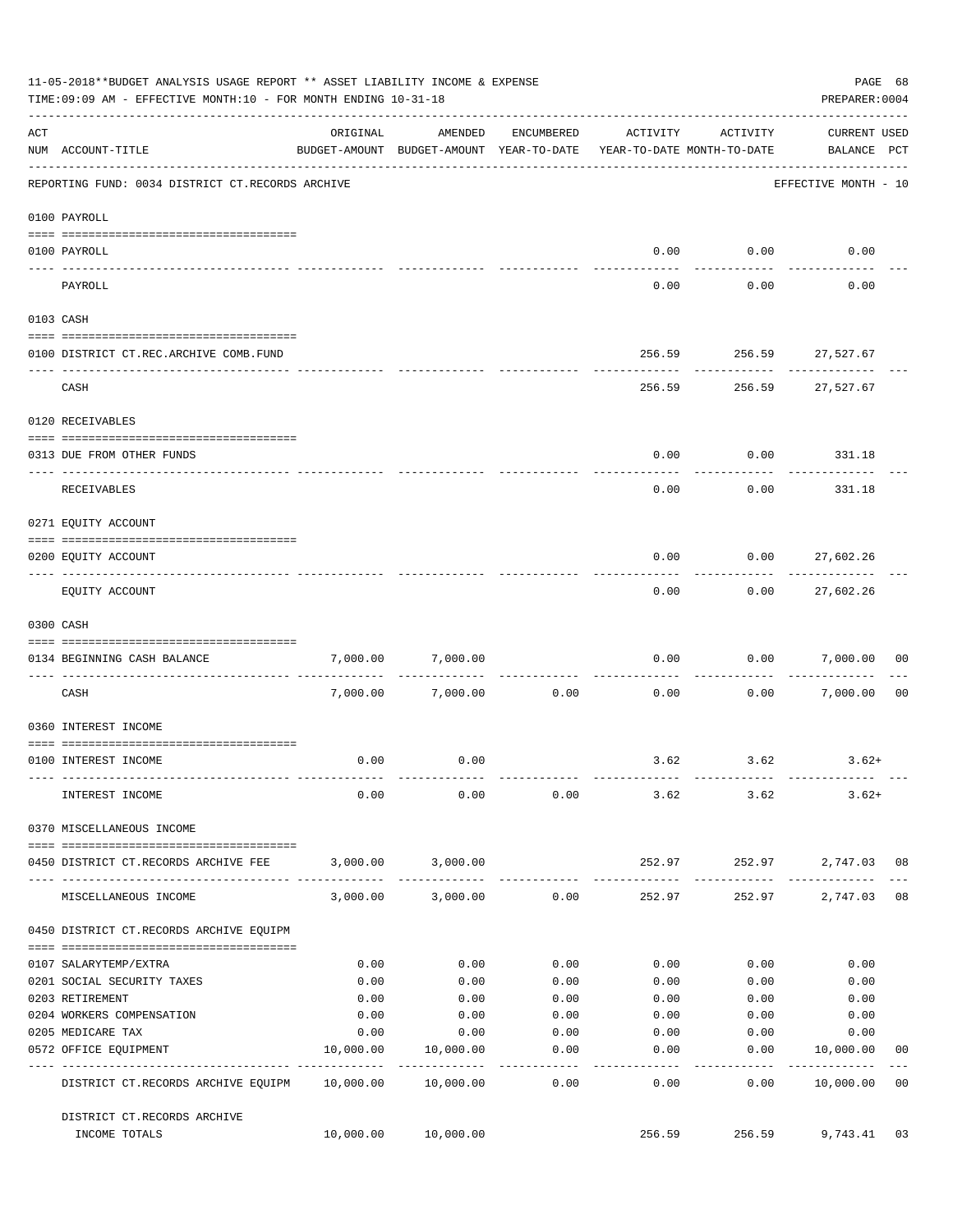11-05-2018**BUDGET ANALYSIS USAGE REPORT ** ASSET LIABILITY INCOME & EXPENSE

TIME:09:09 AM - EFFECTIVE MONTH:10 - FOR MONTH ENDING 10-31-18

PREPARER:0004

| ACT NUM | ACCOUNT-TITLE | ORIGINAL BUDGET-AMOUNT | AMENDED BUDGET-AMOUNT | ENCUMBERED YEAR-TO-DATE | ACTIVITY YEAR-TO-DATE | ACTIVITY MONTH-TO-DATE | CURRENT USED BALANCE | PCT |
|---|---|---|---|---|---|---|---|---|
| | REPORTING FUND: 0034 DISTRICT CT.RECORDS ARCHIVE | | | | | | EFFECTIVE MONTH - 10 | |
| | 0100 PAYROLL | | | | | | | |
| 0100 | PAYROLL | | | | 0.00 | 0.00 | 0.00 | |
| | PAYROLL | | | | 0.00 | 0.00 | 0.00 | |
| | 0103 CASH | | | | | | | |
| 0100 | DISTRICT CT.REC.ARCHIVE COMB.FUND | | | | 256.59 | 256.59 | 27,527.67 | |
| | CASH | | | | 256.59 | 256.59 | 27,527.67 | |
| | 0120 RECEIVABLES | | | | | | | |
| 0313 | DUE FROM OTHER FUNDS | | | | 0.00 | 0.00 | 331.18 | |
| | RECEIVABLES | | | | 0.00 | 0.00 | 331.18 | |
| | 0271 EQUITY ACCOUNT | | | | | | | |
| 0200 | EQUITY ACCOUNT | | | | 0.00 | 0.00 | 27,602.26 | |
| | EQUITY ACCOUNT | | | | 0.00 | 0.00 | 27,602.26 | |
| | 0300 CASH | | | | | | | |
| 0134 | BEGINNING CASH BALANCE | 7,000.00 | 7,000.00 | | 0.00 | 0.00 | 7,000.00 | 00 |
| | CASH | 7,000.00 | 7,000.00 | 0.00 | 0.00 | 0.00 | 7,000.00 | 00 |
| | 0360 INTEREST INCOME | | | | | | | |
| 0100 | INTEREST INCOME | 0.00 | 0.00 | | 3.62 | 3.62 | 3.62+ | |
| | INTEREST INCOME | 0.00 | 0.00 | 0.00 | 3.62 | 3.62 | 3.62+ | |
| | 0370 MISCELLANEOUS INCOME | | | | | | | |
| 0450 | DISTRICT CT.RECORDS ARCHIVE FEE | 3,000.00 | 3,000.00 | | 252.97 | 252.97 | 2,747.03 | 08 |
| | MISCELLANEOUS INCOME | 3,000.00 | 3,000.00 | 0.00 | 252.97 | 252.97 | 2,747.03 | 08 |
| | 0450 DISTRICT CT.RECORDS ARCHIVE EQUIPM | | | | | | | |
| 0107 | SALARYTEMP/EXTRA | 0.00 | 0.00 | 0.00 | 0.00 | 0.00 | 0.00 | |
| 0201 | SOCIAL SECURITY TAXES | 0.00 | 0.00 | 0.00 | 0.00 | 0.00 | 0.00 | |
| 0203 | RETIREMENT | 0.00 | 0.00 | 0.00 | 0.00 | 0.00 | 0.00 | |
| 0204 | WORKERS COMPENSATION | 0.00 | 0.00 | 0.00 | 0.00 | 0.00 | 0.00 | |
| 0205 | MEDICARE TAX | 0.00 | 0.00 | 0.00 | 0.00 | 0.00 | 0.00 | |
| 0572 | OFFICE EQUIPMENT | 10,000.00 | 10,000.00 | 0.00 | 0.00 | 0.00 | 10,000.00 | 00 |
| | DISTRICT CT.RECORDS ARCHIVE EQUIPM | 10,000.00 | 10,000.00 | 0.00 | 0.00 | 0.00 | 10,000.00 | 00 |
| | DISTRICT CT.RECORDS ARCHIVE INCOME TOTALS | 10,000.00 | 10,000.00 | | 256.59 | 256.59 | 9,743.41 | 03 |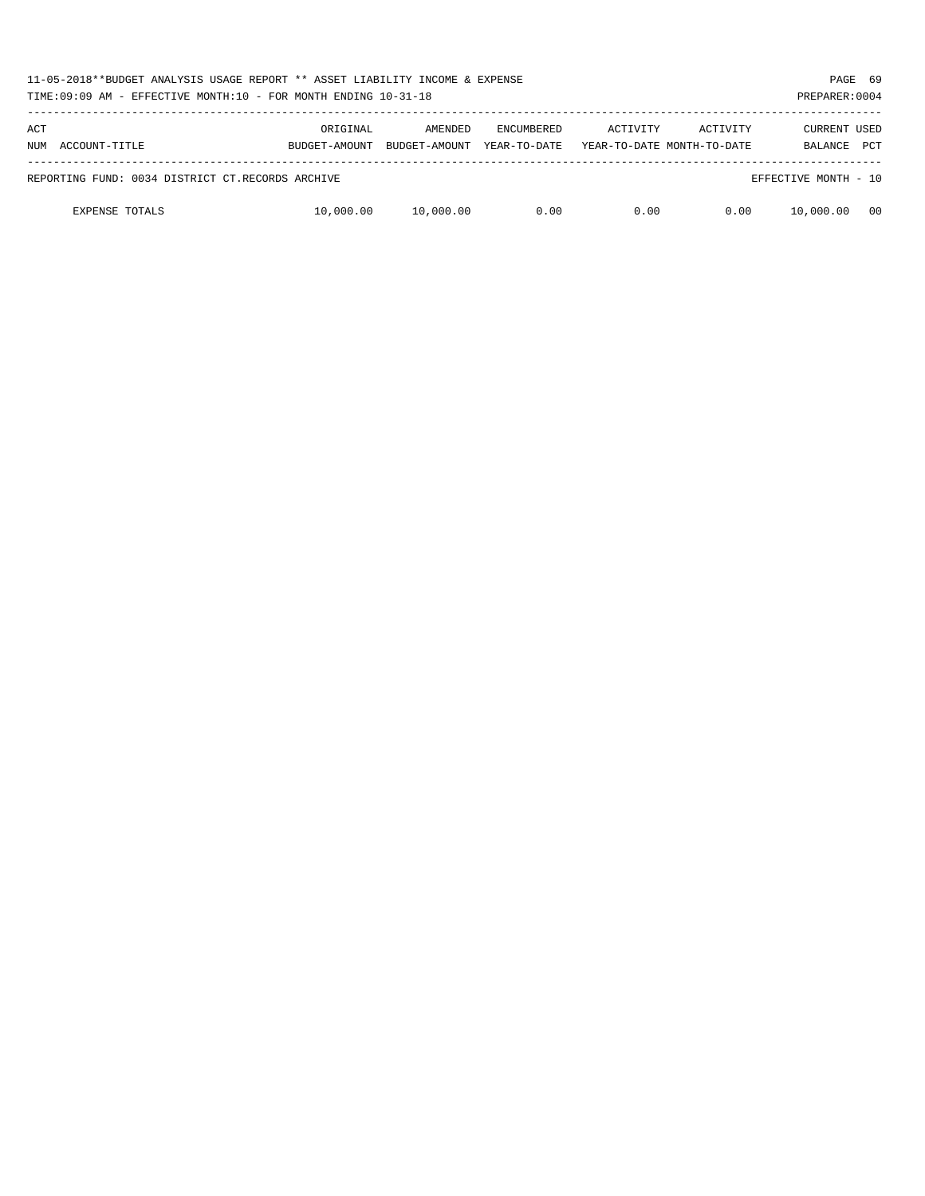11-05-2018**BUDGET ANALYSIS USAGE REPORT ** ASSET LIABILITY INCOME & EXPENSE

TIME:09:09 AM - EFFECTIVE MONTH:10 - FOR MONTH ENDING 10-31-18

PREPARER:0004

| ACT NUM ACCOUNT-TITLE | ORIGINAL BUDGET-AMOUNT | AMENDED BUDGET-AMOUNT | ENCUMBERED YEAR-TO-DATE | ACTIVITY YEAR-TO-DATE | ACTIVITY MONTH-TO-DATE | CURRENT BALANCE | USED PCT |
|---|---|---|---|---|---|---|---|
| REPORTING FUND: 0034 DISTRICT CT.RECORDS ARCHIVE | | | | | | EFFECTIVE MONTH - 10 | |
| EXPENSE TOTALS | 10,000.00 | 10,000.00 | 0.00 | 0.00 | 0.00 | 10,000.00 | 00 |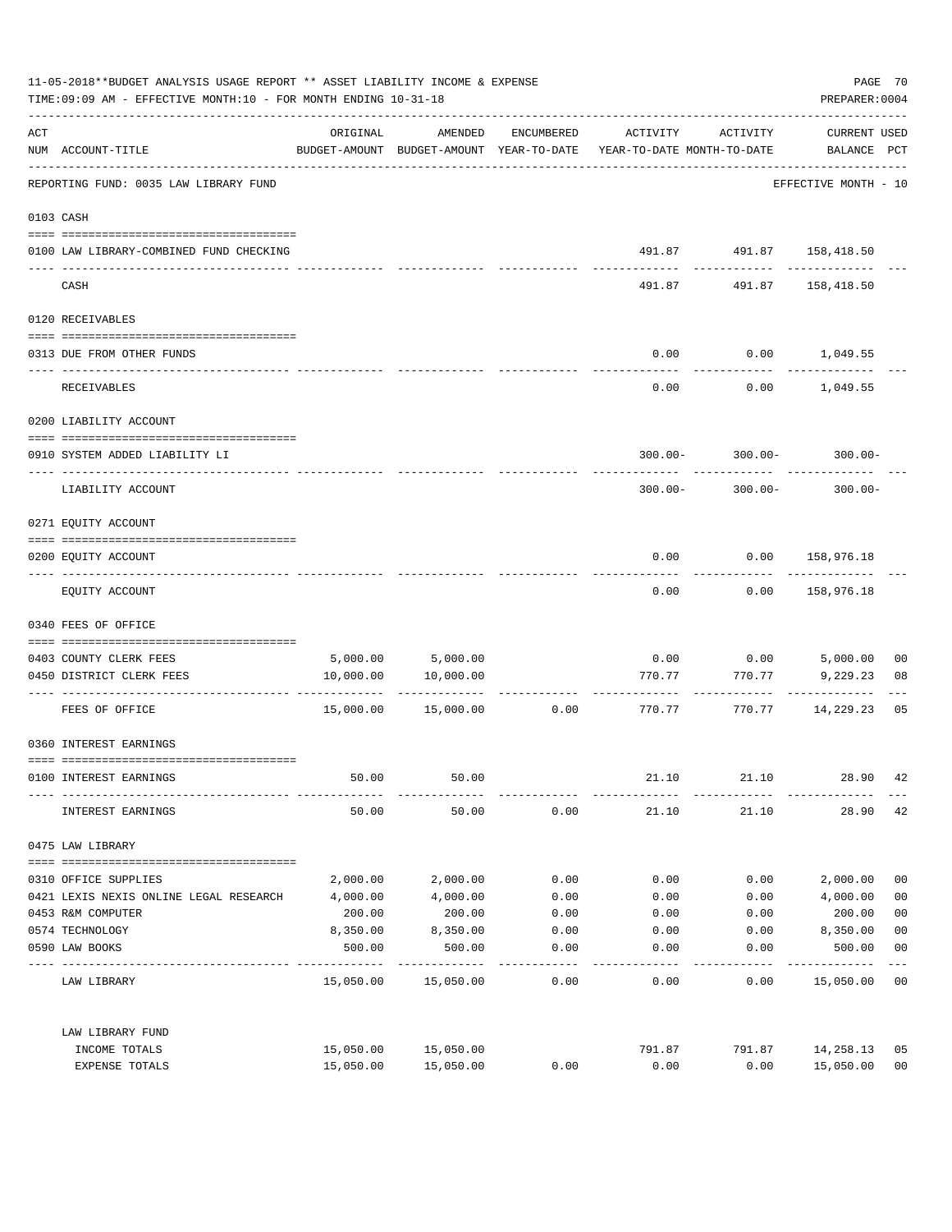11-05-2018**BUDGET ANALYSIS USAGE REPORT ** ASSET LIABILITY INCOME & EXPENSE

TIME:09:09 AM - EFFECTIVE MONTH:10 - FOR MONTH ENDING 10-31-18

PREPARER:0004

| ACT NUM | ACCOUNT-TITLE | ORIGINAL BUDGET-AMOUNT | AMENDED BUDGET-AMOUNT | ENCUMBERED YEAR-TO-DATE | ACTIVITY YEAR-TO-DATE | ACTIVITY MONTH-TO-DATE | CURRENT USED BALANCE | PCT |
|---|---|---|---|---|---|---|---|---|
| | REPORTING FUND: 0035 LAW LIBRARY FUND | | | | | | EFFECTIVE MONTH - 10 | |
| | 0103 CASH | | | | | | | |
| 0100 | LAW LIBRARY-COMBINED FUND CHECKING | | | | 491.87 | 491.87 | 158,418.50 | |
| | CASH | | | | 491.87 | 491.87 | 158,418.50 | |
| | 0120 RECEIVABLES | | | | | | | |
| 0313 | DUE FROM OTHER FUNDS | | | | 0.00 | 0.00 | 1,049.55 | |
| | RECEIVABLES | | | | 0.00 | 0.00 | 1,049.55 | |
| | 0200 LIABILITY ACCOUNT | | | | | | | |
| 0910 | SYSTEM ADDED LIABILITY LI | | | | 300.00- | 300.00- | 300.00- | |
| | LIABILITY ACCOUNT | | | | 300.00- | 300.00- | 300.00- | |
| | 0271 EQUITY ACCOUNT | | | | | | | |
| 0200 | EQUITY ACCOUNT | | | | 0.00 | 0.00 | 158,976.18 | |
| | EQUITY ACCOUNT | | | | 0.00 | 0.00 | 158,976.18 | |
| | 0340 FEES OF OFFICE | | | | | | | |
| 0403 | COUNTY CLERK FEES | 5,000.00 | 5,000.00 | | 0.00 | 0.00 | 5,000.00 | 00 |
| 0450 | DISTRICT CLERK FEES | 10,000.00 | 10,000.00 | | 770.77 | 770.77 | 9,229.23 | 08 |
| | FEES OF OFFICE | 15,000.00 | 15,000.00 | 0.00 | 770.77 | 770.77 | 14,229.23 | 05 |
| | 0360 INTEREST EARNINGS | | | | | | | |
| 0100 | INTEREST EARNINGS | 50.00 | 50.00 | | 21.10 | 21.10 | 28.90 | 42 |
| | INTEREST EARNINGS | 50.00 | 50.00 | 0.00 | 21.10 | 21.10 | 28.90 | 42 |
| | 0475 LAW LIBRARY | | | | | | | |
| 0310 | OFFICE SUPPLIES | 2,000.00 | 2,000.00 | 0.00 | 0.00 | 0.00 | 2,000.00 | 00 |
| 0421 | LEXIS NEXIS ONLINE LEGAL RESEARCH | 4,000.00 | 4,000.00 | 0.00 | 0.00 | 0.00 | 4,000.00 | 00 |
| 0453 | R&M COMPUTER | 200.00 | 200.00 | 0.00 | 0.00 | 0.00 | 200.00 | 00 |
| 0574 | TECHNOLOGY | 8,350.00 | 8,350.00 | 0.00 | 0.00 | 0.00 | 8,350.00 | 00 |
| 0590 | LAW BOOKS | 500.00 | 500.00 | 0.00 | 0.00 | 0.00 | 500.00 | 00 |
| | LAW LIBRARY | 15,050.00 | 15,050.00 | 0.00 | 0.00 | 0.00 | 15,050.00 | 00 |
| | LAW LIBRARY FUND | | | | | | | |
| | INCOME TOTALS | 15,050.00 | 15,050.00 | | 791.87 | 791.87 | 14,258.13 | 05 |
| | EXPENSE TOTALS | 15,050.00 | 15,050.00 | 0.00 | 0.00 | 0.00 | 15,050.00 | 00 |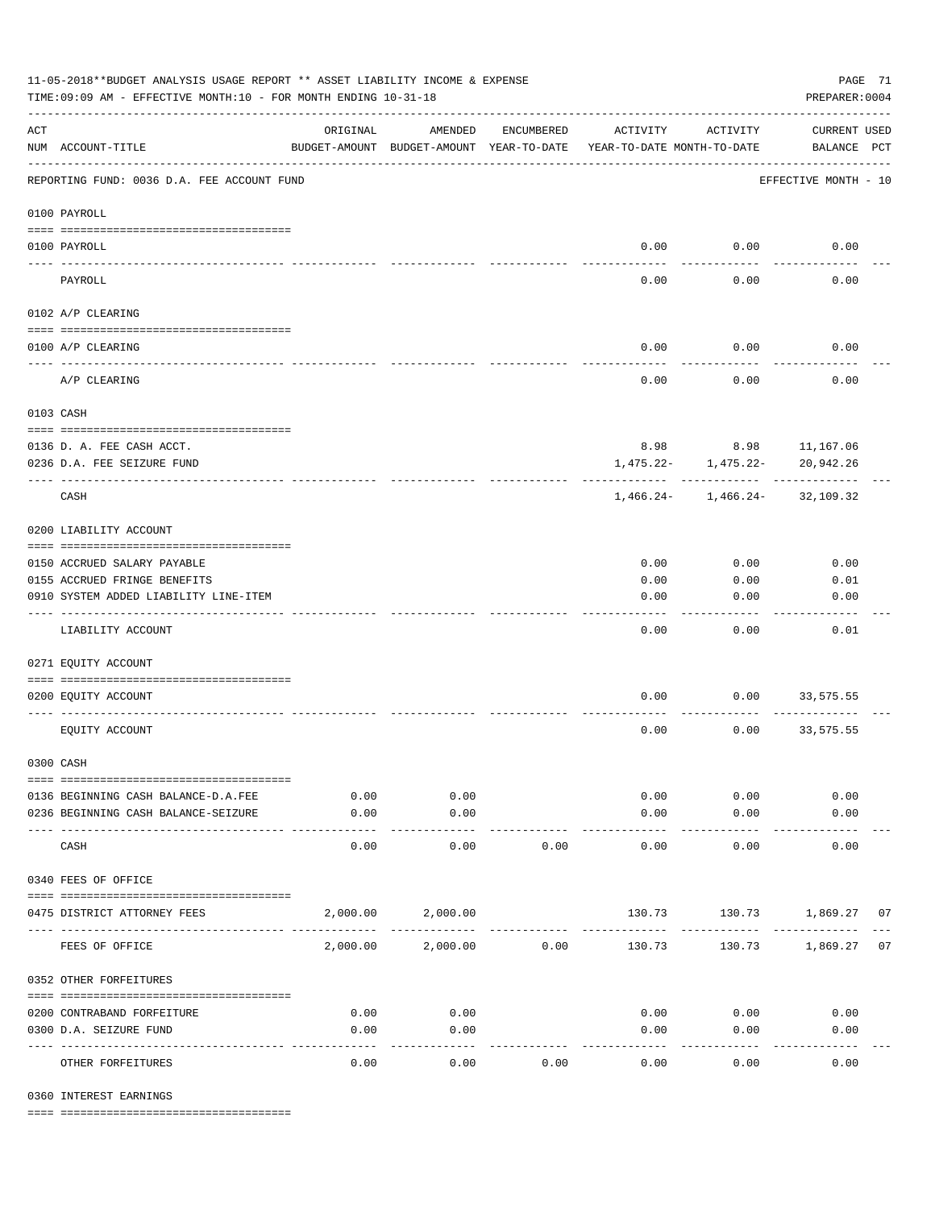11-05-2018**BUDGET ANALYSIS USAGE REPORT ** ASSET LIABILITY INCOME & EXPENSE

TIME:09:09 AM - EFFECTIVE MONTH:10 - FOR MONTH ENDING 10-31-18

PREPARER:0004

| ACT NUM | ACCOUNT-TITLE | ORIGINAL BUDGET-AMOUNT | AMENDED BUDGET-AMOUNT | ENCUMBERED YEAR-TO-DATE | ACTIVITY YEAR-TO-DATE | ACTIVITY MONTH-TO-DATE | CURRENT BALANCE | USED PCT |
|---|---|---|---|---|---|---|---|---|
| | REPORTING FUND: 0036 D.A. FEE ACCOUNT FUND | | | | | | EFFECTIVE MONTH - 10 | |
| | **0100 PAYROLL** | | | | | | | |
| 0100 | PAYROLL | | | | 0.00 | 0.00 | 0.00 | |
| | PAYROLL | | | | 0.00 | 0.00 | 0.00 | |
| | **0102 A/P CLEARING** | | | | | | | |
| 0100 | A/P CLEARING | | | | 0.00 | 0.00 | 0.00 | |
| | A/P CLEARING | | | | 0.00 | 0.00 | 0.00 | |
| | **0103 CASH** | | | | | | | |
| 0136 | D. A. FEE CASH ACCT. | | | | 8.98 | 8.98 | 11,167.06 | |
| 0236 | D.A. FEE SEIZURE FUND | | | | 1,475.22- | 1,475.22- | 20,942.26 | |
| | CASH | | | | 1,466.24- | 1,466.24- | 32,109.32 | |
| | **0200 LIABILITY ACCOUNT** | | | | | | | |
| 0150 | ACCRUED SALARY PAYABLE | | | | 0.00 | 0.00 | 0.00 | |
| 0155 | ACCRUED FRINGE BENEFITS | | | | 0.00 | 0.00 | 0.01 | |
| 0910 | SYSTEM ADDED LIABILITY LINE-ITEM | | | | 0.00 | 0.00 | 0.00 | |
| | LIABILITY ACCOUNT | | | | 0.00 | 0.00 | 0.01 | |
| | **0271 EQUITY ACCOUNT** | | | | | | | |
| 0200 | EQUITY ACCOUNT | | | | 0.00 | 0.00 | 33,575.55 | |
| | EQUITY ACCOUNT | | | | 0.00 | 0.00 | 33,575.55 | |
| | **0300 CASH** | | | | | | | |
| 0136 | BEGINNING CASH BALANCE-D.A.FEE | 0.00 | 0.00 | | 0.00 | 0.00 | 0.00 | |
| 0236 | BEGINNING CASH BALANCE-SEIZURE | 0.00 | 0.00 | | 0.00 | 0.00 | 0.00 | |
| | CASH | 0.00 | 0.00 | 0.00 | 0.00 | 0.00 | 0.00 | |
| | **0340 FEES OF OFFICE** | | | | | | | |
| 0475 | DISTRICT ATTORNEY FEES | 2,000.00 | 2,000.00 | | 130.73 | 130.73 | 1,869.27 | 07 |
| | FEES OF OFFICE | 2,000.00 | 2,000.00 | 0.00 | 130.73 | 130.73 | 1,869.27 | 07 |
| | **0352 OTHER FORFEITURES** | | | | | | | |
| 0200 | CONTRABAND FORFEITURE | 0.00 | 0.00 | | 0.00 | 0.00 | 0.00 | |
| 0300 | D.A. SEIZURE FUND | 0.00 | 0.00 | | 0.00 | 0.00 | 0.00 | |
| | OTHER FORFEITURES | 0.00 | 0.00 | 0.00 | 0.00 | 0.00 | 0.00 | |
| | **0360 INTEREST EARNINGS** | | | | | | | |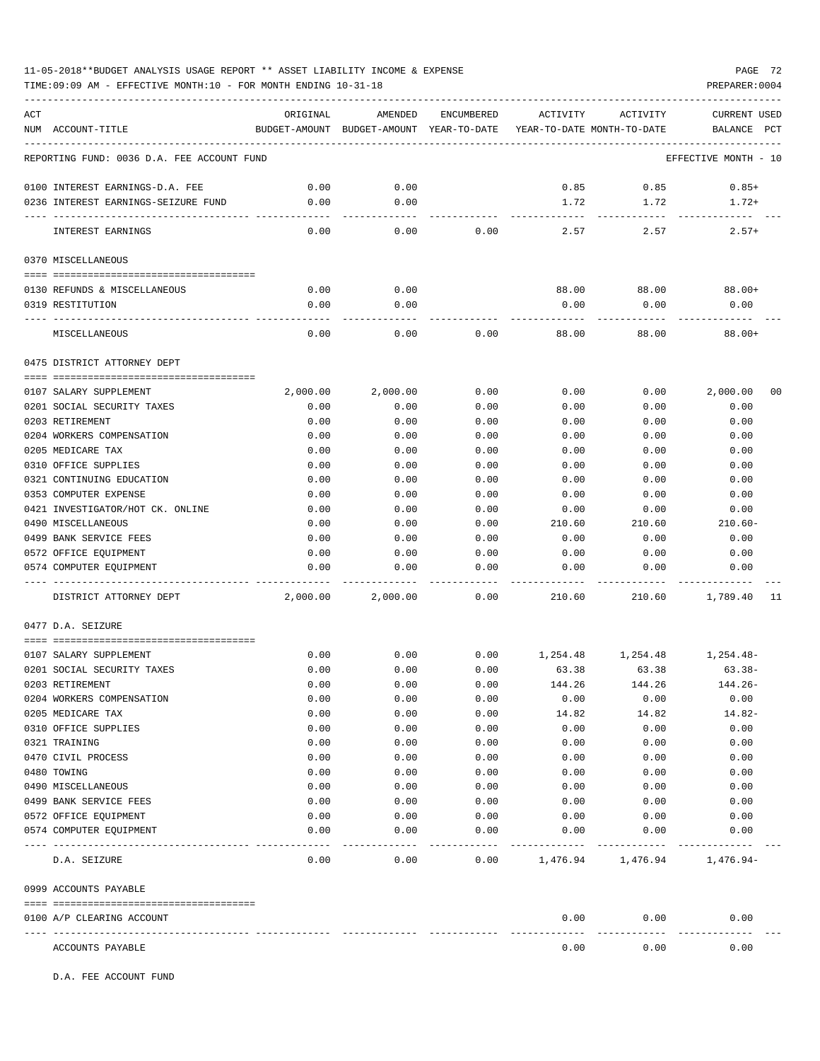11-05-2018**BUDGET ANALYSIS USAGE REPORT ** ASSET LIABILITY INCOME & EXPENSE

TIME:09:09 AM - EFFECTIVE MONTH:10 - FOR MONTH ENDING 10-31-18

PREPARER:0004

| ACT NUM | ACCOUNT-TITLE | ORIGINAL BUDGET-AMOUNT | AMENDED BUDGET-AMOUNT | ENCUMBERED YEAR-TO-DATE | ACTIVITY YEAR-TO-DATE | ACTIVITY MONTH-TO-DATE | CURRENT USED BALANCE | PCT |
|---|---|---|---|---|---|---|---|---|
| | REPORTING FUND: 0036 D.A. FEE ACCOUNT FUND | | | | | | EFFECTIVE MONTH - 10 | |
| 0100 | INTEREST EARNINGS-D.A. FEE | 0.00 | 0.00 | | 0.85 | 0.85 | 0.85+ | |
| 0236 | INTEREST EARNINGS-SEIZURE FUND | 0.00 | 0.00 | | 1.72 | 1.72 | 1.72+ | |
| | INTEREST EARNINGS | 0.00 | 0.00 | 0.00 | 2.57 | 2.57 | 2.57+ | |
| | 0370 MISCELLANEOUS | | | | | | | |
| 0130 | REFUNDS & MISCELLANEOUS | 0.00 | 0.00 | | 88.00 | 88.00 | 88.00+ | |
| 0319 | RESTITUTION | 0.00 | 0.00 | | 0.00 | 0.00 | 0.00 | |
| | MISCELLANEOUS | 0.00 | 0.00 | 0.00 | 88.00 | 88.00 | 88.00+ | |
| | 0475 DISTRICT ATTORNEY DEPT | | | | | | | |
| 0107 | SALARY SUPPLEMENT | 2,000.00 | 2,000.00 | 0.00 | 0.00 | 0.00 | 2,000.00 | 00 |
| 0201 | SOCIAL SECURITY TAXES | 0.00 | 0.00 | 0.00 | 0.00 | 0.00 | 0.00 | |
| 0203 | RETIREMENT | 0.00 | 0.00 | 0.00 | 0.00 | 0.00 | 0.00 | |
| 0204 | WORKERS COMPENSATION | 0.00 | 0.00 | 0.00 | 0.00 | 0.00 | 0.00 | |
| 0205 | MEDICARE TAX | 0.00 | 0.00 | 0.00 | 0.00 | 0.00 | 0.00 | |
| 0310 | OFFICE SUPPLIES | 0.00 | 0.00 | 0.00 | 0.00 | 0.00 | 0.00 | |
| 0321 | CONTINUING EDUCATION | 0.00 | 0.00 | 0.00 | 0.00 | 0.00 | 0.00 | |
| 0353 | COMPUTER EXPENSE | 0.00 | 0.00 | 0.00 | 0.00 | 0.00 | 0.00 | |
| 0421 | INVESTIGATOR/HOT CK. ONLINE | 0.00 | 0.00 | 0.00 | 0.00 | 0.00 | 0.00 | |
| 0490 | MISCELLANEOUS | 0.00 | 0.00 | 0.00 | 210.60 | 210.60 | 210.60- | |
| 0499 | BANK SERVICE FEES | 0.00 | 0.00 | 0.00 | 0.00 | 0.00 | 0.00 | |
| 0572 | OFFICE EQUIPMENT | 0.00 | 0.00 | 0.00 | 0.00 | 0.00 | 0.00 | |
| 0574 | COMPUTER EQUIPMENT | 0.00 | 0.00 | 0.00 | 0.00 | 0.00 | 0.00 | |
| | DISTRICT ATTORNEY DEPT | 2,000.00 | 2,000.00 | 0.00 | 210.60 | 210.60 | 1,789.40 | 11 |
| | 0477 D.A. SEIZURE | | | | | | | |
| 0107 | SALARY SUPPLEMENT | 0.00 | 0.00 | 0.00 | 1,254.48 | 1,254.48 | 1,254.48- | |
| 0201 | SOCIAL SECURITY TAXES | 0.00 | 0.00 | 0.00 | 63.38 | 63.38 | 63.38- | |
| 0203 | RETIREMENT | 0.00 | 0.00 | 0.00 | 144.26 | 144.26 | 144.26- | |
| 0204 | WORKERS COMPENSATION | 0.00 | 0.00 | 0.00 | 0.00 | 0.00 | 0.00 | |
| 0205 | MEDICARE TAX | 0.00 | 0.00 | 0.00 | 14.82 | 14.82 | 14.82- | |
| 0310 | OFFICE SUPPLIES | 0.00 | 0.00 | 0.00 | 0.00 | 0.00 | 0.00 | |
| 0321 | TRAINING | 0.00 | 0.00 | 0.00 | 0.00 | 0.00 | 0.00 | |
| 0470 | CIVIL PROCESS | 0.00 | 0.00 | 0.00 | 0.00 | 0.00 | 0.00 | |
| 0480 | TOWING | 0.00 | 0.00 | 0.00 | 0.00 | 0.00 | 0.00 | |
| 0490 | MISCELLANEOUS | 0.00 | 0.00 | 0.00 | 0.00 | 0.00 | 0.00 | |
| 0499 | BANK SERVICE FEES | 0.00 | 0.00 | 0.00 | 0.00 | 0.00 | 0.00 | |
| 0572 | OFFICE EQUIPMENT | 0.00 | 0.00 | 0.00 | 0.00 | 0.00 | 0.00 | |
| 0574 | COMPUTER EQUIPMENT | 0.00 | 0.00 | 0.00 | 0.00 | 0.00 | 0.00 | |
| | D.A. SEIZURE | 0.00 | 0.00 | 0.00 | 1,476.94 | 1,476.94 | 1,476.94- | |
| | 0999 ACCOUNTS PAYABLE | | | | | | | |
| 0100 | A/P CLEARING ACCOUNT | | | | 0.00 | 0.00 | 0.00 | |
| | ACCOUNTS PAYABLE | | | | 0.00 | 0.00 | 0.00 | |

D.A. FEE ACCOUNT FUND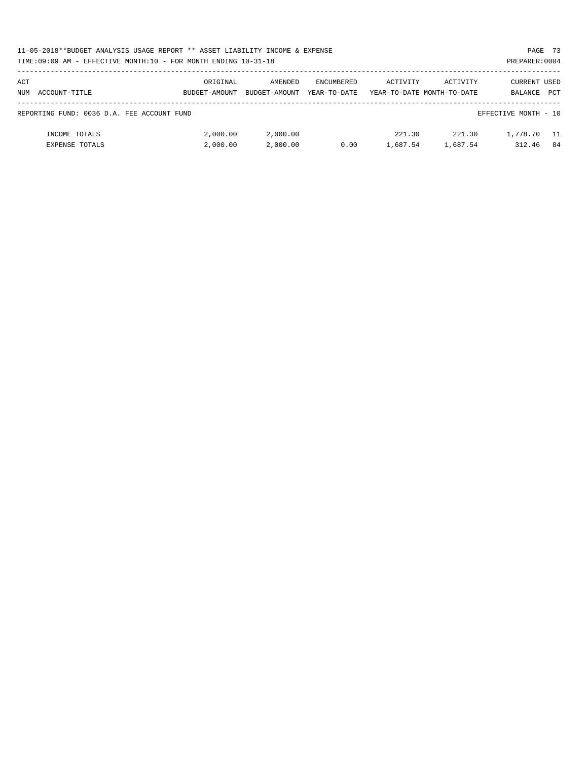| ACT NUM | ACCOUNT-TITLE | ORIGINAL BUDGET-AMOUNT | AMENDED BUDGET-AMOUNT | ENCUMBERED YEAR-TO-DATE | ACTIVITY YEAR-TO-DATE | ACTIVITY MONTH-TO-DATE | CURRENT BALANCE | USED PCT |
|---|---|---|---|---|---|---|---|---|
| REPORTING FUND: 0036 D.A. FEE ACCOUNT FUND | | | | | | | EFFECTIVE MONTH - 10 | |
| | INCOME TOTALS | 2,000.00 | 2,000.00 | | 221.30 | 221.30 | 1,778.70 | 11 |
| | EXPENSE TOTALS | 2,000.00 | 2,000.00 | 0.00 | 1,687.54 | 1,687.54 | 312.46 | 84 |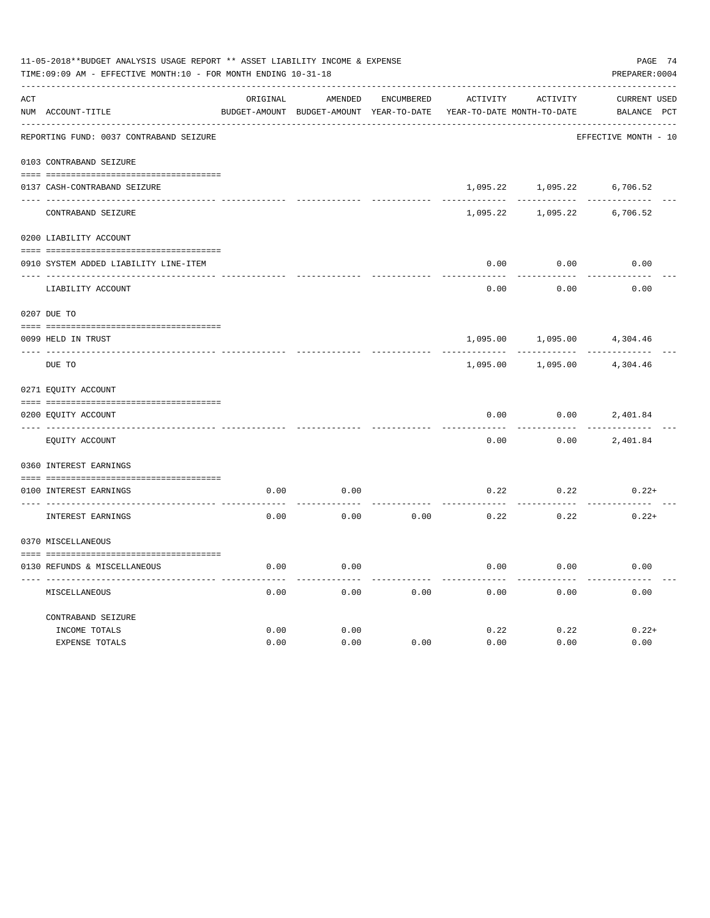11-05-2018**BUDGET ANALYSIS USAGE REPORT ** ASSET LIABILITY INCOME & EXPENSE

TIME:09:09 AM - EFFECTIVE MONTH:10 - FOR MONTH ENDING 10-31-18

PREPARER:0004

| ACT NUM | ACCOUNT-TITLE | ORIGINAL BUDGET-AMOUNT | AMENDED BUDGET-AMOUNT | ENCUMBERED YEAR-TO-DATE | ACTIVITY YEAR-TO-DATE | ACTIVITY MONTH-TO-DATE | CURRENT BALANCE | USED PCT |
|---|---|---|---|---|---|---|---|---|
| | REPORTING FUND: 0037 CONTRABAND SEIZURE | | | | | | EFFECTIVE MONTH - 10 | |
| 0103 | CONTRABAND SEIZURE | | | | | | | |
| 0137 | CASH-CONTRABAND SEIZURE | | | | 1,095.22 | 1,095.22 | 6,706.52 | |
| | CONTRABAND SEIZURE | | | | 1,095.22 | 1,095.22 | 6,706.52 | |
| 0200 | LIABILITY ACCOUNT | | | | | | | |
| 0910 | SYSTEM ADDED LIABILITY LINE-ITEM | | | | 0.00 | 0.00 | 0.00 | |
| | LIABILITY ACCOUNT | | | | 0.00 | 0.00 | 0.00 | |
| 0207 | DUE TO | | | | | | | |
| 0099 | HELD IN TRUST | | | | 1,095.00 | 1,095.00 | 4,304.46 | |
| | DUE TO | | | | 1,095.00 | 1,095.00 | 4,304.46 | |
| 0271 | EQUITY ACCOUNT | | | | | | | |
| 0200 | EQUITY ACCOUNT | | | | 0.00 | 0.00 | 2,401.84 | |
| | EQUITY ACCOUNT | | | | 0.00 | 0.00 | 2,401.84 | |
| 0360 | INTEREST EARNINGS | | | | | | | |
| 0100 | INTEREST EARNINGS | 0.00 | 0.00 | | 0.22 | 0.22 | 0.22+ | |
| | INTEREST EARNINGS | 0.00 | 0.00 | 0.00 | 0.22 | 0.22 | 0.22+ | |
| 0370 | MISCELLANEOUS | | | | | | | |
| 0130 | REFUNDS & MISCELLANEOUS | 0.00 | 0.00 | | 0.00 | 0.00 | 0.00 | |
| | MISCELLANEOUS | 0.00 | 0.00 | 0.00 | 0.00 | 0.00 | 0.00 | |
| | CONTRABAND SEIZURE | | | | | | | |
| | INCOME TOTALS | 0.00 | 0.00 | | 0.22 | 0.22 | 0.22+ | |
| | EXPENSE TOTALS | 0.00 | 0.00 | 0.00 | 0.00 | 0.00 | 0.00 | |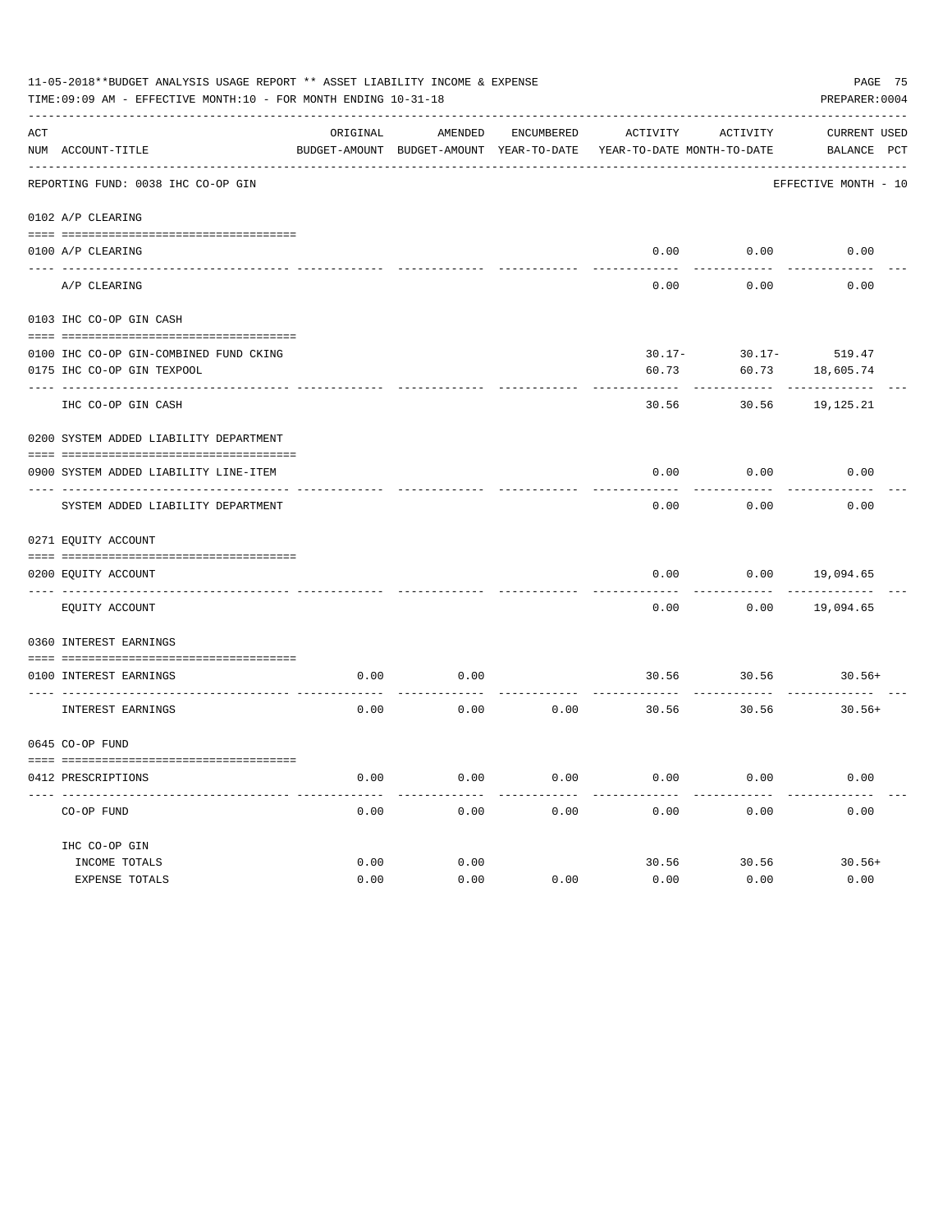11-05-2018**BUDGET ANALYSIS USAGE REPORT ** ASSET LIABILITY INCOME & EXPENSE

TIME:09:09 AM - EFFECTIVE MONTH:10 - FOR MONTH ENDING 10-31-18

PREPARER:0004

| ACT NUM | ACCOUNT-TITLE | ORIGINAL BUDGET-AMOUNT | AMENDED BUDGET-AMOUNT | ENCUMBERED YEAR-TO-DATE | ACTIVITY YEAR-TO-DATE | ACTIVITY MONTH-TO-DATE | CURRENT BALANCE | USED PCT |
|---|---|---|---|---|---|---|---|---|
| | REPORTING FUND: 0038 IHC CO-OP GIN | | | | | | EFFECTIVE MONTH - 10 | |
| | 0102 A/P CLEARING | | | | | | | |
| 0100 | A/P CLEARING | | | | 0.00 | 0.00 | 0.00 | |
| | A/P CLEARING | | | | 0.00 | 0.00 | 0.00 | |
| | 0103 IHC CO-OP GIN CASH | | | | | | | |
| 0100 | IHC CO-OP GIN-COMBINED FUND CKING | | | | 30.17- | 30.17- | 519.47 | |
| 0175 | IHC CO-OP GIN TEXPOOL | | | | 60.73 | 60.73 | 18,605.74 | |
| | IHC CO-OP GIN CASH | | | | 30.56 | 30.56 | 19,125.21 | |
| | 0200 SYSTEM ADDED LIABILITY DEPARTMENT | | | | | | | |
| 0900 | SYSTEM ADDED LIABILITY LINE-ITEM | | | | 0.00 | 0.00 | 0.00 | |
| | SYSTEM ADDED LIABILITY DEPARTMENT | | | | 0.00 | 0.00 | 0.00 | |
| | 0271 EQUITY ACCOUNT | | | | | | | |
| 0200 | EQUITY ACCOUNT | | | | 0.00 | 0.00 | 19,094.65 | |
| | EQUITY ACCOUNT | | | | 0.00 | 0.00 | 19,094.65 | |
| | 0360 INTEREST EARNINGS | | | | | | | |
| 0100 | INTEREST EARNINGS | 0.00 | 0.00 | | 30.56 | 30.56 | 30.56+ | |
| | INTEREST EARNINGS | 0.00 | 0.00 | 0.00 | 30.56 | 30.56 | 30.56+ | |
| | 0645 CO-OP FUND | | | | | | | |
| 0412 | PRESCRIPTIONS | 0.00 | 0.00 | 0.00 | 0.00 | 0.00 | 0.00 | |
| | CO-OP FUND | 0.00 | 0.00 | 0.00 | 0.00 | 0.00 | 0.00 | |
| | IHC CO-OP GIN | | | | | | | |
| | INCOME TOTALS | 0.00 | 0.00 | | 30.56 | 30.56 | 30.56+ | |
| | EXPENSE TOTALS | 0.00 | 0.00 | 0.00 | 0.00 | 0.00 | 0.00 | |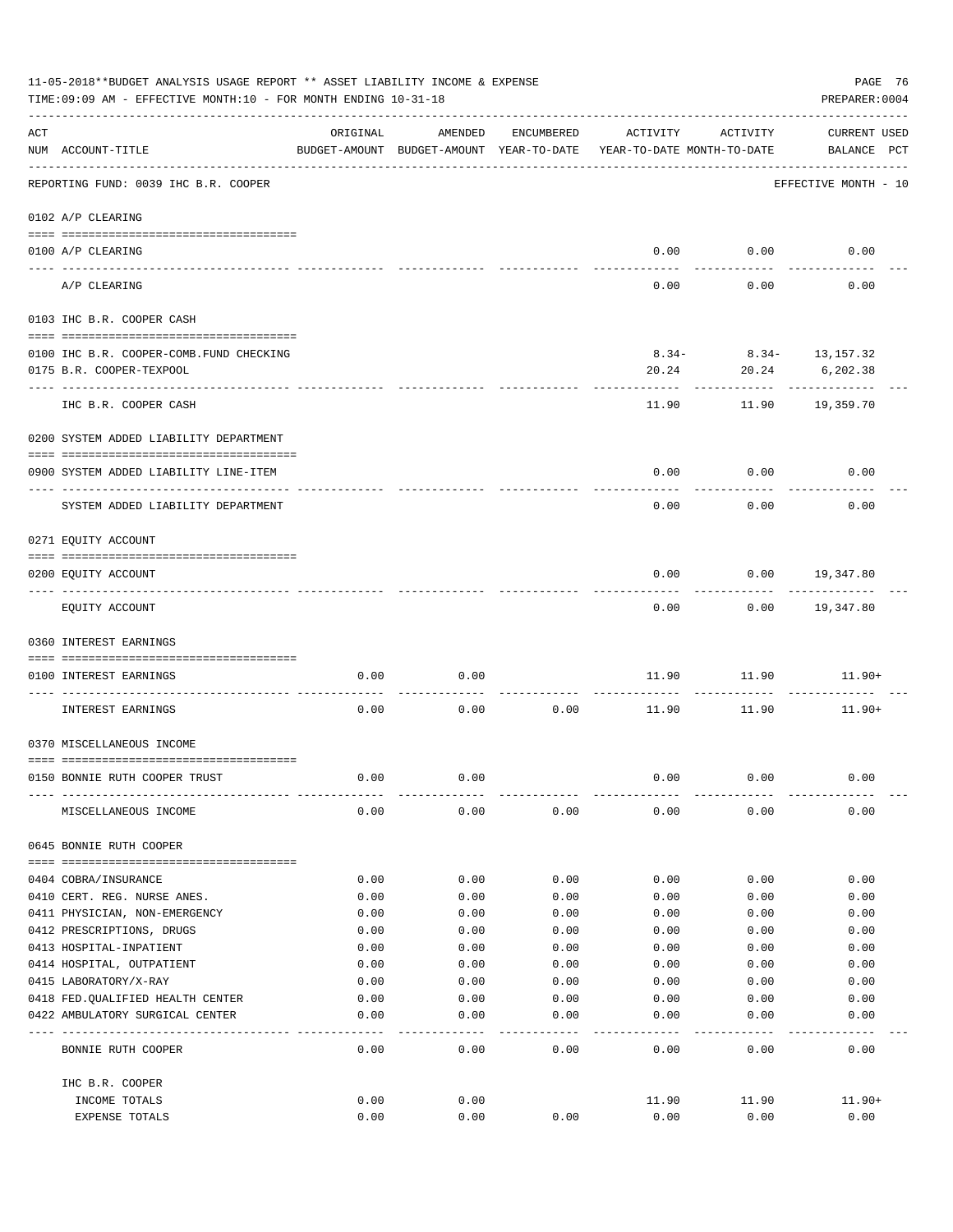11-05-2018**BUDGET ANALYSIS USAGE REPORT ** ASSET LIABILITY INCOME & EXPENSE

TIME:09:09 AM - EFFECTIVE MONTH:10 - FOR MONTH ENDING 10-31-18

PREPARER:0004

REPORTING FUND: 0039 IHC B.R. COOPER — EFFECTIVE MONTH - 10

| ACT NUM | ACCOUNT-TITLE | ORIGINAL BUDGET-AMOUNT | AMENDED BUDGET-AMOUNT | ENCUMBERED YEAR-TO-DATE | ACTIVITY YEAR-TO-DATE | ACTIVITY MONTH-TO-DATE | CURRENT BALANCE | USED PCT |
|---|---|---|---|---|---|---|---|---|
| **0102** | **A/P CLEARING** | | | | | | | |
| 0100 | A/P CLEARING | | | | 0.00 | 0.00 | 0.00 | |
| | A/P CLEARING | | | | 0.00 | 0.00 | 0.00 | |
| **0103** | **IHC B.R. COOPER CASH** | | | | | | | |
| 0100 | IHC B.R. COOPER-COMB.FUND CHECKING | | | | 8.34- | 8.34- | 13,157.32 | |
| 0175 | B.R. COOPER-TEXPOOL | | | | 20.24 | 20.24 | 6,202.38 | |
| | IHC B.R. COOPER CASH | | | | 11.90 | 11.90 | 19,359.70 | |
| **0200** | **SYSTEM ADDED LIABILITY DEPARTMENT** | | | | | | | |
| 0900 | SYSTEM ADDED LIABILITY LINE-ITEM | | | | 0.00 | 0.00 | 0.00 | |
| | SYSTEM ADDED LIABILITY DEPARTMENT | | | | 0.00 | 0.00 | 0.00 | |
| **0271** | **EQUITY ACCOUNT** | | | | | | | |
| 0200 | EQUITY ACCOUNT | | | | 0.00 | 0.00 | 19,347.80 | |
| | EQUITY ACCOUNT | | | | 0.00 | 0.00 | 19,347.80 | |
| **0360** | **INTEREST EARNINGS** | | | | | | | |
| 0100 | INTEREST EARNINGS | 0.00 | 0.00 | | 11.90 | 11.90 | 11.90+ | |
| | INTEREST EARNINGS | 0.00 | 0.00 | 0.00 | 11.90 | 11.90 | 11.90+ | |
| **0370** | **MISCELLANEOUS INCOME** | | | | | | | |
| 0150 | BONNIE RUTH COOPER TRUST | 0.00 | 0.00 | | 0.00 | 0.00 | 0.00 | |
| | MISCELLANEOUS INCOME | 0.00 | 0.00 | 0.00 | 0.00 | 0.00 | 0.00 | |
| **0645** | **BONNIE RUTH COOPER** | | | | | | | |
| 0404 | COBRA/INSURANCE | 0.00 | 0.00 | 0.00 | 0.00 | 0.00 | 0.00 | |
| 0410 | CERT. REG. NURSE ANES. | 0.00 | 0.00 | 0.00 | 0.00 | 0.00 | 0.00 | |
| 0411 | PHYSICIAN, NON-EMERGENCY | 0.00 | 0.00 | 0.00 | 0.00 | 0.00 | 0.00 | |
| 0412 | PRESCRIPTIONS, DRUGS | 0.00 | 0.00 | 0.00 | 0.00 | 0.00 | 0.00 | |
| 0413 | HOSPITAL-INPATIENT | 0.00 | 0.00 | 0.00 | 0.00 | 0.00 | 0.00 | |
| 0414 | HOSPITAL, OUTPATIENT | 0.00 | 0.00 | 0.00 | 0.00 | 0.00 | 0.00 | |
| 0415 | LABORATORY/X-RAY | 0.00 | 0.00 | 0.00 | 0.00 | 0.00 | 0.00 | |
| 0418 | FED.QUALIFIED HEALTH CENTER | 0.00 | 0.00 | 0.00 | 0.00 | 0.00 | 0.00 | |
| 0422 | AMBULATORY SURGICAL CENTER | 0.00 | 0.00 | 0.00 | 0.00 | 0.00 | 0.00 | |
| | BONNIE RUTH COOPER | 0.00 | 0.00 | 0.00 | 0.00 | 0.00 | 0.00 | |
| | **IHC B.R. COOPER** | | | | | | | |
| | INCOME TOTALS | 0.00 | 0.00 | | 11.90 | 11.90 | 11.90+ | |
| | EXPENSE TOTALS | 0.00 | 0.00 | 0.00 | 0.00 | 0.00 | 0.00 | |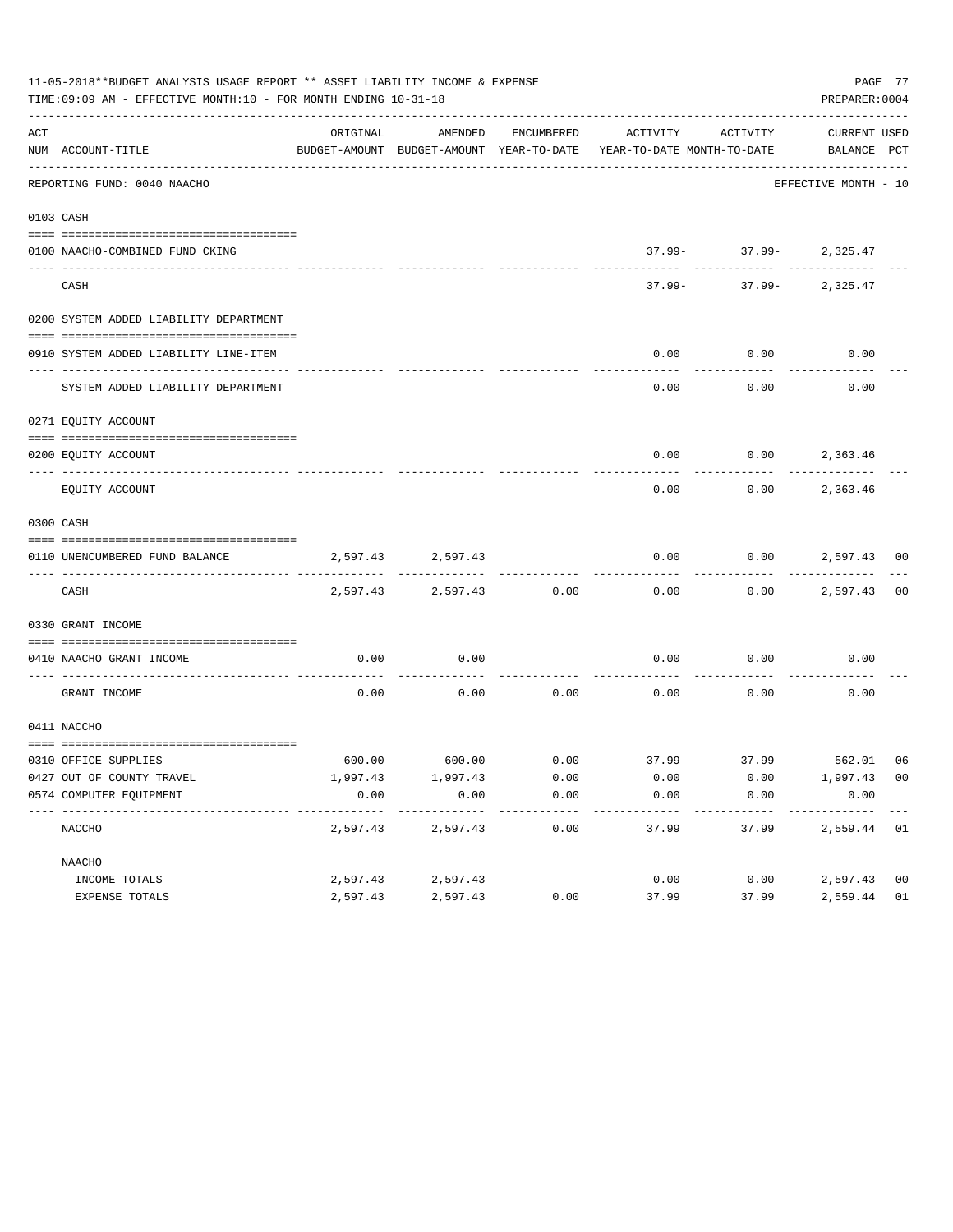11-05-2018**BUDGET ANALYSIS USAGE REPORT ** ASSET LIABILITY INCOME & EXPENSE

TIME:09:09 AM - EFFECTIVE MONTH:10 - FOR MONTH ENDING 10-31-18

PREPARER:0004

| ACT NUM | ACCOUNT-TITLE | ORIGINAL BUDGET-AMOUNT | AMENDED BUDGET-AMOUNT | ENCUMBERED YEAR-TO-DATE | ACTIVITY YEAR-TO-DATE | ACTIVITY MONTH-TO-DATE | CURRENT BALANCE | USED PCT |
|---|---|---|---|---|---|---|---|---|
| | REPORTING FUND: 0040 NAACHO | | | | | | EFFECTIVE MONTH - 10 | |
| 0103 | CASH | | | | | | | |
| 0100 | NAACHO-COMBINED FUND CKING | | | | 37.99- | 37.99- | 2,325.47 | |
| | CASH | | | | 37.99- | 37.99- | 2,325.47 | |
| 0200 | SYSTEM ADDED LIABILITY DEPARTMENT | | | | | | | |
| 0910 | SYSTEM ADDED LIABILITY LINE-ITEM | | | | 0.00 | 0.00 | 0.00 | |
| | SYSTEM ADDED LIABILITY DEPARTMENT | | | | 0.00 | 0.00 | 0.00 | |
| 0271 | EQUITY ACCOUNT | | | | | | | |
| 0200 | EQUITY ACCOUNT | | | | 0.00 | 0.00 | 2,363.46 | |
| | EQUITY ACCOUNT | | | | 0.00 | 0.00 | 2,363.46 | |
| 0300 | CASH | | | | | | | |
| 0110 | UNENCUMBERED FUND BALANCE | 2,597.43 | 2,597.43 | | 0.00 | 0.00 | 2,597.43 | 00 |
| | CASH | 2,597.43 | 2,597.43 | 0.00 | 0.00 | 0.00 | 2,597.43 | 00 |
| 0330 | GRANT INCOME | | | | | | | |
| 0410 | NAACHO GRANT INCOME | 0.00 | 0.00 | | 0.00 | 0.00 | 0.00 | |
| | GRANT INCOME | 0.00 | 0.00 | 0.00 | 0.00 | 0.00 | 0.00 | |
| 0411 | NACCHO | | | | | | | |
| 0310 | OFFICE SUPPLIES | 600.00 | 600.00 | 0.00 | 37.99 | 37.99 | 562.01 | 06 |
| 0427 | OUT OF COUNTY TRAVEL | 1,997.43 | 1,997.43 | 0.00 | 0.00 | 0.00 | 1,997.43 | 00 |
| 0574 | COMPUTER EQUIPMENT | 0.00 | 0.00 | 0.00 | 0.00 | 0.00 | 0.00 | |
| | NACCHO | 2,597.43 | 2,597.43 | 0.00 | 37.99 | 37.99 | 2,559.44 | 01 |
| | NAACHO | | | | | | | |
| | INCOME TOTALS | 2,597.43 | 2,597.43 | | 0.00 | 0.00 | 2,597.43 | 00 |
| | EXPENSE TOTALS | 2,597.43 | 2,597.43 | 0.00 | 37.99 | 37.99 | 2,559.44 | 01 |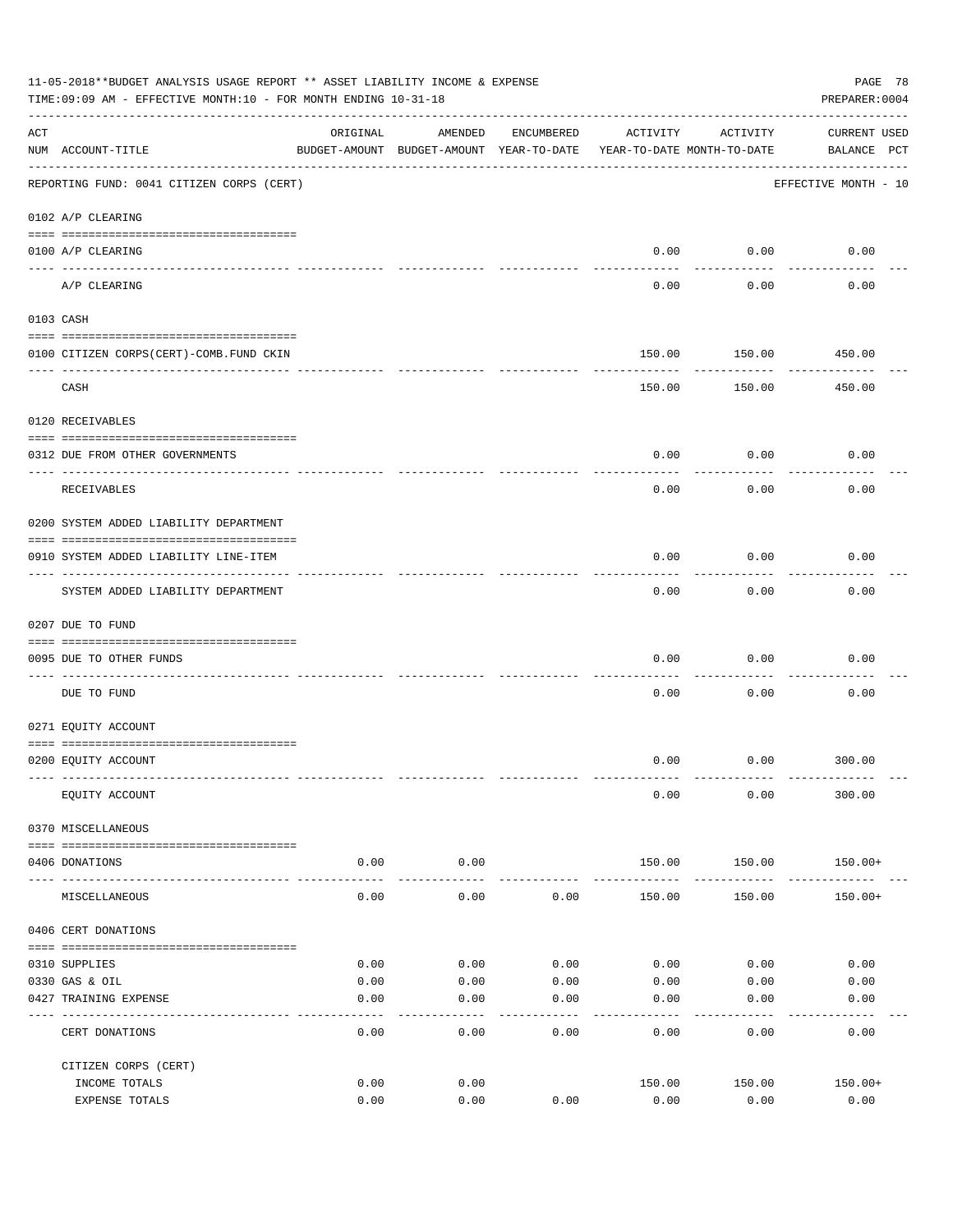11-05-2018**BUDGET ANALYSIS USAGE REPORT ** ASSET LIABILITY INCOME & EXPENSE

TIME:09:09 AM - EFFECTIVE MONTH:10 - FOR MONTH ENDING 10-31-18

PREPARER:0004

REPORTING FUND: 0041 CITIZEN CORPS (CERT) — EFFECTIVE MONTH - 10

| ACT NUM | ACCOUNT-TITLE | ORIGINAL BUDGET-AMOUNT | AMENDED BUDGET-AMOUNT | ENCUMBERED YEAR-TO-DATE | ACTIVITY YEAR-TO-DATE | ACTIVITY MONTH-TO-DATE | CURRENT BALANCE | USED PCT |
|---|---|---|---|---|---|---|---|---|
| 0102 | A/P CLEARING | | | | | | | |
| 0100 | A/P CLEARING | | | | 0.00 | 0.00 | 0.00 | |
| | A/P CLEARING | | | | 0.00 | 0.00 | 0.00 | |
| 0103 | CASH | | | | | | | |
| 0100 | CITIZEN CORPS(CERT)-COMB.FUND CKIN | | | | 150.00 | 150.00 | 450.00 | |
| | CASH | | | | 150.00 | 150.00 | 450.00 | |
| 0120 | RECEIVABLES | | | | | | | |
| 0312 | DUE FROM OTHER GOVERNMENTS | | | | 0.00 | 0.00 | 0.00 | |
| | RECEIVABLES | | | | 0.00 | 0.00 | 0.00 | |
| 0200 | SYSTEM ADDED LIABILITY DEPARTMENT | | | | | | | |
| 0910 | SYSTEM ADDED LIABILITY LINE-ITEM | | | | 0.00 | 0.00 | 0.00 | |
| | SYSTEM ADDED LIABILITY DEPARTMENT | | | | 0.00 | 0.00 | 0.00 | |
| 0207 | DUE TO FUND | | | | | | | |
| 0095 | DUE TO OTHER FUNDS | | | | 0.00 | 0.00 | 0.00 | |
| | DUE TO FUND | | | | 0.00 | 0.00 | 0.00 | |
| 0271 | EQUITY ACCOUNT | | | | | | | |
| 0200 | EQUITY ACCOUNT | | | | 0.00 | 0.00 | 300.00 | |
| | EQUITY ACCOUNT | | | | 0.00 | 0.00 | 300.00 | |
| 0370 | MISCELLANEOUS | | | | | | | |
| 0406 | DONATIONS | 0.00 | 0.00 | | 150.00 | 150.00 | 150.00+ | |
| | MISCELLANEOUS | 0.00 | 0.00 | 0.00 | 150.00 | 150.00 | 150.00+ | |
| 0406 | CERT DONATIONS | | | | | | | |
| 0310 | SUPPLIES | 0.00 | 0.00 | 0.00 | 0.00 | 0.00 | 0.00 | |
| 0330 | GAS & OIL | 0.00 | 0.00 | 0.00 | 0.00 | 0.00 | 0.00 | |
| 0427 | TRAINING EXPENSE | 0.00 | 0.00 | 0.00 | 0.00 | 0.00 | 0.00 | |
| | CERT DONATIONS | 0.00 | 0.00 | 0.00 | 0.00 | 0.00 | 0.00 | |
| | CITIZEN CORPS (CERT) | | | | | | | |
| | INCOME TOTALS | 0.00 | 0.00 | | 150.00 | 150.00 | 150.00+ | |
| | EXPENSE TOTALS | 0.00 | 0.00 | 0.00 | 0.00 | 0.00 | 0.00 | |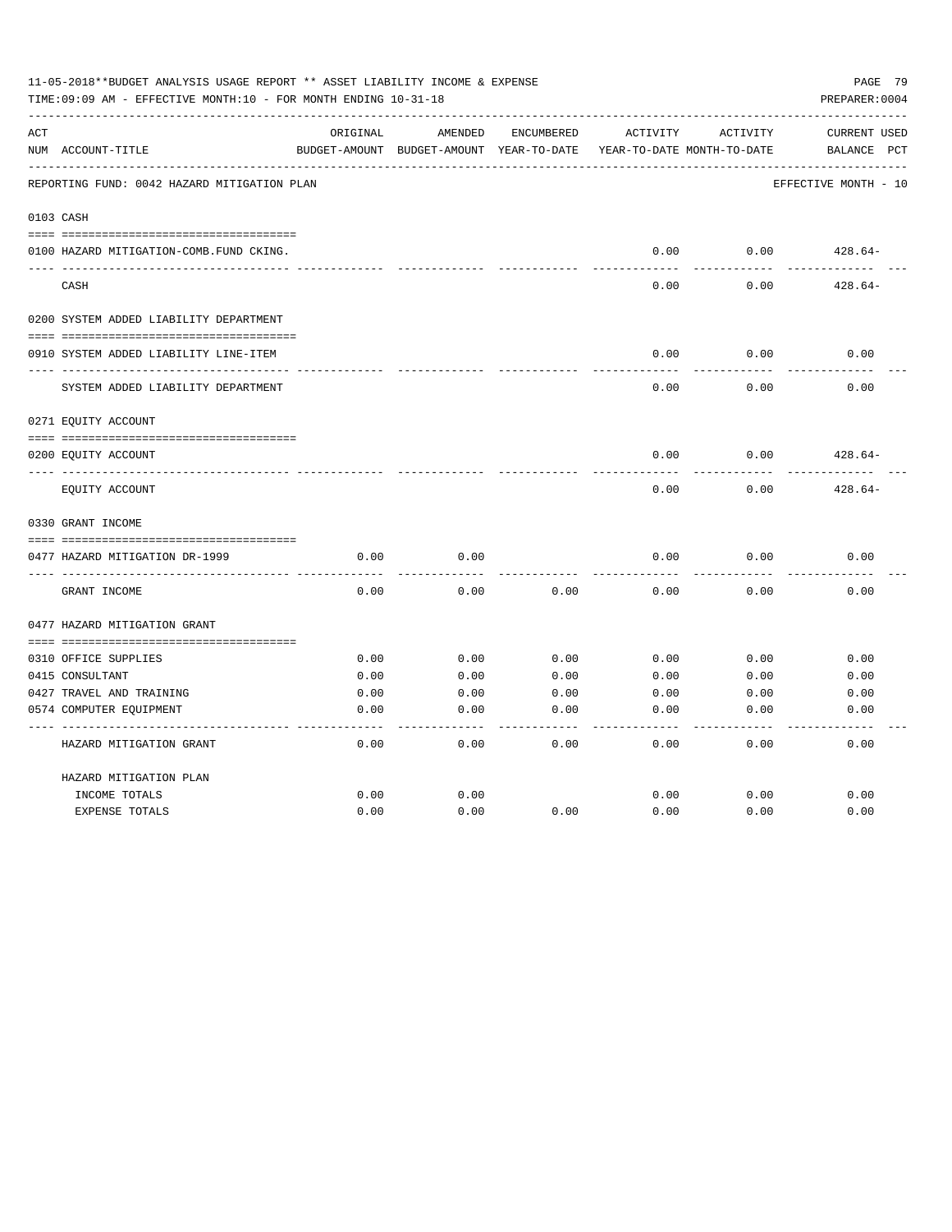11-05-2018**BUDGET ANALYSIS USAGE REPORT ** ASSET LIABILITY INCOME & EXPENSE

TIME:09:09 AM - EFFECTIVE MONTH:10 - FOR MONTH ENDING 10-31-18

PREPARER:0004

| ACT NUM | ACCOUNT-TITLE | ORIGINAL BUDGET-AMOUNT | AMENDED BUDGET-AMOUNT | ENCUMBERED YEAR-TO-DATE | ACTIVITY YEAR-TO-DATE | ACTIVITY MONTH-TO-DATE | CURRENT BALANCE | USED PCT |
|---|---|---|---|---|---|---|---|---|
| | REPORTING FUND: 0042 HAZARD MITIGATION PLAN | | | | | | EFFECTIVE MONTH - 10 | |
| 0103 | CASH | | | | | | | |
| 0100 | HAZARD MITIGATION-COMB.FUND CKING. | | | | 0.00 | 0.00 | 428.64- | |
| | CASH | | | | 0.00 | 0.00 | 428.64- | |
| 0200 | SYSTEM ADDED LIABILITY DEPARTMENT | | | | | | | |
| 0910 | SYSTEM ADDED LIABILITY LINE-ITEM | | | | 0.00 | 0.00 | 0.00 | |
| | SYSTEM ADDED LIABILITY DEPARTMENT | | | | 0.00 | 0.00 | 0.00 | |
| 0271 | EQUITY ACCOUNT | | | | | | | |
| 0200 | EQUITY ACCOUNT | | | | 0.00 | 0.00 | 428.64- | |
| | EQUITY ACCOUNT | | | | 0.00 | 0.00 | 428.64- | |
| 0330 | GRANT INCOME | | | | | | | |
| 0477 | HAZARD MITIGATION DR-1999 | 0.00 | 0.00 | | 0.00 | 0.00 | 0.00 | |
| | GRANT INCOME | 0.00 | 0.00 | 0.00 | 0.00 | 0.00 | 0.00 | |
| 0477 | HAZARD MITIGATION GRANT | | | | | | | |
| 0310 | OFFICE SUPPLIES | 0.00 | 0.00 | 0.00 | 0.00 | 0.00 | 0.00 | |
| 0415 | CONSULTANT | 0.00 | 0.00 | 0.00 | 0.00 | 0.00 | 0.00 | |
| 0427 | TRAVEL AND TRAINING | 0.00 | 0.00 | 0.00 | 0.00 | 0.00 | 0.00 | |
| 0574 | COMPUTER EQUIPMENT | 0.00 | 0.00 | 0.00 | 0.00 | 0.00 | 0.00 | |
| | HAZARD MITIGATION GRANT | 0.00 | 0.00 | 0.00 | 0.00 | 0.00 | 0.00 | |
| | HAZARD MITIGATION PLAN | | | | | | | |
| | INCOME TOTALS | 0.00 | 0.00 | | 0.00 | 0.00 | 0.00 | |
| | EXPENSE TOTALS | 0.00 | 0.00 | 0.00 | 0.00 | 0.00 | 0.00 | |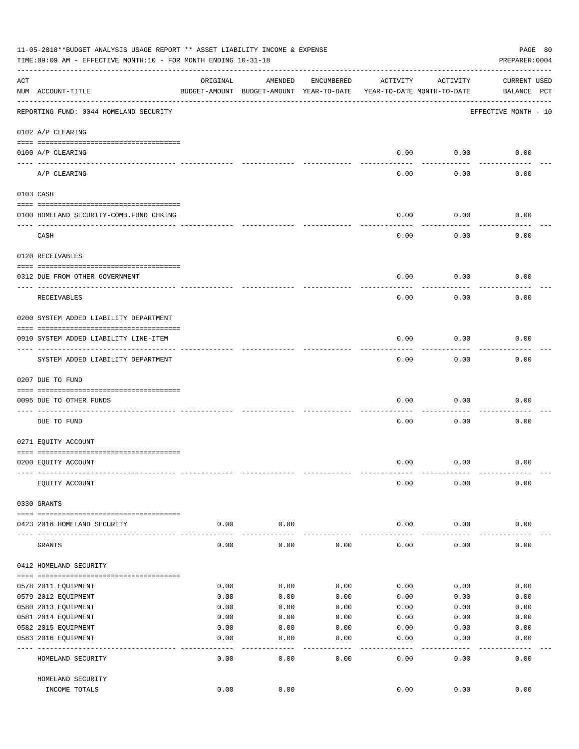11-05-2018**BUDGET ANALYSIS USAGE REPORT ** ASSET LIABILITY INCOME & EXPENSE

TIME:09:09 AM - EFFECTIVE MONTH:10 - FOR MONTH ENDING 10-31-18

PREPARER:0004

REPORTING FUND: 0044 HOMELAND SECURITY — EFFECTIVE MONTH - 10

| ACT NUM | ACCOUNT-TITLE | ORIGINAL BUDGET-AMOUNT | AMENDED BUDGET-AMOUNT | ENCUMBERED YEAR-TO-DATE | ACTIVITY YEAR-TO-DATE | ACTIVITY MONTH-TO-DATE | CURRENT BALANCE | USED PCT |
|---|---|---|---|---|---|---|---|---|
| **0102** | **A/P CLEARING** | | | | | | | |
| 0100 | A/P CLEARING | | | | 0.00 | 0.00 | 0.00 | |
| | A/P CLEARING | | | | 0.00 | 0.00 | 0.00 | |
| **0103** | **CASH** | | | | | | | |
| 0100 | HOMELAND SECURITY-COMB.FUND CHKING | | | | 0.00 | 0.00 | 0.00 | |
| | CASH | | | | 0.00 | 0.00 | 0.00 | |
| **0120** | **RECEIVABLES** | | | | | | | |
| 0312 | DUE FROM OTHER GOVERNMENT | | | | 0.00 | 0.00 | 0.00 | |
| | RECEIVABLES | | | | 0.00 | 0.00 | 0.00 | |
| **0200** | **SYSTEM ADDED LIABILITY DEPARTMENT** | | | | | | | |
| 0910 | SYSTEM ADDED LIABILITY LINE-ITEM | | | | 0.00 | 0.00 | 0.00 | |
| | SYSTEM ADDED LIABILITY DEPARTMENT | | | | 0.00 | 0.00 | 0.00 | |
| **0207** | **DUE TO FUND** | | | | | | | |
| 0095 | DUE TO OTHER FUNDS | | | | 0.00 | 0.00 | 0.00 | |
| | DUE TO FUND | | | | 0.00 | 0.00 | 0.00 | |
| **0271** | **EQUITY ACCOUNT** | | | | | | | |
| 0200 | EQUITY ACCOUNT | | | | 0.00 | 0.00 | 0.00 | |
| | EQUITY ACCOUNT | | | | 0.00 | 0.00 | 0.00 | |
| **0330** | **GRANTS** | | | | | | | |
| 0423 | 2016 HOMELAND SECURITY | 0.00 | 0.00 | | 0.00 | 0.00 | 0.00 | |
| | GRANTS | 0.00 | 0.00 | 0.00 | 0.00 | 0.00 | 0.00 | |
| **0412** | **HOMELAND SECURITY** | | | | | | | |
| 0578 | 2011 EQUIPMENT | 0.00 | 0.00 | 0.00 | 0.00 | 0.00 | 0.00 | |
| 0579 | 2012 EQUIPMENT | 0.00 | 0.00 | 0.00 | 0.00 | 0.00 | 0.00 | |
| 0580 | 2013 EQUIPMENT | 0.00 | 0.00 | 0.00 | 0.00 | 0.00 | 0.00 | |
| 0581 | 2014 EQUIPMENT | 0.00 | 0.00 | 0.00 | 0.00 | 0.00 | 0.00 | |
| 0582 | 2015 EQUIPMENT | 0.00 | 0.00 | 0.00 | 0.00 | 0.00 | 0.00 | |
| 0583 | 2016 EQUIPMENT | 0.00 | 0.00 | 0.00 | 0.00 | 0.00 | 0.00 | |
| | HOMELAND SECURITY | 0.00 | 0.00 | 0.00 | 0.00 | 0.00 | 0.00 | |
| | HOMELAND SECURITY INCOME TOTALS | 0.00 | 0.00 | | 0.00 | 0.00 | 0.00 | |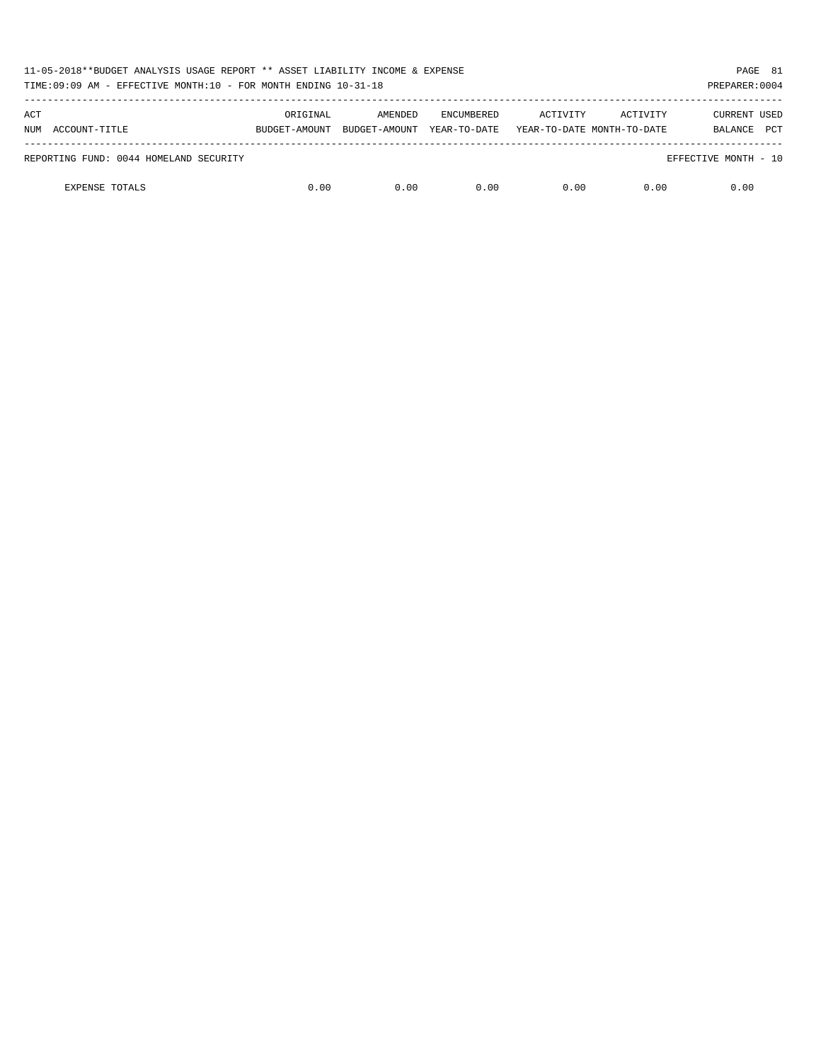11-05-2018**BUDGET ANALYSIS USAGE REPORT ** ASSET LIABILITY INCOME & EXPENSE

TIME:09:09 AM - EFFECTIVE MONTH:10 - FOR MONTH ENDING 10-31-18

PREPARER:0004

| ACT NUM ACCOUNT-TITLE | ORIGINAL BUDGET-AMOUNT | AMENDED BUDGET-AMOUNT | ENCUMBERED YEAR-TO-DATE | ACTIVITY YEAR-TO-DATE | ACTIVITY MONTH-TO-DATE | CURRENT BALANCE | USED PCT |
|---|---|---|---|---|---|---|---|
| REPORTING FUND: 0044 HOMELAND SECURITY | | | | | | EFFECTIVE MONTH - 10 | |
| EXPENSE TOTALS | 0.00 | 0.00 | 0.00 | 0.00 | 0.00 | 0.00 | |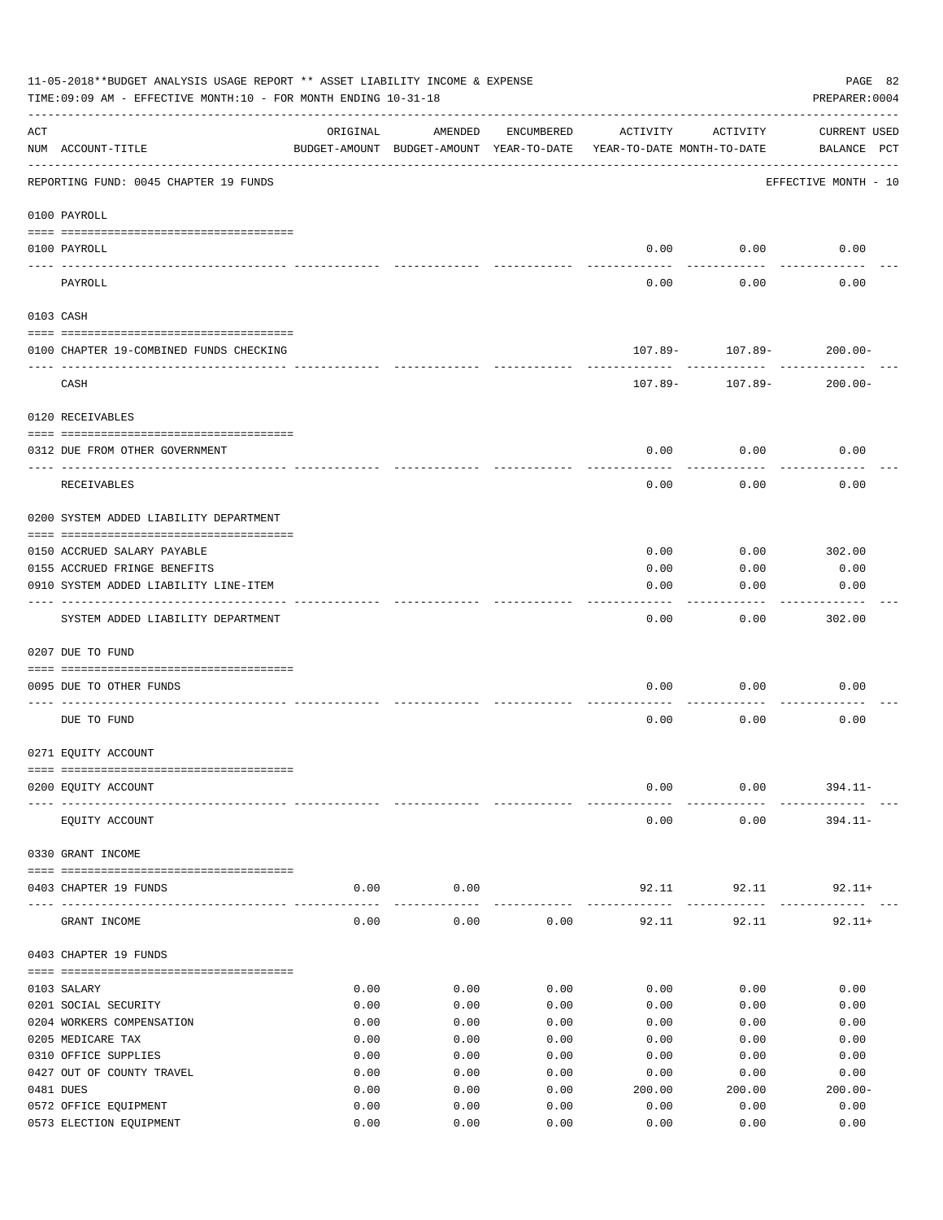11-05-2018**BUDGET ANALYSIS USAGE REPORT ** ASSET LIABILITY INCOME & EXPENSE

TIME:09:09 AM - EFFECTIVE MONTH:10 - FOR MONTH ENDING 10-31-18

PREPARER:0004

| ACT NUM | ACCOUNT-TITLE | ORIGINAL BUDGET-AMOUNT | AMENDED BUDGET-AMOUNT | ENCUMBERED YEAR-TO-DATE | ACTIVITY YEAR-TO-DATE | ACTIVITY MONTH-TO-DATE | CURRENT USED BALANCE | PCT |
|---|---|---|---|---|---|---|---|---|

REPORTING FUND: 0045 CHAPTER 19 FUNDS — EFFECTIVE MONTH - 10

**0100 PAYROLL**

| ACT NUM | ACCOUNT-TITLE | ORIGINAL BUDGET-AMOUNT | AMENDED BUDGET-AMOUNT | ENCUMBERED YEAR-TO-DATE | ACTIVITY YEAR-TO-DATE | ACTIVITY MONTH-TO-DATE | CURRENT USED BALANCE | PCT |
|---|---|---|---|---|---|---|---|---|
| 0100 | PAYROLL | | | | 0.00 | 0.00 | 0.00 | |
| | PAYROLL | | | | 0.00 | 0.00 | 0.00 | |

**0103 CASH**

| ACT NUM | ACCOUNT-TITLE | ORIGINAL BUDGET-AMOUNT | AMENDED BUDGET-AMOUNT | ENCUMBERED YEAR-TO-DATE | ACTIVITY YEAR-TO-DATE | ACTIVITY MONTH-TO-DATE | CURRENT USED BALANCE | PCT |
|---|---|---|---|---|---|---|---|---|
| 0100 | CHAPTER 19-COMBINED FUNDS CHECKING | | | | 107.89- | 107.89- | 200.00- | |
| | CASH | | | | 107.89- | 107.89- | 200.00- | |

**0120 RECEIVABLES**

| ACT NUM | ACCOUNT-TITLE | ORIGINAL BUDGET-AMOUNT | AMENDED BUDGET-AMOUNT | ENCUMBERED YEAR-TO-DATE | ACTIVITY YEAR-TO-DATE | ACTIVITY MONTH-TO-DATE | CURRENT USED BALANCE | PCT |
|---|---|---|---|---|---|---|---|---|
| 0312 | DUE FROM OTHER GOVERNMENT | | | | 0.00 | 0.00 | 0.00 | |
| | RECEIVABLES | | | | 0.00 | 0.00 | 0.00 | |

**0200 SYSTEM ADDED LIABILITY DEPARTMENT**

| ACT NUM | ACCOUNT-TITLE | ORIGINAL BUDGET-AMOUNT | AMENDED BUDGET-AMOUNT | ENCUMBERED YEAR-TO-DATE | ACTIVITY YEAR-TO-DATE | ACTIVITY MONTH-TO-DATE | CURRENT USED BALANCE | PCT |
|---|---|---|---|---|---|---|---|---|
| 0150 | ACCRUED SALARY PAYABLE | | | | 0.00 | 0.00 | 302.00 | |
| 0155 | ACCRUED FRINGE BENEFITS | | | | 0.00 | 0.00 | 0.00 | |
| 0910 | SYSTEM ADDED LIABILITY LINE-ITEM | | | | 0.00 | 0.00 | 0.00 | |
| | SYSTEM ADDED LIABILITY DEPARTMENT | | | | 0.00 | 0.00 | 302.00 | |

**0207 DUE TO FUND**

| ACT NUM | ACCOUNT-TITLE | ORIGINAL BUDGET-AMOUNT | AMENDED BUDGET-AMOUNT | ENCUMBERED YEAR-TO-DATE | ACTIVITY YEAR-TO-DATE | ACTIVITY MONTH-TO-DATE | CURRENT USED BALANCE | PCT |
|---|---|---|---|---|---|---|---|---|
| 0095 | DUE TO OTHER FUNDS | | | | 0.00 | 0.00 | 0.00 | |
| | DUE TO FUND | | | | 0.00 | 0.00 | 0.00 | |

**0271 EQUITY ACCOUNT**

| ACT NUM | ACCOUNT-TITLE | ORIGINAL BUDGET-AMOUNT | AMENDED BUDGET-AMOUNT | ENCUMBERED YEAR-TO-DATE | ACTIVITY YEAR-TO-DATE | ACTIVITY MONTH-TO-DATE | CURRENT USED BALANCE | PCT |
|---|---|---|---|---|---|---|---|---|
| 0200 | EQUITY ACCOUNT | | | | 0.00 | 0.00 | 394.11- | |
| | EQUITY ACCOUNT | | | | 0.00 | 0.00 | 394.11- | |

**0330 GRANT INCOME**

| ACT NUM | ACCOUNT-TITLE | ORIGINAL BUDGET-AMOUNT | AMENDED BUDGET-AMOUNT | ENCUMBERED YEAR-TO-DATE | ACTIVITY YEAR-TO-DATE | ACTIVITY MONTH-TO-DATE | CURRENT USED BALANCE | PCT |
|---|---|---|---|---|---|---|---|---|
| 0403 | CHAPTER 19 FUNDS | 0.00 | 0.00 | | 92.11 | 92.11 | 92.11+ | |
| | GRANT INCOME | 0.00 | 0.00 | 0.00 | 92.11 | 92.11 | 92.11+ | |

**0403 CHAPTER 19 FUNDS**

| ACT NUM | ACCOUNT-TITLE | ORIGINAL BUDGET-AMOUNT | AMENDED BUDGET-AMOUNT | ENCUMBERED YEAR-TO-DATE | ACTIVITY YEAR-TO-DATE | ACTIVITY MONTH-TO-DATE | CURRENT USED BALANCE | PCT |
|---|---|---|---|---|---|---|---|---|
| 0103 | SALARY | 0.00 | 0.00 | 0.00 | 0.00 | 0.00 | 0.00 | |
| 0201 | SOCIAL SECURITY | 0.00 | 0.00 | 0.00 | 0.00 | 0.00 | 0.00 | |
| 0204 | WORKERS COMPENSATION | 0.00 | 0.00 | 0.00 | 0.00 | 0.00 | 0.00 | |
| 0205 | MEDICARE TAX | 0.00 | 0.00 | 0.00 | 0.00 | 0.00 | 0.00 | |
| 0310 | OFFICE SUPPLIES | 0.00 | 0.00 | 0.00 | 0.00 | 0.00 | 0.00 | |
| 0427 | OUT OF COUNTY TRAVEL | 0.00 | 0.00 | 0.00 | 0.00 | 0.00 | 0.00 | |
| 0481 | DUES | 0.00 | 0.00 | 0.00 | 200.00 | 200.00 | 200.00- | |
| 0572 | OFFICE EQUIPMENT | 0.00 | 0.00 | 0.00 | 0.00 | 0.00 | 0.00 | |
| 0573 | ELECTION EQUIPMENT | 0.00 | 0.00 | 0.00 | 0.00 | 0.00 | 0.00 | |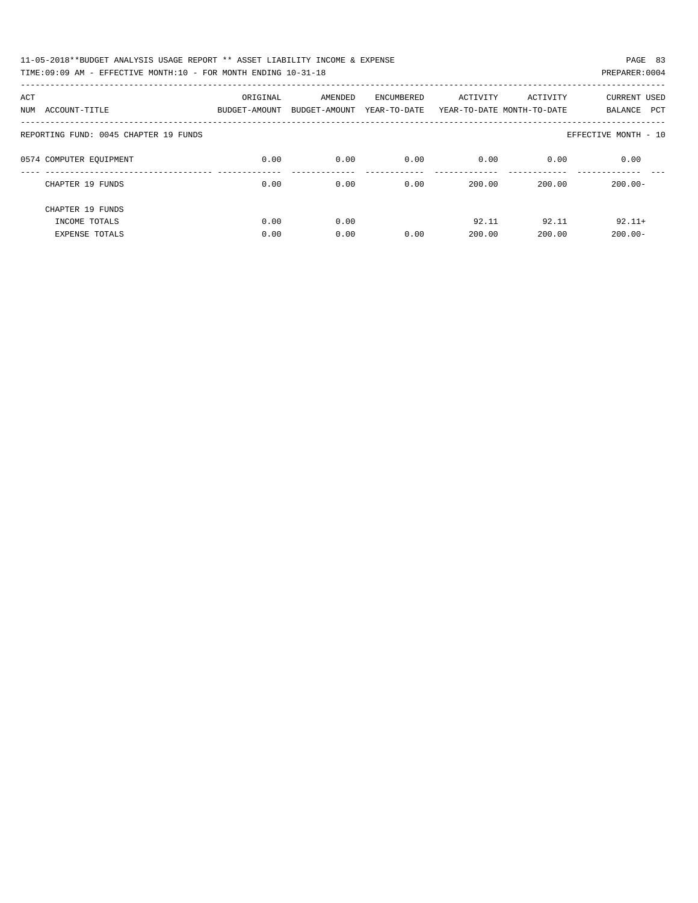11-05-2018**BUDGET ANALYSIS USAGE REPORT ** ASSET LIABILITY INCOME & EXPENSE

TIME:09:09 AM - EFFECTIVE MONTH:10 - FOR MONTH ENDING 10-31-18

PREPARER:0004

| ACT NUM ACCOUNT-TITLE | ORIGINAL BUDGET-AMOUNT | AMENDED BUDGET-AMOUNT | ENCUMBERED YEAR-TO-DATE | ACTIVITY YEAR-TO-DATE | ACTIVITY MONTH-TO-DATE | CURRENT BALANCE | USED PCT |
|---|---|---|---|---|---|---|---|
| REPORTING FUND: 0045 CHAPTER 19 FUNDS | | | | | | EFFECTIVE MONTH - 10 | |
| 0574 COMPUTER EQUIPMENT | 0.00 | 0.00 | 0.00 | 0.00 | 0.00 | 0.00 | |
| CHAPTER 19 FUNDS | 0.00 | 0.00 | 0.00 | 200.00 | 200.00 | 200.00- | |
| CHAPTER 19 FUNDS | | | | | | | |
| INCOME TOTALS | 0.00 | 0.00 | | 92.11 | 92.11 | 92.11+ | |
| EXPENSE TOTALS | 0.00 | 0.00 | 0.00 | 200.00 | 200.00 | 200.00- | |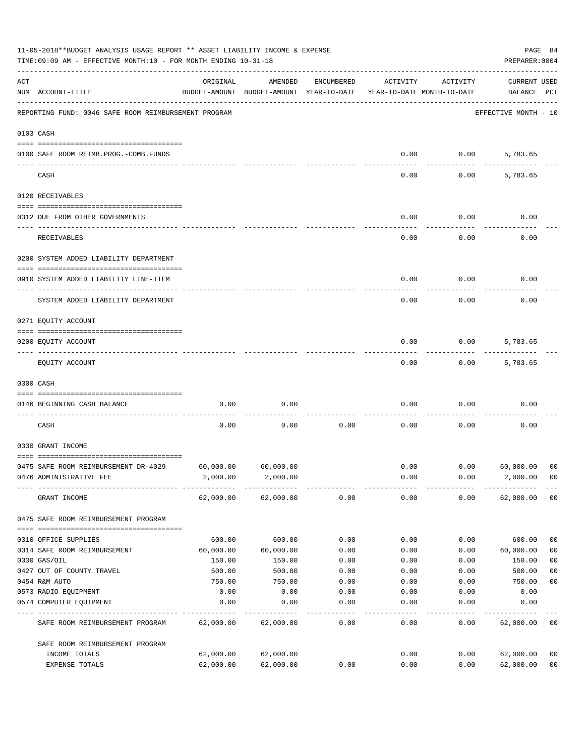11-05-2018**BUDGET ANALYSIS USAGE REPORT ** ASSET LIABILITY INCOME & EXPENSE

TIME:09:09 AM - EFFECTIVE MONTH:10 - FOR MONTH ENDING 10-31-18

PREPARER:0004

| ACT NUM | ACCOUNT-TITLE | ORIGINAL BUDGET-AMOUNT | AMENDED BUDGET-AMOUNT | ENCUMBERED YEAR-TO-DATE | ACTIVITY YEAR-TO-DATE | ACTIVITY MONTH-TO-DATE | CURRENT BALANCE | USED PCT |
|---|---|---|---|---|---|---|---|---|
| | REPORTING FUND: 0046 SAFE ROOM REIMBURSEMENT PROGRAM | | | | | | EFFECTIVE MONTH - 10 | |
| | **0103 CASH** | | | | | | | |
| 0100 | SAFE ROOM REIMB.PROG.-COMB.FUNDS | | | | 0.00 | 0.00 | 5,783.65 | |
| | CASH | | | | 0.00 | 0.00 | 5,783.65 | |
| | **0120 RECEIVABLES** | | | | | | | |
| 0312 | DUE FROM OTHER GOVERNMENTS | | | | 0.00 | 0.00 | 0.00 | |
| | RECEIVABLES | | | | 0.00 | 0.00 | 0.00 | |
| | **0200 SYSTEM ADDED LIABILITY DEPARTMENT** | | | | | | | |
| 0910 | SYSTEM ADDED LIABILITY LINE-ITEM | | | | 0.00 | 0.00 | 0.00 | |
| | SYSTEM ADDED LIABILITY DEPARTMENT | | | | 0.00 | 0.00 | 0.00 | |
| | **0271 EQUITY ACCOUNT** | | | | | | | |
| 0200 | EQUITY ACCOUNT | | | | 0.00 | 0.00 | 5,783.65 | |
| | EQUITY ACCOUNT | | | | 0.00 | 0.00 | 5,783.65 | |
| | **0300 CASH** | | | | | | | |
| 0146 | BEGINNING CASH BALANCE | 0.00 | 0.00 | | 0.00 | 0.00 | 0.00 | |
| | CASH | 0.00 | 0.00 | 0.00 | 0.00 | 0.00 | 0.00 | |
| | **0330 GRANT INCOME** | | | | | | | |
| 0475 | SAFE ROOM REIMBURSEMENT DR-4029 | 60,000.00 | 60,000.00 | | 0.00 | 0.00 | 60,000.00 | 00 |
| 0476 | ADMINISTRATIVE FEE | 2,000.00 | 2,000.00 | | 0.00 | 0.00 | 2,000.00 | 00 |
| | GRANT INCOME | 62,000.00 | 62,000.00 | 0.00 | 0.00 | 0.00 | 62,000.00 | 00 |
| | **0475 SAFE ROOM REIMBURSEMENT PROGRAM** | | | | | | | |
| 0310 | OFFICE SUPPLIES | 600.00 | 600.00 | 0.00 | 0.00 | 0.00 | 600.00 | 00 |
| 0314 | SAFE ROOM REIMBURSEMENT | 60,000.00 | 60,000.00 | 0.00 | 0.00 | 0.00 | 60,000.00 | 00 |
| 0330 | GAS/OIL | 150.00 | 150.00 | 0.00 | 0.00 | 0.00 | 150.00 | 00 |
| 0427 | OUT OF COUNTY TRAVEL | 500.00 | 500.00 | 0.00 | 0.00 | 0.00 | 500.00 | 00 |
| 0454 | R&M AUTO | 750.00 | 750.00 | 0.00 | 0.00 | 0.00 | 750.00 | 00 |
| 0573 | RADIO EQUIPMENT | 0.00 | 0.00 | 0.00 | 0.00 | 0.00 | 0.00 | |
| 0574 | COMPUTER EQUIPMENT | 0.00 | 0.00 | 0.00 | 0.00 | 0.00 | 0.00 | |
| | SAFE ROOM REIMBURSEMENT PROGRAM | 62,000.00 | 62,000.00 | 0.00 | 0.00 | 0.00 | 62,000.00 | 00 |
| | **SAFE ROOM REIMBURSEMENT PROGRAM** | | | | | | | |
| | INCOME TOTALS | 62,000.00 | 62,000.00 | | 0.00 | 0.00 | 62,000.00 | 00 |
| | EXPENSE TOTALS | 62,000.00 | 62,000.00 | 0.00 | 0.00 | 0.00 | 62,000.00 | 00 |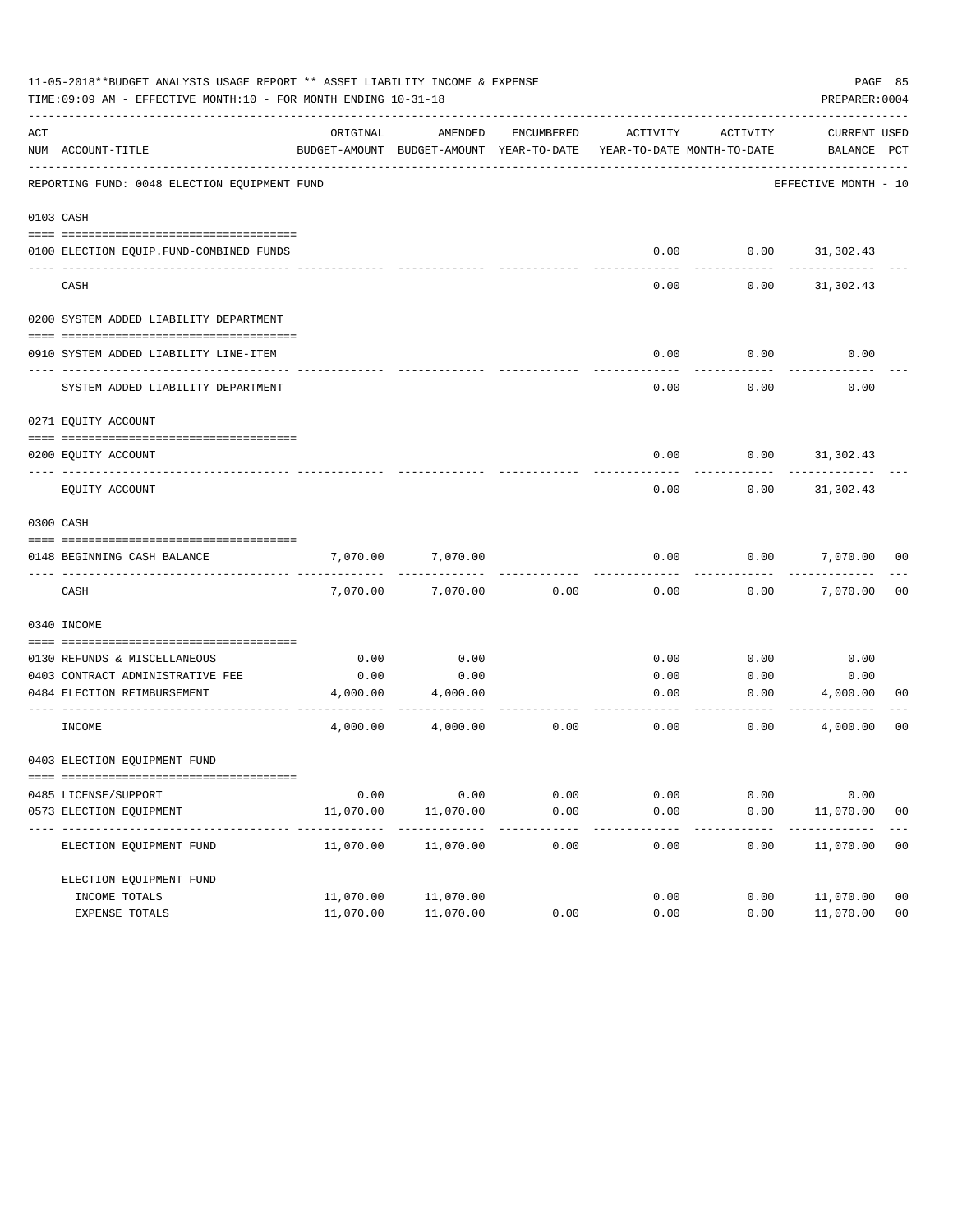11-05-2018**BUDGET ANALYSIS USAGE REPORT ** ASSET LIABILITY INCOME & EXPENSE

TIME:09:09 AM - EFFECTIVE MONTH:10 - FOR MONTH ENDING 10-31-18

PREPARER:0004

REPORTING FUND: 0048 ELECTION EQUIPMENT FUND — EFFECTIVE MONTH - 10

| ACT NUM | ACCOUNT-TITLE | ORIGINAL BUDGET-AMOUNT | AMENDED BUDGET-AMOUNT | ENCUMBERED YEAR-TO-DATE | ACTIVITY YEAR-TO-DATE | ACTIVITY MONTH-TO-DATE | CURRENT BALANCE | USED PCT |
|---|---|---|---|---|---|---|---|---|
| **0103** | **CASH** | | | | | | | |
| 0100 | ELECTION EQUIP.FUND-COMBINED FUNDS | | | | 0.00 | 0.00 | 31,302.43 | |
| | CASH | | | | 0.00 | 0.00 | 31,302.43 | |
| **0200** | **SYSTEM ADDED LIABILITY DEPARTMENT** | | | | | | | |
| 0910 | SYSTEM ADDED LIABILITY LINE-ITEM | | | | 0.00 | 0.00 | 0.00 | |
| | SYSTEM ADDED LIABILITY DEPARTMENT | | | | 0.00 | 0.00 | 0.00 | |
| **0271** | **EQUITY ACCOUNT** | | | | | | | |
| 0200 | EQUITY ACCOUNT | | | | 0.00 | 0.00 | 31,302.43 | |
| | EQUITY ACCOUNT | | | | 0.00 | 0.00 | 31,302.43 | |
| **0300** | **CASH** | | | | | | | |
| 0148 | BEGINNING CASH BALANCE | 7,070.00 | 7,070.00 | | 0.00 | 0.00 | 7,070.00 | 00 |
| | CASH | 7,070.00 | 7,070.00 | 0.00 | 0.00 | 0.00 | 7,070.00 | 00 |
| **0340** | **INCOME** | | | | | | | |
| 0130 | REFUNDS & MISCELLANEOUS | 0.00 | 0.00 | | 0.00 | 0.00 | 0.00 | |
| 0403 | CONTRACT ADMINISTRATIVE FEE | 0.00 | 0.00 | | 0.00 | 0.00 | 0.00 | |
| 0484 | ELECTION REIMBURSEMENT | 4,000.00 | 4,000.00 | | 0.00 | 0.00 | 4,000.00 | 00 |
| | INCOME | 4,000.00 | 4,000.00 | 0.00 | 0.00 | 0.00 | 4,000.00 | 00 |
| **0403** | **ELECTION EQUIPMENT FUND** | | | | | | | |
| 0485 | LICENSE/SUPPORT | 0.00 | 0.00 | 0.00 | 0.00 | 0.00 | 0.00 | |
| 0573 | ELECTION EQUIPMENT | 11,070.00 | 11,070.00 | 0.00 | 0.00 | 0.00 | 11,070.00 | 00 |
| | ELECTION EQUIPMENT FUND | 11,070.00 | 11,070.00 | 0.00 | 0.00 | 0.00 | 11,070.00 | 00 |
| | ELECTION EQUIPMENT FUND | | | | | | | |
| | INCOME TOTALS | 11,070.00 | 11,070.00 | | 0.00 | 0.00 | 11,070.00 | 00 |
| | EXPENSE TOTALS | 11,070.00 | 11,070.00 | 0.00 | 0.00 | 0.00 | 11,070.00 | 00 |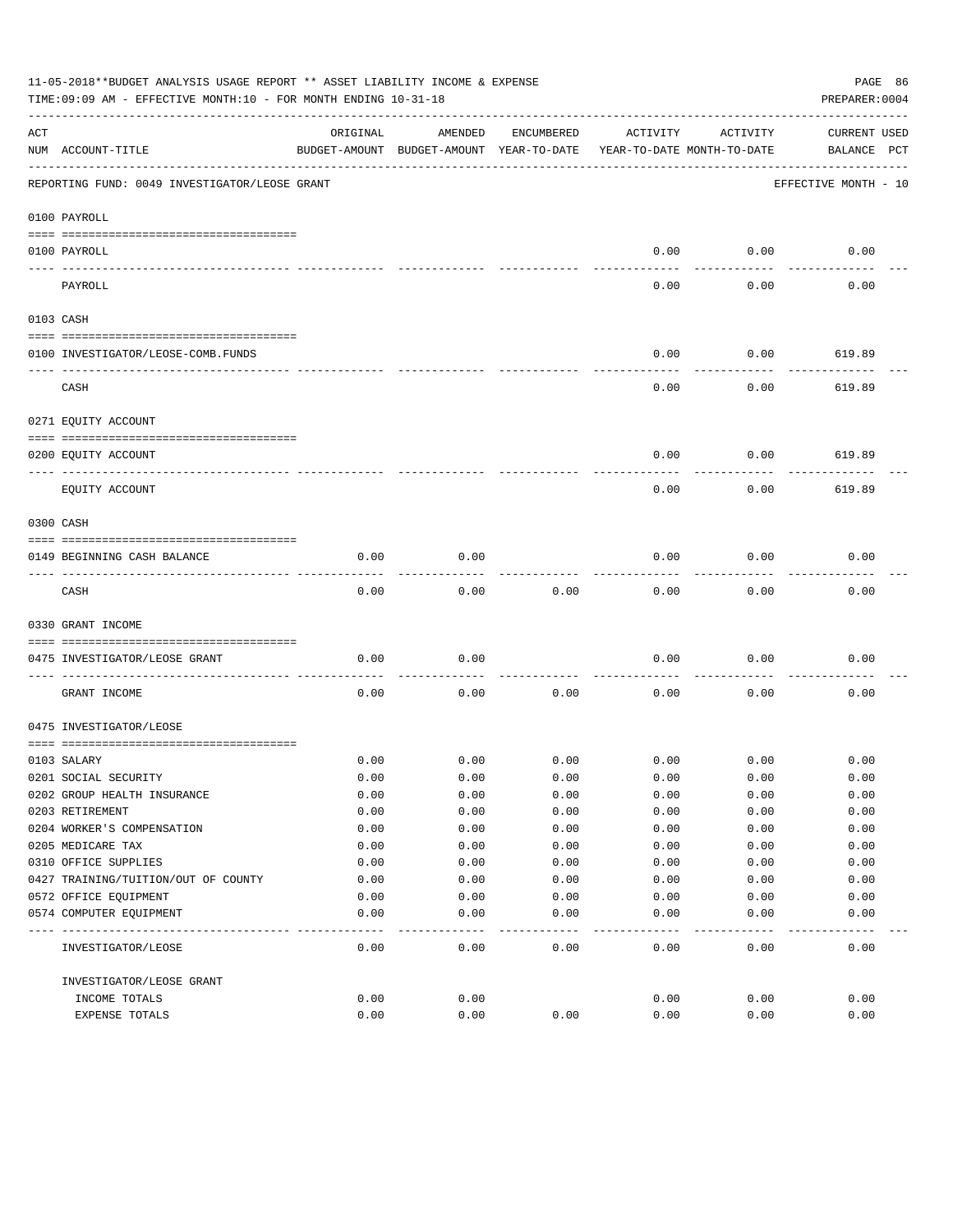11-05-2018**BUDGET ANALYSIS USAGE REPORT ** ASSET LIABILITY INCOME & EXPENSE

TIME:09:09 AM - EFFECTIVE MONTH:10 - FOR MONTH ENDING 10-31-18

PREPARER:0004

REPORTING FUND: 0049 INVESTIGATOR/LEOSE GRANT — EFFECTIVE MONTH - 10

| ACT NUM | ACCOUNT-TITLE | ORIGINAL BUDGET-AMOUNT | AMENDED BUDGET-AMOUNT | ENCUMBERED YEAR-TO-DATE | ACTIVITY YEAR-TO-DATE | ACTIVITY MONTH-TO-DATE | CURRENT BALANCE | USED PCT |
|---|---|---|---|---|---|---|---|---|
| 0100 | PAYROLL | | | | | | | |
| 0100 | PAYROLL | | | | 0.00 | 0.00 | 0.00 | |
| | PAYROLL | | | | 0.00 | 0.00 | 0.00 | |
| 0103 | CASH | | | | | | | |
| 0100 | INVESTIGATOR/LEOSE-COMB.FUNDS | | | | 0.00 | 0.00 | 619.89 | |
| | CASH | | | | 0.00 | 0.00 | 619.89 | |
| 0271 | EQUITY ACCOUNT | | | | | | | |
| 0200 | EQUITY ACCOUNT | | | | 0.00 | 0.00 | 619.89 | |
| | EQUITY ACCOUNT | | | | 0.00 | 0.00 | 619.89 | |
| 0300 | CASH | | | | | | | |
| 0149 | BEGINNING CASH BALANCE | 0.00 | 0.00 | | 0.00 | 0.00 | 0.00 | |
| | CASH | 0.00 | 0.00 | 0.00 | 0.00 | 0.00 | 0.00 | |
| 0330 | GRANT INCOME | | | | | | | |
| 0475 | INVESTIGATOR/LEOSE GRANT | 0.00 | 0.00 | | 0.00 | 0.00 | 0.00 | |
| | GRANT INCOME | 0.00 | 0.00 | 0.00 | 0.00 | 0.00 | 0.00 | |
| 0475 | INVESTIGATOR/LEOSE | | | | | | | |
| 0103 | SALARY | 0.00 | 0.00 | 0.00 | 0.00 | 0.00 | 0.00 | |
| 0201 | SOCIAL SECURITY | 0.00 | 0.00 | 0.00 | 0.00 | 0.00 | 0.00 | |
| 0202 | GROUP HEALTH INSURANCE | 0.00 | 0.00 | 0.00 | 0.00 | 0.00 | 0.00 | |
| 0203 | RETIREMENT | 0.00 | 0.00 | 0.00 | 0.00 | 0.00 | 0.00 | |
| 0204 | WORKER'S COMPENSATION | 0.00 | 0.00 | 0.00 | 0.00 | 0.00 | 0.00 | |
| 0205 | MEDICARE TAX | 0.00 | 0.00 | 0.00 | 0.00 | 0.00 | 0.00 | |
| 0310 | OFFICE SUPPLIES | 0.00 | 0.00 | 0.00 | 0.00 | 0.00 | 0.00 | |
| 0427 | TRAINING/TUITION/OUT OF COUNTY | 0.00 | 0.00 | 0.00 | 0.00 | 0.00 | 0.00 | |
| 0572 | OFFICE EQUIPMENT | 0.00 | 0.00 | 0.00 | 0.00 | 0.00 | 0.00 | |
| 0574 | COMPUTER EQUIPMENT | 0.00 | 0.00 | 0.00 | 0.00 | 0.00 | 0.00 | |
| | INVESTIGATOR/LEOSE | 0.00 | 0.00 | 0.00 | 0.00 | 0.00 | 0.00 | |
| | INVESTIGATOR/LEOSE GRANT | | | | | | | |
| | INCOME TOTALS | 0.00 | 0.00 | | 0.00 | 0.00 | 0.00 | |
| | EXPENSE TOTALS | 0.00 | 0.00 | 0.00 | 0.00 | 0.00 | 0.00 | |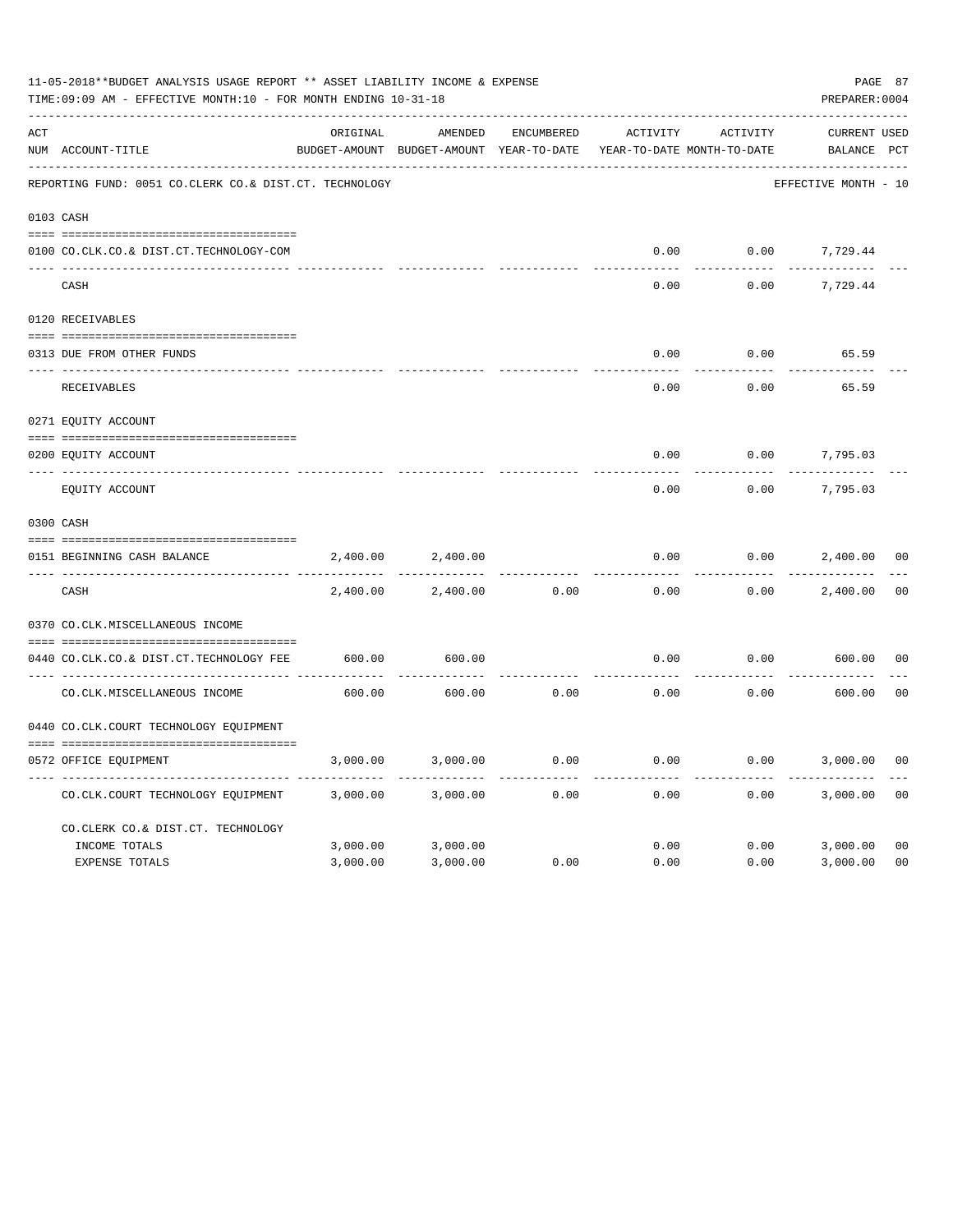11-05-2018**BUDGET ANALYSIS USAGE REPORT ** ASSET LIABILITY INCOME & EXPENSE

TIME:09:09 AM - EFFECTIVE MONTH:10 - FOR MONTH ENDING 10-31-18

PREPARER:0004

REPORTING FUND: 0051 CO.CLERK CO.& DIST.CT. TECHNOLOGY — EFFECTIVE MONTH - 10

| ACT NUM | ACCOUNT-TITLE | ORIGINAL BUDGET-AMOUNT | AMENDED BUDGET-AMOUNT | ENCUMBERED YEAR-TO-DATE | ACTIVITY YEAR-TO-DATE | ACTIVITY MONTH-TO-DATE | CURRENT BALANCE | USED PCT |
|---|---|---|---|---|---|---|---|---|
| 0103 | CASH | | | | | | | |
| 0100 | CO.CLK.CO.& DIST.CT.TECHNOLOGY-COM | | | | 0.00 | 0.00 | 7,729.44 | |
| | CASH | | | | 0.00 | 0.00 | 7,729.44 | |
| 0120 | RECEIVABLES | | | | | | | |
| 0313 | DUE FROM OTHER FUNDS | | | | 0.00 | 0.00 | 65.59 | |
| | RECEIVABLES | | | | 0.00 | 0.00 | 65.59 | |
| 0271 | EQUITY ACCOUNT | | | | | | | |
| 0200 | EQUITY ACCOUNT | | | | 0.00 | 0.00 | 7,795.03 | |
| | EQUITY ACCOUNT | | | | 0.00 | 0.00 | 7,795.03 | |
| 0300 | CASH | | | | | | | |
| 0151 | BEGINNING CASH BALANCE | 2,400.00 | 2,400.00 | | 0.00 | 0.00 | 2,400.00 | 00 |
| | CASH | 2,400.00 | 2,400.00 | 0.00 | 0.00 | 0.00 | 2,400.00 | 00 |
| 0370 | CO.CLK.MISCELLANEOUS INCOME | | | | | | | |
| 0440 | CO.CLK.CO.& DIST.CT.TECHNOLOGY FEE | 600.00 | 600.00 | | 0.00 | 0.00 | 600.00 | 00 |
| | CO.CLK.MISCELLANEOUS INCOME | 600.00 | 600.00 | 0.00 | 0.00 | 0.00 | 600.00 | 00 |
| 0440 | CO.CLK.COURT TECHNOLOGY EQUIPMENT | | | | | | | |
| 0572 | OFFICE EQUIPMENT | 3,000.00 | 3,000.00 | 0.00 | 0.00 | 0.00 | 3,000.00 | 00 |
| | CO.CLK.COURT TECHNOLOGY EQUIPMENT | 3,000.00 | 3,000.00 | 0.00 | 0.00 | 0.00 | 3,000.00 | 00 |
| | CO.CLERK CO.& DIST.CT. TECHNOLOGY | | | | | | | |
| | INCOME TOTALS | 3,000.00 | 3,000.00 | | 0.00 | 0.00 | 3,000.00 | 00 |
| | EXPENSE TOTALS | 3,000.00 | 3,000.00 | 0.00 | 0.00 | 0.00 | 3,000.00 | 00 |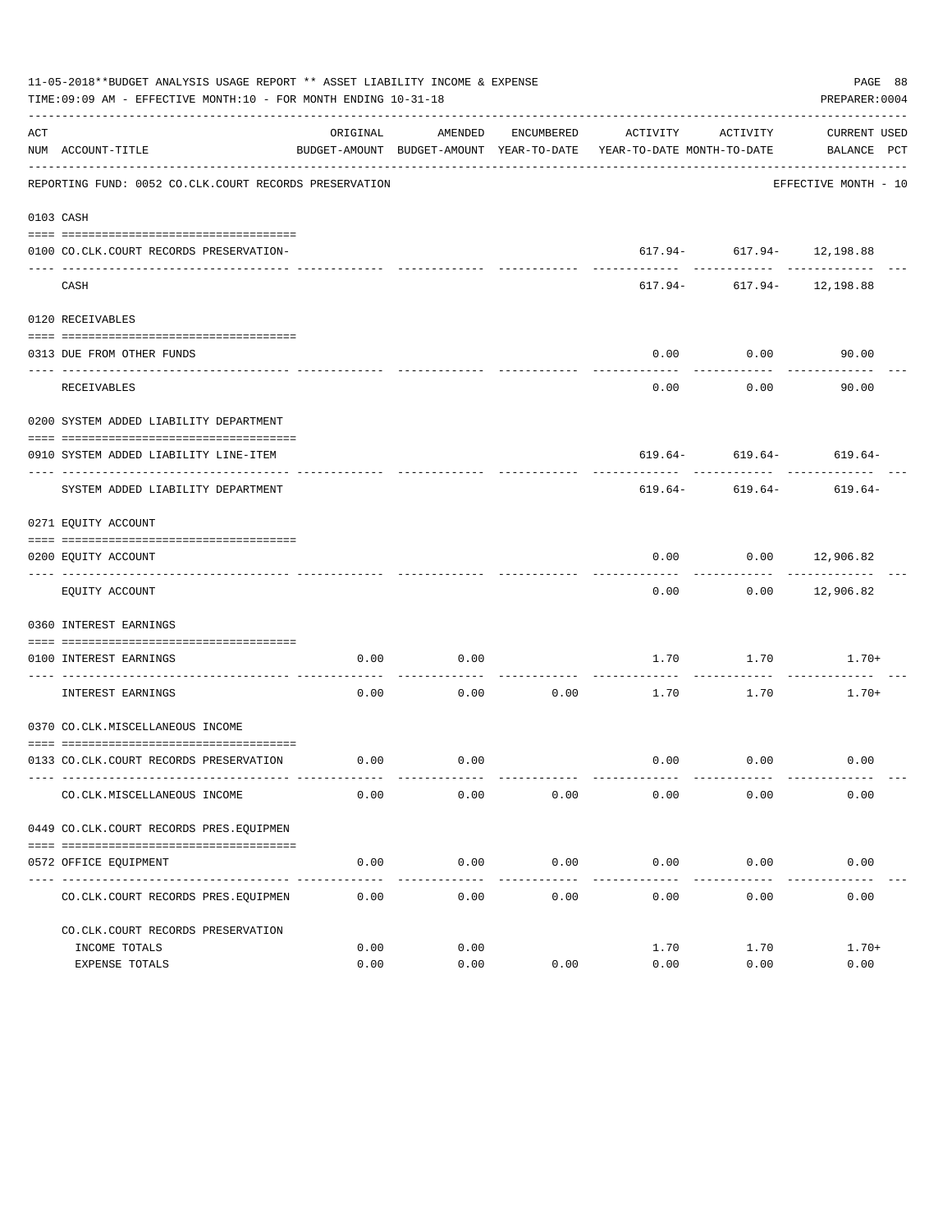11-05-2018**BUDGET ANALYSIS USAGE REPORT ** ASSET LIABILITY INCOME & EXPENSE

TIME:09:09 AM - EFFECTIVE MONTH:10 - FOR MONTH ENDING 10-31-18

PREPARER:0004

REPORTING FUND: 0052 CO.CLK.COURT RECORDS PRESERVATION — EFFECTIVE MONTH - 10

| ACT NUM | ACCOUNT-TITLE | ORIGINAL BUDGET-AMOUNT | AMENDED BUDGET-AMOUNT | ENCUMBERED YEAR-TO-DATE | ACTIVITY YEAR-TO-DATE | ACTIVITY MONTH-TO-DATE | CURRENT BALANCE | USED PCT |
|---|---|---|---|---|---|---|---|---|
| 0103 | CASH | | | | | | | |
| 0100 | CO.CLK.COURT RECORDS PRESERVATION- | | | | 617.94- | 617.94- | 12,198.88 | |
| | CASH | | | | 617.94- | 617.94- | 12,198.88 | |
| 0120 | RECEIVABLES | | | | | | | |
| 0313 | DUE FROM OTHER FUNDS | | | | 0.00 | 0.00 | 90.00 | |
| | RECEIVABLES | | | | 0.00 | 0.00 | 90.00 | |
| 0200 | SYSTEM ADDED LIABILITY DEPARTMENT | | | | | | | |
| 0910 | SYSTEM ADDED LIABILITY LINE-ITEM | | | | 619.64- | 619.64- | 619.64- | |
| | SYSTEM ADDED LIABILITY DEPARTMENT | | | | 619.64- | 619.64- | 619.64- | |
| 0271 | EQUITY ACCOUNT | | | | | | | |
| 0200 | EQUITY ACCOUNT | | | | 0.00 | 0.00 | 12,906.82 | |
| | EQUITY ACCOUNT | | | | 0.00 | 0.00 | 12,906.82 | |
| 0360 | INTEREST EARNINGS | | | | | | | |
| 0100 | INTEREST EARNINGS | 0.00 | 0.00 | | 1.70 | 1.70 | 1.70+ | |
| | INTEREST EARNINGS | 0.00 | 0.00 | 0.00 | 1.70 | 1.70 | 1.70+ | |
| 0370 | CO.CLK.MISCELLANEOUS INCOME | | | | | | | |
| 0133 | CO.CLK.COURT RECORDS PRESERVATION | 0.00 | 0.00 | | 0.00 | 0.00 | 0.00 | |
| | CO.CLK.MISCELLANEOUS INCOME | 0.00 | 0.00 | 0.00 | 0.00 | 0.00 | 0.00 | |
| 0449 | CO.CLK.COURT RECORDS PRES.EQUIPMEN | | | | | | | |
| 0572 | OFFICE EQUIPMENT | 0.00 | 0.00 | 0.00 | 0.00 | 0.00 | 0.00 | |
| | CO.CLK.COURT RECORDS PRES.EQUIPMEN | 0.00 | 0.00 | 0.00 | 0.00 | 0.00 | 0.00 | |
| | CO.CLK.COURT RECORDS PRESERVATION | | | | | | | |
| | INCOME TOTALS | 0.00 | 0.00 | | 1.70 | 1.70 | 1.70+ | |
| | EXPENSE TOTALS | 0.00 | 0.00 | 0.00 | 0.00 | 0.00 | 0.00 | |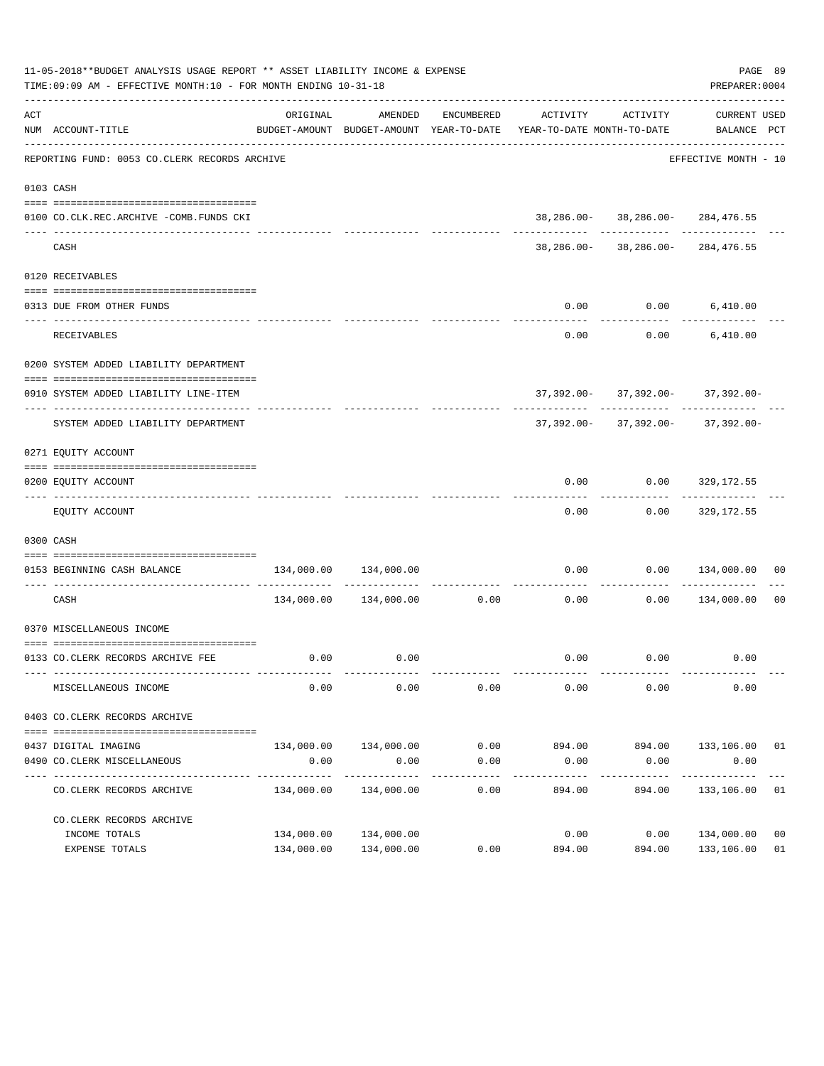11-05-2018**BUDGET ANALYSIS USAGE REPORT ** ASSET LIABILITY INCOME & EXPENSE

TIME:09:09 AM - EFFECTIVE MONTH:10 - FOR MONTH ENDING 10-31-18

PREPARER:0004

| ACT NUM | ACCOUNT-TITLE | ORIGINAL BUDGET-AMOUNT | AMENDED BUDGET-AMOUNT | ENCUMBERED YEAR-TO-DATE | ACTIVITY YEAR-TO-DATE | ACTIVITY MONTH-TO-DATE | CURRENT BALANCE | USED PCT |
|---|---|---|---|---|---|---|---|---|
| | REPORTING FUND: 0053 CO.CLERK RECORDS ARCHIVE | | | | | | EFFECTIVE MONTH - 10 | |
| | 0103 CASH | | | | | | | |
| 0100 | CO.CLK.REC.ARCHIVE -COMB.FUNDS CKI | | | | 38,286.00- | 38,286.00- | 284,476.55 | |
| | CASH | | | | 38,286.00- | 38,286.00- | 284,476.55 | |
| | 0120 RECEIVABLES | | | | | | | |
| 0313 | DUE FROM OTHER FUNDS | | | | 0.00 | 0.00 | 6,410.00 | |
| | RECEIVABLES | | | | 0.00 | 0.00 | 6,410.00 | |
| | 0200 SYSTEM ADDED LIABILITY DEPARTMENT | | | | | | | |
| 0910 | SYSTEM ADDED LIABILITY LINE-ITEM | | | | 37,392.00- | 37,392.00- | 37,392.00- | |
| | SYSTEM ADDED LIABILITY DEPARTMENT | | | | 37,392.00- | 37,392.00- | 37,392.00- | |
| | 0271 EQUITY ACCOUNT | | | | | | | |
| 0200 | EQUITY ACCOUNT | | | | 0.00 | 0.00 | 329,172.55 | |
| | EQUITY ACCOUNT | | | | 0.00 | 0.00 | 329,172.55 | |
| | 0300 CASH | | | | | | | |
| 0153 | BEGINNING CASH BALANCE | 134,000.00 | 134,000.00 | | 0.00 | 0.00 | 134,000.00 | 00 |
| | CASH | 134,000.00 | 134,000.00 | 0.00 | 0.00 | 0.00 | 134,000.00 | 00 |
| | 0370 MISCELLANEOUS INCOME | | | | | | | |
| 0133 | CO.CLERK RECORDS ARCHIVE FEE | 0.00 | 0.00 | | 0.00 | 0.00 | 0.00 | |
| | MISCELLANEOUS INCOME | 0.00 | 0.00 | 0.00 | 0.00 | 0.00 | 0.00 | |
| | 0403 CO.CLERK RECORDS ARCHIVE | | | | | | | |
| 0437 | DIGITAL IMAGING | 134,000.00 | 134,000.00 | 0.00 | 894.00 | 894.00 | 133,106.00 | 01 |
| 0490 | CO.CLERK MISCELLANEOUS | 0.00 | 0.00 | 0.00 | 0.00 | 0.00 | 0.00 | |
| | CO.CLERK RECORDS ARCHIVE | 134,000.00 | 134,000.00 | 0.00 | 894.00 | 894.00 | 133,106.00 | 01 |
| | CO.CLERK RECORDS ARCHIVE | | | | | | | |
| | INCOME TOTALS | 134,000.00 | 134,000.00 | | 0.00 | 0.00 | 134,000.00 | 00 |
| | EXPENSE TOTALS | 134,000.00 | 134,000.00 | 0.00 | 894.00 | 894.00 | 133,106.00 | 01 |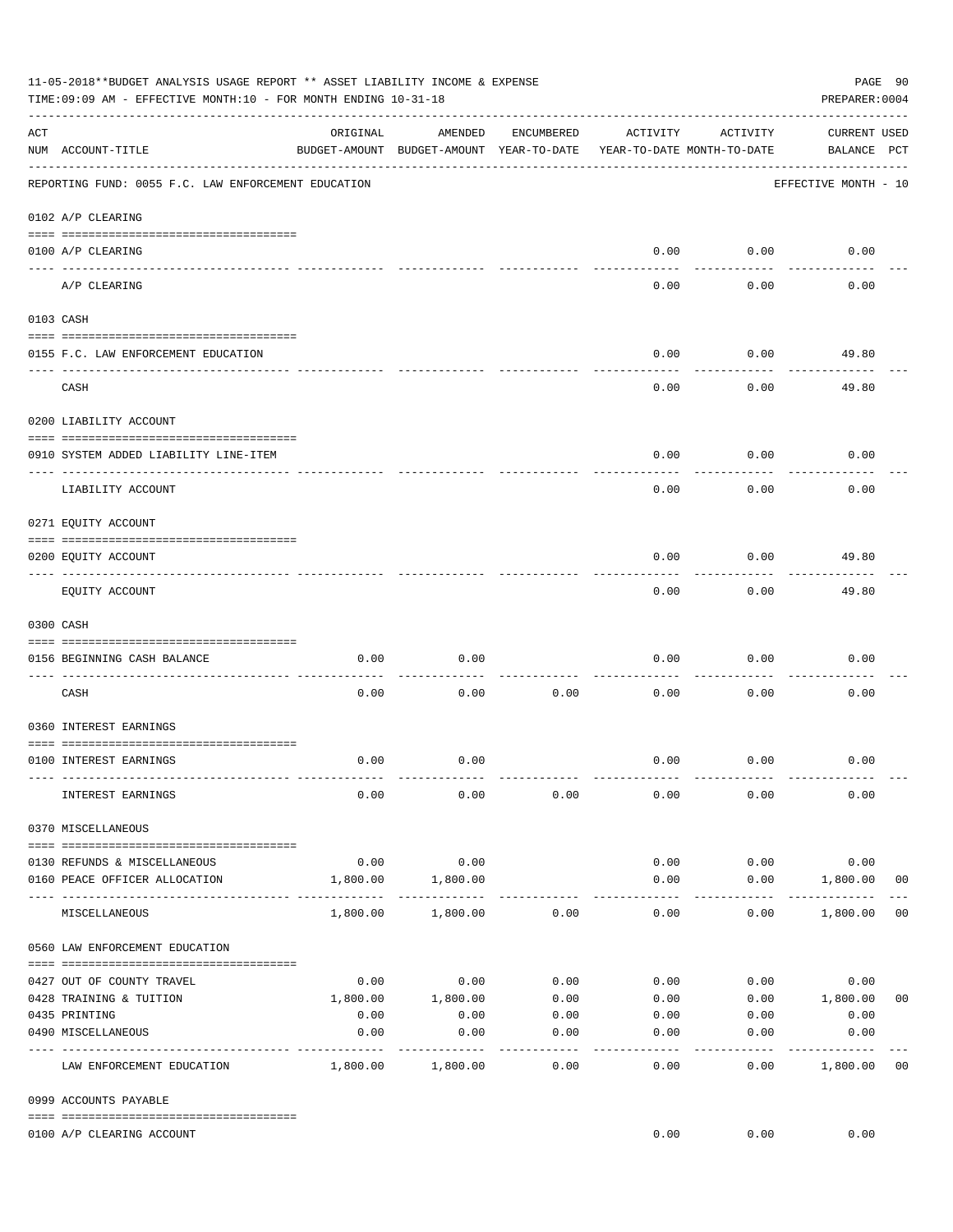11-05-2018**BUDGET ANALYSIS USAGE REPORT ** ASSET LIABILITY INCOME & EXPENSE

TIME:09:09 AM - EFFECTIVE MONTH:10 - FOR MONTH ENDING 10-31-18

PREPARER:0004

| ACT NUM | ACCOUNT-TITLE | ORIGINAL BUDGET-AMOUNT | AMENDED BUDGET-AMOUNT | ENCUMBERED YEAR-TO-DATE | ACTIVITY YEAR-TO-DATE | ACTIVITY MONTH-TO-DATE | CURRENT BALANCE | USED PCT |
|---|---|---|---|---|---|---|---|---|
| | REPORTING FUND: 0055 F.C. LAW ENFORCEMENT EDUCATION | | | | | | EFFECTIVE MONTH - 10 | |
| | 0102 A/P CLEARING | | | | | | | |
| 0100 | A/P CLEARING | | | | 0.00 | 0.00 | 0.00 | |
| | A/P CLEARING | | | | 0.00 | 0.00 | 0.00 | |
| | 0103 CASH | | | | | | | |
| 0155 | F.C. LAW ENFORCEMENT EDUCATION | | | | 0.00 | 0.00 | 49.80 | |
| | CASH | | | | 0.00 | 0.00 | 49.80 | |
| | 0200 LIABILITY ACCOUNT | | | | | | | |
| 0910 | SYSTEM ADDED LIABILITY LINE-ITEM | | | | 0.00 | 0.00 | 0.00 | |
| | LIABILITY ACCOUNT | | | | 0.00 | 0.00 | 0.00 | |
| | 0271 EQUITY ACCOUNT | | | | | | | |
| 0200 | EQUITY ACCOUNT | | | | 0.00 | 0.00 | 49.80 | |
| | EQUITY ACCOUNT | | | | 0.00 | 0.00 | 49.80 | |
| | 0300 CASH | | | | | | | |
| 0156 | BEGINNING CASH BALANCE | 0.00 | 0.00 | | 0.00 | 0.00 | 0.00 | |
| | CASH | 0.00 | 0.00 | 0.00 | 0.00 | 0.00 | 0.00 | |
| | 0360 INTEREST EARNINGS | | | | | | | |
| 0100 | INTEREST EARNINGS | 0.00 | 0.00 | | 0.00 | 0.00 | 0.00 | |
| | INTEREST EARNINGS | 0.00 | 0.00 | 0.00 | 0.00 | 0.00 | 0.00 | |
| | 0370 MISCELLANEOUS | | | | | | | |
| 0130 | REFUNDS & MISCELLANEOUS | 0.00 | 0.00 | | 0.00 | 0.00 | 0.00 | |
| 0160 | PEACE OFFICER ALLOCATION | 1,800.00 | 1,800.00 | | 0.00 | 0.00 | 1,800.00 | 00 |
| | MISCELLANEOUS | 1,800.00 | 1,800.00 | 0.00 | 0.00 | 0.00 | 1,800.00 | 00 |
| | 0560 LAW ENFORCEMENT EDUCATION | | | | | | | |
| 0427 | OUT OF COUNTY TRAVEL | 0.00 | 0.00 | 0.00 | 0.00 | 0.00 | 0.00 | |
| 0428 | TRAINING & TUITION | 1,800.00 | 1,800.00 | 0.00 | 0.00 | 0.00 | 1,800.00 | 00 |
| 0435 | PRINTING | 0.00 | 0.00 | 0.00 | 0.00 | 0.00 | 0.00 | |
| 0490 | MISCELLANEOUS | 0.00 | 0.00 | 0.00 | 0.00 | 0.00 | 0.00 | |
| | LAW ENFORCEMENT EDUCATION | 1,800.00 | 1,800.00 | 0.00 | 0.00 | 0.00 | 1,800.00 | 00 |
| | 0999 ACCOUNTS PAYABLE | | | | | | | |
| 0100 | A/P CLEARING ACCOUNT | | | | 0.00 | 0.00 | 0.00 | |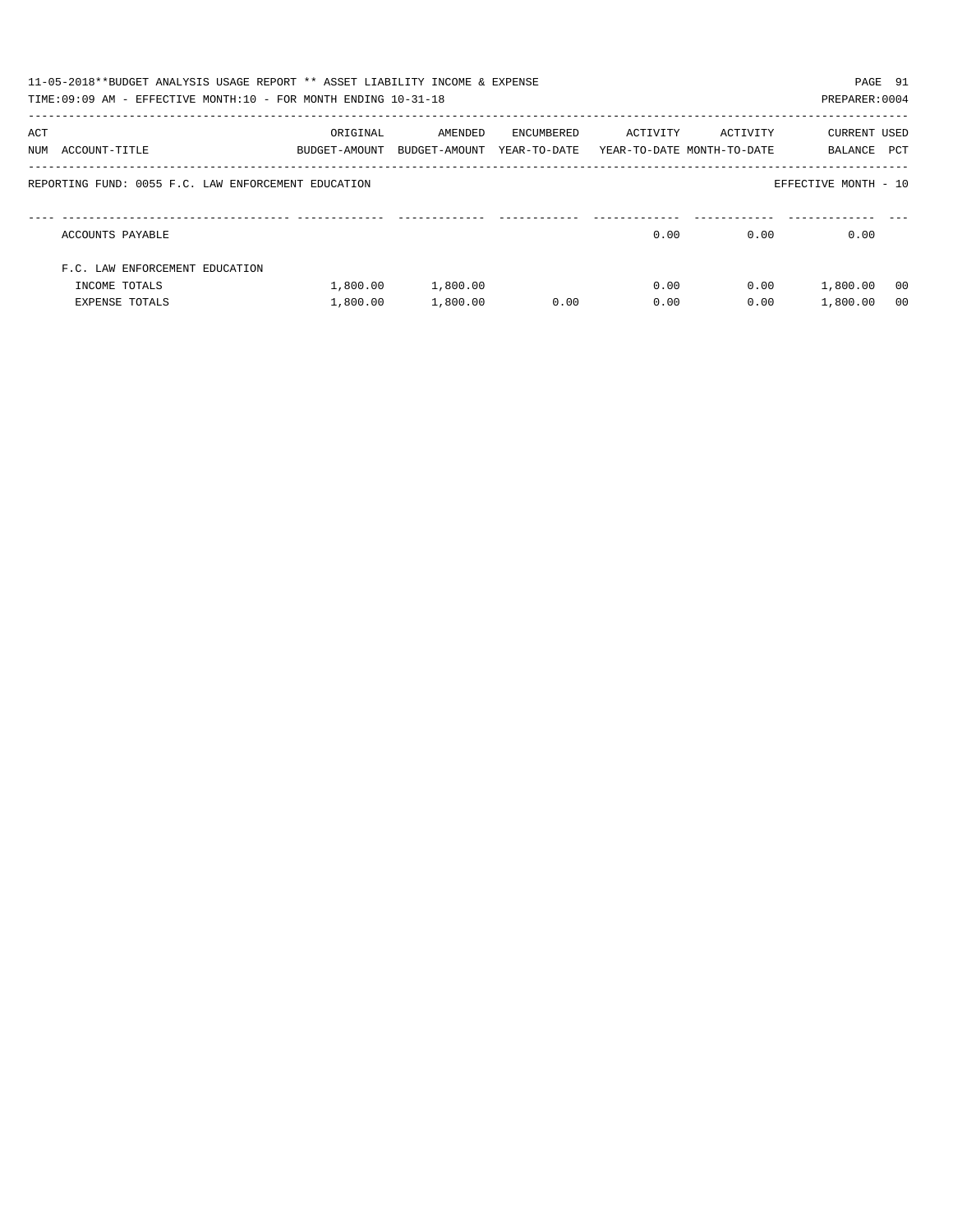11-05-2018**BUDGET ANALYSIS USAGE REPORT ** ASSET LIABILITY INCOME & EXPENSE

TIME:09:09 AM - EFFECTIVE MONTH:10 - FOR MONTH ENDING 10-31-18

PREPARER:0004

REPORTING FUND: 0055 F.C. LAW ENFORCEMENT EDUCATION

EFFECTIVE MONTH - 10

| ACT NUM | ACCOUNT-TITLE | ORIGINAL BUDGET-AMOUNT | AMENDED BUDGET-AMOUNT | ENCUMBERED YEAR-TO-DATE | ACTIVITY YEAR-TO-DATE | ACTIVITY MONTH-TO-DATE | CURRENT BALANCE | USED PCT |
|---|---|---|---|---|---|---|---|---|
| | ACCOUNTS PAYABLE | | | | 0.00 | 0.00 | 0.00 | |
| | F.C. LAW ENFORCEMENT EDUCATION | | | | | | | |
| | INCOME TOTALS | 1,800.00 | 1,800.00 | | 0.00 | 0.00 | 1,800.00 | 00 |
| | EXPENSE TOTALS | 1,800.00 | 1,800.00 | 0.00 | 0.00 | 0.00 | 1,800.00 | 00 |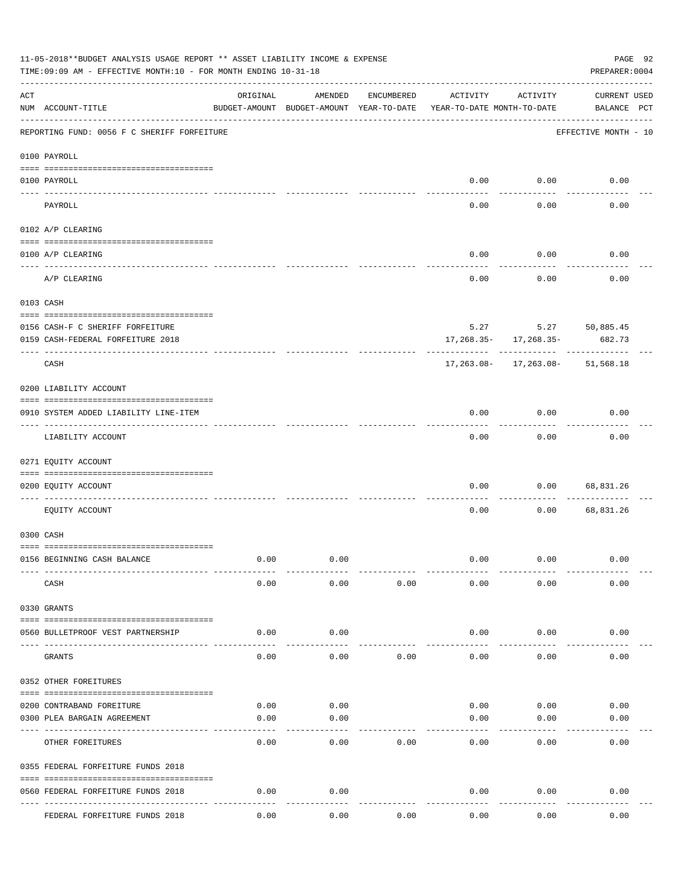11-05-2018**BUDGET ANALYSIS USAGE REPORT ** ASSET LIABILITY INCOME & EXPENSE

TIME:09:09 AM - EFFECTIVE MONTH:10 - FOR MONTH ENDING 10-31-18

PREPARER:0004

REPORTING FUND: 0056 F C SHERIFF FORFEITURE — EFFECTIVE MONTH - 10

| ACT NUM | ACCOUNT-TITLE | ORIGINAL BUDGET-AMOUNT | AMENDED BUDGET-AMOUNT | ENCUMBERED YEAR-TO-DATE | ACTIVITY YEAR-TO-DATE | ACTIVITY MONTH-TO-DATE | CURRENT BALANCE | USED PCT |
|---|---|---|---|---|---|---|---|---|
| **0100 PAYROLL** | | | | | | | | |
| 0100 | PAYROLL | | | | 0.00 | 0.00 | 0.00 | |
| | PAYROLL | | | | 0.00 | 0.00 | 0.00 | |
| **0102 A/P CLEARING** | | | | | | | | |
| 0100 | A/P CLEARING | | | | 0.00 | 0.00 | 0.00 | |
| | A/P CLEARING | | | | 0.00 | 0.00 | 0.00 | |
| **0103 CASH** | | | | | | | | |
| 0156 | CASH-F C SHERIFF FORFEITURE | | | | 5.27 | 5.27 | 50,885.45 | |
| 0159 | CASH-FEDERAL FORFEITURE 2018 | | | | 17,268.35- | 17,268.35- | 682.73 | |
| | CASH | | | | 17,263.08- | 17,263.08- | 51,568.18 | |
| **0200 LIABILITY ACCOUNT** | | | | | | | | |
| 0910 | SYSTEM ADDED LIABILITY LINE-ITEM | | | | 0.00 | 0.00 | 0.00 | |
| | LIABILITY ACCOUNT | | | | 0.00 | 0.00 | 0.00 | |
| **0271 EQUITY ACCOUNT** | | | | | | | | |
| 0200 | EQUITY ACCOUNT | | | | 0.00 | 0.00 | 68,831.26 | |
| | EQUITY ACCOUNT | | | | 0.00 | 0.00 | 68,831.26 | |
| **0300 CASH** | | | | | | | | |
| 0156 | BEGINNING CASH BALANCE | 0.00 | 0.00 | | 0.00 | 0.00 | 0.00 | |
| | CASH | 0.00 | 0.00 | 0.00 | 0.00 | 0.00 | 0.00 | |
| **0330 GRANTS** | | | | | | | | |
| 0560 | BULLETPROOF VEST PARTNERSHIP | 0.00 | 0.00 | | 0.00 | 0.00 | 0.00 | |
| | GRANTS | 0.00 | 0.00 | 0.00 | 0.00 | 0.00 | 0.00 | |
| **0352 OTHER FOREITURES** | | | | | | | | |
| 0200 | CONTRABAND FOREITURE | 0.00 | 0.00 | | 0.00 | 0.00 | 0.00 | |
| 0300 | PLEA BARGAIN AGREEMENT | 0.00 | 0.00 | | 0.00 | 0.00 | 0.00 | |
| | OTHER FOREITURES | 0.00 | 0.00 | 0.00 | 0.00 | 0.00 | 0.00 | |
| **0355 FEDERAL FORFEITURE FUNDS 2018** | | | | | | | | |
| 0560 | FEDERAL FORFEITURE FUNDS 2018 | 0.00 | 0.00 | | 0.00 | 0.00 | 0.00 | |
| | FEDERAL FORFEITURE FUNDS 2018 | 0.00 | 0.00 | 0.00 | 0.00 | 0.00 | 0.00 | |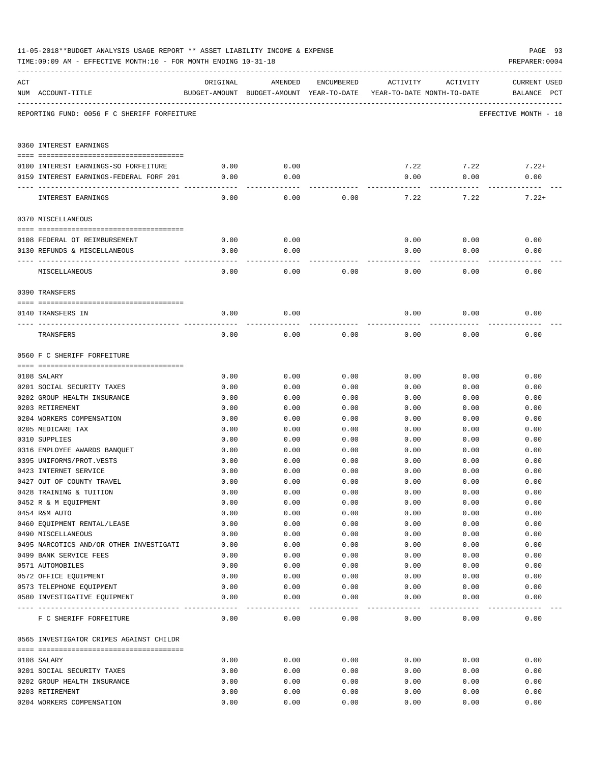11-05-2018**BUDGET ANALYSIS USAGE REPORT ** ASSET LIABILITY INCOME & EXPENSE

TIME:09:09 AM - EFFECTIVE MONTH:10 - FOR MONTH ENDING 10-31-18

PREPARER:0004

| ACT NUM | ACCOUNT-TITLE | ORIGINAL BUDGET-AMOUNT | AMENDED BUDGET-AMOUNT | ENCUMBERED YEAR-TO-DATE | ACTIVITY YEAR-TO-DATE | ACTIVITY MONTH-TO-DATE | CURRENT USED BALANCE PCT |
|---|---|---|---|---|---|---|---|

REPORTING FUND: 0056 F C SHERIFF FORFEITURE — EFFECTIVE MONTH - 10

**0360 INTEREST EARNINGS**

| ACT NUM | ACCOUNT-TITLE | ORIGINAL BUDGET-AMOUNT | AMENDED BUDGET-AMOUNT | ENCUMBERED YEAR-TO-DATE | ACTIVITY YEAR-TO-DATE | ACTIVITY MONTH-TO-DATE | CURRENT USED BALANCE PCT |
|---|---|---|---|---|---|---|---|
| 0100 | INTEREST EARNINGS-SO FORFEITURE | 0.00 | 0.00 | | 7.22 | 7.22 | 7.22+ |
| 0159 | INTEREST EARNINGS-FEDERAL FORF 201 | 0.00 | 0.00 | | 0.00 | 0.00 | 0.00 |
| | INTEREST EARNINGS | 0.00 | 0.00 | 0.00 | 7.22 | 7.22 | 7.22+ |

**0370 MISCELLANEOUS**

| ACT NUM | ACCOUNT-TITLE | ORIGINAL BUDGET-AMOUNT | AMENDED BUDGET-AMOUNT | ENCUMBERED YEAR-TO-DATE | ACTIVITY YEAR-TO-DATE | ACTIVITY MONTH-TO-DATE | CURRENT USED BALANCE PCT |
|---|---|---|---|---|---|---|---|
| 0108 | FEDERAL OT REIMBURSEMENT | 0.00 | 0.00 | | 0.00 | 0.00 | 0.00 |
| 0130 | REFUNDS & MISCELLANEOUS | 0.00 | 0.00 | | 0.00 | 0.00 | 0.00 |
| | MISCELLANEOUS | 0.00 | 0.00 | 0.00 | 0.00 | 0.00 | 0.00 |

**0390 TRANSFERS**

| ACT NUM | ACCOUNT-TITLE | ORIGINAL BUDGET-AMOUNT | AMENDED BUDGET-AMOUNT | ENCUMBERED YEAR-TO-DATE | ACTIVITY YEAR-TO-DATE | ACTIVITY MONTH-TO-DATE | CURRENT USED BALANCE PCT |
|---|---|---|---|---|---|---|---|
| 0140 | TRANSFERS IN | 0.00 | 0.00 | | 0.00 | 0.00 | 0.00 |
| | TRANSFERS | 0.00 | 0.00 | 0.00 | 0.00 | 0.00 | 0.00 |

**0560 F C SHERIFF FORFEITURE**

| ACT NUM | ACCOUNT-TITLE | ORIGINAL BUDGET-AMOUNT | AMENDED BUDGET-AMOUNT | ENCUMBERED YEAR-TO-DATE | ACTIVITY YEAR-TO-DATE | ACTIVITY MONTH-TO-DATE | CURRENT USED BALANCE PCT |
|---|---|---|---|---|---|---|---|
| 0108 | SALARY | 0.00 | 0.00 | 0.00 | 0.00 | 0.00 | 0.00 |
| 0201 | SOCIAL SECURITY TAXES | 0.00 | 0.00 | 0.00 | 0.00 | 0.00 | 0.00 |
| 0202 | GROUP HEALTH INSURANCE | 0.00 | 0.00 | 0.00 | 0.00 | 0.00 | 0.00 |
| 0203 | RETIREMENT | 0.00 | 0.00 | 0.00 | 0.00 | 0.00 | 0.00 |
| 0204 | WORKERS COMPENSATION | 0.00 | 0.00 | 0.00 | 0.00 | 0.00 | 0.00 |
| 0205 | MEDICARE TAX | 0.00 | 0.00 | 0.00 | 0.00 | 0.00 | 0.00 |
| 0310 | SUPPLIES | 0.00 | 0.00 | 0.00 | 0.00 | 0.00 | 0.00 |
| 0316 | EMPLOYEE AWARDS BANQUET | 0.00 | 0.00 | 0.00 | 0.00 | 0.00 | 0.00 |
| 0395 | UNIFORMS/PROT.VESTS | 0.00 | 0.00 | 0.00 | 0.00 | 0.00 | 0.00 |
| 0423 | INTERNET SERVICE | 0.00 | 0.00 | 0.00 | 0.00 | 0.00 | 0.00 |
| 0427 | OUT OF COUNTY TRAVEL | 0.00 | 0.00 | 0.00 | 0.00 | 0.00 | 0.00 |
| 0428 | TRAINING & TUITION | 0.00 | 0.00 | 0.00 | 0.00 | 0.00 | 0.00 |
| 0452 | R & M EQUIPMENT | 0.00 | 0.00 | 0.00 | 0.00 | 0.00 | 0.00 |
| 0454 | R&M AUTO | 0.00 | 0.00 | 0.00 | 0.00 | 0.00 | 0.00 |
| 0460 | EQUIPMENT RENTAL/LEASE | 0.00 | 0.00 | 0.00 | 0.00 | 0.00 | 0.00 |
| 0490 | MISCELLANEOUS | 0.00 | 0.00 | 0.00 | 0.00 | 0.00 | 0.00 |
| 0495 | NARCOTICS AND/OR OTHER INVESTIGATI | 0.00 | 0.00 | 0.00 | 0.00 | 0.00 | 0.00 |
| 0499 | BANK SERVICE FEES | 0.00 | 0.00 | 0.00 | 0.00 | 0.00 | 0.00 |
| 0571 | AUTOMOBILES | 0.00 | 0.00 | 0.00 | 0.00 | 0.00 | 0.00 |
| 0572 | OFFICE EQUIPMENT | 0.00 | 0.00 | 0.00 | 0.00 | 0.00 | 0.00 |
| 0573 | TELEPHONE EQUIPMENT | 0.00 | 0.00 | 0.00 | 0.00 | 0.00 | 0.00 |
| 0580 | INVESTIGATIVE EQUIPMENT | 0.00 | 0.00 | 0.00 | 0.00 | 0.00 | 0.00 |
| | F C SHERIFF FORFEITURE | 0.00 | 0.00 | 0.00 | 0.00 | 0.00 | 0.00 |

**0565 INVESTIGATOR CRIMES AGAINST CHILDR**

| ACT NUM | ACCOUNT-TITLE | ORIGINAL BUDGET-AMOUNT | AMENDED BUDGET-AMOUNT | ENCUMBERED YEAR-TO-DATE | ACTIVITY YEAR-TO-DATE | ACTIVITY MONTH-TO-DATE | CURRENT USED BALANCE PCT |
|---|---|---|---|---|---|---|---|
| 0108 | SALARY | 0.00 | 0.00 | 0.00 | 0.00 | 0.00 | 0.00 |
| 0201 | SOCIAL SECURITY TAXES | 0.00 | 0.00 | 0.00 | 0.00 | 0.00 | 0.00 |
| 0202 | GROUP HEALTH INSURANCE | 0.00 | 0.00 | 0.00 | 0.00 | 0.00 | 0.00 |
| 0203 | RETIREMENT | 0.00 | 0.00 | 0.00 | 0.00 | 0.00 | 0.00 |
| 0204 | WORKERS COMPENSATION | 0.00 | 0.00 | 0.00 | 0.00 | 0.00 | 0.00 |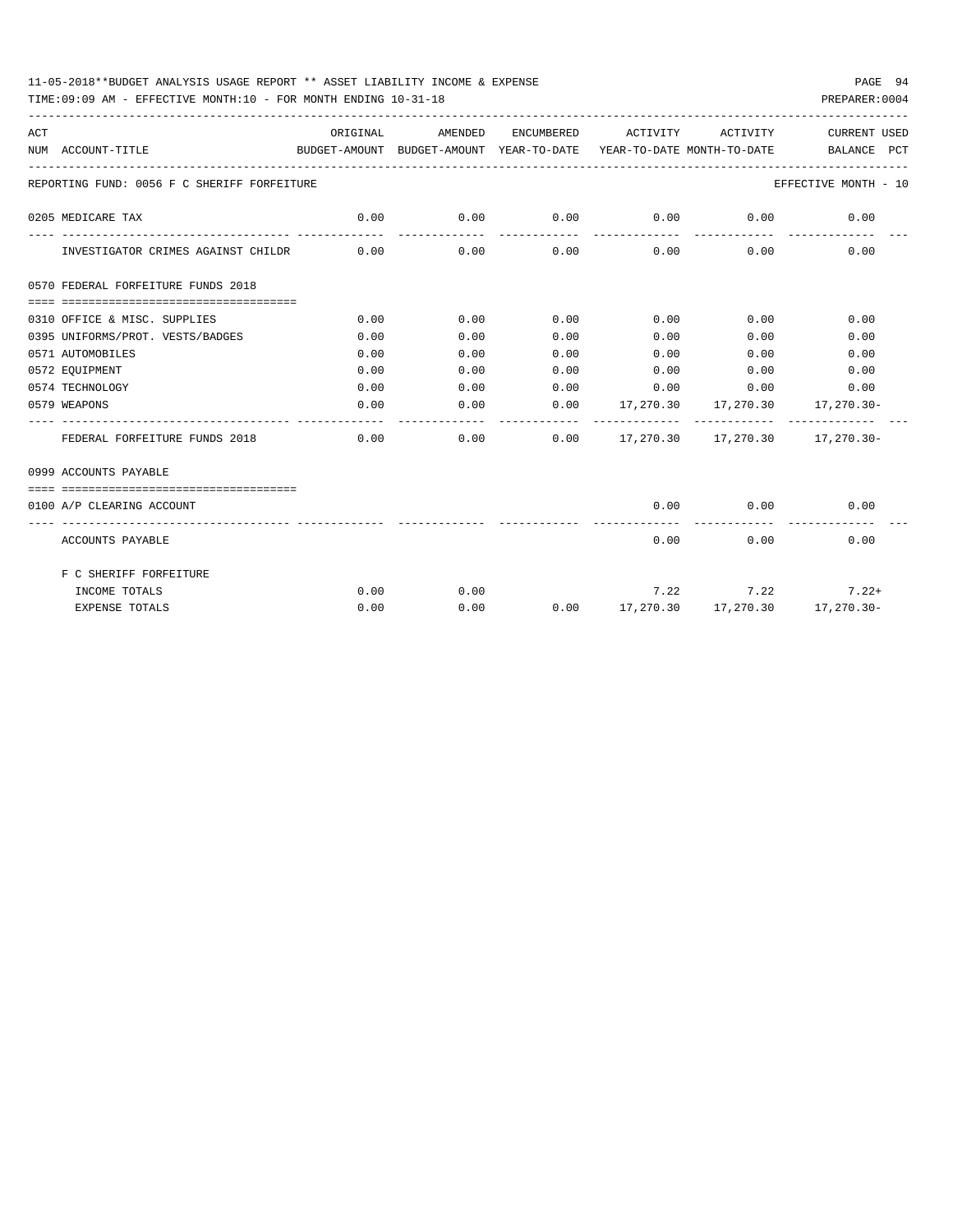11-05-2018**BUDGET ANALYSIS USAGE REPORT ** ASSET LIABILITY INCOME & EXPENSE

TIME:09:09 AM - EFFECTIVE MONTH:10 - FOR MONTH ENDING 10-31-18

PREPARER:0004

| ACT NUM | ACCOUNT-TITLE | ORIGINAL BUDGET-AMOUNT | AMENDED BUDGET-AMOUNT | ENCUMBERED YEAR-TO-DATE | ACTIVITY YEAR-TO-DATE | ACTIVITY MONTH-TO-DATE | CURRENT BALANCE | USED PCT |
|---|---|---|---|---|---|---|---|---|
| | REPORTING FUND: 0056 F C SHERIFF FORFEITURE | | | | | | EFFECTIVE MONTH - 10 | |
| 0205 | MEDICARE TAX | 0.00 | 0.00 | 0.00 | 0.00 | 0.00 | 0.00 | |
| | INVESTIGATOR CRIMES AGAINST CHILDR | 0.00 | 0.00 | 0.00 | 0.00 | 0.00 | 0.00 | |
| 0570 | FEDERAL FORFEITURE FUNDS 2018 | | | | | | | |
| 0310 | OFFICE & MISC. SUPPLIES | 0.00 | 0.00 | 0.00 | 0.00 | 0.00 | 0.00 | |
| 0395 | UNIFORMS/PROT. VESTS/BADGES | 0.00 | 0.00 | 0.00 | 0.00 | 0.00 | 0.00 | |
| 0571 | AUTOMOBILES | 0.00 | 0.00 | 0.00 | 0.00 | 0.00 | 0.00 | |
| 0572 | EQUIPMENT | 0.00 | 0.00 | 0.00 | 0.00 | 0.00 | 0.00 | |
| 0574 | TECHNOLOGY | 0.00 | 0.00 | 0.00 | 0.00 | 0.00 | 0.00 | |
| 0579 | WEAPONS | 0.00 | 0.00 | 0.00 | 17,270.30 | 17,270.30 | 17,270.30- | |
| | FEDERAL FORFEITURE FUNDS 2018 | 0.00 | 0.00 | 0.00 | 17,270.30 | 17,270.30 | 17,270.30- | |
| 0999 | ACCOUNTS PAYABLE | | | | | | | |
| 0100 | A/P CLEARING ACCOUNT | | | | 0.00 | 0.00 | 0.00 | |
| | ACCOUNTS PAYABLE | | | | 0.00 | 0.00 | 0.00 | |
| | F C SHERIFF FORFEITURE | | | | | | | |
| | INCOME TOTALS | 0.00 | 0.00 | | 7.22 | 7.22 | 7.22+ | |
| | EXPENSE TOTALS | 0.00 | 0.00 | 0.00 | 17,270.30 | 17,270.30 | 17,270.30- | |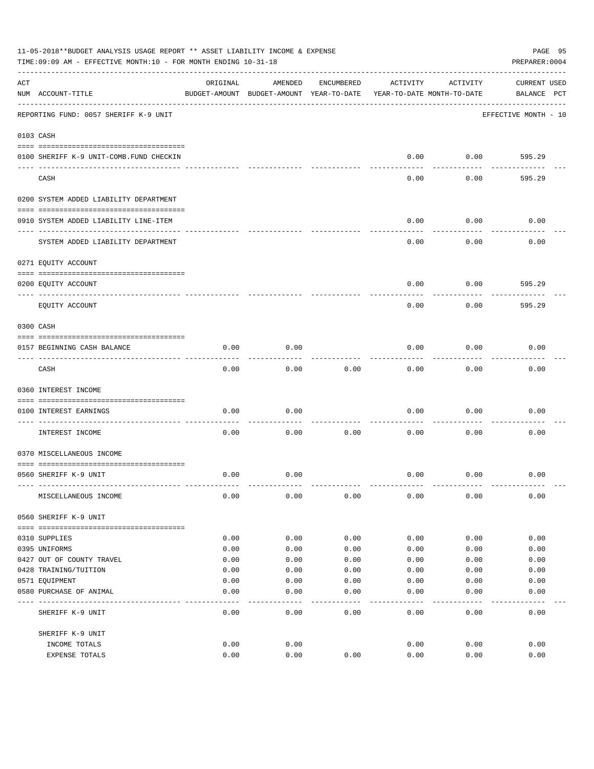11-05-2018**BUDGET ANALYSIS USAGE REPORT ** ASSET LIABILITY INCOME & EXPENSE

TIME:09:09 AM - EFFECTIVE MONTH:10 - FOR MONTH ENDING 10-31-18

PREPARER:0004

| ACT NUM | ACCOUNT-TITLE | ORIGINAL BUDGET-AMOUNT | AMENDED BUDGET-AMOUNT | ENCUMBERED YEAR-TO-DATE | ACTIVITY YEAR-TO-DATE | ACTIVITY MONTH-TO-DATE | CURRENT BALANCE | USED PCT |
|---|---|---|---|---|---|---|---|---|
| | REPORTING FUND: 0057 SHERIFF K-9 UNIT | | | | | | EFFECTIVE MONTH - 10 | |
| 0103 | CASH | | | | | | | |
| 0100 | SHERIFF K-9 UNIT-COMB.FUND CHECKIN | | | | 0.00 | 0.00 | 595.29 | |
| | CASH | | | | 0.00 | 0.00 | 595.29 | |
| 0200 | SYSTEM ADDED LIABILITY DEPARTMENT | | | | | | | |
| 0910 | SYSTEM ADDED LIABILITY LINE-ITEM | | | | 0.00 | 0.00 | 0.00 | |
| | SYSTEM ADDED LIABILITY DEPARTMENT | | | | 0.00 | 0.00 | 0.00 | |
| 0271 | EQUITY ACCOUNT | | | | | | | |
| 0200 | EQUITY ACCOUNT | | | | 0.00 | 0.00 | 595.29 | |
| | EQUITY ACCOUNT | | | | 0.00 | 0.00 | 595.29 | |
| 0300 | CASH | | | | | | | |
| 0157 | BEGINNING CASH BALANCE | 0.00 | 0.00 | | 0.00 | 0.00 | 0.00 | |
| | CASH | 0.00 | 0.00 | 0.00 | 0.00 | 0.00 | 0.00 | |
| 0360 | INTEREST INCOME | | | | | | | |
| 0100 | INTEREST EARNINGS | 0.00 | 0.00 | | 0.00 | 0.00 | 0.00 | |
| | INTEREST INCOME | 0.00 | 0.00 | 0.00 | 0.00 | 0.00 | 0.00 | |
| 0370 | MISCELLANEOUS INCOME | | | | | | | |
| 0560 | SHERIFF K-9 UNIT | 0.00 | 0.00 | | 0.00 | 0.00 | 0.00 | |
| | MISCELLANEOUS INCOME | 0.00 | 0.00 | 0.00 | 0.00 | 0.00 | 0.00 | |
| 0560 | SHERIFF K-9 UNIT | | | | | | | |
| 0310 | SUPPLIES | 0.00 | 0.00 | 0.00 | 0.00 | 0.00 | 0.00 | |
| 0395 | UNIFORMS | 0.00 | 0.00 | 0.00 | 0.00 | 0.00 | 0.00 | |
| 0427 | OUT OF COUNTY TRAVEL | 0.00 | 0.00 | 0.00 | 0.00 | 0.00 | 0.00 | |
| 0428 | TRAINING/TUITION | 0.00 | 0.00 | 0.00 | 0.00 | 0.00 | 0.00 | |
| 0571 | EQUIPMENT | 0.00 | 0.00 | 0.00 | 0.00 | 0.00 | 0.00 | |
| 0580 | PURCHASE OF ANIMAL | 0.00 | 0.00 | 0.00 | 0.00 | 0.00 | 0.00 | |
| | SHERIFF K-9 UNIT | 0.00 | 0.00 | 0.00 | 0.00 | 0.00 | 0.00 | |
| | SHERIFF K-9 UNIT | | | | | | | |
| | INCOME TOTALS | 0.00 | 0.00 | | 0.00 | 0.00 | 0.00 | |
| | EXPENSE TOTALS | 0.00 | 0.00 | 0.00 | 0.00 | 0.00 | 0.00 | |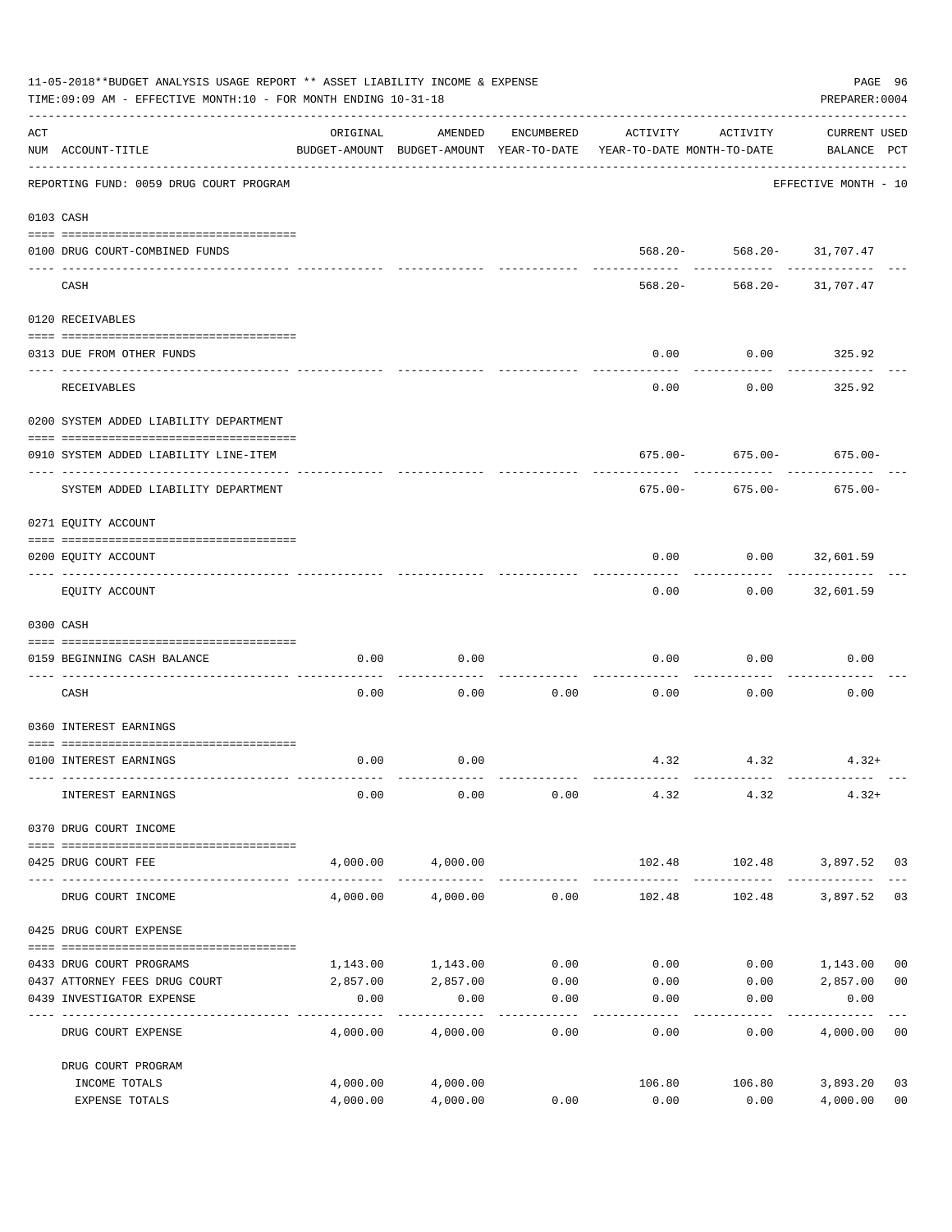11-05-2018**BUDGET ANALYSIS USAGE REPORT ** ASSET LIABILITY INCOME & EXPENSE

TIME:09:09 AM - EFFECTIVE MONTH:10 - FOR MONTH ENDING 10-31-18

PREPARER:0004

| ACT NUM | ACCOUNT-TITLE | ORIGINAL BUDGET-AMOUNT | AMENDED BUDGET-AMOUNT | ENCUMBERED YEAR-TO-DATE | ACTIVITY YEAR-TO-DATE | ACTIVITY MONTH-TO-DATE | CURRENT BALANCE | USED PCT |
|---|---|---|---|---|---|---|---|---|
| | REPORTING FUND: 0059 DRUG COURT PROGRAM | | | | | | EFFECTIVE MONTH - 10 | |
| 0103 | CASH | | | | | | | |
| 0100 | DRUG COURT-COMBINED FUNDS | | | | 568.20- | 568.20- | 31,707.47 | |
| | CASH | | | | 568.20- | 568.20- | 31,707.47 | |
| 0120 | RECEIVABLES | | | | | | | |
| 0313 | DUE FROM OTHER FUNDS | | | | 0.00 | 0.00 | 325.92 | |
| | RECEIVABLES | | | | 0.00 | 0.00 | 325.92 | |
| 0200 | SYSTEM ADDED LIABILITY DEPARTMENT | | | | | | | |
| 0910 | SYSTEM ADDED LIABILITY LINE-ITEM | | | | 675.00- | 675.00- | 675.00- | |
| | SYSTEM ADDED LIABILITY DEPARTMENT | | | | 675.00- | 675.00- | 675.00- | |
| 0271 | EQUITY ACCOUNT | | | | | | | |
| 0200 | EQUITY ACCOUNT | | | | 0.00 | 0.00 | 32,601.59 | |
| | EQUITY ACCOUNT | | | | 0.00 | 0.00 | 32,601.59 | |
| 0300 | CASH | | | | | | | |
| 0159 | BEGINNING CASH BALANCE | 0.00 | 0.00 | | 0.00 | 0.00 | 0.00 | |
| | CASH | 0.00 | 0.00 | 0.00 | 0.00 | 0.00 | 0.00 | |
| 0360 | INTEREST EARNINGS | | | | | | | |
| 0100 | INTEREST EARNINGS | 0.00 | 0.00 | | 4.32 | 4.32 | 4.32+ | |
| | INTEREST EARNINGS | 0.00 | 0.00 | 0.00 | 4.32 | 4.32 | 4.32+ | |
| 0370 | DRUG COURT INCOME | | | | | | | |
| 0425 | DRUG COURT FEE | 4,000.00 | 4,000.00 | | 102.48 | 102.48 | 3,897.52 | 03 |
| | DRUG COURT INCOME | 4,000.00 | 4,000.00 | 0.00 | 102.48 | 102.48 | 3,897.52 | 03 |
| 0425 | DRUG COURT EXPENSE | | | | | | | |
| 0433 | DRUG COURT PROGRAMS | 1,143.00 | 1,143.00 | 0.00 | 0.00 | 0.00 | 1,143.00 | 00 |
| 0437 | ATTORNEY FEES DRUG COURT | 2,857.00 | 2,857.00 | 0.00 | 0.00 | 0.00 | 2,857.00 | 00 |
| 0439 | INVESTIGATOR EXPENSE | 0.00 | 0.00 | 0.00 | 0.00 | 0.00 | 0.00 | |
| | DRUG COURT EXPENSE | 4,000.00 | 4,000.00 | 0.00 | 0.00 | 0.00 | 4,000.00 | 00 |
| | DRUG COURT PROGRAM | | | | | | | |
| | INCOME TOTALS | 4,000.00 | 4,000.00 | | 106.80 | 106.80 | 3,893.20 | 03 |
| | EXPENSE TOTALS | 4,000.00 | 4,000.00 | 0.00 | 0.00 | 0.00 | 4,000.00 | 00 |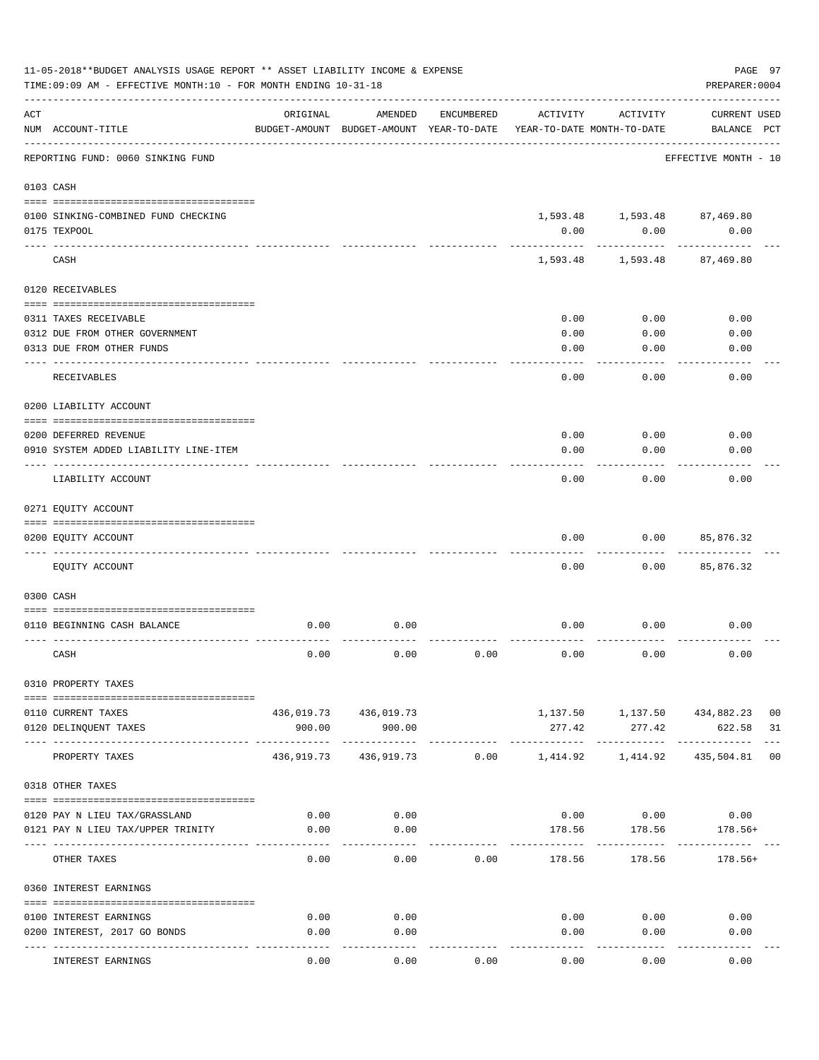11-05-2018**BUDGET ANALYSIS USAGE REPORT ** ASSET LIABILITY INCOME & EXPENSE

TIME:09:09 AM - EFFECTIVE MONTH:10 - FOR MONTH ENDING 10-31-18

PREPARER:0004

REPORTING FUND: 0060 SINKING FUND — EFFECTIVE MONTH - 10

| ACT NUM | ACCOUNT-TITLE | ORIGINAL BUDGET-AMOUNT | AMENDED BUDGET-AMOUNT | ENCUMBERED YEAR-TO-DATE | ACTIVITY YEAR-TO-DATE | ACTIVITY MONTH-TO-DATE | CURRENT BALANCE | USED PCT |
|---|---|---|---|---|---|---|---|---|
| **0103** | **CASH** | | | | | | | |
| 0100 | SINKING-COMBINED FUND CHECKING | | | | 1,593.48 | 1,593.48 | 87,469.80 | |
| 0175 | TEXPOOL | | | | 0.00 | 0.00 | 0.00 | |
| | CASH | | | | 1,593.48 | 1,593.48 | 87,469.80 | |
| **0120** | **RECEIVABLES** | | | | | | | |
| 0311 | TAXES RECEIVABLE | | | | 0.00 | 0.00 | 0.00 | |
| 0312 | DUE FROM OTHER GOVERNMENT | | | | 0.00 | 0.00 | 0.00 | |
| 0313 | DUE FROM OTHER FUNDS | | | | 0.00 | 0.00 | 0.00 | |
| | RECEIVABLES | | | | 0.00 | 0.00 | 0.00 | |
| **0200** | **LIABILITY ACCOUNT** | | | | | | | |
| 0200 | DEFERRED REVENUE | | | | 0.00 | 0.00 | 0.00 | |
| 0910 | SYSTEM ADDED LIABILITY LINE-ITEM | | | | 0.00 | 0.00 | 0.00 | |
| | LIABILITY ACCOUNT | | | | 0.00 | 0.00 | 0.00 | |
| **0271** | **EQUITY ACCOUNT** | | | | | | | |
| 0200 | EQUITY ACCOUNT | | | | 0.00 | 0.00 | 85,876.32 | |
| | EQUITY ACCOUNT | | | | 0.00 | 0.00 | 85,876.32 | |
| **0300** | **CASH** | | | | | | | |
| 0110 | BEGINNING CASH BALANCE | 0.00 | 0.00 | | 0.00 | 0.00 | 0.00 | |
| | CASH | 0.00 | 0.00 | 0.00 | 0.00 | 0.00 | 0.00 | |
| **0310** | **PROPERTY TAXES** | | | | | | | |
| 0110 | CURRENT TAXES | 436,019.73 | 436,019.73 | | 1,137.50 | 1,137.50 | 434,882.23 | 00 |
| 0120 | DELINQUENT TAXES | 900.00 | 900.00 | | 277.42 | 277.42 | 622.58 | 31 |
| | PROPERTY TAXES | 436,919.73 | 436,919.73 | 0.00 | 1,414.92 | 1,414.92 | 435,504.81 | 00 |
| **0318** | **OTHER TAXES** | | | | | | | |
| 0120 | PAY N LIEU TAX/GRASSLAND | 0.00 | 0.00 | | 0.00 | 0.00 | 0.00 | |
| 0121 | PAY N LIEU TAX/UPPER TRINITY | 0.00 | 0.00 | | 178.56 | 178.56 | 178.56+ | |
| | OTHER TAXES | 0.00 | 0.00 | 0.00 | 178.56 | 178.56 | 178.56+ | |
| **0360** | **INTEREST EARNINGS** | | | | | | | |
| 0100 | INTEREST EARNINGS | 0.00 | 0.00 | | 0.00 | 0.00 | 0.00 | |
| 0200 | INTEREST, 2017 GO BONDS | 0.00 | 0.00 | | 0.00 | 0.00 | 0.00 | |
| | INTEREST EARNINGS | 0.00 | 0.00 | 0.00 | 0.00 | 0.00 | 0.00 | |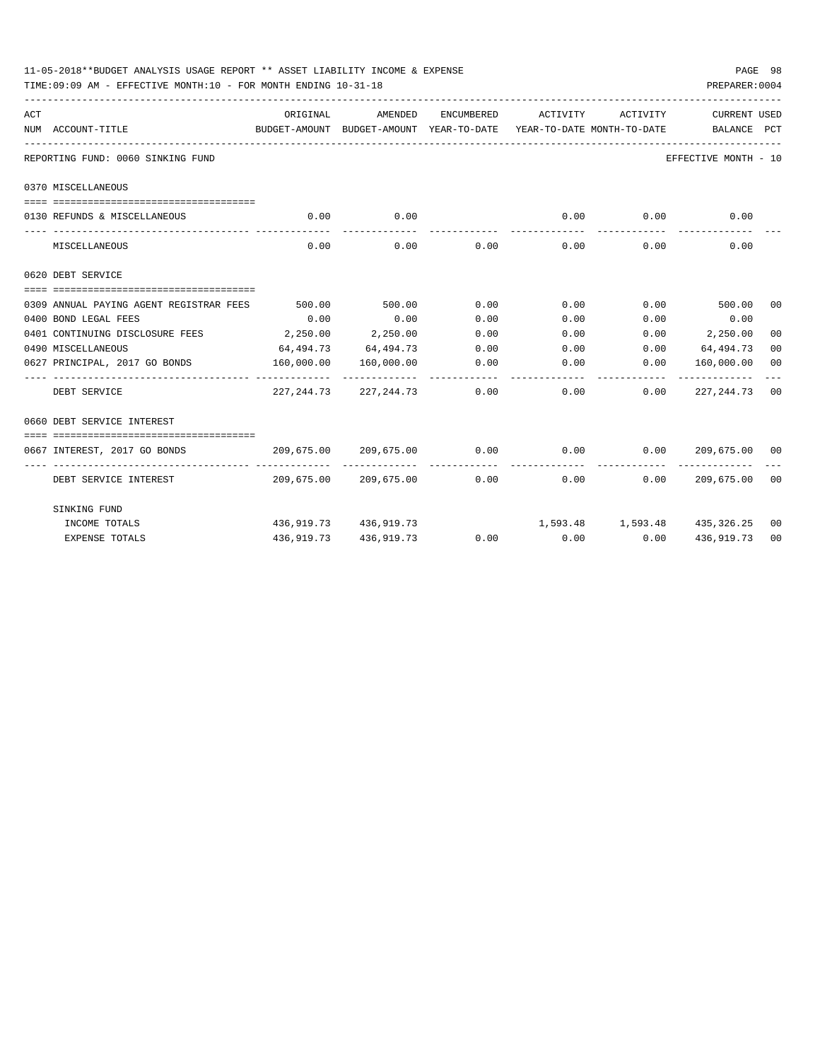11-05-2018**BUDGET ANALYSIS USAGE REPORT ** ASSET LIABILITY INCOME & EXPENSE

TIME:09:09 AM - EFFECTIVE MONTH:10 - FOR MONTH ENDING 10-31-18

PREPARER:0004

REPORTING FUND: 0060 SINKING FUND

EFFECTIVE MONTH - 10

| ACT NUM | ACCOUNT-TITLE | ORIGINAL BUDGET-AMOUNT | AMENDED BUDGET-AMOUNT | ENCUMBERED YEAR-TO-DATE | ACTIVITY YEAR-TO-DATE | ACTIVITY MONTH-TO-DATE | CURRENT BALANCE | USED PCT |
|---|---|---|---|---|---|---|---|---|
| | **0370 MISCELLANEOUS** | | | | | | | |
| 0130 | REFUNDS & MISCELLANEOUS | 0.00 | 0.00 | | 0.00 | 0.00 | 0.00 | |
| | MISCELLANEOUS | 0.00 | 0.00 | 0.00 | 0.00 | 0.00 | 0.00 | |
| | **0620 DEBT SERVICE** | | | | | | | |
| 0309 | ANNUAL PAYING AGENT REGISTRAR FEES | 500.00 | 500.00 | 0.00 | 0.00 | 0.00 | 500.00 | 00 |
| 0400 | BOND LEGAL FEES | 0.00 | 0.00 | 0.00 | 0.00 | 0.00 | 0.00 | |
| 0401 | CONTINUING DISCLOSURE FEES | 2,250.00 | 2,250.00 | 0.00 | 0.00 | 0.00 | 2,250.00 | 00 |
| 0490 | MISCELLANEOUS | 64,494.73 | 64,494.73 | 0.00 | 0.00 | 0.00 | 64,494.73 | 00 |
| 0627 | PRINCIPAL, 2017 GO BONDS | 160,000.00 | 160,000.00 | 0.00 | 0.00 | 0.00 | 160,000.00 | 00 |
| | DEBT SERVICE | 227,244.73 | 227,244.73 | 0.00 | 0.00 | 0.00 | 227,244.73 | 00 |
| | **0660 DEBT SERVICE INTEREST** | | | | | | | |
| 0667 | INTEREST, 2017 GO BONDS | 209,675.00 | 209,675.00 | 0.00 | 0.00 | 0.00 | 209,675.00 | 00 |
| | DEBT SERVICE INTEREST | 209,675.00 | 209,675.00 | 0.00 | 0.00 | 0.00 | 209,675.00 | 00 |
| | **SINKING FUND** | | | | | | | |
| | INCOME TOTALS | 436,919.73 | 436,919.73 | | 1,593.48 | 1,593.48 | 435,326.25 | 00 |
| | EXPENSE TOTALS | 436,919.73 | 436,919.73 | 0.00 | 0.00 | 0.00 | 436,919.73 | 00 |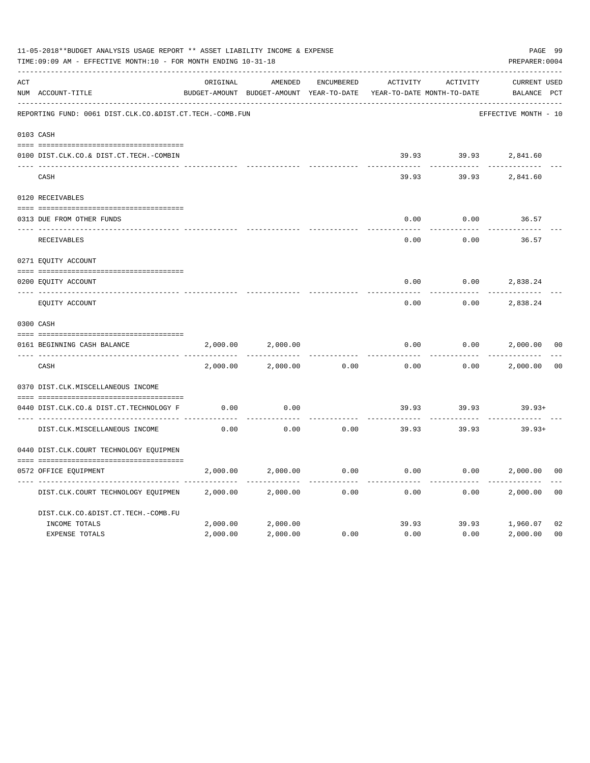11-05-2018**BUDGET ANALYSIS USAGE REPORT ** ASSET LIABILITY INCOME & EXPENSE

TIME:09:09 AM - EFFECTIVE MONTH:10 - FOR MONTH ENDING 10-31-18

PREPARER:0004

REPORTING FUND: 0061 DIST.CLK.CO.&DIST.CT.TECH.-COMB.FUN — EFFECTIVE MONTH - 10

| ACT NUM | ACCOUNT-TITLE | ORIGINAL BUDGET-AMOUNT | AMENDED BUDGET-AMOUNT | ENCUMBERED YEAR-TO-DATE | ACTIVITY YEAR-TO-DATE | ACTIVITY MONTH-TO-DATE | CURRENT BALANCE | USED PCT |
|---|---|---|---|---|---|---|---|---|
| 0103 | CASH | | | | | | | |
| 0100 | DIST.CLK.CO.& DIST.CT.TECH.-COMBIN | | | | 39.93 | 39.93 | 2,841.60 | |
| | CASH | | | | 39.93 | 39.93 | 2,841.60 | |
| 0120 | RECEIVABLES | | | | | | | |
| 0313 | DUE FROM OTHER FUNDS | | | | 0.00 | 0.00 | 36.57 | |
| | RECEIVABLES | | | | 0.00 | 0.00 | 36.57 | |
| 0271 | EQUITY ACCOUNT | | | | | | | |
| 0200 | EQUITY ACCOUNT | | | | 0.00 | 0.00 | 2,838.24 | |
| | EQUITY ACCOUNT | | | | 0.00 | 0.00 | 2,838.24 | |
| 0300 | CASH | | | | | | | |
| 0161 | BEGINNING CASH BALANCE | 2,000.00 | 2,000.00 | | 0.00 | 0.00 | 2,000.00 | 00 |
| | CASH | 2,000.00 | 2,000.00 | 0.00 | 0.00 | 0.00 | 2,000.00 | 00 |
| 0370 | DIST.CLK.MISCELLANEOUS INCOME | | | | | | | |
| 0440 | DIST.CLK.CO.& DIST.CT.TECHNOLOGY F | 0.00 | 0.00 | | 39.93 | 39.93 | 39.93+ | |
| | DIST.CLK.MISCELLANEOUS INCOME | 0.00 | 0.00 | 0.00 | 39.93 | 39.93 | 39.93+ | |
| 0440 | DIST.CLK.COURT TECHNOLOGY EQUIPMEN | | | | | | | |
| 0572 | OFFICE EQUIPMENT | 2,000.00 | 2,000.00 | 0.00 | 0.00 | 0.00 | 2,000.00 | 00 |
| | DIST.CLK.COURT TECHNOLOGY EQUIPMEN | 2,000.00 | 2,000.00 | 0.00 | 0.00 | 0.00 | 2,000.00 | 00 |
| | DIST.CLK.CO.&DIST.CT.TECH.-COMB.FU | | | | | | | |
| | INCOME TOTALS | 2,000.00 | 2,000.00 | | 39.93 | 39.93 | 1,960.07 | 02 |
| | EXPENSE TOTALS | 2,000.00 | 2,000.00 | 0.00 | 0.00 | 0.00 | 2,000.00 | 00 |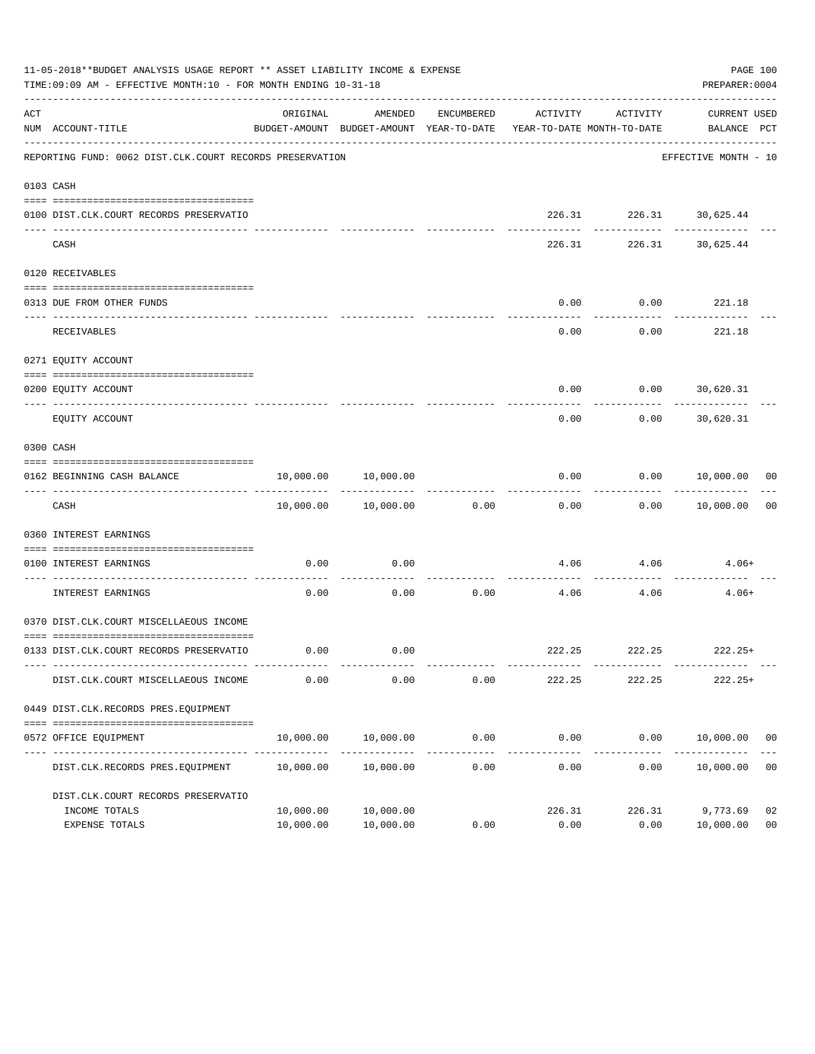11-05-2018**BUDGET ANALYSIS USAGE REPORT ** ASSET LIABILITY INCOME & EXPENSE

TIME:09:09 AM - EFFECTIVE MONTH:10 - FOR MONTH ENDING 10-31-18

PREPARER:0004

REPORTING FUND: 0062 DIST.CLK.COURT RECORDS PRESERVATION — EFFECTIVE MONTH - 10

| ACT NUM | ACCOUNT-TITLE | ORIGINAL BUDGET-AMOUNT | AMENDED BUDGET-AMOUNT | ENCUMBERED YEAR-TO-DATE | ACTIVITY YEAR-TO-DATE | ACTIVITY MONTH-TO-DATE | CURRENT BALANCE | USED PCT |
|---|---|---|---|---|---|---|---|---|
| 0103 | CASH | | | | | | | |
| 0100 | DIST.CLK.COURT RECORDS PRESERVATIO | | | | 226.31 | 226.31 | 30,625.44 | |
| | CASH | | | | 226.31 | 226.31 | 30,625.44 | |
| 0120 | RECEIVABLES | | | | | | | |
| 0313 | DUE FROM OTHER FUNDS | | | | 0.00 | 0.00 | 221.18 | |
| | RECEIVABLES | | | | 0.00 | 0.00 | 221.18 | |
| 0271 | EQUITY ACCOUNT | | | | | | | |
| 0200 | EQUITY ACCOUNT | | | | 0.00 | 0.00 | 30,620.31 | |
| | EQUITY ACCOUNT | | | | 0.00 | 0.00 | 30,620.31 | |
| 0300 | CASH | | | | | | | |
| 0162 | BEGINNING CASH BALANCE | 10,000.00 | 10,000.00 | | 0.00 | 0.00 | 10,000.00 | 00 |
| | CASH | 10,000.00 | 10,000.00 | 0.00 | 0.00 | 0.00 | 10,000.00 | 00 |
| 0360 | INTEREST EARNINGS | | | | | | | |
| 0100 | INTEREST EARNINGS | 0.00 | 0.00 | | 4.06 | 4.06 | 4.06+ | |
| | INTEREST EARNINGS | 0.00 | 0.00 | 0.00 | 4.06 | 4.06 | 4.06+ | |
| 0370 | DIST.CLK.COURT MISCELLAEOUS INCOME | | | | | | | |
| 0133 | DIST.CLK.COURT RECORDS PRESERVATIO | 0.00 | 0.00 | | 222.25 | 222.25 | 222.25+ | |
| | DIST.CLK.COURT MISCELLAEOUS INCOME | 0.00 | 0.00 | 0.00 | 222.25 | 222.25 | 222.25+ | |
| 0449 | DIST.CLK.RECORDS PRES.EQUIPMENT | | | | | | | |
| 0572 | OFFICE EQUIPMENT | 10,000.00 | 10,000.00 | 0.00 | 0.00 | 0.00 | 10,000.00 | 00 |
| | DIST.CLK.RECORDS PRES.EQUIPMENT | 10,000.00 | 10,000.00 | 0.00 | 0.00 | 0.00 | 10,000.00 | 00 |
| | DIST.CLK.COURT RECORDS PRESERVATIO | | | | | | | |
| | INCOME TOTALS | 10,000.00 | 10,000.00 | | 226.31 | 226.31 | 9,773.69 | 02 |
| | EXPENSE TOTALS | 10,000.00 | 10,000.00 | 0.00 | 0.00 | 0.00 | 10,000.00 | 00 |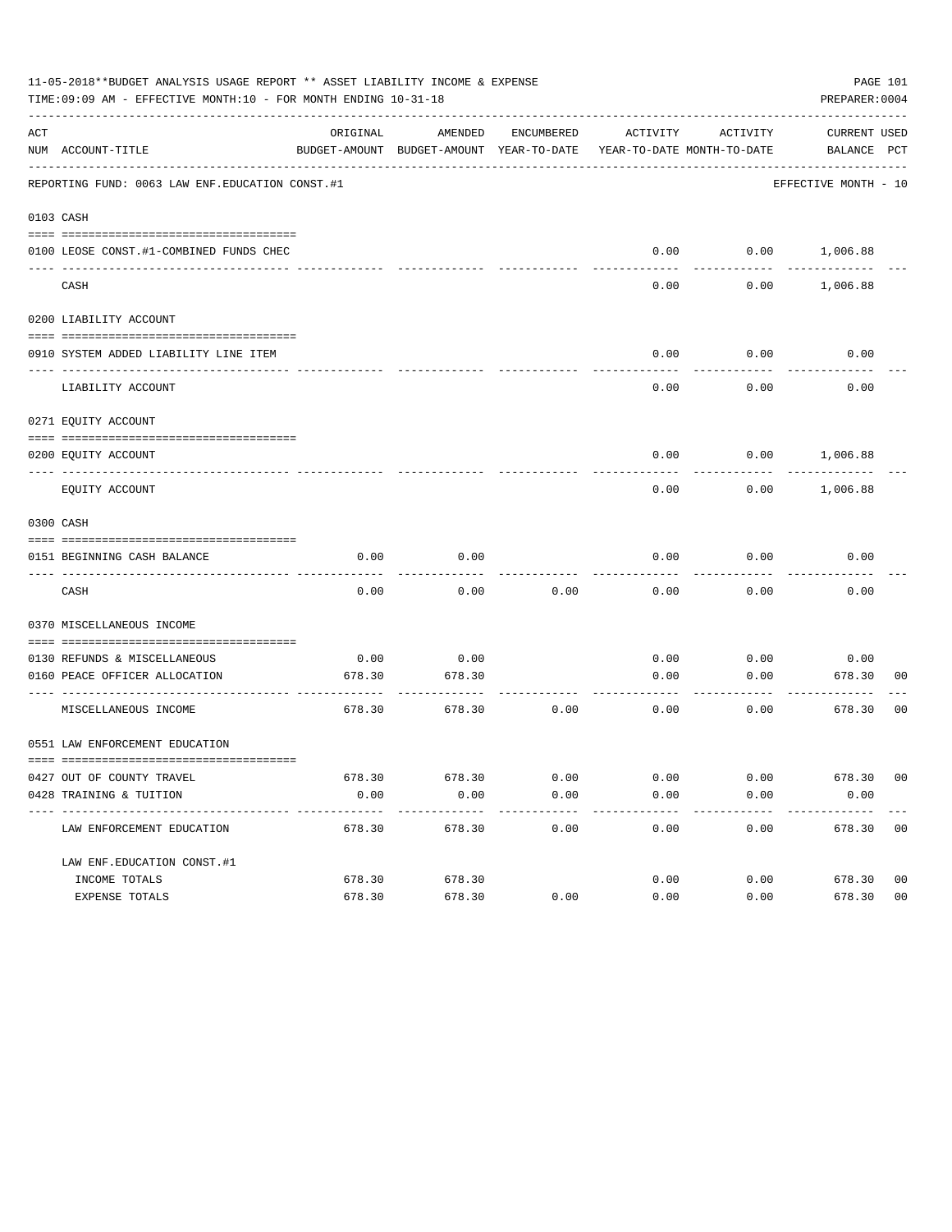11-05-2018**BUDGET ANALYSIS USAGE REPORT ** ASSET LIABILITY INCOME & EXPENSE

TIME:09:09 AM - EFFECTIVE MONTH:10 - FOR MONTH ENDING 10-31-18

PREPARER:0004

REPORTING FUND: 0063 LAW ENF.EDUCATION CONST.#1 — EFFECTIVE MONTH - 10

| ACT NUM | ACCOUNT-TITLE | ORIGINAL BUDGET-AMOUNT | AMENDED BUDGET-AMOUNT | ENCUMBERED YEAR-TO-DATE | ACTIVITY YEAR-TO-DATE | ACTIVITY MONTH-TO-DATE | CURRENT BALANCE | USED PCT |
|---|---|---|---|---|---|---|---|---|
| **0103** | **CASH** | | | | | | | |
| 0100 | LEOSE CONST.#1-COMBINED FUNDS CHEC | | | | 0.00 | 0.00 | 1,006.88 | |
| | CASH | | | | 0.00 | 0.00 | 1,006.88 | |
| **0200** | **LIABILITY ACCOUNT** | | | | | | | |
| 0910 | SYSTEM ADDED LIABILITY LINE ITEM | | | | 0.00 | 0.00 | 0.00 | |
| | LIABILITY ACCOUNT | | | | 0.00 | 0.00 | 0.00 | |
| **0271** | **EQUITY ACCOUNT** | | | | | | | |
| 0200 | EQUITY ACCOUNT | | | | 0.00 | 0.00 | 1,006.88 | |
| | EQUITY ACCOUNT | | | | 0.00 | 0.00 | 1,006.88 | |
| **0300** | **CASH** | | | | | | | |
| 0151 | BEGINNING CASH BALANCE | 0.00 | 0.00 | | 0.00 | 0.00 | 0.00 | |
| | CASH | 0.00 | 0.00 | 0.00 | 0.00 | 0.00 | 0.00 | |
| **0370** | **MISCELLANEOUS INCOME** | | | | | | | |
| 0130 | REFUNDS & MISCELLANEOUS | 0.00 | 0.00 | | 0.00 | 0.00 | 0.00 | |
| 0160 | PEACE OFFICER ALLOCATION | 678.30 | 678.30 | | 0.00 | 0.00 | 678.30 | 00 |
| | MISCELLANEOUS INCOME | 678.30 | 678.30 | 0.00 | 0.00 | 0.00 | 678.30 | 00 |
| **0551** | **LAW ENFORCEMENT EDUCATION** | | | | | | | |
| 0427 | OUT OF COUNTY TRAVEL | 678.30 | 678.30 | 0.00 | 0.00 | 0.00 | 678.30 | 00 |
| 0428 | TRAINING & TUITION | 0.00 | 0.00 | 0.00 | 0.00 | 0.00 | 0.00 | |
| | LAW ENFORCEMENT EDUCATION | 678.30 | 678.30 | 0.00 | 0.00 | 0.00 | 678.30 | 00 |
| | **LAW ENF.EDUCATION CONST.#1** | | | | | | | |
| | INCOME TOTALS | 678.30 | 678.30 | | 0.00 | 0.00 | 678.30 | 00 |
| | EXPENSE TOTALS | 678.30 | 678.30 | 0.00 | 0.00 | 0.00 | 678.30 | 00 |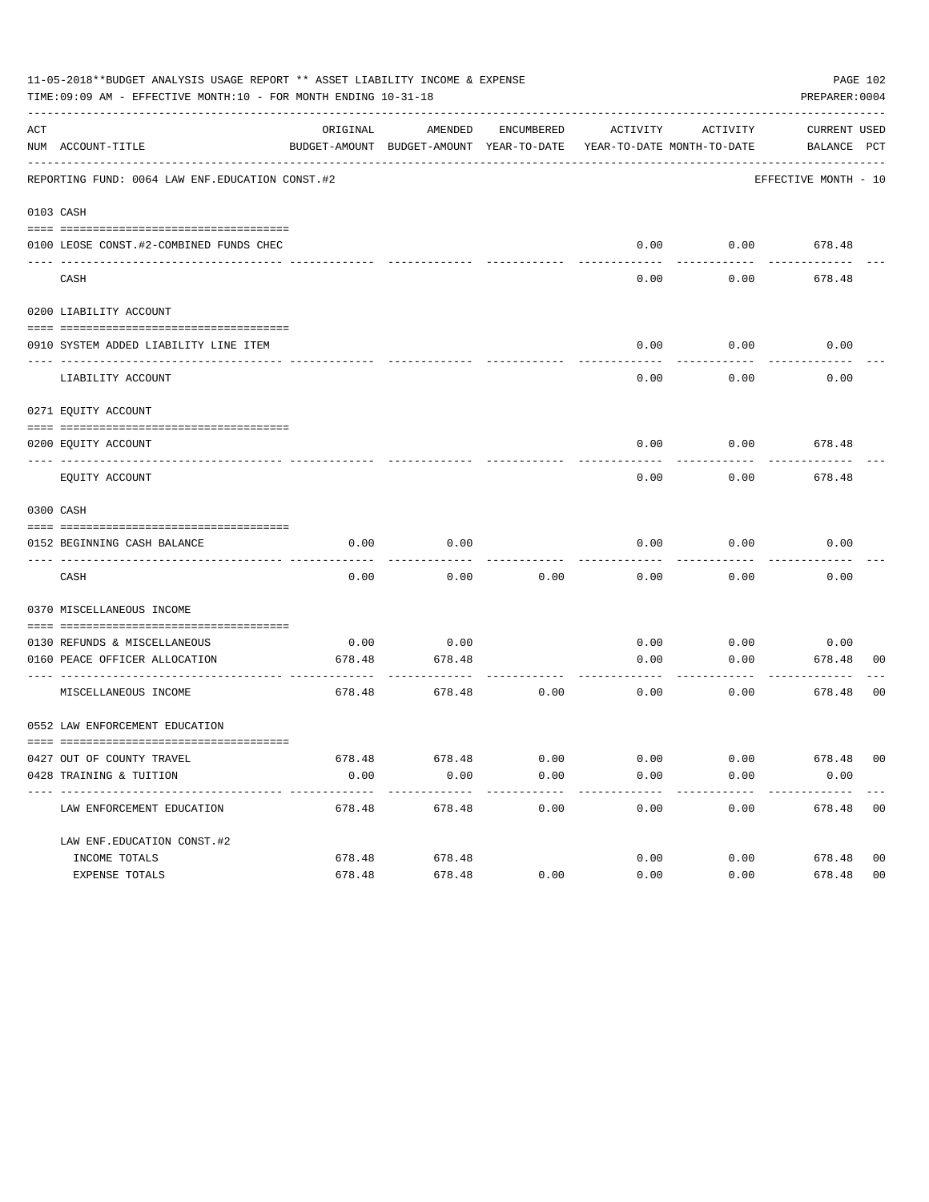11-05-2018**BUDGET ANALYSIS USAGE REPORT ** ASSET LIABILITY INCOME & EXPENSE

TIME:09:09 AM - EFFECTIVE MONTH:10 - FOR MONTH ENDING 10-31-18

PREPARER:0004

REPORTING FUND: 0064 LAW ENF.EDUCATION CONST.#2 — EFFECTIVE MONTH - 10

| ACT NUM | ACCOUNT-TITLE | ORIGINAL BUDGET-AMOUNT | AMENDED BUDGET-AMOUNT | ENCUMBERED YEAR-TO-DATE | ACTIVITY YEAR-TO-DATE | ACTIVITY MONTH-TO-DATE | CURRENT BALANCE | USED PCT |
|---|---|---|---|---|---|---|---|---|
| 0103 | CASH | | | | | | | |
| 0100 | LEOSE CONST.#2-COMBINED FUNDS CHEC | | | | 0.00 | 0.00 | 678.48 | |
| | CASH | | | | 0.00 | 0.00 | 678.48 | |
| 0200 | LIABILITY ACCOUNT | | | | | | | |
| 0910 | SYSTEM ADDED LIABILITY LINE ITEM | | | | 0.00 | 0.00 | 0.00 | |
| | LIABILITY ACCOUNT | | | | 0.00 | 0.00 | 0.00 | |
| 0271 | EQUITY ACCOUNT | | | | | | | |
| 0200 | EQUITY ACCOUNT | | | | 0.00 | 0.00 | 678.48 | |
| | EQUITY ACCOUNT | | | | 0.00 | 0.00 | 678.48 | |
| 0300 | CASH | | | | | | | |
| 0152 | BEGINNING CASH BALANCE | 0.00 | 0.00 | | 0.00 | 0.00 | 0.00 | |
| | CASH | 0.00 | 0.00 | 0.00 | 0.00 | 0.00 | 0.00 | |
| 0370 | MISCELLANEOUS INCOME | | | | | | | |
| 0130 | REFUNDS & MISCELLANEOUS | 0.00 | 0.00 | | 0.00 | 0.00 | 0.00 | |
| 0160 | PEACE OFFICER ALLOCATION | 678.48 | 678.48 | | 0.00 | 0.00 | 678.48 | 00 |
| | MISCELLANEOUS INCOME | 678.48 | 678.48 | 0.00 | 0.00 | 0.00 | 678.48 | 00 |
| 0552 | LAW ENFORCEMENT EDUCATION | | | | | | | |
| 0427 | OUT OF COUNTY TRAVEL | 678.48 | 678.48 | 0.00 | 0.00 | 0.00 | 678.48 | 00 |
| 0428 | TRAINING & TUITION | 0.00 | 0.00 | 0.00 | 0.00 | 0.00 | 0.00 | |
| | LAW ENFORCEMENT EDUCATION | 678.48 | 678.48 | 0.00 | 0.00 | 0.00 | 678.48 | 00 |
| | LAW ENF.EDUCATION CONST.#2 | | | | | | | |
| | INCOME TOTALS | 678.48 | 678.48 | | 0.00 | 0.00 | 678.48 | 00 |
| | EXPENSE TOTALS | 678.48 | 678.48 | 0.00 | 0.00 | 0.00 | 678.48 | 00 |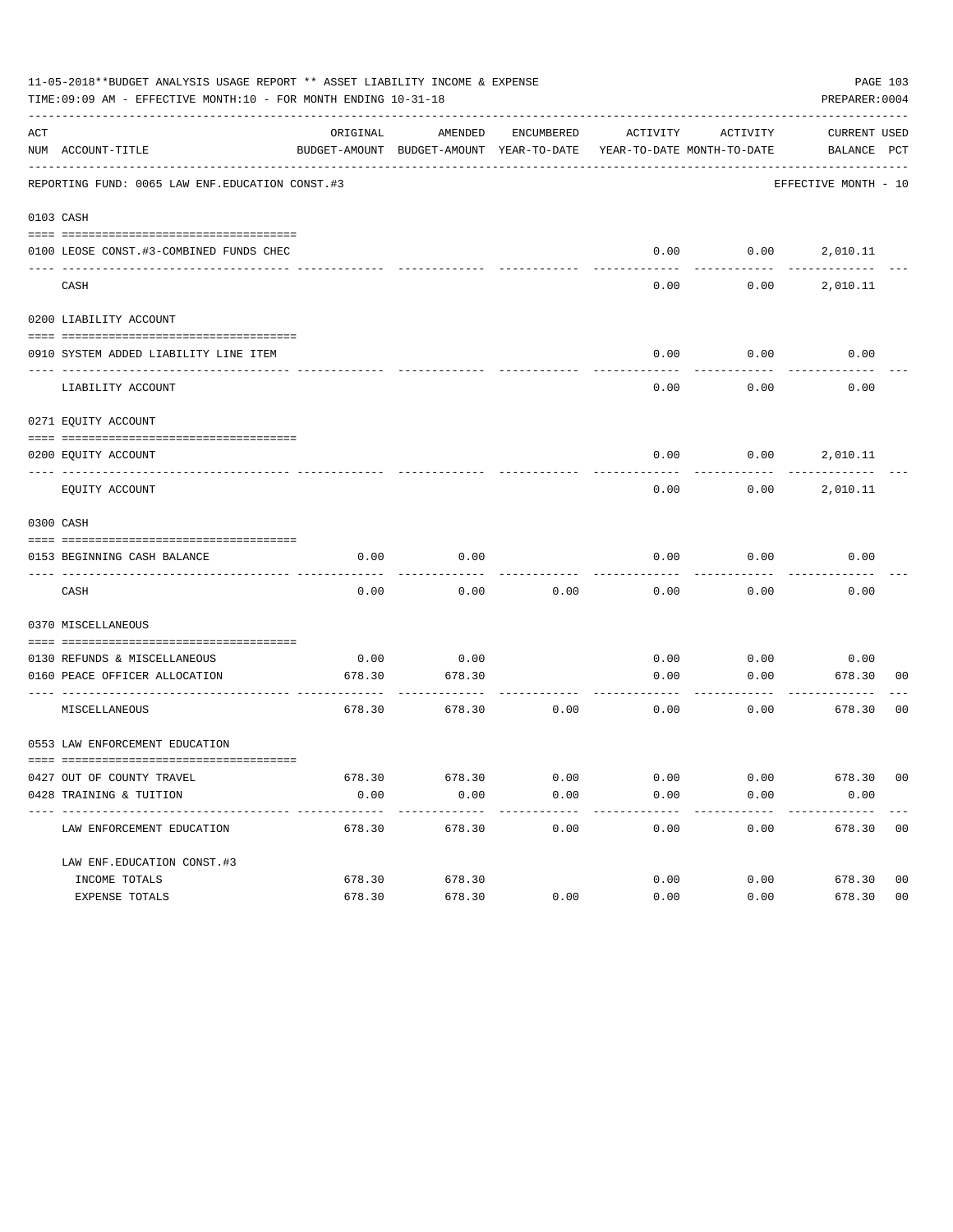11-05-2018**BUDGET ANALYSIS USAGE REPORT ** ASSET LIABILITY INCOME & EXPENSE

TIME:09:09 AM - EFFECTIVE MONTH:10 - FOR MONTH ENDING 10-31-18

PREPARER:0004

REPORTING FUND: 0065 LAW ENF.EDUCATION CONST.#3 — EFFECTIVE MONTH - 10

| ACT NUM | ACCOUNT-TITLE | ORIGINAL BUDGET-AMOUNT | AMENDED BUDGET-AMOUNT | ENCUMBERED YEAR-TO-DATE | ACTIVITY YEAR-TO-DATE | ACTIVITY MONTH-TO-DATE | CURRENT BALANCE | USED PCT |
|---|---|---|---|---|---|---|---|---|
| 0103 | CASH | | | | | | | |
| 0100 | LEOSE CONST.#3-COMBINED FUNDS CHEC | | | | 0.00 | 0.00 | 2,010.11 | |
| | CASH | | | | 0.00 | 0.00 | 2,010.11 | |
| 0200 | LIABILITY ACCOUNT | | | | | | | |
| 0910 | SYSTEM ADDED LIABILITY LINE ITEM | | | | 0.00 | 0.00 | 0.00 | |
| | LIABILITY ACCOUNT | | | | 0.00 | 0.00 | 0.00 | |
| 0271 | EQUITY ACCOUNT | | | | | | | |
| 0200 | EQUITY ACCOUNT | | | | 0.00 | 0.00 | 2,010.11 | |
| | EQUITY ACCOUNT | | | | 0.00 | 0.00 | 2,010.11 | |
| 0300 | CASH | | | | | | | |
| 0153 | BEGINNING CASH BALANCE | 0.00 | 0.00 | | 0.00 | 0.00 | 0.00 | |
| | CASH | 0.00 | 0.00 | 0.00 | 0.00 | 0.00 | 0.00 | |
| 0370 | MISCELLANEOUS | | | | | | | |
| 0130 | REFUNDS & MISCELLANEOUS | 0.00 | 0.00 | | 0.00 | 0.00 | 0.00 | |
| 0160 | PEACE OFFICER ALLOCATION | 678.30 | 678.30 | | 0.00 | 0.00 | 678.30 | 00 |
| | MISCELLANEOUS | 678.30 | 678.30 | 0.00 | 0.00 | 0.00 | 678.30 | 00 |
| 0553 | LAW ENFORCEMENT EDUCATION | | | | | | | |
| 0427 | OUT OF COUNTY TRAVEL | 678.30 | 678.30 | 0.00 | 0.00 | 0.00 | 678.30 | 00 |
| 0428 | TRAINING & TUITION | 0.00 | 0.00 | 0.00 | 0.00 | 0.00 | 0.00 | |
| | LAW ENFORCEMENT EDUCATION | 678.30 | 678.30 | 0.00 | 0.00 | 0.00 | 678.30 | 00 |
| | LAW ENF.EDUCATION CONST.#3 | | | | | | | |
| | INCOME TOTALS | 678.30 | 678.30 | | 0.00 | 0.00 | 678.30 | 00 |
| | EXPENSE TOTALS | 678.30 | 678.30 | 0.00 | 0.00 | 0.00 | 678.30 | 00 |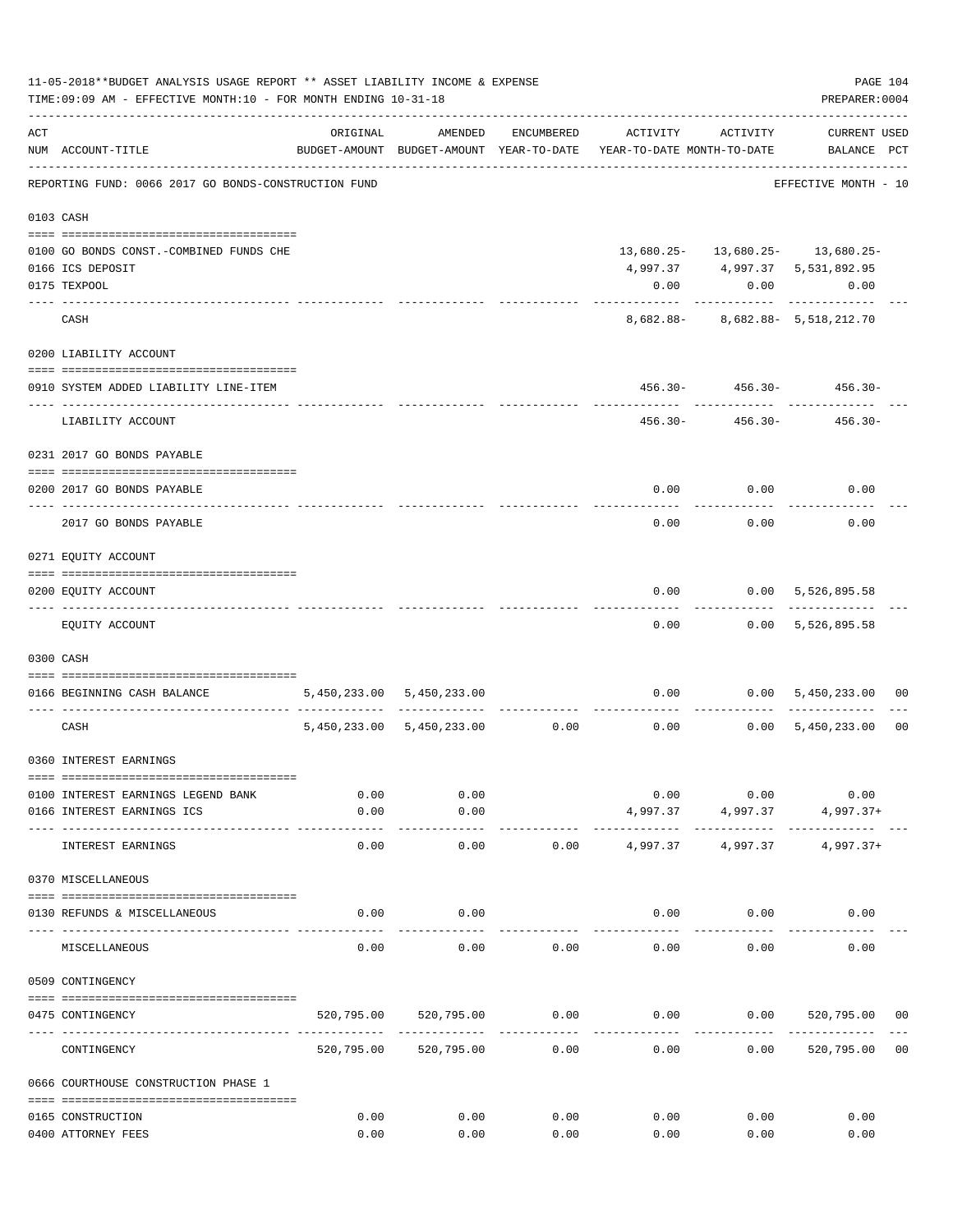11-05-2018**BUDGET ANALYSIS USAGE REPORT ** ASSET LIABILITY INCOME & EXPENSE

TIME:09:09 AM - EFFECTIVE MONTH:10 - FOR MONTH ENDING 10-31-18

PREPARER:0004

REPORTING FUND: 0066 2017 GO BONDS-CONSTRUCTION FUND — EFFECTIVE MONTH - 10

| ACT NUM | ACCOUNT-TITLE | ORIGINAL BUDGET-AMOUNT | AMENDED BUDGET-AMOUNT | ENCUMBERED YEAR-TO-DATE | ACTIVITY YEAR-TO-DATE | ACTIVITY MONTH-TO-DATE | CURRENT BALANCE | USED PCT |
|---|---|---|---|---|---|---|---|---|
| 0103 | CASH | | | | | | | |
| 0100 | GO BONDS CONST.-COMBINED FUNDS CHE | | | | 13,680.25- | 13,680.25- | 13,680.25- | |
| 0166 | ICS DEPOSIT | | | | 4,997.37 | 4,997.37 | 5,531,892.95 | |
| 0175 | TEXPOOL | | | | 0.00 | 0.00 | 0.00 | |
| | CASH | | | | 8,682.88- | 8,682.88- | 5,518,212.70 | |
| 0200 | LIABILITY ACCOUNT | | | | | | | |
| 0910 | SYSTEM ADDED LIABILITY LINE-ITEM | | | | 456.30- | 456.30- | 456.30- | |
| | LIABILITY ACCOUNT | | | | 456.30- | 456.30- | 456.30- | |
| 0231 | 2017 GO BONDS PAYABLE | | | | | | | |
| 0200 | 2017 GO BONDS PAYABLE | | | | 0.00 | 0.00 | 0.00 | |
| | 2017 GO BONDS PAYABLE | | | | 0.00 | 0.00 | 0.00 | |
| 0271 | EQUITY ACCOUNT | | | | | | | |
| 0200 | EQUITY ACCOUNT | | | | 0.00 | 0.00 | 5,526,895.58 | |
| | EQUITY ACCOUNT | | | | 0.00 | 0.00 | 5,526,895.58 | |
| 0300 | CASH | | | | | | | |
| 0166 | BEGINNING CASH BALANCE | 5,450,233.00 | 5,450,233.00 | | 0.00 | 0.00 | 5,450,233.00 | 00 |
| | CASH | 5,450,233.00 | 5,450,233.00 | 0.00 | 0.00 | 0.00 | 5,450,233.00 | 00 |
| 0360 | INTEREST EARNINGS | | | | | | | |
| 0100 | INTEREST EARNINGS LEGEND BANK | 0.00 | 0.00 | | 0.00 | 0.00 | 0.00 | |
| 0166 | INTEREST EARNINGS ICS | 0.00 | 0.00 | | 4,997.37 | 4,997.37 | 4,997.37+ | |
| | INTEREST EARNINGS | 0.00 | 0.00 | 0.00 | 4,997.37 | 4,997.37 | 4,997.37+ | |
| 0370 | MISCELLANEOUS | | | | | | | |
| 0130 | REFUNDS & MISCELLANEOUS | 0.00 | 0.00 | | 0.00 | 0.00 | 0.00 | |
| | MISCELLANEOUS | 0.00 | 0.00 | 0.00 | 0.00 | 0.00 | 0.00 | |
| 0509 | CONTINGENCY | | | | | | | |
| 0475 | CONTINGENCY | 520,795.00 | 520,795.00 | 0.00 | 0.00 | 0.00 | 520,795.00 | 00 |
| | CONTINGENCY | 520,795.00 | 520,795.00 | 0.00 | 0.00 | 0.00 | 520,795.00 | 00 |
| 0666 | COURTHOUSE CONSTRUCTION PHASE 1 | | | | | | | |
| 0165 | CONSTRUCTION | 0.00 | 0.00 | 0.00 | 0.00 | 0.00 | 0.00 | |
| 0400 | ATTORNEY FEES | 0.00 | 0.00 | 0.00 | 0.00 | 0.00 | 0.00 | |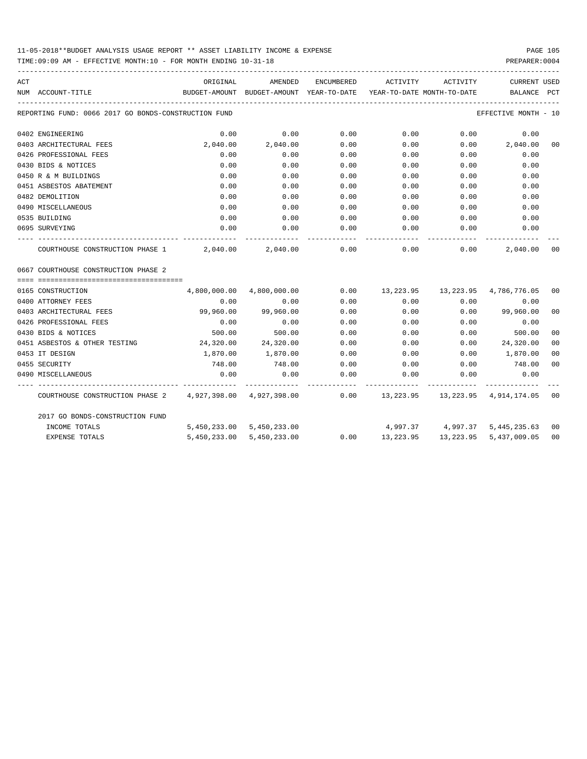11-05-2018**BUDGET ANALYSIS USAGE REPORT ** ASSET LIABILITY INCOME & EXPENSE

TIME:09:09 AM - EFFECTIVE MONTH:10 - FOR MONTH ENDING 10-31-18 PREPARER:0004

REPORTING FUND: 0066 2017 GO BONDS-CONSTRUCTION FUND EFFECTIVE MONTH - 10

| ACT NUM | ACCOUNT-TITLE | ORIGINAL BUDGET-AMOUNT | AMENDED BUDGET-AMOUNT | ENCUMBERED YEAR-TO-DATE | ACTIVITY YEAR-TO-DATE | ACTIVITY MONTH-TO-DATE | CURRENT BALANCE | USED PCT |
|---|---|---|---|---|---|---|---|---|
| 0402 | ENGINEERING | 0.00 | 0.00 | 0.00 | 0.00 | 0.00 | 0.00 | |
| 0403 | ARCHITECTURAL FEES | 2,040.00 | 2,040.00 | 0.00 | 0.00 | 0.00 | 2,040.00 | 00 |
| 0426 | PROFESSIONAL FEES | 0.00 | 0.00 | 0.00 | 0.00 | 0.00 | 0.00 | |
| 0430 | BIDS & NOTICES | 0.00 | 0.00 | 0.00 | 0.00 | 0.00 | 0.00 | |
| 0450 | R & M BUILDINGS | 0.00 | 0.00 | 0.00 | 0.00 | 0.00 | 0.00 | |
| 0451 | ASBESTOS ABATEMENT | 0.00 | 0.00 | 0.00 | 0.00 | 0.00 | 0.00 | |
| 0482 | DEMOLITION | 0.00 | 0.00 | 0.00 | 0.00 | 0.00 | 0.00 | |
| 0490 | MISCELLANEOUS | 0.00 | 0.00 | 0.00 | 0.00 | 0.00 | 0.00 | |
| 0535 | BUILDING | 0.00 | 0.00 | 0.00 | 0.00 | 0.00 | 0.00 | |
| 0695 | SURVEYING | 0.00 | 0.00 | 0.00 | 0.00 | 0.00 | 0.00 | |
| | COURTHOUSE CONSTRUCTION PHASE 1 | 2,040.00 | 2,040.00 | 0.00 | 0.00 | 0.00 | 2,040.00 | 00 |
| 0667 | COURTHOUSE CONSTRUCTION PHASE 2 | | | | | | | |
| 0165 | CONSTRUCTION | 4,800,000.00 | 4,800,000.00 | 0.00 | 13,223.95 | 13,223.95 | 4,786,776.05 | 00 |
| 0400 | ATTORNEY FEES | 0.00 | 0.00 | 0.00 | 0.00 | 0.00 | 0.00 | |
| 0403 | ARCHITECTURAL FEES | 99,960.00 | 99,960.00 | 0.00 | 0.00 | 0.00 | 99,960.00 | 00 |
| 0426 | PROFESSIONAL FEES | 0.00 | 0.00 | 0.00 | 0.00 | 0.00 | 0.00 | |
| 0430 | BIDS & NOTICES | 500.00 | 500.00 | 0.00 | 0.00 | 0.00 | 500.00 | 00 |
| 0451 | ASBESTOS & OTHER TESTING | 24,320.00 | 24,320.00 | 0.00 | 0.00 | 0.00 | 24,320.00 | 00 |
| 0453 | IT DESIGN | 1,870.00 | 1,870.00 | 0.00 | 0.00 | 0.00 | 1,870.00 | 00 |
| 0455 | SECURITY | 748.00 | 748.00 | 0.00 | 0.00 | 0.00 | 748.00 | 00 |
| 0490 | MISCELLANEOUS | 0.00 | 0.00 | 0.00 | 0.00 | 0.00 | 0.00 | |
| | COURTHOUSE CONSTRUCTION PHASE 2 | 4,927,398.00 | 4,927,398.00 | 0.00 | 13,223.95 | 13,223.95 | 4,914,174.05 | 00 |
| | 2017 GO BONDS-CONSTRUCTION FUND | | | | | | | |
| | INCOME TOTALS | 5,450,233.00 | 5,450,233.00 | | 4,997.37 | 4,997.37 | 5,445,235.63 | 00 |
| | EXPENSE TOTALS | 5,450,233.00 | 5,450,233.00 | 0.00 | 13,223.95 | 13,223.95 | 5,437,009.05 | 00 |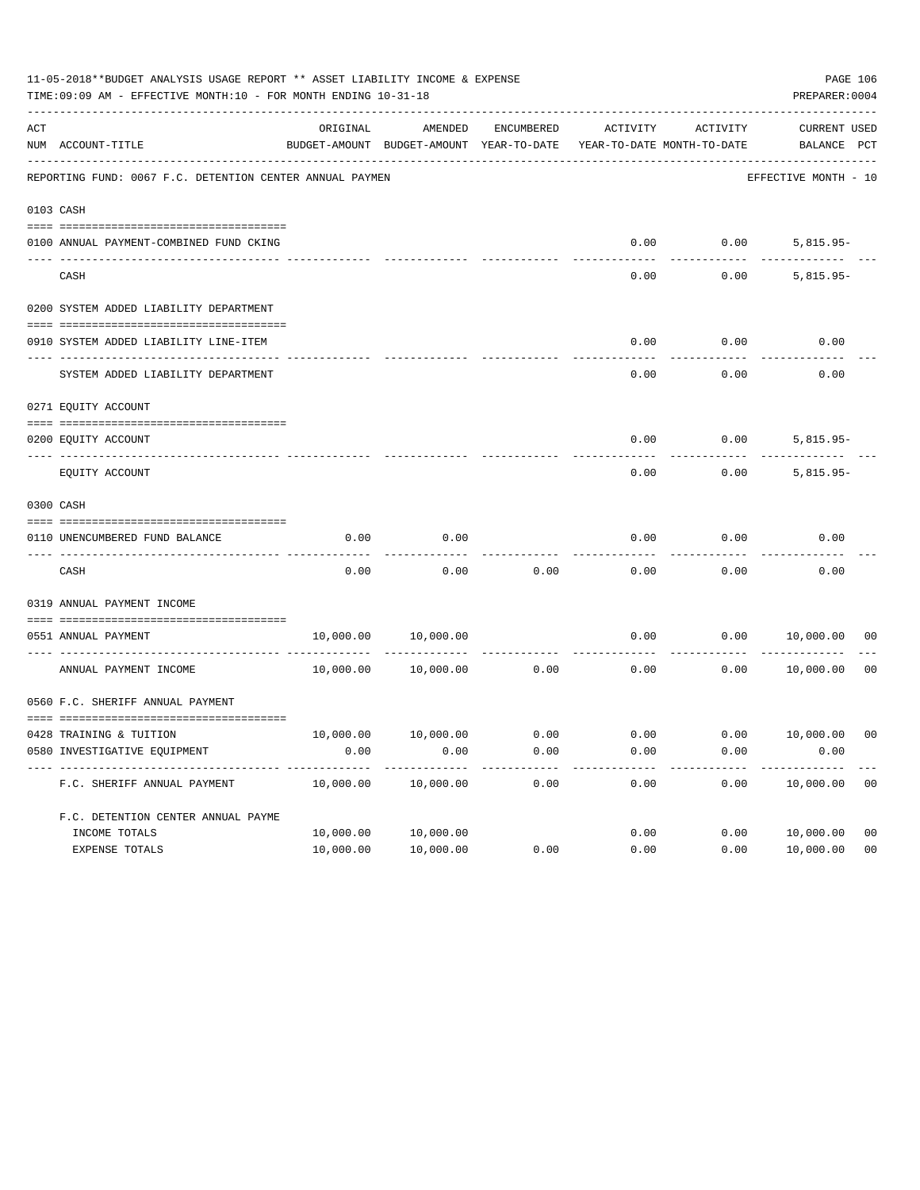11-05-2018**BUDGET ANALYSIS USAGE REPORT ** ASSET LIABILITY INCOME & EXPENSE

TIME:09:09 AM - EFFECTIVE MONTH:10 - FOR MONTH ENDING 10-31-18

PREPARER:0004

REPORTING FUND: 0067 F.C. DETENTION CENTER ANNUAL PAYMEN — EFFECTIVE MONTH - 10

| ACT NUM | ACCOUNT-TITLE | ORIGINAL BUDGET-AMOUNT | AMENDED BUDGET-AMOUNT | ENCUMBERED YEAR-TO-DATE | ACTIVITY YEAR-TO-DATE | ACTIVITY MONTH-TO-DATE | CURRENT BALANCE | USED PCT |
|---|---|---|---|---|---|---|---|---|
| 0103 | CASH | | | | | | | |
| 0100 | ANNUAL PAYMENT-COMBINED FUND CKING | | | | 0.00 | 0.00 | 5,815.95- | |
| | CASH | | | | 0.00 | 0.00 | 5,815.95- | |
| 0200 | SYSTEM ADDED LIABILITY DEPARTMENT | | | | | | | |
| 0910 | SYSTEM ADDED LIABILITY LINE-ITEM | | | | 0.00 | 0.00 | 0.00 | |
| | SYSTEM ADDED LIABILITY DEPARTMENT | | | | 0.00 | 0.00 | 0.00 | |
| 0271 | EQUITY ACCOUNT | | | | | | | |
| 0200 | EQUITY ACCOUNT | | | | 0.00 | 0.00 | 5,815.95- | |
| | EQUITY ACCOUNT | | | | 0.00 | 0.00 | 5,815.95- | |
| 0300 | CASH | | | | | | | |
| 0110 | UNENCUMBERED FUND BALANCE | 0.00 | 0.00 | | 0.00 | 0.00 | 0.00 | |
| | CASH | 0.00 | 0.00 | 0.00 | 0.00 | 0.00 | 0.00 | |
| 0319 | ANNUAL PAYMENT INCOME | | | | | | | |
| 0551 | ANNUAL PAYMENT | 10,000.00 | 10,000.00 | | 0.00 | 0.00 | 10,000.00 | 00 |
| | ANNUAL PAYMENT INCOME | 10,000.00 | 10,000.00 | 0.00 | 0.00 | 0.00 | 10,000.00 | 00 |
| 0560 | F.C. SHERIFF ANNUAL PAYMENT | | | | | | | |
| 0428 | TRAINING & TUITION | 10,000.00 | 10,000.00 | 0.00 | 0.00 | 0.00 | 10,000.00 | 00 |
| 0580 | INVESTIGATIVE EQUIPMENT | 0.00 | 0.00 | 0.00 | 0.00 | 0.00 | 0.00 | |
| | F.C. SHERIFF ANNUAL PAYMENT | 10,000.00 | 10,000.00 | 0.00 | 0.00 | 0.00 | 10,000.00 | 00 |
| | F.C. DETENTION CENTER ANNUAL PAYME | | | | | | | |
| | INCOME TOTALS | 10,000.00 | 10,000.00 | | 0.00 | 0.00 | 10,000.00 | 00 |
| | EXPENSE TOTALS | 10,000.00 | 10,000.00 | 0.00 | 0.00 | 0.00 | 10,000.00 | 00 |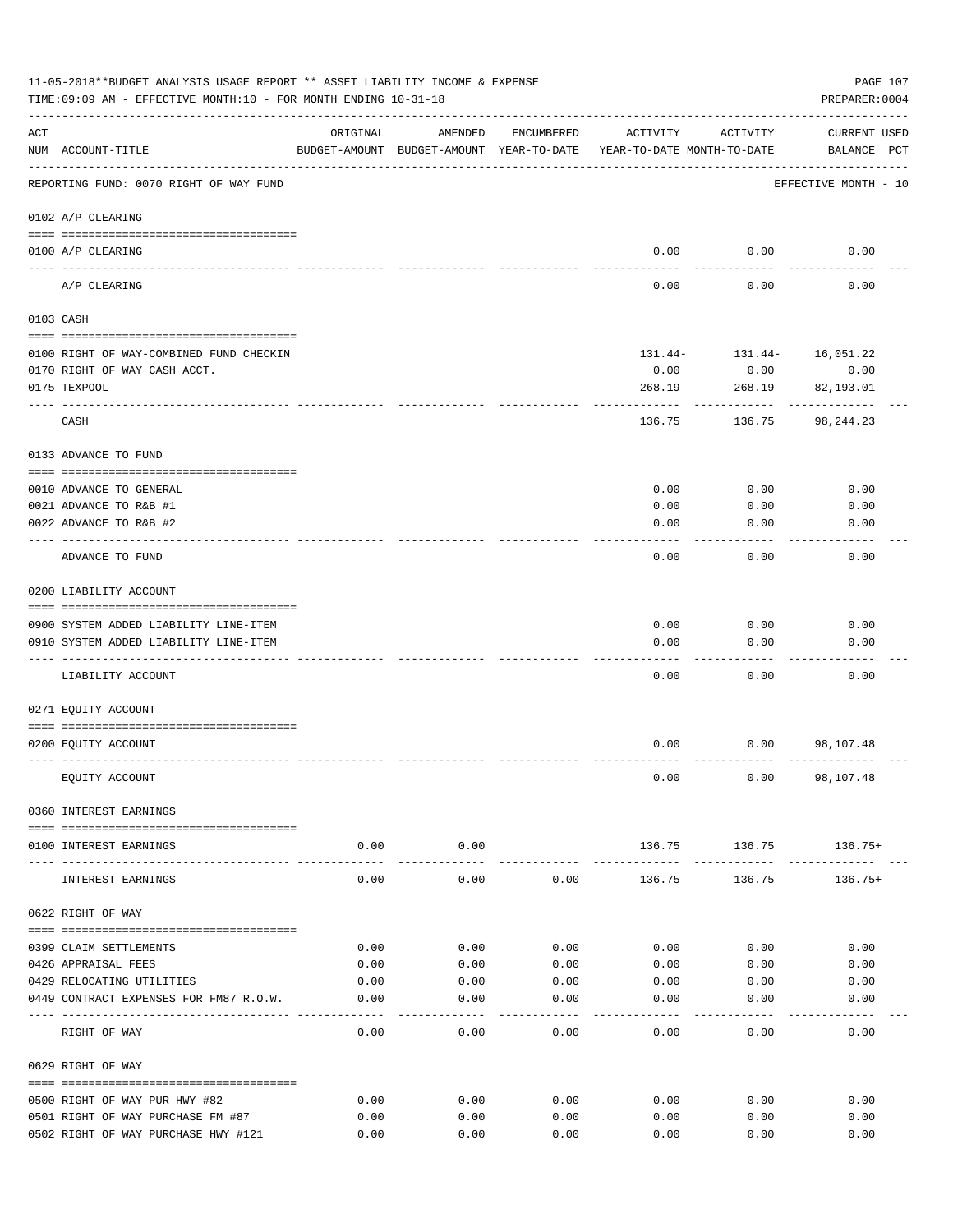11-05-2018**BUDGET ANALYSIS USAGE REPORT ** ASSET LIABILITY INCOME & EXPENSE

TIME:09:09 AM - EFFECTIVE MONTH:10 - FOR MONTH ENDING 10-31-18

PREPARER:0004

| ACT NUM | ACCOUNT-TITLE | ORIGINAL BUDGET-AMOUNT | AMENDED BUDGET-AMOUNT | ENCUMBERED YEAR-TO-DATE | ACTIVITY YEAR-TO-DATE | ACTIVITY MONTH-TO-DATE | CURRENT BALANCE | USED PCT |
|---|---|---|---|---|---|---|---|---|
| | REPORTING FUND: 0070 RIGHT OF WAY FUND | | | | | | EFFECTIVE MONTH - 10 | |
| | 0102 A/P CLEARING | | | | | | | |
| 0100 | A/P CLEARING | | | | 0.00 | 0.00 | 0.00 | |
| | A/P CLEARING | | | | 0.00 | 0.00 | 0.00 | |
| | 0103 CASH | | | | | | | |
| 0100 | RIGHT OF WAY-COMBINED FUND CHECKIN | | | | 131.44- | 131.44- | 16,051.22 | |
| 0170 | RIGHT OF WAY CASH ACCT. | | | | 0.00 | 0.00 | 0.00 | |
| 0175 | TEXPOOL | | | | 268.19 | 268.19 | 82,193.01 | |
| | CASH | | | | 136.75 | 136.75 | 98,244.23 | |
| | 0133 ADVANCE TO FUND | | | | | | | |
| 0010 | ADVANCE TO GENERAL | | | | 0.00 | 0.00 | 0.00 | |
| 0021 | ADVANCE TO R&B #1 | | | | 0.00 | 0.00 | 0.00 | |
| 0022 | ADVANCE TO R&B #2 | | | | 0.00 | 0.00 | 0.00 | |
| | ADVANCE TO FUND | | | | 0.00 | 0.00 | 0.00 | |
| | 0200 LIABILITY ACCOUNT | | | | | | | |
| 0900 | SYSTEM ADDED LIABILITY LINE-ITEM | | | | 0.00 | 0.00 | 0.00 | |
| 0910 | SYSTEM ADDED LIABILITY LINE-ITEM | | | | 0.00 | 0.00 | 0.00 | |
| | LIABILITY ACCOUNT | | | | 0.00 | 0.00 | 0.00 | |
| | 0271 EQUITY ACCOUNT | | | | | | | |
| 0200 | EQUITY ACCOUNT | | | | 0.00 | 0.00 | 98,107.48 | |
| | EQUITY ACCOUNT | | | | 0.00 | 0.00 | 98,107.48 | |
| | 0360 INTEREST EARNINGS | | | | | | | |
| 0100 | INTEREST EARNINGS | 0.00 | 0.00 | | 136.75 | 136.75 | 136.75+ | |
| | INTEREST EARNINGS | 0.00 | 0.00 | 0.00 | 136.75 | 136.75 | 136.75+ | |
| | 0622 RIGHT OF WAY | | | | | | | |
| 0399 | CLAIM SETTLEMENTS | 0.00 | 0.00 | 0.00 | 0.00 | 0.00 | 0.00 | |
| 0426 | APPRAISAL FEES | 0.00 | 0.00 | 0.00 | 0.00 | 0.00 | 0.00 | |
| 0429 | RELOCATING UTILITIES | 0.00 | 0.00 | 0.00 | 0.00 | 0.00 | 0.00 | |
| 0449 | CONTRACT EXPENSES FOR FM87 R.O.W. | 0.00 | 0.00 | 0.00 | 0.00 | 0.00 | 0.00 | |
| | RIGHT OF WAY | 0.00 | 0.00 | 0.00 | 0.00 | 0.00 | 0.00 | |
| | 0629 RIGHT OF WAY | | | | | | | |
| 0500 | RIGHT OF WAY PUR HWY #82 | 0.00 | 0.00 | 0.00 | 0.00 | 0.00 | 0.00 | |
| 0501 | RIGHT OF WAY PURCHASE FM #87 | 0.00 | 0.00 | 0.00 | 0.00 | 0.00 | 0.00 | |
| 0502 | RIGHT OF WAY PURCHASE HWY #121 | 0.00 | 0.00 | 0.00 | 0.00 | 0.00 | 0.00 | |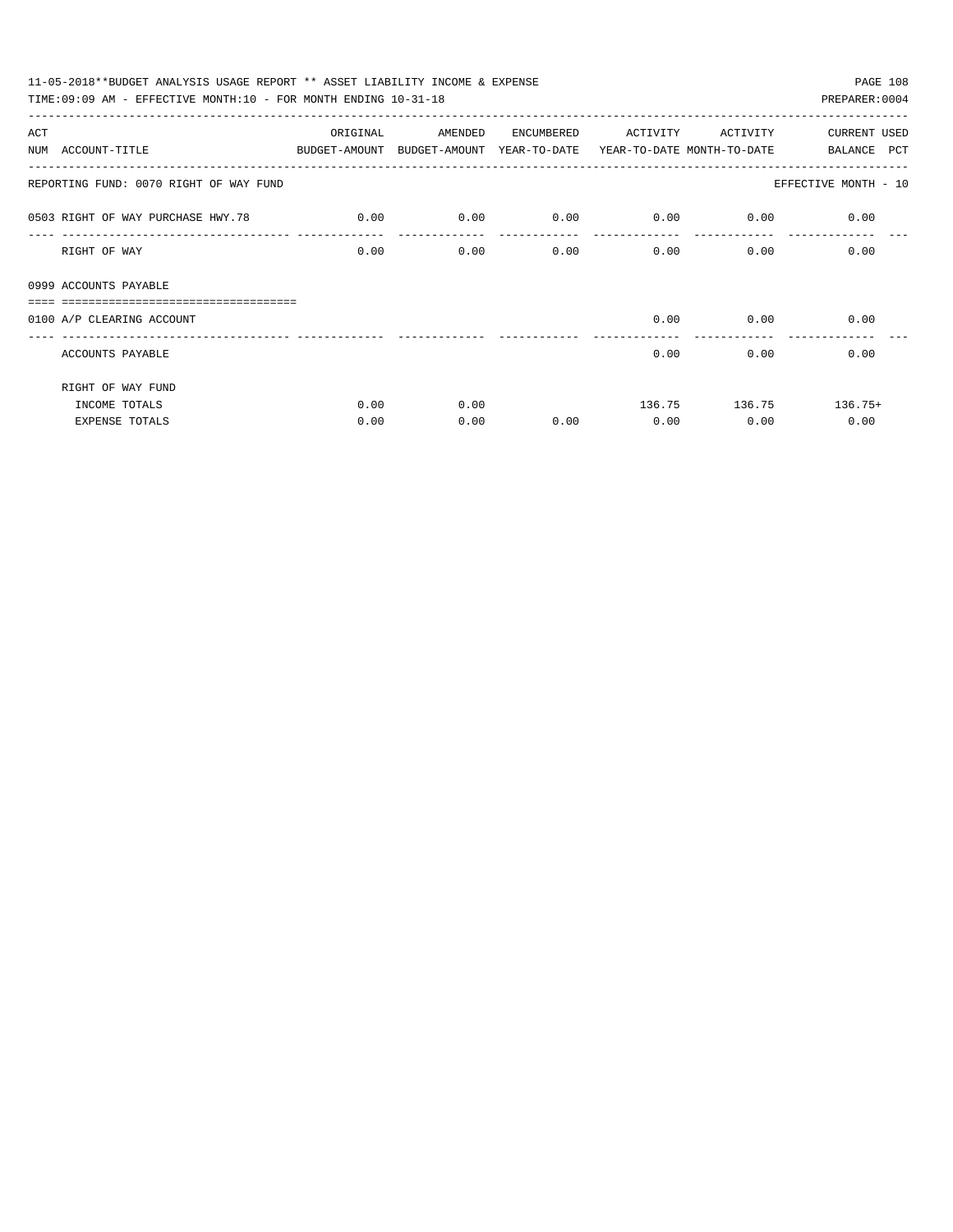11-05-2018**BUDGET ANALYSIS USAGE REPORT ** ASSET LIABILITY INCOME & EXPENSE

TIME:09:09 AM - EFFECTIVE MONTH:10 - FOR MONTH ENDING 10-31-18

PREPARER:0004

| ACT NUM | ACCOUNT-TITLE | ORIGINAL BUDGET-AMOUNT | AMENDED BUDGET-AMOUNT | ENCUMBERED YEAR-TO-DATE | ACTIVITY YEAR-TO-DATE | ACTIVITY MONTH-TO-DATE | CURRENT BALANCE | USED PCT |
|---|---|---|---|---|---|---|---|---|
| | REPORTING FUND: 0070 RIGHT OF WAY FUND | | | | | | EFFECTIVE MONTH - 10 | |
| 0503 | RIGHT OF WAY PURCHASE HWY.78 | 0.00 | 0.00 | 0.00 | 0.00 | 0.00 | 0.00 | |
| | RIGHT OF WAY | 0.00 | 0.00 | 0.00 | 0.00 | 0.00 | 0.00 | |
| 0999 | ACCOUNTS PAYABLE | | | | | | | |
| 0100 | A/P CLEARING ACCOUNT | | | | 0.00 | 0.00 | 0.00 | |
| | ACCOUNTS PAYABLE | | | | 0.00 | 0.00 | 0.00 | |
| | RIGHT OF WAY FUND | | | | | | | |
| | INCOME TOTALS | 0.00 | 0.00 | | 136.75 | 136.75 | 136.75+ | |
| | EXPENSE TOTALS | 0.00 | 0.00 | 0.00 | 0.00 | 0.00 | 0.00 | |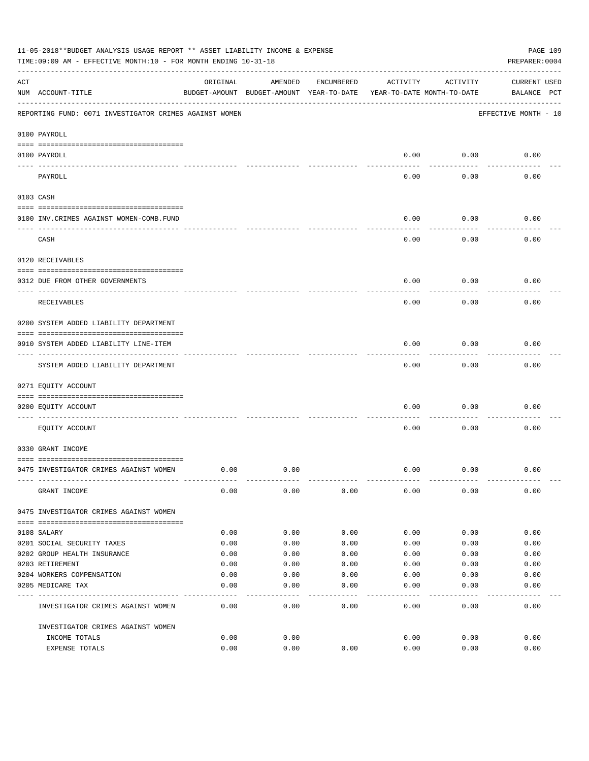11-05-2018**BUDGET ANALYSIS USAGE REPORT ** ASSET LIABILITY INCOME & EXPENSE

TIME:09:09 AM - EFFECTIVE MONTH:10 - FOR MONTH ENDING 10-31-18

PREPARER:0004

REPORTING FUND: 0071 INVESTIGATOR CRIMES AGAINST WOMEN — EFFECTIVE MONTH - 10

| ACT NUM | ACCOUNT-TITLE | ORIGINAL BUDGET-AMOUNT | AMENDED BUDGET-AMOUNT | ENCUMBERED YEAR-TO-DATE | ACTIVITY YEAR-TO-DATE | ACTIVITY MONTH-TO-DATE | CURRENT BALANCE | USED PCT |
|---|---|---|---|---|---|---|---|---|
| | **0100 PAYROLL** | | | | | | | |
| 0100 | PAYROLL | | | | 0.00 | 0.00 | 0.00 | |
| | PAYROLL | | | | 0.00 | 0.00 | 0.00 | |
| | **0103 CASH** | | | | | | | |
| 0100 | INV.CRIMES AGAINST WOMEN-COMB.FUND | | | | 0.00 | 0.00 | 0.00 | |
| | CASH | | | | 0.00 | 0.00 | 0.00 | |
| | **0120 RECEIVABLES** | | | | | | | |
| 0312 | DUE FROM OTHER GOVERNMENTS | | | | 0.00 | 0.00 | 0.00 | |
| | RECEIVABLES | | | | 0.00 | 0.00 | 0.00 | |
| | **0200 SYSTEM ADDED LIABILITY DEPARTMENT** | | | | | | | |
| 0910 | SYSTEM ADDED LIABILITY LINE-ITEM | | | | 0.00 | 0.00 | 0.00 | |
| | SYSTEM ADDED LIABILITY DEPARTMENT | | | | 0.00 | 0.00 | 0.00 | |
| | **0271 EQUITY ACCOUNT** | | | | | | | |
| 0200 | EQUITY ACCOUNT | | | | 0.00 | 0.00 | 0.00 | |
| | EQUITY ACCOUNT | | | | 0.00 | 0.00 | 0.00 | |
| | **0330 GRANT INCOME** | | | | | | | |
| 0475 | INVESTIGATOR CRIMES AGAINST WOMEN | 0.00 | 0.00 | | 0.00 | 0.00 | 0.00 | |
| | GRANT INCOME | 0.00 | 0.00 | 0.00 | 0.00 | 0.00 | 0.00 | |
| | **0475 INVESTIGATOR CRIMES AGAINST WOMEN** | | | | | | | |
| 0108 | SALARY | 0.00 | 0.00 | 0.00 | 0.00 | 0.00 | 0.00 | |
| 0201 | SOCIAL SECURITY TAXES | 0.00 | 0.00 | 0.00 | 0.00 | 0.00 | 0.00 | |
| 0202 | GROUP HEALTH INSURANCE | 0.00 | 0.00 | 0.00 | 0.00 | 0.00 | 0.00 | |
| 0203 | RETIREMENT | 0.00 | 0.00 | 0.00 | 0.00 | 0.00 | 0.00 | |
| 0204 | WORKERS COMPENSATION | 0.00 | 0.00 | 0.00 | 0.00 | 0.00 | 0.00 | |
| 0205 | MEDICARE TAX | 0.00 | 0.00 | 0.00 | 0.00 | 0.00 | 0.00 | |
| | INVESTIGATOR CRIMES AGAINST WOMEN | 0.00 | 0.00 | 0.00 | 0.00 | 0.00 | 0.00 | |
| | **INVESTIGATOR CRIMES AGAINST WOMEN** | | | | | | | |
| | INCOME TOTALS | 0.00 | 0.00 | | 0.00 | 0.00 | 0.00 | |
| | EXPENSE TOTALS | 0.00 | 0.00 | 0.00 | 0.00 | 0.00 | 0.00 | |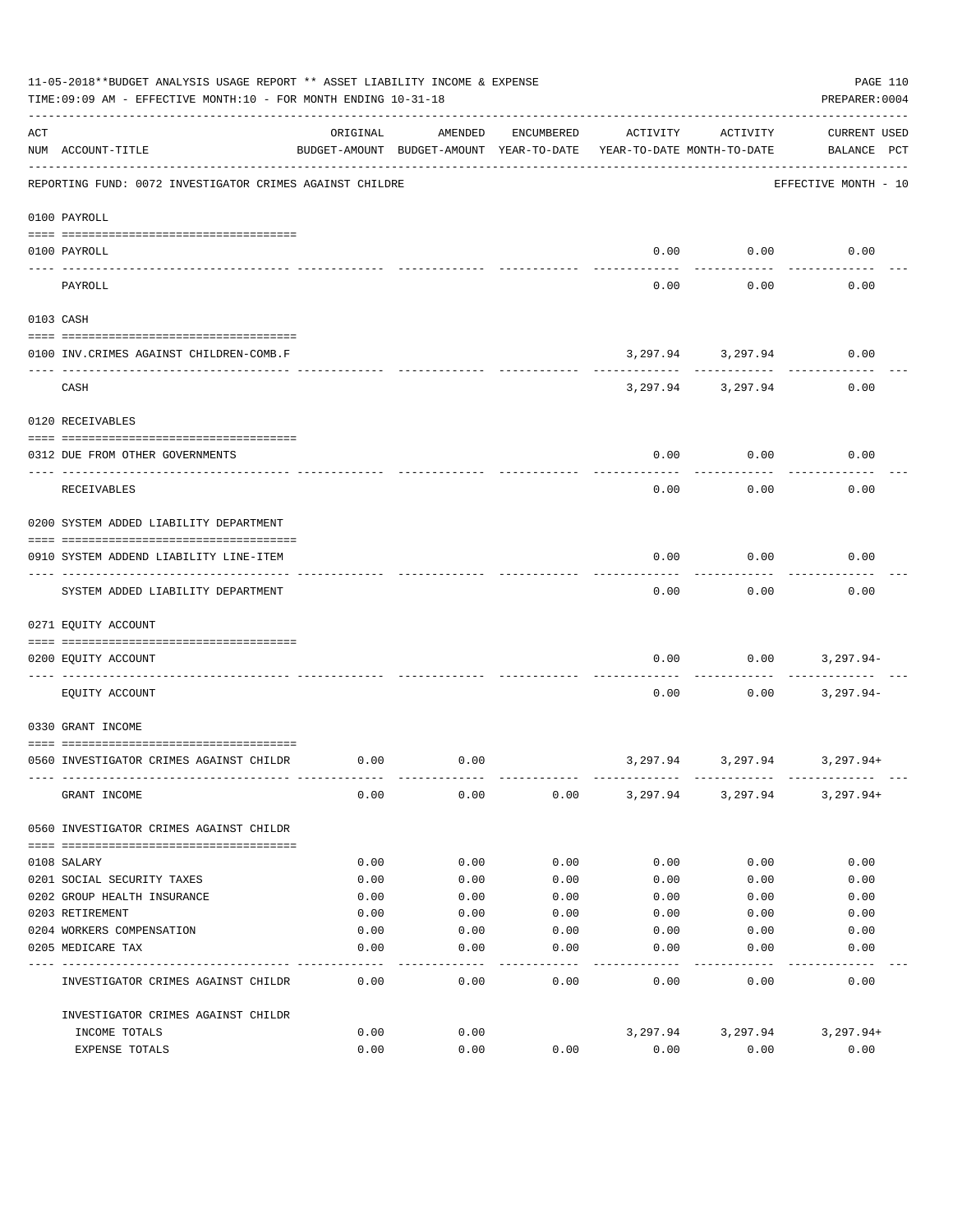11-05-2018**BUDGET ANALYSIS USAGE REPORT ** ASSET LIABILITY INCOME & EXPENSE

TIME:09:09 AM - EFFECTIVE MONTH:10 - FOR MONTH ENDING 10-31-18

PREPARER:0004

REPORTING FUND: 0072 INVESTIGATOR CRIMES AGAINST CHILDRE — EFFECTIVE MONTH - 10

| ACT NUM | ACCOUNT-TITLE | ORIGINAL BUDGET-AMOUNT | AMENDED BUDGET-AMOUNT | ENCUMBERED YEAR-TO-DATE | ACTIVITY YEAR-TO-DATE | ACTIVITY MONTH-TO-DATE | CURRENT USED BALANCE | PCT |
|---|---|---|---|---|---|---|---|---|
| | **0100 PAYROLL** | | | | | | | |
| 0100 | PAYROLL | | | | 0.00 | 0.00 | 0.00 | |
| | PAYROLL | | | | 0.00 | 0.00 | 0.00 | |
| | **0103 CASH** | | | | | | | |
| 0100 | INV.CRIMES AGAINST CHILDREN-COMB.F | | | | 3,297.94 | 3,297.94 | 0.00 | |
| | CASH | | | | 3,297.94 | 3,297.94 | 0.00 | |
| | **0120 RECEIVABLES** | | | | | | | |
| 0312 | DUE FROM OTHER GOVERNMENTS | | | | 0.00 | 0.00 | 0.00 | |
| | RECEIVABLES | | | | 0.00 | 0.00 | 0.00 | |
| | **0200 SYSTEM ADDED LIABILITY DEPARTMENT** | | | | | | | |
| 0910 | SYSTEM ADDEND LIABILITY LINE-ITEM | | | | 0.00 | 0.00 | 0.00 | |
| | SYSTEM ADDED LIABILITY DEPARTMENT | | | | 0.00 | 0.00 | 0.00 | |
| | **0271 EQUITY ACCOUNT** | | | | | | | |
| 0200 | EQUITY ACCOUNT | | | | 0.00 | 0.00 | 3,297.94- | |
| | EQUITY ACCOUNT | | | | 0.00 | 0.00 | 3,297.94- | |
| | **0330 GRANT INCOME** | | | | | | | |
| 0560 | INVESTIGATOR CRIMES AGAINST CHILDR | 0.00 | 0.00 | | 3,297.94 | 3,297.94 | 3,297.94+ | |
| | GRANT INCOME | 0.00 | 0.00 | 0.00 | 3,297.94 | 3,297.94 | 3,297.94+ | |
| | **0560 INVESTIGATOR CRIMES AGAINST CHILDR** | | | | | | | |
| 0108 | SALARY | 0.00 | 0.00 | 0.00 | 0.00 | 0.00 | 0.00 | |
| 0201 | SOCIAL SECURITY TAXES | 0.00 | 0.00 | 0.00 | 0.00 | 0.00 | 0.00 | |
| 0202 | GROUP HEALTH INSURANCE | 0.00 | 0.00 | 0.00 | 0.00 | 0.00 | 0.00 | |
| 0203 | RETIREMENT | 0.00 | 0.00 | 0.00 | 0.00 | 0.00 | 0.00 | |
| 0204 | WORKERS COMPENSATION | 0.00 | 0.00 | 0.00 | 0.00 | 0.00 | 0.00 | |
| 0205 | MEDICARE TAX | 0.00 | 0.00 | 0.00 | 0.00 | 0.00 | 0.00 | |
| | INVESTIGATOR CRIMES AGAINST CHILDR | 0.00 | 0.00 | 0.00 | 0.00 | 0.00 | 0.00 | |
| | INVESTIGATOR CRIMES AGAINST CHILDR | | | | | | | |
| | INCOME TOTALS | 0.00 | 0.00 | | 3,297.94 | 3,297.94 | 3,297.94+ | |
| | EXPENSE TOTALS | 0.00 | 0.00 | 0.00 | 0.00 | 0.00 | 0.00 | |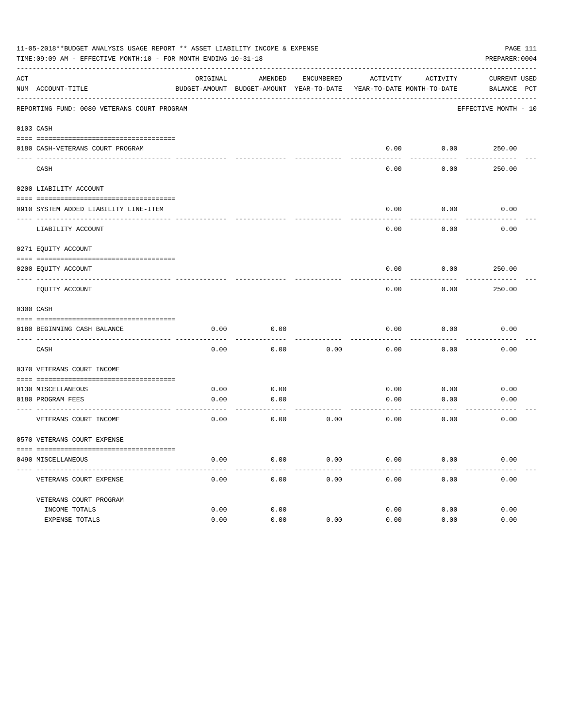11-05-2018**BUDGET ANALYSIS USAGE REPORT ** ASSET LIABILITY INCOME & EXPENSE

TIME:09:09 AM - EFFECTIVE MONTH:10 - FOR MONTH ENDING 10-31-18

PREPARER:0004

REPORTING FUND: 0080 VETERANS COURT PROGRAM — EFFECTIVE MONTH - 10

| ACT NUM | ACCOUNT-TITLE | ORIGINAL BUDGET-AMOUNT | AMENDED BUDGET-AMOUNT | ENCUMBERED YEAR-TO-DATE | ACTIVITY YEAR-TO-DATE | ACTIVITY MONTH-TO-DATE | CURRENT BALANCE | USED PCT |
|---|---|---|---|---|---|---|---|---|
| **0103** | **CASH** | | | | | | | |
| 0180 | CASH-VETERANS COURT PROGRAM | | | | 0.00 | 0.00 | 250.00 | |
| | CASH | | | | 0.00 | 0.00 | 250.00 | |
| **0200** | **LIABILITY ACCOUNT** | | | | | | | |
| 0910 | SYSTEM ADDED LIABILITY LINE-ITEM | | | | 0.00 | 0.00 | 0.00 | |
| | LIABILITY ACCOUNT | | | | 0.00 | 0.00 | 0.00 | |
| **0271** | **EQUITY ACCOUNT** | | | | | | | |
| 0200 | EQUITY ACCOUNT | | | | 0.00 | 0.00 | 250.00 | |
| | EQUITY ACCOUNT | | | | 0.00 | 0.00 | 250.00 | |
| **0300** | **CASH** | | | | | | | |
| 0180 | BEGINNING CASH BALANCE | 0.00 | 0.00 | | 0.00 | 0.00 | 0.00 | |
| | CASH | 0.00 | 0.00 | 0.00 | 0.00 | 0.00 | 0.00 | |
| **0370** | **VETERANS COURT INCOME** | | | | | | | |
| 0130 | MISCELLANEOUS | 0.00 | 0.00 | | 0.00 | 0.00 | 0.00 | |
| 0180 | PROGRAM FEES | 0.00 | 0.00 | | 0.00 | 0.00 | 0.00 | |
| | VETERANS COURT INCOME | 0.00 | 0.00 | 0.00 | 0.00 | 0.00 | 0.00 | |
| **0570** | **VETERANS COURT EXPENSE** | | | | | | | |
| 0490 | MISCELLANEOUS | 0.00 | 0.00 | 0.00 | 0.00 | 0.00 | 0.00 | |
| | VETERANS COURT EXPENSE | 0.00 | 0.00 | 0.00 | 0.00 | 0.00 | 0.00 | |
| | VETERANS COURT PROGRAM | | | | | | | |
| | INCOME TOTALS | 0.00 | 0.00 | | 0.00 | 0.00 | 0.00 | |
| | EXPENSE TOTALS | 0.00 | 0.00 | 0.00 | 0.00 | 0.00 | 0.00 | |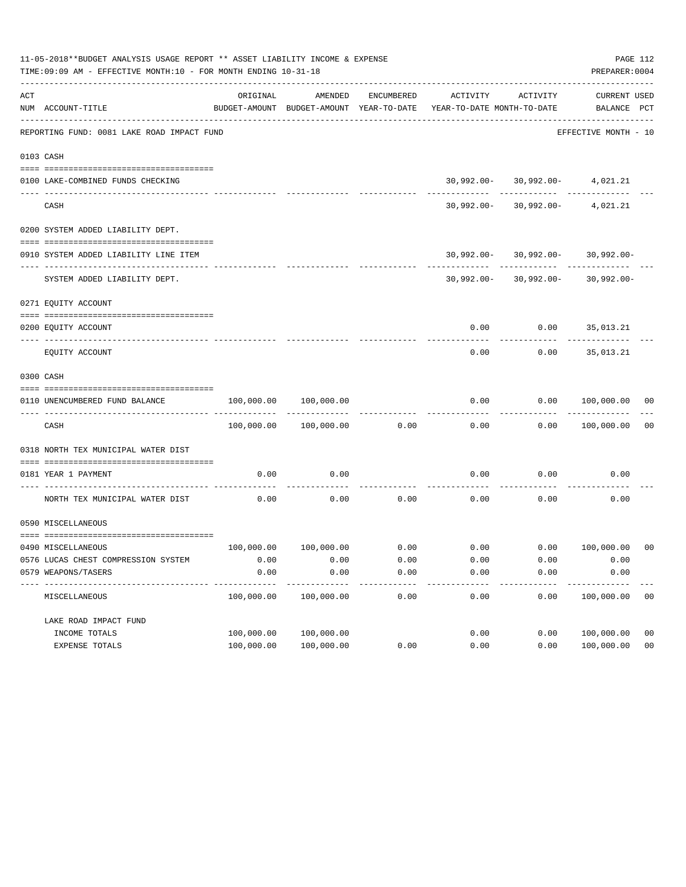11-05-2018**BUDGET ANALYSIS USAGE REPORT ** ASSET LIABILITY INCOME & EXPENSE

TIME:09:09 AM - EFFECTIVE MONTH:10 - FOR MONTH ENDING 10-31-18

PREPARER:0004

| ACT NUM | ACCOUNT-TITLE | ORIGINAL BUDGET-AMOUNT | AMENDED BUDGET-AMOUNT | ENCUMBERED YEAR-TO-DATE | ACTIVITY YEAR-TO-DATE | ACTIVITY MONTH-TO-DATE | CURRENT BALANCE | USED PCT |
|---|---|---|---|---|---|---|---|---|
| | REPORTING FUND: 0081 LAKE ROAD IMPACT FUND | | | | | | EFFECTIVE MONTH - 10 | |
| 0103 | CASH | | | | | | | |
| 0100 | LAKE-COMBINED FUNDS CHECKING | | | | 30,992.00- | 30,992.00- | 4,021.21 | |
| | CASH | | | | 30,992.00- | 30,992.00- | 4,021.21 | |
| 0200 | SYSTEM ADDED LIABILITY DEPT. | | | | | | | |
| 0910 | SYSTEM ADDED LIABILITY LINE ITEM | | | | 30,992.00- | 30,992.00- | 30,992.00- | |
| | SYSTEM ADDED LIABILITY DEPT. | | | | 30,992.00- | 30,992.00- | 30,992.00- | |
| 0271 | EQUITY ACCOUNT | | | | | | | |
| 0200 | EQUITY ACCOUNT | | | | 0.00 | 0.00 | 35,013.21 | |
| | EQUITY ACCOUNT | | | | 0.00 | 0.00 | 35,013.21 | |
| 0300 | CASH | | | | | | | |
| 0110 | UNENCUMBERED FUND BALANCE | 100,000.00 | 100,000.00 | | 0.00 | 0.00 | 100,000.00 | 00 |
| | CASH | 100,000.00 | 100,000.00 | 0.00 | 0.00 | 0.00 | 100,000.00 | 00 |
| 0318 | NORTH TEX MUNICIPAL WATER DIST | | | | | | | |
| 0181 | YEAR 1 PAYMENT | 0.00 | 0.00 | | 0.00 | 0.00 | 0.00 | |
| | NORTH TEX MUNICIPAL WATER DIST | 0.00 | 0.00 | 0.00 | 0.00 | 0.00 | 0.00 | |
| 0590 | MISCELLANEOUS | | | | | | | |
| 0490 | MISCELLANEOUS | 100,000.00 | 100,000.00 | 0.00 | 0.00 | 0.00 | 100,000.00 | 00 |
| 0576 | LUCAS CHEST COMPRESSION SYSTEM | 0.00 | 0.00 | 0.00 | 0.00 | 0.00 | 0.00 | |
| 0579 | WEAPONS/TASERS | 0.00 | 0.00 | 0.00 | 0.00 | 0.00 | 0.00 | |
| | MISCELLANEOUS | 100,000.00 | 100,000.00 | 0.00 | 0.00 | 0.00 | 100,000.00 | 00 |
| | LAKE ROAD IMPACT FUND | | | | | | | |
| | INCOME TOTALS | 100,000.00 | 100,000.00 | | 0.00 | 0.00 | 100,000.00 | 00 |
| | EXPENSE TOTALS | 100,000.00 | 100,000.00 | 0.00 | 0.00 | 0.00 | 100,000.00 | 00 |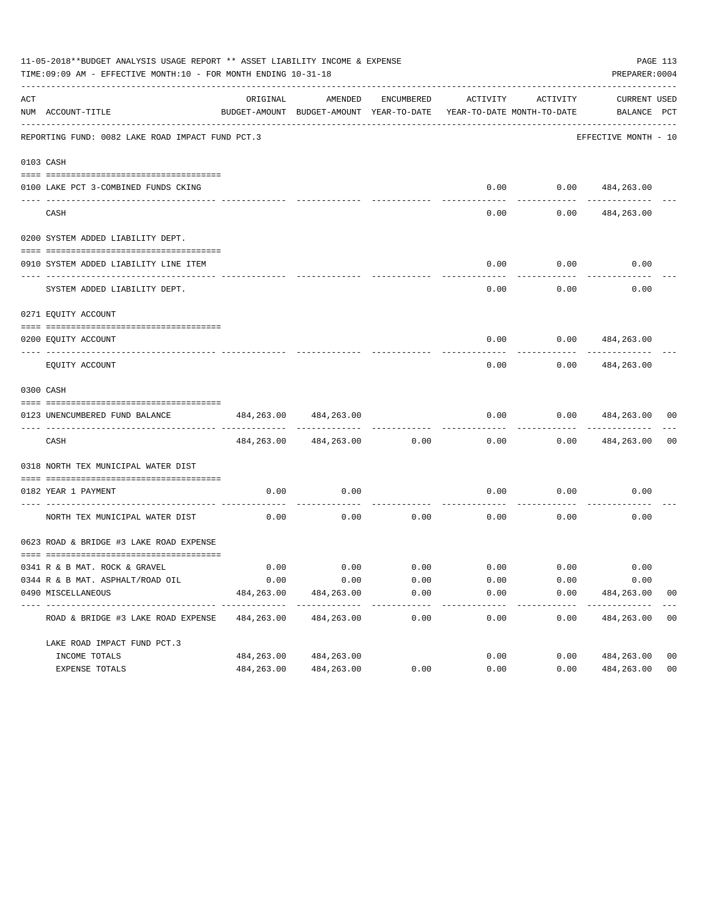11-05-2018**BUDGET ANALYSIS USAGE REPORT ** ASSET LIABILITY INCOME & EXPENSE

TIME:09:09 AM - EFFECTIVE MONTH:10 - FOR MONTH ENDING 10-31-18

PREPARER:0004

REPORTING FUND: 0082 LAKE ROAD IMPACT FUND PCT.3 — EFFECTIVE MONTH - 10

| ACT NUM | ACCOUNT-TITLE | ORIGINAL BUDGET-AMOUNT | AMENDED BUDGET-AMOUNT | ENCUMBERED YEAR-TO-DATE | ACTIVITY YEAR-TO-DATE | ACTIVITY MONTH-TO-DATE | CURRENT BALANCE | USED PCT |
|---|---|---|---|---|---|---|---|---|
| **0103** | **CASH** | | | | | | | |
| 0100 | LAKE PCT 3-COMBINED FUNDS CKING | | | | 0.00 | 0.00 | 484,263.00 | |
| | CASH | | | | 0.00 | 0.00 | 484,263.00 | |
| **0200** | **SYSTEM ADDED LIABILITY DEPT.** | | | | | | | |
| 0910 | SYSTEM ADDED LIABILITY LINE ITEM | | | | 0.00 | 0.00 | 0.00 | |
| | SYSTEM ADDED LIABILITY DEPT. | | | | 0.00 | 0.00 | 0.00 | |
| **0271** | **EQUITY ACCOUNT** | | | | | | | |
| 0200 | EQUITY ACCOUNT | | | | 0.00 | 0.00 | 484,263.00 | |
| | EQUITY ACCOUNT | | | | 0.00 | 0.00 | 484,263.00 | |
| **0300** | **CASH** | | | | | | | |
| 0123 | UNENCUMBERED FUND BALANCE | 484,263.00 | 484,263.00 | | 0.00 | 0.00 | 484,263.00 | 00 |
| | CASH | 484,263.00 | 484,263.00 | 0.00 | 0.00 | 0.00 | 484,263.00 | 00 |
| **0318** | **NORTH TEX MUNICIPAL WATER DIST** | | | | | | | |
| 0182 | YEAR 1 PAYMENT | 0.00 | 0.00 | | 0.00 | 0.00 | 0.00 | |
| | NORTH TEX MUNICIPAL WATER DIST | 0.00 | 0.00 | 0.00 | 0.00 | 0.00 | 0.00 | |
| **0623** | **ROAD & BRIDGE #3 LAKE ROAD EXPENSE** | | | | | | | |
| 0341 | R & B MAT. ROCK & GRAVEL | 0.00 | 0.00 | 0.00 | 0.00 | 0.00 | 0.00 | |
| 0344 | R & B MAT. ASPHALT/ROAD OIL | 0.00 | 0.00 | 0.00 | 0.00 | 0.00 | 0.00 | |
| 0490 | MISCELLANEOUS | 484,263.00 | 484,263.00 | 0.00 | 0.00 | 0.00 | 484,263.00 | 00 |
| | ROAD & BRIDGE #3 LAKE ROAD EXPENSE | 484,263.00 | 484,263.00 | 0.00 | 0.00 | 0.00 | 484,263.00 | 00 |
| | **LAKE ROAD IMPACT FUND PCT.3** | | | | | | | |
| | INCOME TOTALS | 484,263.00 | 484,263.00 | | 0.00 | 0.00 | 484,263.00 | 00 |
| | EXPENSE TOTALS | 484,263.00 | 484,263.00 | 0.00 | 0.00 | 0.00 | 484,263.00 | 00 |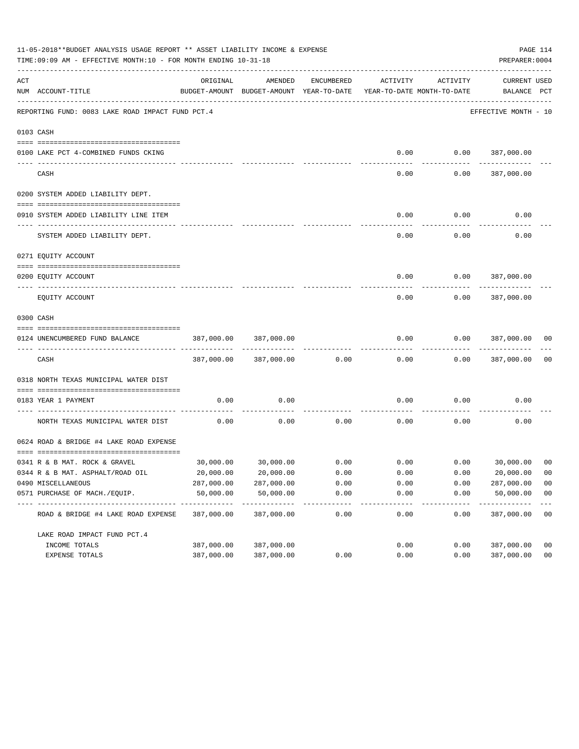11-05-2018**BUDGET ANALYSIS USAGE REPORT ** ASSET LIABILITY INCOME & EXPENSE

TIME:09:09 AM - EFFECTIVE MONTH:10 - FOR MONTH ENDING 10-31-18

PREPARER:0004

REPORTING FUND: 0083 LAKE ROAD IMPACT FUND PCT.4

EFFECTIVE MONTH - 10

| ACT NUM | ACCOUNT-TITLE | ORIGINAL BUDGET-AMOUNT | AMENDED BUDGET-AMOUNT | ENCUMBERED YEAR-TO-DATE | ACTIVITY YEAR-TO-DATE | ACTIVITY MONTH-TO-DATE | CURRENT BALANCE | USED PCT |
|---|---|---|---|---|---|---|---|---|
| 0103 | CASH | | | | | | | |
| 0100 | LAKE PCT 4-COMBINED FUNDS CKING | | | | 0.00 | 0.00 | 387,000.00 | |
| | CASH | | | | 0.00 | 0.00 | 387,000.00 | |
| 0200 | SYSTEM ADDED LIABILITY DEPT. | | | | | | | |
| 0910 | SYSTEM ADDED LIABILITY LINE ITEM | | | | 0.00 | 0.00 | 0.00 | |
| | SYSTEM ADDED LIABILITY DEPT. | | | | 0.00 | 0.00 | 0.00 | |
| 0271 | EQUITY ACCOUNT | | | | | | | |
| 0200 | EQUITY ACCOUNT | | | | 0.00 | 0.00 | 387,000.00 | |
| | EQUITY ACCOUNT | | | | 0.00 | 0.00 | 387,000.00 | |
| 0300 | CASH | | | | | | | |
| 0124 | UNENCUMBERED FUND BALANCE | 387,000.00 | 387,000.00 | | 0.00 | 0.00 | 387,000.00 | 00 |
| | CASH | 387,000.00 | 387,000.00 | 0.00 | 0.00 | 0.00 | 387,000.00 | 00 |
| 0318 | NORTH TEXAS MUNICIPAL WATER DIST | | | | | | | |
| 0183 | YEAR 1 PAYMENT | 0.00 | 0.00 | | 0.00 | 0.00 | 0.00 | |
| | NORTH TEXAS MUNICIPAL WATER DIST | 0.00 | 0.00 | 0.00 | 0.00 | 0.00 | 0.00 | |
| 0624 | ROAD & BRIDGE #4 LAKE ROAD EXPENSE | | | | | | | |
| 0341 | R & B MAT. ROCK & GRAVEL | 30,000.00 | 30,000.00 | 0.00 | 0.00 | 0.00 | 30,000.00 | 00 |
| 0344 | R & B MAT. ASPHALT/ROAD OIL | 20,000.00 | 20,000.00 | 0.00 | 0.00 | 0.00 | 20,000.00 | 00 |
| 0490 | MISCELLANEOUS | 287,000.00 | 287,000.00 | 0.00 | 0.00 | 0.00 | 287,000.00 | 00 |
| 0571 | PURCHASE OF MACH./EQUIP. | 50,000.00 | 50,000.00 | 0.00 | 0.00 | 0.00 | 50,000.00 | 00 |
| | ROAD & BRIDGE #4 LAKE ROAD EXPENSE | 387,000.00 | 387,000.00 | 0.00 | 0.00 | 0.00 | 387,000.00 | 00 |
| | LAKE ROAD IMPACT FUND PCT.4 | | | | | | | |
| | INCOME TOTALS | 387,000.00 | 387,000.00 | | 0.00 | 0.00 | 387,000.00 | 00 |
| | EXPENSE TOTALS | 387,000.00 | 387,000.00 | 0.00 | 0.00 | 0.00 | 387,000.00 | 00 |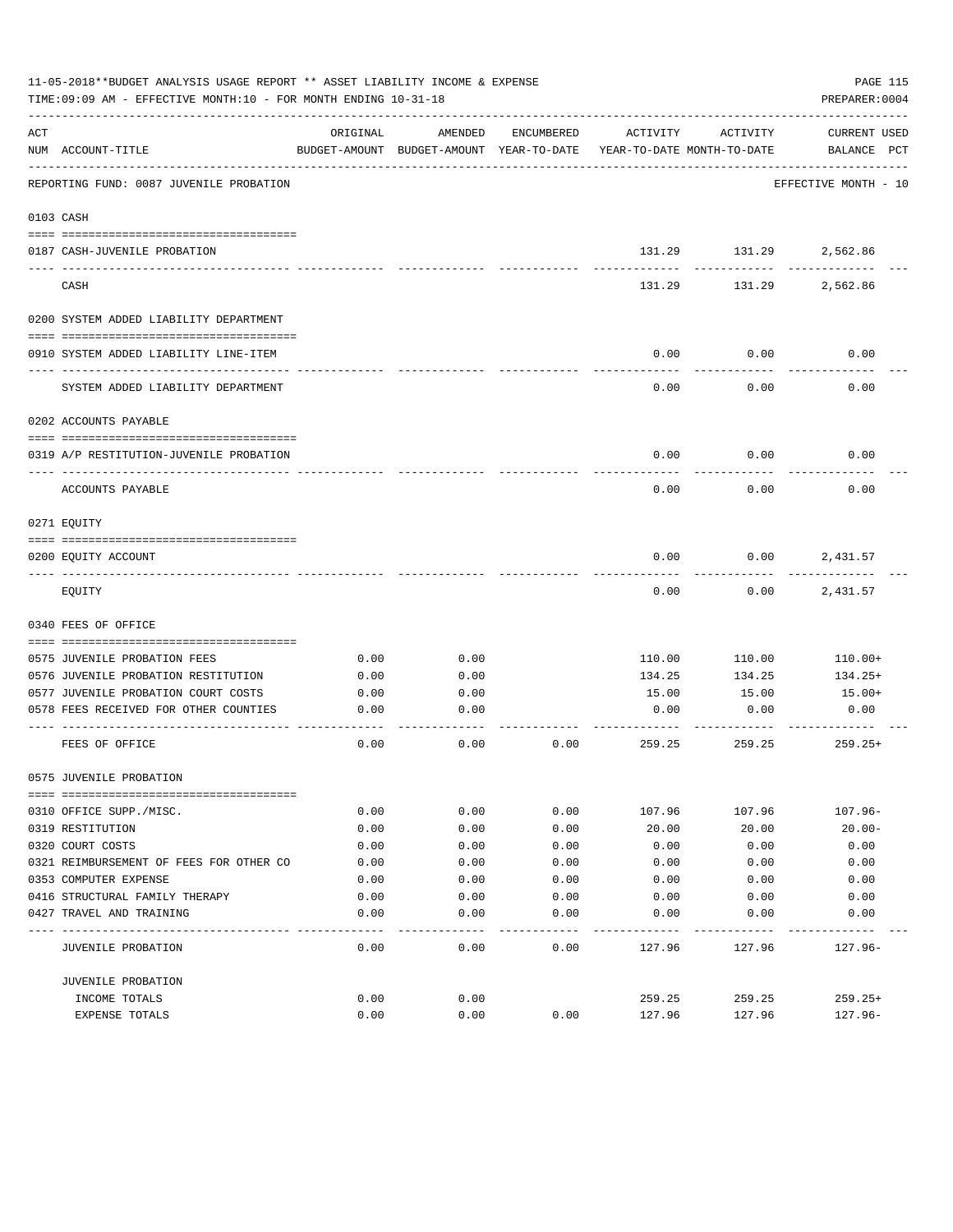11-05-2018**BUDGET ANALYSIS USAGE REPORT ** ASSET LIABILITY INCOME & EXPENSE

TIME:09:09 AM - EFFECTIVE MONTH:10 - FOR MONTH ENDING 10-31-18

PREPARER:0004

| ACT NUM | ACCOUNT-TITLE | ORIGINAL BUDGET-AMOUNT | AMENDED BUDGET-AMOUNT | ENCUMBERED YEAR-TO-DATE | ACTIVITY YEAR-TO-DATE | ACTIVITY MONTH-TO-DATE | CURRENT USED BALANCE PCT |
|---|---|---|---|---|---|---|---|
| | REPORTING FUND: 0087 JUVENILE PROBATION | | | | | | EFFECTIVE MONTH - 10 |
| | 0103 CASH | | | | | | |
| 0187 | CASH-JUVENILE PROBATION | | | | 131.29 | 131.29 | 2,562.86 |
| | CASH | | | | 131.29 | 131.29 | 2,562.86 |
| | 0200 SYSTEM ADDED LIABILITY DEPARTMENT | | | | | | |
| 0910 | SYSTEM ADDED LIABILITY LINE-ITEM | | | | 0.00 | 0.00 | 0.00 |
| | SYSTEM ADDED LIABILITY DEPARTMENT | | | | 0.00 | 0.00 | 0.00 |
| | 0202 ACCOUNTS PAYABLE | | | | | | |
| 0319 | A/P RESTITUTION-JUVENILE PROBATION | | | | 0.00 | 0.00 | 0.00 |
| | ACCOUNTS PAYABLE | | | | 0.00 | 0.00 | 0.00 |
| | 0271 EQUITY | | | | | | |
| 0200 | EQUITY ACCOUNT | | | | 0.00 | 0.00 | 2,431.57 |
| | EQUITY | | | | 0.00 | 0.00 | 2,431.57 |
| | 0340 FEES OF OFFICE | | | | | | |
| 0575 | JUVENILE PROBATION FEES | 0.00 | 0.00 | | 110.00 | 110.00 | 110.00+ |
| 0576 | JUVENILE PROBATION RESTITUTION | 0.00 | 0.00 | | 134.25 | 134.25 | 134.25+ |
| 0577 | JUVENILE PROBATION COURT COSTS | 0.00 | 0.00 | | 15.00 | 15.00 | 15.00+ |
| 0578 | FEES RECEIVED FOR OTHER COUNTIES | 0.00 | 0.00 | | 0.00 | 0.00 | 0.00 |
| | FEES OF OFFICE | 0.00 | 0.00 | 0.00 | 259.25 | 259.25 | 259.25+ |
| | 0575 JUVENILE PROBATION | | | | | | |
| 0310 | OFFICE SUPP./MISC. | 0.00 | 0.00 | 0.00 | 107.96 | 107.96 | 107.96- |
| 0319 | RESTITUTION | 0.00 | 0.00 | 0.00 | 20.00 | 20.00 | 20.00- |
| 0320 | COURT COSTS | 0.00 | 0.00 | 0.00 | 0.00 | 0.00 | 0.00 |
| 0321 | REIMBURSEMENT OF FEES FOR OTHER CO | 0.00 | 0.00 | 0.00 | 0.00 | 0.00 | 0.00 |
| 0353 | COMPUTER EXPENSE | 0.00 | 0.00 | 0.00 | 0.00 | 0.00 | 0.00 |
| 0416 | STRUCTURAL FAMILY THERAPY | 0.00 | 0.00 | 0.00 | 0.00 | 0.00 | 0.00 |
| 0427 | TRAVEL AND TRAINING | 0.00 | 0.00 | 0.00 | 0.00 | 0.00 | 0.00 |
| | JUVENILE PROBATION | 0.00 | 0.00 | 0.00 | 127.96 | 127.96 | 127.96- |
| | JUVENILE PROBATION | | | | | | |
| | INCOME TOTALS | 0.00 | 0.00 | | 259.25 | 259.25 | 259.25+ |
| | EXPENSE TOTALS | 0.00 | 0.00 | 0.00 | 127.96 | 127.96 | 127.96- |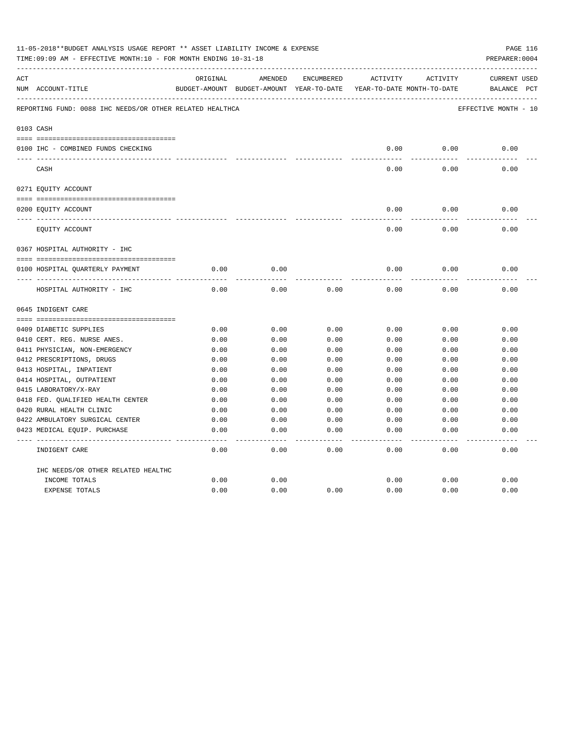11-05-2018**BUDGET ANALYSIS USAGE REPORT ** ASSET LIABILITY INCOME & EXPENSE

TIME:09:09 AM - EFFECTIVE MONTH:10 - FOR MONTH ENDING 10-31-18

PREPARER:0004

| ACT NUM | ACCOUNT-TITLE | ORIGINAL BUDGET-AMOUNT | AMENDED BUDGET-AMOUNT | ENCUMBERED YEAR-TO-DATE | ACTIVITY YEAR-TO-DATE | ACTIVITY MONTH-TO-DATE | CURRENT BALANCE | USED PCT |
|---|---|---|---|---|---|---|---|---|
| | REPORTING FUND: 0088 IHC NEEDS/OR OTHER RELATED HEALTHCA | | | | | | EFFECTIVE MONTH - 10 | |
| 0103 | CASH | | | | | | | |
| 0100 | IHC - COMBINED FUNDS CHECKING | | | | 0.00 | 0.00 | 0.00 | |
| | CASH | | | | 0.00 | 0.00 | 0.00 | |
| 0271 | EQUITY ACCOUNT | | | | | | | |
| 0200 | EQUITY ACCOUNT | | | | 0.00 | 0.00 | 0.00 | |
| | EQUITY ACCOUNT | | | | 0.00 | 0.00 | 0.00 | |
| 0367 | HOSPITAL AUTHORITY - IHC | | | | | | | |
| 0100 | HOSPITAL QUARTERLY PAYMENT | 0.00 | 0.00 | | 0.00 | 0.00 | 0.00 | |
| | HOSPITAL AUTHORITY - IHC | 0.00 | 0.00 | 0.00 | 0.00 | 0.00 | 0.00 | |
| 0645 | INDIGENT CARE | | | | | | | |
| 0409 | DIABETIC SUPPLIES | 0.00 | 0.00 | 0.00 | 0.00 | 0.00 | 0.00 | |
| 0410 | CERT. REG. NURSE ANES. | 0.00 | 0.00 | 0.00 | 0.00 | 0.00 | 0.00 | |
| 0411 | PHYSICIAN, NON-EMERGENCY | 0.00 | 0.00 | 0.00 | 0.00 | 0.00 | 0.00 | |
| 0412 | PRESCRIPTIONS, DRUGS | 0.00 | 0.00 | 0.00 | 0.00 | 0.00 | 0.00 | |
| 0413 | HOSPITAL, INPATIENT | 0.00 | 0.00 | 0.00 | 0.00 | 0.00 | 0.00 | |
| 0414 | HOSPITAL, OUTPATIENT | 0.00 | 0.00 | 0.00 | 0.00 | 0.00 | 0.00 | |
| 0415 | LABORATORY/X-RAY | 0.00 | 0.00 | 0.00 | 0.00 | 0.00 | 0.00 | |
| 0418 | FED. QUALIFIED HEALTH CENTER | 0.00 | 0.00 | 0.00 | 0.00 | 0.00 | 0.00 | |
| 0420 | RURAL HEALTH CLINIC | 0.00 | 0.00 | 0.00 | 0.00 | 0.00 | 0.00 | |
| 0422 | AMBULATORY SURGICAL CENTER | 0.00 | 0.00 | 0.00 | 0.00 | 0.00 | 0.00 | |
| 0423 | MEDICAL EQUIP. PURCHASE | 0.00 | 0.00 | 0.00 | 0.00 | 0.00 | 0.00 | |
| | INDIGENT CARE | 0.00 | 0.00 | 0.00 | 0.00 | 0.00 | 0.00 | |
| | IHC NEEDS/OR OTHER RELATED HEALTHC | | | | | | | |
| | INCOME TOTALS | 0.00 | 0.00 | | 0.00 | 0.00 | 0.00 | |
| | EXPENSE TOTALS | 0.00 | 0.00 | 0.00 | 0.00 | 0.00 | 0.00 | |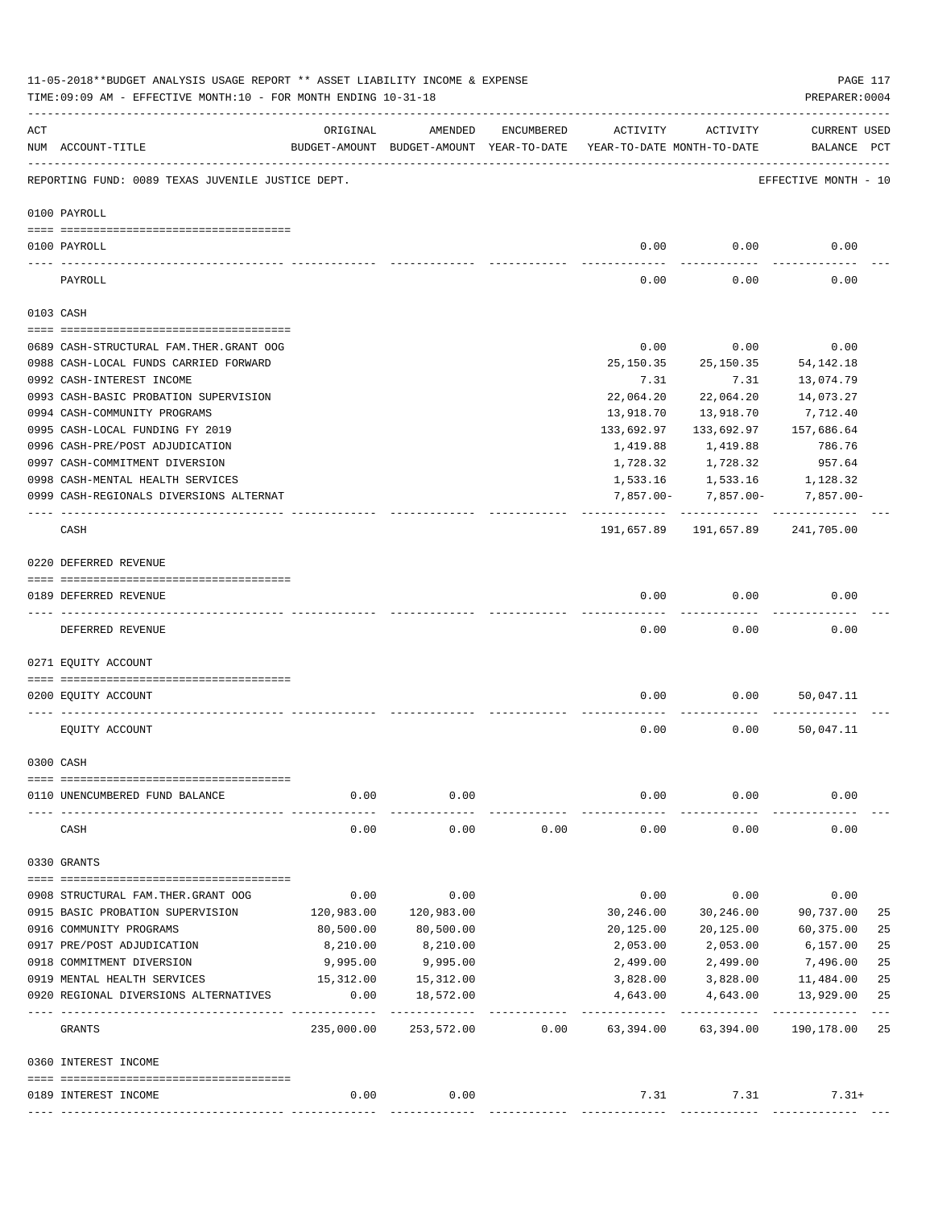11-05-2018**BUDGET ANALYSIS USAGE REPORT ** ASSET LIABILITY INCOME & EXPENSE

TIME:09:09 AM - EFFECTIVE MONTH:10 - FOR MONTH ENDING 10-31-18

PREPARER:0004

REPORTING FUND: 0089 TEXAS JUVENILE JUSTICE DEPT.

EFFECTIVE MONTH - 10

| ACT NUM | ACCOUNT-TITLE | ORIGINAL BUDGET-AMOUNT | AMENDED BUDGET-AMOUNT | ENCUMBERED YEAR-TO-DATE | ACTIVITY YEAR-TO-DATE | ACTIVITY MONTH-TO-DATE | CURRENT BALANCE | USED PCT |
|---|---|---|---|---|---|---|---|---|
| | **0100 PAYROLL** | | | | | | | |
| 0100 | PAYROLL | | | | 0.00 | 0.00 | 0.00 | |
| | PAYROLL | | | | 0.00 | 0.00 | 0.00 | |
| | **0103 CASH** | | | | | | | |
| 0689 | CASH-STRUCTURAL FAM.THER.GRANT OOG | | | | 0.00 | 0.00 | 0.00 | |
| 0988 | CASH-LOCAL FUNDS CARRIED FORWARD | | | | 25,150.35 | 25,150.35 | 54,142.18 | |
| 0992 | CASH-INTEREST INCOME | | | | 7.31 | 7.31 | 13,074.79 | |
| 0993 | CASH-BASIC PROBATION SUPERVISION | | | | 22,064.20 | 22,064.20 | 14,073.27 | |
| 0994 | CASH-COMMUNITY PROGRAMS | | | | 13,918.70 | 13,918.70 | 7,712.40 | |
| 0995 | CASH-LOCAL FUNDING FY 2019 | | | | 133,692.97 | 133,692.97 | 157,686.64 | |
| 0996 | CASH-PRE/POST ADJUDICATION | | | | 1,419.88 | 1,419.88 | 786.76 | |
| 0997 | CASH-COMMITMENT DIVERSION | | | | 1,728.32 | 1,728.32 | 957.64 | |
| 0998 | CASH-MENTAL HEALTH SERVICES | | | | 1,533.16 | 1,533.16 | 1,128.32 | |
| 0999 | CASH-REGIONALS DIVERSIONS ALTERNAT | | | | 7,857.00- | 7,857.00- | 7,857.00- | |
| | CASH | | | | 191,657.89 | 191,657.89 | 241,705.00 | |
| | **0220 DEFERRED REVENUE** | | | | | | | |
| 0189 | DEFERRED REVENUE | | | | 0.00 | 0.00 | 0.00 | |
| | DEFERRED REVENUE | | | | 0.00 | 0.00 | 0.00 | |
| | **0271 EQUITY ACCOUNT** | | | | | | | |
| 0200 | EQUITY ACCOUNT | | | | 0.00 | 0.00 | 50,047.11 | |
| | EQUITY ACCOUNT | | | | 0.00 | 0.00 | 50,047.11 | |
| | **0300 CASH** | | | | | | | |
| 0110 | UNENCUMBERED FUND BALANCE | 0.00 | 0.00 | | 0.00 | 0.00 | 0.00 | |
| | CASH | 0.00 | 0.00 | 0.00 | 0.00 | 0.00 | 0.00 | |
| | **0330 GRANTS** | | | | | | | |
| 0908 | STRUCTURAL FAM.THER.GRANT OOG | 0.00 | 0.00 | | 0.00 | 0.00 | 0.00 | |
| 0915 | BASIC PROBATION SUPERVISION | 120,983.00 | 120,983.00 | | 30,246.00 | 30,246.00 | 90,737.00 | 25 |
| 0916 | COMMUNITY PROGRAMS | 80,500.00 | 80,500.00 | | 20,125.00 | 20,125.00 | 60,375.00 | 25 |
| 0917 | PRE/POST ADJUDICATION | 8,210.00 | 8,210.00 | | 2,053.00 | 2,053.00 | 6,157.00 | 25 |
| 0918 | COMMITMENT DIVERSION | 9,995.00 | 9,995.00 | | 2,499.00 | 2,499.00 | 7,496.00 | 25 |
| 0919 | MENTAL HEALTH SERVICES | 15,312.00 | 15,312.00 | | 3,828.00 | 3,828.00 | 11,484.00 | 25 |
| 0920 | REGIONAL DIVERSIONS ALTERNATIVES | 0.00 | 18,572.00 | | 4,643.00 | 4,643.00 | 13,929.00 | 25 |
| | GRANTS | 235,000.00 | 253,572.00 | 0.00 | 63,394.00 | 63,394.00 | 190,178.00 | 25 |
| | **0360 INTEREST INCOME** | | | | | | | |
| 0189 | INTEREST INCOME | 0.00 | 0.00 | | 7.31 | 7.31 | 7.31+ | |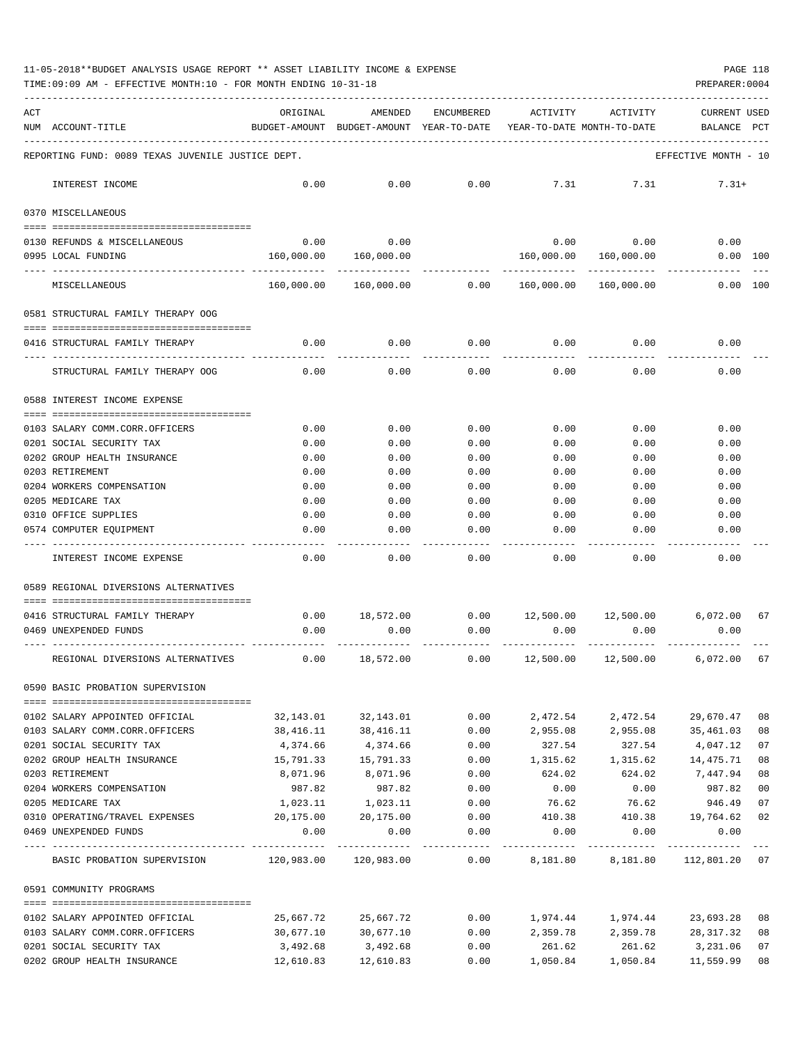11-05-2018**BUDGET ANALYSIS USAGE REPORT ** ASSET LIABILITY INCOME & EXPENSE

TIME:09:09 AM - EFFECTIVE MONTH:10 - FOR MONTH ENDING 10-31-18

PREPARER:0004

| ACT NUM | ACCOUNT-TITLE | ORIGINAL BUDGET-AMOUNT | AMENDED BUDGET-AMOUNT | ENCUMBERED YEAR-TO-DATE | ACTIVITY YEAR-TO-DATE | ACTIVITY MONTH-TO-DATE | CURRENT BALANCE | USED PCT |
|---|---|---|---|---|---|---|---|---|
| | REPORTING FUND: 0089 TEXAS JUVENILE JUSTICE DEPT. | | | | | | EFFECTIVE MONTH - 10 | |
| | INTEREST INCOME | 0.00 | 0.00 | 0.00 | 7.31 | 7.31 | 7.31+ | |
| | 0370 MISCELLANEOUS | | | | | | | |
| 0130 | REFUNDS & MISCELLANEOUS | 0.00 | 0.00 | | 0.00 | 0.00 | 0.00 | |
| 0995 | LOCAL FUNDING | 160,000.00 | 160,000.00 | | 160,000.00 | 160,000.00 | 0.00 | 100 |
| | MISCELLANEOUS | 160,000.00 | 160,000.00 | 0.00 | 160,000.00 | 160,000.00 | 0.00 | 100 |
| | 0581 STRUCTURAL FAMILY THERAPY OOG | | | | | | | |
| 0416 | STRUCTURAL FAMILY THERAPY | 0.00 | 0.00 | 0.00 | 0.00 | 0.00 | 0.00 | |
| | STRUCTURAL FAMILY THERAPY OOG | 0.00 | 0.00 | 0.00 | 0.00 | 0.00 | 0.00 | |
| | 0588 INTEREST INCOME EXPENSE | | | | | | | |
| 0103 | SALARY COMM.CORR.OFFICERS | 0.00 | 0.00 | 0.00 | 0.00 | 0.00 | 0.00 | |
| 0201 | SOCIAL SECURITY TAX | 0.00 | 0.00 | 0.00 | 0.00 | 0.00 | 0.00 | |
| 0202 | GROUP HEALTH INSURANCE | 0.00 | 0.00 | 0.00 | 0.00 | 0.00 | 0.00 | |
| 0203 | RETIREMENT | 0.00 | 0.00 | 0.00 | 0.00 | 0.00 | 0.00 | |
| 0204 | WORKERS COMPENSATION | 0.00 | 0.00 | 0.00 | 0.00 | 0.00 | 0.00 | |
| 0205 | MEDICARE TAX | 0.00 | 0.00 | 0.00 | 0.00 | 0.00 | 0.00 | |
| 0310 | OFFICE SUPPLIES | 0.00 | 0.00 | 0.00 | 0.00 | 0.00 | 0.00 | |
| 0574 | COMPUTER EQUIPMENT | 0.00 | 0.00 | 0.00 | 0.00 | 0.00 | 0.00 | |
| | INTEREST INCOME EXPENSE | 0.00 | 0.00 | 0.00 | 0.00 | 0.00 | 0.00 | |
| | 0589 REGIONAL DIVERSIONS ALTERNATIVES | | | | | | | |
| 0416 | STRUCTURAL FAMILY THERAPY | 0.00 | 18,572.00 | 0.00 | 12,500.00 | 12,500.00 | 6,072.00 | 67 |
| 0469 | UNEXPENDED FUNDS | 0.00 | 0.00 | 0.00 | 0.00 | 0.00 | 0.00 | |
| | REGIONAL DIVERSIONS ALTERNATIVES | 0.00 | 18,572.00 | 0.00 | 12,500.00 | 12,500.00 | 6,072.00 | 67 |
| | 0590 BASIC PROBATION SUPERVISION | | | | | | | |
| 0102 | SALARY APPOINTED OFFICIAL | 32,143.01 | 32,143.01 | 0.00 | 2,472.54 | 2,472.54 | 29,670.47 | 08 |
| 0103 | SALARY COMM.CORR.OFFICERS | 38,416.11 | 38,416.11 | 0.00 | 2,955.08 | 2,955.08 | 35,461.03 | 08 |
| 0201 | SOCIAL SECURITY TAX | 4,374.66 | 4,374.66 | 0.00 | 327.54 | 327.54 | 4,047.12 | 07 |
| 0202 | GROUP HEALTH INSURANCE | 15,791.33 | 15,791.33 | 0.00 | 1,315.62 | 1,315.62 | 14,475.71 | 08 |
| 0203 | RETIREMENT | 8,071.96 | 8,071.96 | 0.00 | 624.02 | 624.02 | 7,447.94 | 08 |
| 0204 | WORKERS COMPENSATION | 987.82 | 987.82 | 0.00 | 0.00 | 0.00 | 987.82 | 00 |
| 0205 | MEDICARE TAX | 1,023.11 | 1,023.11 | 0.00 | 76.62 | 76.62 | 946.49 | 07 |
| 0310 | OPERATING/TRAVEL EXPENSES | 20,175.00 | 20,175.00 | 0.00 | 410.38 | 410.38 | 19,764.62 | 02 |
| 0469 | UNEXPENDED FUNDS | 0.00 | 0.00 | 0.00 | 0.00 | 0.00 | 0.00 | |
| | BASIC PROBATION SUPERVISION | 120,983.00 | 120,983.00 | 0.00 | 8,181.80 | 8,181.80 | 112,801.20 | 07 |
| | 0591 COMMUNITY PROGRAMS | | | | | | | |
| 0102 | SALARY APPOINTED OFFICIAL | 25,667.72 | 25,667.72 | 0.00 | 1,974.44 | 1,974.44 | 23,693.28 | 08 |
| 0103 | SALARY COMM.CORR.OFFICERS | 30,677.10 | 30,677.10 | 0.00 | 2,359.78 | 2,359.78 | 28,317.32 | 08 |
| 0201 | SOCIAL SECURITY TAX | 3,492.68 | 3,492.68 | 0.00 | 261.62 | 261.62 | 3,231.06 | 07 |
| 0202 | GROUP HEALTH INSURANCE | 12,610.83 | 12,610.83 | 0.00 | 1,050.84 | 1,050.84 | 11,559.99 | 08 |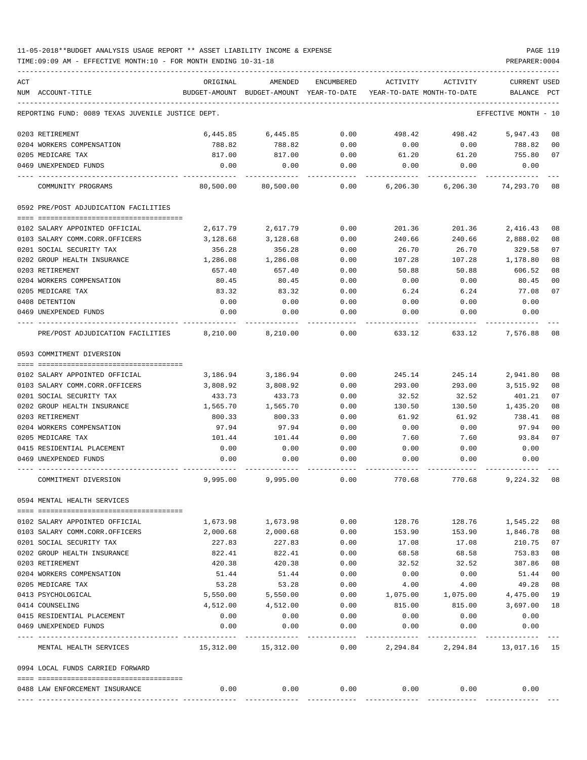11-05-2018**BUDGET ANALYSIS USAGE REPORT ** ASSET LIABILITY INCOME & EXPENSE

TIME:09:09 AM - EFFECTIVE MONTH:10 - FOR MONTH ENDING 10-31-18

PREPARER:0004

| ACT NUM | ACCOUNT-TITLE | ORIGINAL BUDGET-AMOUNT | AMENDED BUDGET-AMOUNT | ENCUMBERED YEAR-TO-DATE | ACTIVITY YEAR-TO-DATE | ACTIVITY MONTH-TO-DATE | CURRENT USED BALANCE | PCT |
|---|---|---|---|---|---|---|---|---|
| | REPORTING FUND: 0089 TEXAS JUVENILE JUSTICE DEPT. | | | | | | EFFECTIVE MONTH - 10 | |
| 0203 | RETIREMENT | 6,445.85 | 6,445.85 | 0.00 | 498.42 | 498.42 | 5,947.43 | 08 |
| 0204 | WORKERS COMPENSATION | 788.82 | 788.82 | 0.00 | 0.00 | 0.00 | 788.82 | 00 |
| 0205 | MEDICARE TAX | 817.00 | 817.00 | 0.00 | 61.20 | 61.20 | 755.80 | 07 |
| 0469 | UNEXPENDED FUNDS | 0.00 | 0.00 | 0.00 | 0.00 | 0.00 | 0.00 | |
| | COMMUNITY PROGRAMS | 80,500.00 | 80,500.00 | 0.00 | 6,206.30 | 6,206.30 | 74,293.70 | 08 |
| | 0592 PRE/POST ADJUDICATION FACILITIES | | | | | | | |
| 0102 | SALARY APPOINTED OFFICIAL | 2,617.79 | 2,617.79 | 0.00 | 201.36 | 201.36 | 2,416.43 | 08 |
| 0103 | SALARY COMM.CORR.OFFICERS | 3,128.68 | 3,128.68 | 0.00 | 240.66 | 240.66 | 2,888.02 | 08 |
| 0201 | SOCIAL SECURITY TAX | 356.28 | 356.28 | 0.00 | 26.70 | 26.70 | 329.58 | 07 |
| 0202 | GROUP HEALTH INSURANCE | 1,286.08 | 1,286.08 | 0.00 | 107.28 | 107.28 | 1,178.80 | 08 |
| 0203 | RETIREMENT | 657.40 | 657.40 | 0.00 | 50.88 | 50.88 | 606.52 | 08 |
| 0204 | WORKERS COMPENSATION | 80.45 | 80.45 | 0.00 | 0.00 | 0.00 | 80.45 | 00 |
| 0205 | MEDICARE TAX | 83.32 | 83.32 | 0.00 | 6.24 | 6.24 | 77.08 | 07 |
| 0408 | DETENTION | 0.00 | 0.00 | 0.00 | 0.00 | 0.00 | 0.00 | |
| 0469 | UNEXPENDED FUNDS | 0.00 | 0.00 | 0.00 | 0.00 | 0.00 | 0.00 | |
| | PRE/POST ADJUDICATION FACILITIES | 8,210.00 | 8,210.00 | 0.00 | 633.12 | 633.12 | 7,576.88 | 08 |
| | 0593 COMMITMENT DIVERSION | | | | | | | |
| 0102 | SALARY APPOINTED OFFICIAL | 3,186.94 | 3,186.94 | 0.00 | 245.14 | 245.14 | 2,941.80 | 08 |
| 0103 | SALARY COMM.CORR.OFFICERS | 3,808.92 | 3,808.92 | 0.00 | 293.00 | 293.00 | 3,515.92 | 08 |
| 0201 | SOCIAL SECURITY TAX | 433.73 | 433.73 | 0.00 | 32.52 | 32.52 | 401.21 | 07 |
| 0202 | GROUP HEALTH INSURANCE | 1,565.70 | 1,565.70 | 0.00 | 130.50 | 130.50 | 1,435.20 | 08 |
| 0203 | RETIREMENT | 800.33 | 800.33 | 0.00 | 61.92 | 61.92 | 738.41 | 08 |
| 0204 | WORKERS COMPENSATION | 97.94 | 97.94 | 0.00 | 0.00 | 0.00 | 97.94 | 00 |
| 0205 | MEDICARE TAX | 101.44 | 101.44 | 0.00 | 7.60 | 7.60 | 93.84 | 07 |
| 0415 | RESIDENTIAL PLACEMENT | 0.00 | 0.00 | 0.00 | 0.00 | 0.00 | 0.00 | |
| 0469 | UNEXPENDED FUNDS | 0.00 | 0.00 | 0.00 | 0.00 | 0.00 | 0.00 | |
| | COMMITMENT DIVERSION | 9,995.00 | 9,995.00 | 0.00 | 770.68 | 770.68 | 9,224.32 | 08 |
| | 0594 MENTAL HEALTH SERVICES | | | | | | | |
| 0102 | SALARY APPOINTED OFFICIAL | 1,673.98 | 1,673.98 | 0.00 | 128.76 | 128.76 | 1,545.22 | 08 |
| 0103 | SALARY COMM.CORR.OFFICERS | 2,000.68 | 2,000.68 | 0.00 | 153.90 | 153.90 | 1,846.78 | 08 |
| 0201 | SOCIAL SECURITY TAX | 227.83 | 227.83 | 0.00 | 17.08 | 17.08 | 210.75 | 07 |
| 0202 | GROUP HEALTH INSURANCE | 822.41 | 822.41 | 0.00 | 68.58 | 68.58 | 753.83 | 08 |
| 0203 | RETIREMENT | 420.38 | 420.38 | 0.00 | 32.52 | 32.52 | 387.86 | 08 |
| 0204 | WORKERS COMPENSATION | 51.44 | 51.44 | 0.00 | 0.00 | 0.00 | 51.44 | 00 |
| 0205 | MEDICARE TAX | 53.28 | 53.28 | 0.00 | 4.00 | 4.00 | 49.28 | 08 |
| 0413 | PSYCHOLOGICAL | 5,550.00 | 5,550.00 | 0.00 | 1,075.00 | 1,075.00 | 4,475.00 | 19 |
| 0414 | COUNSELING | 4,512.00 | 4,512.00 | 0.00 | 815.00 | 815.00 | 3,697.00 | 18 |
| 0415 | RESIDENTIAL PLACEMENT | 0.00 | 0.00 | 0.00 | 0.00 | 0.00 | 0.00 | |
| 0469 | UNEXPENDED FUNDS | 0.00 | 0.00 | 0.00 | 0.00 | 0.00 | 0.00 | |
| | MENTAL HEALTH SERVICES | 15,312.00 | 15,312.00 | 0.00 | 2,294.84 | 2,294.84 | 13,017.16 | 15 |
| | 0994 LOCAL FUNDS CARRIED FORWARD | | | | | | | |
| 0488 | LAW ENFORCEMENT INSURANCE | 0.00 | 0.00 | 0.00 | 0.00 | 0.00 | 0.00 | |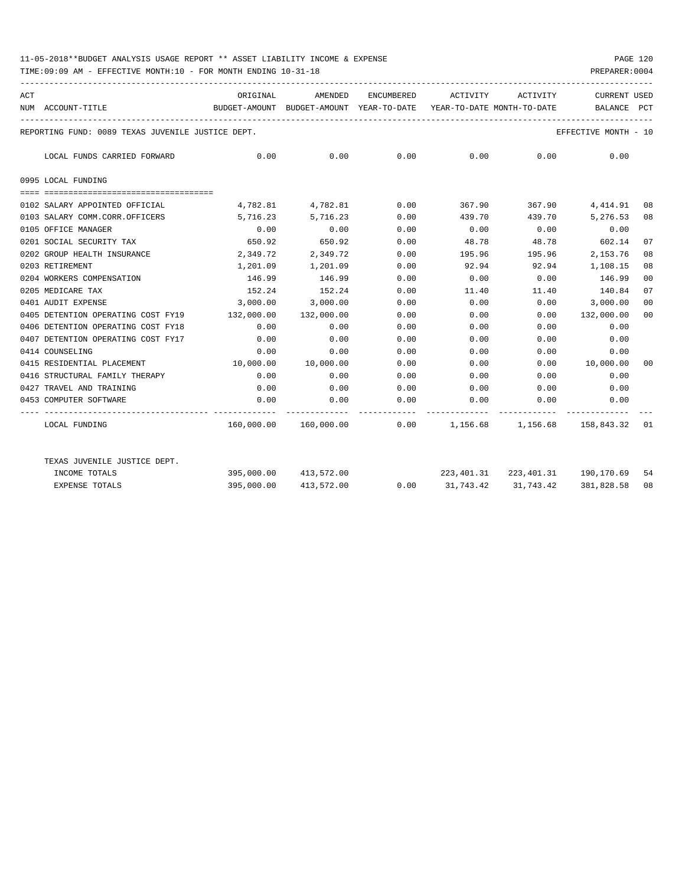11-05-2018**BUDGET ANALYSIS USAGE REPORT ** ASSET LIABILITY INCOME & EXPENSE

TIME:09:09 AM - EFFECTIVE MONTH:10 - FOR MONTH ENDING 10-31-18

PREPARER:0004

REPORTING FUND: 0089 TEXAS JUVENILE JUSTICE DEPT. — EFFECTIVE MONTH - 10

| ACT NUM | ACCOUNT-TITLE | ORIGINAL BUDGET-AMOUNT | AMENDED BUDGET-AMOUNT | ENCUMBERED YEAR-TO-DATE | ACTIVITY YEAR-TO-DATE | ACTIVITY MONTH-TO-DATE | CURRENT BALANCE | USED PCT |
|---|---|---|---|---|---|---|---|---|
| | LOCAL FUNDS CARRIED FORWARD | 0.00 | 0.00 | 0.00 | 0.00 | 0.00 | 0.00 | |
| | **0995 LOCAL FUNDING** | | | | | | | |
| 0102 | SALARY APPOINTED OFFICIAL | 4,782.81 | 4,782.81 | 0.00 | 367.90 | 367.90 | 4,414.91 | 08 |
| 0103 | SALARY COMM.CORR.OFFICERS | 5,716.23 | 5,716.23 | 0.00 | 439.70 | 439.70 | 5,276.53 | 08 |
| 0105 | OFFICE MANAGER | 0.00 | 0.00 | 0.00 | 0.00 | 0.00 | 0.00 | |
| 0201 | SOCIAL SECURITY TAX | 650.92 | 650.92 | 0.00 | 48.78 | 48.78 | 602.14 | 07 |
| 0202 | GROUP HEALTH INSURANCE | 2,349.72 | 2,349.72 | 0.00 | 195.96 | 195.96 | 2,153.76 | 08 |
| 0203 | RETIREMENT | 1,201.09 | 1,201.09 | 0.00 | 92.94 | 92.94 | 1,108.15 | 08 |
| 0204 | WORKERS COMPENSATION | 146.99 | 146.99 | 0.00 | 0.00 | 0.00 | 146.99 | 00 |
| 0205 | MEDICARE TAX | 152.24 | 152.24 | 0.00 | 11.40 | 11.40 | 140.84 | 07 |
| 0401 | AUDIT EXPENSE | 3,000.00 | 3,000.00 | 0.00 | 0.00 | 0.00 | 3,000.00 | 00 |
| 0405 | DETENTION OPERATING COST FY19 | 132,000.00 | 132,000.00 | 0.00 | 0.00 | 0.00 | 132,000.00 | 00 |
| 0406 | DETENTION OPERATING COST FY18 | 0.00 | 0.00 | 0.00 | 0.00 | 0.00 | 0.00 | |
| 0407 | DETENTION OPERATING COST FY17 | 0.00 | 0.00 | 0.00 | 0.00 | 0.00 | 0.00 | |
| 0414 | COUNSELING | 0.00 | 0.00 | 0.00 | 0.00 | 0.00 | 0.00 | |
| 0415 | RESIDENTIAL PLACEMENT | 10,000.00 | 10,000.00 | 0.00 | 0.00 | 0.00 | 10,000.00 | 00 |
| 0416 | STRUCTURAL FAMILY THERAPY | 0.00 | 0.00 | 0.00 | 0.00 | 0.00 | 0.00 | |
| 0427 | TRAVEL AND TRAINING | 0.00 | 0.00 | 0.00 | 0.00 | 0.00 | 0.00 | |
| 0453 | COMPUTER SOFTWARE | 0.00 | 0.00 | 0.00 | 0.00 | 0.00 | 0.00 | |
| | LOCAL FUNDING | 160,000.00 | 160,000.00 | 0.00 | 1,156.68 | 1,156.68 | 158,843.32 | 01 |
| | TEXAS JUVENILE JUSTICE DEPT. | | | | | | | |
| | INCOME TOTALS | 395,000.00 | 413,572.00 | | 223,401.31 | 223,401.31 | 190,170.69 | 54 |
| | EXPENSE TOTALS | 395,000.00 | 413,572.00 | 0.00 | 31,743.42 | 31,743.42 | 381,828.58 | 08 |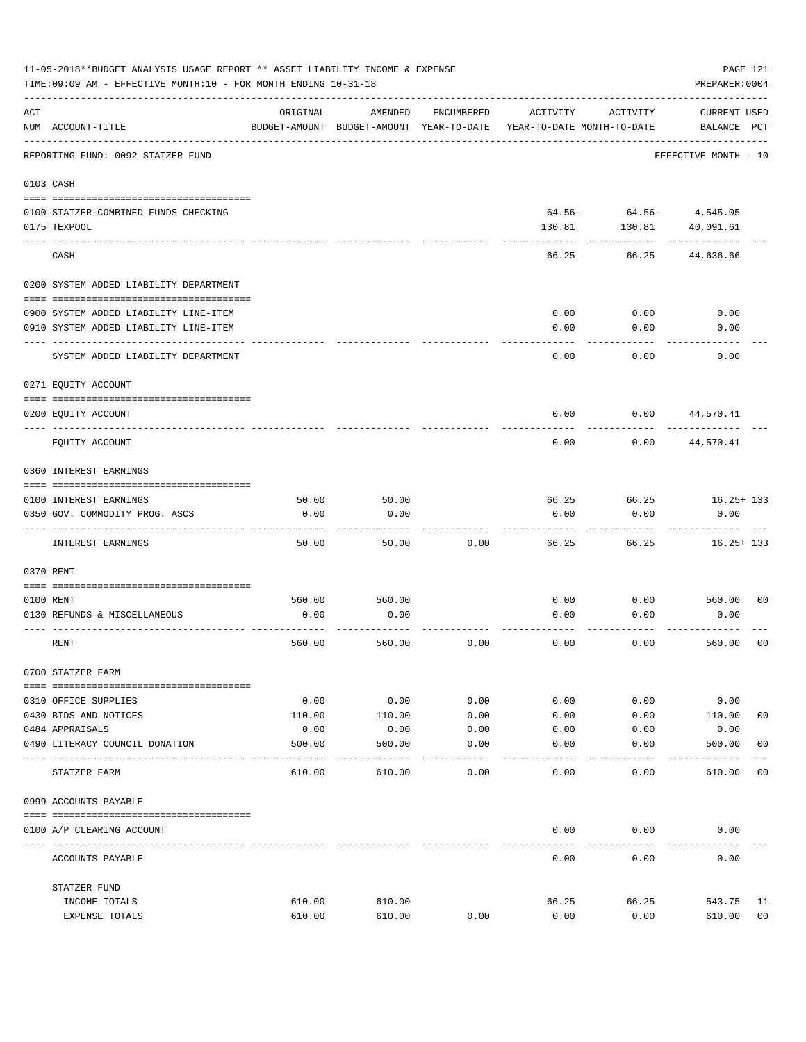11-05-2018**BUDGET ANALYSIS USAGE REPORT ** ASSET LIABILITY INCOME & EXPENSE

TIME:09:09 AM - EFFECTIVE MONTH:10 - FOR MONTH ENDING 10-31-18

PREPARER:0004

REPORTING FUND: 0092 STATZER FUND — EFFECTIVE MONTH - 10

| ACT NUM | ACCOUNT-TITLE | ORIGINAL BUDGET-AMOUNT | AMENDED BUDGET-AMOUNT | ENCUMBERED YEAR-TO-DATE | ACTIVITY YEAR-TO-DATE | ACTIVITY MONTH-TO-DATE | CURRENT BALANCE | USED PCT |
|---|---|---|---|---|---|---|---|---|
| **0103** | **CASH** | | | | | | | |
| 0100 | STATZER-COMBINED FUNDS CHECKING | | | | 64.56- | 64.56- | 4,545.05 | |
| 0175 | TEXPOOL | | | | 130.81 | 130.81 | 40,091.61 | |
| | CASH | | | | 66.25 | 66.25 | 44,636.66 | |
| **0200** | **SYSTEM ADDED LIABILITY DEPARTMENT** | | | | | | | |
| 0900 | SYSTEM ADDED LIABILITY LINE-ITEM | | | | 0.00 | 0.00 | 0.00 | |
| 0910 | SYSTEM ADDED LIABILITY LINE-ITEM | | | | 0.00 | 0.00 | 0.00 | |
| | SYSTEM ADDED LIABILITY DEPARTMENT | | | | 0.00 | 0.00 | 0.00 | |
| **0271** | **EQUITY ACCOUNT** | | | | | | | |
| 0200 | EQUITY ACCOUNT | | | | 0.00 | 0.00 | 44,570.41 | |
| | EQUITY ACCOUNT | | | | 0.00 | 0.00 | 44,570.41 | |
| **0360** | **INTEREST EARNINGS** | | | | | | | |
| 0100 | INTEREST EARNINGS | 50.00 | 50.00 | | 66.25 | 66.25 | 16.25+ | 133 |
| 0350 | GOV. COMMODITY PROG. ASCS | 0.00 | 0.00 | | 0.00 | 0.00 | 0.00 | |
| | INTEREST EARNINGS | 50.00 | 50.00 | 0.00 | 66.25 | 66.25 | 16.25+ | 133 |
| **0370** | **RENT** | | | | | | | |
| 0100 | RENT | 560.00 | 560.00 | | 0.00 | 0.00 | 560.00 | 00 |
| 0130 | REFUNDS & MISCELLANEOUS | 0.00 | 0.00 | | 0.00 | 0.00 | 0.00 | |
| | RENT | 560.00 | 560.00 | 0.00 | 0.00 | 0.00 | 560.00 | 00 |
| **0700** | **STATZER FARM** | | | | | | | |
| 0310 | OFFICE SUPPLIES | 0.00 | 0.00 | 0.00 | 0.00 | 0.00 | 0.00 | |
| 0430 | BIDS AND NOTICES | 110.00 | 110.00 | 0.00 | 0.00 | 0.00 | 110.00 | 00 |
| 0484 | APPRAISALS | 0.00 | 0.00 | 0.00 | 0.00 | 0.00 | 0.00 | |
| 0490 | LITERACY COUNCIL DONATION | 500.00 | 500.00 | 0.00 | 0.00 | 0.00 | 500.00 | 00 |
| | STATZER FARM | 610.00 | 610.00 | 0.00 | 0.00 | 0.00 | 610.00 | 00 |
| **0999** | **ACCOUNTS PAYABLE** | | | | | | | |
| 0100 | A/P CLEARING ACCOUNT | | | | 0.00 | 0.00 | 0.00 | |
| | ACCOUNTS PAYABLE | | | | 0.00 | 0.00 | 0.00 | |
| | STATZER FUND | | | | | | | |
| | INCOME TOTALS | 610.00 | 610.00 | | 66.25 | 66.25 | 543.75 | 11 |
| | EXPENSE TOTALS | 610.00 | 610.00 | 0.00 | 0.00 | 0.00 | 610.00 | 00 |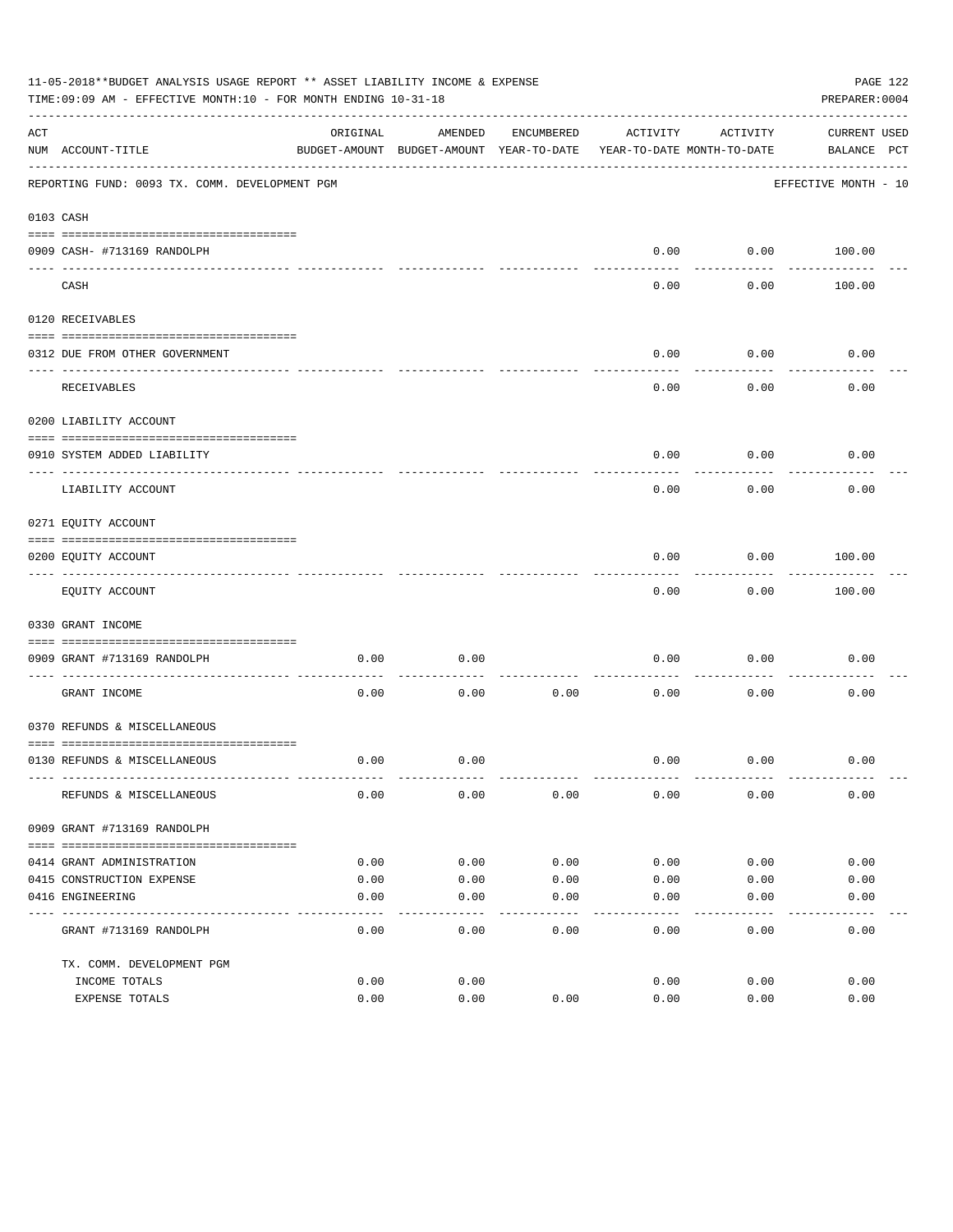11-05-2018**BUDGET ANALYSIS USAGE REPORT ** ASSET LIABILITY INCOME & EXPENSE

TIME:09:09 AM - EFFECTIVE MONTH:10 - FOR MONTH ENDING 10-31-18

PREPARER:0004

| ACT NUM | ACCOUNT-TITLE | ORIGINAL BUDGET-AMOUNT | AMENDED BUDGET-AMOUNT | ENCUMBERED YEAR-TO-DATE | ACTIVITY YEAR-TO-DATE | ACTIVITY MONTH-TO-DATE | CURRENT BALANCE | USED PCT |
|---|---|---|---|---|---|---|---|---|
| | REPORTING FUND: 0093 TX. COMM. DEVELOPMENT PGM | | | | | | EFFECTIVE MONTH - 10 | |
| 0103 | CASH | | | | | | | |
| 0909 | CASH- #713169 RANDOLPH | | | | 0.00 | 0.00 | 100.00 | |
| | CASH | | | | 0.00 | 0.00 | 100.00 | |
| 0120 | RECEIVABLES | | | | | | | |
| 0312 | DUE FROM OTHER GOVERNMENT | | | | 0.00 | 0.00 | 0.00 | |
| | RECEIVABLES | | | | 0.00 | 0.00 | 0.00 | |
| 0200 | LIABILITY ACCOUNT | | | | | | | |
| 0910 | SYSTEM ADDED LIABILITY | | | | 0.00 | 0.00 | 0.00 | |
| | LIABILITY ACCOUNT | | | | 0.00 | 0.00 | 0.00 | |
| 0271 | EQUITY ACCOUNT | | | | | | | |
| 0200 | EQUITY ACCOUNT | | | | 0.00 | 0.00 | 100.00 | |
| | EQUITY ACCOUNT | | | | 0.00 | 0.00 | 100.00 | |
| 0330 | GRANT INCOME | | | | | | | |
| 0909 | GRANT #713169 RANDOLPH | 0.00 | 0.00 | | 0.00 | 0.00 | 0.00 | |
| | GRANT INCOME | 0.00 | 0.00 | 0.00 | 0.00 | 0.00 | 0.00 | |
| 0370 | REFUNDS & MISCELLANEOUS | | | | | | | |
| 0130 | REFUNDS & MISCELLANEOUS | 0.00 | 0.00 | | 0.00 | 0.00 | 0.00 | |
| | REFUNDS & MISCELLANEOUS | 0.00 | 0.00 | 0.00 | 0.00 | 0.00 | 0.00 | |
| 0909 | GRANT #713169 RANDOLPH | | | | | | | |
| 0414 | GRANT ADMINISTRATION | 0.00 | 0.00 | 0.00 | 0.00 | 0.00 | 0.00 | |
| 0415 | CONSTRUCTION EXPENSE | 0.00 | 0.00 | 0.00 | 0.00 | 0.00 | 0.00 | |
| 0416 | ENGINEERING | 0.00 | 0.00 | 0.00 | 0.00 | 0.00 | 0.00 | |
| | GRANT #713169 RANDOLPH | 0.00 | 0.00 | 0.00 | 0.00 | 0.00 | 0.00 | |
| | TX. COMM. DEVELOPMENT PGM | | | | | | | |
| | INCOME TOTALS | 0.00 | 0.00 | | 0.00 | 0.00 | 0.00 | |
| | EXPENSE TOTALS | 0.00 | 0.00 | 0.00 | 0.00 | 0.00 | 0.00 | |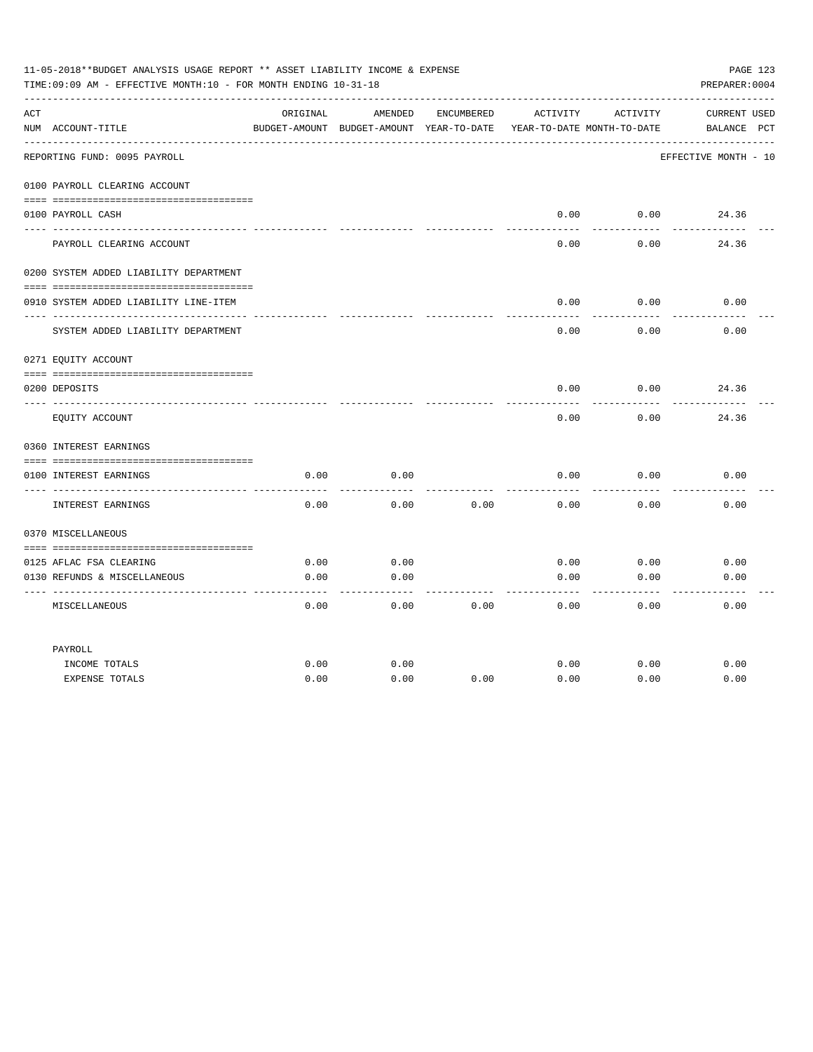11-05-2018**BUDGET ANALYSIS USAGE REPORT ** ASSET LIABILITY INCOME & EXPENSE

TIME:09:09 AM - EFFECTIVE MONTH:10 - FOR MONTH ENDING 10-31-18

PREPARER:0004

| ACT NUM | ACCOUNT-TITLE | ORIGINAL BUDGET-AMOUNT | AMENDED BUDGET-AMOUNT | ENCUMBERED YEAR-TO-DATE | ACTIVITY YEAR-TO-DATE | ACTIVITY MONTH-TO-DATE | CURRENT BALANCE | USED PCT |
|---|---|---|---|---|---|---|---|---|
| | REPORTING FUND: 0095 PAYROLL | | | | | | EFFECTIVE MONTH - 10 | |
| | 0100 PAYROLL CLEARING ACCOUNT | | | | | | | |
| 0100 | PAYROLL CASH | | | | 0.00 | 0.00 | 24.36 | |
| | PAYROLL CLEARING ACCOUNT | | | | 0.00 | 0.00 | 24.36 | |
| | 0200 SYSTEM ADDED LIABILITY DEPARTMENT | | | | | | | |
| 0910 | SYSTEM ADDED LIABILITY LINE-ITEM | | | | 0.00 | 0.00 | 0.00 | |
| | SYSTEM ADDED LIABILITY DEPARTMENT | | | | 0.00 | 0.00 | 0.00 | |
| | 0271 EQUITY ACCOUNT | | | | | | | |
| 0200 | DEPOSITS | | | | 0.00 | 0.00 | 24.36 | |
| | EQUITY ACCOUNT | | | | 0.00 | 0.00 | 24.36 | |
| | 0360 INTEREST EARNINGS | | | | | | | |
| 0100 | INTEREST EARNINGS | 0.00 | 0.00 | | 0.00 | 0.00 | 0.00 | |
| | INTEREST EARNINGS | 0.00 | 0.00 | 0.00 | 0.00 | 0.00 | 0.00 | |
| | 0370 MISCELLANEOUS | | | | | | | |
| 0125 | AFLAC FSA CLEARING | 0.00 | 0.00 | | 0.00 | 0.00 | 0.00 | |
| 0130 | REFUNDS & MISCELLANEOUS | 0.00 | 0.00 | | 0.00 | 0.00 | 0.00 | |
| | MISCELLANEOUS | 0.00 | 0.00 | 0.00 | 0.00 | 0.00 | 0.00 | |
| | PAYROLL | | | | | | | |
| | INCOME TOTALS | 0.00 | 0.00 | | 0.00 | 0.00 | 0.00 | |
| | EXPENSE TOTALS | 0.00 | 0.00 | 0.00 | 0.00 | 0.00 | 0.00 | |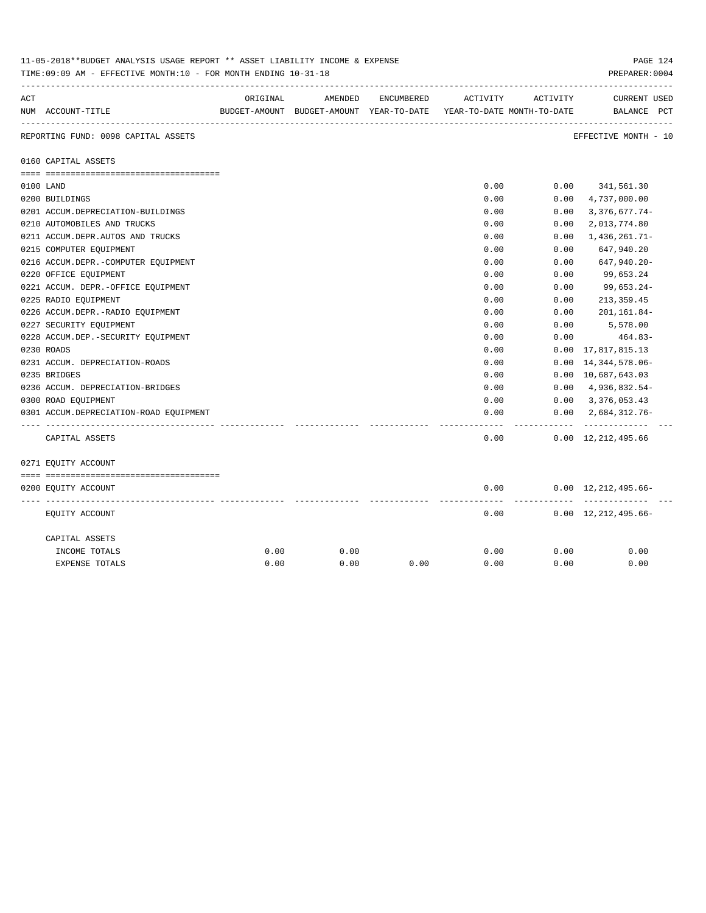11-05-2018**BUDGET ANALYSIS USAGE REPORT ** ASSET LIABILITY INCOME & EXPENSE

TIME:09:09 AM - EFFECTIVE MONTH:10 - FOR MONTH ENDING 10-31-18

PREPARER:0004

| ACT NUM | ACCOUNT-TITLE | ORIGINAL BUDGET-AMOUNT | AMENDED BUDGET-AMOUNT | ENCUMBERED YEAR-TO-DATE | ACTIVITY YEAR-TO-DATE | ACTIVITY MONTH-TO-DATE | CURRENT BALANCE | USED PCT |
|---|---|---|---|---|---|---|---|---|
| | REPORTING FUND: 0098 CAPITAL ASSETS | | | | | | EFFECTIVE MONTH - 10 | |
| | 0160 CAPITAL ASSETS | | | | | | | |
| 0100 | LAND | | | | 0.00 | 0.00 | 341,561.30 | |
| 0200 | BUILDINGS | | | | 0.00 | 0.00 | 4,737,000.00 | |
| 0201 | ACCUM.DEPRECIATION-BUILDINGS | | | | 0.00 | 0.00 | 3,376,677.74- | |
| 0210 | AUTOMOBILES AND TRUCKS | | | | 0.00 | 0.00 | 2,013,774.80 | |
| 0211 | ACCUM.DEPR.AUTOS AND TRUCKS | | | | 0.00 | 0.00 | 1,436,261.71- | |
| 0215 | COMPUTER EQUIPMENT | | | | 0.00 | 0.00 | 647,940.20 | |
| 0216 | ACCUM.DEPR.-COMPUTER EQUIPMENT | | | | 0.00 | 0.00 | 647,940.20- | |
| 0220 | OFFICE EQUIPMENT | | | | 0.00 | 0.00 | 99,653.24 | |
| 0221 | ACCUM. DEPR.-OFFICE EQUIPMENT | | | | 0.00 | 0.00 | 99,653.24- | |
| 0225 | RADIO EQUIPMENT | | | | 0.00 | 0.00 | 213,359.45 | |
| 0226 | ACCUM.DEPR.-RADIO EQUIPMENT | | | | 0.00 | 0.00 | 201,161.84- | |
| 0227 | SECURITY EQUIPMENT | | | | 0.00 | 0.00 | 5,578.00 | |
| 0228 | ACCUM.DEP.-SECURITY EQUIPMENT | | | | 0.00 | 0.00 | 464.83- | |
| 0230 | ROADS | | | | 0.00 | 0.00 | 17,817,815.13 | |
| 0231 | ACCUM. DEPRECIATION-ROADS | | | | 0.00 | 0.00 | 14,344,578.06- | |
| 0235 | BRIDGES | | | | 0.00 | 0.00 | 10,687,643.03 | |
| 0236 | ACCUM. DEPRECIATION-BRIDGES | | | | 0.00 | 0.00 | 4,936,832.54- | |
| 0300 | ROAD EQUIPMENT | | | | 0.00 | 0.00 | 3,376,053.43 | |
| 0301 | ACCUM.DEPRECIATION-ROAD EQUIPMENT | | | | 0.00 | 0.00 | 2,684,312.76- | |
| | CAPITAL ASSETS | | | | 0.00 | 0.00 | 12,212,495.66 | |
| | 0271 EQUITY ACCOUNT | | | | | | | |
| 0200 | EQUITY ACCOUNT | | | | 0.00 | 0.00 | 12,212,495.66- | |
| | EQUITY ACCOUNT | | | | 0.00 | 0.00 | 12,212,495.66- | |
| | CAPITAL ASSETS | | | | | | | |
| | INCOME TOTALS | 0.00 | 0.00 | | 0.00 | 0.00 | 0.00 | |
| | EXPENSE TOTALS | 0.00 | 0.00 | 0.00 | 0.00 | 0.00 | 0.00 | |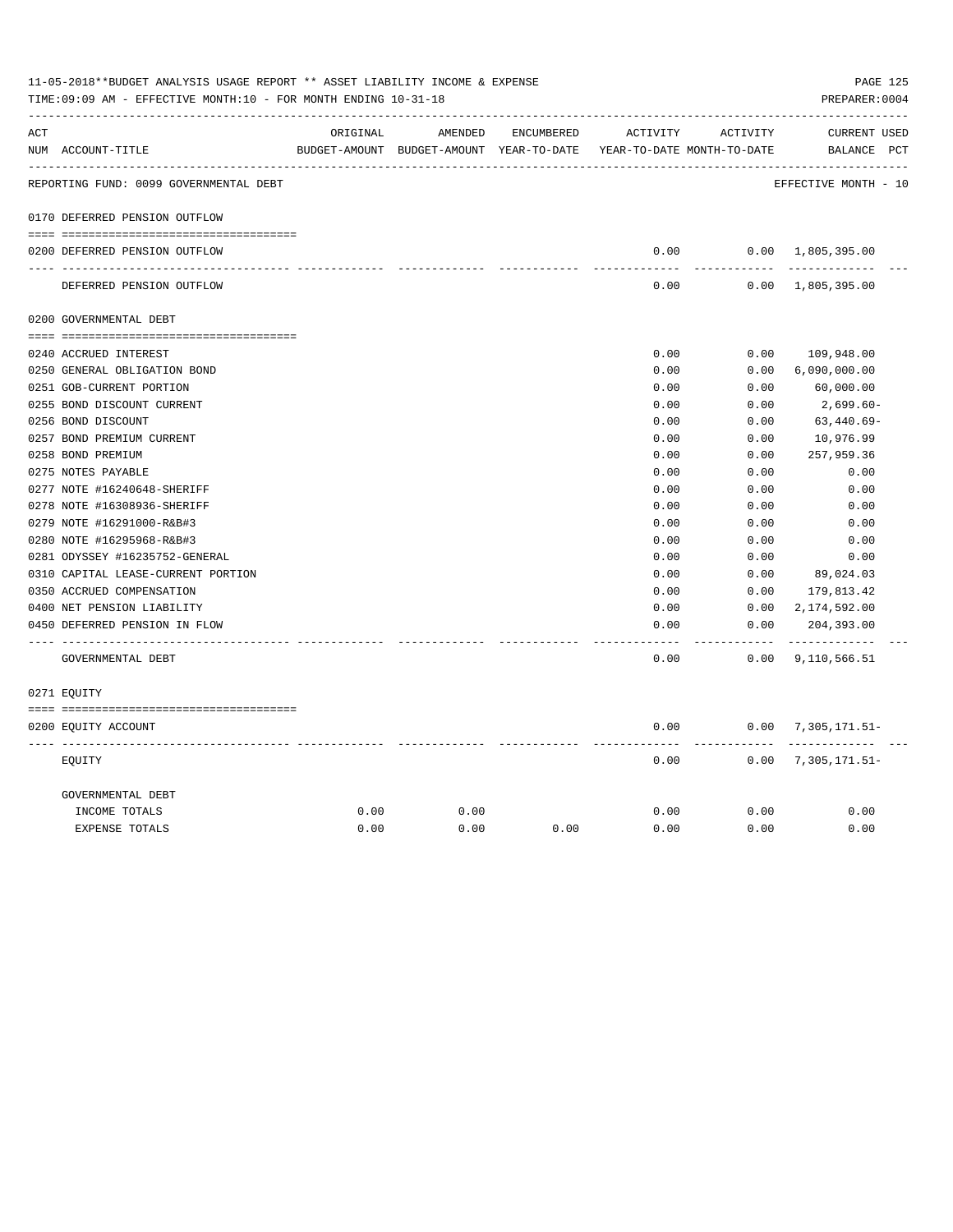11-05-2018**BUDGET ANALYSIS USAGE REPORT ** ASSET LIABILITY INCOME & EXPENSE

TIME:09:09 AM - EFFECTIVE MONTH:10 - FOR MONTH ENDING 10-31-18

PREPARER:0004

| ACT NUM | ACCOUNT-TITLE | ORIGINAL BUDGET-AMOUNT | AMENDED BUDGET-AMOUNT | ENCUMBERED YEAR-TO-DATE | ACTIVITY YEAR-TO-DATE | ACTIVITY MONTH-TO-DATE | CURRENT BALANCE | USED PCT |
|---|---|---|---|---|---|---|---|---|
| | REPORTING FUND: 0099 GOVERNMENTAL DEBT | | | | | | EFFECTIVE MONTH - 10 | |
| 0170 | DEFERRED PENSION OUTFLOW | | | | | | | |
| 0200 | DEFERRED PENSION OUTFLOW | | | | 0.00 | 0.00 | 1,805,395.00 | |
| | DEFERRED PENSION OUTFLOW | | | | 0.00 | 0.00 | 1,805,395.00 | |
| 0200 | GOVERNMENTAL DEBT | | | | | | | |
| 0240 | ACCRUED INTEREST | | | | 0.00 | 0.00 | 109,948.00 | |
| 0250 | GENERAL OBLIGATION BOND | | | | 0.00 | 0.00 | 6,090,000.00 | |
| 0251 | GOB-CURRENT PORTION | | | | 0.00 | 0.00 | 60,000.00 | |
| 0255 | BOND DISCOUNT CURRENT | | | | 0.00 | 0.00 | 2,699.60- | |
| 0256 | BOND DISCOUNT | | | | 0.00 | 0.00 | 63,440.69- | |
| 0257 | BOND PREMIUM CURRENT | | | | 0.00 | 0.00 | 10,976.99 | |
| 0258 | BOND PREMIUM | | | | 0.00 | 0.00 | 257,959.36 | |
| 0275 | NOTES PAYABLE | | | | 0.00 | 0.00 | 0.00 | |
| 0277 | NOTE #16240648-SHERIFF | | | | 0.00 | 0.00 | 0.00 | |
| 0278 | NOTE #16308936-SHERIFF | | | | 0.00 | 0.00 | 0.00 | |
| 0279 | NOTE #16291000-R&B#3 | | | | 0.00 | 0.00 | 0.00 | |
| 0280 | NOTE #16295968-R&B#3 | | | | 0.00 | 0.00 | 0.00 | |
| 0281 | ODYSSEY #16235752-GENERAL | | | | 0.00 | 0.00 | 0.00 | |
| 0310 | CAPITAL LEASE-CURRENT PORTION | | | | 0.00 | 0.00 | 89,024.03 | |
| 0350 | ACCRUED COMPENSATION | | | | 0.00 | 0.00 | 179,813.42 | |
| 0400 | NET PENSION LIABILITY | | | | 0.00 | 0.00 | 2,174,592.00 | |
| 0450 | DEFERRED PENSION IN FLOW | | | | 0.00 | 0.00 | 204,393.00 | |
| | GOVERNMENTAL DEBT | | | | 0.00 | 0.00 | 9,110,566.51 | |
| 0271 | EQUITY | | | | | | | |
| 0200 | EQUITY ACCOUNT | | | | 0.00 | 0.00 | 7,305,171.51- | |
| | EQUITY | | | | 0.00 | 0.00 | 7,305,171.51- | |
| | GOVERNMENTAL DEBT | | | | | | | |
| | INCOME TOTALS | 0.00 | 0.00 | | 0.00 | 0.00 | 0.00 | |
| | EXPENSE TOTALS | 0.00 | 0.00 | 0.00 | 0.00 | 0.00 | 0.00 | |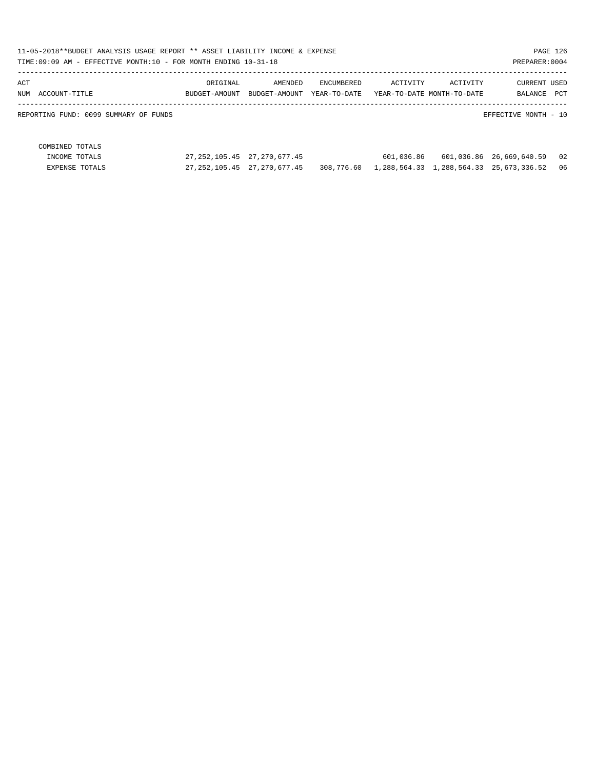11-05-2018**BUDGET ANALYSIS USAGE REPORT ** ASSET LIABILITY INCOME & EXPENSE

TIME:09:09 AM - EFFECTIVE MONTH:10 - FOR MONTH ENDING 10-31-18

PREPARER:0004

| ACT NUM | ACCOUNT-TITLE | ORIGINAL BUDGET-AMOUNT | AMENDED BUDGET-AMOUNT | ENCUMBERED YEAR-TO-DATE | ACTIVITY YEAR-TO-DATE | ACTIVITY MONTH-TO-DATE | CURRENT BALANCE | USED PCT |
|---|---|---|---|---|---|---|---|---|
| | REPORTING FUND: 0099 SUMMARY OF FUNDS | | | | | | EFFECTIVE MONTH - 10 | |
| | COMBINED TOTALS | | | | | | | |
| | INCOME TOTALS | 27,252,105.45 | 27,270,677.45 | | 601,036.86 | 601,036.86 | 26,669,640.59 | 02 |
| | EXPENSE TOTALS | 27,252,105.45 | 27,270,677.45 | 308,776.60 | 1,288,564.33 | 1,288,564.33 | 25,673,336.52 | 06 |